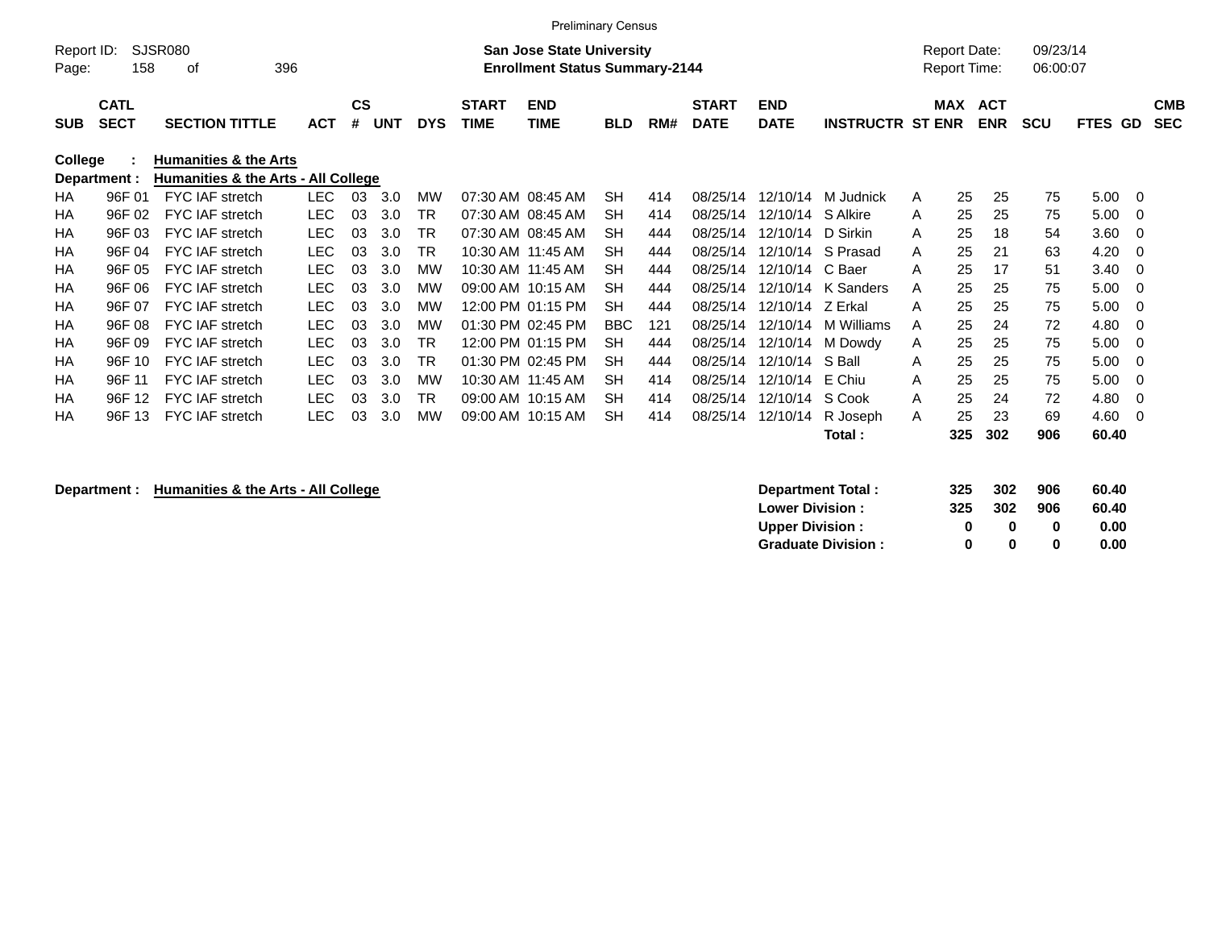Preliminary Census

Report ID: SJSR080

**San Jose State University**
**Enrollment Status Summary-2144**

Report Date: 09/23/14
Report Time: 06:00:07

**College : Humanities & the Arts**
**Department : Humanities & the Arts - All College**

| SUB | CATL SECT | SECTION TITTLE | ACT | CS # | UNT | DYS | START TIME | END TIME | BLD | RM# | START DATE | END DATE | INSTRUCTR | ST | MAX ENR | ACT ENR | SCU | FTES | GD | CMB SEC |
|---|---|---|---|---|---|---|---|---|---|---|---|---|---|---|---|---|---|---|---|---|
| HA | 96F 01 | FYC IAF stretch | LEC | 03 | 3.0 | MW | 07:30 AM | 08:45 AM | SH | 414 | 08/25/14 | 12/10/14 | M Judnick | A | 25 | 25 | 75 | 5.00 | 0 | |
| HA | 96F 02 | FYC IAF stretch | LEC | 03 | 3.0 | TR | 07:30 AM | 08:45 AM | SH | 414 | 08/25/14 | 12/10/14 | S Alkire | A | 25 | 25 | 75 | 5.00 | 0 | |
| HA | 96F 03 | FYC IAF stretch | LEC | 03 | 3.0 | TR | 07:30 AM | 08:45 AM | SH | 444 | 08/25/14 | 12/10/14 | D Sirkin | A | 25 | 18 | 54 | 3.60 | 0 | |
| HA | 96F 04 | FYC IAF stretch | LEC | 03 | 3.0 | TR | 10:30 AM | 11:45 AM | SH | 444 | 08/25/14 | 12/10/14 | S Prasad | A | 25 | 21 | 63 | 4.20 | 0 | |
| HA | 96F 05 | FYC IAF stretch | LEC | 03 | 3.0 | MW | 10:30 AM | 11:45 AM | SH | 444 | 08/25/14 | 12/10/14 | C Baer | A | 25 | 17 | 51 | 3.40 | 0 | |
| HA | 96F 06 | FYC IAF stretch | LEC | 03 | 3.0 | MW | 09:00 AM | 10:15 AM | SH | 444 | 08/25/14 | 12/10/14 | K Sanders | A | 25 | 25 | 75 | 5.00 | 0 | |
| HA | 96F 07 | FYC IAF stretch | LEC | 03 | 3.0 | MW | 12:00 PM | 01:15 PM | SH | 444 | 08/25/14 | 12/10/14 | Z Erkal | A | 25 | 25 | 75 | 5.00 | 0 | |
| HA | 96F 08 | FYC IAF stretch | LEC | 03 | 3.0 | MW | 01:30 PM | 02:45 PM | BBC | 121 | 08/25/14 | 12/10/14 | M Williams | A | 25 | 24 | 72 | 4.80 | 0 | |
| HA | 96F 09 | FYC IAF stretch | LEC | 03 | 3.0 | TR | 12:00 PM | 01:15 PM | SH | 444 | 08/25/14 | 12/10/14 | M Dowdy | A | 25 | 25 | 75 | 5.00 | 0 | |
| HA | 96F 10 | FYC IAF stretch | LEC | 03 | 3.0 | TR | 01:30 PM | 02:45 PM | SH | 444 | 08/25/14 | 12/10/14 | S Ball | A | 25 | 25 | 75 | 5.00 | 0 | |
| HA | 96F 11 | FYC IAF stretch | LEC | 03 | 3.0 | MW | 10:30 AM | 11:45 AM | SH | 414 | 08/25/14 | 12/10/14 | E Chiu | A | 25 | 25 | 75 | 5.00 | 0 | |
| HA | 96F 12 | FYC IAF stretch | LEC | 03 | 3.0 | TR | 09:00 AM | 10:15 AM | SH | 414 | 08/25/14 | 12/10/14 | S Cook | A | 25 | 24 | 72 | 4.80 | 0 | |
| HA | 96F 13 | FYC IAF stretch | LEC | 03 | 3.0 | MW | 09:00 AM | 10:15 AM | SH | 414 | 08/25/14 | 12/10/14 | R Joseph | A | 25 | 23 | 69 | 4.60 | 0 | |
| | | | | | | | | | | | | | **Total :** | | **325** | **302** | **906** | **60.40** | | |

**Department : Humanities & the Arts - All College**

| | MAX ENR | ACT ENR | SCU | FTES |
|---|---|---|---|---|
| **Department Total :** | **325** | **302** | **906** | **60.40** |
| **Lower Division :** | **325** | **302** | **906** | **60.40** |
| **Upper Division :** | **0** | **0** | **0** | **0.00** |
| **Graduate Division :** | **0** | **0** | **0** | **0.00** |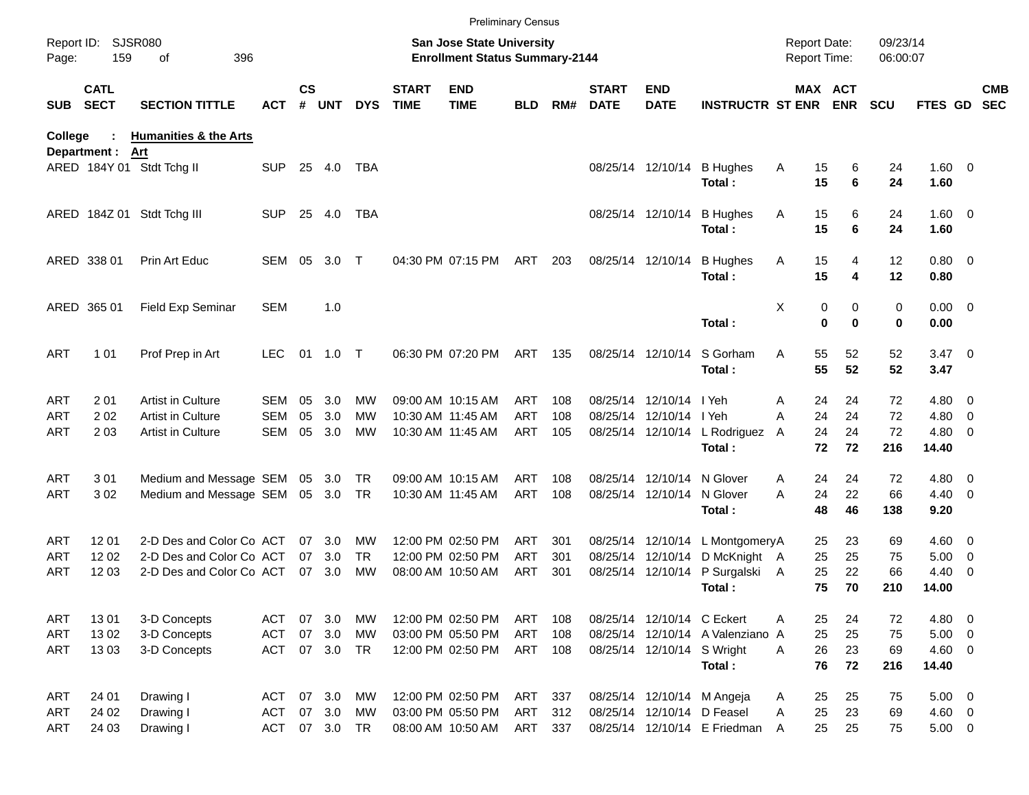Preliminary Census

Report ID: SJSR080

**San Jose State University**
**Enrollment Status Summary-2144**

Report Date: 09/23/14
Report Time: 06:00:07

**College : Humanities & the Arts**
**Department : Art**

| SUB | CATL SECT | SECTION TITTLE | ACT | CS # | UNT | DYS | START TIME | END TIME | BLD | RM# | START DATE | END DATE | INSTRUCTR | ST | MAX ENR | ACT ENR | SCU | FTES | GD | CMB SEC |
|---|---|---|---|---|---|---|---|---|---|---|---|---|---|---|---|---|---|---|---|---|
| ARED | 184Y 01 | Stdt Tchg II | SUP | 25 | 4.0 | TBA | | | | | 08/25/14 | 12/10/14 | B Hughes | A | 15 | 6 | 24 | 1.60 | 0 | |
| | | | | | | | | | | | | | **Total :** | | **15** | **6** | **24** | **1.60** | | |
| ARED | 184Z 01 | Stdt Tchg III | SUP | 25 | 4.0 | TBA | | | | | 08/25/14 | 12/10/14 | B Hughes | A | 15 | 6 | 24 | 1.60 | 0 | |
| | | | | | | | | | | | | | **Total :** | | **15** | **6** | **24** | **1.60** | | |
| ARED | 338 01 | Prin Art Educ | SEM | 05 | 3.0 | T | 04:30 PM | 07:15 PM | ART | 203 | 08/25/14 | 12/10/14 | B Hughes | A | 15 | 4 | 12 | 0.80 | 0 | |
| | | | | | | | | | | | | | **Total :** | | **15** | **4** | **12** | **0.80** | | |
| ARED | 365 01 | Field Exp Seminar | SEM | | 1.0 | | | | | | | | | X | 0 | 0 | 0 | 0.00 | 0 | |
| | | | | | | | | | | | | | **Total :** | | **0** | **0** | **0** | **0.00** | | |
| ART | 1 01 | Prof Prep in Art | LEC | 01 | 1.0 | T | 06:30 PM | 07:20 PM | ART | 135 | 08/25/14 | 12/10/14 | S Gorham | A | 55 | 52 | 52 | 3.47 | 0 | |
| | | | | | | | | | | | | | **Total :** | | **55** | **52** | **52** | **3.47** | | |
| ART | 2 01 | Artist in Culture | SEM | 05 | 3.0 | MW | 09:00 AM | 10:15 AM | ART | 108 | 08/25/14 | 12/10/14 | I Yeh | A | 24 | 24 | 72 | 4.80 | 0 | |
| ART | 2 02 | Artist in Culture | SEM | 05 | 3.0 | MW | 10:30 AM | 11:45 AM | ART | 108 | 08/25/14 | 12/10/14 | I Yeh | A | 24 | 24 | 72 | 4.80 | 0 | |
| ART | 2 03 | Artist in Culture | SEM | 05 | 3.0 | MW | 10:30 AM | 11:45 AM | ART | 105 | 08/25/14 | 12/10/14 | L Rodriguez | A | 24 | 24 | 72 | 4.80 | 0 | |
| | | | | | | | | | | | | | **Total :** | | **72** | **72** | **216** | **14.40** | | |
| ART | 3 01 | Medium and Message | SEM | 05 | 3.0 | TR | 09:00 AM | 10:15 AM | ART | 108 | 08/25/14 | 12/10/14 | N Glover | A | 24 | 24 | 72 | 4.80 | 0 | |
| ART | 3 02 | Medium and Message | SEM | 05 | 3.0 | TR | 10:30 AM | 11:45 AM | ART | 108 | 08/25/14 | 12/10/14 | N Glover | A | 24 | 22 | 66 | 4.40 | 0 | |
| | | | | | | | | | | | | | **Total :** | | **48** | **46** | **138** | **9.20** | | |
| ART | 12 01 | 2-D Des and Color Co | ACT | 07 | 3.0 | MW | 12:00 PM | 02:50 PM | ART | 301 | 08/25/14 | 12/10/14 | L Montgomery | A | 25 | 23 | 69 | 4.60 | 0 | |
| ART | 12 02 | 2-D Des and Color Co | ACT | 07 | 3.0 | TR | 12:00 PM | 02:50 PM | ART | 301 | 08/25/14 | 12/10/14 | D McKnight | A | 25 | 25 | 75 | 5.00 | 0 | |
| ART | 12 03 | 2-D Des and Color Co | ACT | 07 | 3.0 | MW | 08:00 AM | 10:50 AM | ART | 301 | 08/25/14 | 12/10/14 | P Surgalski | A | 25 | 22 | 66 | 4.40 | 0 | |
| | | | | | | | | | | | | | **Total :** | | **75** | **70** | **210** | **14.00** | | |
| ART | 13 01 | 3-D Concepts | ACT | 07 | 3.0 | MW | 12:00 PM | 02:50 PM | ART | 108 | 08/25/14 | 12/10/14 | C Eckert | A | 25 | 24 | 72 | 4.80 | 0 | |
| ART | 13 02 | 3-D Concepts | ACT | 07 | 3.0 | MW | 03:00 PM | 05:50 PM | ART | 108 | 08/25/14 | 12/10/14 | A Valenziano | A | 25 | 25 | 75 | 5.00 | 0 | |
| ART | 13 03 | 3-D Concepts | ACT | 07 | 3.0 | TR | 12:00 PM | 02:50 PM | ART | 108 | 08/25/14 | 12/10/14 | S Wright | A | 26 | 23 | 69 | 4.60 | 0 | |
| | | | | | | | | | | | | | **Total :** | | **76** | **72** | **216** | **14.40** | | |
| ART | 24 01 | Drawing I | ACT | 07 | 3.0 | MW | 12:00 PM | 02:50 PM | ART | 337 | 08/25/14 | 12/10/14 | M Angeja | A | 25 | 25 | 75 | 5.00 | 0 | |
| ART | 24 02 | Drawing I | ACT | 07 | 3.0 | MW | 03:00 PM | 05:50 PM | ART | 312 | 08/25/14 | 12/10/14 | D Feasel | A | 25 | 23 | 69 | 4.60 | 0 | |
| ART | 24 03 | Drawing I | ACT | 07 | 3.0 | TR | 08:00 AM | 10:50 AM | ART | 337 | 08/25/14 | 12/10/14 | E Friedman | A | 25 | 25 | 75 | 5.00 | 0 | |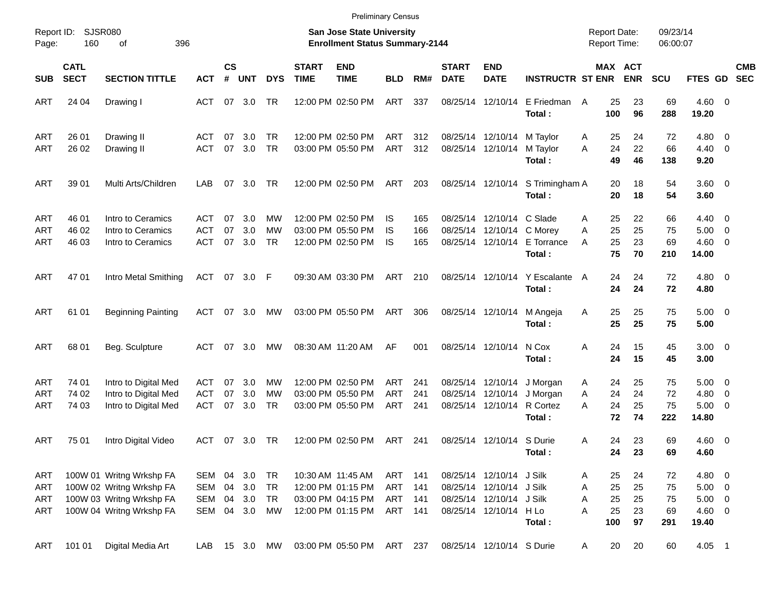Preliminary Census

Report ID: SJSR080

**San Jose State University**
**Enrollment Status Summary-2144**

Report Date: 09/23/14
Report Time: 06:00:07

| SUB | CATL SECT | SECTION TITTLE | ACT | CS # | UNT | DYS | START TIME | END TIME | BLD | RM# | START DATE | END DATE | INSTRUCTR | ST | MAX ENR | ACT ENR | SCU | FTES | GD | CMB SEC |
|---|---|---|---|---|---|---|---|---|---|---|---|---|---|---|---|---|---|---|---|---|
| ART | 24 04 | Drawing I | ACT | 07 | 3.0 | TR | 12:00 PM | 02:50 PM | ART | 337 | 08/25/14 | 12/10/14 | E Friedman | A | 25 | 23 | 69 | 4.60 | 0 | |
| | | | | | | | | | | | | | **Total :** | | **100** | **96** | **288** | **19.20** | | |
| ART | 26 01 | Drawing II | ACT | 07 | 3.0 | TR | 12:00 PM | 02:50 PM | ART | 312 | 08/25/14 | 12/10/14 | M Taylor | A | 25 | 24 | 72 | 4.80 | 0 | |
| ART | 26 02 | Drawing II | ACT | 07 | 3.0 | TR | 03:00 PM | 05:50 PM | ART | 312 | 08/25/14 | 12/10/14 | M Taylor | A | 24 | 22 | 66 | 4.40 | 0 | |
| | | | | | | | | | | | | | **Total :** | | **49** | **46** | **138** | **9.20** | | |
| ART | 39 01 | Multi Arts/Children | LAB | 07 | 3.0 | TR | 12:00 PM | 02:50 PM | ART | 203 | 08/25/14 | 12/10/14 | S Trimingham | A | 20 | 18 | 54 | 3.60 | 0 | |
| | | | | | | | | | | | | | **Total :** | | **20** | **18** | **54** | **3.60** | | |
| ART | 46 01 | Intro to Ceramics | ACT | 07 | 3.0 | MW | 12:00 PM | 02:50 PM | IS | 165 | 08/25/14 | 12/10/14 | C Slade | A | 25 | 22 | 66 | 4.40 | 0 | |
| ART | 46 02 | Intro to Ceramics | ACT | 07 | 3.0 | MW | 03:00 PM | 05:50 PM | IS | 166 | 08/25/14 | 12/10/14 | C Morey | A | 25 | 25 | 75 | 5.00 | 0 | |
| ART | 46 03 | Intro to Ceramics | ACT | 07 | 3.0 | TR | 12:00 PM | 02:50 PM | IS | 165 | 08/25/14 | 12/10/14 | E Torrance | A | 25 | 23 | 69 | 4.60 | 0 | |
| | | | | | | | | | | | | | **Total :** | | **75** | **70** | **210** | **14.00** | | |
| ART | 47 01 | Intro Metal Smithing | ACT | 07 | 3.0 | F | 09:30 AM | 03:30 PM | ART | 210 | 08/25/14 | 12/10/14 | Y Escalante | A | 24 | 24 | 72 | 4.80 | 0 | |
| | | | | | | | | | | | | | **Total :** | | **24** | **24** | **72** | **4.80** | | |
| ART | 61 01 | Beginning Painting | ACT | 07 | 3.0 | MW | 03:00 PM | 05:50 PM | ART | 306 | 08/25/14 | 12/10/14 | M Angeja | A | 25 | 25 | 75 | 5.00 | 0 | |
| | | | | | | | | | | | | | **Total :** | | **25** | **25** | **75** | **5.00** | | |
| ART | 68 01 | Beg. Sculpture | ACT | 07 | 3.0 | MW | 08:30 AM | 11:20 AM | AF | 001 | 08/25/14 | 12/10/14 | N Cox | A | 24 | 15 | 45 | 3.00 | 0 | |
| | | | | | | | | | | | | | **Total :** | | **24** | **15** | **45** | **3.00** | | |
| ART | 74 01 | Intro to Digital Med | ACT | 07 | 3.0 | MW | 12:00 PM | 02:50 PM | ART | 241 | 08/25/14 | 12/10/14 | J Morgan | A | 24 | 25 | 75 | 5.00 | 0 | |
| ART | 74 02 | Intro to Digital Med | ACT | 07 | 3.0 | MW | 03:00 PM | 05:50 PM | ART | 241 | 08/25/14 | 12/10/14 | J Morgan | A | 24 | 24 | 72 | 4.80 | 0 | |
| ART | 74 03 | Intro to Digital Med | ACT | 07 | 3.0 | TR | 03:00 PM | 05:50 PM | ART | 241 | 08/25/14 | 12/10/14 | R Cortez | A | 24 | 25 | 75 | 5.00 | 0 | |
| | | | | | | | | | | | | | **Total :** | | **72** | **74** | **222** | **14.80** | | |
| ART | 75 01 | Intro Digital Video | ACT | 07 | 3.0 | TR | 12:00 PM | 02:50 PM | ART | 241 | 08/25/14 | 12/10/14 | S Durie | A | 24 | 23 | 69 | 4.60 | 0 | |
| | | | | | | | | | | | | | **Total :** | | **24** | **23** | **69** | **4.60** | | |
| ART | 100W 01 | Writng Wrkshp FA | SEM | 04 | 3.0 | TR | 10:30 AM | 11:45 AM | ART | 141 | 08/25/14 | 12/10/14 | J Silk | A | 25 | 24 | 72 | 4.80 | 0 | |
| ART | 100W 02 | Writng Wrkshp FA | SEM | 04 | 3.0 | TR | 12:00 PM | 01:15 PM | ART | 141 | 08/25/14 | 12/10/14 | J Silk | A | 25 | 25 | 75 | 5.00 | 0 | |
| ART | 100W 03 | Writng Wrkshp FA | SEM | 04 | 3.0 | TR | 03:00 PM | 04:15 PM | ART | 141 | 08/25/14 | 12/10/14 | J Silk | A | 25 | 25 | 75 | 5.00 | 0 | |
| ART | 100W 04 | Writng Wrkshp FA | SEM | 04 | 3.0 | MW | 12:00 PM | 01:15 PM | ART | 141 | 08/25/14 | 12/10/14 | H Lo | A | 25 | 23 | 69 | 4.60 | 0 | |
| | | | | | | | | | | | | | **Total :** | | **100** | **97** | **291** | **19.40** | | |
| ART | 101 01 | Digital Media Art | LAB | 15 | 3.0 | MW | 03:00 PM | 05:50 PM | ART | 237 | 08/25/14 | 12/10/14 | S Durie | A | 20 | 20 | 60 | 4.05 | 1 | |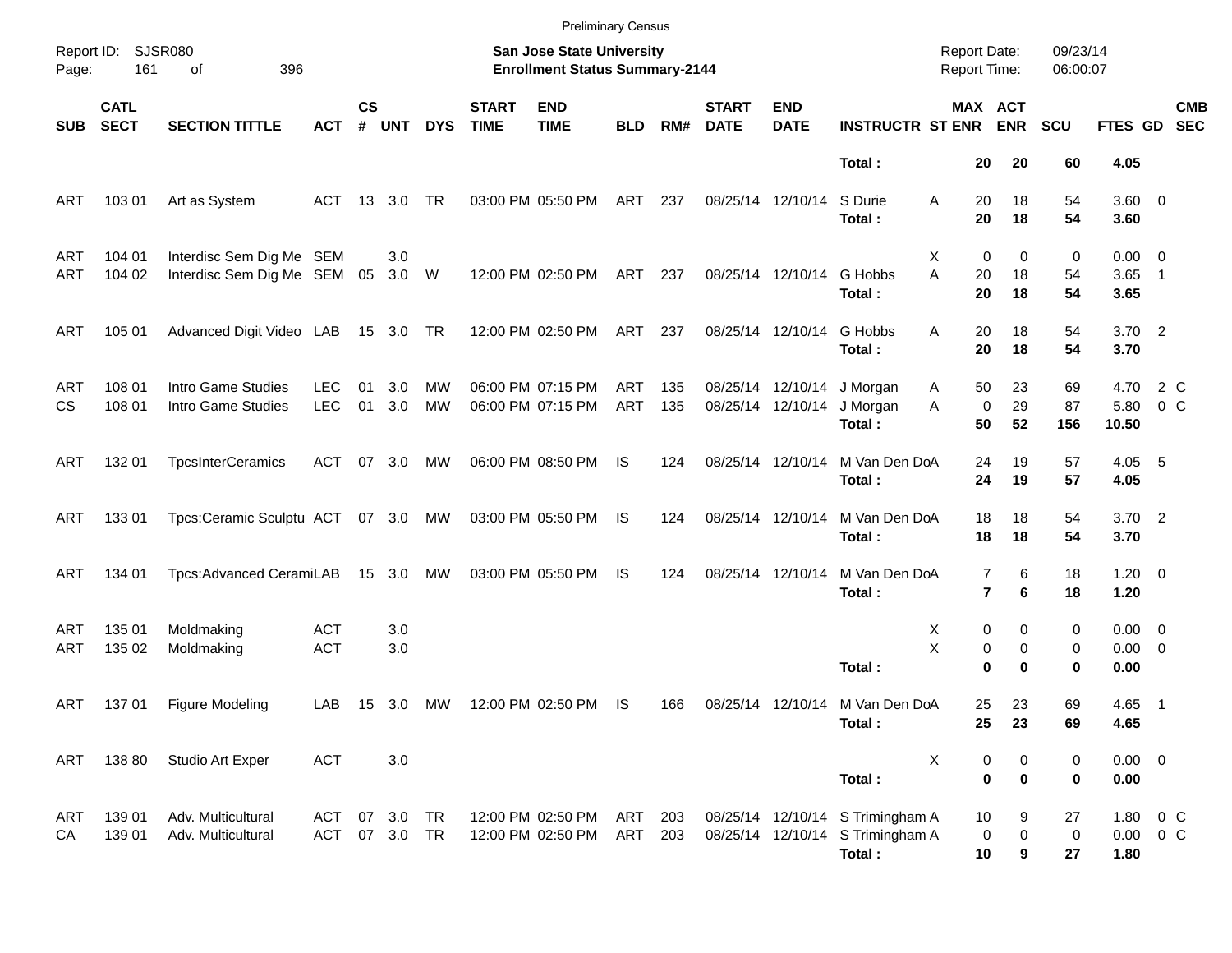Preliminary Census

Report ID: SJSR080
Page: 161 of 396

**San Jose State University**
**Enrollment Status Summary-2144**

Report Date: 09/23/14
Report Time: 06:00:07

| SUB | CATL SECT | SECTION TITTLE | ACT | CS # | UNT | DYS | START TIME | END TIME | BLD | RM# | START DATE | END DATE | INSTRUCTR | ST | MAX ENR | ACT ENR | SCU | FTES | GD | CMB SEC |
|---|---|---|---|---|---|---|---|---|---|---|---|---|---|---|---|---|---|---|---|---|
| | | | | | | | | | | | | | **Total :** | | **20** | **20** | **60** | **4.05** | | |
| ART | 103 01 | Art as System | ACT | 13 | 3.0 | TR | 03:00 PM | 05:50 PM | ART | 237 | 08/25/14 | 12/10/14 | S Durie | A | 20 | 18 | 54 | 3.60 | 0 | |
| | | | | | | | | | | | | | **Total :** | | **20** | **18** | **54** | **3.60** | | |
| ART | 104 01 | Interdisc Sem Dig Me | SEM | | 3.0 | | | | | | | | | X | 0 | 0 | 0 | 0.00 | 0 | |
| ART | 104 02 | Interdisc Sem Dig Me | SEM | 05 | 3.0 | W | 12:00 PM | 02:50 PM | ART | 237 | 08/25/14 | 12/10/14 | G Hobbs | A | 20 | 18 | 54 | 3.65 | 1 | |
| | | | | | | | | | | | | | **Total :** | | **20** | **18** | **54** | **3.65** | | |
| ART | 105 01 | Advanced Digit Video | LAB | 15 | 3.0 | TR | 12:00 PM | 02:50 PM | ART | 237 | 08/25/14 | 12/10/14 | G Hobbs | A | 20 | 18 | 54 | 3.70 | 2 | |
| | | | | | | | | | | | | | **Total :** | | **20** | **18** | **54** | **3.70** | | |
| ART | 108 01 | Intro Game Studies | LEC | 01 | 3.0 | MW | 06:00 PM | 07:15 PM | ART | 135 | 08/25/14 | 12/10/14 | J Morgan | A | 50 | 23 | 69 | 4.70 | 2 | C |
| CS | 108 01 | Intro Game Studies | LEC | 01 | 3.0 | MW | 06:00 PM | 07:15 PM | ART | 135 | 08/25/14 | 12/10/14 | J Morgan | A | 0 | 29 | 87 | 5.80 | 0 | C |
| | | | | | | | | | | | | | **Total :** | | **50** | **52** | **156** | **10.50** | | |
| ART | 132 01 | TpcsInterCeramics | ACT | 07 | 3.0 | MW | 06:00 PM | 08:50 PM | IS | 124 | 08/25/14 | 12/10/14 | M Van Den Do | A | 24 | 19 | 57 | 4.05 | 5 | |
| | | | | | | | | | | | | | **Total :** | | **24** | **19** | **57** | **4.05** | | |
| ART | 133 01 | Tpcs:Ceramic Sculptu | ACT | 07 | 3.0 | MW | 03:00 PM | 05:50 PM | IS | 124 | 08/25/14 | 12/10/14 | M Van Den Do | A | 18 | 18 | 54 | 3.70 | 2 | |
| | | | | | | | | | | | | | **Total :** | | **18** | **18** | **54** | **3.70** | | |
| ART | 134 01 | Tpcs:Advanced Cerami | LAB | 15 | 3.0 | MW | 03:00 PM | 05:50 PM | IS | 124 | 08/25/14 | 12/10/14 | M Van Den Do | A | 7 | 6 | 18 | 1.20 | 0 | |
| | | | | | | | | | | | | | **Total :** | | **7** | **6** | **18** | **1.20** | | |
| ART | 135 01 | Moldmaking | ACT | | 3.0 | | | | | | | | | X | 0 | 0 | 0 | 0.00 | 0 | |
| ART | 135 02 | Moldmaking | ACT | | 3.0 | | | | | | | | | X | 0 | 0 | 0 | 0.00 | 0 | |
| | | | | | | | | | | | | | **Total :** | | **0** | **0** | **0** | **0.00** | | |
| ART | 137 01 | Figure Modeling | LAB | 15 | 3.0 | MW | 12:00 PM | 02:50 PM | IS | 166 | 08/25/14 | 12/10/14 | M Van Den Do | A | 25 | 23 | 69 | 4.65 | 1 | |
| | | | | | | | | | | | | | **Total :** | | **25** | **23** | **69** | **4.65** | | |
| ART | 138 80 | Studio Art Exper | ACT | | 3.0 | | | | | | | | | X | 0 | 0 | 0 | 0.00 | 0 | |
| | | | | | | | | | | | | | **Total :** | | **0** | **0** | **0** | **0.00** | | |
| ART | 139 01 | Adv. Multicultural | ACT | 07 | 3.0 | TR | 12:00 PM | 02:50 PM | ART | 203 | 08/25/14 | 12/10/14 | S Trimingham | A | 10 | 9 | 27 | 1.80 | 0 | C |
| CA | 139 01 | Adv. Multicultural | ACT | 07 | 3.0 | TR | 12:00 PM | 02:50 PM | ART | 203 | 08/25/14 | 12/10/14 | S Trimingham | A | 0 | 0 | 0 | 0.00 | 0 | C |
| | | | | | | | | | | | | | **Total :** | | **10** | **9** | **27** | **1.80** | | |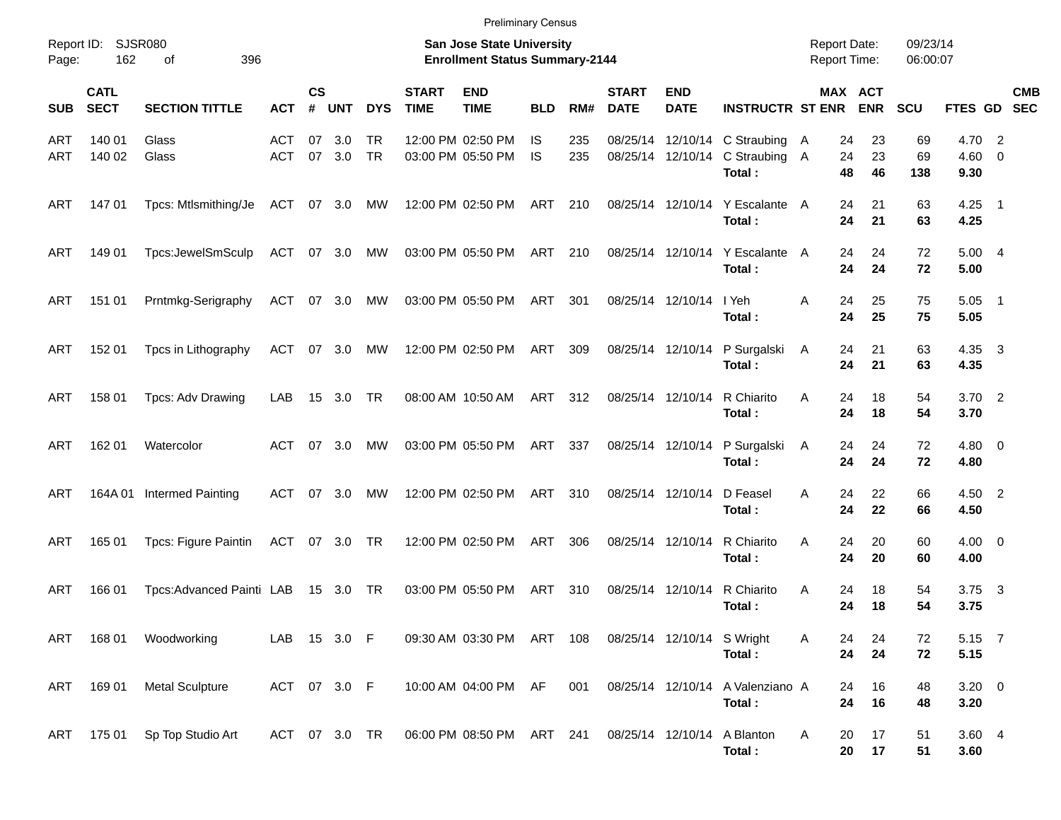Preliminary Census

Report ID: SJSR080

**San Jose State University**
**Enrollment Status Summary-2144**

Report Date: 09/23/14
Report Time: 06:00:07

| SUB | CATL SECT | SECTION TITTLE | ACT | CS # | UNT | DYS | START TIME | END TIME | BLD | RM# | START DATE | END DATE | INSTRUCTR | ST | MAX ENR | ACT ENR | SCU | FTES | GD | CMB SEC |
|---|---|---|---|---|---|---|---|---|---|---|---|---|---|---|---|---|---|---|---|---|
| ART | 140 01 | Glass | ACT | 07 | 3.0 | TR | 12:00 PM | 02:50 PM | IS | 235 | 08/25/14 | 12/10/14 | C Straubing | A | 24 | 23 | 69 | 4.70 | 2 | |
| ART | 140 02 | Glass | ACT | 07 | 3.0 | TR | 03:00 PM | 05:50 PM | IS | 235 | 08/25/14 | 12/10/14 | C Straubing | A | 24 | 23 | 69 | 4.60 | 0 | |
| | | | | | | | | | | | | | **Total :** | | **48** | **46** | **138** | **9.30** | | |
| ART | 147 01 | Tpcs: Mtlsmithing/Je | ACT | 07 | 3.0 | MW | 12:00 PM | 02:50 PM | ART | 210 | 08/25/14 | 12/10/14 | Y Escalante | A | 24 | 21 | 63 | 4.25 | 1 | |
| | | | | | | | | | | | | | **Total :** | | **24** | **21** | **63** | **4.25** | | |
| ART | 149 01 | Tpcs:JewelSmSculp | ACT | 07 | 3.0 | MW | 03:00 PM | 05:50 PM | ART | 210 | 08/25/14 | 12/10/14 | Y Escalante | A | 24 | 24 | 72 | 5.00 | 4 | |
| | | | | | | | | | | | | | **Total :** | | **24** | **24** | **72** | **5.00** | | |
| ART | 151 01 | Prntmkg-Serigraphy | ACT | 07 | 3.0 | MW | 03:00 PM | 05:50 PM | ART | 301 | 08/25/14 | 12/10/14 | I Yeh | A | 24 | 25 | 75 | 5.05 | 1 | |
| | | | | | | | | | | | | | **Total :** | | **24** | **25** | **75** | **5.05** | | |
| ART | 152 01 | Tpcs in Lithography | ACT | 07 | 3.0 | MW | 12:00 PM | 02:50 PM | ART | 309 | 08/25/14 | 12/10/14 | P Surgalski | A | 24 | 21 | 63 | 4.35 | 3 | |
| | | | | | | | | | | | | | **Total :** | | **24** | **21** | **63** | **4.35** | | |
| ART | 158 01 | Tpcs: Adv Drawing | LAB | 15 | 3.0 | TR | 08:00 AM | 10:50 AM | ART | 312 | 08/25/14 | 12/10/14 | R Chiarito | A | 24 | 18 | 54 | 3.70 | 2 | |
| | | | | | | | | | | | | | **Total :** | | **24** | **18** | **54** | **3.70** | | |
| ART | 162 01 | Watercolor | ACT | 07 | 3.0 | MW | 03:00 PM | 05:50 PM | ART | 337 | 08/25/14 | 12/10/14 | P Surgalski | A | 24 | 24 | 72 | 4.80 | 0 | |
| | | | | | | | | | | | | | **Total :** | | **24** | **24** | **72** | **4.80** | | |
| ART | 164A 01 | Intermed Painting | ACT | 07 | 3.0 | MW | 12:00 PM | 02:50 PM | ART | 310 | 08/25/14 | 12/10/14 | D Feasel | A | 24 | 22 | 66 | 4.50 | 2 | |
| | | | | | | | | | | | | | **Total :** | | **24** | **22** | **66** | **4.50** | | |
| ART | 165 01 | Tpcs: Figure Paintin | ACT | 07 | 3.0 | TR | 12:00 PM | 02:50 PM | ART | 306 | 08/25/14 | 12/10/14 | R Chiarito | A | 24 | 20 | 60 | 4.00 | 0 | |
| | | | | | | | | | | | | | **Total :** | | **24** | **20** | **60** | **4.00** | | |
| ART | 166 01 | Tpcs:Advanced Painti | LAB | 15 | 3.0 | TR | 03:00 PM | 05:50 PM | ART | 310 | 08/25/14 | 12/10/14 | R Chiarito | A | 24 | 18 | 54 | 3.75 | 3 | |
| | | | | | | | | | | | | | **Total :** | | **24** | **18** | **54** | **3.75** | | |
| ART | 168 01 | Woodworking | LAB | 15 | 3.0 | F | 09:30 AM | 03:30 PM | ART | 108 | 08/25/14 | 12/10/14 | S Wright | A | 24 | 24 | 72 | 5.15 | 7 | |
| | | | | | | | | | | | | | **Total :** | | **24** | **24** | **72** | **5.15** | | |
| ART | 169 01 | Metal Sculpture | ACT | 07 | 3.0 | F | 10:00 AM | 04:00 PM | AF | 001 | 08/25/14 | 12/10/14 | A Valenziano | A | 24 | 16 | 48 | 3.20 | 0 | |
| | | | | | | | | | | | | | **Total :** | | **24** | **16** | **48** | **3.20** | | |
| ART | 175 01 | Sp Top Studio Art | ACT | 07 | 3.0 | TR | 06:00 PM | 08:50 PM | ART | 241 | 08/25/14 | 12/10/14 | A Blanton | A | 20 | 17 | 51 | 3.60 | 4 | |
| | | | | | | | | | | | | | **Total :** | | **20** | **17** | **51** | **3.60** | | |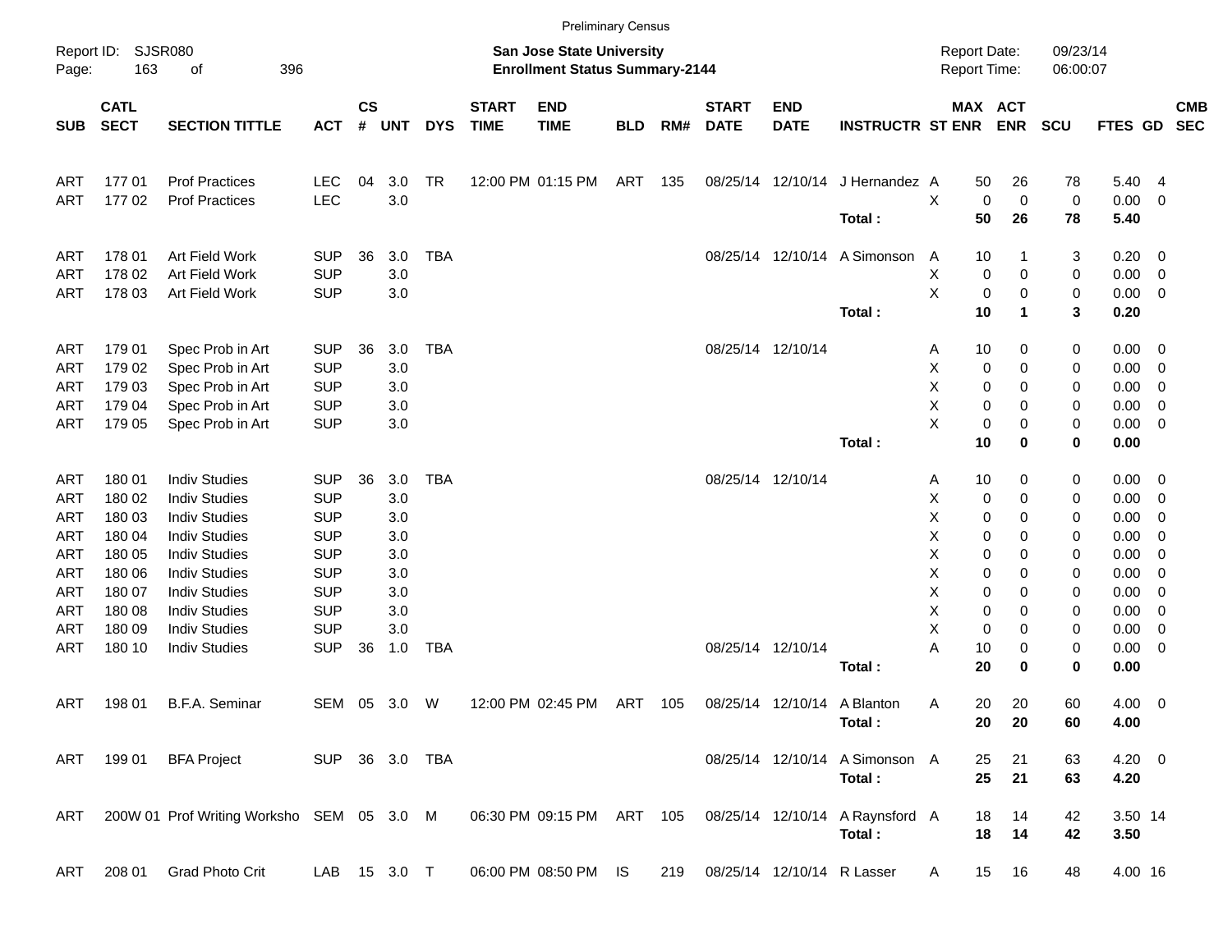Preliminary Census

Report ID: SJSR080

**San Jose State University**
**Enrollment Status Summary-2144**

Report Date: 09/23/14
Report Time: 06:00:07

| SUB | CATL SECT | SECTION TITTLE | ACT | CS # | UNT | DYS | START TIME | END TIME | BLD | RM# | START DATE | END DATE | INSTRUCTR | ST | MAX ENR | ACT ENR | SCU | FTES | GD | CMB SEC |
|---|---|---|---|---|---|---|---|---|---|---|---|---|---|---|---|---|---|---|---|---|
| ART | 177 01 | Prof Practices | LEC | 04 | 3.0 | TR | 12:00 PM | 01:15 PM | ART | 135 | 08/25/14 | 12/10/14 | J Hernandez | A | 50 | 26 | 78 | 5.40 | 4 | |
| ART | 177 02 | Prof Practices | LEC | | 3.0 | | | | | | | | | X | 0 | 0 | 0 | 0.00 | 0 | |
| | | | | | | | | | | | | | **Total :** | | **50** | **26** | **78** | **5.40** | | |
| ART | 178 01 | Art Field Work | SUP | 36 | 3.0 | TBA | | | | | 08/25/14 | 12/10/14 | A Simonson | A | 10 | 1 | 3 | 0.20 | 0 | |
| ART | 178 02 | Art Field Work | SUP | | 3.0 | | | | | | | | | X | 0 | 0 | 0 | 0.00 | 0 | |
| ART | 178 03 | Art Field Work | SUP | | 3.0 | | | | | | | | | X | 0 | 0 | 0 | 0.00 | 0 | |
| | | | | | | | | | | | | | **Total :** | | **10** | **1** | **3** | **0.20** | | |
| ART | 179 01 | Spec Prob in Art | SUP | 36 | 3.0 | TBA | | | | | 08/25/14 | 12/10/14 | | A | 10 | 0 | 0 | 0.00 | 0 | |
| ART | 179 02 | Spec Prob in Art | SUP | | 3.0 | | | | | | | | | X | 0 | 0 | 0 | 0.00 | 0 | |
| ART | 179 03 | Spec Prob in Art | SUP | | 3.0 | | | | | | | | | X | 0 | 0 | 0 | 0.00 | 0 | |
| ART | 179 04 | Spec Prob in Art | SUP | | 3.0 | | | | | | | | | X | 0 | 0 | 0 | 0.00 | 0 | |
| ART | 179 05 | Spec Prob in Art | SUP | | 3.0 | | | | | | | | | X | 0 | 0 | 0 | 0.00 | 0 | |
| | | | | | | | | | | | | | **Total :** | | **10** | **0** | **0** | **0.00** | | |
| ART | 180 01 | Indiv Studies | SUP | 36 | 3.0 | TBA | | | | | 08/25/14 | 12/10/14 | | A | 10 | 0 | 0 | 0.00 | 0 | |
| ART | 180 02 | Indiv Studies | SUP | | 3.0 | | | | | | | | | X | 0 | 0 | 0 | 0.00 | 0 | |
| ART | 180 03 | Indiv Studies | SUP | | 3.0 | | | | | | | | | X | 0 | 0 | 0 | 0.00 | 0 | |
| ART | 180 04 | Indiv Studies | SUP | | 3.0 | | | | | | | | | X | 0 | 0 | 0 | 0.00 | 0 | |
| ART | 180 05 | Indiv Studies | SUP | | 3.0 | | | | | | | | | X | 0 | 0 | 0 | 0.00 | 0 | |
| ART | 180 06 | Indiv Studies | SUP | | 3.0 | | | | | | | | | X | 0 | 0 | 0 | 0.00 | 0 | |
| ART | 180 07 | Indiv Studies | SUP | | 3.0 | | | | | | | | | X | 0 | 0 | 0 | 0.00 | 0 | |
| ART | 180 08 | Indiv Studies | SUP | | 3.0 | | | | | | | | | X | 0 | 0 | 0 | 0.00 | 0 | |
| ART | 180 09 | Indiv Studies | SUP | | 3.0 | | | | | | | | | X | 0 | 0 | 0 | 0.00 | 0 | |
| ART | 180 10 | Indiv Studies | SUP | 36 | 1.0 | TBA | | | | | 08/25/14 | 12/10/14 | | A | 10 | 0 | 0 | 0.00 | 0 | |
| | | | | | | | | | | | | | **Total :** | | **20** | **0** | **0** | **0.00** | | |
| ART | 198 01 | B.F.A. Seminar | SEM | 05 | 3.0 | W | 12:00 PM | 02:45 PM | ART | 105 | 08/25/14 | 12/10/14 | A Blanton | A | 20 | 20 | 60 | 4.00 | 0 | |
| | | | | | | | | | | | | | **Total :** | | **20** | **20** | **60** | **4.00** | | |
| ART | 199 01 | BFA Project | SUP | 36 | 3.0 | TBA | | | | | 08/25/14 | 12/10/14 | A Simonson | A | 25 | 21 | 63 | 4.20 | 0 | |
| | | | | | | | | | | | | | **Total :** | | **25** | **21** | **63** | **4.20** | | |
| ART | 200W 01 | Prof Writing Worksho | SEM | 05 | 3.0 | M | 06:30 PM | 09:15 PM | ART | 105 | 08/25/14 | 12/10/14 | A Raynsford | A | 18 | 14 | 42 | 3.50 | 14 | |
| | | | | | | | | | | | | | **Total :** | | **18** | **14** | **42** | **3.50** | | |
| ART | 208 01 | Grad Photo Crit | LAB | 15 | 3.0 | T | 06:00 PM | 08:50 PM | IS | 219 | 08/25/14 | 12/10/14 | R Lasser | A | 15 | 16 | 48 | 4.00 | 16 | |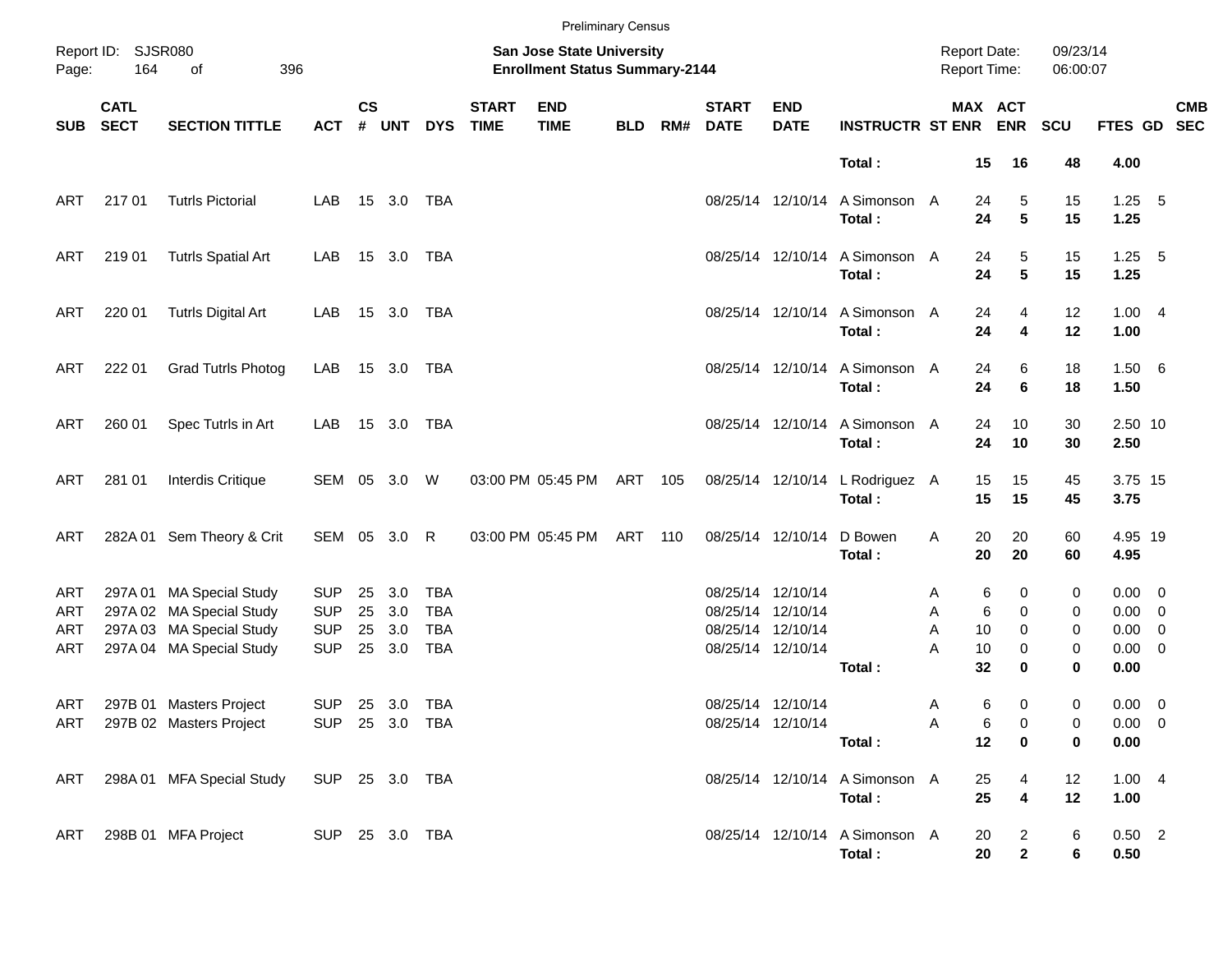Preliminary Census

Report ID: SJSR080

**San Jose State University**
**Enrollment Status Summary-2144**

Report Date: 09/23/14
Report Time: 06:00:07

| SUB | CATL SECT | SECTION TITTLE | ACT | CS # | UNT | DYS | START TIME | END TIME | BLD | RM# | START DATE | END DATE | INSTRUCTR | ST | MAX ENR | ACT ENR | SCU | FTES | GD | CMB SEC |
|---|---|---|---|---|---|---|---|---|---|---|---|---|---|---|---|---|---|---|---|---|
| | | | | | | | | | | | | | **Total :** | | **15** | **16** | **48** | **4.00** | | |
| ART | 217 01 | Tutrls Pictorial | LAB | 15 | 3.0 | TBA | | | | | 08/25/14 | 12/10/14 | A Simonson | A | 24 | 5 | 15 | 1.25 | 5 | |
| | | | | | | | | | | | | | **Total :** | | **24** | **5** | **15** | **1.25** | | |
| ART | 219 01 | Tutrls Spatial Art | LAB | 15 | 3.0 | TBA | | | | | 08/25/14 | 12/10/14 | A Simonson | A | 24 | 5 | 15 | 1.25 | 5 | |
| | | | | | | | | | | | | | **Total :** | | **24** | **5** | **15** | **1.25** | | |
| ART | 220 01 | Tutrls Digital Art | LAB | 15 | 3.0 | TBA | | | | | 08/25/14 | 12/10/14 | A Simonson | A | 24 | 4 | 12 | 1.00 | 4 | |
| | | | | | | | | | | | | | **Total :** | | **24** | **4** | **12** | **1.00** | | |
| ART | 222 01 | Grad Tutrls Photog | LAB | 15 | 3.0 | TBA | | | | | 08/25/14 | 12/10/14 | A Simonson | A | 24 | 6 | 18 | 1.50 | 6 | |
| | | | | | | | | | | | | | **Total :** | | **24** | **6** | **18** | **1.50** | | |
| ART | 260 01 | Spec Tutrls in Art | LAB | 15 | 3.0 | TBA | | | | | 08/25/14 | 12/10/14 | A Simonson | A | 24 | 10 | 30 | 2.50 | 10 | |
| | | | | | | | | | | | | | **Total :** | | **24** | **10** | **30** | **2.50** | | |
| ART | 281 01 | Interdis Critique | SEM | 05 | 3.0 | W | 03:00 PM | 05:45 PM | ART | 105 | 08/25/14 | 12/10/14 | L Rodriguez | A | 15 | 15 | 45 | 3.75 | 15 | |
| | | | | | | | | | | | | | **Total :** | | **15** | **15** | **45** | **3.75** | | |
| ART | 282A 01 | Sem Theory & Crit | SEM | 05 | 3.0 | R | 03:00 PM | 05:45 PM | ART | 110 | 08/25/14 | 12/10/14 | D Bowen | A | 20 | 20 | 60 | 4.95 | 19 | |
| | | | | | | | | | | | | | **Total :** | | **20** | **20** | **60** | **4.95** | | |
| ART | 297A 01 | MA Special Study | SUP | 25 | 3.0 | TBA | | | | | 08/25/14 | 12/10/14 | | A | 6 | 0 | 0 | 0.00 | 0 | |
| ART | 297A 02 | MA Special Study | SUP | 25 | 3.0 | TBA | | | | | 08/25/14 | 12/10/14 | | A | 6 | 0 | 0 | 0.00 | 0 | |
| ART | 297A 03 | MA Special Study | SUP | 25 | 3.0 | TBA | | | | | 08/25/14 | 12/10/14 | | A | 10 | 0 | 0 | 0.00 | 0 | |
| ART | 297A 04 | MA Special Study | SUP | 25 | 3.0 | TBA | | | | | 08/25/14 | 12/10/14 | | A | 10 | 0 | 0 | 0.00 | 0 | |
| | | | | | | | | | | | | | **Total :** | | **32** | **0** | **0** | **0.00** | | |
| ART | 297B 01 | Masters Project | SUP | 25 | 3.0 | TBA | | | | | 08/25/14 | 12/10/14 | | A | 6 | 0 | 0 | 0.00 | 0 | |
| ART | 297B 02 | Masters Project | SUP | 25 | 3.0 | TBA | | | | | 08/25/14 | 12/10/14 | | A | 6 | 0 | 0 | 0.00 | 0 | |
| | | | | | | | | | | | | | **Total :** | | **12** | **0** | **0** | **0.00** | | |
| ART | 298A 01 | MFA Special Study | SUP | 25 | 3.0 | TBA | | | | | 08/25/14 | 12/10/14 | A Simonson | A | 25 | 4 | 12 | 1.00 | 4 | |
| | | | | | | | | | | | | | **Total :** | | **25** | **4** | **12** | **1.00** | | |
| ART | 298B 01 | MFA Project | SUP | 25 | 3.0 | TBA | | | | | 08/25/14 | 12/10/14 | A Simonson | A | 20 | 2 | 6 | 0.50 | 2 | |
| | | | | | | | | | | | | | **Total :** | | **20** | **2** | **6** | **0.50** | | |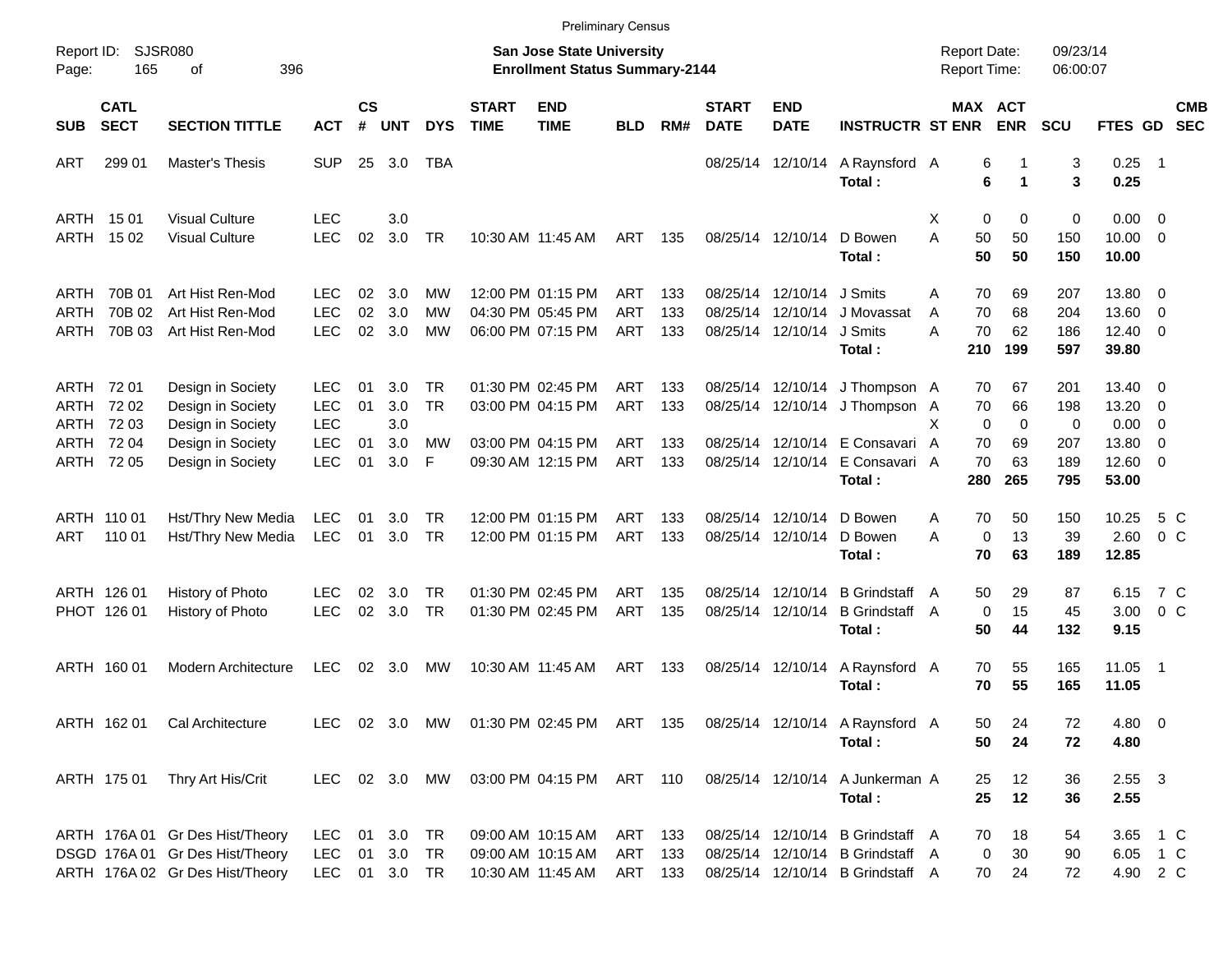Preliminary Census

Report ID: SJSR080

**San Jose State University**
**Enrollment Status Summary-2144**

Report Date: 09/23/14
Report Time: 06:00:07

| SUB | CATL SECT | SECTION TITTLE | ACT | CS # | UNT | DYS | START TIME | END TIME | BLD | RM# | START DATE | END DATE | INSTRUCTR | ST | MAX ENR | ACT ENR | SCU | FTES | GD | CMB SEC |
|---|---|---|---|---|---|---|---|---|---|---|---|---|---|---|---|---|---|---|---|---|
| ART | 299 01 | Master's Thesis | SUP | 25 | 3.0 | TBA | | | | | 08/25/14 | 12/10/14 | A Raynsford | A | 6 | 1 | 3 | 0.25 | 1 | |
| | | | | | | | | | | | | | **Total :** | | **6** | **1** | **3** | **0.25** | | |
| ARTH | 15 01 | Visual Culture | LEC | | 3.0 | | | | | | | | | X | 0 | 0 | 0 | 0.00 | 0 | |
| ARTH | 15 02 | Visual Culture | LEC | 02 | 3.0 | TR | 10:30 AM | 11:45 AM | ART | 135 | 08/25/14 | 12/10/14 | D Bowen | A | 50 | 50 | 150 | 10.00 | 0 | |
| | | | | | | | | | | | | | **Total :** | | **50** | **50** | **150** | **10.00** | | |
| ARTH | 70B 01 | Art Hist Ren-Mod | LEC | 02 | 3.0 | MW | 12:00 PM | 01:15 PM | ART | 133 | 08/25/14 | 12/10/14 | J Smits | A | 70 | 69 | 207 | 13.80 | 0 | |
| ARTH | 70B 02 | Art Hist Ren-Mod | LEC | 02 | 3.0 | MW | 04:30 PM | 05:45 PM | ART | 133 | 08/25/14 | 12/10/14 | J Movassat | A | 70 | 68 | 204 | 13.60 | 0 | |
| ARTH | 70B 03 | Art Hist Ren-Mod | LEC | 02 | 3.0 | MW | 06:00 PM | 07:15 PM | ART | 133 | 08/25/14 | 12/10/14 | J Smits | A | 70 | 62 | 186 | 12.40 | 0 | |
| | | | | | | | | | | | | | **Total :** | | **210** | **199** | **597** | **39.80** | | |
| ARTH | 72 01 | Design in Society | LEC | 01 | 3.0 | TR | 01:30 PM | 02:45 PM | ART | 133 | 08/25/14 | 12/10/14 | J Thompson | A | 70 | 67 | 201 | 13.40 | 0 | |
| ARTH | 72 02 | Design in Society | LEC | 01 | 3.0 | TR | 03:00 PM | 04:15 PM | ART | 133 | 08/25/14 | 12/10/14 | J Thompson | A | 70 | 66 | 198 | 13.20 | 0 | |
| ARTH | 72 03 | Design in Society | LEC | | 3.0 | | | | | | | | | X | 0 | 0 | 0 | 0.00 | 0 | |
| ARTH | 72 04 | Design in Society | LEC | 01 | 3.0 | MW | 03:00 PM | 04:15 PM | ART | 133 | 08/25/14 | 12/10/14 | E Consavari | A | 70 | 69 | 207 | 13.80 | 0 | |
| ARTH | 72 05 | Design in Society | LEC | 01 | 3.0 | F | 09:30 AM | 12:15 PM | ART | 133 | 08/25/14 | 12/10/14 | E Consavari | A | 70 | 63 | 189 | 12.60 | 0 | |
| | | | | | | | | | | | | | **Total :** | | **280** | **265** | **795** | **53.00** | | |
| ARTH | 110 01 | Hst/Thry New Media | LEC | 01 | 3.0 | TR | 12:00 PM | 01:15 PM | ART | 133 | 08/25/14 | 12/10/14 | D Bowen | A | 70 | 50 | 150 | 10.25 | 5 | C |
| ART | 110 01 | Hst/Thry New Media | LEC | 01 | 3.0 | TR | 12:00 PM | 01:15 PM | ART | 133 | 08/25/14 | 12/10/14 | D Bowen | A | 0 | 13 | 39 | 2.60 | 0 | C |
| | | | | | | | | | | | | | **Total :** | | **70** | **63** | **189** | **12.85** | | |
| ARTH | 126 01 | History of Photo | LEC | 02 | 3.0 | TR | 01:30 PM | 02:45 PM | ART | 135 | 08/25/14 | 12/10/14 | B Grindstaff | A | 50 | 29 | 87 | 6.15 | 7 | C |
| PHOT | 126 01 | History of Photo | LEC | 02 | 3.0 | TR | 01:30 PM | 02:45 PM | ART | 135 | 08/25/14 | 12/10/14 | B Grindstaff | A | 0 | 15 | 45 | 3.00 | 0 | C |
| | | | | | | | | | | | | | **Total :** | | **50** | **44** | **132** | **9.15** | | |
| ARTH | 160 01 | Modern Architecture | LEC | 02 | 3.0 | MW | 10:30 AM | 11:45 AM | ART | 133 | 08/25/14 | 12/10/14 | A Raynsford | A | 70 | 55 | 165 | 11.05 | 1 | |
| | | | | | | | | | | | | | **Total :** | | **70** | **55** | **165** | **11.05** | | |
| ARTH | 162 01 | Cal Architecture | LEC | 02 | 3.0 | MW | 01:30 PM | 02:45 PM | ART | 135 | 08/25/14 | 12/10/14 | A Raynsford | A | 50 | 24 | 72 | 4.80 | 0 | |
| | | | | | | | | | | | | | **Total :** | | **50** | **24** | **72** | **4.80** | | |
| ARTH | 175 01 | Thry Art His/Crit | LEC | 02 | 3.0 | MW | 03:00 PM | 04:15 PM | ART | 110 | 08/25/14 | 12/10/14 | A Junkerman | A | 25 | 12 | 36 | 2.55 | 3 | |
| | | | | | | | | | | | | | **Total :** | | **25** | **12** | **36** | **2.55** | | |
| ARTH | 176A 01 | Gr Des Hist/Theory | LEC | 01 | 3.0 | TR | 09:00 AM | 10:15 AM | ART | 133 | 08/25/14 | 12/10/14 | B Grindstaff | A | 70 | 18 | 54 | 3.65 | 1 | C |
| DSGD | 176A 01 | Gr Des Hist/Theory | LEC | 01 | 3.0 | TR | 09:00 AM | 10:15 AM | ART | 133 | 08/25/14 | 12/10/14 | B Grindstaff | A | 0 | 30 | 90 | 6.05 | 1 | C |
| ARTH | 176A 02 | Gr Des Hist/Theory | LEC | 01 | 3.0 | TR | 10:30 AM | 11:45 AM | ART | 133 | 08/25/14 | 12/10/14 | B Grindstaff | A | 70 | 24 | 72 | 4.90 | 2 | C |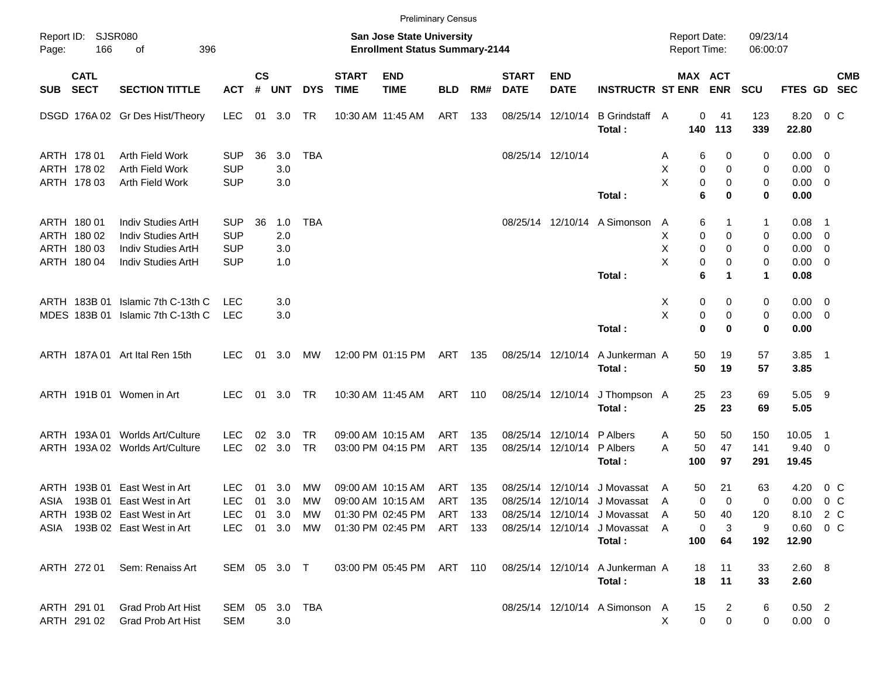Preliminary Census

Report ID: SJSR080
Page: 166 of 396

**San Jose State University**
**Enrollment Status Summary-2144**

Report Date: 09/23/14
Report Time: 06:00:07

| SUB | CATL SECT | SECTION TITTLE | ACT | CS # | UNT | DYS | START TIME | END TIME | BLD | RM# | START DATE | END DATE | INSTRUCTR | ST | MAX ENR | ACT ENR | SCU | FTES | GD | CMB SEC |
|---|---|---|---|---|---|---|---|---|---|---|---|---|---|---|---|---|---|---|---|---|
| DSGD | 176A 02 | Gr Des Hist/Theory | LEC | 01 | 3.0 | TR | 10:30 AM | 11:45 AM | ART | 133 | 08/25/14 | 12/10/14 | B Grindstaff | A | 0 | 41 | 123 | 8.20 | 0 | C |
| | | | | | | | | | | | | | **Total :** | | **140** | **113** | **339** | **22.80** | | |
| ARTH | 178 01 | Arth Field Work | SUP | 36 | 3.0 | TBA | | | | | 08/25/14 | 12/10/14 | | A | 6 | 0 | 0 | 0.00 | 0 | |
| ARTH | 178 02 | Arth Field Work | SUP | | 3.0 | | | | | | | | | X | 0 | 0 | 0 | 0.00 | 0 | |
| ARTH | 178 03 | Arth Field Work | SUP | | 3.0 | | | | | | | | | X | 0 | 0 | 0 | 0.00 | 0 | |
| | | | | | | | | | | | | | **Total :** | | **6** | **0** | **0** | **0.00** | | |
| ARTH | 180 01 | Indiv Studies ArtH | SUP | 36 | 1.0 | TBA | | | | | 08/25/14 | 12/10/14 | A Simonson | A | 6 | 1 | 1 | 0.08 | 1 | |
| ARTH | 180 02 | Indiv Studies ArtH | SUP | | 2.0 | | | | | | | | | X | 0 | 0 | 0 | 0.00 | 0 | |
| ARTH | 180 03 | Indiv Studies ArtH | SUP | | 3.0 | | | | | | | | | X | 0 | 0 | 0 | 0.00 | 0 | |
| ARTH | 180 04 | Indiv Studies ArtH | SUP | | 1.0 | | | | | | | | | X | 0 | 0 | 0 | 0.00 | 0 | |
| | | | | | | | | | | | | | **Total :** | | **6** | **1** | **1** | **0.08** | | |
| ARTH | 183B 01 | Islamic 7th C-13th C | LEC | | 3.0 | | | | | | | | | X | 0 | 0 | 0 | 0.00 | 0 | |
| MDES | 183B 01 | Islamic 7th C-13th C | LEC | | 3.0 | | | | | | | | | X | 0 | 0 | 0 | 0.00 | 0 | |
| | | | | | | | | | | | | | **Total :** | | **0** | **0** | **0** | **0.00** | | |
| ARTH | 187A 01 | Art Ital Ren 15th | LEC | 01 | 3.0 | MW | 12:00 PM | 01:15 PM | ART | 135 | 08/25/14 | 12/10/14 | A Junkerman | A | 50 | 19 | 57 | 3.85 | 1 | |
| | | | | | | | | | | | | | **Total :** | | **50** | **19** | **57** | **3.85** | | |
| ARTH | 191B 01 | Women in Art | LEC | 01 | 3.0 | TR | 10:30 AM | 11:45 AM | ART | 110 | 08/25/14 | 12/10/14 | J Thompson | A | 25 | 23 | 69 | 5.05 | 9 | |
| | | | | | | | | | | | | | **Total :** | | **25** | **23** | **69** | **5.05** | | |
| ARTH | 193A 01 | Worlds Art/Culture | LEC | 02 | 3.0 | TR | 09:00 AM | 10:15 AM | ART | 135 | 08/25/14 | 12/10/14 | P Albers | A | 50 | 50 | 150 | 10.05 | 1 | |
| ARTH | 193A 02 | Worlds Art/Culture | LEC | 02 | 3.0 | TR | 03:00 PM | 04:15 PM | ART | 135 | 08/25/14 | 12/10/14 | P Albers | A | 50 | 47 | 141 | 9.40 | 0 | |
| | | | | | | | | | | | | | **Total :** | | **100** | **97** | **291** | **19.45** | | |
| ARTH | 193B 01 | East West in Art | LEC | 01 | 3.0 | MW | 09:00 AM | 10:15 AM | ART | 135 | 08/25/14 | 12/10/14 | J Movassat | A | 50 | 21 | 63 | 4.20 | 0 | C |
| ASIA | 193B 01 | East West in Art | LEC | 01 | 3.0 | MW | 09:00 AM | 10:15 AM | ART | 135 | 08/25/14 | 12/10/14 | J Movassat | A | 0 | 0 | 0 | 0.00 | 0 | C |
| ARTH | 193B 02 | East West in Art | LEC | 01 | 3.0 | MW | 01:30 PM | 02:45 PM | ART | 133 | 08/25/14 | 12/10/14 | J Movassat | A | 50 | 40 | 120 | 8.10 | 2 | C |
| ASIA | 193B 02 | East West in Art | LEC | 01 | 3.0 | MW | 01:30 PM | 02:45 PM | ART | 133 | 08/25/14 | 12/10/14 | J Movassat | A | 0 | 3 | 9 | 0.60 | 0 | C |
| | | | | | | | | | | | | | **Total :** | | **100** | **64** | **192** | **12.90** | | |
| ARTH | 272 01 | Sem: Renaiss Art | SEM | 05 | 3.0 | T | 03:00 PM | 05:45 PM | ART | 110 | 08/25/14 | 12/10/14 | A Junkerman | A | 18 | 11 | 33 | 2.60 | 8 | |
| | | | | | | | | | | | | | **Total :** | | **18** | **11** | **33** | **2.60** | | |
| ARTH | 291 01 | Grad Prob Art Hist | SEM | 05 | 3.0 | TBA | | | | | 08/25/14 | 12/10/14 | A Simonson | A | 15 | 2 | 6 | 0.50 | 2 | |
| ARTH | 291 02 | Grad Prob Art Hist | SEM | | 3.0 | | | | | | | | | X | 0 | 0 | 0 | 0.00 | 0 | |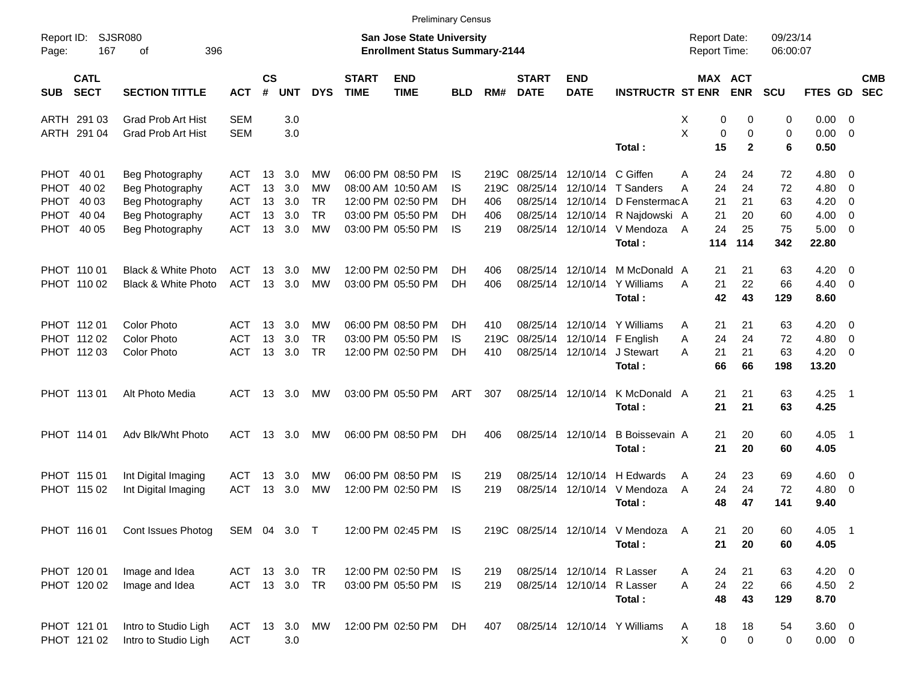Preliminary Census

Report ID: SJSR080
Page: 167 of 396

**San Jose State University**
**Enrollment Status Summary-2144**

Report Date: 09/23/14
Report Time: 06:00:07

| SUB | CATL SECT | SECTION TITTLE | ACT | CS # | UNT | DYS | START TIME | END TIME | BLD | RM# | START DATE | END DATE | INSTRUCTR | ST | MAX ENR | ACT ENR | SCU | FTES | GD | CMB SEC |
|---|---|---|---|---|---|---|---|---|---|---|---|---|---|---|---|---|---|---|---|---|
| ARTH | 291 03 | Grad Prob Art Hist | SEM | | 3.0 | | | | | | | | | X | 0 | 0 | 0 | 0.00 | 0 | |
| ARTH | 291 04 | Grad Prob Art Hist | SEM | | 3.0 | | | | | | | | | X | 0 | 0 | 0 | 0.00 | 0 | |
| | | | | | | | | | | | | | **Total :** | | **15** | **2** | **6** | **0.50** | | |
| PHOT | 40 01 | Beg Photography | ACT | 13 | 3.0 | MW | 06:00 PM | 08:50 PM | IS | 219C | 08/25/14 | 12/10/14 | C Giffen | A | 24 | 24 | 72 | 4.80 | 0 | |
| PHOT | 40 02 | Beg Photography | ACT | 13 | 3.0 | MW | 08:00 AM | 10:50 AM | IS | 219C | 08/25/14 | 12/10/14 | T Sanders | A | 24 | 24 | 72 | 4.80 | 0 | |
| PHOT | 40 03 | Beg Photography | ACT | 13 | 3.0 | TR | 12:00 PM | 02:50 PM | DH | 406 | 08/25/14 | 12/10/14 | D Fenstermac | A | 21 | 21 | 63 | 4.20 | 0 | |
| PHOT | 40 04 | Beg Photography | ACT | 13 | 3.0 | TR | 03:00 PM | 05:50 PM | DH | 406 | 08/25/14 | 12/10/14 | R Najdowski | A | 21 | 20 | 60 | 4.00 | 0 | |
| PHOT | 40 05 | Beg Photography | ACT | 13 | 3.0 | MW | 03:00 PM | 05:50 PM | IS | 219 | 08/25/14 | 12/10/14 | V Mendoza | A | 24 | 25 | 75 | 5.00 | 0 | |
| | | | | | | | | | | | | | **Total :** | | **114** | **114** | **342** | **22.80** | | |
| PHOT | 110 01 | Black & White Photo | ACT | 13 | 3.0 | MW | 12:00 PM | 02:50 PM | DH | 406 | 08/25/14 | 12/10/14 | M McDonald | A | 21 | 21 | 63 | 4.20 | 0 | |
| PHOT | 110 02 | Black & White Photo | ACT | 13 | 3.0 | MW | 03:00 PM | 05:50 PM | DH | 406 | 08/25/14 | 12/10/14 | Y Williams | A | 21 | 22 | 66 | 4.40 | 0 | |
| | | | | | | | | | | | | | **Total :** | | **42** | **43** | **129** | **8.60** | | |
| PHOT | 112 01 | Color Photo | ACT | 13 | 3.0 | MW | 06:00 PM | 08:50 PM | DH | 410 | 08/25/14 | 12/10/14 | Y Williams | A | 21 | 21 | 63 | 4.20 | 0 | |
| PHOT | 112 02 | Color Photo | ACT | 13 | 3.0 | TR | 03:00 PM | 05:50 PM | IS | 219C | 08/25/14 | 12/10/14 | F English | A | 24 | 24 | 72 | 4.80 | 0 | |
| PHOT | 112 03 | Color Photo | ACT | 13 | 3.0 | TR | 12:00 PM | 02:50 PM | DH | 410 | 08/25/14 | 12/10/14 | J Stewart | A | 21 | 21 | 63 | 4.20 | 0 | |
| | | | | | | | | | | | | | **Total :** | | **66** | **66** | **198** | **13.20** | | |
| PHOT | 113 01 | Alt Photo Media | ACT | 13 | 3.0 | MW | 03:00 PM | 05:50 PM | ART | 307 | 08/25/14 | 12/10/14 | K McDonald | A | 21 | 21 | 63 | 4.25 | 1 | |
| | | | | | | | | | | | | | **Total :** | | **21** | **21** | **63** | **4.25** | | |
| PHOT | 114 01 | Adv Blk/Wht Photo | ACT | 13 | 3.0 | MW | 06:00 PM | 08:50 PM | DH | 406 | 08/25/14 | 12/10/14 | B Boissevain | A | 21 | 20 | 60 | 4.05 | 1 | |
| | | | | | | | | | | | | | **Total :** | | **21** | **20** | **60** | **4.05** | | |
| PHOT | 115 01 | Int Digital Imaging | ACT | 13 | 3.0 | MW | 06:00 PM | 08:50 PM | IS | 219 | 08/25/14 | 12/10/14 | H Edwards | A | 24 | 23 | 69 | 4.60 | 0 | |
| PHOT | 115 02 | Int Digital Imaging | ACT | 13 | 3.0 | MW | 12:00 PM | 02:50 PM | IS | 219 | 08/25/14 | 12/10/14 | V Mendoza | A | 24 | 24 | 72 | 4.80 | 0 | |
| | | | | | | | | | | | | | **Total :** | | **48** | **47** | **141** | **9.40** | | |
| PHOT | 116 01 | Cont Issues Photog | SEM | 04 | 3.0 | T | 12:00 PM | 02:45 PM | IS | 219C | 08/25/14 | 12/10/14 | V Mendoza | A | 21 | 20 | 60 | 4.05 | 1 | |
| | | | | | | | | | | | | | **Total :** | | **21** | **20** | **60** | **4.05** | | |
| PHOT | 120 01 | Image and Idea | ACT | 13 | 3.0 | TR | 12:00 PM | 02:50 PM | IS | 219 | 08/25/14 | 12/10/14 | R Lasser | A | 24 | 21 | 63 | 4.20 | 0 | |
| PHOT | 120 02 | Image and Idea | ACT | 13 | 3.0 | TR | 03:00 PM | 05:50 PM | IS | 219 | 08/25/14 | 12/10/14 | R Lasser | A | 24 | 22 | 66 | 4.50 | 2 | |
| | | | | | | | | | | | | | **Total :** | | **48** | **43** | **129** | **8.70** | | |
| PHOT | 121 01 | Intro to Studio Ligh | ACT | 13 | 3.0 | MW | 12:00 PM | 02:50 PM | DH | 407 | 08/25/14 | 12/10/14 | Y Williams | A | 18 | 18 | 54 | 3.60 | 0 | |
| PHOT | 121 02 | Intro to Studio Ligh | ACT | | 3.0 | | | | | | | | | X | 0 | 0 | 0 | 0.00 | 0 | |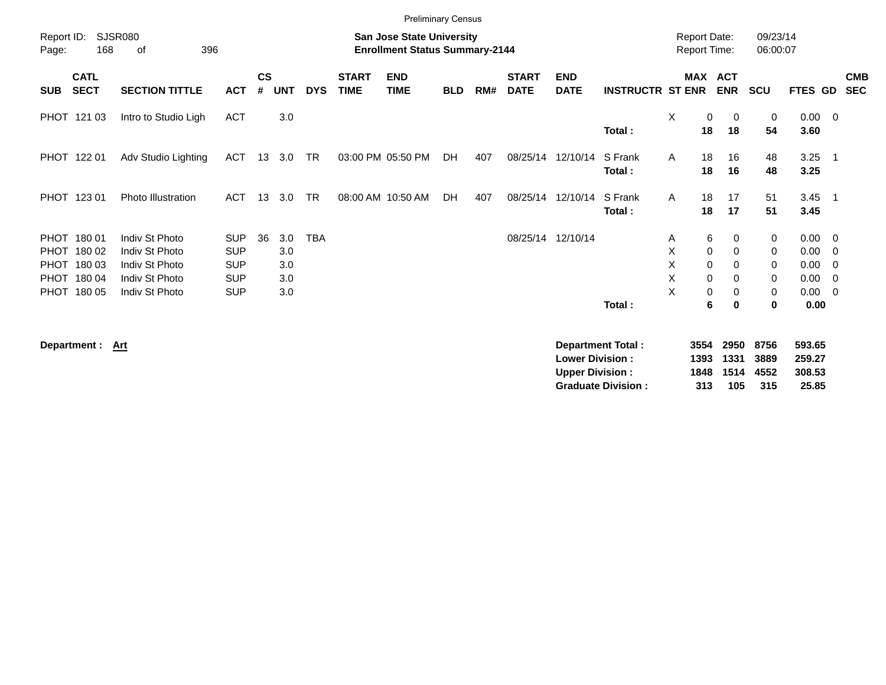Preliminary Census

Report ID: SJSR080

**San Jose State University**
**Enrollment Status Summary-2144**

Report Date: 09/23/14
Report Time: 06:00:07

| SUB | CATL SECT | SECTION TITTLE | ACT | CS # | UNT | DYS | START TIME | END TIME | BLD | RM# | START DATE | END DATE | INSTRUCTR | ST | MAX ENR | ACT ENR | SCU | FTES | GD | CMB SEC |
|---|---|---|---|---|---|---|---|---|---|---|---|---|---|---|---|---|---|---|---|---|
| PHOT | 121 03 | Intro to Studio Ligh | ACT | | 3.0 | | | | | | | | | X | 0 | 0 | 0 | 0.00 | 0 | |
| | | | | | | | | | | | | | **Total :** | | **18** | **18** | **54** | **3.60** | | |
| PHOT | 122 01 | Adv Studio Lighting | ACT | 13 | 3.0 | TR | 03:00 PM | 05:50 PM | DH | 407 | 08/25/14 | 12/10/14 | S Frank | A | 18 | 16 | 48 | 3.25 | 1 | |
| | | | | | | | | | | | | | **Total :** | | **18** | **16** | **48** | **3.25** | | |
| PHOT | 123 01 | Photo Illustration | ACT | 13 | 3.0 | TR | 08:00 AM | 10:50 AM | DH | 407 | 08/25/14 | 12/10/14 | S Frank | A | 18 | 17 | 51 | 3.45 | 1 | |
| | | | | | | | | | | | | | **Total :** | | **18** | **17** | **51** | **3.45** | | |
| PHOT | 180 01 | Indiv St Photo | SUP | 36 | 3.0 | TBA | | | | | 08/25/14 | 12/10/14 | | A | 6 | 0 | 0 | 0.00 | 0 | |
| PHOT | 180 02 | Indiv St Photo | SUP | | 3.0 | | | | | | | | | X | 0 | 0 | 0 | 0.00 | 0 | |
| PHOT | 180 03 | Indiv St Photo | SUP | | 3.0 | | | | | | | | | X | 0 | 0 | 0 | 0.00 | 0 | |
| PHOT | 180 04 | Indiv St Photo | SUP | | 3.0 | | | | | | | | | X | 0 | 0 | 0 | 0.00 | 0 | |
| PHOT | 180 05 | Indiv St Photo | SUP | | 3.0 | | | | | | | | | X | 0 | 0 | 0 | 0.00 | 0 | |
| | | | | | | | | | | | | | **Total :** | | **6** | **0** | **0** | **0.00** | | |

**Department : Art**

| | MAX ENR | ACT ENR | SCU | FTES |
|---|---|---|---|---|
| **Department Total :** | **3554** | **2950** | **8756** | **593.65** |
| **Lower Division :** | **1393** | **1331** | **3889** | **259.27** |
| **Upper Division :** | **1848** | **1514** | **4552** | **308.53** |
| **Graduate Division :** | **313** | **105** | **315** | **25.85** |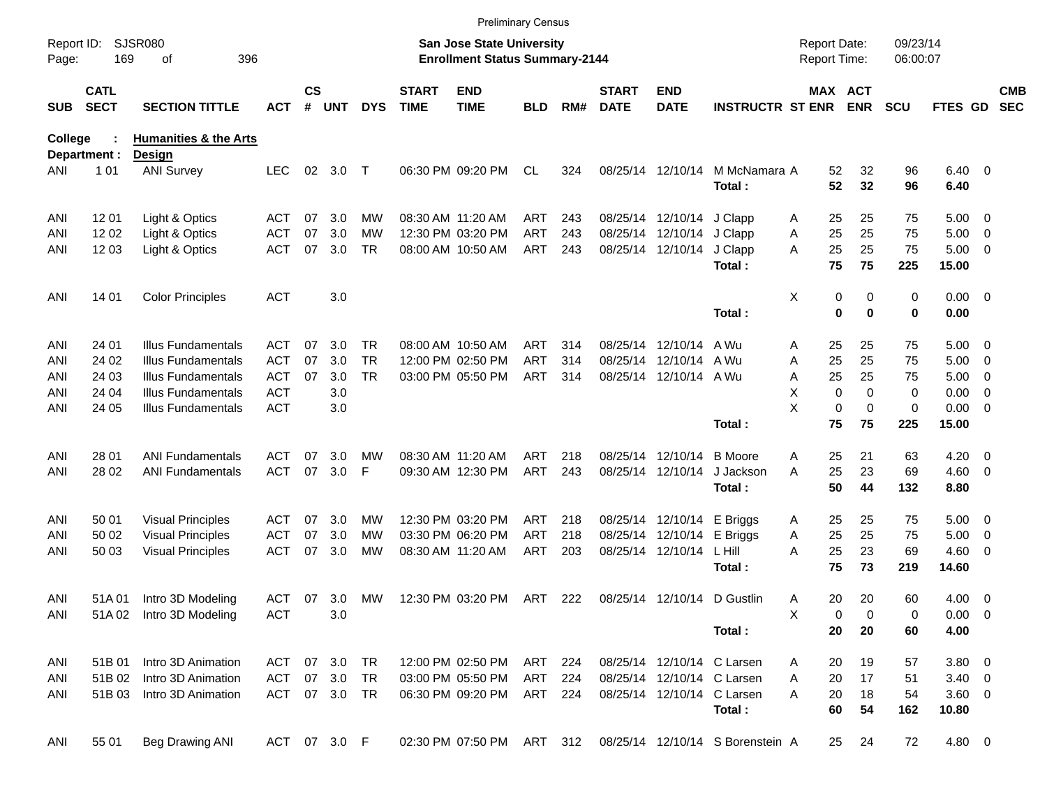Preliminary Census

Report ID: SJSR080
Page: 169 of 396

**San Jose State University**
**Enrollment Status Summary-2144**

Report Date: 09/23/14
Report Time: 06:00:07

College : **Humanities & the Arts**
Department : **Design**

| SUB | CATL SECT | SECTION TITTLE | ACT | CS # | UNT | DYS | START TIME | END TIME | BLD | RM# | START DATE | END DATE | INSTRUCTR | ST | MAX ENR | ACT ENR | SCU | FTES | GD | CMB SEC |
|---|---|---|---|---|---|---|---|---|---|---|---|---|---|---|---|---|---|---|---|---|
| ANI | 1 01 | ANI Survey | LEC | 02 | 3.0 | T | 06:30 PM | 09:20 PM | CL | 324 | 08/25/14 | 12/10/14 | M McNamara | A | 52 | 32 | 96 | 6.40 | 0 | |
| | | | | | | | | | | | | | **Total :** | | **52** | **32** | **96** | **6.40** | | |
| ANI | 12 01 | Light & Optics | ACT | 07 | 3.0 | MW | 08:30 AM | 11:20 AM | ART | 243 | 08/25/14 | 12/10/14 | J Clapp | A | 25 | 25 | 75 | 5.00 | 0 | |
| ANI | 12 02 | Light & Optics | ACT | 07 | 3.0 | MW | 12:30 PM | 03:20 PM | ART | 243 | 08/25/14 | 12/10/14 | J Clapp | A | 25 | 25 | 75 | 5.00 | 0 | |
| ANI | 12 03 | Light & Optics | ACT | 07 | 3.0 | TR | 08:00 AM | 10:50 AM | ART | 243 | 08/25/14 | 12/10/14 | J Clapp | A | 25 | 25 | 75 | 5.00 | 0 | |
| | | | | | | | | | | | | | **Total :** | | **75** | **75** | **225** | **15.00** | | |
| ANI | 14 01 | Color Principles | ACT | | 3.0 | | | | | | | | | X | 0 | 0 | 0 | 0.00 | 0 | |
| | | | | | | | | | | | | | **Total :** | | **0** | **0** | **0** | **0.00** | | |
| ANI | 24 01 | Illus Fundamentals | ACT | 07 | 3.0 | TR | 08:00 AM | 10:50 AM | ART | 314 | 08/25/14 | 12/10/14 | A Wu | A | 25 | 25 | 75 | 5.00 | 0 | |
| ANI | 24 02 | Illus Fundamentals | ACT | 07 | 3.0 | TR | 12:00 PM | 02:50 PM | ART | 314 | 08/25/14 | 12/10/14 | A Wu | A | 25 | 25 | 75 | 5.00 | 0 | |
| ANI | 24 03 | Illus Fundamentals | ACT | 07 | 3.0 | TR | 03:00 PM | 05:50 PM | ART | 314 | 08/25/14 | 12/10/14 | A Wu | A | 25 | 25 | 75 | 5.00 | 0 | |
| ANI | 24 04 | Illus Fundamentals | ACT | | 3.0 | | | | | | | | | X | 0 | 0 | 0 | 0.00 | 0 | |
| ANI | 24 05 | Illus Fundamentals | ACT | | 3.0 | | | | | | | | | X | 0 | 0 | 0 | 0.00 | 0 | |
| | | | | | | | | | | | | | **Total :** | | **75** | **75** | **225** | **15.00** | | |
| ANI | 28 01 | ANI Fundamentals | ACT | 07 | 3.0 | MW | 08:30 AM | 11:20 AM | ART | 218 | 08/25/14 | 12/10/14 | B Moore | A | 25 | 21 | 63 | 4.20 | 0 | |
| ANI | 28 02 | ANI Fundamentals | ACT | 07 | 3.0 | F | 09:30 AM | 12:30 PM | ART | 243 | 08/25/14 | 12/10/14 | J Jackson | A | 25 | 23 | 69 | 4.60 | 0 | |
| | | | | | | | | | | | | | **Total :** | | **50** | **44** | **132** | **8.80** | | |
| ANI | 50 01 | Visual Principles | ACT | 07 | 3.0 | MW | 12:30 PM | 03:20 PM | ART | 218 | 08/25/14 | 12/10/14 | E Briggs | A | 25 | 25 | 75 | 5.00 | 0 | |
| ANI | 50 02 | Visual Principles | ACT | 07 | 3.0 | MW | 03:30 PM | 06:20 PM | ART | 218 | 08/25/14 | 12/10/14 | E Briggs | A | 25 | 25 | 75 | 5.00 | 0 | |
| ANI | 50 03 | Visual Principles | ACT | 07 | 3.0 | MW | 08:30 AM | 11:20 AM | ART | 203 | 08/25/14 | 12/10/14 | L Hill | A | 25 | 23 | 69 | 4.60 | 0 | |
| | | | | | | | | | | | | | **Total :** | | **75** | **73** | **219** | **14.60** | | |
| ANI | 51A 01 | Intro 3D Modeling | ACT | 07 | 3.0 | MW | 12:30 PM | 03:20 PM | ART | 222 | 08/25/14 | 12/10/14 | D Gustlin | A | 20 | 20 | 60 | 4.00 | 0 | |
| ANI | 51A 02 | Intro 3D Modeling | ACT | | 3.0 | | | | | | | | | X | 0 | 0 | 0 | 0.00 | 0 | |
| | | | | | | | | | | | | | **Total :** | | **20** | **20** | **60** | **4.00** | | |
| ANI | 51B 01 | Intro 3D Animation | ACT | 07 | 3.0 | TR | 12:00 PM | 02:50 PM | ART | 224 | 08/25/14 | 12/10/14 | C Larsen | A | 20 | 19 | 57 | 3.80 | 0 | |
| ANI | 51B 02 | Intro 3D Animation | ACT | 07 | 3.0 | TR | 03:00 PM | 05:50 PM | ART | 224 | 08/25/14 | 12/10/14 | C Larsen | A | 20 | 17 | 51 | 3.40 | 0 | |
| ANI | 51B 03 | Intro 3D Animation | ACT | 07 | 3.0 | TR | 06:30 PM | 09:20 PM | ART | 224 | 08/25/14 | 12/10/14 | C Larsen | A | 20 | 18 | 54 | 3.60 | 0 | |
| | | | | | | | | | | | | | **Total :** | | **60** | **54** | **162** | **10.80** | | |
| ANI | 55 01 | Beg Drawing ANI | ACT | 07 | 3.0 | F | 02:30 PM | 07:50 PM | ART | 312 | 08/25/14 | 12/10/14 | S Borenstein | A | 25 | 24 | 72 | 4.80 | 0 | |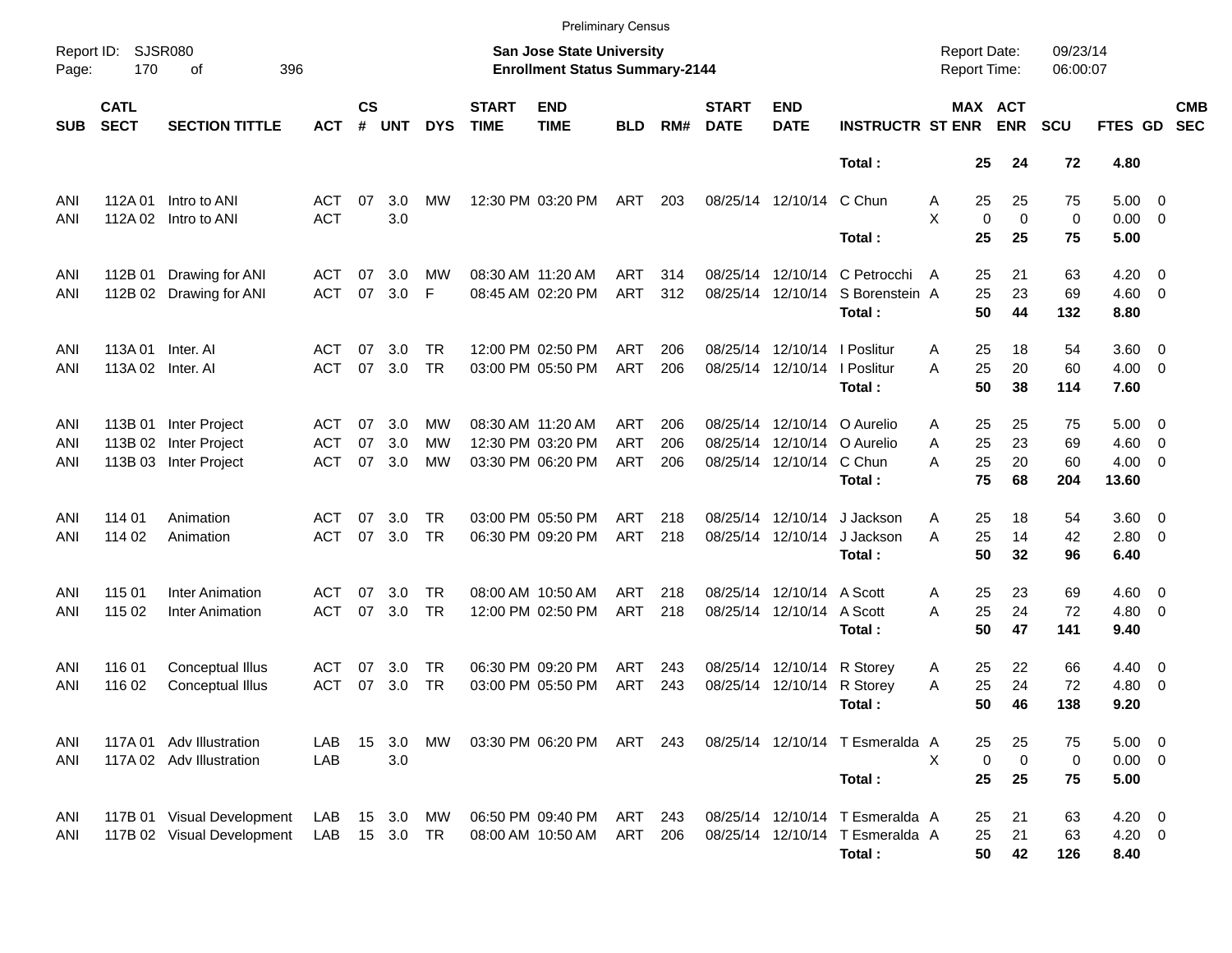Preliminary Census

Report ID: SJSR080
Page: 170 of 396

**San Jose State University**
**Enrollment Status Summary-2144**

Report Date: 09/23/14
Report Time: 06:00:07

| SUB | CATL SECT | SECTION TITTLE | ACT | CS # | UNT | DYS | START TIME | END TIME | BLD | RM# | START DATE | END DATE | INSTRUCTR | ST | MAX ENR | ACT ENR | SCU | FTES | GD | CMB SEC |
|---|---|---|---|---|---|---|---|---|---|---|---|---|---|---|---|---|---|---|---|---|
| | | | | | | | | | | | | | **Total :** | | **25** | **24** | **72** | **4.80** | | |
| ANI | 112A 01 | Intro to ANI | ACT | 07 | 3.0 | MW | 12:30 PM | 03:20 PM | ART | 203 | 08/25/14 | 12/10/14 | C Chun | A | 25 | 25 | 75 | 5.00 | 0 | |
| ANI | 112A 02 | Intro to ANI | ACT | | 3.0 | | | | | | | | | X | 0 | 0 | 0 | 0.00 | 0 | |
| | | | | | | | | | | | | | **Total :** | | **25** | **25** | **75** | **5.00** | | |
| ANI | 112B 01 | Drawing for ANI | ACT | 07 | 3.0 | MW | 08:30 AM | 11:20 AM | ART | 314 | 08/25/14 | 12/10/14 | C Petrocchi | A | 25 | 21 | 63 | 4.20 | 0 | |
| ANI | 112B 02 | Drawing for ANI | ACT | 07 | 3.0 | F | 08:45 AM | 02:20 PM | ART | 312 | 08/25/14 | 12/10/14 | S Borenstein | A | 25 | 23 | 69 | 4.60 | 0 | |
| | | | | | | | | | | | | | **Total :** | | **50** | **44** | **132** | **8.80** | | |
| ANI | 113A 01 | Inter. AI | ACT | 07 | 3.0 | TR | 12:00 PM | 02:50 PM | ART | 206 | 08/25/14 | 12/10/14 | I Poslitur | A | 25 | 18 | 54 | 3.60 | 0 | |
| ANI | 113A 02 | Inter. AI | ACT | 07 | 3.0 | TR | 03:00 PM | 05:50 PM | ART | 206 | 08/25/14 | 12/10/14 | I Poslitur | A | 25 | 20 | 60 | 4.00 | 0 | |
| | | | | | | | | | | | | | **Total :** | | **50** | **38** | **114** | **7.60** | | |
| ANI | 113B 01 | Inter Project | ACT | 07 | 3.0 | MW | 08:30 AM | 11:20 AM | ART | 206 | 08/25/14 | 12/10/14 | O Aurelio | A | 25 | 25 | 75 | 5.00 | 0 | |
| ANI | 113B 02 | Inter Project | ACT | 07 | 3.0 | MW | 12:30 PM | 03:20 PM | ART | 206 | 08/25/14 | 12/10/14 | O Aurelio | A | 25 | 23 | 69 | 4.60 | 0 | |
| ANI | 113B 03 | Inter Project | ACT | 07 | 3.0 | MW | 03:30 PM | 06:20 PM | ART | 206 | 08/25/14 | 12/10/14 | C Chun | A | 25 | 20 | 60 | 4.00 | 0 | |
| | | | | | | | | | | | | | **Total :** | | **75** | **68** | **204** | **13.60** | | |
| ANI | 114 01 | Animation | ACT | 07 | 3.0 | TR | 03:00 PM | 05:50 PM | ART | 218 | 08/25/14 | 12/10/14 | J Jackson | A | 25 | 18 | 54 | 3.60 | 0 | |
| ANI | 114 02 | Animation | ACT | 07 | 3.0 | TR | 06:30 PM | 09:20 PM | ART | 218 | 08/25/14 | 12/10/14 | J Jackson | A | 25 | 14 | 42 | 2.80 | 0 | |
| | | | | | | | | | | | | | **Total :** | | **50** | **32** | **96** | **6.40** | | |
| ANI | 115 01 | Inter Animation | ACT | 07 | 3.0 | TR | 08:00 AM | 10:50 AM | ART | 218 | 08/25/14 | 12/10/14 | A Scott | A | 25 | 23 | 69 | 4.60 | 0 | |
| ANI | 115 02 | Inter Animation | ACT | 07 | 3.0 | TR | 12:00 PM | 02:50 PM | ART | 218 | 08/25/14 | 12/10/14 | A Scott | A | 25 | 24 | 72 | 4.80 | 0 | |
| | | | | | | | | | | | | | **Total :** | | **50** | **47** | **141** | **9.40** | | |
| ANI | 116 01 | Conceptual Illus | ACT | 07 | 3.0 | TR | 06:30 PM | 09:20 PM | ART | 243 | 08/25/14 | 12/10/14 | R Storey | A | 25 | 22 | 66 | 4.40 | 0 | |
| ANI | 116 02 | Conceptual Illus | ACT | 07 | 3.0 | TR | 03:00 PM | 05:50 PM | ART | 243 | 08/25/14 | 12/10/14 | R Storey | A | 25 | 24 | 72 | 4.80 | 0 | |
| | | | | | | | | | | | | | **Total :** | | **50** | **46** | **138** | **9.20** | | |
| ANI | 117A 01 | Adv Illustration | LAB | 15 | 3.0 | MW | 03:30 PM | 06:20 PM | ART | 243 | 08/25/14 | 12/10/14 | T Esmeralda | A | 25 | 25 | 75 | 5.00 | 0 | |
| ANI | 117A 02 | Adv Illustration | LAB | | 3.0 | | | | | | | | | X | 0 | 0 | 0 | 0.00 | 0 | |
| | | | | | | | | | | | | | **Total :** | | **25** | **25** | **75** | **5.00** | | |
| ANI | 117B 01 | Visual Development | LAB | 15 | 3.0 | MW | 06:50 PM | 09:40 PM | ART | 243 | 08/25/14 | 12/10/14 | T Esmeralda | A | 25 | 21 | 63 | 4.20 | 0 | |
| ANI | 117B 02 | Visual Development | LAB | 15 | 3.0 | TR | 08:00 AM | 10:50 AM | ART | 206 | 08/25/14 | 12/10/14 | T Esmeralda | A | 25 | 21 | 63 | 4.20 | 0 | |
| | | | | | | | | | | | | | **Total :** | | **50** | **42** | **126** | **8.40** | | |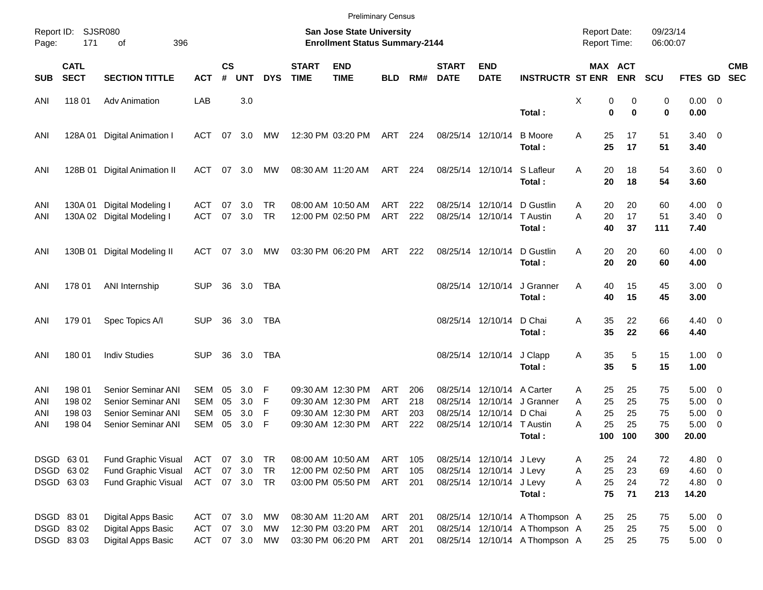Preliminary Census

Report ID: SJSR080

**San Jose State University**
**Enrollment Status Summary-2144**

Report Date: 09/23/14
Report Time: 06:00:07

| SUB | CATL SECT | SECTION TITTLE | ACT | CS # | UNT | DYS | START TIME | END TIME | BLD | RM# | START DATE | END DATE | INSTRUCTR | ST | MAX ENR | ACT ENR | SCU | FTES | GD | CMB SEC |
|---|---|---|---|---|---|---|---|---|---|---|---|---|---|---|---|---|---|---|---|---|
| ANI | 118 01 | Adv Animation | LAB | | 3.0 | | | | | | | | | X | 0 | 0 | 0 | 0.00 | 0 | |
| | | | | | | | | | | | | | **Total :** | | **0** | **0** | **0** | **0.00** | | |
| ANI | 128A 01 | Digital Animation I | ACT | 07 | 3.0 | MW | 12:30 PM | 03:20 PM | ART | 224 | 08/25/14 | 12/10/14 | B Moore | A | 25 | 17 | 51 | 3.40 | 0 | |
| | | | | | | | | | | | | | **Total :** | | **25** | **17** | **51** | **3.40** | | |
| ANI | 128B 01 | Digital Animation II | ACT | 07 | 3.0 | MW | 08:30 AM | 11:20 AM | ART | 224 | 08/25/14 | 12/10/14 | S Lafleur | A | 20 | 18 | 54 | 3.60 | 0 | |
| | | | | | | | | | | | | | **Total :** | | **20** | **18** | **54** | **3.60** | | |
| ANI | 130A 01 | Digital Modeling I | ACT | 07 | 3.0 | TR | 08:00 AM | 10:50 AM | ART | 222 | 08/25/14 | 12/10/14 | D Gustlin | A | 20 | 20 | 60 | 4.00 | 0 | |
| ANI | 130A 02 | Digital Modeling I | ACT | 07 | 3.0 | TR | 12:00 PM | 02:50 PM | ART | 222 | 08/25/14 | 12/10/14 | T Austin | A | 20 | 17 | 51 | 3.40 | 0 | |
| | | | | | | | | | | | | | **Total :** | | **40** | **37** | **111** | **7.40** | | |
| ANI | 130B 01 | Digital Modeling II | ACT | 07 | 3.0 | MW | 03:30 PM | 06:20 PM | ART | 222 | 08/25/14 | 12/10/14 | D Gustlin | A | 20 | 20 | 60 | 4.00 | 0 | |
| | | | | | | | | | | | | | **Total :** | | **20** | **20** | **60** | **4.00** | | |
| ANI | 178 01 | ANI Internship | SUP | 36 | 3.0 | TBA | | | | | 08/25/14 | 12/10/14 | J Granner | A | 40 | 15 | 45 | 3.00 | 0 | |
| | | | | | | | | | | | | | **Total :** | | **40** | **15** | **45** | **3.00** | | |
| ANI | 179 01 | Spec Topics A/I | SUP | 36 | 3.0 | TBA | | | | | 08/25/14 | 12/10/14 | D Chai | A | 35 | 22 | 66 | 4.40 | 0 | |
| | | | | | | | | | | | | | **Total :** | | **35** | **22** | **66** | **4.40** | | |
| ANI | 180 01 | Indiv Studies | SUP | 36 | 3.0 | TBA | | | | | 08/25/14 | 12/10/14 | J Clapp | A | 35 | 5 | 15 | 1.00 | 0 | |
| | | | | | | | | | | | | | **Total :** | | **35** | **5** | **15** | **1.00** | | |
| ANI | 198 01 | Senior Seminar ANI | SEM | 05 | 3.0 | F | 09:30 AM | 12:30 PM | ART | 206 | 08/25/14 | 12/10/14 | A Carter | A | 25 | 25 | 75 | 5.00 | 0 | |
| ANI | 198 02 | Senior Seminar ANI | SEM | 05 | 3.0 | F | 09:30 AM | 12:30 PM | ART | 218 | 08/25/14 | 12/10/14 | J Granner | A | 25 | 25 | 75 | 5.00 | 0 | |
| ANI | 198 03 | Senior Seminar ANI | SEM | 05 | 3.0 | F | 09:30 AM | 12:30 PM | ART | 203 | 08/25/14 | 12/10/14 | D Chai | A | 25 | 25 | 75 | 5.00 | 0 | |
| ANI | 198 04 | Senior Seminar ANI | SEM | 05 | 3.0 | F | 09:30 AM | 12:30 PM | ART | 222 | 08/25/14 | 12/10/14 | T Austin | A | 25 | 25 | 75 | 5.00 | 0 | |
| | | | | | | | | | | | | | **Total :** | | **100** | **100** | **300** | **20.00** | | |
| DSGD | 63 01 | Fund Graphic Visual | ACT | 07 | 3.0 | TR | 08:00 AM | 10:50 AM | ART | 105 | 08/25/14 | 12/10/14 | J Levy | A | 25 | 24 | 72 | 4.80 | 0 | |
| DSGD | 63 02 | Fund Graphic Visual | ACT | 07 | 3.0 | TR | 12:00 PM | 02:50 PM | ART | 105 | 08/25/14 | 12/10/14 | J Levy | A | 25 | 23 | 69 | 4.60 | 0 | |
| DSGD | 63 03 | Fund Graphic Visual | ACT | 07 | 3.0 | TR | 03:00 PM | 05:50 PM | ART | 201 | 08/25/14 | 12/10/14 | J Levy | A | 25 | 24 | 72 | 4.80 | 0 | |
| | | | | | | | | | | | | | **Total :** | | **75** | **71** | **213** | **14.20** | | |
| DSGD | 83 01 | Digital Apps Basic | ACT | 07 | 3.0 | MW | 08:30 AM | 11:20 AM | ART | 201 | 08/25/14 | 12/10/14 | A Thompson | A | 25 | 25 | 75 | 5.00 | 0 | |
| DSGD | 83 02 | Digital Apps Basic | ACT | 07 | 3.0 | MW | 12:30 PM | 03:20 PM | ART | 201 | 08/25/14 | 12/10/14 | A Thompson | A | 25 | 25 | 75 | 5.00 | 0 | |
| DSGD | 83 03 | Digital Apps Basic | ACT | 07 | 3.0 | MW | 03:30 PM | 06:20 PM | ART | 201 | 08/25/14 | 12/10/14 | A Thompson | A | 25 | 25 | 75 | 5.00 | 0 | |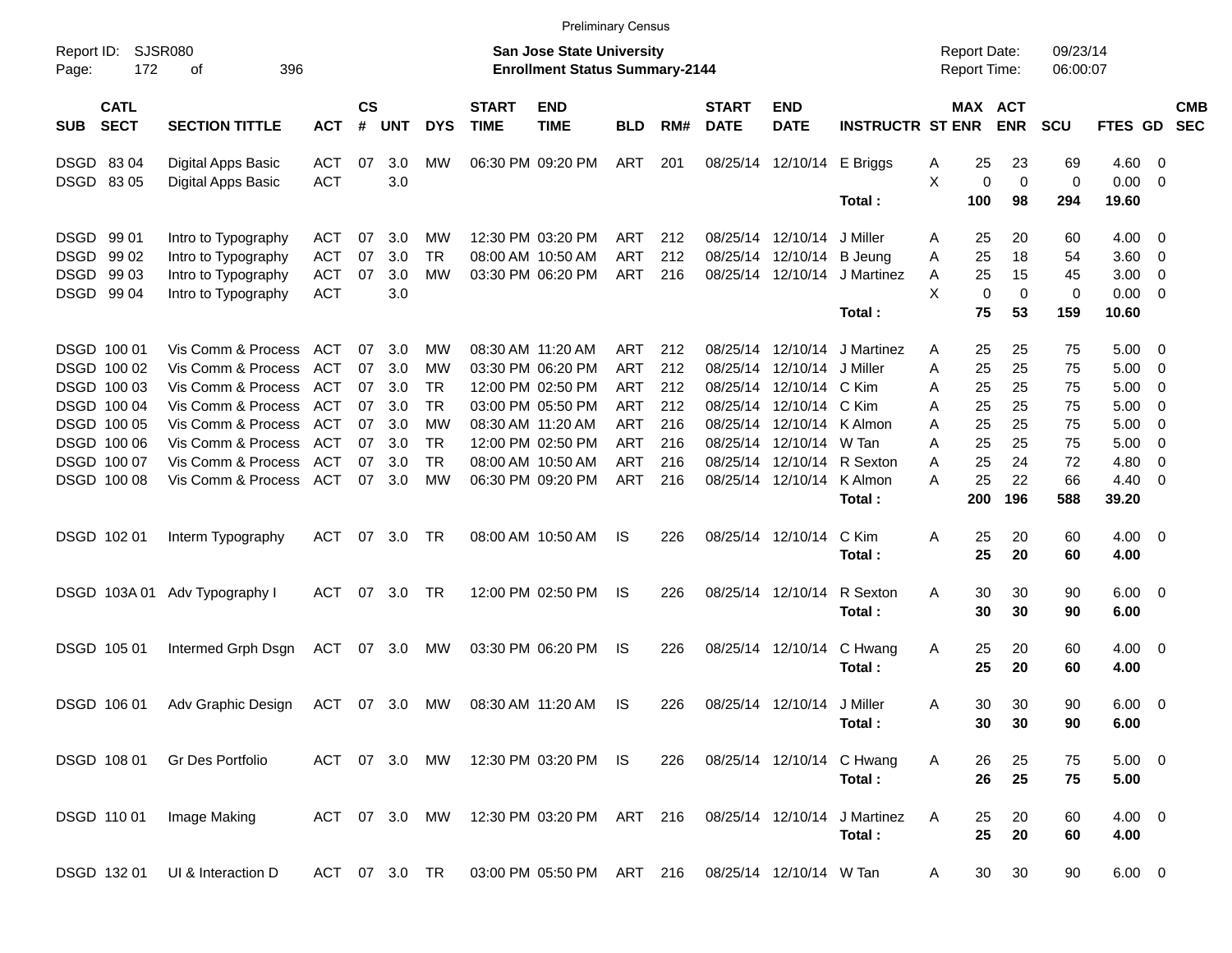Preliminary Census

Report ID: SJSR080

**San Jose State University**
**Enrollment Status Summary-2144**

Report Date: 09/23/14
Report Time: 06:00:07

| SUB | CATL SECT | SECTION TITTLE | ACT | CS # | UNT | DYS | START TIME | END TIME | BLD | RM# | START DATE | END DATE | INSTRUCTR | ST | MAX ENR | ACT ENR | SCU | FTES | GD | CMB SEC |
|---|---|---|---|---|---|---|---|---|---|---|---|---|---|---|---|---|---|---|---|---|
| DSGD | 83 04 | Digital Apps Basic | ACT | 07 | 3.0 | MW | 06:30 PM | 09:20 PM | ART | 201 | 08/25/14 | 12/10/14 | E Briggs | A | 25 | 23 | 69 | 4.60 | 0 | |
| DSGD | 83 05 | Digital Apps Basic | ACT | | 3.0 | | | | | | | | | X | 0 | 0 | 0 | 0.00 | 0 | |
| | | | | | | | | | | | | | **Total :** | | **100** | **98** | **294** | **19.60** | | |
| DSGD | 99 01 | Intro to Typography | ACT | 07 | 3.0 | MW | 12:30 PM | 03:20 PM | ART | 212 | 08/25/14 | 12/10/14 | J Miller | A | 25 | 20 | 60 | 4.00 | 0 | |
| DSGD | 99 02 | Intro to Typography | ACT | 07 | 3.0 | TR | 08:00 AM | 10:50 AM | ART | 212 | 08/25/14 | 12/10/14 | B Jeung | A | 25 | 18 | 54 | 3.60 | 0 | |
| DSGD | 99 03 | Intro to Typography | ACT | 07 | 3.0 | MW | 03:30 PM | 06:20 PM | ART | 216 | 08/25/14 | 12/10/14 | J Martinez | A | 25 | 15 | 45 | 3.00 | 0 | |
| DSGD | 99 04 | Intro to Typography | ACT | | 3.0 | | | | | | | | | X | 0 | 0 | 0 | 0.00 | 0 | |
| | | | | | | | | | | | | | **Total :** | | **75** | **53** | **159** | **10.60** | | |
| DSGD | 100 01 | Vis Comm & Process | ACT | 07 | 3.0 | MW | 08:30 AM | 11:20 AM | ART | 212 | 08/25/14 | 12/10/14 | J Martinez | A | 25 | 25 | 75 | 5.00 | 0 | |
| DSGD | 100 02 | Vis Comm & Process | ACT | 07 | 3.0 | MW | 03:30 PM | 06:20 PM | ART | 212 | 08/25/14 | 12/10/14 | J Miller | A | 25 | 25 | 75 | 5.00 | 0 | |
| DSGD | 100 03 | Vis Comm & Process | ACT | 07 | 3.0 | TR | 12:00 PM | 02:50 PM | ART | 212 | 08/25/14 | 12/10/14 | C Kim | A | 25 | 25 | 75 | 5.00 | 0 | |
| DSGD | 100 04 | Vis Comm & Process | ACT | 07 | 3.0 | TR | 03:00 PM | 05:50 PM | ART | 212 | 08/25/14 | 12/10/14 | C Kim | A | 25 | 25 | 75 | 5.00 | 0 | |
| DSGD | 100 05 | Vis Comm & Process | ACT | 07 | 3.0 | MW | 08:30 AM | 11:20 AM | ART | 216 | 08/25/14 | 12/10/14 | K Almon | A | 25 | 25 | 75 | 5.00 | 0 | |
| DSGD | 100 06 | Vis Comm & Process | ACT | 07 | 3.0 | TR | 12:00 PM | 02:50 PM | ART | 216 | 08/25/14 | 12/10/14 | W Tan | A | 25 | 25 | 75 | 5.00 | 0 | |
| DSGD | 100 07 | Vis Comm & Process | ACT | 07 | 3.0 | TR | 08:00 AM | 10:50 AM | ART | 216 | 08/25/14 | 12/10/14 | R Sexton | A | 25 | 24 | 72 | 4.80 | 0 | |
| DSGD | 100 08 | Vis Comm & Process | ACT | 07 | 3.0 | MW | 06:30 PM | 09:20 PM | ART | 216 | 08/25/14 | 12/10/14 | K Almon | A | 25 | 22 | 66 | 4.40 | 0 | |
| | | | | | | | | | | | | | **Total :** | | **200** | **196** | **588** | **39.20** | | |
| DSGD | 102 01 | Interm Typography | ACT | 07 | 3.0 | TR | 08:00 AM | 10:50 AM | IS | 226 | 08/25/14 | 12/10/14 | C Kim | A | 25 | 20 | 60 | 4.00 | 0 | |
| | | | | | | | | | | | | | **Total :** | | **25** | **20** | **60** | **4.00** | | |
| DSGD | 103A 01 | Adv Typography I | ACT | 07 | 3.0 | TR | 12:00 PM | 02:50 PM | IS | 226 | 08/25/14 | 12/10/14 | R Sexton | A | 30 | 30 | 90 | 6.00 | 0 | |
| | | | | | | | | | | | | | **Total :** | | **30** | **30** | **90** | **6.00** | | |
| DSGD | 105 01 | Intermed Grph Dsgn | ACT | 07 | 3.0 | MW | 03:30 PM | 06:20 PM | IS | 226 | 08/25/14 | 12/10/14 | C Hwang | A | 25 | 20 | 60 | 4.00 | 0 | |
| | | | | | | | | | | | | | **Total :** | | **25** | **20** | **60** | **4.00** | | |
| DSGD | 106 01 | Adv Graphic Design | ACT | 07 | 3.0 | MW | 08:30 AM | 11:20 AM | IS | 226 | 08/25/14 | 12/10/14 | J Miller | A | 30 | 30 | 90 | 6.00 | 0 | |
| | | | | | | | | | | | | | **Total :** | | **30** | **30** | **90** | **6.00** | | |
| DSGD | 108 01 | Gr Des Portfolio | ACT | 07 | 3.0 | MW | 12:30 PM | 03:20 PM | IS | 226 | 08/25/14 | 12/10/14 | C Hwang | A | 26 | 25 | 75 | 5.00 | 0 | |
| | | | | | | | | | | | | | **Total :** | | **26** | **25** | **75** | **5.00** | | |
| DSGD | 110 01 | Image Making | ACT | 07 | 3.0 | MW | 12:30 PM | 03:20 PM | ART | 216 | 08/25/14 | 12/10/14 | J Martinez | A | 25 | 20 | 60 | 4.00 | 0 | |
| | | | | | | | | | | | | | **Total :** | | **25** | **20** | **60** | **4.00** | | |
| DSGD | 132 01 | UI & Interaction D | ACT | 07 | 3.0 | TR | 03:00 PM | 05:50 PM | ART | 216 | 08/25/14 | 12/10/14 | W Tan | A | 30 | 30 | 90 | 6.00 | 0 | |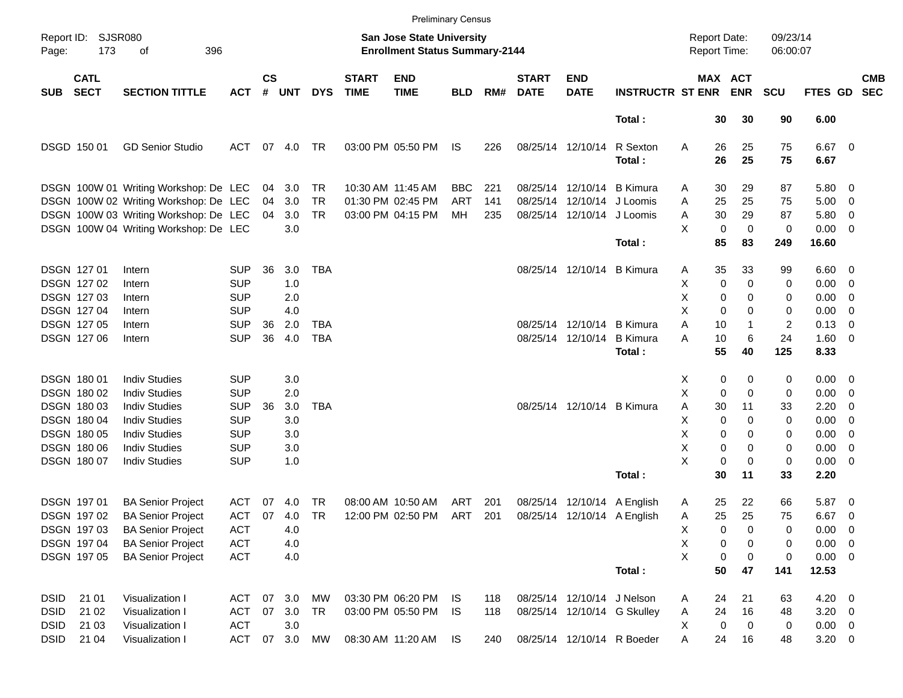Preliminary Census

Report ID: SJSR080
Page: 173 of 396

**San Jose State University**
**Enrollment Status Summary-2144**

Report Date: 09/23/14
Report Time: 06:00:07

| SUB | CATL SECT | SECTION TITTLE | ACT | CS # | UNT | DYS | START TIME | END TIME | BLD | RM# | START DATE | END DATE | INSTRUCTR | ST | MAX ENR | ACT ENR | SCU | FTES | GD | CMB SEC |
|---|---|---|---|---|---|---|---|---|---|---|---|---|---|---|---|---|---|---|---|---|
| | | | | | | | | | | | | | **Total :** | | **30** | **30** | **90** | **6.00** | | |
| DSGD | 150 01 | GD Senior Studio | ACT | 07 | 4.0 | TR | 03:00 PM | 05:50 PM | IS | 226 | 08/25/14 | 12/10/14 | R Sexton | A | 26 | 25 | 75 | 6.67 | 0 | |
| | | | | | | | | | | | | | **Total :** | | **26** | **25** | **75** | **6.67** | | |
| DSGN | 100W 01 | Writing Workshop: De | LEC | 04 | 3.0 | TR | 10:30 AM | 11:45 AM | BBC | 221 | 08/25/14 | 12/10/14 | B Kimura | A | 30 | 29 | 87 | 5.80 | 0 | |
| DSGN | 100W 02 | Writing Workshop: De | LEC | 04 | 3.0 | TR | 01:30 PM | 02:45 PM | ART | 141 | 08/25/14 | 12/10/14 | J Loomis | A | 25 | 25 | 75 | 5.00 | 0 | |
| DSGN | 100W 03 | Writing Workshop: De | LEC | 04 | 3.0 | TR | 03:00 PM | 04:15 PM | MH | 235 | 08/25/14 | 12/10/14 | J Loomis | A | 30 | 29 | 87 | 5.80 | 0 | |
| DSGN | 100W 04 | Writing Workshop: De | LEC | | 3.0 | | | | | | | | | X | 0 | 0 | 0 | 0.00 | 0 | |
| | | | | | | | | | | | | | **Total :** | | **85** | **83** | **249** | **16.60** | | |
| DSGN | 127 01 | Intern | SUP | 36 | 3.0 | TBA | | | | | 08/25/14 | 12/10/14 | B Kimura | A | 35 | 33 | 99 | 6.60 | 0 | |
| DSGN | 127 02 | Intern | SUP | | 1.0 | | | | | | | | | X | 0 | 0 | 0 | 0.00 | 0 | |
| DSGN | 127 03 | Intern | SUP | | 2.0 | | | | | | | | | X | 0 | 0 | 0 | 0.00 | 0 | |
| DSGN | 127 04 | Intern | SUP | | 4.0 | | | | | | | | | X | 0 | 0 | 0 | 0.00 | 0 | |
| DSGN | 127 05 | Intern | SUP | 36 | 2.0 | TBA | | | | | 08/25/14 | 12/10/14 | B Kimura | A | 10 | 1 | 2 | 0.13 | 0 | |
| DSGN | 127 06 | Intern | SUP | 36 | 4.0 | TBA | | | | | 08/25/14 | 12/10/14 | B Kimura | A | 10 | 6 | 24 | 1.60 | 0 | |
| | | | | | | | | | | | | | **Total :** | | **55** | **40** | **125** | **8.33** | | |
| DSGN | 180 01 | Indiv Studies | SUP | | 3.0 | | | | | | | | | X | 0 | 0 | 0 | 0.00 | 0 | |
| DSGN | 180 02 | Indiv Studies | SUP | | 2.0 | | | | | | | | | X | 0 | 0 | 0 | 0.00 | 0 | |
| DSGN | 180 03 | Indiv Studies | SUP | 36 | 3.0 | TBA | | | | | 08/25/14 | 12/10/14 | B Kimura | A | 30 | 11 | 33 | 2.20 | 0 | |
| DSGN | 180 04 | Indiv Studies | SUP | | 3.0 | | | | | | | | | X | 0 | 0 | 0 | 0.00 | 0 | |
| DSGN | 180 05 | Indiv Studies | SUP | | 3.0 | | | | | | | | | X | 0 | 0 | 0 | 0.00 | 0 | |
| DSGN | 180 06 | Indiv Studies | SUP | | 3.0 | | | | | | | | | X | 0 | 0 | 0 | 0.00 | 0 | |
| DSGN | 180 07 | Indiv Studies | SUP | | 1.0 | | | | | | | | | X | 0 | 0 | 0 | 0.00 | 0 | |
| | | | | | | | | | | | | | **Total :** | | **30** | **11** | **33** | **2.20** | | |
| DSGN | 197 01 | BA Senior Project | ACT | 07 | 4.0 | TR | 08:00 AM | 10:50 AM | ART | 201 | 08/25/14 | 12/10/14 | A English | A | 25 | 22 | 66 | 5.87 | 0 | |
| DSGN | 197 02 | BA Senior Project | ACT | 07 | 4.0 | TR | 12:00 PM | 02:50 PM | ART | 201 | 08/25/14 | 12/10/14 | A English | A | 25 | 25 | 75 | 6.67 | 0 | |
| DSGN | 197 03 | BA Senior Project | ACT | | 4.0 | | | | | | | | | X | 0 | 0 | 0 | 0.00 | 0 | |
| DSGN | 197 04 | BA Senior Project | ACT | | 4.0 | | | | | | | | | X | 0 | 0 | 0 | 0.00 | 0 | |
| DSGN | 197 05 | BA Senior Project | ACT | | 4.0 | | | | | | | | | X | 0 | 0 | 0 | 0.00 | 0 | |
| | | | | | | | | | | | | | **Total :** | | **50** | **47** | **141** | **12.53** | | |
| DSID | 21 01 | Visualization I | ACT | 07 | 3.0 | MW | 03:30 PM | 06:20 PM | IS | 118 | 08/25/14 | 12/10/14 | J Nelson | A | 24 | 21 | 63 | 4.20 | 0 | |
| DSID | 21 02 | Visualization I | ACT | 07 | 3.0 | TR | 03:00 PM | 05:50 PM | IS | 118 | 08/25/14 | 12/10/14 | G Skulley | A | 24 | 16 | 48 | 3.20 | 0 | |
| DSID | 21 03 | Visualization I | ACT | | 3.0 | | | | | | | | | X | 0 | 0 | 0 | 0.00 | 0 | |
| DSID | 21 04 | Visualization I | ACT | 07 | 3.0 | MW | 08:30 AM | 11:20 AM | IS | 240 | 08/25/14 | 12/10/14 | R Boeder | A | 24 | 16 | 48 | 3.20 | 0 | |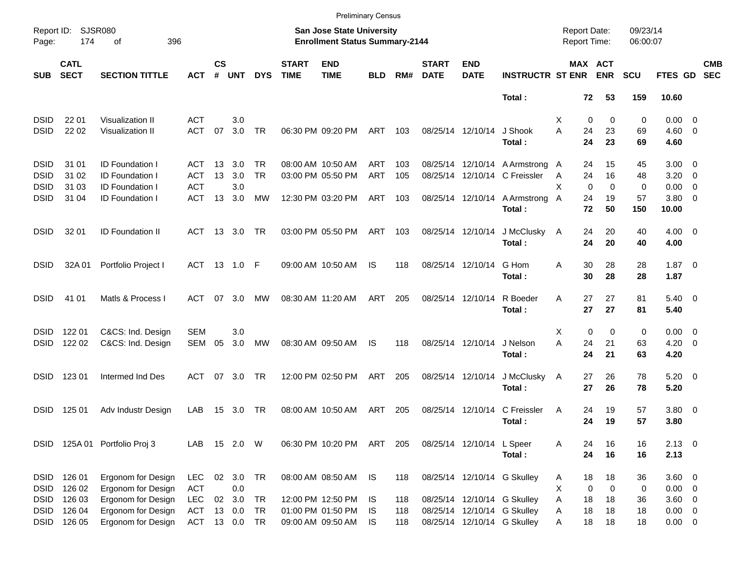Preliminary Census

Report ID: SJSR080

**San Jose State University**
**Enrollment Status Summary-2144**

Report Date: 09/23/14
Report Time: 06:00:07

| SUB | CATL SECT | SECTION TITTLE | ACT | CS # | UNT | DYS | START TIME | END TIME | BLD | RM# | START DATE | END DATE | INSTRUCTR | ST | MAX ENR | ACT ENR | SCU | FTES | GD | CMB SEC |
|---|---|---|---|---|---|---|---|---|---|---|---|---|---|---|---|---|---|---|---|---|
| | | | | | | | | | | | | | **Total :** | | **72** | **53** | **159** | **10.60** | | |
| DSID | 22 01 | Visualization II | ACT | | 3.0 | | | | | | | | | X | 0 | 0 | 0 | 0.00 | 0 | |
| DSID | 22 02 | Visualization II | ACT | 07 | 3.0 | TR | 06:30 PM | 09:20 PM | ART | 103 | 08/25/14 | 12/10/14 | J Shook | A | 24 | 23 | 69 | 4.60 | 0 | |
| | | | | | | | | | | | | | **Total :** | | **24** | **23** | **69** | **4.60** | | |
| DSID | 31 01 | ID Foundation I | ACT | 13 | 3.0 | TR | 08:00 AM | 10:50 AM | ART | 103 | 08/25/14 | 12/10/14 | A Armstrong | A | 24 | 15 | 45 | 3.00 | 0 | |
| DSID | 31 02 | ID Foundation I | ACT | 13 | 3.0 | TR | 03:00 PM | 05:50 PM | ART | 105 | 08/25/14 | 12/10/14 | C Freissler | A | 24 | 16 | 48 | 3.20 | 0 | |
| DSID | 31 03 | ID Foundation I | ACT | | 3.0 | | | | | | | | | X | 0 | 0 | 0 | 0.00 | 0 | |
| DSID | 31 04 | ID Foundation I | ACT | 13 | 3.0 | MW | 12:30 PM | 03:20 PM | ART | 103 | 08/25/14 | 12/10/14 | A Armstrong | A | 24 | 19 | 57 | 3.80 | 0 | |
| | | | | | | | | | | | | | **Total :** | | **72** | **50** | **150** | **10.00** | | |
| DSID | 32 01 | ID Foundation II | ACT | 13 | 3.0 | TR | 03:00 PM | 05:50 PM | ART | 103 | 08/25/14 | 12/10/14 | J McClusky | A | 24 | 20 | 40 | 4.00 | 0 | |
| | | | | | | | | | | | | | **Total :** | | **24** | **20** | **40** | **4.00** | | |
| DSID | 32A 01 | Portfolio Project I | ACT | 13 | 1.0 | F | 09:00 AM | 10:50 AM | IS | 118 | 08/25/14 | 12/10/14 | G Hom | A | 30 | 28 | 28 | 1.87 | 0 | |
| | | | | | | | | | | | | | **Total :** | | **30** | **28** | **28** | **1.87** | | |
| DSID | 41 01 | Matls & Process I | ACT | 07 | 3.0 | MW | 08:30 AM | 11:20 AM | ART | 205 | 08/25/14 | 12/10/14 | R Boeder | A | 27 | 27 | 81 | 5.40 | 0 | |
| | | | | | | | | | | | | | **Total :** | | **27** | **27** | **81** | **5.40** | | |
| DSID | 122 01 | C&CS: Ind. Design | SEM | | 3.0 | | | | | | | | | X | 0 | 0 | 0 | 0.00 | 0 | |
| DSID | 122 02 | C&CS: Ind. Design | SEM | 05 | 3.0 | MW | 08:30 AM | 09:50 AM | IS | 118 | 08/25/14 | 12/10/14 | J Nelson | A | 24 | 21 | 63 | 4.20 | 0 | |
| | | | | | | | | | | | | | **Total :** | | **24** | **21** | **63** | **4.20** | | |
| DSID | 123 01 | Intermed Ind Des | ACT | 07 | 3.0 | TR | 12:00 PM | 02:50 PM | ART | 205 | 08/25/14 | 12/10/14 | J McClusky | A | 27 | 26 | 78 | 5.20 | 0 | |
| | | | | | | | | | | | | | **Total :** | | **27** | **26** | **78** | **5.20** | | |
| DSID | 125 01 | Adv Industr Design | LAB | 15 | 3.0 | TR | 08:00 AM | 10:50 AM | ART | 205 | 08/25/14 | 12/10/14 | C Freissler | A | 24 | 19 | 57 | 3.80 | 0 | |
| | | | | | | | | | | | | | **Total :** | | **24** | **19** | **57** | **3.80** | | |
| DSID | 125A 01 | Portfolio Proj 3 | LAB | 15 | 2.0 | W | 06:30 PM | 10:20 PM | ART | 205 | 08/25/14 | 12/10/14 | L Speer | A | 24 | 16 | 16 | 2.13 | 0 | |
| | | | | | | | | | | | | | **Total :** | | **24** | **16** | **16** | **2.13** | | |
| DSID | 126 01 | Ergonom for Design | LEC | 02 | 3.0 | TR | 08:00 AM | 08:50 AM | IS | 118 | 08/25/14 | 12/10/14 | G Skulley | A | 18 | 18 | 36 | 3.60 | 0 | |
| DSID | 126 02 | Ergonom for Design | ACT | | 0.0 | | | | | | | | | X | 0 | 0 | 0 | 0.00 | 0 | |
| DSID | 126 03 | Ergonom for Design | LEC | 02 | 3.0 | TR | 12:00 PM | 12:50 PM | IS | 118 | 08/25/14 | 12/10/14 | G Skulley | A | 18 | 18 | 36 | 3.60 | 0 | |
| DSID | 126 04 | Ergonom for Design | ACT | 13 | 0.0 | TR | 01:00 PM | 01:50 PM | IS | 118 | 08/25/14 | 12/10/14 | G Skulley | A | 18 | 18 | 18 | 0.00 | 0 | |
| DSID | 126 05 | Ergonom for Design | ACT | 13 | 0.0 | TR | 09:00 AM | 09:50 AM | IS | 118 | 08/25/14 | 12/10/14 | G Skulley | A | 18 | 18 | 18 | 0.00 | 0 | |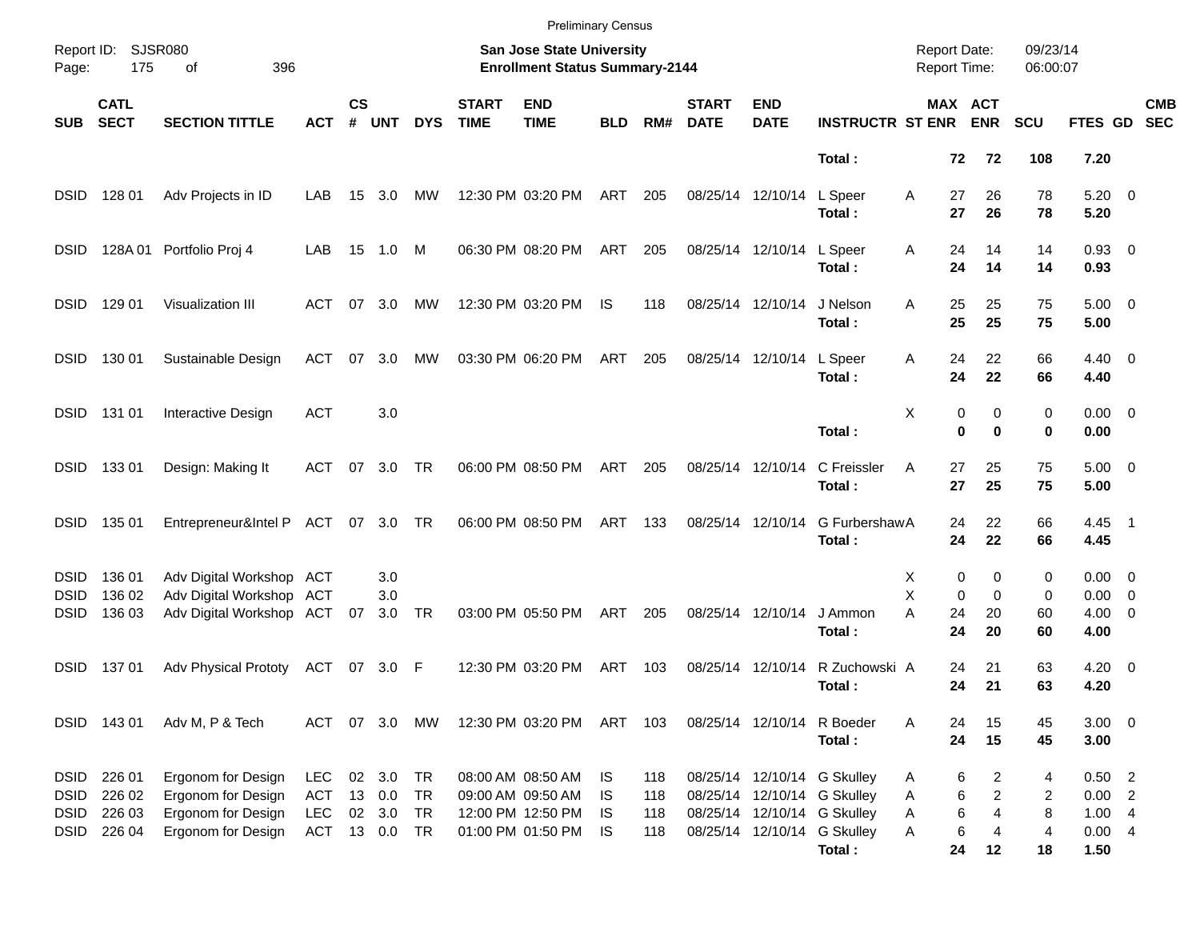Preliminary Census

Report ID: SJSR080

**San Jose State University**
**Enrollment Status Summary-2144**

Report Date: 09/23/14
Report Time: 06:00:07

| SUB | CATL SECT | SECTION TITTLE | ACT | CS # | UNT | DYS | START TIME | END TIME | BLD | RM# | START DATE | END DATE | INSTRUCTR | ST | MAX ENR | ACT ENR | SCU | FTES | GD | CMB SEC |
|---|---|---|---|---|---|---|---|---|---|---|---|---|---|---|---|---|---|---|---|---|
| | | | | | | | | | | | | | **Total :** | | **72** | **72** | **108** | **7.20** | | |
| DSID | 128 01 | Adv Projects in ID | LAB | 15 | 3.0 | MW | 12:30 PM | 03:20 PM | ART | 205 | 08/25/14 | 12/10/14 | L Speer | A | 27 | 26 | 78 | 5.20 | 0 | |
| | | | | | | | | | | | | | **Total :** | | **27** | **26** | **78** | **5.20** | | |
| DSID | 128A 01 | Portfolio Proj 4 | LAB | 15 | 1.0 | M | 06:30 PM | 08:20 PM | ART | 205 | 08/25/14 | 12/10/14 | L Speer | A | 24 | 14 | 14 | 0.93 | 0 | |
| | | | | | | | | | | | | | **Total :** | | **24** | **14** | **14** | **0.93** | | |
| DSID | 129 01 | Visualization III | ACT | 07 | 3.0 | MW | 12:30 PM | 03:20 PM | IS | 118 | 08/25/14 | 12/10/14 | J Nelson | A | 25 | 25 | 75 | 5.00 | 0 | |
| | | | | | | | | | | | | | **Total :** | | **25** | **25** | **75** | **5.00** | | |
| DSID | 130 01 | Sustainable Design | ACT | 07 | 3.0 | MW | 03:30 PM | 06:20 PM | ART | 205 | 08/25/14 | 12/10/14 | L Speer | A | 24 | 22 | 66 | 4.40 | 0 | |
| | | | | | | | | | | | | | **Total :** | | **24** | **22** | **66** | **4.40** | | |
| DSID | 131 01 | Interactive Design | ACT | | 3.0 | | | | | | | | | X | 0 | 0 | 0 | 0.00 | 0 | |
| | | | | | | | | | | | | | **Total :** | | **0** | **0** | **0** | **0.00** | | |
| DSID | 133 01 | Design: Making It | ACT | 07 | 3.0 | TR | 06:00 PM | 08:50 PM | ART | 205 | 08/25/14 | 12/10/14 | C Freissler | A | 27 | 25 | 75 | 5.00 | 0 | |
| | | | | | | | | | | | | | **Total :** | | **27** | **25** | **75** | **5.00** | | |
| DSID | 135 01 | Entrepreneur&Intel P | ACT | 07 | 3.0 | TR | 06:00 PM | 08:50 PM | ART | 133 | 08/25/14 | 12/10/14 | G Furbershaw | A | 24 | 22 | 66 | 4.45 | 1 | |
| | | | | | | | | | | | | | **Total :** | | **24** | **22** | **66** | **4.45** | | |
| DSID | 136 01 | Adv Digital Workshop | ACT | | 3.0 | | | | | | | | | X | 0 | 0 | 0 | 0.00 | 0 | |
| DSID | 136 02 | Adv Digital Workshop | ACT | | 3.0 | | | | | | | | | X | 0 | 0 | 0 | 0.00 | 0 | |
| DSID | 136 03 | Adv Digital Workshop | ACT | 07 | 3.0 | TR | 03:00 PM | 05:50 PM | ART | 205 | 08/25/14 | 12/10/14 | J Ammon | A | 24 | 20 | 60 | 4.00 | 0 | |
| | | | | | | | | | | | | | **Total :** | | **24** | **20** | **60** | **4.00** | | |
| DSID | 137 01 | Adv Physical Prototy | ACT | 07 | 3.0 | F | 12:30 PM | 03:20 PM | ART | 103 | 08/25/14 | 12/10/14 | R Zuchowski | A | 24 | 21 | 63 | 4.20 | 0 | |
| | | | | | | | | | | | | | **Total :** | | **24** | **21** | **63** | **4.20** | | |
| DSID | 143 01 | Adv M, P & Tech | ACT | 07 | 3.0 | MW | 12:30 PM | 03:20 PM | ART | 103 | 08/25/14 | 12/10/14 | R Boeder | A | 24 | 15 | 45 | 3.00 | 0 | |
| | | | | | | | | | | | | | **Total :** | | **24** | **15** | **45** | **3.00** | | |
| DSID | 226 01 | Ergonom for Design | LEC | 02 | 3.0 | TR | 08:00 AM | 08:50 AM | IS | 118 | 08/25/14 | 12/10/14 | G Skulley | A | 6 | 2 | 4 | 0.50 | 2 | |
| DSID | 226 02 | Ergonom for Design | ACT | 13 | 0.0 | TR | 09:00 AM | 09:50 AM | IS | 118 | 08/25/14 | 12/10/14 | G Skulley | A | 6 | 2 | 2 | 0.00 | 2 | |
| DSID | 226 03 | Ergonom for Design | LEC | 02 | 3.0 | TR | 12:00 PM | 12:50 PM | IS | 118 | 08/25/14 | 12/10/14 | G Skulley | A | 6 | 4 | 8 | 1.00 | 4 | |
| DSID | 226 04 | Ergonom for Design | ACT | 13 | 0.0 | TR | 01:00 PM | 01:50 PM | IS | 118 | 08/25/14 | 12/10/14 | G Skulley | A | 6 | 4 | 4 | 0.00 | 4 | |
| | | | | | | | | | | | | | **Total :** | | **24** | **12** | **18** | **1.50** | | |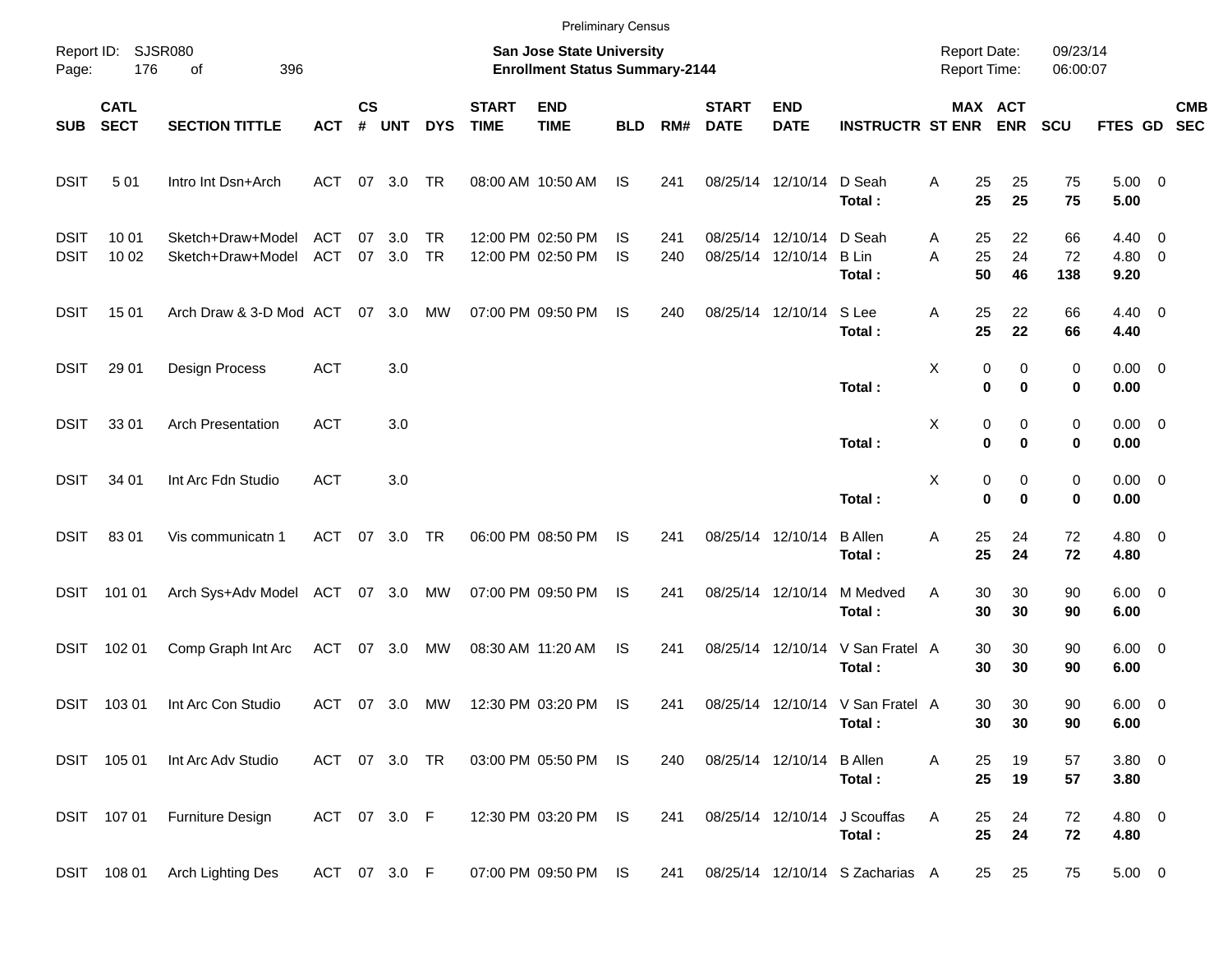Preliminary Census

Report ID: SJSR080

**San Jose State University**
**Enrollment Status Summary-2144**

Report Date: 09/23/14
Report Time: 06:00:07

| SUB | CATL SECT | SECTION TITTLE | ACT | CS # | UNT | DYS | START TIME | END TIME | BLD | RM# | START DATE | END DATE | INSTRUCTR | ST | MAX ENR | ACT ENR | SCU | FTES | GD | CMB SEC |
|---|---|---|---|---|---|---|---|---|---|---|---|---|---|---|---|---|---|---|---|---|
| DSIT | 5 01 | Intro Int Dsn+Arch | ACT | 07 | 3.0 | TR | 08:00 AM | 10:50 AM | IS | 241 | 08/25/14 | 12/10/14 | D Seah | A | 25 | 25 | 75 | 5.00 | 0 | |
| | | | | | | | | | | | | | **Total :** | | **25** | **25** | **75** | **5.00** | | |
| DSIT | 10 01 | Sketch+Draw+Model | ACT | 07 | 3.0 | TR | 12:00 PM | 02:50 PM | IS | 241 | 08/25/14 | 12/10/14 | D Seah | A | 25 | 22 | 66 | 4.40 | 0 | |
| DSIT | 10 02 | Sketch+Draw+Model | ACT | 07 | 3.0 | TR | 12:00 PM | 02:50 PM | IS | 240 | 08/25/14 | 12/10/14 | B Lin | A | 25 | 24 | 72 | 4.80 | 0 | |
| | | | | | | | | | | | | | **Total :** | | **50** | **46** | **138** | **9.20** | | |
| DSIT | 15 01 | Arch Draw & 3-D Mod | ACT | 07 | 3.0 | MW | 07:00 PM | 09:50 PM | IS | 240 | 08/25/14 | 12/10/14 | S Lee | A | 25 | 22 | 66 | 4.40 | 0 | |
| | | | | | | | | | | | | | **Total :** | | **25** | **22** | **66** | **4.40** | | |
| DSIT | 29 01 | Design Process | ACT | | 3.0 | | | | | | | | | X | 0 | 0 | 0 | 0.00 | 0 | |
| | | | | | | | | | | | | | **Total :** | | **0** | **0** | **0** | **0.00** | | |
| DSIT | 33 01 | Arch Presentation | ACT | | 3.0 | | | | | | | | | X | 0 | 0 | 0 | 0.00 | 0 | |
| | | | | | | | | | | | | | **Total :** | | **0** | **0** | **0** | **0.00** | | |
| DSIT | 34 01 | Int Arc Fdn Studio | ACT | | 3.0 | | | | | | | | | X | 0 | 0 | 0 | 0.00 | 0 | |
| | | | | | | | | | | | | | **Total :** | | **0** | **0** | **0** | **0.00** | | |
| DSIT | 83 01 | Vis communicatn 1 | ACT | 07 | 3.0 | TR | 06:00 PM | 08:50 PM | IS | 241 | 08/25/14 | 12/10/14 | B Allen | A | 25 | 24 | 72 | 4.80 | 0 | |
| | | | | | | | | | | | | | **Total :** | | **25** | **24** | **72** | **4.80** | | |
| DSIT | 101 01 | Arch Sys+Adv Model | ACT | 07 | 3.0 | MW | 07:00 PM | 09:50 PM | IS | 241 | 08/25/14 | 12/10/14 | M Medved | A | 30 | 30 | 90 | 6.00 | 0 | |
| | | | | | | | | | | | | | **Total :** | | **30** | **30** | **90** | **6.00** | | |
| DSIT | 102 01 | Comp Graph Int Arc | ACT | 07 | 3.0 | MW | 08:30 AM | 11:20 AM | IS | 241 | 08/25/14 | 12/10/14 | V San Fratel | A | 30 | 30 | 90 | 6.00 | 0 | |
| | | | | | | | | | | | | | **Total :** | | **30** | **30** | **90** | **6.00** | | |
| DSIT | 103 01 | Int Arc Con Studio | ACT | 07 | 3.0 | MW | 12:30 PM | 03:20 PM | IS | 241 | 08/25/14 | 12/10/14 | V San Fratel | A | 30 | 30 | 90 | 6.00 | 0 | |
| | | | | | | | | | | | | | **Total :** | | **30** | **30** | **90** | **6.00** | | |
| DSIT | 105 01 | Int Arc Adv Studio | ACT | 07 | 3.0 | TR | 03:00 PM | 05:50 PM | IS | 240 | 08/25/14 | 12/10/14 | B Allen | A | 25 | 19 | 57 | 3.80 | 0 | |
| | | | | | | | | | | | | | **Total :** | | **25** | **19** | **57** | **3.80** | | |
| DSIT | 107 01 | Furniture Design | ACT | 07 | 3.0 | F | 12:30 PM | 03:20 PM | IS | 241 | 08/25/14 | 12/10/14 | J Scouffas | A | 25 | 24 | 72 | 4.80 | 0 | |
| | | | | | | | | | | | | | **Total :** | | **25** | **24** | **72** | **4.80** | | |
| DSIT | 108 01 | Arch Lighting Des | ACT | 07 | 3.0 | F | 07:00 PM | 09:50 PM | IS | 241 | 08/25/14 | 12/10/14 | S Zacharias | A | 25 | 25 | 75 | 5.00 | 0 | |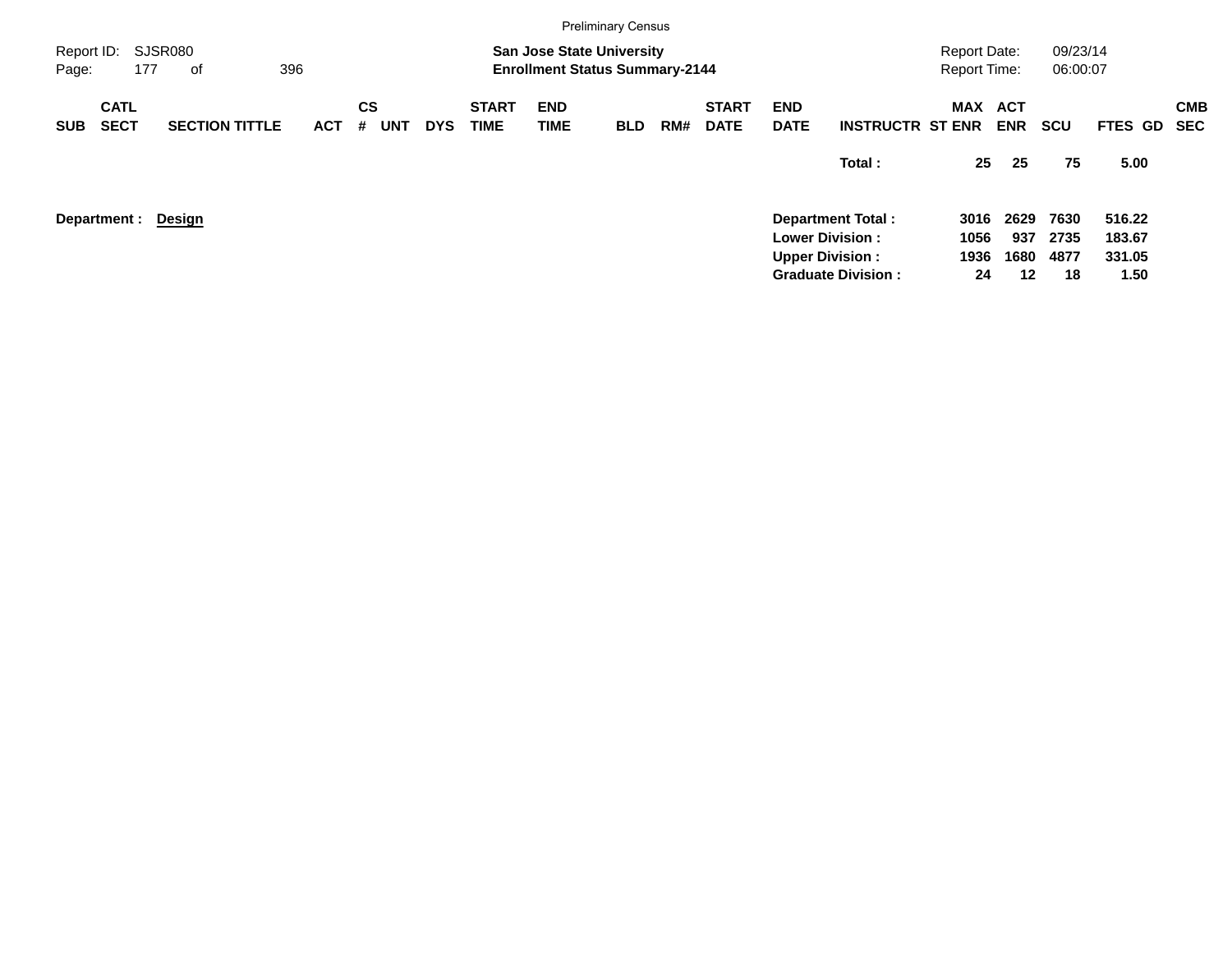Preliminary Census

Report ID: SJSR080 | Page: 177 of 396

**San Jose State University**
**Enrollment Status Summary-2144**

Report Date: 09/23/14
Report Time: 06:00:07

| SUB | CATL SECT | SECTION TITTLE | ACT | CS # | UNT | DYS | START TIME | END TIME | BLD | RM# | START DATE | END DATE | INSTRUCTR | MAX ST ENR | ACT ENR | SCU | FTES | GD | CMB SEC |
|---|---|---|---|---|---|---|---|---|---|---|---|---|---|---|---|---|---|---|---|
| | | | | | | | | | | | | | **Total :** | **25** | **25** | **75** | **5.00** | | |

**Department : Design**

| | MAX ST ENR | ACT ENR | SCU | FTES |
|---|---|---|---|---|
| **Department Total :** | **3016** | **2629** | **7630** | **516.22** |
| **Lower Division :** | **1056** | **937** | **2735** | **183.67** |
| **Upper Division :** | **1936** | **1680** | **4877** | **331.05** |
| **Graduate Division :** | **24** | **12** | **18** | **1.50** |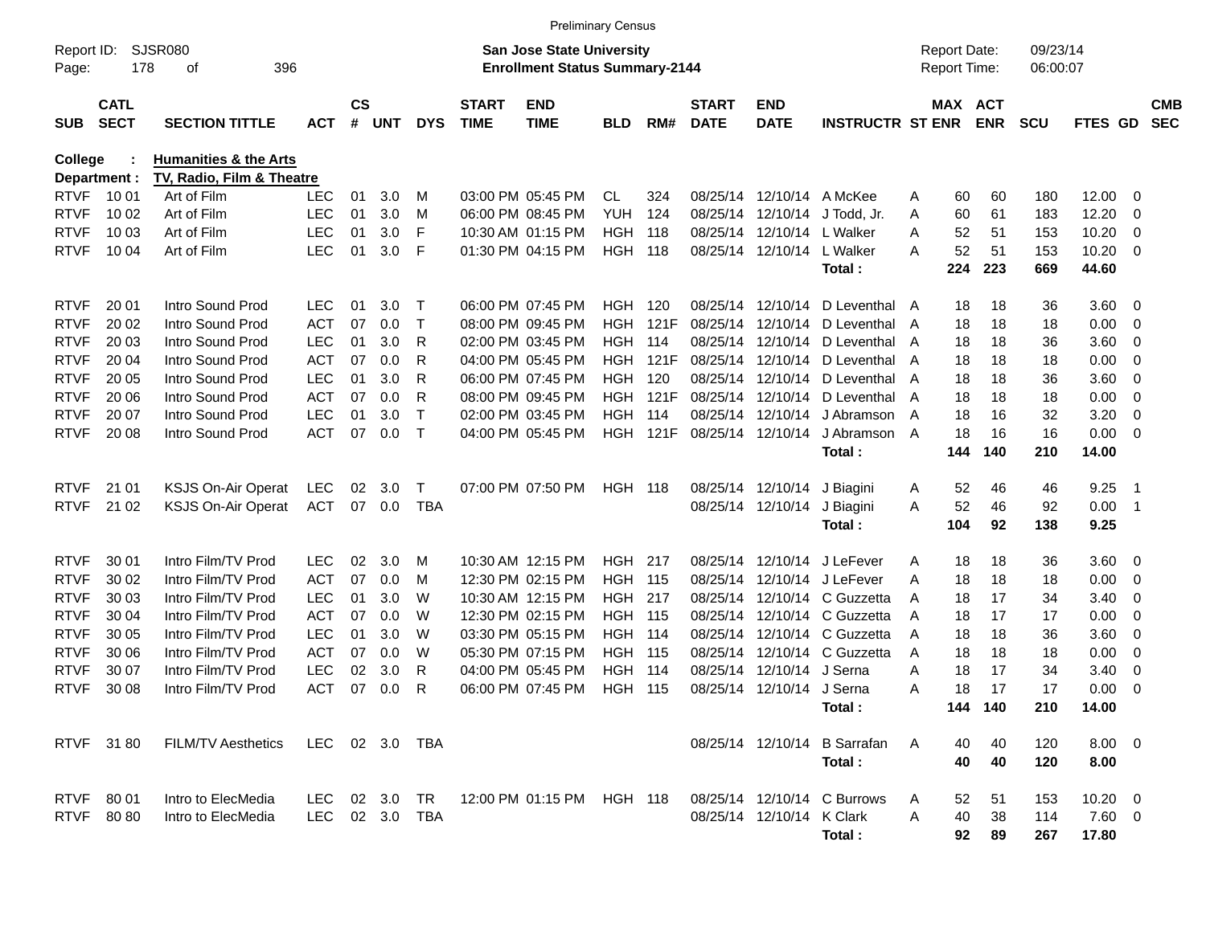Preliminary Census

Report ID: SJSR080
Page: 178 of 396

**San Jose State University**
**Enrollment Status Summary-2144**

Report Date: 09/23/14
Report Time: 06:00:07

| SUB | CATL SECT | SECTION TITTLE | ACT | CS # | UNT | DYS | START TIME | END TIME | BLD | RM# | START DATE | END DATE | INSTRUCTR | ST | MAX ENR | ACT ENR | SCU | FTES | GD | CMB SEC |
|---|---|---|---|---|---|---|---|---|---|---|---|---|---|---|---|---|---|---|---|---|
| **College :** | | **Humanities & the Arts** | | | | | | | | | | | | | | | | | | |
| **Department :** | | **TV, Radio, Film & Theatre** | | | | | | | | | | | | | | | | | | |
| RTVF | 10 01 | Art of Film | LEC | 01 | 3.0 | M | 03:00 PM | 05:45 PM | CL | 324 | 08/25/14 | 12/10/14 | A McKee | A | 60 | 60 | 180 | 12.00 | 0 | |
| RTVF | 10 02 | Art of Film | LEC | 01 | 3.0 | M | 06:00 PM | 08:45 PM | YUH | 124 | 08/25/14 | 12/10/14 | J Todd, Jr. | A | 60 | 61 | 183 | 12.20 | 0 | |
| RTVF | 10 03 | Art of Film | LEC | 01 | 3.0 | F | 10:30 AM | 01:15 PM | HGH | 118 | 08/25/14 | 12/10/14 | L Walker | A | 52 | 51 | 153 | 10.20 | 0 | |
| RTVF | 10 04 | Art of Film | LEC | 01 | 3.0 | F | 01:30 PM | 04:15 PM | HGH | 118 | 08/25/14 | 12/10/14 | L Walker | A | 52 | 51 | 153 | 10.20 | 0 | |
| | | | | | | | | | | | | | **Total :** | | **224** | **223** | **669** | **44.60** | | |
| RTVF | 20 01 | Intro Sound Prod | LEC | 01 | 3.0 | T | 06:00 PM | 07:45 PM | HGH | 120 | 08/25/14 | 12/10/14 | D Leventhal | A | 18 | 18 | 36 | 3.60 | 0 | |
| RTVF | 20 02 | Intro Sound Prod | ACT | 07 | 0.0 | T | 08:00 PM | 09:45 PM | HGH | 121F | 08/25/14 | 12/10/14 | D Leventhal | A | 18 | 18 | 18 | 0.00 | 0 | |
| RTVF | 20 03 | Intro Sound Prod | LEC | 01 | 3.0 | R | 02:00 PM | 03:45 PM | HGH | 114 | 08/25/14 | 12/10/14 | D Leventhal | A | 18 | 18 | 36 | 3.60 | 0 | |
| RTVF | 20 04 | Intro Sound Prod | ACT | 07 | 0.0 | R | 04:00 PM | 05:45 PM | HGH | 121F | 08/25/14 | 12/10/14 | D Leventhal | A | 18 | 18 | 18 | 0.00 | 0 | |
| RTVF | 20 05 | Intro Sound Prod | LEC | 01 | 3.0 | R | 06:00 PM | 07:45 PM | HGH | 120 | 08/25/14 | 12/10/14 | D Leventhal | A | 18 | 18 | 36 | 3.60 | 0 | |
| RTVF | 20 06 | Intro Sound Prod | ACT | 07 | 0.0 | R | 08:00 PM | 09:45 PM | HGH | 121F | 08/25/14 | 12/10/14 | D Leventhal | A | 18 | 18 | 18 | 0.00 | 0 | |
| RTVF | 20 07 | Intro Sound Prod | LEC | 01 | 3.0 | T | 02:00 PM | 03:45 PM | HGH | 114 | 08/25/14 | 12/10/14 | J Abramson | A | 18 | 16 | 32 | 3.20 | 0 | |
| RTVF | 20 08 | Intro Sound Prod | ACT | 07 | 0.0 | T | 04:00 PM | 05:45 PM | HGH | 121F | 08/25/14 | 12/10/14 | J Abramson | A | 18 | 16 | 16 | 0.00 | 0 | |
| | | | | | | | | | | | | | **Total :** | | **144** | **140** | **210** | **14.00** | | |
| RTVF | 21 01 | KSJS On-Air Operat | LEC | 02 | 3.0 | T | 07:00 PM | 07:50 PM | HGH | 118 | 08/25/14 | 12/10/14 | J Biagini | A | 52 | 46 | 46 | 9.25 | 1 | |
| RTVF | 21 02 | KSJS On-Air Operat | ACT | 07 | 0.0 | TBA | | | | | 08/25/14 | 12/10/14 | J Biagini | A | 52 | 46 | 92 | 0.00 | 1 | |
| | | | | | | | | | | | | | **Total :** | | **104** | **92** | **138** | **9.25** | | |
| RTVF | 30 01 | Intro Film/TV Prod | LEC | 02 | 3.0 | M | 10:30 AM | 12:15 PM | HGH | 217 | 08/25/14 | 12/10/14 | J LeFever | A | 18 | 18 | 36 | 3.60 | 0 | |
| RTVF | 30 02 | Intro Film/TV Prod | ACT | 07 | 0.0 | M | 12:30 PM | 02:15 PM | HGH | 115 | 08/25/14 | 12/10/14 | J LeFever | A | 18 | 18 | 18 | 0.00 | 0 | |
| RTVF | 30 03 | Intro Film/TV Prod | LEC | 01 | 3.0 | W | 10:30 AM | 12:15 PM | HGH | 217 | 08/25/14 | 12/10/14 | C Guzzetta | A | 18 | 17 | 34 | 3.40 | 0 | |
| RTVF | 30 04 | Intro Film/TV Prod | ACT | 07 | 0.0 | W | 12:30 PM | 02:15 PM | HGH | 115 | 08/25/14 | 12/10/14 | C Guzzetta | A | 18 | 17 | 17 | 0.00 | 0 | |
| RTVF | 30 05 | Intro Film/TV Prod | LEC | 01 | 3.0 | W | 03:30 PM | 05:15 PM | HGH | 114 | 08/25/14 | 12/10/14 | C Guzzetta | A | 18 | 18 | 36 | 3.60 | 0 | |
| RTVF | 30 06 | Intro Film/TV Prod | ACT | 07 | 0.0 | W | 05:30 PM | 07:15 PM | HGH | 115 | 08/25/14 | 12/10/14 | C Guzzetta | A | 18 | 18 | 18 | 0.00 | 0 | |
| RTVF | 30 07 | Intro Film/TV Prod | LEC | 02 | 3.0 | R | 04:00 PM | 05:45 PM | HGH | 114 | 08/25/14 | 12/10/14 | J Serna | A | 18 | 17 | 34 | 3.40 | 0 | |
| RTVF | 30 08 | Intro Film/TV Prod | ACT | 07 | 0.0 | R | 06:00 PM | 07:45 PM | HGH | 115 | 08/25/14 | 12/10/14 | J Serna | A | 18 | 17 | 17 | 0.00 | 0 | |
| | | | | | | | | | | | | | **Total :** | | **144** | **140** | **210** | **14.00** | | |
| RTVF | 31 80 | FILM/TV Aesthetics | LEC | 02 | 3.0 | TBA | | | | | 08/25/14 | 12/10/14 | B Sarrafan | A | 40 | 40 | 120 | 8.00 | 0 | |
| | | | | | | | | | | | | | **Total :** | | **40** | **40** | **120** | **8.00** | | |
| RTVF | 80 01 | Intro to ElecMedia | LEC | 02 | 3.0 | TR | 12:00 PM | 01:15 PM | HGH | 118 | 08/25/14 | 12/10/14 | C Burrows | A | 52 | 51 | 153 | 10.20 | 0 | |
| RTVF | 80 80 | Intro to ElecMedia | LEC | 02 | 3.0 | TBA | | | | | 08/25/14 | 12/10/14 | K Clark | A | 40 | 38 | 114 | 7.60 | 0 | |
| | | | | | | | | | | | | | **Total :** | | **92** | **89** | **267** | **17.80** | | |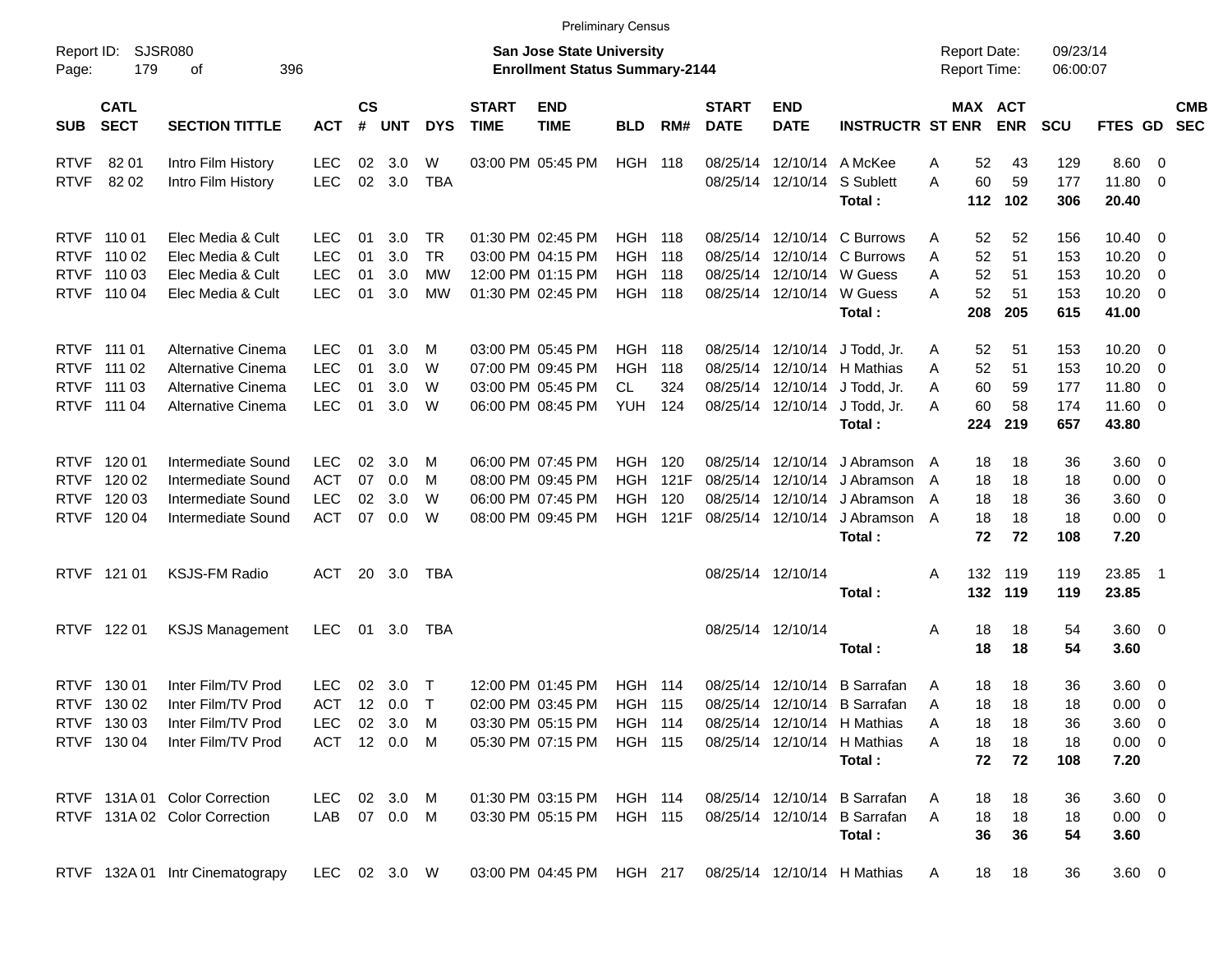Preliminary Census

Report ID: SJSR080
Page: 179 of 396

**San Jose State University**
**Enrollment Status Summary-2144**

Report Date: 09/23/14
Report Time: 06:00:07

| SUB | CATL SECT | SECTION TITTLE | ACT | CS # | UNT | DYS | START TIME | END TIME | BLD | RM# | START DATE | END DATE | INSTRUCTR | ST | MAX ENR | ACT ENR | SCU | FTES | GD | CMB SEC |
|---|---|---|---|---|---|---|---|---|---|---|---|---|---|---|---|---|---|---|---|---|
| RTVF | 82 01 | Intro Film History | LEC | 02 | 3.0 | W | 03:00 PM | 05:45 PM | HGH | 118 | 08/25/14 | 12/10/14 | A McKee | A | 52 | 43 | 129 | 8.60 | 0 | |
| RTVF | 82 02 | Intro Film History | LEC | 02 | 3.0 | TBA | | | | | 08/25/14 | 12/10/14 | S Sublett | A | 60 | 59 | 177 | 11.80 | 0 | |
| | | | | | | | | | | | | | **Total :** | | **112** | **102** | **306** | **20.40** | | |
| RTVF | 110 01 | Elec Media & Cult | LEC | 01 | 3.0 | TR | 01:30 PM | 02:45 PM | HGH | 118 | 08/25/14 | 12/10/14 | C Burrows | A | 52 | 52 | 156 | 10.40 | 0 | |
| RTVF | 110 02 | Elec Media & Cult | LEC | 01 | 3.0 | TR | 03:00 PM | 04:15 PM | HGH | 118 | 08/25/14 | 12/10/14 | C Burrows | A | 52 | 51 | 153 | 10.20 | 0 | |
| RTVF | 110 03 | Elec Media & Cult | LEC | 01 | 3.0 | MW | 12:00 PM | 01:15 PM | HGH | 118 | 08/25/14 | 12/10/14 | W Guess | A | 52 | 51 | 153 | 10.20 | 0 | |
| RTVF | 110 04 | Elec Media & Cult | LEC | 01 | 3.0 | MW | 01:30 PM | 02:45 PM | HGH | 118 | 08/25/14 | 12/10/14 | W Guess | A | 52 | 51 | 153 | 10.20 | 0 | |
| | | | | | | | | | | | | | **Total :** | | **208** | **205** | **615** | **41.00** | | |
| RTVF | 111 01 | Alternative Cinema | LEC | 01 | 3.0 | M | 03:00 PM | 05:45 PM | HGH | 118 | 08/25/14 | 12/10/14 | J Todd, Jr. | A | 52 | 51 | 153 | 10.20 | 0 | |
| RTVF | 111 02 | Alternative Cinema | LEC | 01 | 3.0 | W | 07:00 PM | 09:45 PM | HGH | 118 | 08/25/14 | 12/10/14 | H Mathias | A | 52 | 51 | 153 | 10.20 | 0 | |
| RTVF | 111 03 | Alternative Cinema | LEC | 01 | 3.0 | W | 03:00 PM | 05:45 PM | CL | 324 | 08/25/14 | 12/10/14 | J Todd, Jr. | A | 60 | 59 | 177 | 11.80 | 0 | |
| RTVF | 111 04 | Alternative Cinema | LEC | 01 | 3.0 | W | 06:00 PM | 08:45 PM | YUH | 124 | 08/25/14 | 12/10/14 | J Todd, Jr. | A | 60 | 58 | 174 | 11.60 | 0 | |
| | | | | | | | | | | | | | **Total :** | | **224** | **219** | **657** | **43.80** | | |
| RTVF | 120 01 | Intermediate Sound | LEC | 02 | 3.0 | M | 06:00 PM | 07:45 PM | HGH | 120 | 08/25/14 | 12/10/14 | J Abramson | A | 18 | 18 | 36 | 3.60 | 0 | |
| RTVF | 120 02 | Intermediate Sound | ACT | 07 | 0.0 | M | 08:00 PM | 09:45 PM | HGH | 121F | 08/25/14 | 12/10/14 | J Abramson | A | 18 | 18 | 18 | 0.00 | 0 | |
| RTVF | 120 03 | Intermediate Sound | LEC | 02 | 3.0 | W | 06:00 PM | 07:45 PM | HGH | 120 | 08/25/14 | 12/10/14 | J Abramson | A | 18 | 18 | 36 | 3.60 | 0 | |
| RTVF | 120 04 | Intermediate Sound | ACT | 07 | 0.0 | W | 08:00 PM | 09:45 PM | HGH | 121F | 08/25/14 | 12/10/14 | J Abramson | A | 18 | 18 | 18 | 0.00 | 0 | |
| | | | | | | | | | | | | | **Total :** | | **72** | **72** | **108** | **7.20** | | |
| RTVF | 121 01 | KSJS-FM Radio | ACT | 20 | 3.0 | TBA | | | | | 08/25/14 | 12/10/14 | | A | 132 | 119 | 119 | 23.85 | 1 | |
| | | | | | | | | | | | | | **Total :** | | **132** | **119** | **119** | **23.85** | | |
| RTVF | 122 01 | KSJS Management | LEC | 01 | 3.0 | TBA | | | | | 08/25/14 | 12/10/14 | | A | 18 | 18 | 54 | 3.60 | 0 | |
| | | | | | | | | | | | | | **Total :** | | **18** | **18** | **54** | **3.60** | | |
| RTVF | 130 01 | Inter Film/TV Prod | LEC | 02 | 3.0 | T | 12:00 PM | 01:45 PM | HGH | 114 | 08/25/14 | 12/10/14 | B Sarrafan | A | 18 | 18 | 36 | 3.60 | 0 | |
| RTVF | 130 02 | Inter Film/TV Prod | ACT | 12 | 0.0 | T | 02:00 PM | 03:45 PM | HGH | 115 | 08/25/14 | 12/10/14 | B Sarrafan | A | 18 | 18 | 18 | 0.00 | 0 | |
| RTVF | 130 03 | Inter Film/TV Prod | LEC | 02 | 3.0 | M | 03:30 PM | 05:15 PM | HGH | 114 | 08/25/14 | 12/10/14 | H Mathias | A | 18 | 18 | 36 | 3.60 | 0 | |
| RTVF | 130 04 | Inter Film/TV Prod | ACT | 12 | 0.0 | M | 05:30 PM | 07:15 PM | HGH | 115 | 08/25/14 | 12/10/14 | H Mathias | A | 18 | 18 | 18 | 0.00 | 0 | |
| | | | | | | | | | | | | | **Total :** | | **72** | **72** | **108** | **7.20** | | |
| RTVF | 131A 01 | Color Correction | LEC | 02 | 3.0 | M | 01:30 PM | 03:15 PM | HGH | 114 | 08/25/14 | 12/10/14 | B Sarrafan | A | 18 | 18 | 36 | 3.60 | 0 | |
| RTVF | 131A 02 | Color Correction | LAB | 07 | 0.0 | M | 03:30 PM | 05:15 PM | HGH | 115 | 08/25/14 | 12/10/14 | B Sarrafan | A | 18 | 18 | 18 | 0.00 | 0 | |
| | | | | | | | | | | | | | **Total :** | | **36** | **36** | **54** | **3.60** | | |
| RTVF | 132A 01 | Intr Cinematograpy | LEC | 02 | 3.0 | W | 03:00 PM | 04:45 PM | HGH | 217 | 08/25/14 | 12/10/14 | H Mathias | A | 18 | 18 | 36 | 3.60 | 0 | |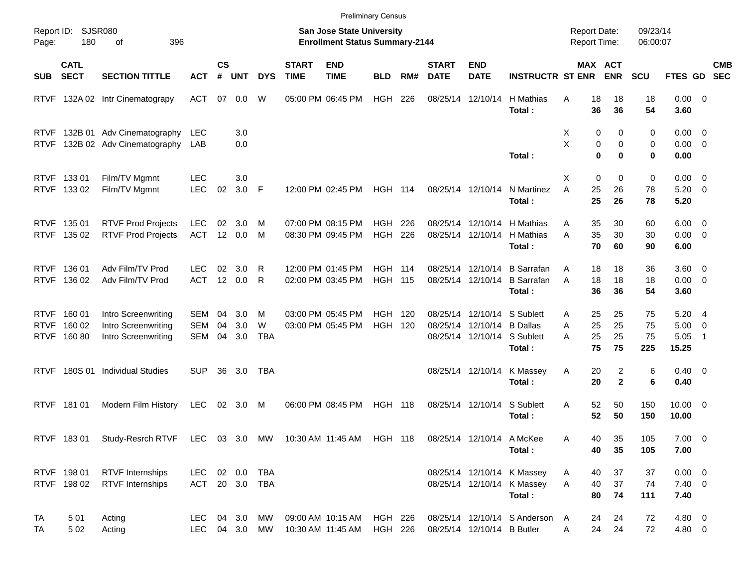Preliminary Census

Report ID: SJSR080
Page: 180 of 396

**San Jose State University**
**Enrollment Status Summary-2144**

Report Date: 09/23/14
Report Time: 06:00:07

| SUB | CATL SECT | SECTION TITTLE | ACT | CS # | UNT | DYS | START TIME | END TIME | BLD | RM# | START DATE | END DATE | INSTRUCTR | ST | MAX ENR | ACT ENR | SCU | FTES | GD | CMB SEC |
|---|---|---|---|---|---|---|---|---|---|---|---|---|---|---|---|---|---|---|---|---|
| RTVF | 132A 02 | Intr Cinematograpy | ACT | 07 | 0.0 | W | 05:00 PM | 06:45 PM | HGH | 226 | 08/25/14 | 12/10/14 | H Mathias | A | 18 | 18 | 18 | 0.00 | 0 | |
| | | | | | | | | | | | | | **Total :** | | **36** | **36** | **54** | **3.60** | | |
| RTVF | 132B 01 | Adv Cinematography | LEC | | 3.0 | | | | | | | | | X | 0 | 0 | 0 | 0.00 | 0 | |
| RTVF | 132B 02 | Adv Cinematography | LAB | | 0.0 | | | | | | | | | X | 0 | 0 | 0 | 0.00 | 0 | |
| | | | | | | | | | | | | | **Total :** | | **0** | **0** | **0** | **0.00** | | |
| RTVF | 133 01 | Film/TV Mgmnt | LEC | | 3.0 | | | | | | | | | X | 0 | 0 | 0 | 0.00 | 0 | |
| RTVF | 133 02 | Film/TV Mgmnt | LEC | 02 | 3.0 | F | 12:00 PM | 02:45 PM | HGH | 114 | 08/25/14 | 12/10/14 | N Martinez | A | 25 | 26 | 78 | 5.20 | 0 | |
| | | | | | | | | | | | | | **Total :** | | **25** | **26** | **78** | **5.20** | | |
| RTVF | 135 01 | RTVF Prod Projects | LEC | 02 | 3.0 | M | 07:00 PM | 08:15 PM | HGH | 226 | 08/25/14 | 12/10/14 | H Mathias | A | 35 | 30 | 60 | 6.00 | 0 | |
| RTVF | 135 02 | RTVF Prod Projects | ACT | 12 | 0.0 | M | 08:30 PM | 09:45 PM | HGH | 226 | 08/25/14 | 12/10/14 | H Mathias | A | 35 | 30 | 30 | 0.00 | 0 | |
| | | | | | | | | | | | | | **Total :** | | **70** | **60** | **90** | **6.00** | | |
| RTVF | 136 01 | Adv Film/TV Prod | LEC | 02 | 3.0 | R | 12:00 PM | 01:45 PM | HGH | 114 | 08/25/14 | 12/10/14 | B Sarrafan | A | 18 | 18 | 36 | 3.60 | 0 | |
| RTVF | 136 02 | Adv Film/TV Prod | ACT | 12 | 0.0 | R | 02:00 PM | 03:45 PM | HGH | 115 | 08/25/14 | 12/10/14 | B Sarrafan | A | 18 | 18 | 18 | 0.00 | 0 | |
| | | | | | | | | | | | | | **Total :** | | **36** | **36** | **54** | **3.60** | | |
| RTVF | 160 01 | Intro Screenwriting | SEM | 04 | 3.0 | M | 03:00 PM | 05:45 PM | HGH | 120 | 08/25/14 | 12/10/14 | S Sublett | A | 25 | 25 | 75 | 5.20 | 4 | |
| RTVF | 160 02 | Intro Screenwriting | SEM | 04 | 3.0 | W | 03:00 PM | 05:45 PM | HGH | 120 | 08/25/14 | 12/10/14 | B Dallas | A | 25 | 25 | 75 | 5.00 | 0 | |
| RTVF | 160 80 | Intro Screenwriting | SEM | 04 | 3.0 | TBA | | | | | 08/25/14 | 12/10/14 | S Sublett | A | 25 | 25 | 75 | 5.05 | 1 | |
| | | | | | | | | | | | | | **Total :** | | **75** | **75** | **225** | **15.25** | | |
| RTVF | 180S 01 | Individual Studies | SUP | 36 | 3.0 | TBA | | | | | 08/25/14 | 12/10/14 | K Massey | A | 20 | 2 | 6 | 0.40 | 0 | |
| | | | | | | | | | | | | | **Total :** | | **20** | **2** | **6** | **0.40** | | |
| RTVF | 181 01 | Modern Film History | LEC | 02 | 3.0 | M | 06:00 PM | 08:45 PM | HGH | 118 | 08/25/14 | 12/10/14 | S Sublett | A | 52 | 50 | 150 | 10.00 | 0 | |
| | | | | | | | | | | | | | **Total :** | | **52** | **50** | **150** | **10.00** | | |
| RTVF | 183 01 | Study-Resrch RTVF | LEC | 03 | 3.0 | MW | 10:30 AM | 11:45 AM | HGH | 118 | 08/25/14 | 12/10/14 | A McKee | A | 40 | 35 | 105 | 7.00 | 0 | |
| | | | | | | | | | | | | | **Total :** | | **40** | **35** | **105** | **7.00** | | |
| RTVF | 198 01 | RTVF Internships | LEC | 02 | 0.0 | TBA | | | | | 08/25/14 | 12/10/14 | K Massey | A | 40 | 37 | 37 | 0.00 | 0 | |
| RTVF | 198 02 | RTVF Internships | ACT | 20 | 3.0 | TBA | | | | | 08/25/14 | 12/10/14 | K Massey | A | 40 | 37 | 74 | 7.40 | 0 | |
| | | | | | | | | | | | | | **Total :** | | **80** | **74** | **111** | **7.40** | | |
| TA | 5 01 | Acting | LEC | 04 | 3.0 | MW | 09:00 AM | 10:15 AM | HGH | 226 | 08/25/14 | 12/10/14 | S Anderson | A | 24 | 24 | 72 | 4.80 | 0 | |
| TA | 5 02 | Acting | LEC | 04 | 3.0 | MW | 10:30 AM | 11:45 AM | HGH | 226 | 08/25/14 | 12/10/14 | B Butler | A | 24 | 24 | 72 | 4.80 | 0 | |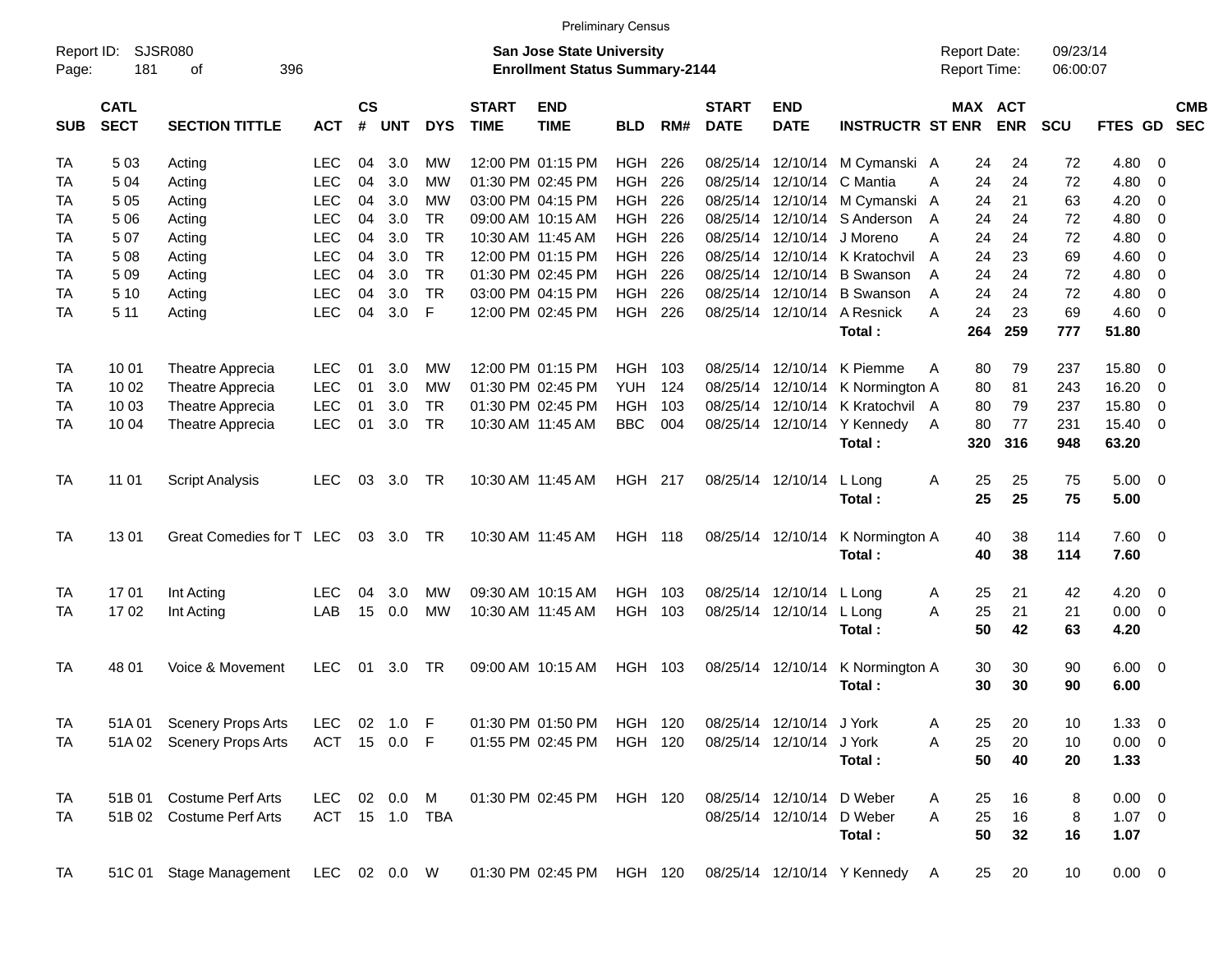Preliminary Census

Report ID: SJSR080

**San Jose State University**
**Enrollment Status Summary-2144**

Report Date: 09/23/14
Report Time: 06:00:07

| SUB | CATL SECT | SECTION TITTLE | ACT | CS # | UNT | DYS | START TIME | END TIME | BLD | RM# | START DATE | END DATE | INSTRUCTR | ST | MAX ENR | ACT ENR | SCU | FTES | GD | CMB SEC |
|---|---|---|---|---|---|---|---|---|---|---|---|---|---|---|---|---|---|---|---|---|
| TA | 5 03 | Acting | LEC | 04 | 3.0 | MW | 12:00 PM | 01:15 PM | HGH | 226 | 08/25/14 | 12/10/14 | M Cymanski | A | 24 | 24 | 72 | 4.80 | 0 | |
| TA | 5 04 | Acting | LEC | 04 | 3.0 | MW | 01:30 PM | 02:45 PM | HGH | 226 | 08/25/14 | 12/10/14 | C Mantia | A | 24 | 24 | 72 | 4.80 | 0 | |
| TA | 5 05 | Acting | LEC | 04 | 3.0 | MW | 03:00 PM | 04:15 PM | HGH | 226 | 08/25/14 | 12/10/14 | M Cymanski | A | 24 | 21 | 63 | 4.20 | 0 | |
| TA | 5 06 | Acting | LEC | 04 | 3.0 | TR | 09:00 AM | 10:15 AM | HGH | 226 | 08/25/14 | 12/10/14 | S Anderson | A | 24 | 24 | 72 | 4.80 | 0 | |
| TA | 5 07 | Acting | LEC | 04 | 3.0 | TR | 10:30 AM | 11:45 AM | HGH | 226 | 08/25/14 | 12/10/14 | J Moreno | A | 24 | 24 | 72 | 4.80 | 0 | |
| TA | 5 08 | Acting | LEC | 04 | 3.0 | TR | 12:00 PM | 01:15 PM | HGH | 226 | 08/25/14 | 12/10/14 | K Kratochvil | A | 24 | 23 | 69 | 4.60 | 0 | |
| TA | 5 09 | Acting | LEC | 04 | 3.0 | TR | 01:30 PM | 02:45 PM | HGH | 226 | 08/25/14 | 12/10/14 | B Swanson | A | 24 | 24 | 72 | 4.80 | 0 | |
| TA | 5 10 | Acting | LEC | 04 | 3.0 | TR | 03:00 PM | 04:15 PM | HGH | 226 | 08/25/14 | 12/10/14 | B Swanson | A | 24 | 24 | 72 | 4.80 | 0 | |
| TA | 5 11 | Acting | LEC | 04 | 3.0 | F | 12:00 PM | 02:45 PM | HGH | 226 | 08/25/14 | 12/10/14 | A Resnick | A | 24 | 23 | 69 | 4.60 | 0 | |
| | | | | | | | | | | | | | **Total :** | | **264** | **259** | **777** | **51.80** | | |
| TA | 10 01 | Theatre Apprecia | LEC | 01 | 3.0 | MW | 12:00 PM | 01:15 PM | HGH | 103 | 08/25/14 | 12/10/14 | K Piemme | A | 80 | 79 | 237 | 15.80 | 0 | |
| TA | 10 02 | Theatre Apprecia | LEC | 01 | 3.0 | MW | 01:30 PM | 02:45 PM | YUH | 124 | 08/25/14 | 12/10/14 | K Normington | A | 80 | 81 | 243 | 16.20 | 0 | |
| TA | 10 03 | Theatre Apprecia | LEC | 01 | 3.0 | TR | 01:30 PM | 02:45 PM | HGH | 103 | 08/25/14 | 12/10/14 | K Kratochvil | A | 80 | 79 | 237 | 15.80 | 0 | |
| TA | 10 04 | Theatre Apprecia | LEC | 01 | 3.0 | TR | 10:30 AM | 11:45 AM | BBC | 004 | 08/25/14 | 12/10/14 | Y Kennedy | A | 80 | 77 | 231 | 15.40 | 0 | |
| | | | | | | | | | | | | | **Total :** | | **320** | **316** | **948** | **63.20** | | |
| TA | 11 01 | Script Analysis | LEC | 03 | 3.0 | TR | 10:30 AM | 11:45 AM | HGH | 217 | 08/25/14 | 12/10/14 | L Long | A | 25 | 25 | 75 | 5.00 | 0 | |
| | | | | | | | | | | | | | **Total :** | | **25** | **25** | **75** | **5.00** | | |
| TA | 13 01 | Great Comedies for T | LEC | 03 | 3.0 | TR | 10:30 AM | 11:45 AM | HGH | 118 | 08/25/14 | 12/10/14 | K Normington | A | 40 | 38 | 114 | 7.60 | 0 | |
| | | | | | | | | | | | | | **Total :** | | **40** | **38** | **114** | **7.60** | | |
| TA | 17 01 | Int Acting | LEC | 04 | 3.0 | MW | 09:30 AM | 10:15 AM | HGH | 103 | 08/25/14 | 12/10/14 | L Long | A | 25 | 21 | 42 | 4.20 | 0 | |
| TA | 17 02 | Int Acting | LAB | 15 | 0.0 | MW | 10:30 AM | 11:45 AM | HGH | 103 | 08/25/14 | 12/10/14 | L Long | A | 25 | 21 | 21 | 0.00 | 0 | |
| | | | | | | | | | | | | | **Total :** | | **50** | **42** | **63** | **4.20** | | |
| TA | 48 01 | Voice & Movement | LEC | 01 | 3.0 | TR | 09:00 AM | 10:15 AM | HGH | 103 | 08/25/14 | 12/10/14 | K Normington | A | 30 | 30 | 90 | 6.00 | 0 | |
| | | | | | | | | | | | | | **Total :** | | **30** | **30** | **90** | **6.00** | | |
| TA | 51A 01 | Scenery Props Arts | LEC | 02 | 1.0 | F | 01:30 PM | 01:50 PM | HGH | 120 | 08/25/14 | 12/10/14 | J York | A | 25 | 20 | 10 | 1.33 | 0 | |
| TA | 51A 02 | Scenery Props Arts | ACT | 15 | 0.0 | F | 01:55 PM | 02:45 PM | HGH | 120 | 08/25/14 | 12/10/14 | J York | A | 25 | 20 | 10 | 0.00 | 0 | |
| | | | | | | | | | | | | | **Total :** | | **50** | **40** | **20** | **1.33** | | |
| TA | 51B 01 | Costume Perf Arts | LEC | 02 | 0.0 | M | 01:30 PM | 02:45 PM | HGH | 120 | 08/25/14 | 12/10/14 | D Weber | A | 25 | 16 | 8 | 0.00 | 0 | |
| TA | 51B 02 | Costume Perf Arts | ACT | 15 | 1.0 | TBA | | | | | 08/25/14 | 12/10/14 | D Weber | A | 25 | 16 | 8 | 1.07 | 0 | |
| | | | | | | | | | | | | | **Total :** | | **50** | **32** | **16** | **1.07** | | |
| TA | 51C 01 | Stage Management | LEC | 02 | 0.0 | W | 01:30 PM | 02:45 PM | HGH | 120 | 08/25/14 | 12/10/14 | Y Kennedy | A | 25 | 20 | 10 | 0.00 | 0 | |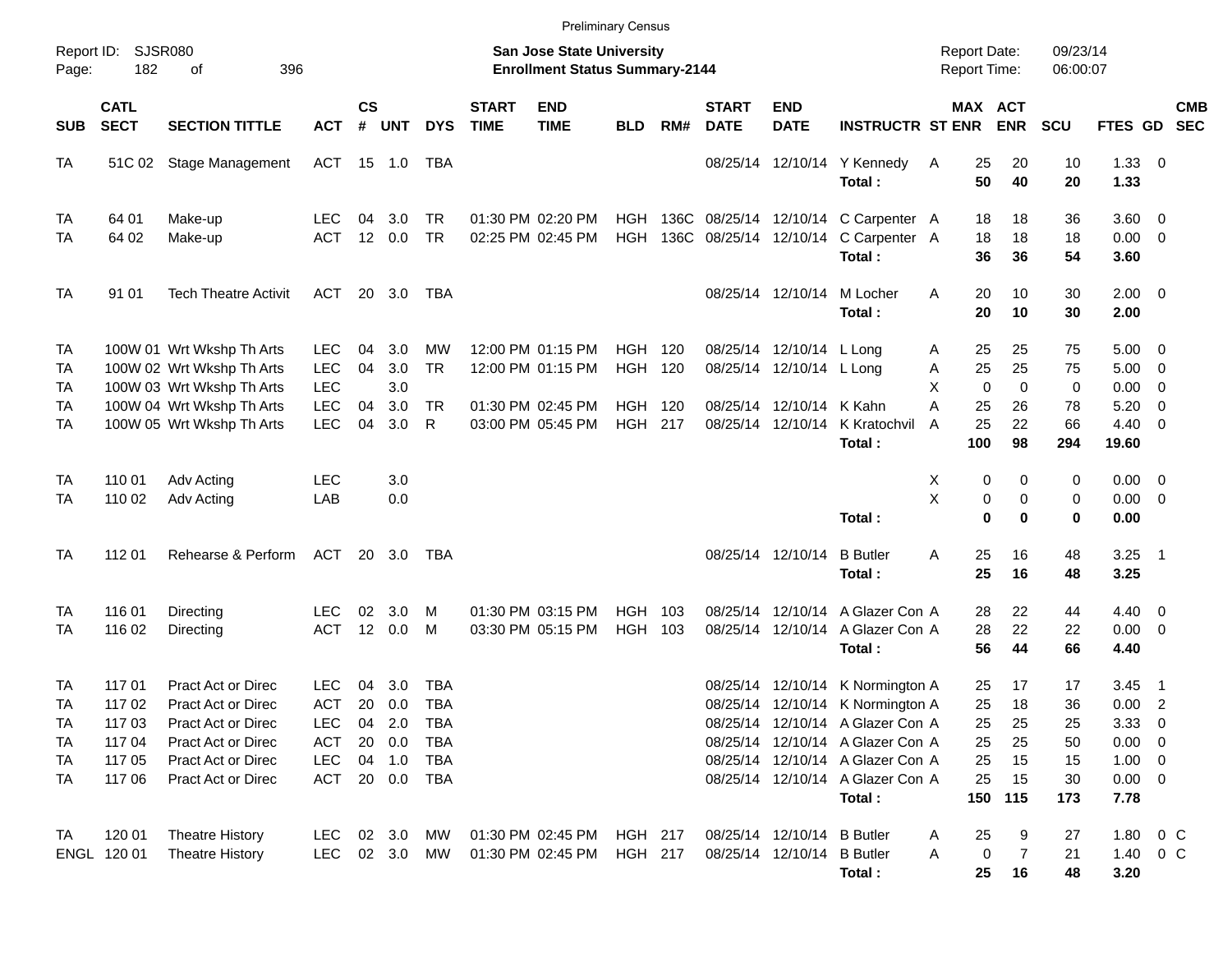Preliminary Census

Report ID: SJSR080

**San Jose State University**
**Enrollment Status Summary-2144**

Report Date: 09/23/14
Report Time: 06:00:07

| SUB | CATL SECT | SECTION TITTLE | ACT | CS # | UNT | DYS | START TIME | END TIME | BLD | RM# | START DATE | END DATE | INSTRUCTR | ST | MAX ENR | ACT ENR | SCU | FTES | GD | CMB SEC |
|---|---|---|---|---|---|---|---|---|---|---|---|---|---|---|---|---|---|---|---|---|
| TA | 51C 02 | Stage Management | ACT | 15 | 1.0 | TBA | | | | | 08/25/14 | 12/10/14 | Y Kennedy | A | 25 | 20 | 10 | 1.33 | 0 | |
| | | | | | | | | | | | | | **Total :** | | **50** | **40** | **20** | **1.33** | | |
| TA | 64 01 | Make-up | LEC | 04 | 3.0 | TR | 01:30 PM | 02:20 PM | HGH | 136C | 08/25/14 | 12/10/14 | C Carpenter | A | 18 | 18 | 36 | 3.60 | 0 | |
| TA | 64 02 | Make-up | ACT | 12 | 0.0 | TR | 02:25 PM | 02:45 PM | HGH | 136C | 08/25/14 | 12/10/14 | C Carpenter | A | 18 | 18 | 18 | 0.00 | 0 | |
| | | | | | | | | | | | | | **Total :** | | **36** | **36** | **54** | **3.60** | | |
| TA | 91 01 | Tech Theatre Activit | ACT | 20 | 3.0 | TBA | | | | | 08/25/14 | 12/10/14 | M Locher | A | 20 | 10 | 30 | 2.00 | 0 | |
| | | | | | | | | | | | | | **Total :** | | **20** | **10** | **30** | **2.00** | | |
| TA | 100W 01 | Wrt Wkshp Th Arts | LEC | 04 | 3.0 | MW | 12:00 PM | 01:15 PM | HGH | 120 | 08/25/14 | 12/10/14 | L Long | A | 25 | 25 | 75 | 5.00 | 0 | |
| TA | 100W 02 | Wrt Wkshp Th Arts | LEC | 04 | 3.0 | TR | 12:00 PM | 01:15 PM | HGH | 120 | 08/25/14 | 12/10/14 | L Long | A | 25 | 25 | 75 | 5.00 | 0 | |
| TA | 100W 03 | Wrt Wkshp Th Arts | LEC | | 3.0 | | | | | | | | | X | 0 | 0 | 0 | 0.00 | 0 | |
| TA | 100W 04 | Wrt Wkshp Th Arts | LEC | 04 | 3.0 | TR | 01:30 PM | 02:45 PM | HGH | 120 | 08/25/14 | 12/10/14 | K Kahn | A | 25 | 26 | 78 | 5.20 | 0 | |
| TA | 100W 05 | Wrt Wkshp Th Arts | LEC | 04 | 3.0 | R | 03:00 PM | 05:45 PM | HGH | 217 | 08/25/14 | 12/10/14 | K Kratochvil | A | 25 | 22 | 66 | 4.40 | 0 | |
| | | | | | | | | | | | | | **Total :** | | **100** | **98** | **294** | **19.60** | | |
| TA | 110 01 | Adv Acting | LEC | | 3.0 | | | | | | | | | X | 0 | 0 | 0 | 0.00 | 0 | |
| TA | 110 02 | Adv Acting | LAB | | 0.0 | | | | | | | | | X | 0 | 0 | 0 | 0.00 | 0 | |
| | | | | | | | | | | | | | **Total :** | | **0** | **0** | **0** | **0.00** | | |
| TA | 112 01 | Rehearse & Perform | ACT | 20 | 3.0 | TBA | | | | | 08/25/14 | 12/10/14 | B Butler | A | 25 | 16 | 48 | 3.25 | 1 | |
| | | | | | | | | | | | | | **Total :** | | **25** | **16** | **48** | **3.25** | | |
| TA | 116 01 | Directing | LEC | 02 | 3.0 | M | 01:30 PM | 03:15 PM | HGH | 103 | 08/25/14 | 12/10/14 | A Glazer Con | A | 28 | 22 | 44 | 4.40 | 0 | |
| TA | 116 02 | Directing | ACT | 12 | 0.0 | M | 03:30 PM | 05:15 PM | HGH | 103 | 08/25/14 | 12/10/14 | A Glazer Con | A | 28 | 22 | 22 | 0.00 | 0 | |
| | | | | | | | | | | | | | **Total :** | | **56** | **44** | **66** | **4.40** | | |
| TA | 117 01 | Pract Act or Direc | LEC | 04 | 3.0 | TBA | | | | | 08/25/14 | 12/10/14 | K Normington | A | 25 | 17 | 17 | 3.45 | 1 | |
| TA | 117 02 | Pract Act or Direc | ACT | 20 | 0.0 | TBA | | | | | 08/25/14 | 12/10/14 | K Normington | A | 25 | 18 | 36 | 0.00 | 2 | |
| TA | 117 03 | Pract Act or Direc | LEC | 04 | 2.0 | TBA | | | | | 08/25/14 | 12/10/14 | A Glazer Con | A | 25 | 25 | 25 | 3.33 | 0 | |
| TA | 117 04 | Pract Act or Direc | ACT | 20 | 0.0 | TBA | | | | | 08/25/14 | 12/10/14 | A Glazer Con | A | 25 | 25 | 50 | 0.00 | 0 | |
| TA | 117 05 | Pract Act or Direc | LEC | 04 | 1.0 | TBA | | | | | 08/25/14 | 12/10/14 | A Glazer Con | A | 25 | 15 | 15 | 1.00 | 0 | |
| TA | 117 06 | Pract Act or Direc | ACT | 20 | 0.0 | TBA | | | | | 08/25/14 | 12/10/14 | A Glazer Con | A | 25 | 15 | 30 | 0.00 | 0 | |
| | | | | | | | | | | | | | **Total :** | | **150** | **115** | **173** | **7.78** | | |
| TA | 120 01 | Theatre History | LEC | 02 | 3.0 | MW | 01:30 PM | 02:45 PM | HGH | 217 | 08/25/14 | 12/10/14 | B Butler | A | 25 | 9 | 27 | 1.80 | 0 | C |
| ENGL | 120 01 | Theatre History | LEC | 02 | 3.0 | MW | 01:30 PM | 02:45 PM | HGH | 217 | 08/25/14 | 12/10/14 | B Butler | A | 0 | 7 | 21 | 1.40 | 0 | C |
| | | | | | | | | | | | | | **Total :** | | **25** | **16** | **48** | **3.20** | | |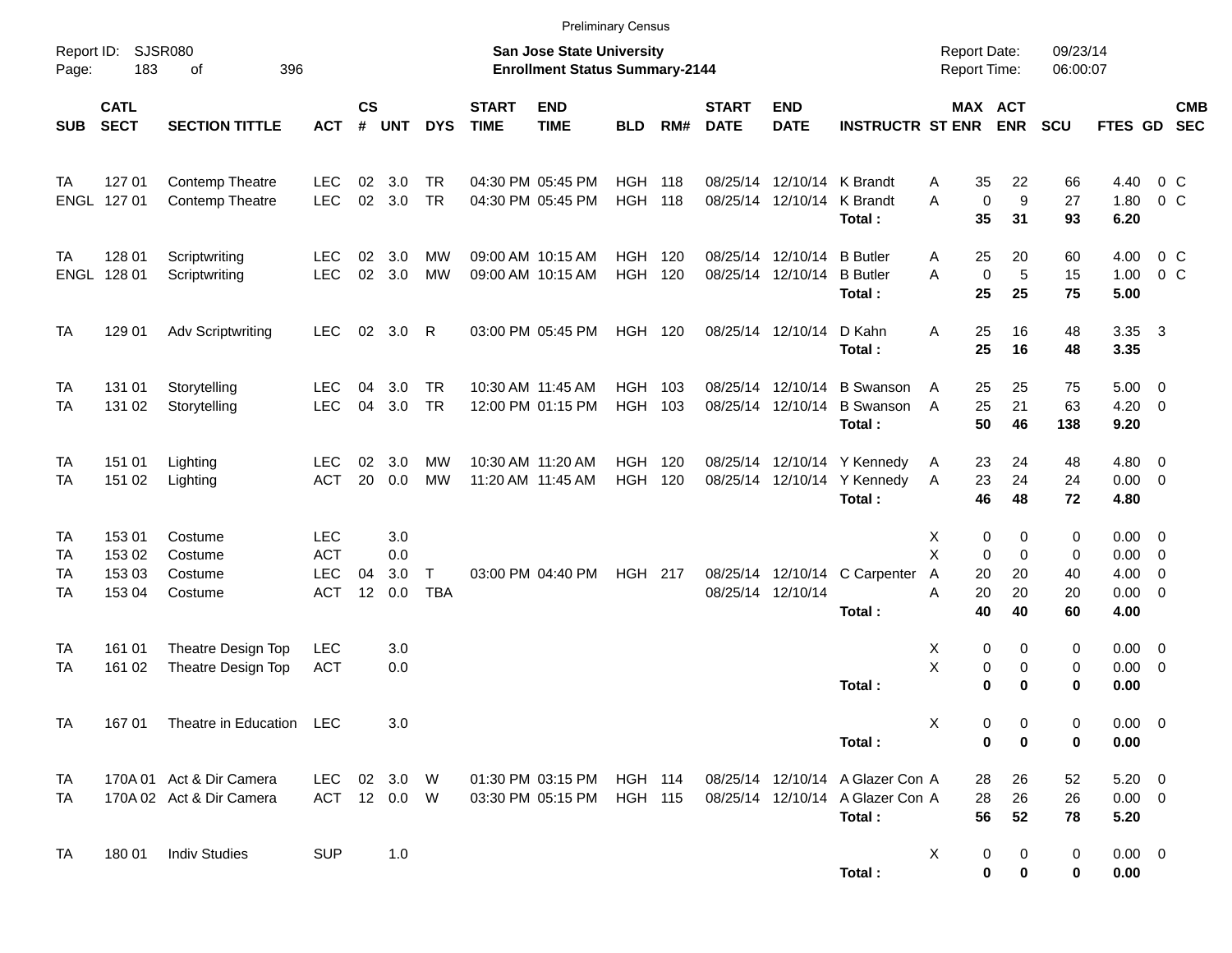Preliminary Census

Report ID: SJSR080

**San Jose State University**
**Enrollment Status Summary-2144**

Report Date: 09/23/14
Report Time: 06:00:07

| SUB | CATL SECT | SECTION TITTLE | ACT | CS # | UNT | DYS | START TIME | END TIME | BLD | RM# | START DATE | END DATE | INSTRUCTR | ST | MAX ENR | ACT ENR | SCU | FTES | GD | CMB SEC |
|---|---|---|---|---|---|---|---|---|---|---|---|---|---|---|---|---|---|---|---|---|
| TA | 127 01 | Contemp Theatre | LEC | 02 | 3.0 | TR | 04:30 PM | 05:45 PM | HGH | 118 | 08/25/14 | 12/10/14 | K Brandt | A | 35 | 22 | 66 | 4.40 | 0 | C |
| ENGL | 127 01 | Contemp Theatre | LEC | 02 | 3.0 | TR | 04:30 PM | 05:45 PM | HGH | 118 | 08/25/14 | 12/10/14 | K Brandt | A | 0 | 9 | 27 | 1.80 | 0 | C |
| | | | | | | | | | | | | | **Total :** | | **35** | **31** | **93** | **6.20** | | |
| TA | 128 01 | Scriptwriting | LEC | 02 | 3.0 | MW | 09:00 AM | 10:15 AM | HGH | 120 | 08/25/14 | 12/10/14 | B Butler | A | 25 | 20 | 60 | 4.00 | 0 | C |
| ENGL | 128 01 | Scriptwriting | LEC | 02 | 3.0 | MW | 09:00 AM | 10:15 AM | HGH | 120 | 08/25/14 | 12/10/14 | B Butler | A | 0 | 5 | 15 | 1.00 | 0 | C |
| | | | | | | | | | | | | | **Total :** | | **25** | **25** | **75** | **5.00** | | |
| TA | 129 01 | Adv Scriptwriting | LEC | 02 | 3.0 | R | 03:00 PM | 05:45 PM | HGH | 120 | 08/25/14 | 12/10/14 | D Kahn | A | 25 | 16 | 48 | 3.35 | 3 | |
| | | | | | | | | | | | | | **Total :** | | **25** | **16** | **48** | **3.35** | | |
| TA | 131 01 | Storytelling | LEC | 04 | 3.0 | TR | 10:30 AM | 11:45 AM | HGH | 103 | 08/25/14 | 12/10/14 | B Swanson | A | 25 | 25 | 75 | 5.00 | 0 | |
| TA | 131 02 | Storytelling | LEC | 04 | 3.0 | TR | 12:00 PM | 01:15 PM | HGH | 103 | 08/25/14 | 12/10/14 | B Swanson | A | 25 | 21 | 63 | 4.20 | 0 | |
| | | | | | | | | | | | | | **Total :** | | **50** | **46** | **138** | **9.20** | | |
| TA | 151 01 | Lighting | LEC | 02 | 3.0 | MW | 10:30 AM | 11:20 AM | HGH | 120 | 08/25/14 | 12/10/14 | Y Kennedy | A | 23 | 24 | 48 | 4.80 | 0 | |
| TA | 151 02 | Lighting | ACT | 20 | 0.0 | MW | 11:20 AM | 11:45 AM | HGH | 120 | 08/25/14 | 12/10/14 | Y Kennedy | A | 23 | 24 | 24 | 0.00 | 0 | |
| | | | | | | | | | | | | | **Total :** | | **46** | **48** | **72** | **4.80** | | |
| TA | 153 01 | Costume | LEC | | 3.0 | | | | | | | | | X | 0 | 0 | 0 | 0.00 | 0 | |
| TA | 153 02 | Costume | ACT | | 0.0 | | | | | | | | | X | 0 | 0 | 0 | 0.00 | 0 | |
| TA | 153 03 | Costume | LEC | 04 | 3.0 | T | 03:00 PM | 04:40 PM | HGH | 217 | 08/25/14 | 12/10/14 | C Carpenter | A | 20 | 20 | 40 | 4.00 | 0 | |
| TA | 153 04 | Costume | ACT | 12 | 0.0 | TBA | | | | | 08/25/14 | 12/10/14 | | A | 20 | 20 | 20 | 0.00 | 0 | |
| | | | | | | | | | | | | | **Total :** | | **40** | **40** | **60** | **4.00** | | |
| TA | 161 01 | Theatre Design Top | LEC | | 3.0 | | | | | | | | | X | 0 | 0 | 0 | 0.00 | 0 | |
| TA | 161 02 | Theatre Design Top | ACT | | 0.0 | | | | | | | | | X | 0 | 0 | 0 | 0.00 | 0 | |
| | | | | | | | | | | | | | **Total :** | | **0** | **0** | **0** | **0.00** | | |
| TA | 167 01 | Theatre in Education | LEC | | 3.0 | | | | | | | | | X | 0 | 0 | 0 | 0.00 | 0 | |
| | | | | | | | | | | | | | **Total :** | | **0** | **0** | **0** | **0.00** | | |
| TA | 170A 01 | Act & Dir Camera | LEC | 02 | 3.0 | W | 01:30 PM | 03:15 PM | HGH | 114 | 08/25/14 | 12/10/14 | A Glazer Con | A | 28 | 26 | 52 | 5.20 | 0 | |
| TA | 170A 02 | Act & Dir Camera | ACT | 12 | 0.0 | W | 03:30 PM | 05:15 PM | HGH | 115 | 08/25/14 | 12/10/14 | A Glazer Con | A | 28 | 26 | 26 | 0.00 | 0 | |
| | | | | | | | | | | | | | **Total :** | | **56** | **52** | **78** | **5.20** | | |
| TA | 180 01 | Indiv Studies | SUP | | 1.0 | | | | | | | | | X | 0 | 0 | 0 | 0.00 | 0 | |
| | | | | | | | | | | | | | **Total :** | | **0** | **0** | **0** | **0.00** | | |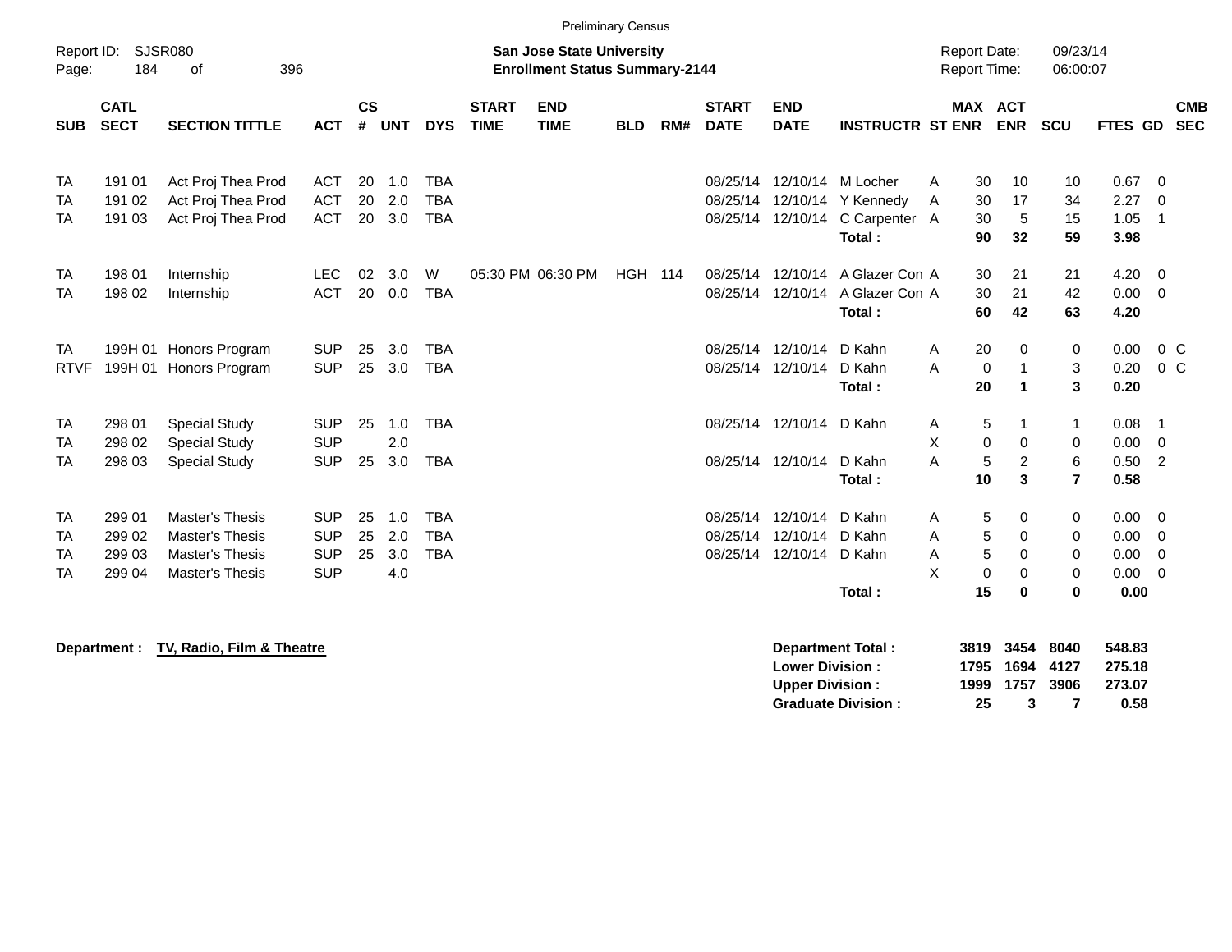Preliminary Census

Report ID: SJSR080

**San Jose State University**
**Enrollment Status Summary-2144**

Report Date: 09/23/14
Report Time: 06:00:07

| SUB | CATL SECT | SECTION TITTLE | ACT | CS # | UNT | DYS | START TIME | END TIME | BLD | RM# | START DATE | END DATE | INSTRUCTR | ST | MAX ENR | ACT ENR | SCU | FTES | GD | CMB SEC |
|---|---|---|---|---|---|---|---|---|---|---|---|---|---|---|---|---|---|---|---|---|
| TA | 191 01 | Act Proj Thea Prod | ACT | 20 | 1.0 | TBA | | | | | 08/25/14 | 12/10/14 | M Locher | A | 30 | 10 | 10 | 0.67 | 0 | |
| TA | 191 02 | Act Proj Thea Prod | ACT | 20 | 2.0 | TBA | | | | | 08/25/14 | 12/10/14 | Y Kennedy | A | 30 | 17 | 34 | 2.27 | 0 | |
| TA | 191 03 | Act Proj Thea Prod | ACT | 20 | 3.0 | TBA | | | | | 08/25/14 | 12/10/14 | C Carpenter | A | 30 | 5 | 15 | 1.05 | 1 | |
| | | | | | | | | | | | | | **Total :** | | **90** | **32** | **59** | **3.98** | | |
| TA | 198 01 | Internship | LEC | 02 | 3.0 | W | 05:30 PM | 06:30 PM | HGH | 114 | 08/25/14 | 12/10/14 | A Glazer Con | A | 30 | 21 | 21 | 4.20 | 0 | |
| TA | 198 02 | Internship | ACT | 20 | 0.0 | TBA | | | | | 08/25/14 | 12/10/14 | A Glazer Con | A | 30 | 21 | 42 | 0.00 | 0 | |
| | | | | | | | | | | | | | **Total :** | | **60** | **42** | **63** | **4.20** | | |
| TA | 199H 01 | Honors Program | SUP | 25 | 3.0 | TBA | | | | | 08/25/14 | 12/10/14 | D Kahn | A | 20 | 0 | 0 | 0.00 | 0 | C |
| RTVF | 199H 01 | Honors Program | SUP | 25 | 3.0 | TBA | | | | | 08/25/14 | 12/10/14 | D Kahn | A | 0 | 1 | 3 | 0.20 | 0 | C |
| | | | | | | | | | | | | | **Total :** | | **20** | **1** | **3** | **0.20** | | |
| TA | 298 01 | Special Study | SUP | 25 | 1.0 | TBA | | | | | 08/25/14 | 12/10/14 | D Kahn | A | 5 | 1 | 1 | 0.08 | 1 | |
| TA | 298 02 | Special Study | SUP | | 2.0 | | | | | | | | | X | 0 | 0 | 0 | 0.00 | 0 | |
| TA | 298 03 | Special Study | SUP | 25 | 3.0 | TBA | | | | | 08/25/14 | 12/10/14 | D Kahn | A | 5 | 2 | 6 | 0.50 | 2 | |
| | | | | | | | | | | | | | **Total :** | | **10** | **3** | **7** | **0.58** | | |
| TA | 299 01 | Master's Thesis | SUP | 25 | 1.0 | TBA | | | | | 08/25/14 | 12/10/14 | D Kahn | A | 5 | 0 | 0 | 0.00 | 0 | |
| TA | 299 02 | Master's Thesis | SUP | 25 | 2.0 | TBA | | | | | 08/25/14 | 12/10/14 | D Kahn | A | 5 | 0 | 0 | 0.00 | 0 | |
| TA | 299 03 | Master's Thesis | SUP | 25 | 3.0 | TBA | | | | | 08/25/14 | 12/10/14 | D Kahn | A | 5 | 0 | 0 | 0.00 | 0 | |
| TA | 299 04 | Master's Thesis | SUP | | 4.0 | | | | | | | | | X | 0 | 0 | 0 | 0.00 | 0 | |
| | | | | | | | | | | | | | **Total :** | | **15** | **0** | **0** | **0.00** | | |

**Department :** **TV, Radio, Film & Theatre**

| | MAX ENR | ACT ENR | SCU | FTES |
|---|---|---|---|---|
| **Department Total :** | **3819** | **3454** | **8040** | **548.83** |
| **Lower Division :** | **1795** | **1694** | **4127** | **275.18** |
| **Upper Division :** | **1999** | **1757** | **3906** | **273.07** |
| **Graduate Division :** | **25** | **3** | **7** | **0.58** |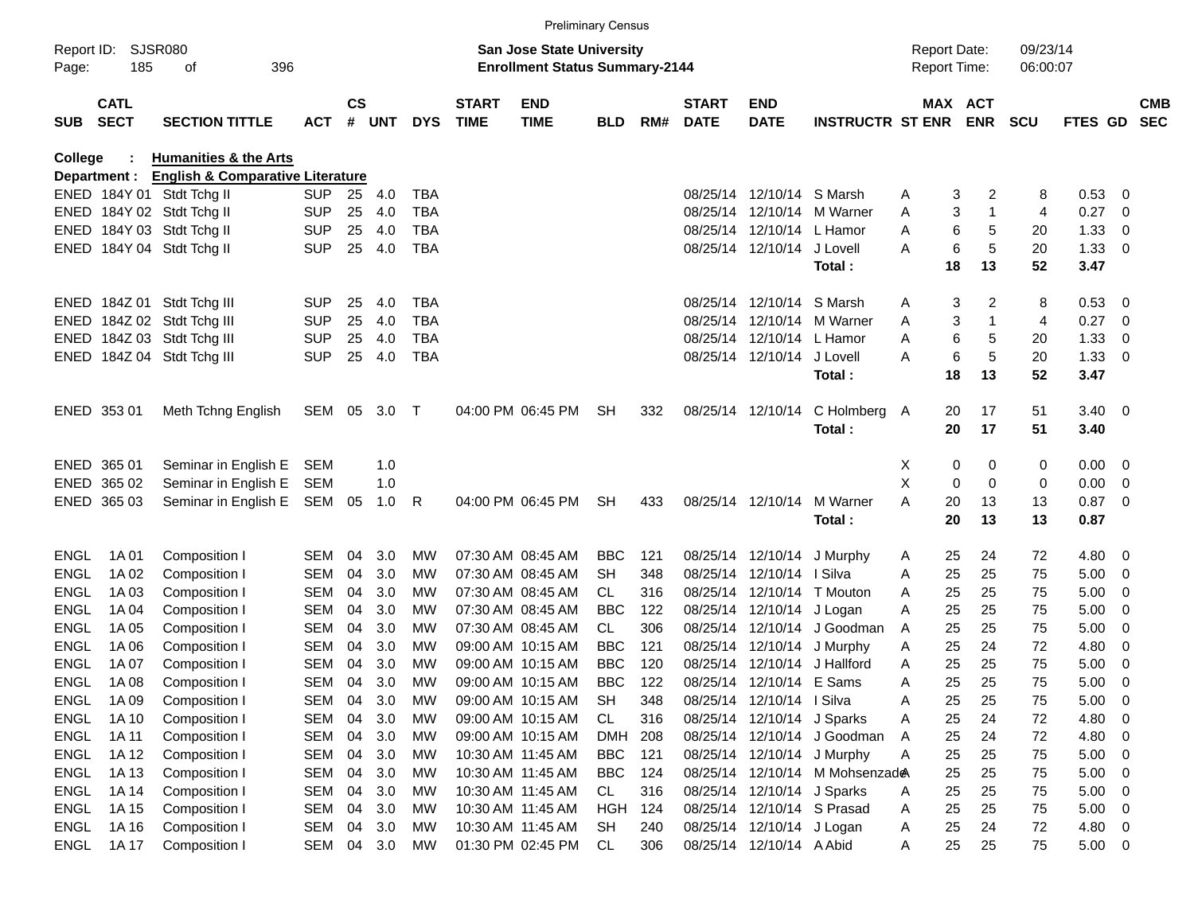Preliminary Census

Report ID: SJSR080
Page: 185 of 396

**San Jose State University**
**Enrollment Status Summary-2144**

Report Date: 09/23/14
Report Time: 06:00:07

**College : Humanities & the Arts**
**Department : English & Comparative Literature**

| SUB | CATL SECT | SECTION TITTLE | ACT | CS # | UNT | DYS | START TIME | END TIME | BLD | RM# | START DATE | END DATE | INSTRUCTR | ST | MAX ENR | ACT ENR | SCU | FTES | GD | CMB SEC |
|---|---|---|---|---|---|---|---|---|---|---|---|---|---|---|---|---|---|---|---|---|
| ENED | 184Y 01 | Stdt Tchg II | SUP | 25 | 4.0 | TBA | | | | | 08/25/14 | 12/10/14 | S Marsh | A | 3 | 2 | 8 | 0.53 | 0 | |
| ENED | 184Y 02 | Stdt Tchg II | SUP | 25 | 4.0 | TBA | | | | | 08/25/14 | 12/10/14 | M Warner | A | 3 | 1 | 4 | 0.27 | 0 | |
| ENED | 184Y 03 | Stdt Tchg II | SUP | 25 | 4.0 | TBA | | | | | 08/25/14 | 12/10/14 | L Hamor | A | 6 | 5 | 20 | 1.33 | 0 | |
| ENED | 184Y 04 | Stdt Tchg II | SUP | 25 | 4.0 | TBA | | | | | 08/25/14 | 12/10/14 | J Lovell | A | 6 | 5 | 20 | 1.33 | 0 | |
| | | | | | | | | | | | | | **Total :** | | **18** | **13** | **52** | **3.47** | | |
| ENED | 184Z 01 | Stdt Tchg III | SUP | 25 | 4.0 | TBA | | | | | 08/25/14 | 12/10/14 | S Marsh | A | 3 | 2 | 8 | 0.53 | 0 | |
| ENED | 184Z 02 | Stdt Tchg III | SUP | 25 | 4.0 | TBA | | | | | 08/25/14 | 12/10/14 | M Warner | A | 3 | 1 | 4 | 0.27 | 0 | |
| ENED | 184Z 03 | Stdt Tchg III | SUP | 25 | 4.0 | TBA | | | | | 08/25/14 | 12/10/14 | L Hamor | A | 6 | 5 | 20 | 1.33 | 0 | |
| ENED | 184Z 04 | Stdt Tchg III | SUP | 25 | 4.0 | TBA | | | | | 08/25/14 | 12/10/14 | J Lovell | A | 6 | 5 | 20 | 1.33 | 0 | |
| | | | | | | | | | | | | | **Total :** | | **18** | **13** | **52** | **3.47** | | |
| ENED | 353 01 | Meth Tchng English | SEM | 05 | 3.0 | T | 04:00 PM | 06:45 PM | SH | 332 | 08/25/14 | 12/10/14 | C Holmberg | A | 20 | 17 | 51 | 3.40 | 0 | |
| | | | | | | | | | | | | | **Total :** | | **20** | **17** | **51** | **3.40** | | |
| ENED | 365 01 | Seminar in English E | SEM | | 1.0 | | | | | | | | | X | 0 | 0 | 0 | 0.00 | 0 | |
| ENED | 365 02 | Seminar in English E | SEM | | 1.0 | | | | | | | | | X | 0 | 0 | 0 | 0.00 | 0 | |
| ENED | 365 03 | Seminar in English E | SEM | 05 | 1.0 | R | 04:00 PM | 06:45 PM | SH | 433 | 08/25/14 | 12/10/14 | M Warner | A | 20 | 13 | 13 | 0.87 | 0 | |
| | | | | | | | | | | | | | **Total :** | | **20** | **13** | **13** | **0.87** | | |
| ENGL | 1A 01 | Composition I | SEM | 04 | 3.0 | MW | 07:30 AM | 08:45 AM | BBC | 121 | 08/25/14 | 12/10/14 | J Murphy | A | 25 | 24 | 72 | 4.80 | 0 | |
| ENGL | 1A 02 | Composition I | SEM | 04 | 3.0 | MW | 07:30 AM | 08:45 AM | SH | 348 | 08/25/14 | 12/10/14 | I Silva | A | 25 | 25 | 75 | 5.00 | 0 | |
| ENGL | 1A 03 | Composition I | SEM | 04 | 3.0 | MW | 07:30 AM | 08:45 AM | CL | 316 | 08/25/14 | 12/10/14 | T Mouton | A | 25 | 25 | 75 | 5.00 | 0 | |
| ENGL | 1A 04 | Composition I | SEM | 04 | 3.0 | MW | 07:30 AM | 08:45 AM | BBC | 122 | 08/25/14 | 12/10/14 | J Logan | A | 25 | 25 | 75 | 5.00 | 0 | |
| ENGL | 1A 05 | Composition I | SEM | 04 | 3.0 | MW | 07:30 AM | 08:45 AM | CL | 306 | 08/25/14 | 12/10/14 | J Goodman | A | 25 | 25 | 75 | 5.00 | 0 | |
| ENGL | 1A 06 | Composition I | SEM | 04 | 3.0 | MW | 09:00 AM | 10:15 AM | BBC | 121 | 08/25/14 | 12/10/14 | J Murphy | A | 25 | 24 | 72 | 4.80 | 0 | |
| ENGL | 1A 07 | Composition I | SEM | 04 | 3.0 | MW | 09:00 AM | 10:15 AM | BBC | 120 | 08/25/14 | 12/10/14 | J Hallford | A | 25 | 25 | 75 | 5.00 | 0 | |
| ENGL | 1A 08 | Composition I | SEM | 04 | 3.0 | MW | 09:00 AM | 10:15 AM | BBC | 122 | 08/25/14 | 12/10/14 | E Sams | A | 25 | 25 | 75 | 5.00 | 0 | |
| ENGL | 1A 09 | Composition I | SEM | 04 | 3.0 | MW | 09:00 AM | 10:15 AM | SH | 348 | 08/25/14 | 12/10/14 | I Silva | A | 25 | 25 | 75 | 5.00 | 0 | |
| ENGL | 1A 10 | Composition I | SEM | 04 | 3.0 | MW | 09:00 AM | 10:15 AM | CL | 316 | 08/25/14 | 12/10/14 | J Sparks | A | 25 | 24 | 72 | 4.80 | 0 | |
| ENGL | 1A 11 | Composition I | SEM | 04 | 3.0 | MW | 09:00 AM | 10:15 AM | DMH | 208 | 08/25/14 | 12/10/14 | J Goodman | A | 25 | 24 | 72 | 4.80 | 0 | |
| ENGL | 1A 12 | Composition I | SEM | 04 | 3.0 | MW | 10:30 AM | 11:45 AM | BBC | 121 | 08/25/14 | 12/10/14 | J Murphy | A | 25 | 25 | 75 | 5.00 | 0 | |
| ENGL | 1A 13 | Composition I | SEM | 04 | 3.0 | MW | 10:30 AM | 11:45 AM | BBC | 124 | 08/25/14 | 12/10/14 | M Mohsenzade | A | 25 | 25 | 75 | 5.00 | 0 | |
| ENGL | 1A 14 | Composition I | SEM | 04 | 3.0 | MW | 10:30 AM | 11:45 AM | CL | 316 | 08/25/14 | 12/10/14 | J Sparks | A | 25 | 25 | 75 | 5.00 | 0 | |
| ENGL | 1A 15 | Composition I | SEM | 04 | 3.0 | MW | 10:30 AM | 11:45 AM | HGH | 124 | 08/25/14 | 12/10/14 | S Prasad | A | 25 | 25 | 75 | 5.00 | 0 | |
| ENGL | 1A 16 | Composition I | SEM | 04 | 3.0 | MW | 10:30 AM | 11:45 AM | SH | 240 | 08/25/14 | 12/10/14 | J Logan | A | 25 | 24 | 72 | 4.80 | 0 | |
| ENGL | 1A 17 | Composition I | SEM | 04 | 3.0 | MW | 01:30 PM | 02:45 PM | CL | 306 | 08/25/14 | 12/10/14 | A Abid | A | 25 | 25 | 75 | 5.00 | 0 | |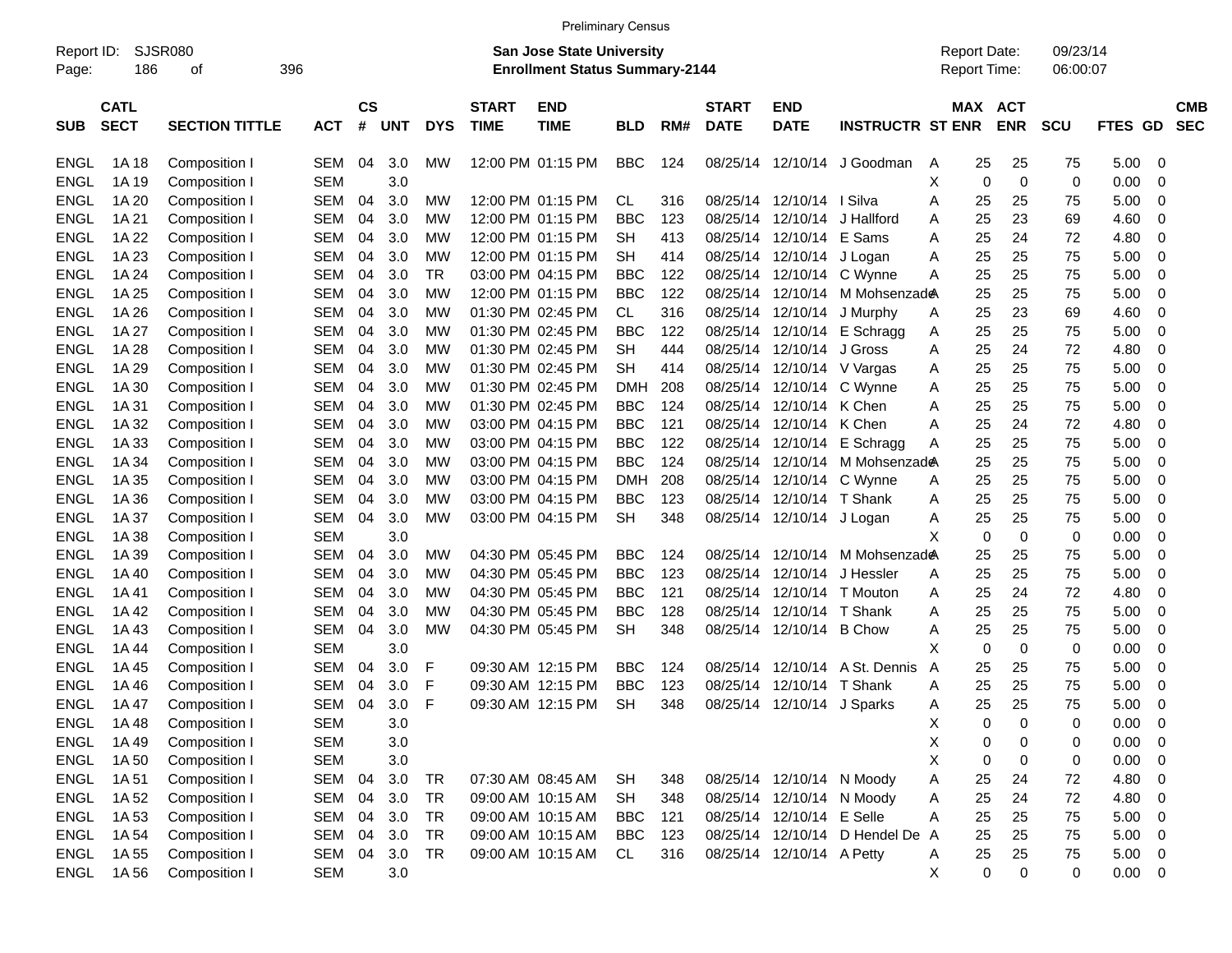Preliminary Census

Report ID: SJSR080
Page: 186 of 396

**San Jose State University**
**Enrollment Status Summary-2144**

Report Date: 09/23/14
Report Time: 06:00:07

| SUB | CATL SECT | SECTION TITTLE | ACT | CS # | UNT | DYS | START TIME | END TIME | BLD | RM# | START DATE | END DATE | INSTRUCTR | ST | MAX ENR | ACT ENR | SCU | FTES | GD | CMB SEC |
|---|---|---|---|---|---|---|---|---|---|---|---|---|---|---|---|---|---|---|---|---|
| ENGL | 1A 18 | Composition I | SEM | 04 | 3.0 | MW | 12:00 PM | 01:15 PM | BBC | 124 | 08/25/14 | 12/10/14 | J Goodman | A | 25 | 25 | 75 | 5.00 | 0 | |
| ENGL | 1A 19 | Composition I | SEM | | 3.0 | | | | | | | | | X | 0 | 0 | 0 | 0.00 | 0 | |
| ENGL | 1A 20 | Composition I | SEM | 04 | 3.0 | MW | 12:00 PM | 01:15 PM | CL | 316 | 08/25/14 | 12/10/14 | I Silva | A | 25 | 25 | 75 | 5.00 | 0 | |
| ENGL | 1A 21 | Composition I | SEM | 04 | 3.0 | MW | 12:00 PM | 01:15 PM | BBC | 123 | 08/25/14 | 12/10/14 | J Hallford | A | 25 | 23 | 69 | 4.60 | 0 | |
| ENGL | 1A 22 | Composition I | SEM | 04 | 3.0 | MW | 12:00 PM | 01:15 PM | SH | 413 | 08/25/14 | 12/10/14 | E Sams | A | 25 | 24 | 72 | 4.80 | 0 | |
| ENGL | 1A 23 | Composition I | SEM | 04 | 3.0 | MW | 12:00 PM | 01:15 PM | SH | 414 | 08/25/14 | 12/10/14 | J Logan | A | 25 | 25 | 75 | 5.00 | 0 | |
| ENGL | 1A 24 | Composition I | SEM | 04 | 3.0 | TR | 03:00 PM | 04:15 PM | BBC | 122 | 08/25/14 | 12/10/14 | C Wynne | A | 25 | 25 | 75 | 5.00 | 0 | |
| ENGL | 1A 25 | Composition I | SEM | 04 | 3.0 | MW | 12:00 PM | 01:15 PM | BBC | 122 | 08/25/14 | 12/10/14 | M Mohsenzade | A | 25 | 25 | 75 | 5.00 | 0 | |
| ENGL | 1A 26 | Composition I | SEM | 04 | 3.0 | MW | 01:30 PM | 02:45 PM | CL | 316 | 08/25/14 | 12/10/14 | J Murphy | A | 25 | 23 | 69 | 4.60 | 0 | |
| ENGL | 1A 27 | Composition I | SEM | 04 | 3.0 | MW | 01:30 PM | 02:45 PM | BBC | 122 | 08/25/14 | 12/10/14 | E Schragg | A | 25 | 25 | 75 | 5.00 | 0 | |
| ENGL | 1A 28 | Composition I | SEM | 04 | 3.0 | MW | 01:30 PM | 02:45 PM | SH | 444 | 08/25/14 | 12/10/14 | J Gross | A | 25 | 24 | 72 | 4.80 | 0 | |
| ENGL | 1A 29 | Composition I | SEM | 04 | 3.0 | MW | 01:30 PM | 02:45 PM | SH | 414 | 08/25/14 | 12/10/14 | V Vargas | A | 25 | 25 | 75 | 5.00 | 0 | |
| ENGL | 1A 30 | Composition I | SEM | 04 | 3.0 | MW | 01:30 PM | 02:45 PM | DMH | 208 | 08/25/14 | 12/10/14 | C Wynne | A | 25 | 25 | 75 | 5.00 | 0 | |
| ENGL | 1A 31 | Composition I | SEM | 04 | 3.0 | MW | 01:30 PM | 02:45 PM | BBC | 124 | 08/25/14 | 12/10/14 | K Chen | A | 25 | 25 | 75 | 5.00 | 0 | |
| ENGL | 1A 32 | Composition I | SEM | 04 | 3.0 | MW | 03:00 PM | 04:15 PM | BBC | 121 | 08/25/14 | 12/10/14 | K Chen | A | 25 | 24 | 72 | 4.80 | 0 | |
| ENGL | 1A 33 | Composition I | SEM | 04 | 3.0 | MW | 03:00 PM | 04:15 PM | BBC | 122 | 08/25/14 | 12/10/14 | E Schragg | A | 25 | 25 | 75 | 5.00 | 0 | |
| ENGL | 1A 34 | Composition I | SEM | 04 | 3.0 | MW | 03:00 PM | 04:15 PM | BBC | 124 | 08/25/14 | 12/10/14 | M Mohsenzade | A | 25 | 25 | 75 | 5.00 | 0 | |
| ENGL | 1A 35 | Composition I | SEM | 04 | 3.0 | MW | 03:00 PM | 04:15 PM | DMH | 208 | 08/25/14 | 12/10/14 | C Wynne | A | 25 | 25 | 75 | 5.00 | 0 | |
| ENGL | 1A 36 | Composition I | SEM | 04 | 3.0 | MW | 03:00 PM | 04:15 PM | BBC | 123 | 08/25/14 | 12/10/14 | T Shank | A | 25 | 25 | 75 | 5.00 | 0 | |
| ENGL | 1A 37 | Composition I | SEM | 04 | 3.0 | MW | 03:00 PM | 04:15 PM | SH | 348 | 08/25/14 | 12/10/14 | J Logan | A | 25 | 25 | 75 | 5.00 | 0 | |
| ENGL | 1A 38 | Composition I | SEM | | 3.0 | | | | | | | | | X | 0 | 0 | 0 | 0.00 | 0 | |
| ENGL | 1A 39 | Composition I | SEM | 04 | 3.0 | MW | 04:30 PM | 05:45 PM | BBC | 124 | 08/25/14 | 12/10/14 | M Mohsenzade | A | 25 | 25 | 75 | 5.00 | 0 | |
| ENGL | 1A 40 | Composition I | SEM | 04 | 3.0 | MW | 04:30 PM | 05:45 PM | BBC | 123 | 08/25/14 | 12/10/14 | J Hessler | A | 25 | 25 | 75 | 5.00 | 0 | |
| ENGL | 1A 41 | Composition I | SEM | 04 | 3.0 | MW | 04:30 PM | 05:45 PM | BBC | 121 | 08/25/14 | 12/10/14 | T Mouton | A | 25 | 24 | 72 | 4.80 | 0 | |
| ENGL | 1A 42 | Composition I | SEM | 04 | 3.0 | MW | 04:30 PM | 05:45 PM | BBC | 128 | 08/25/14 | 12/10/14 | T Shank | A | 25 | 25 | 75 | 5.00 | 0 | |
| ENGL | 1A 43 | Composition I | SEM | 04 | 3.0 | MW | 04:30 PM | 05:45 PM | SH | 348 | 08/25/14 | 12/10/14 | B Chow | A | 25 | 25 | 75 | 5.00 | 0 | |
| ENGL | 1A 44 | Composition I | SEM | | 3.0 | | | | | | | | | X | 0 | 0 | 0 | 0.00 | 0 | |
| ENGL | 1A 45 | Composition I | SEM | 04 | 3.0 | F | 09:30 AM | 12:15 PM | BBC | 124 | 08/25/14 | 12/10/14 | A St. Dennis | A | 25 | 25 | 75 | 5.00 | 0 | |
| ENGL | 1A 46 | Composition I | SEM | 04 | 3.0 | F | 09:30 AM | 12:15 PM | BBC | 123 | 08/25/14 | 12/10/14 | T Shank | A | 25 | 25 | 75 | 5.00 | 0 | |
| ENGL | 1A 47 | Composition I | SEM | 04 | 3.0 | F | 09:30 AM | 12:15 PM | SH | 348 | 08/25/14 | 12/10/14 | J Sparks | A | 25 | 25 | 75 | 5.00 | 0 | |
| ENGL | 1A 48 | Composition I | SEM | | 3.0 | | | | | | | | | X | 0 | 0 | 0 | 0.00 | 0 | |
| ENGL | 1A 49 | Composition I | SEM | | 3.0 | | | | | | | | | X | 0 | 0 | 0 | 0.00 | 0 | |
| ENGL | 1A 50 | Composition I | SEM | | 3.0 | | | | | | | | | X | 0 | 0 | 0 | 0.00 | 0 | |
| ENGL | 1A 51 | Composition I | SEM | 04 | 3.0 | TR | 07:30 AM | 08:45 AM | SH | 348 | 08/25/14 | 12/10/14 | N Moody | A | 25 | 24 | 72 | 4.80 | 0 | |
| ENGL | 1A 52 | Composition I | SEM | 04 | 3.0 | TR | 09:00 AM | 10:15 AM | SH | 348 | 08/25/14 | 12/10/14 | N Moody | A | 25 | 24 | 72 | 4.80 | 0 | |
| ENGL | 1A 53 | Composition I | SEM | 04 | 3.0 | TR | 09:00 AM | 10:15 AM | BBC | 121 | 08/25/14 | 12/10/14 | E Selle | A | 25 | 25 | 75 | 5.00 | 0 | |
| ENGL | 1A 54 | Composition I | SEM | 04 | 3.0 | TR | 09:00 AM | 10:15 AM | BBC | 123 | 08/25/14 | 12/10/14 | D Hendel De | A | 25 | 25 | 75 | 5.00 | 0 | |
| ENGL | 1A 55 | Composition I | SEM | 04 | 3.0 | TR | 09:00 AM | 10:15 AM | CL | 316 | 08/25/14 | 12/10/14 | A Petty | A | 25 | 25 | 75 | 5.00 | 0 | |
| ENGL | 1A 56 | Composition I | SEM | | 3.0 | | | | | | | | | X | 0 | 0 | 0 | 0.00 | 0 | |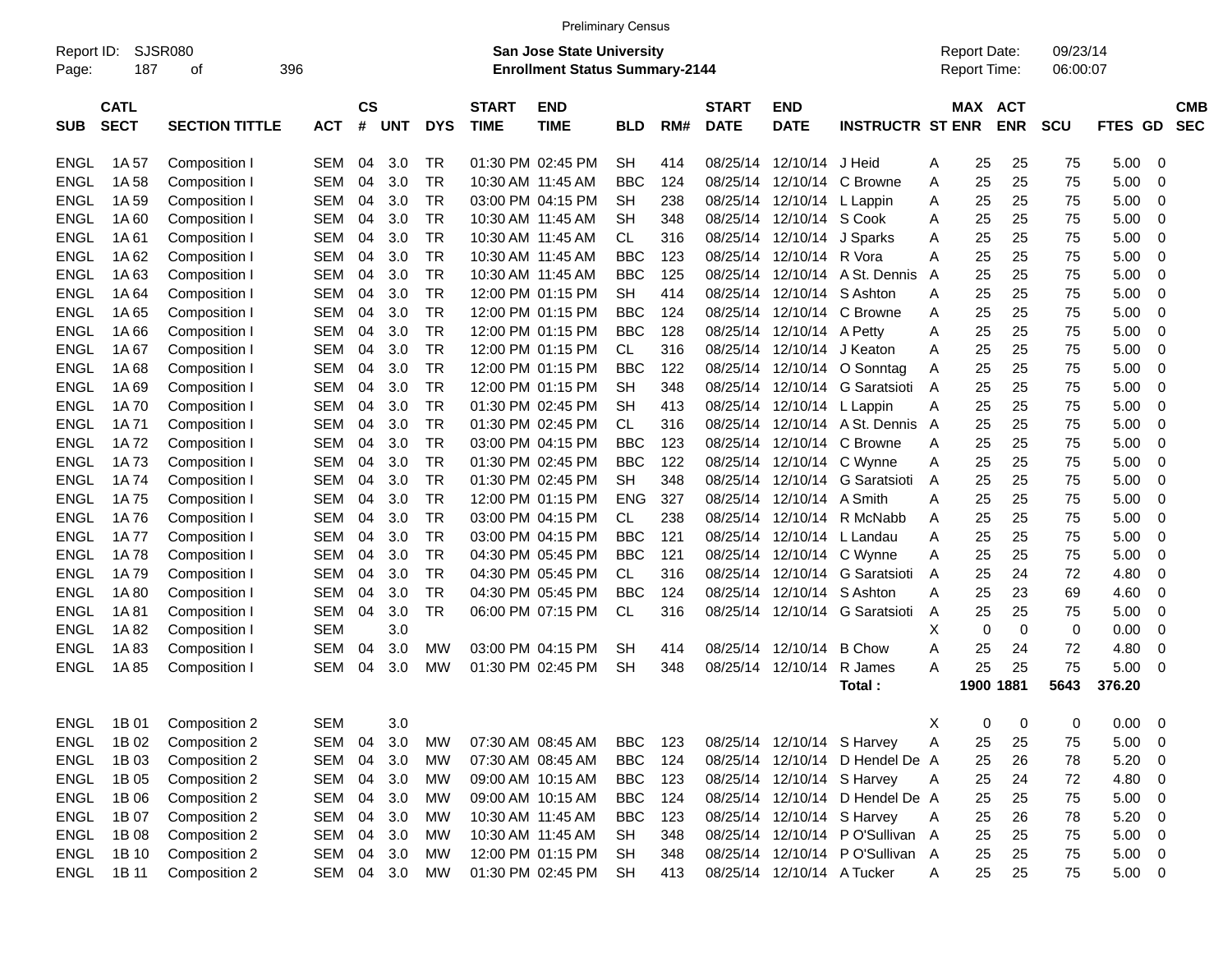Preliminary Census

Report ID: SJSR080

**San Jose State University**
**Enrollment Status Summary-2144**

Report Date: 09/23/14
Report Time: 06:00:07

| SUB | CATL SECT | SECTION TITTLE | ACT | CS # | UNT | DYS | START TIME | END TIME | BLD | RM# | START DATE | END DATE | INSTRUCTR | ST | MAX ENR | ACT ENR | SCU | FTES | GD | CMB SEC |
|---|---|---|---|---|---|---|---|---|---|---|---|---|---|---|---|---|---|---|---|---|
| ENGL | 1A 57 | Composition I | SEM | 04 | 3.0 | TR | 01:30 PM | 02:45 PM | SH | 414 | 08/25/14 | 12/10/14 | J Heid | A | 25 | 25 | 75 | 5.00 | 0 | |
| ENGL | 1A 58 | Composition I | SEM | 04 | 3.0 | TR | 10:30 AM | 11:45 AM | BBC | 124 | 08/25/14 | 12/10/14 | C Browne | A | 25 | 25 | 75 | 5.00 | 0 | |
| ENGL | 1A 59 | Composition I | SEM | 04 | 3.0 | TR | 03:00 PM | 04:15 PM | SH | 238 | 08/25/14 | 12/10/14 | L Lappin | A | 25 | 25 | 75 | 5.00 | 0 | |
| ENGL | 1A 60 | Composition I | SEM | 04 | 3.0 | TR | 10:30 AM | 11:45 AM | SH | 348 | 08/25/14 | 12/10/14 | S Cook | A | 25 | 25 | 75 | 5.00 | 0 | |
| ENGL | 1A 61 | Composition I | SEM | 04 | 3.0 | TR | 10:30 AM | 11:45 AM | CL | 316 | 08/25/14 | 12/10/14 | J Sparks | A | 25 | 25 | 75 | 5.00 | 0 | |
| ENGL | 1A 62 | Composition I | SEM | 04 | 3.0 | TR | 10:30 AM | 11:45 AM | BBC | 123 | 08/25/14 | 12/10/14 | R Vora | A | 25 | 25 | 75 | 5.00 | 0 | |
| ENGL | 1A 63 | Composition I | SEM | 04 | 3.0 | TR | 10:30 AM | 11:45 AM | BBC | 125 | 08/25/14 | 12/10/14 | A St. Dennis | A | 25 | 25 | 75 | 5.00 | 0 | |
| ENGL | 1A 64 | Composition I | SEM | 04 | 3.0 | TR | 12:00 PM | 01:15 PM | SH | 414 | 08/25/14 | 12/10/14 | S Ashton | A | 25 | 25 | 75 | 5.00 | 0 | |
| ENGL | 1A 65 | Composition I | SEM | 04 | 3.0 | TR | 12:00 PM | 01:15 PM | BBC | 124 | 08/25/14 | 12/10/14 | C Browne | A | 25 | 25 | 75 | 5.00 | 0 | |
| ENGL | 1A 66 | Composition I | SEM | 04 | 3.0 | TR | 12:00 PM | 01:15 PM | BBC | 128 | 08/25/14 | 12/10/14 | A Petty | A | 25 | 25 | 75 | 5.00 | 0 | |
| ENGL | 1A 67 | Composition I | SEM | 04 | 3.0 | TR | 12:00 PM | 01:15 PM | CL | 316 | 08/25/14 | 12/10/14 | J Keaton | A | 25 | 25 | 75 | 5.00 | 0 | |
| ENGL | 1A 68 | Composition I | SEM | 04 | 3.0 | TR | 12:00 PM | 01:15 PM | BBC | 122 | 08/25/14 | 12/10/14 | O Sonntag | A | 25 | 25 | 75 | 5.00 | 0 | |
| ENGL | 1A 69 | Composition I | SEM | 04 | 3.0 | TR | 12:00 PM | 01:15 PM | SH | 348 | 08/25/14 | 12/10/14 | G Saratsioti | A | 25 | 25 | 75 | 5.00 | 0 | |
| ENGL | 1A 70 | Composition I | SEM | 04 | 3.0 | TR | 01:30 PM | 02:45 PM | SH | 413 | 08/25/14 | 12/10/14 | L Lappin | A | 25 | 25 | 75 | 5.00 | 0 | |
| ENGL | 1A 71 | Composition I | SEM | 04 | 3.0 | TR | 01:30 PM | 02:45 PM | CL | 316 | 08/25/14 | 12/10/14 | A St. Dennis | A | 25 | 25 | 75 | 5.00 | 0 | |
| ENGL | 1A 72 | Composition I | SEM | 04 | 3.0 | TR | 03:00 PM | 04:15 PM | BBC | 123 | 08/25/14 | 12/10/14 | C Browne | A | 25 | 25 | 75 | 5.00 | 0 | |
| ENGL | 1A 73 | Composition I | SEM | 04 | 3.0 | TR | 01:30 PM | 02:45 PM | BBC | 122 | 08/25/14 | 12/10/14 | C Wynne | A | 25 | 25 | 75 | 5.00 | 0 | |
| ENGL | 1A 74 | Composition I | SEM | 04 | 3.0 | TR | 01:30 PM | 02:45 PM | SH | 348 | 08/25/14 | 12/10/14 | G Saratsioti | A | 25 | 25 | 75 | 5.00 | 0 | |
| ENGL | 1A 75 | Composition I | SEM | 04 | 3.0 | TR | 12:00 PM | 01:15 PM | ENG | 327 | 08/25/14 | 12/10/14 | A Smith | A | 25 | 25 | 75 | 5.00 | 0 | |
| ENGL | 1A 76 | Composition I | SEM | 04 | 3.0 | TR | 03:00 PM | 04:15 PM | CL | 238 | 08/25/14 | 12/10/14 | R McNabb | A | 25 | 25 | 75 | 5.00 | 0 | |
| ENGL | 1A 77 | Composition I | SEM | 04 | 3.0 | TR | 03:00 PM | 04:15 PM | BBC | 121 | 08/25/14 | 12/10/14 | L Landau | A | 25 | 25 | 75 | 5.00 | 0 | |
| ENGL | 1A 78 | Composition I | SEM | 04 | 3.0 | TR | 04:30 PM | 05:45 PM | BBC | 121 | 08/25/14 | 12/10/14 | C Wynne | A | 25 | 25 | 75 | 5.00 | 0 | |
| ENGL | 1A 79 | Composition I | SEM | 04 | 3.0 | TR | 04:30 PM | 05:45 PM | CL | 316 | 08/25/14 | 12/10/14 | G Saratsioti | A | 25 | 24 | 72 | 4.80 | 0 | |
| ENGL | 1A 80 | Composition I | SEM | 04 | 3.0 | TR | 04:30 PM | 05:45 PM | BBC | 124 | 08/25/14 | 12/10/14 | S Ashton | A | 25 | 23 | 69 | 4.60 | 0 | |
| ENGL | 1A 81 | Composition I | SEM | 04 | 3.0 | TR | 06:00 PM | 07:15 PM | CL | 316 | 08/25/14 | 12/10/14 | G Saratsioti | A | 25 | 25 | 75 | 5.00 | 0 | |
| ENGL | 1A 82 | Composition I | SEM | | 3.0 | | | | | | | | | X | 0 | 0 | 0 | 0.00 | 0 | |
| ENGL | 1A 83 | Composition I | SEM | 04 | 3.0 | MW | 03:00 PM | 04:15 PM | SH | 414 | 08/25/14 | 12/10/14 | B Chow | A | 25 | 24 | 72 | 4.80 | 0 | |
| ENGL | 1A 85 | Composition I | SEM | 04 | 3.0 | MW | 01:30 PM | 02:45 PM | SH | 348 | 08/25/14 | 12/10/14 | R James | A | 25 | 25 | 75 | 5.00 | 0 | |
| | | | | | | | | | | | | | **Total :** | | **1900** | **1881** | **5643** | **376.20** | | |
| ENGL | 1B 01 | Composition 2 | SEM | | 3.0 | | | | | | | | | X | 0 | 0 | 0 | 0.00 | 0 | |
| ENGL | 1B 02 | Composition 2 | SEM | 04 | 3.0 | MW | 07:30 AM | 08:45 AM | BBC | 123 | 08/25/14 | 12/10/14 | S Harvey | A | 25 | 25 | 75 | 5.00 | 0 | |
| ENGL | 1B 03 | Composition 2 | SEM | 04 | 3.0 | MW | 07:30 AM | 08:45 AM | BBC | 124 | 08/25/14 | 12/10/14 | D Hendel De | A | 25 | 26 | 78 | 5.20 | 0 | |
| ENGL | 1B 05 | Composition 2 | SEM | 04 | 3.0 | MW | 09:00 AM | 10:15 AM | BBC | 123 | 08/25/14 | 12/10/14 | S Harvey | A | 25 | 24 | 72 | 4.80 | 0 | |
| ENGL | 1B 06 | Composition 2 | SEM | 04 | 3.0 | MW | 09:00 AM | 10:15 AM | BBC | 124 | 08/25/14 | 12/10/14 | D Hendel De | A | 25 | 25 | 75 | 5.00 | 0 | |
| ENGL | 1B 07 | Composition 2 | SEM | 04 | 3.0 | MW | 10:30 AM | 11:45 AM | BBC | 123 | 08/25/14 | 12/10/14 | S Harvey | A | 25 | 26 | 78 | 5.20 | 0 | |
| ENGL | 1B 08 | Composition 2 | SEM | 04 | 3.0 | MW | 10:30 AM | 11:45 AM | SH | 348 | 08/25/14 | 12/10/14 | P O'Sullivan | A | 25 | 25 | 75 | 5.00 | 0 | |
| ENGL | 1B 10 | Composition 2 | SEM | 04 | 3.0 | MW | 12:00 PM | 01:15 PM | SH | 348 | 08/25/14 | 12/10/14 | P O'Sullivan | A | 25 | 25 | 75 | 5.00 | 0 | |
| ENGL | 1B 11 | Composition 2 | SEM | 04 | 3.0 | MW | 01:30 PM | 02:45 PM | SH | 413 | 08/25/14 | 12/10/14 | A Tucker | A | 25 | 25 | 75 | 5.00 | 0 | |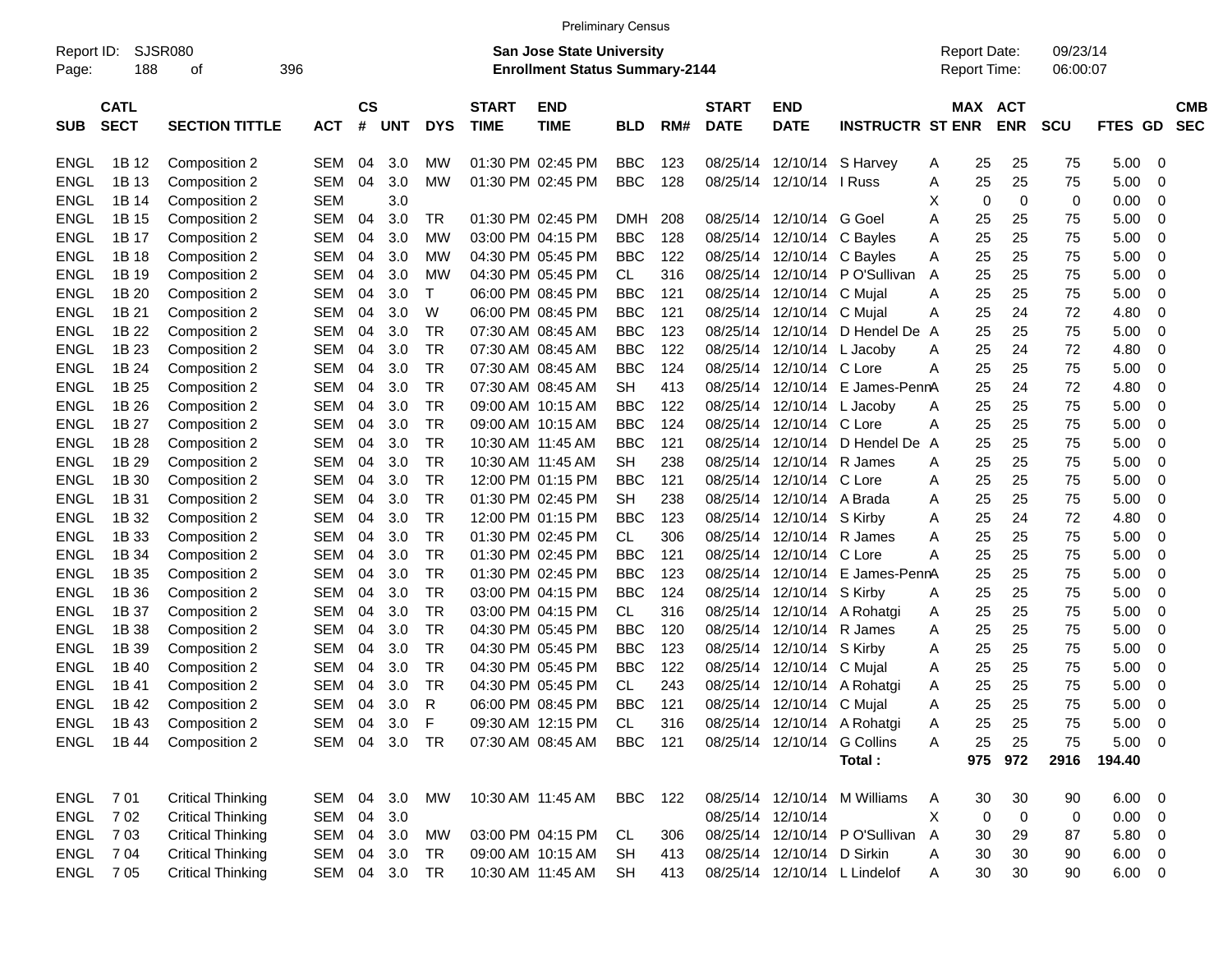Preliminary Census

Report ID: SJSR080

**San Jose State University**
**Enrollment Status Summary-2144**

Report Date: 09/23/14
Report Time: 06:00:07

| SUB | CATL SECT | SECTION TITTLE | ACT | CS # | UNT | DYS | START TIME | END TIME | BLD | RM# | START DATE | END DATE | INSTRUCTR | ST | MAX ENR | ACT ENR | SCU | FTES | GD | CMB SEC |
|---|---|---|---|---|---|---|---|---|---|---|---|---|---|---|---|---|---|---|---|---|
| ENGL | 1B 12 | Composition 2 | SEM | 04 | 3.0 | MW | 01:30 PM | 02:45 PM | BBC | 123 | 08/25/14 | 12/10/14 | S Harvey | A | 25 | 25 | 75 | 5.00 | 0 | |
| ENGL | 1B 13 | Composition 2 | SEM | 04 | 3.0 | MW | 01:30 PM | 02:45 PM | BBC | 128 | 08/25/14 | 12/10/14 | I Russ | A | 25 | 25 | 75 | 5.00 | 0 | |
| ENGL | 1B 14 | Composition 2 | SEM | | 3.0 | | | | | | | | | X | 0 | 0 | 0 | 0.00 | 0 | |
| ENGL | 1B 15 | Composition 2 | SEM | 04 | 3.0 | TR | 01:30 PM | 02:45 PM | DMH | 208 | 08/25/14 | 12/10/14 | G Goel | A | 25 | 25 | 75 | 5.00 | 0 | |
| ENGL | 1B 17 | Composition 2 | SEM | 04 | 3.0 | MW | 03:00 PM | 04:15 PM | BBC | 128 | 08/25/14 | 12/10/14 | C Bayles | A | 25 | 25 | 75 | 5.00 | 0 | |
| ENGL | 1B 18 | Composition 2 | SEM | 04 | 3.0 | MW | 04:30 PM | 05:45 PM | BBC | 122 | 08/25/14 | 12/10/14 | C Bayles | A | 25 | 25 | 75 | 5.00 | 0 | |
| ENGL | 1B 19 | Composition 2 | SEM | 04 | 3.0 | MW | 04:30 PM | 05:45 PM | CL | 316 | 08/25/14 | 12/10/14 | P O'Sullivan | A | 25 | 25 | 75 | 5.00 | 0 | |
| ENGL | 1B 20 | Composition 2 | SEM | 04 | 3.0 | T | 06:00 PM | 08:45 PM | BBC | 121 | 08/25/14 | 12/10/14 | C Mujal | A | 25 | 25 | 75 | 5.00 | 0 | |
| ENGL | 1B 21 | Composition 2 | SEM | 04 | 3.0 | W | 06:00 PM | 08:45 PM | BBC | 121 | 08/25/14 | 12/10/14 | C Mujal | A | 25 | 24 | 72 | 4.80 | 0 | |
| ENGL | 1B 22 | Composition 2 | SEM | 04 | 3.0 | TR | 07:30 AM | 08:45 AM | BBC | 123 | 08/25/14 | 12/10/14 | D Hendel De | A | 25 | 25 | 75 | 5.00 | 0 | |
| ENGL | 1B 23 | Composition 2 | SEM | 04 | 3.0 | TR | 07:30 AM | 08:45 AM | BBC | 122 | 08/25/14 | 12/10/14 | L Jacoby | A | 25 | 24 | 72 | 4.80 | 0 | |
| ENGL | 1B 24 | Composition 2 | SEM | 04 | 3.0 | TR | 07:30 AM | 08:45 AM | BBC | 124 | 08/25/14 | 12/10/14 | C Lore | A | 25 | 25 | 75 | 5.00 | 0 | |
| ENGL | 1B 25 | Composition 2 | SEM | 04 | 3.0 | TR | 07:30 AM | 08:45 AM | SH | 413 | 08/25/14 | 12/10/14 | E James-Penn | A | 25 | 24 | 72 | 4.80 | 0 | |
| ENGL | 1B 26 | Composition 2 | SEM | 04 | 3.0 | TR | 09:00 AM | 10:15 AM | BBC | 122 | 08/25/14 | 12/10/14 | L Jacoby | A | 25 | 25 | 75 | 5.00 | 0 | |
| ENGL | 1B 27 | Composition 2 | SEM | 04 | 3.0 | TR | 09:00 AM | 10:15 AM | BBC | 124 | 08/25/14 | 12/10/14 | C Lore | A | 25 | 25 | 75 | 5.00 | 0 | |
| ENGL | 1B 28 | Composition 2 | SEM | 04 | 3.0 | TR | 10:30 AM | 11:45 AM | BBC | 121 | 08/25/14 | 12/10/14 | D Hendel De | A | 25 | 25 | 75 | 5.00 | 0 | |
| ENGL | 1B 29 | Composition 2 | SEM | 04 | 3.0 | TR | 10:30 AM | 11:45 AM | SH | 238 | 08/25/14 | 12/10/14 | R James | A | 25 | 25 | 75 | 5.00 | 0 | |
| ENGL | 1B 30 | Composition 2 | SEM | 04 | 3.0 | TR | 12:00 PM | 01:15 PM | BBC | 121 | 08/25/14 | 12/10/14 | C Lore | A | 25 | 25 | 75 | 5.00 | 0 | |
| ENGL | 1B 31 | Composition 2 | SEM | 04 | 3.0 | TR | 01:30 PM | 02:45 PM | SH | 238 | 08/25/14 | 12/10/14 | A Brada | A | 25 | 25 | 75 | 5.00 | 0 | |
| ENGL | 1B 32 | Composition 2 | SEM | 04 | 3.0 | TR | 12:00 PM | 01:15 PM | BBC | 123 | 08/25/14 | 12/10/14 | S Kirby | A | 25 | 24 | 72 | 4.80 | 0 | |
| ENGL | 1B 33 | Composition 2 | SEM | 04 | 3.0 | TR | 01:30 PM | 02:45 PM | CL | 306 | 08/25/14 | 12/10/14 | R James | A | 25 | 25 | 75 | 5.00 | 0 | |
| ENGL | 1B 34 | Composition 2 | SEM | 04 | 3.0 | TR | 01:30 PM | 02:45 PM | BBC | 121 | 08/25/14 | 12/10/14 | C Lore | A | 25 | 25 | 75 | 5.00 | 0 | |
| ENGL | 1B 35 | Composition 2 | SEM | 04 | 3.0 | TR | 01:30 PM | 02:45 PM | BBC | 123 | 08/25/14 | 12/10/14 | E James-Penn | A | 25 | 25 | 75 | 5.00 | 0 | |
| ENGL | 1B 36 | Composition 2 | SEM | 04 | 3.0 | TR | 03:00 PM | 04:15 PM | BBC | 124 | 08/25/14 | 12/10/14 | S Kirby | A | 25 | 25 | 75 | 5.00 | 0 | |
| ENGL | 1B 37 | Composition 2 | SEM | 04 | 3.0 | TR | 03:00 PM | 04:15 PM | CL | 316 | 08/25/14 | 12/10/14 | A Rohatgi | A | 25 | 25 | 75 | 5.00 | 0 | |
| ENGL | 1B 38 | Composition 2 | SEM | 04 | 3.0 | TR | 04:30 PM | 05:45 PM | BBC | 120 | 08/25/14 | 12/10/14 | R James | A | 25 | 25 | 75 | 5.00 | 0 | |
| ENGL | 1B 39 | Composition 2 | SEM | 04 | 3.0 | TR | 04:30 PM | 05:45 PM | BBC | 123 | 08/25/14 | 12/10/14 | S Kirby | A | 25 | 25 | 75 | 5.00 | 0 | |
| ENGL | 1B 40 | Composition 2 | SEM | 04 | 3.0 | TR | 04:30 PM | 05:45 PM | BBC | 122 | 08/25/14 | 12/10/14 | C Mujal | A | 25 | 25 | 75 | 5.00 | 0 | |
| ENGL | 1B 41 | Composition 2 | SEM | 04 | 3.0 | TR | 04:30 PM | 05:45 PM | CL | 243 | 08/25/14 | 12/10/14 | A Rohatgi | A | 25 | 25 | 75 | 5.00 | 0 | |
| ENGL | 1B 42 | Composition 2 | SEM | 04 | 3.0 | R | 06:00 PM | 08:45 PM | BBC | 121 | 08/25/14 | 12/10/14 | C Mujal | A | 25 | 25 | 75 | 5.00 | 0 | |
| ENGL | 1B 43 | Composition 2 | SEM | 04 | 3.0 | F | 09:30 AM | 12:15 PM | CL | 316 | 08/25/14 | 12/10/14 | A Rohatgi | A | 25 | 25 | 75 | 5.00 | 0 | |
| ENGL | 1B 44 | Composition 2 | SEM | 04 | 3.0 | TR | 07:30 AM | 08:45 AM | BBC | 121 | 08/25/14 | 12/10/14 | G Collins | A | 25 | 25 | 75 | 5.00 | 0 | |
| | | | | | | | | | | | | | **Total :** | | **975** | **972** | **2916** | **194.40** | | |
| ENGL | 7 01 | Critical Thinking | SEM | 04 | 3.0 | MW | 10:30 AM | 11:45 AM | BBC | 122 | 08/25/14 | 12/10/14 | M Williams | A | 30 | 30 | 90 | 6.00 | 0 | |
| ENGL | 7 02 | Critical Thinking | SEM | 04 | 3.0 | | | | | | 08/25/14 | 12/10/14 | | X | 0 | 0 | 0 | 0.00 | 0 | |
| ENGL | 7 03 | Critical Thinking | SEM | 04 | 3.0 | MW | 03:00 PM | 04:15 PM | CL | 306 | 08/25/14 | 12/10/14 | P O'Sullivan | A | 30 | 29 | 87 | 5.80 | 0 | |
| ENGL | 7 04 | Critical Thinking | SEM | 04 | 3.0 | TR | 09:00 AM | 10:15 AM | SH | 413 | 08/25/14 | 12/10/14 | D Sirkin | A | 30 | 30 | 90 | 6.00 | 0 | |
| ENGL | 7 05 | Critical Thinking | SEM | 04 | 3.0 | TR | 10:30 AM | 11:45 AM | SH | 413 | 08/25/14 | 12/10/14 | L Lindelof | A | 30 | 30 | 90 | 6.00 | 0 | |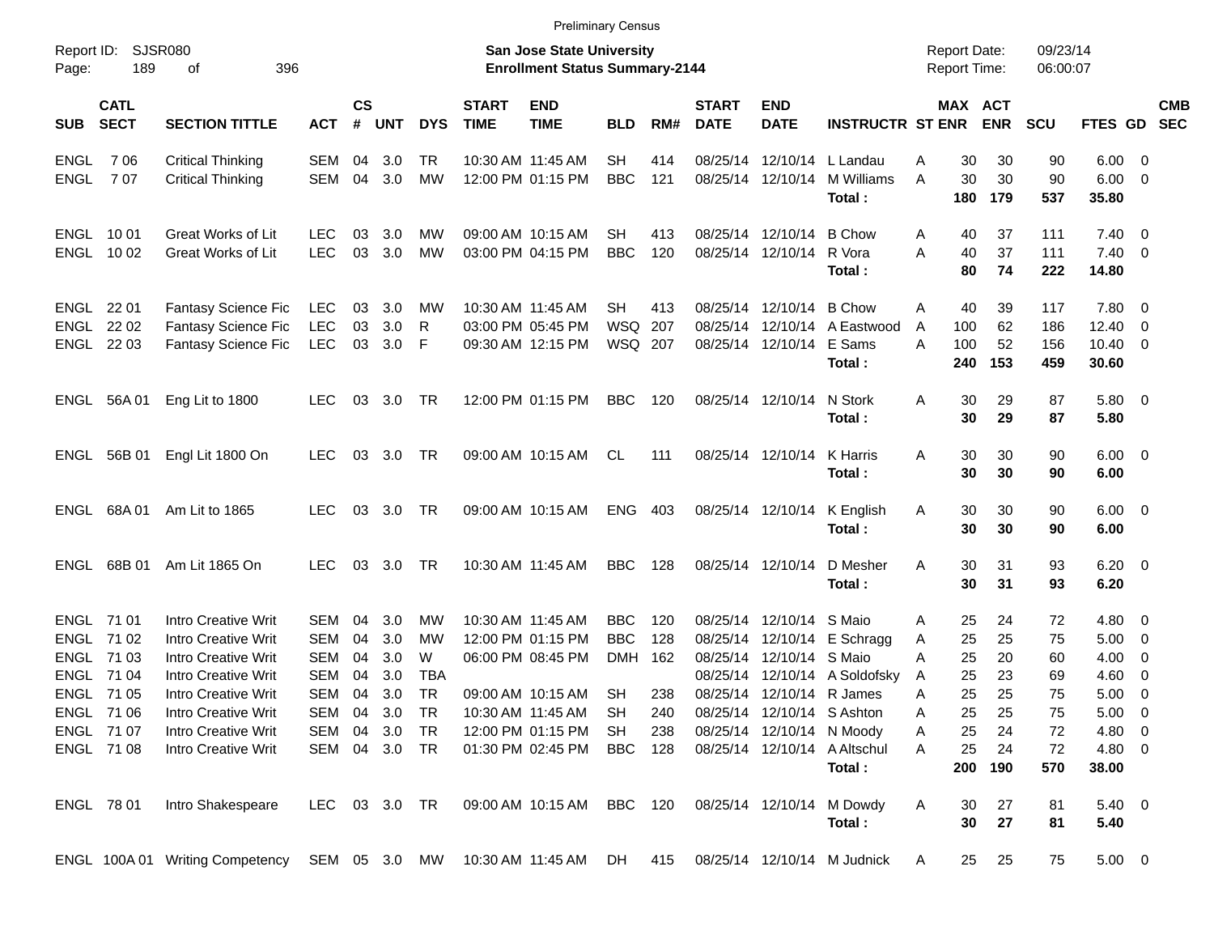Preliminary Census

Report ID: SJSR080

**San Jose State University**
**Enrollment Status Summary-2144**

Report Date: 09/23/14
Report Time: 06:00:07

| SUB | CATL SECT | SECTION TITTLE | ACT | CS # | UNT | DYS | START TIME | END TIME | BLD | RM# | START DATE | END DATE | INSTRUCTR | ST | MAX ENR | ACT ENR | SCU | FTES | GD | CMB SEC |
|---|---|---|---|---|---|---|---|---|---|---|---|---|---|---|---|---|---|---|---|---|
| ENGL | 7 06 | Critical Thinking | SEM | 04 | 3.0 | TR | 10:30 AM | 11:45 AM | SH | 414 | 08/25/14 | 12/10/14 | L Landau | A | 30 | 30 | 90 | 6.00 | 0 | |
| ENGL | 7 07 | Critical Thinking | SEM | 04 | 3.0 | MW | 12:00 PM | 01:15 PM | BBC | 121 | 08/25/14 | 12/10/14 | M Williams | A | 30 | 30 | 90 | 6.00 | 0 | |
| | | | | | | | | | | | | | **Total :** | | **180** | **179** | **537** | **35.80** | | |
| ENGL | 10 01 | Great Works of Lit | LEC | 03 | 3.0 | MW | 09:00 AM | 10:15 AM | SH | 413 | 08/25/14 | 12/10/14 | B Chow | A | 40 | 37 | 111 | 7.40 | 0 | |
| ENGL | 10 02 | Great Works of Lit | LEC | 03 | 3.0 | MW | 03:00 PM | 04:15 PM | BBC | 120 | 08/25/14 | 12/10/14 | R Vora | A | 40 | 37 | 111 | 7.40 | 0 | |
| | | | | | | | | | | | | | **Total :** | | **80** | **74** | **222** | **14.80** | | |
| ENGL | 22 01 | Fantasy Science Fic | LEC | 03 | 3.0 | MW | 10:30 AM | 11:45 AM | SH | 413 | 08/25/14 | 12/10/14 | B Chow | A | 40 | 39 | 117 | 7.80 | 0 | |
| ENGL | 22 02 | Fantasy Science Fic | LEC | 03 | 3.0 | R | 03:00 PM | 05:45 PM | WSQ | 207 | 08/25/14 | 12/10/14 | A Eastwood | A | 100 | 62 | 186 | 12.40 | 0 | |
| ENGL | 22 03 | Fantasy Science Fic | LEC | 03 | 3.0 | F | 09:30 AM | 12:15 PM | WSQ | 207 | 08/25/14 | 12/10/14 | E Sams | A | 100 | 52 | 156 | 10.40 | 0 | |
| | | | | | | | | | | | | | **Total :** | | **240** | **153** | **459** | **30.60** | | |
| ENGL | 56A 01 | Eng Lit to 1800 | LEC | 03 | 3.0 | TR | 12:00 PM | 01:15 PM | BBC | 120 | 08/25/14 | 12/10/14 | N Stork | A | 30 | 29 | 87 | 5.80 | 0 | |
| | | | | | | | | | | | | | **Total :** | | **30** | **29** | **87** | **5.80** | | |
| ENGL | 56B 01 | Engl Lit 1800 On | LEC | 03 | 3.0 | TR | 09:00 AM | 10:15 AM | CL | 111 | 08/25/14 | 12/10/14 | K Harris | A | 30 | 30 | 90 | 6.00 | 0 | |
| | | | | | | | | | | | | | **Total :** | | **30** | **30** | **90** | **6.00** | | |
| ENGL | 68A 01 | Am Lit to 1865 | LEC | 03 | 3.0 | TR | 09:00 AM | 10:15 AM | ENG | 403 | 08/25/14 | 12/10/14 | K English | A | 30 | 30 | 90 | 6.00 | 0 | |
| | | | | | | | | | | | | | **Total :** | | **30** | **30** | **90** | **6.00** | | |
| ENGL | 68B 01 | Am Lit 1865 On | LEC | 03 | 3.0 | TR | 10:30 AM | 11:45 AM | BBC | 128 | 08/25/14 | 12/10/14 | D Mesher | A | 30 | 31 | 93 | 6.20 | 0 | |
| | | | | | | | | | | | | | **Total :** | | **30** | **31** | **93** | **6.20** | | |
| ENGL | 71 01 | Intro Creative Writ | SEM | 04 | 3.0 | MW | 10:30 AM | 11:45 AM | BBC | 120 | 08/25/14 | 12/10/14 | S Maio | A | 25 | 24 | 72 | 4.80 | 0 | |
| ENGL | 71 02 | Intro Creative Writ | SEM | 04 | 3.0 | MW | 12:00 PM | 01:15 PM | BBC | 128 | 08/25/14 | 12/10/14 | E Schragg | A | 25 | 25 | 75 | 5.00 | 0 | |
| ENGL | 71 03 | Intro Creative Writ | SEM | 04 | 3.0 | W | 06:00 PM | 08:45 PM | DMH | 162 | 08/25/14 | 12/10/14 | S Maio | A | 25 | 20 | 60 | 4.00 | 0 | |
| ENGL | 71 04 | Intro Creative Writ | SEM | 04 | 3.0 | TBA | | | | | 08/25/14 | 12/10/14 | A Soldofsky | A | 25 | 23 | 69 | 4.60 | 0 | |
| ENGL | 71 05 | Intro Creative Writ | SEM | 04 | 3.0 | TR | 09:00 AM | 10:15 AM | SH | 238 | 08/25/14 | 12/10/14 | R James | A | 25 | 25 | 75 | 5.00 | 0 | |
| ENGL | 71 06 | Intro Creative Writ | SEM | 04 | 3.0 | TR | 10:30 AM | 11:45 AM | SH | 240 | 08/25/14 | 12/10/14 | S Ashton | A | 25 | 25 | 75 | 5.00 | 0 | |
| ENGL | 71 07 | Intro Creative Writ | SEM | 04 | 3.0 | TR | 12:00 PM | 01:15 PM | SH | 238 | 08/25/14 | 12/10/14 | N Moody | A | 25 | 24 | 72 | 4.80 | 0 | |
| ENGL | 71 08 | Intro Creative Writ | SEM | 04 | 3.0 | TR | 01:30 PM | 02:45 PM | BBC | 128 | 08/25/14 | 12/10/14 | A Altschul | A | 25 | 24 | 72 | 4.80 | 0 | |
| | | | | | | | | | | | | | **Total :** | | **200** | **190** | **570** | **38.00** | | |
| ENGL | 78 01 | Intro Shakespeare | LEC | 03 | 3.0 | TR | 09:00 AM | 10:15 AM | BBC | 120 | 08/25/14 | 12/10/14 | M Dowdy | A | 30 | 27 | 81 | 5.40 | 0 | |
| | | | | | | | | | | | | | **Total :** | | **30** | **27** | **81** | **5.40** | | |
| ENGL | 100A 01 | Writing Competency | SEM | 05 | 3.0 | MW | 10:30 AM | 11:45 AM | DH | 415 | 08/25/14 | 12/10/14 | M Judnick | A | 25 | 25 | 75 | 5.00 | 0 | |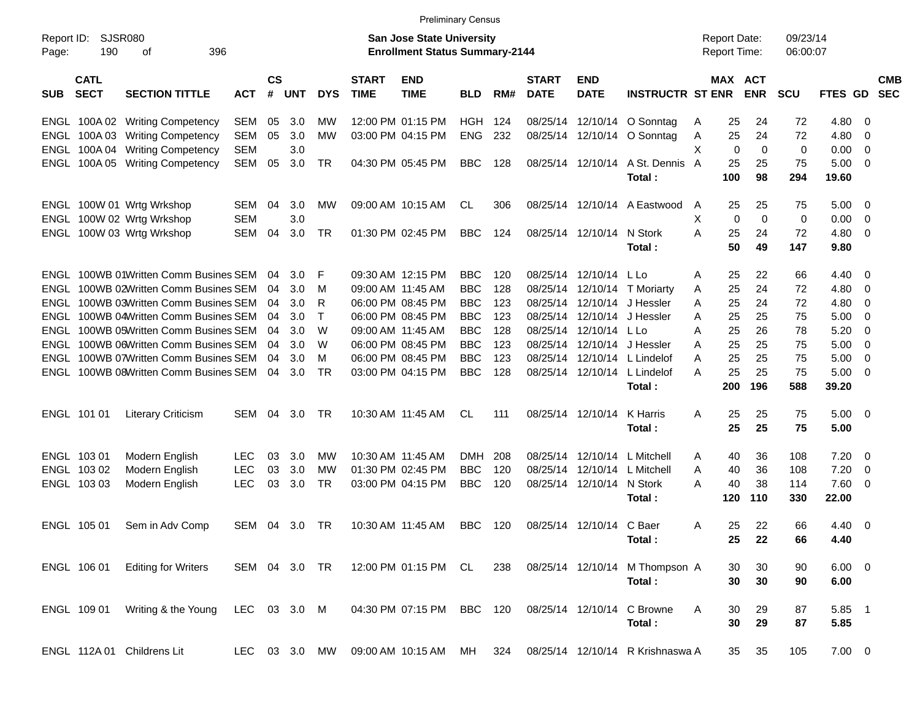Preliminary Census

Report ID: SJSR080

**San Jose State University**
**Enrollment Status Summary-2144**

Report Date: 09/23/14
Report Time: 06:00:07

| SUB | CATL SECT | SECTION TITTLE | ACT | CS # | UNT | DYS | START TIME | END TIME | BLD | RM# | START DATE | END DATE | INSTRUCTR | ST | MAX ENR | ACT ENR | SCU | FTES | GD | CMB SEC |
|---|---|---|---|---|---|---|---|---|---|---|---|---|---|---|---|---|---|---|---|---|
| ENGL | 100A 02 | Writing Competency | SEM | 05 | 3.0 | MW | 12:00 PM | 01:15 PM | HGH | 124 | 08/25/14 | 12/10/14 | O Sonntag | A | 25 | 24 | 72 | 4.80 | 0 | |
| ENGL | 100A 03 | Writing Competency | SEM | 05 | 3.0 | MW | 03:00 PM | 04:15 PM | ENG | 232 | 08/25/14 | 12/10/14 | O Sonntag | A | 25 | 24 | 72 | 4.80 | 0 | |
| ENGL | 100A 04 | Writing Competency | SEM | | 3.0 | | | | | | | | | X | 0 | 0 | 0 | 0.00 | 0 | |
| ENGL | 100A 05 | Writing Competency | SEM | 05 | 3.0 | TR | 04:30 PM | 05:45 PM | BBC | 128 | 08/25/14 | 12/10/14 | A St. Dennis | A | 25 | 25 | 75 | 5.00 | 0 | |
| | | | | | | | | | | | | | **Total :** | | **100** | **98** | **294** | **19.60** | | |
| ENGL | 100W 01 | Wrtg Wrkshop | SEM | 04 | 3.0 | MW | 09:00 AM | 10:15 AM | CL | 306 | 08/25/14 | 12/10/14 | A Eastwood | A | 25 | 25 | 75 | 5.00 | 0 | |
| ENGL | 100W 02 | Wrtg Wrkshop | SEM | | 3.0 | | | | | | | | | X | 0 | 0 | 0 | 0.00 | 0 | |
| ENGL | 100W 03 | Wrtg Wrkshop | SEM | 04 | 3.0 | TR | 01:30 PM | 02:45 PM | BBC | 124 | 08/25/14 | 12/10/14 | N Stork | A | 25 | 24 | 72 | 4.80 | 0 | |
| | | | | | | | | | | | | | **Total :** | | **50** | **49** | **147** | **9.80** | | |
| ENGL | 100WB 01 | Written Comm Busines | SEM | 04 | 3.0 | F | 09:30 AM | 12:15 PM | BBC | 120 | 08/25/14 | 12/10/14 | L Lo | A | 25 | 22 | 66 | 4.40 | 0 | |
| ENGL | 100WB 02 | Written Comm Busines | SEM | 04 | 3.0 | M | 09:00 AM | 11:45 AM | BBC | 128 | 08/25/14 | 12/10/14 | T Moriarty | A | 25 | 24 | 72 | 4.80 | 0 | |
| ENGL | 100WB 03 | Written Comm Busines | SEM | 04 | 3.0 | R | 06:00 PM | 08:45 PM | BBC | 123 | 08/25/14 | 12/10/14 | J Hessler | A | 25 | 24 | 72 | 4.80 | 0 | |
| ENGL | 100WB 04 | Written Comm Busines | SEM | 04 | 3.0 | T | 06:00 PM | 08:45 PM | BBC | 123 | 08/25/14 | 12/10/14 | J Hessler | A | 25 | 25 | 75 | 5.00 | 0 | |
| ENGL | 100WB 05 | Written Comm Busines | SEM | 04 | 3.0 | W | 09:00 AM | 11:45 AM | BBC | 128 | 08/25/14 | 12/10/14 | L Lo | A | 25 | 26 | 78 | 5.20 | 0 | |
| ENGL | 100WB 06 | Written Comm Busines | SEM | 04 | 3.0 | W | 06:00 PM | 08:45 PM | BBC | 123 | 08/25/14 | 12/10/14 | J Hessler | A | 25 | 25 | 75 | 5.00 | 0 | |
| ENGL | 100WB 07 | Written Comm Busines | SEM | 04 | 3.0 | M | 06:00 PM | 08:45 PM | BBC | 123 | 08/25/14 | 12/10/14 | L Lindelof | A | 25 | 25 | 75 | 5.00 | 0 | |
| ENGL | 100WB 08 | Written Comm Busines | SEM | 04 | 3.0 | TR | 03:00 PM | 04:15 PM | BBC | 128 | 08/25/14 | 12/10/14 | L Lindelof | A | 25 | 25 | 75 | 5.00 | 0 | |
| | | | | | | | | | | | | | **Total :** | | **200** | **196** | **588** | **39.20** | | |
| ENGL | 101 01 | Literary Criticism | SEM | 04 | 3.0 | TR | 10:30 AM | 11:45 AM | CL | 111 | 08/25/14 | 12/10/14 | K Harris | A | 25 | 25 | 75 | 5.00 | 0 | |
| | | | | | | | | | | | | | **Total :** | | **25** | **25** | **75** | **5.00** | | |
| ENGL | 103 01 | Modern English | LEC | 03 | 3.0 | MW | 10:30 AM | 11:45 AM | DMH | 208 | 08/25/14 | 12/10/14 | L Mitchell | A | 40 | 36 | 108 | 7.20 | 0 | |
| ENGL | 103 02 | Modern English | LEC | 03 | 3.0 | MW | 01:30 PM | 02:45 PM | BBC | 120 | 08/25/14 | 12/10/14 | L Mitchell | A | 40 | 36 | 108 | 7.20 | 0 | |
| ENGL | 103 03 | Modern English | LEC | 03 | 3.0 | TR | 03:00 PM | 04:15 PM | BBC | 120 | 08/25/14 | 12/10/14 | N Stork | A | 40 | 38 | 114 | 7.60 | 0 | |
| | | | | | | | | | | | | | **Total :** | | **120** | **110** | **330** | **22.00** | | |
| ENGL | 105 01 | Sem in Adv Comp | SEM | 04 | 3.0 | TR | 10:30 AM | 11:45 AM | BBC | 120 | 08/25/14 | 12/10/14 | C Baer | A | 25 | 22 | 66 | 4.40 | 0 | |
| | | | | | | | | | | | | | **Total :** | | **25** | **22** | **66** | **4.40** | | |
| ENGL | 106 01 | Editing for Writers | SEM | 04 | 3.0 | TR | 12:00 PM | 01:15 PM | CL | 238 | 08/25/14 | 12/10/14 | M Thompson | A | 30 | 30 | 90 | 6.00 | 0 | |
| | | | | | | | | | | | | | **Total :** | | **30** | **30** | **90** | **6.00** | | |
| ENGL | 109 01 | Writing & the Young | LEC | 03 | 3.0 | M | 04:30 PM | 07:15 PM | BBC | 120 | 08/25/14 | 12/10/14 | C Browne | A | 30 | 29 | 87 | 5.85 | 1 | |
| | | | | | | | | | | | | | **Total :** | | **30** | **29** | **87** | **5.85** | | |
| ENGL | 112A 01 | Childrens Lit | LEC | 03 | 3.0 | MW | 09:00 AM | 10:15 AM | MH | 324 | 08/25/14 | 12/10/14 | R Krishnaswa | A | 35 | 35 | 105 | 7.00 | 0 | |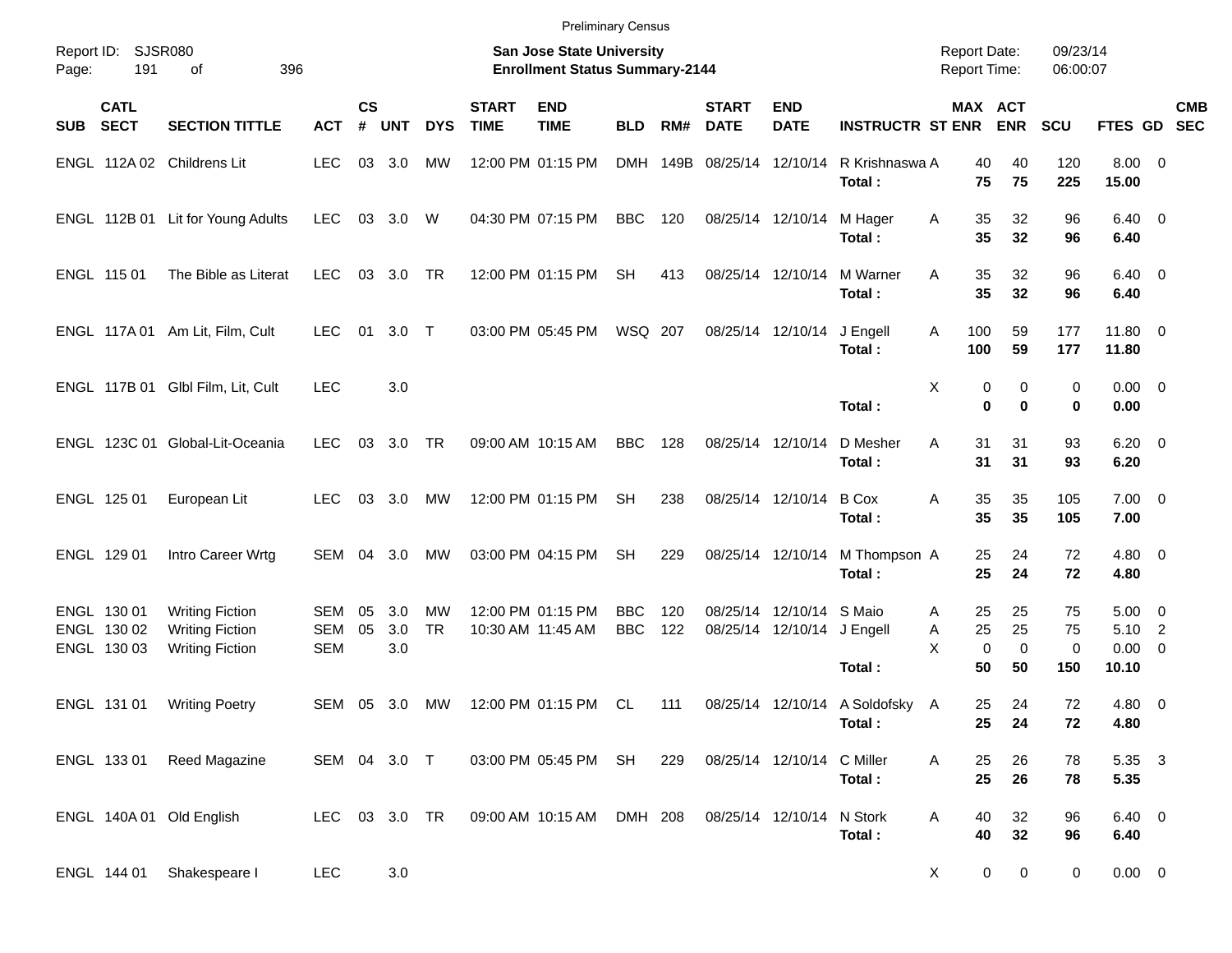Preliminary Census

Report ID: SJSR080

**San Jose State University**
**Enrollment Status Summary-2144**

Report Date: 09/23/14
Report Time: 06:00:07

| SUB | CATL SECT | SECTION TITTLE | ACT | CS # | UNT | DYS | START TIME | END TIME | BLD | RM# | START DATE | END DATE | INSTRUCTR | ST | MAX ENR | ACT ENR | SCU | FTES | GD | CMB SEC |
|---|---|---|---|---|---|---|---|---|---|---|---|---|---|---|---|---|---|---|---|---|
| ENGL | 112A 02 | Childrens Lit | LEC | 03 | 3.0 | MW | 12:00 PM | 01:15 PM | DMH | 149B | 08/25/14 | 12/10/14 | R Krishnaswa | A | 40 | 40 | 120 | 8.00 | 0 | |
| | | | | | | | | | | | | | **Total :** | | **75** | **75** | **225** | **15.00** | | |
| ENGL | 112B 01 | Lit for Young Adults | LEC | 03 | 3.0 | W | 04:30 PM | 07:15 PM | BBC | 120 | 08/25/14 | 12/10/14 | M Hager | A | 35 | 32 | 96 | 6.40 | 0 | |
| | | | | | | | | | | | | | **Total :** | | **35** | **32** | **96** | **6.40** | | |
| ENGL | 115 01 | The Bible as Literat | LEC | 03 | 3.0 | TR | 12:00 PM | 01:15 PM | SH | 413 | 08/25/14 | 12/10/14 | M Warner | A | 35 | 32 | 96 | 6.40 | 0 | |
| | | | | | | | | | | | | | **Total :** | | **35** | **32** | **96** | **6.40** | | |
| ENGL | 117A 01 | Am Lit, Film, Cult | LEC | 01 | 3.0 | T | 03:00 PM | 05:45 PM | WSQ | 207 | 08/25/14 | 12/10/14 | J Engell | A | 100 | 59 | 177 | 11.80 | 0 | |
| | | | | | | | | | | | | | **Total :** | | **100** | **59** | **177** | **11.80** | | |
| ENGL | 117B 01 | Glbl Film, Lit, Cult | LEC | | 3.0 | | | | | | | | | X | 0 | 0 | 0 | 0.00 | 0 | |
| | | | | | | | | | | | | | **Total :** | | **0** | **0** | **0** | **0.00** | | |
| ENGL | 123C 01 | Global-Lit-Oceania | LEC | 03 | 3.0 | TR | 09:00 AM | 10:15 AM | BBC | 128 | 08/25/14 | 12/10/14 | D Mesher | A | 31 | 31 | 93 | 6.20 | 0 | |
| | | | | | | | | | | | | | **Total :** | | **31** | **31** | **93** | **6.20** | | |
| ENGL | 125 01 | European Lit | LEC | 03 | 3.0 | MW | 12:00 PM | 01:15 PM | SH | 238 | 08/25/14 | 12/10/14 | B Cox | A | 35 | 35 | 105 | 7.00 | 0 | |
| | | | | | | | | | | | | | **Total :** | | **35** | **35** | **105** | **7.00** | | |
| ENGL | 129 01 | Intro Career Wrtg | SEM | 04 | 3.0 | MW | 03:00 PM | 04:15 PM | SH | 229 | 08/25/14 | 12/10/14 | M Thompson | A | 25 | 24 | 72 | 4.80 | 0 | |
| | | | | | | | | | | | | | **Total :** | | **25** | **24** | **72** | **4.80** | | |
| ENGL | 130 01 | Writing Fiction | SEM | 05 | 3.0 | MW | 12:00 PM | 01:15 PM | BBC | 120 | 08/25/14 | 12/10/14 | S Maio | A | 25 | 25 | 75 | 5.00 | 0 | |
| ENGL | 130 02 | Writing Fiction | SEM | 05 | 3.0 | TR | 10:30 AM | 11:45 AM | BBC | 122 | 08/25/14 | 12/10/14 | J Engell | A | 25 | 25 | 75 | 5.10 | 2 | |
| ENGL | 130 03 | Writing Fiction | SEM | | 3.0 | | | | | | | | | X | 0 | 0 | 0 | 0.00 | 0 | |
| | | | | | | | | | | | | | **Total :** | | **50** | **50** | **150** | **10.10** | | |
| ENGL | 131 01 | Writing Poetry | SEM | 05 | 3.0 | MW | 12:00 PM | 01:15 PM | CL | 111 | 08/25/14 | 12/10/14 | A Soldofsky | A | 25 | 24 | 72 | 4.80 | 0 | |
| | | | | | | | | | | | | | **Total :** | | **25** | **24** | **72** | **4.80** | | |
| ENGL | 133 01 | Reed Magazine | SEM | 04 | 3.0 | T | 03:00 PM | 05:45 PM | SH | 229 | 08/25/14 | 12/10/14 | C Miller | A | 25 | 26 | 78 | 5.35 | 3 | |
| | | | | | | | | | | | | | **Total :** | | **25** | **26** | **78** | **5.35** | | |
| ENGL | 140A 01 | Old English | LEC | 03 | 3.0 | TR | 09:00 AM | 10:15 AM | DMH | 208 | 08/25/14 | 12/10/14 | N Stork | A | 40 | 32 | 96 | 6.40 | 0 | |
| | | | | | | | | | | | | | **Total :** | | **40** | **32** | **96** | **6.40** | | |
| ENGL | 144 01 | Shakespeare I | LEC | | 3.0 | | | | | | | | | X | 0 | 0 | 0 | 0.00 | 0 | |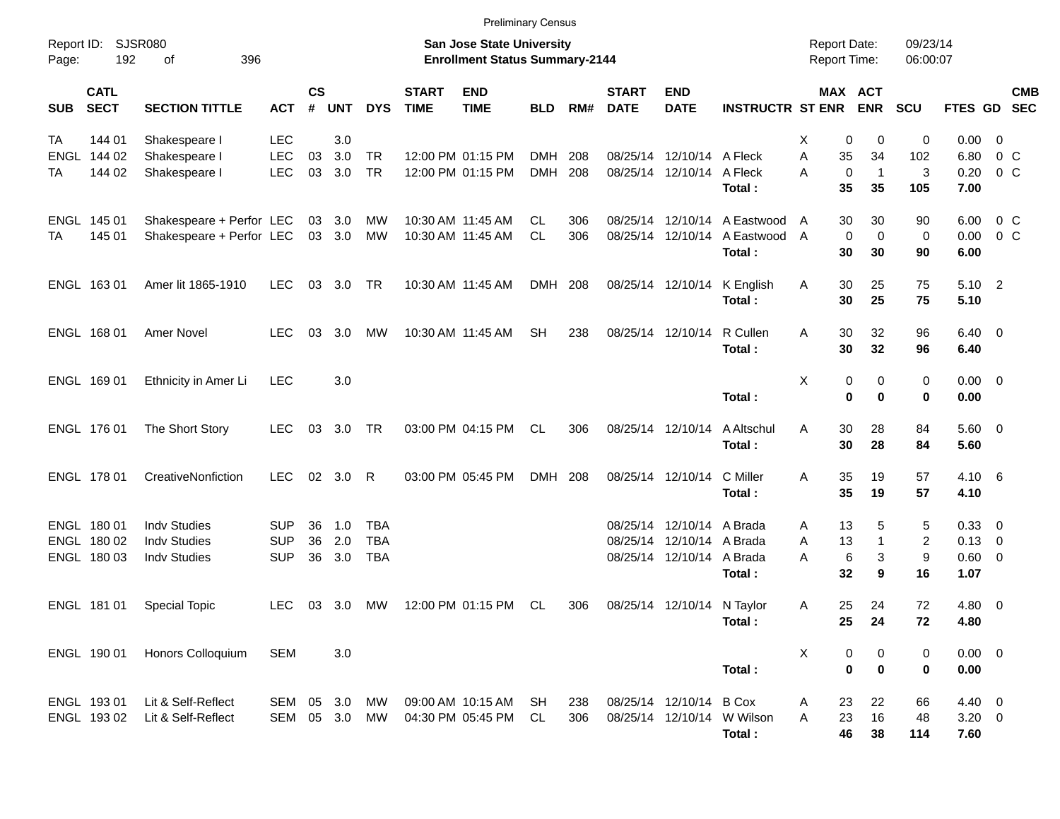Preliminary Census

Report ID: SJSR080
Page: 192 of 396

**San Jose State University**
**Enrollment Status Summary-2144**

Report Date: 09/23/14
Report Time: 06:00:07

| SUB | CATL SECT | SECTION TITTLE | ACT | CS # | UNT | DYS | START TIME | END TIME | BLD | RM# | START DATE | END DATE | INSTRUCTR | ST | MAX ENR | ACT ENR | SCU | FTES | GD | CMB SEC |
|---|---|---|---|---|---|---|---|---|---|---|---|---|---|---|---|---|---|---|---|---|
| TA | 144 01 | Shakespeare I | LEC | | 3.0 | | | | | | | | | X | 0 | 0 | 0 | 0.00 | 0 | |
| ENGL | 144 02 | Shakespeare I | LEC | 03 | 3.0 | TR | 12:00 PM | 01:15 PM | DMH | 208 | 08/25/14 | 12/10/14 | A Fleck | A | 35 | 34 | 102 | 6.80 | 0 | C |
| TA | 144 02 | Shakespeare I | LEC | 03 | 3.0 | TR | 12:00 PM | 01:15 PM | DMH | 208 | 08/25/14 | 12/10/14 | A Fleck | A | 0 | 1 | 3 | 0.20 | 0 | C |
| | | | | | | | | | | | | | **Total :** | | **35** | **35** | **105** | **7.00** | | |
| ENGL | 145 01 | Shakespeare + Perfor | LEC | 03 | 3.0 | MW | 10:30 AM | 11:45 AM | CL | 306 | 08/25/14 | 12/10/14 | A Eastwood | A | 30 | 30 | 90 | 6.00 | 0 | C |
| TA | 145 01 | Shakespeare + Perfor | LEC | 03 | 3.0 | MW | 10:30 AM | 11:45 AM | CL | 306 | 08/25/14 | 12/10/14 | A Eastwood | A | 0 | 0 | 0 | 0.00 | 0 | C |
| | | | | | | | | | | | | | **Total :** | | **30** | **30** | **90** | **6.00** | | |
| ENGL | 163 01 | Amer lit 1865-1910 | LEC | 03 | 3.0 | TR | 10:30 AM | 11:45 AM | DMH | 208 | 08/25/14 | 12/10/14 | K English | A | 30 | 25 | 75 | 5.10 | 2 | |
| | | | | | | | | | | | | | **Total :** | | **30** | **25** | **75** | **5.10** | | |
| ENGL | 168 01 | Amer Novel | LEC | 03 | 3.0 | MW | 10:30 AM | 11:45 AM | SH | 238 | 08/25/14 | 12/10/14 | R Cullen | A | 30 | 32 | 96 | 6.40 | 0 | |
| | | | | | | | | | | | | | **Total :** | | **30** | **32** | **96** | **6.40** | | |
| ENGL | 169 01 | Ethnicity in Amer Li | LEC | | 3.0 | | | | | | | | | X | 0 | 0 | 0 | 0.00 | 0 | |
| | | | | | | | | | | | | | **Total :** | | **0** | **0** | **0** | **0.00** | | |
| ENGL | 176 01 | The Short Story | LEC | 03 | 3.0 | TR | 03:00 PM | 04:15 PM | CL | 306 | 08/25/14 | 12/10/14 | A Altschul | A | 30 | 28 | 84 | 5.60 | 0 | |
| | | | | | | | | | | | | | **Total :** | | **30** | **28** | **84** | **5.60** | | |
| ENGL | 178 01 | CreativeNonfiction | LEC | 02 | 3.0 | R | 03:00 PM | 05:45 PM | DMH | 208 | 08/25/14 | 12/10/14 | C Miller | A | 35 | 19 | 57 | 4.10 | 6 | |
| | | | | | | | | | | | | | **Total :** | | **35** | **19** | **57** | **4.10** | | |
| ENGL | 180 01 | Indv Studies | SUP | 36 | 1.0 | TBA | | | | | 08/25/14 | 12/10/14 | A Brada | A | 13 | 5 | 5 | 0.33 | 0 | |
| ENGL | 180 02 | Indv Studies | SUP | 36 | 2.0 | TBA | | | | | 08/25/14 | 12/10/14 | A Brada | A | 13 | 1 | 2 | 0.13 | 0 | |
| ENGL | 180 03 | Indv Studies | SUP | 36 | 3.0 | TBA | | | | | 08/25/14 | 12/10/14 | A Brada | A | 6 | 3 | 9 | 0.60 | 0 | |
| | | | | | | | | | | | | | **Total :** | | **32** | **9** | **16** | **1.07** | | |
| ENGL | 181 01 | Special Topic | LEC | 03 | 3.0 | MW | 12:00 PM | 01:15 PM | CL | 306 | 08/25/14 | 12/10/14 | N Taylor | A | 25 | 24 | 72 | 4.80 | 0 | |
| | | | | | | | | | | | | | **Total :** | | **25** | **24** | **72** | **4.80** | | |
| ENGL | 190 01 | Honors Colloquium | SEM | | 3.0 | | | | | | | | | X | 0 | 0 | 0 | 0.00 | 0 | |
| | | | | | | | | | | | | | **Total :** | | **0** | **0** | **0** | **0.00** | | |
| ENGL | 193 01 | Lit & Self-Reflect | SEM | 05 | 3.0 | MW | 09:00 AM | 10:15 AM | SH | 238 | 08/25/14 | 12/10/14 | B Cox | A | 23 | 22 | 66 | 4.40 | 0 | |
| ENGL | 193 02 | Lit & Self-Reflect | SEM | 05 | 3.0 | MW | 04:30 PM | 05:45 PM | CL | 306 | 08/25/14 | 12/10/14 | W Wilson | A | 23 | 16 | 48 | 3.20 | 0 | |
| | | | | | | | | | | | | | **Total :** | | **46** | **38** | **114** | **7.60** | | |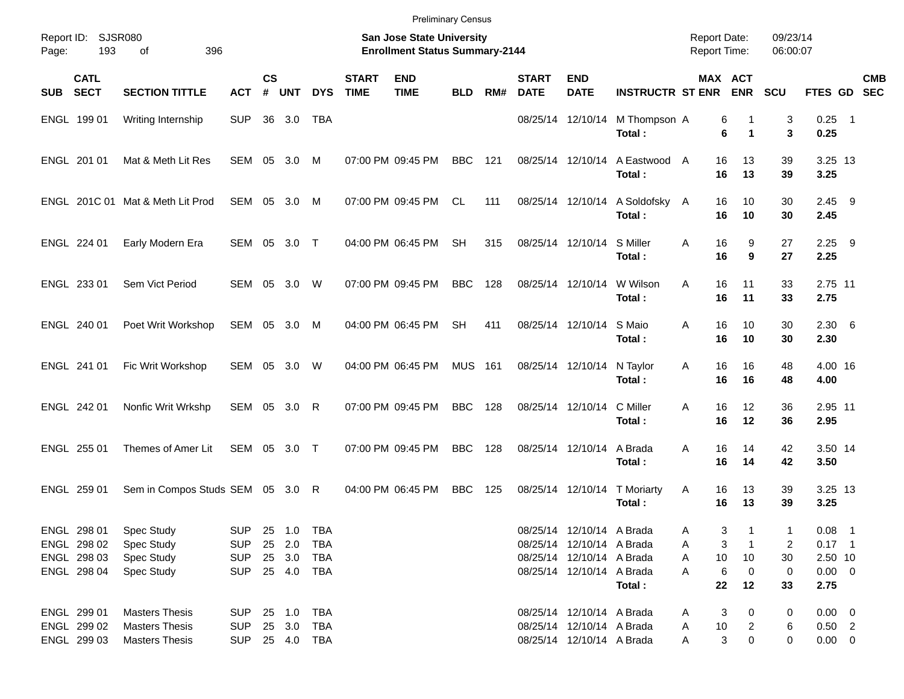Preliminary Census

Report ID: SJSR080

**San Jose State University**
**Enrollment Status Summary-2144**

Report Date: 09/23/14
Report Time: 06:00:07

| SUB | CATL SECT | SECTION TITTLE | ACT | CS # | UNT | DYS | START TIME | END TIME | BLD | RM# | START DATE | END DATE | INSTRUCTR | ST | MAX ENR | ACT ENR | SCU | FTES | GD | CMB SEC |
|---|---|---|---|---|---|---|---|---|---|---|---|---|---|---|---|---|---|---|---|---|
| ENGL | 199 01 | Writing Internship | SUP | 36 | 3.0 | TBA | | | | | 08/25/14 | 12/10/14 | M Thompson | A | 6 | 1 | 3 | 0.25 | 1 | |
| | | | | | | | | | | | | | **Total :** | | **6** | **1** | **3** | **0.25** | | |
| ENGL | 201 01 | Mat & Meth Lit Res | SEM | 05 | 3.0 | M | 07:00 PM | 09:45 PM | BBC | 121 | 08/25/14 | 12/10/14 | A Eastwood | A | 16 | 13 | 39 | 3.25 | 13 | |
| | | | | | | | | | | | | | **Total :** | | **16** | **13** | **39** | **3.25** | | |
| ENGL | 201C 01 | Mat & Meth Lit Prod | SEM | 05 | 3.0 | M | 07:00 PM | 09:45 PM | CL | 111 | 08/25/14 | 12/10/14 | A Soldofsky | A | 16 | 10 | 30 | 2.45 | 9 | |
| | | | | | | | | | | | | | **Total :** | | **16** | **10** | **30** | **2.45** | | |
| ENGL | 224 01 | Early Modern Era | SEM | 05 | 3.0 | T | 04:00 PM | 06:45 PM | SH | 315 | 08/25/14 | 12/10/14 | S Miller | A | 16 | 9 | 27 | 2.25 | 9 | |
| | | | | | | | | | | | | | **Total :** | | **16** | **9** | **27** | **2.25** | | |
| ENGL | 233 01 | Sem Vict Period | SEM | 05 | 3.0 | W | 07:00 PM | 09:45 PM | BBC | 128 | 08/25/14 | 12/10/14 | W Wilson | A | 16 | 11 | 33 | 2.75 | 11 | |
| | | | | | | | | | | | | | **Total :** | | **16** | **11** | **33** | **2.75** | | |
| ENGL | 240 01 | Poet Writ Workshop | SEM | 05 | 3.0 | M | 04:00 PM | 06:45 PM | SH | 411 | 08/25/14 | 12/10/14 | S Maio | A | 16 | 10 | 30 | 2.30 | 6 | |
| | | | | | | | | | | | | | **Total :** | | **16** | **10** | **30** | **2.30** | | |
| ENGL | 241 01 | Fic Writ Workshop | SEM | 05 | 3.0 | W | 04:00 PM | 06:45 PM | MUS | 161 | 08/25/14 | 12/10/14 | N Taylor | A | 16 | 16 | 48 | 4.00 | 16 | |
| | | | | | | | | | | | | | **Total :** | | **16** | **16** | **48** | **4.00** | | |
| ENGL | 242 01 | Nonfic Writ Wrkshp | SEM | 05 | 3.0 | R | 07:00 PM | 09:45 PM | BBC | 128 | 08/25/14 | 12/10/14 | C Miller | A | 16 | 12 | 36 | 2.95 | 11 | |
| | | | | | | | | | | | | | **Total :** | | **16** | **12** | **36** | **2.95** | | |
| ENGL | 255 01 | Themes of Amer Lit | SEM | 05 | 3.0 | T | 07:00 PM | 09:45 PM | BBC | 128 | 08/25/14 | 12/10/14 | A Brada | A | 16 | 14 | 42 | 3.50 | 14 | |
| | | | | | | | | | | | | | **Total :** | | **16** | **14** | **42** | **3.50** | | |
| ENGL | 259 01 | Sem in Compos Studs | SEM | 05 | 3.0 | R | 04:00 PM | 06:45 PM | BBC | 125 | 08/25/14 | 12/10/14 | T Moriarty | A | 16 | 13 | 39 | 3.25 | 13 | |
| | | | | | | | | | | | | | **Total :** | | **16** | **13** | **39** | **3.25** | | |
| ENGL | 298 01 | Spec Study | SUP | 25 | 1.0 | TBA | | | | | 08/25/14 | 12/10/14 | A Brada | A | 3 | 1 | 1 | 0.08 | 1 | |
| ENGL | 298 02 | Spec Study | SUP | 25 | 2.0 | TBA | | | | | 08/25/14 | 12/10/14 | A Brada | A | 3 | 1 | 2 | 0.17 | 1 | |
| ENGL | 298 03 | Spec Study | SUP | 25 | 3.0 | TBA | | | | | 08/25/14 | 12/10/14 | A Brada | A | 10 | 10 | 30 | 2.50 | 10 | |
| ENGL | 298 04 | Spec Study | SUP | 25 | 4.0 | TBA | | | | | 08/25/14 | 12/10/14 | A Brada | A | 6 | 0 | 0 | 0.00 | 0 | |
| | | | | | | | | | | | | | **Total :** | | **22** | **12** | **33** | **2.75** | | |
| ENGL | 299 01 | Masters Thesis | SUP | 25 | 1.0 | TBA | | | | | 08/25/14 | 12/10/14 | A Brada | A | 3 | 0 | 0 | 0.00 | 0 | |
| ENGL | 299 02 | Masters Thesis | SUP | 25 | 3.0 | TBA | | | | | 08/25/14 | 12/10/14 | A Brada | A | 10 | 2 | 6 | 0.50 | 2 | |
| ENGL | 299 03 | Masters Thesis | SUP | 25 | 4.0 | TBA | | | | | 08/25/14 | 12/10/14 | A Brada | A | 3 | 0 | 0 | 0.00 | 0 | |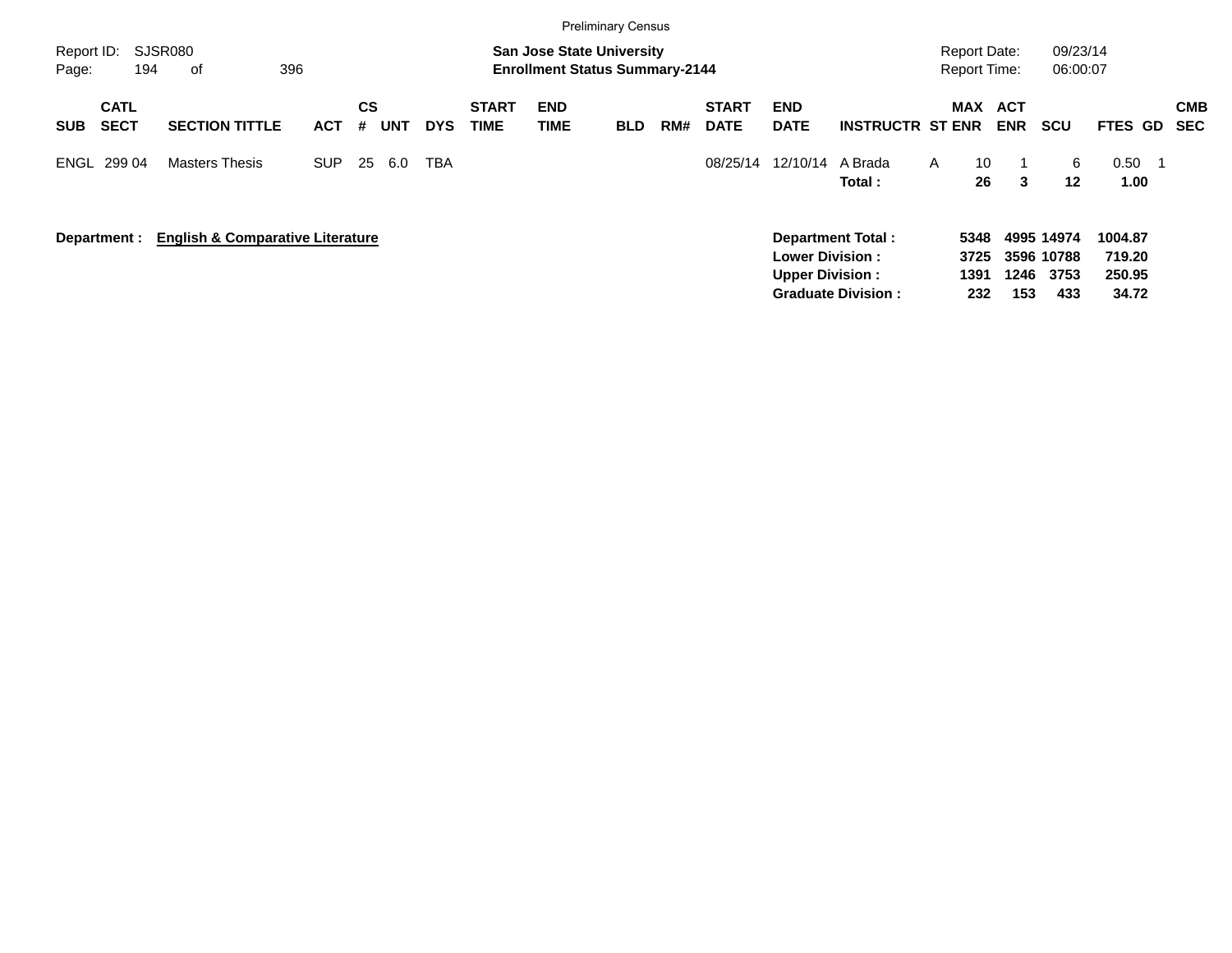Preliminary Census

Report ID: SJSR080
Page: 194 of 396

**San Jose State University**
**Enrollment Status Summary-2144**

Report Date: 09/23/14
Report Time: 06:00:07

| SUB | CATL SECT | SECTION TITTLE | ACT | CS # | UNT | DYS | START TIME | END TIME | BLD | RM# | START DATE | END DATE | INSTRUCTR | ST | MAX ENR | ACT ENR | SCU | FTES | GD | CMB SEC |
|---|---|---|---|---|---|---|---|---|---|---|---|---|---|---|---|---|---|---|---|---|
| ENGL | 299 04 | Masters Thesis | SUP | 25 | 6.0 | TBA | | | | | 08/25/14 | 12/10/14 | A Brada | A | 10 | 1 | 6 | 0.50 | 1 | |
| | | | | | | | | | | | | | **Total :** | | **26** | **3** | **12** | **1.00** | | |

**Department :** **English & Comparative Literature**

| | MAX ENR | ACT ENR | SCU | FTES |
|---|---|---|---|---|
| **Department Total :** | **5348** | **4995** | **14974** | **1004.87** |
| **Lower Division :** | **3725** | **3596** | **10788** | **719.20** |
| **Upper Division :** | **1391** | **1246** | **3753** | **250.95** |
| **Graduate Division :** | **232** | **153** | **433** | **34.72** |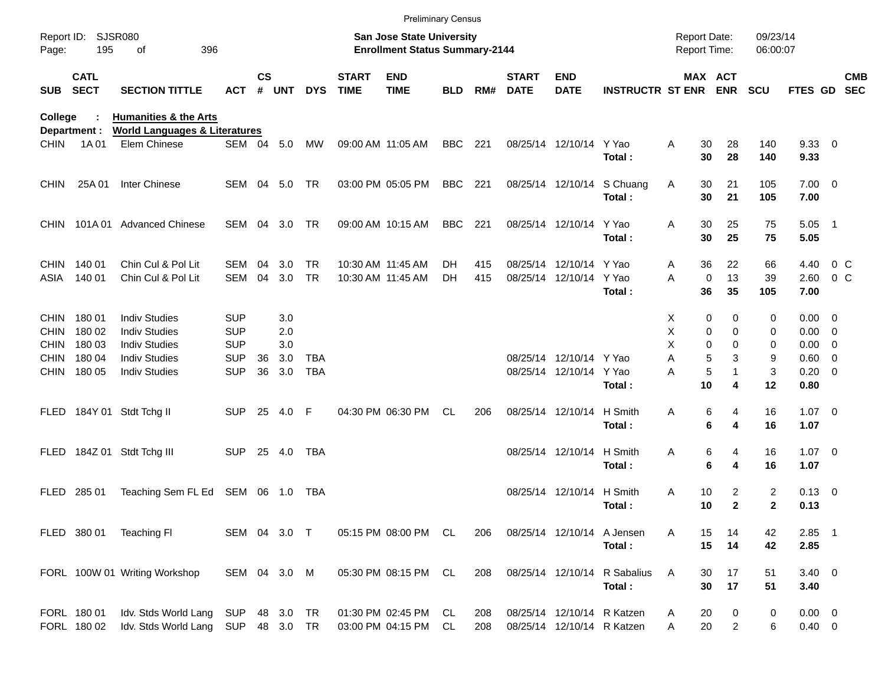Preliminary Census

Report ID: SJSR080

**San Jose State University**
**Enrollment Status Summary-2144**

Report Date: 09/23/14
Report Time: 06:00:07

**College : Humanities & the Arts**
**Department : World Languages & Literatures**

| SUB | CATL SECT | SECTION TITTLE | ACT | CS # | UNT | DYS | START TIME | END TIME | BLD | RM# | START DATE | END DATE | INSTRUCTR | ST | MAX ENR | ACT ENR | SCU | FTES | GD | CMB SEC |
|---|---|---|---|---|---|---|---|---|---|---|---|---|---|---|---|---|---|---|---|---|
| CHIN | 1A 01 | Elem Chinese | SEM | 04 | 5.0 | MW | 09:00 AM | 11:05 AM | BBC | 221 | 08/25/14 | 12/10/14 | Y Yao | A | 30 | 28 | 140 | 9.33 | 0 | |
| | | | | | | | | | | | | | **Total :** | | **30** | **28** | **140** | **9.33** | | |
| CHIN | 25A 01 | Inter Chinese | SEM | 04 | 5.0 | TR | 03:00 PM | 05:05 PM | BBC | 221 | 08/25/14 | 12/10/14 | S Chuang | A | 30 | 21 | 105 | 7.00 | 0 | |
| | | | | | | | | | | | | | **Total :** | | **30** | **21** | **105** | **7.00** | | |
| CHIN | 101A 01 | Advanced Chinese | SEM | 04 | 3.0 | TR | 09:00 AM | 10:15 AM | BBC | 221 | 08/25/14 | 12/10/14 | Y Yao | A | 30 | 25 | 75 | 5.05 | 1 | |
| | | | | | | | | | | | | | **Total :** | | **30** | **25** | **75** | **5.05** | | |
| CHIN | 140 01 | Chin Cul & Pol Lit | SEM | 04 | 3.0 | TR | 10:30 AM | 11:45 AM | DH | 415 | 08/25/14 | 12/10/14 | Y Yao | A | 36 | 22 | 66 | 4.40 | 0 | C |
| ASIA | 140 01 | Chin Cul & Pol Lit | SEM | 04 | 3.0 | TR | 10:30 AM | 11:45 AM | DH | 415 | 08/25/14 | 12/10/14 | Y Yao | A | 0 | 13 | 39 | 2.60 | 0 | C |
| | | | | | | | | | | | | | **Total :** | | **36** | **35** | **105** | **7.00** | | |
| CHIN | 180 01 | Indiv Studies | SUP | | 3.0 | | | | | | | | | X | 0 | 0 | 0 | 0.00 | 0 | |
| CHIN | 180 02 | Indiv Studies | SUP | | 2.0 | | | | | | | | | X | 0 | 0 | 0 | 0.00 | 0 | |
| CHIN | 180 03 | Indiv Studies | SUP | | 3.0 | | | | | | | | | X | 0 | 0 | 0 | 0.00 | 0 | |
| CHIN | 180 04 | Indiv Studies | SUP | 36 | 3.0 | TBA | | | | | 08/25/14 | 12/10/14 | Y Yao | A | 5 | 3 | 9 | 0.60 | 0 | |
| CHIN | 180 05 | Indiv Studies | SUP | 36 | 3.0 | TBA | | | | | 08/25/14 | 12/10/14 | Y Yao | A | 5 | 1 | 3 | 0.20 | 0 | |
| | | | | | | | | | | | | | **Total :** | | **10** | **4** | **12** | **0.80** | | |
| FLED | 184Y 01 | Stdt Tchg II | SUP | 25 | 4.0 | F | 04:30 PM | 06:30 PM | CL | 206 | 08/25/14 | 12/10/14 | H Smith | A | 6 | 4 | 16 | 1.07 | 0 | |
| | | | | | | | | | | | | | **Total :** | | **6** | **4** | **16** | **1.07** | | |
| FLED | 184Z 01 | Stdt Tchg III | SUP | 25 | 4.0 | TBA | | | | | 08/25/14 | 12/10/14 | H Smith | A | 6 | 4 | 16 | 1.07 | 0 | |
| | | | | | | | | | | | | | **Total :** | | **6** | **4** | **16** | **1.07** | | |
| FLED | 285 01 | Teaching Sem FL Ed | SEM | 06 | 1.0 | TBA | | | | | 08/25/14 | 12/10/14 | H Smith | A | 10 | 2 | 2 | 0.13 | 0 | |
| | | | | | | | | | | | | | **Total :** | | **10** | **2** | **2** | **0.13** | | |
| FLED | 380 01 | Teaching Fl | SEM | 04 | 3.0 | T | 05:15 PM | 08:00 PM | CL | 206 | 08/25/14 | 12/10/14 | A Jensen | A | 15 | 14 | 42 | 2.85 | 1 | |
| | | | | | | | | | | | | | **Total :** | | **15** | **14** | **42** | **2.85** | | |
| FORL | 100W 01 | Writing Workshop | SEM | 04 | 3.0 | M | 05:30 PM | 08:15 PM | CL | 208 | 08/25/14 | 12/10/14 | R Sabalius | A | 30 | 17 | 51 | 3.40 | 0 | |
| | | | | | | | | | | | | | **Total :** | | **30** | **17** | **51** | **3.40** | | |
| FORL | 180 01 | Idv. Stds World Lang | SUP | 48 | 3.0 | TR | 01:30 PM | 02:45 PM | CL | 208 | 08/25/14 | 12/10/14 | R Katzen | A | 20 | 0 | 0 | 0.00 | 0 | |
| FORL | 180 02 | Idv. Stds World Lang | SUP | 48 | 3.0 | TR | 03:00 PM | 04:15 PM | CL | 208 | 08/25/14 | 12/10/14 | R Katzen | A | 20 | 2 | 6 | 0.40 | 0 | |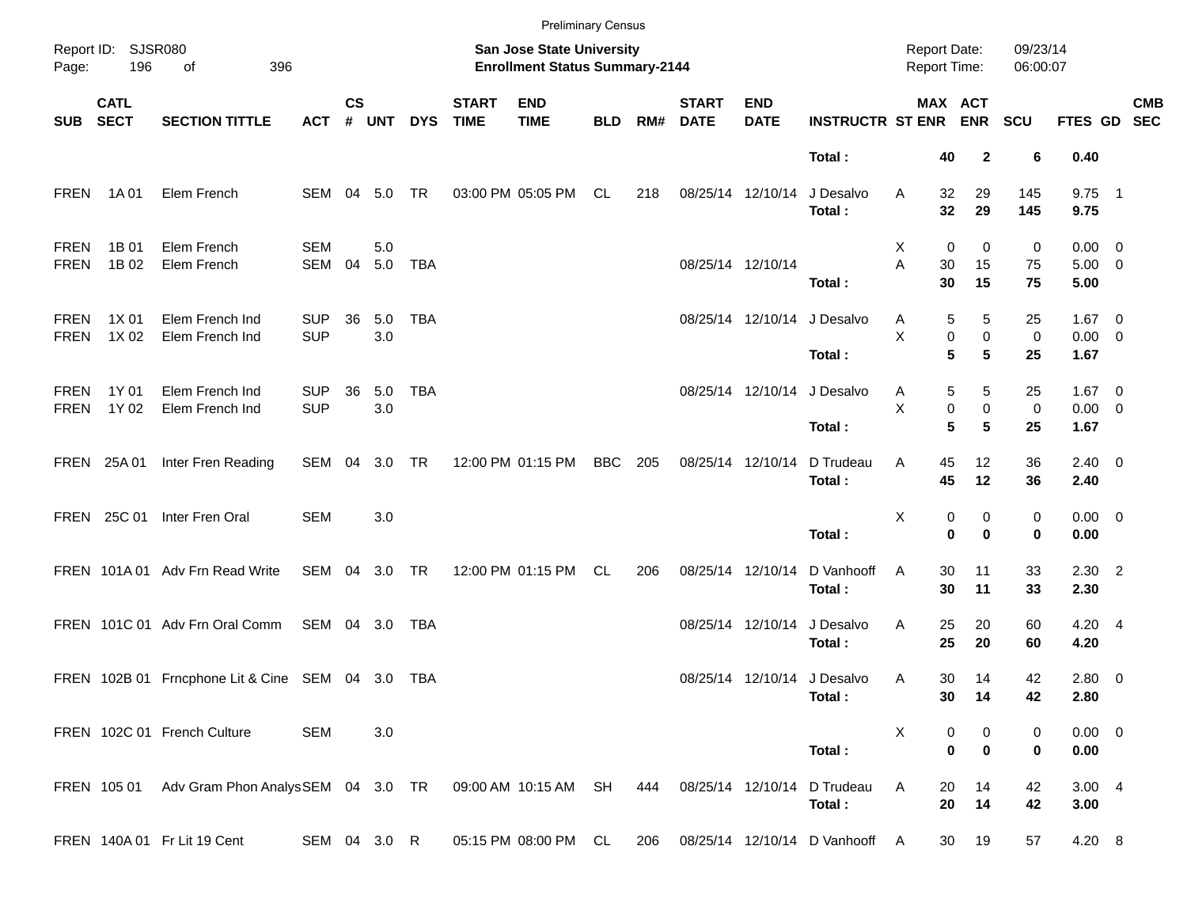Preliminary Census

Report ID: SJSR080

**San Jose State University**
**Enrollment Status Summary-2144**

Report Date: 09/23/14
Report Time: 06:00:07

| SUB | CATL SECT | SECTION TITTLE | ACT | CS # | UNT | DYS | START TIME | END TIME | BLD | RM# | START DATE | END DATE | INSTRUCTR | ST | MAX ENR | ACT ENR | SCU | FTES | GD | CMB SEC |
|---|---|---|---|---|---|---|---|---|---|---|---|---|---|---|---|---|---|---|---|---|
| | | | | | | | | | | | | | **Total :** | | **40** | **2** | **6** | **0.40** | | |
| FREN | 1A 01 | Elem French | SEM | 04 | 5.0 | TR | 03:00 PM | 05:05 PM | CL | 218 | 08/25/14 | 12/10/14 | J Desalvo | A | 32 | 29 | 145 | 9.75 | 1 | |
| | | | | | | | | | | | | | **Total :** | | **32** | **29** | **145** | **9.75** | | |
| FREN | 1B 01 | Elem French | SEM | | 5.0 | | | | | | | | | X | 0 | 0 | 0 | 0.00 | 0 | |
| FREN | 1B 02 | Elem French | SEM | 04 | 5.0 | TBA | | | | | 08/25/14 | 12/10/14 | | A | 30 | 15 | 75 | 5.00 | 0 | |
| | | | | | | | | | | | | | **Total :** | | **30** | **15** | **75** | **5.00** | | |
| FREN | 1X 01 | Elem French Ind | SUP | 36 | 5.0 | TBA | | | | | 08/25/14 | 12/10/14 | J Desalvo | A | 5 | 5 | 25 | 1.67 | 0 | |
| FREN | 1X 02 | Elem French Ind | SUP | | 3.0 | | | | | | | | | X | 0 | 0 | 0 | 0.00 | 0 | |
| | | | | | | | | | | | | | **Total :** | | **5** | **5** | **25** | **1.67** | | |
| FREN | 1Y 01 | Elem French Ind | SUP | 36 | 5.0 | TBA | | | | | 08/25/14 | 12/10/14 | J Desalvo | A | 5 | 5 | 25 | 1.67 | 0 | |
| FREN | 1Y 02 | Elem French Ind | SUP | | 3.0 | | | | | | | | | X | 0 | 0 | 0 | 0.00 | 0 | |
| | | | | | | | | | | | | | **Total :** | | **5** | **5** | **25** | **1.67** | | |
| FREN | 25A 01 | Inter Fren Reading | SEM | 04 | 3.0 | TR | 12:00 PM | 01:15 PM | BBC | 205 | 08/25/14 | 12/10/14 | D Trudeau | A | 45 | 12 | 36 | 2.40 | 0 | |
| | | | | | | | | | | | | | **Total :** | | **45** | **12** | **36** | **2.40** | | |
| FREN | 25C 01 | Inter Fren Oral | SEM | | 3.0 | | | | | | | | | X | 0 | 0 | 0 | 0.00 | 0 | |
| | | | | | | | | | | | | | **Total :** | | **0** | **0** | **0** | **0.00** | | |
| FREN | 101A 01 | Adv Frn Read Write | SEM | 04 | 3.0 | TR | 12:00 PM | 01:15 PM | CL | 206 | 08/25/14 | 12/10/14 | D Vanhooff | A | 30 | 11 | 33 | 2.30 | 2 | |
| | | | | | | | | | | | | | **Total :** | | **30** | **11** | **33** | **2.30** | | |
| FREN | 101C 01 | Adv Frn Oral Comm | SEM | 04 | 3.0 | TBA | | | | | 08/25/14 | 12/10/14 | J Desalvo | A | 25 | 20 | 60 | 4.20 | 4 | |
| | | | | | | | | | | | | | **Total :** | | **25** | **20** | **60** | **4.20** | | |
| FREN | 102B 01 | Frncphone Lit & Cine | SEM | 04 | 3.0 | TBA | | | | | 08/25/14 | 12/10/14 | J Desalvo | A | 30 | 14 | 42 | 2.80 | 0 | |
| | | | | | | | | | | | | | **Total :** | | **30** | **14** | **42** | **2.80** | | |
| FREN | 102C 01 | French Culture | SEM | | 3.0 | | | | | | | | | X | 0 | 0 | 0 | 0.00 | 0 | |
| | | | | | | | | | | | | | **Total :** | | **0** | **0** | **0** | **0.00** | | |
| FREN | 105 01 | Adv Gram Phon Analys | SEM | 04 | 3.0 | TR | 09:00 AM | 10:15 AM | SH | 444 | 08/25/14 | 12/10/14 | D Trudeau | A | 20 | 14 | 42 | 3.00 | 4 | |
| | | | | | | | | | | | | | **Total :** | | **20** | **14** | **42** | **3.00** | | |
| FREN | 140A 01 | Fr Lit 19 Cent | SEM | 04 | 3.0 | R | 05:15 PM | 08:00 PM | CL | 206 | 08/25/14 | 12/10/14 | D Vanhooff | A | 30 | 19 | 57 | 4.20 | 8 | |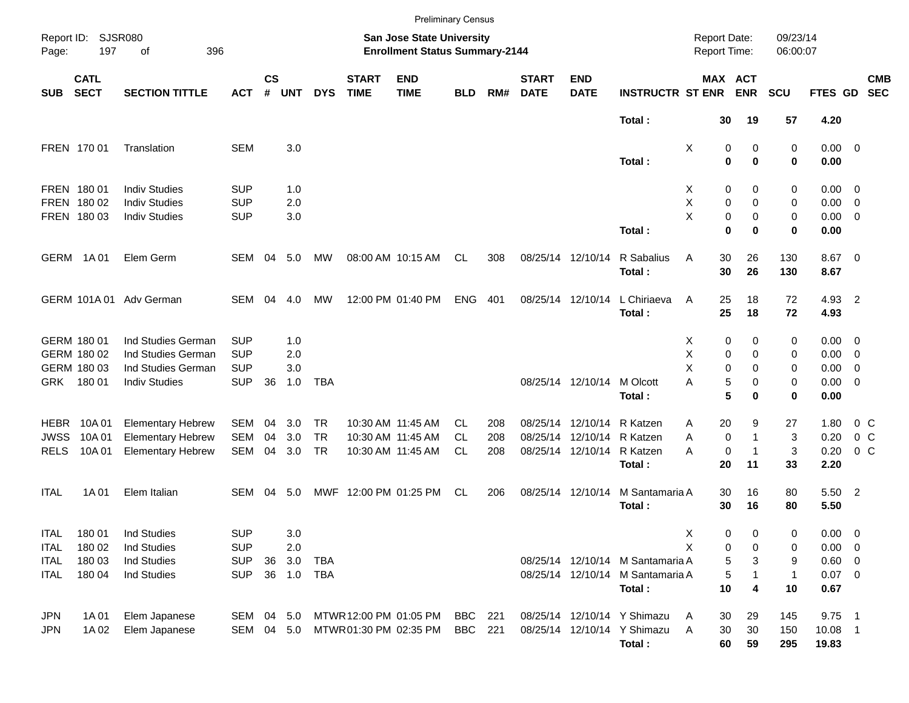Preliminary Census

Report ID: SJSR080

**San Jose State University**
**Enrollment Status Summary-2144**

Report Date: 09/23/14
Report Time: 06:00:07

| SUB | CATL SECT | SECTION TITTLE | ACT | CS # | UNT | DYS | START TIME | END TIME | BLD | RM# | START DATE | END DATE | INSTRUCTR | ST | MAX ENR | ACT ENR | SCU | FTES | GD | CMB SEC |
|---|---|---|---|---|---|---|---|---|---|---|---|---|---|---|---|---|---|---|---|---|
| | | | | | | | | | | | | | **Total :** | | **30** | **19** | **57** | **4.20** | | |
| FREN | 170 01 | Translation | SEM | | 3.0 | | | | | | | | | X | 0 | 0 | 0 | 0.00 | 0 | |
| | | | | | | | | | | | | | **Total :** | | **0** | **0** | **0** | **0.00** | | |
| FREN | 180 01 | Indiv Studies | SUP | | 1.0 | | | | | | | | | X | 0 | 0 | 0 | 0.00 | 0 | |
| FREN | 180 02 | Indiv Studies | SUP | | 2.0 | | | | | | | | | X | 0 | 0 | 0 | 0.00 | 0 | |
| FREN | 180 03 | Indiv Studies | SUP | | 3.0 | | | | | | | | | X | 0 | 0 | 0 | 0.00 | 0 | |
| | | | | | | | | | | | | | **Total :** | | **0** | **0** | **0** | **0.00** | | |
| GERM | 1A 01 | Elem Germ | SEM | 04 | 5.0 | MW | 08:00 AM | 10:15 AM | CL | 308 | 08/25/14 | 12/10/14 | R Sabalius | A | 30 | 26 | 130 | 8.67 | 0 | |
| | | | | | | | | | | | | | **Total :** | | **30** | **26** | **130** | **8.67** | | |
| GERM | 101A 01 | Adv German | SEM | 04 | 4.0 | MW | 12:00 PM | 01:40 PM | ENG | 401 | 08/25/14 | 12/10/14 | L Chiriaeva | A | 25 | 18 | 72 | 4.93 | 2 | |
| | | | | | | | | | | | | | **Total :** | | **25** | **18** | **72** | **4.93** | | |
| GERM | 180 01 | Ind Studies German | SUP | | 1.0 | | | | | | | | | X | 0 | 0 | 0 | 0.00 | 0 | |
| GERM | 180 02 | Ind Studies German | SUP | | 2.0 | | | | | | | | | X | 0 | 0 | 0 | 0.00 | 0 | |
| GERM | 180 03 | Ind Studies German | SUP | | 3.0 | | | | | | | | | X | 0 | 0 | 0 | 0.00 | 0 | |
| GRK | 180 01 | Indiv Studies | SUP | 36 | 1.0 | TBA | | | | | 08/25/14 | 12/10/14 | M Olcott | A | 5 | 0 | 0 | 0.00 | 0 | |
| | | | | | | | | | | | | | **Total :** | | **5** | **0** | **0** | **0.00** | | |
| HEBR | 10A 01 | Elementary Hebrew | SEM | 04 | 3.0 | TR | 10:30 AM | 11:45 AM | CL | 208 | 08/25/14 | 12/10/14 | R Katzen | A | 20 | 9 | 27 | 1.80 | 0 | C |
| JWSS | 10A 01 | Elementary Hebrew | SEM | 04 | 3.0 | TR | 10:30 AM | 11:45 AM | CL | 208 | 08/25/14 | 12/10/14 | R Katzen | A | 0 | 1 | 3 | 0.20 | 0 | C |
| RELS | 10A 01 | Elementary Hebrew | SEM | 04 | 3.0 | TR | 10:30 AM | 11:45 AM | CL | 208 | 08/25/14 | 12/10/14 | R Katzen | A | 0 | 1 | 3 | 0.20 | 0 | C |
| | | | | | | | | | | | | | **Total :** | | **20** | **11** | **33** | **2.20** | | |
| ITAL | 1A 01 | Elem Italian | SEM | 04 | 5.0 | MWF | 12:00 PM | 01:25 PM | CL | 206 | 08/25/14 | 12/10/14 | M Santamaria | A | 30 | 16 | 80 | 5.50 | 2 | |
| | | | | | | | | | | | | | **Total :** | | **30** | **16** | **80** | **5.50** | | |
| ITAL | 180 01 | Ind Studies | SUP | | 3.0 | | | | | | | | | X | 0 | 0 | 0 | 0.00 | 0 | |
| ITAL | 180 02 | Ind Studies | SUP | | 2.0 | | | | | | | | | X | 0 | 0 | 0 | 0.00 | 0 | |
| ITAL | 180 03 | Ind Studies | SUP | 36 | 3.0 | TBA | | | | | 08/25/14 | 12/10/14 | M Santamaria | A | 5 | 3 | 9 | 0.60 | 0 | |
| ITAL | 180 04 | Ind Studies | SUP | 36 | 1.0 | TBA | | | | | 08/25/14 | 12/10/14 | M Santamaria | A | 5 | 1 | 1 | 0.07 | 0 | |
| | | | | | | | | | | | | | **Total :** | | **10** | **4** | **10** | **0.67** | | |
| JPN | 1A 01 | Elem Japanese | SEM | 04 | 5.0 | MTWR | 12:00 PM | 01:05 PM | BBC | 221 | 08/25/14 | 12/10/14 | Y Shimazu | A | 30 | 29 | 145 | 9.75 | 1 | |
| JPN | 1A 02 | Elem Japanese | SEM | 04 | 5.0 | MTWR | 01:30 PM | 02:35 PM | BBC | 221 | 08/25/14 | 12/10/14 | Y Shimazu | A | 30 | 30 | 150 | 10.08 | 1 | |
| | | | | | | | | | | | | | **Total :** | | **60** | **59** | **295** | **19.83** | | |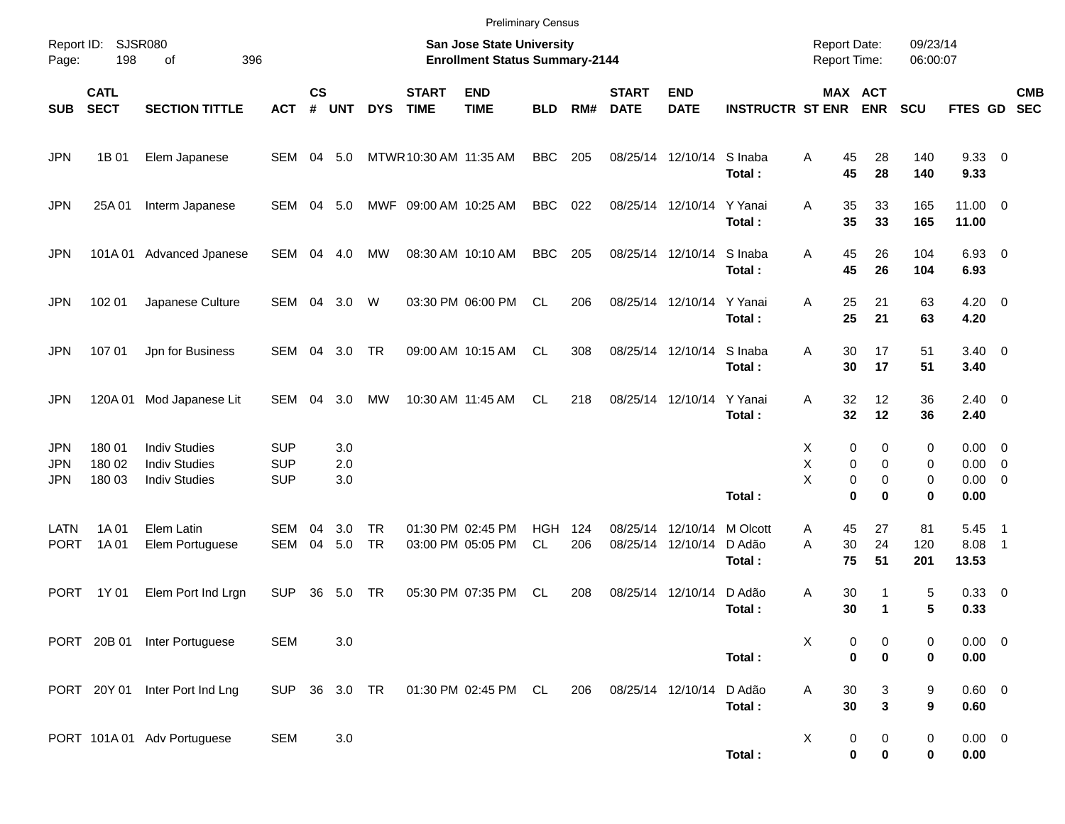Preliminary Census

Report ID: SJSR080

**San Jose State University**
**Enrollment Status Summary-2144**

Report Date: 09/23/14
Report Time: 06:00:07

| SUB | CATL SECT | SECTION TITTLE | ACT | CS # | UNT | DYS | START TIME | END TIME | BLD | RM# | START DATE | END DATE | INSTRUCTR | ST | MAX ENR | ACT ENR | SCU | FTES | GD | CMB SEC |
|---|---|---|---|---|---|---|---|---|---|---|---|---|---|---|---|---|---|---|---|---|
| JPN | 1B 01 | Elem Japanese | SEM | 04 | 5.0 | MTWR | 10:30 AM | 11:35 AM | BBC | 205 | 08/25/14 | 12/10/14 | S Inaba | A | 45 | 28 | 140 | 9.33 | 0 | |
| | | | | | | | | | | | | | **Total :** | | **45** | **28** | **140** | **9.33** | | |
| JPN | 25A 01 | Interm Japanese | SEM | 04 | 5.0 | MWF | 09:00 AM | 10:25 AM | BBC | 022 | 08/25/14 | 12/10/14 | Y Yanai | A | 35 | 33 | 165 | 11.00 | 0 | |
| | | | | | | | | | | | | | **Total :** | | **35** | **33** | **165** | **11.00** | | |
| JPN | 101A 01 | Advanced Jpanese | SEM | 04 | 4.0 | MW | 08:30 AM | 10:10 AM | BBC | 205 | 08/25/14 | 12/10/14 | S Inaba | A | 45 | 26 | 104 | 6.93 | 0 | |
| | | | | | | | | | | | | | **Total :** | | **45** | **26** | **104** | **6.93** | | |
| JPN | 102 01 | Japanese Culture | SEM | 04 | 3.0 | W | 03:30 PM | 06:00 PM | CL | 206 | 08/25/14 | 12/10/14 | Y Yanai | A | 25 | 21 | 63 | 4.20 | 0 | |
| | | | | | | | | | | | | | **Total :** | | **25** | **21** | **63** | **4.20** | | |
| JPN | 107 01 | Jpn for Business | SEM | 04 | 3.0 | TR | 09:00 AM | 10:15 AM | CL | 308 | 08/25/14 | 12/10/14 | S Inaba | A | 30 | 17 | 51 | 3.40 | 0 | |
| | | | | | | | | | | | | | **Total :** | | **30** | **17** | **51** | **3.40** | | |
| JPN | 120A 01 | Mod Japanese Lit | SEM | 04 | 3.0 | MW | 10:30 AM | 11:45 AM | CL | 218 | 08/25/14 | 12/10/14 | Y Yanai | A | 32 | 12 | 36 | 2.40 | 0 | |
| | | | | | | | | | | | | | **Total :** | | **32** | **12** | **36** | **2.40** | | |
| JPN | 180 01 | Indiv Studies | SUP | | 3.0 | | | | | | | | | X | 0 | 0 | 0 | 0.00 | 0 | |
| JPN | 180 02 | Indiv Studies | SUP | | 2.0 | | | | | | | | | X | 0 | 0 | 0 | 0.00 | 0 | |
| JPN | 180 03 | Indiv Studies | SUP | | 3.0 | | | | | | | | | X | 0 | 0 | 0 | 0.00 | 0 | |
| | | | | | | | | | | | | | **Total :** | | **0** | **0** | **0** | **0.00** | | |
| LATN | 1A 01 | Elem Latin | SEM | 04 | 3.0 | TR | 01:30 PM | 02:45 PM | HGH | 124 | 08/25/14 | 12/10/14 | M Olcott | A | 45 | 27 | 81 | 5.45 | 1 | |
| PORT | 1A 01 | Elem Portuguese | SEM | 04 | 5.0 | TR | 03:00 PM | 05:05 PM | CL | 206 | 08/25/14 | 12/10/14 | D Adão | A | 30 | 24 | 120 | 8.08 | 1 | |
| | | | | | | | | | | | | | **Total :** | | **75** | **51** | **201** | **13.53** | | |
| PORT | 1Y 01 | Elem Port Ind Lrgn | SUP | 36 | 5.0 | TR | 05:30 PM | 07:35 PM | CL | 208 | 08/25/14 | 12/10/14 | D Adão | A | 30 | 1 | 5 | 0.33 | 0 | |
| | | | | | | | | | | | | | **Total :** | | **30** | **1** | **5** | **0.33** | | |
| PORT | 20B 01 | Inter Portuguese | SEM | | 3.0 | | | | | | | | | X | 0 | 0 | 0 | 0.00 | 0 | |
| | | | | | | | | | | | | | **Total :** | | **0** | **0** | **0** | **0.00** | | |
| PORT | 20Y 01 | Inter Port Ind Lng | SUP | 36 | 3.0 | TR | 01:30 PM | 02:45 PM | CL | 206 | 08/25/14 | 12/10/14 | D Adão | A | 30 | 3 | 9 | 0.60 | 0 | |
| | | | | | | | | | | | | | **Total :** | | **30** | **3** | **9** | **0.60** | | |
| PORT | 101A 01 | Adv Portuguese | SEM | | 3.0 | | | | | | | | | X | 0 | 0 | 0 | 0.00 | 0 | |
| | | | | | | | | | | | | | **Total :** | | **0** | **0** | **0** | **0.00** | | |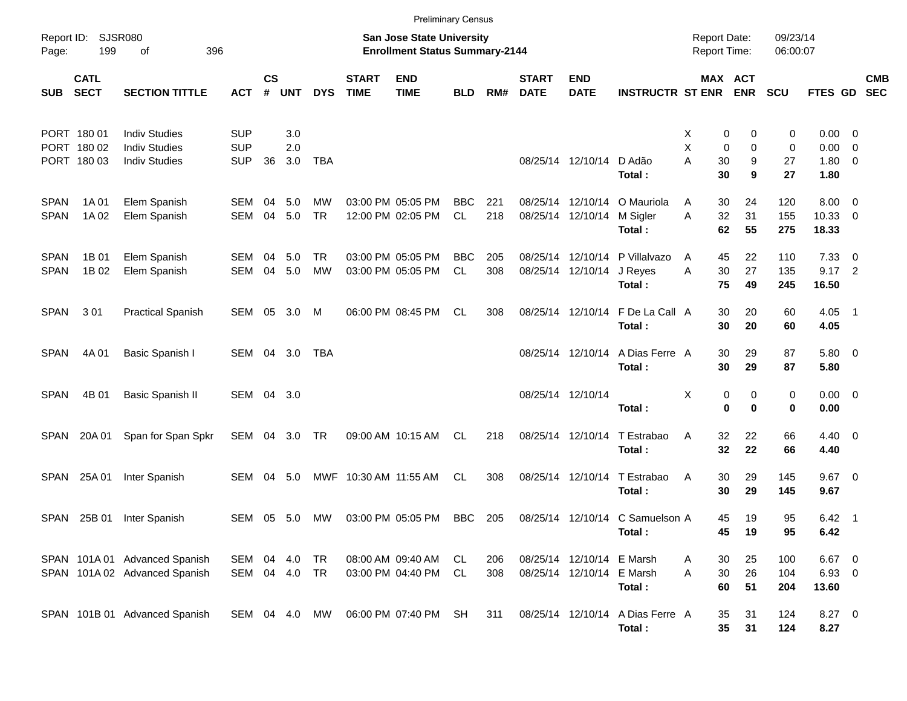Preliminary Census

Report ID: SJSR080

**San Jose State University**
**Enrollment Status Summary-2144**

Report Date: 09/23/14
Report Time: 06:00:07

| SUB | CATL SECT | SECTION TITTLE | ACT | CS # | UNT | DYS | START TIME | END TIME | BLD | RM# | START DATE | END DATE | INSTRUCTR | ST | MAX ENR | ACT ENR | SCU | FTES | GD | CMB SEC |
|---|---|---|---|---|---|---|---|---|---|---|---|---|---|---|---|---|---|---|---|---|
| PORT | 180 01 | Indiv Studies | SUP | | 3.0 | | | | | | | | | X | 0 | 0 | 0 | 0.00 | 0 | |
| PORT | 180 02 | Indiv Studies | SUP | | 2.0 | | | | | | | | | X | 0 | 0 | 0 | 0.00 | 0 | |
| PORT | 180 03 | Indiv Studies | SUP | 36 | 3.0 | TBA | | | | | 08/25/14 | 12/10/14 | D Adão | A | 30 | 9 | 27 | 1.80 | 0 | |
| | | | | | | | | | | | | | **Total :** | | **30** | **9** | **27** | **1.80** | | |
| SPAN | 1A 01 | Elem Spanish | SEM | 04 | 5.0 | MW | 03:00 PM | 05:05 PM | BBC | 221 | 08/25/14 | 12/10/14 | O Mauriola | A | 30 | 24 | 120 | 8.00 | 0 | |
| SPAN | 1A 02 | Elem Spanish | SEM | 04 | 5.0 | TR | 12:00 PM | 02:05 PM | CL | 218 | 08/25/14 | 12/10/14 | M Sigler | A | 32 | 31 | 155 | 10.33 | 0 | |
| | | | | | | | | | | | | | **Total :** | | **62** | **55** | **275** | **18.33** | | |
| SPAN | 1B 01 | Elem Spanish | SEM | 04 | 5.0 | TR | 03:00 PM | 05:05 PM | BBC | 205 | 08/25/14 | 12/10/14 | P Villalvazo | A | 45 | 22 | 110 | 7.33 | 0 | |
| SPAN | 1B 02 | Elem Spanish | SEM | 04 | 5.0 | MW | 03:00 PM | 05:05 PM | CL | 308 | 08/25/14 | 12/10/14 | J Reyes | A | 30 | 27 | 135 | 9.17 | 2 | |
| | | | | | | | | | | | | | **Total :** | | **75** | **49** | **245** | **16.50** | | |
| SPAN | 3 01 | Practical Spanish | SEM | 05 | 3.0 | M | 06:00 PM | 08:45 PM | CL | 308 | 08/25/14 | 12/10/14 | F De La Call | A | 30 | 20 | 60 | 4.05 | 1 | |
| | | | | | | | | | | | | | **Total :** | | **30** | **20** | **60** | **4.05** | | |
| SPAN | 4A 01 | Basic Spanish I | SEM | 04 | 3.0 | TBA | | | | | 08/25/14 | 12/10/14 | A Dias Ferre | A | 30 | 29 | 87 | 5.80 | 0 | |
| | | | | | | | | | | | | | **Total :** | | **30** | **29** | **87** | **5.80** | | |
| SPAN | 4B 01 | Basic Spanish II | SEM | 04 | 3.0 | | | | | | 08/25/14 | 12/10/14 | | X | 0 | 0 | 0 | 0.00 | 0 | |
| | | | | | | | | | | | | | **Total :** | | **0** | **0** | **0** | **0.00** | | |
| SPAN | 20A 01 | Span for Span Spkr | SEM | 04 | 3.0 | TR | 09:00 AM | 10:15 AM | CL | 218 | 08/25/14 | 12/10/14 | T Estrabao | A | 32 | 22 | 66 | 4.40 | 0 | |
| | | | | | | | | | | | | | **Total :** | | **32** | **22** | **66** | **4.40** | | |
| SPAN | 25A 01 | Inter Spanish | SEM | 04 | 5.0 | MWF | 10:30 AM | 11:55 AM | CL | 308 | 08/25/14 | 12/10/14 | T Estrabao | A | 30 | 29 | 145 | 9.67 | 0 | |
| | | | | | | | | | | | | | **Total :** | | **30** | **29** | **145** | **9.67** | | |
| SPAN | 25B 01 | Inter Spanish | SEM | 05 | 5.0 | MW | 03:00 PM | 05:05 PM | BBC | 205 | 08/25/14 | 12/10/14 | C Samuelson | A | 45 | 19 | 95 | 6.42 | 1 | |
| | | | | | | | | | | | | | **Total :** | | **45** | **19** | **95** | **6.42** | | |
| SPAN | 101A 01 | Advanced Spanish | SEM | 04 | 4.0 | TR | 08:00 AM | 09:40 AM | CL | 206 | 08/25/14 | 12/10/14 | E Marsh | A | 30 | 25 | 100 | 6.67 | 0 | |
| SPAN | 101A 02 | Advanced Spanish | SEM | 04 | 4.0 | TR | 03:00 PM | 04:40 PM | CL | 308 | 08/25/14 | 12/10/14 | E Marsh | A | 30 | 26 | 104 | 6.93 | 0 | |
| | | | | | | | | | | | | | **Total :** | | **60** | **51** | **204** | **13.60** | | |
| SPAN | 101B 01 | Advanced Spanish | SEM | 04 | 4.0 | MW | 06:00 PM | 07:40 PM | SH | 311 | 08/25/14 | 12/10/14 | A Dias Ferre | A | 35 | 31 | 124 | 8.27 | 0 | |
| | | | | | | | | | | | | | **Total :** | | **35** | **31** | **124** | **8.27** | | |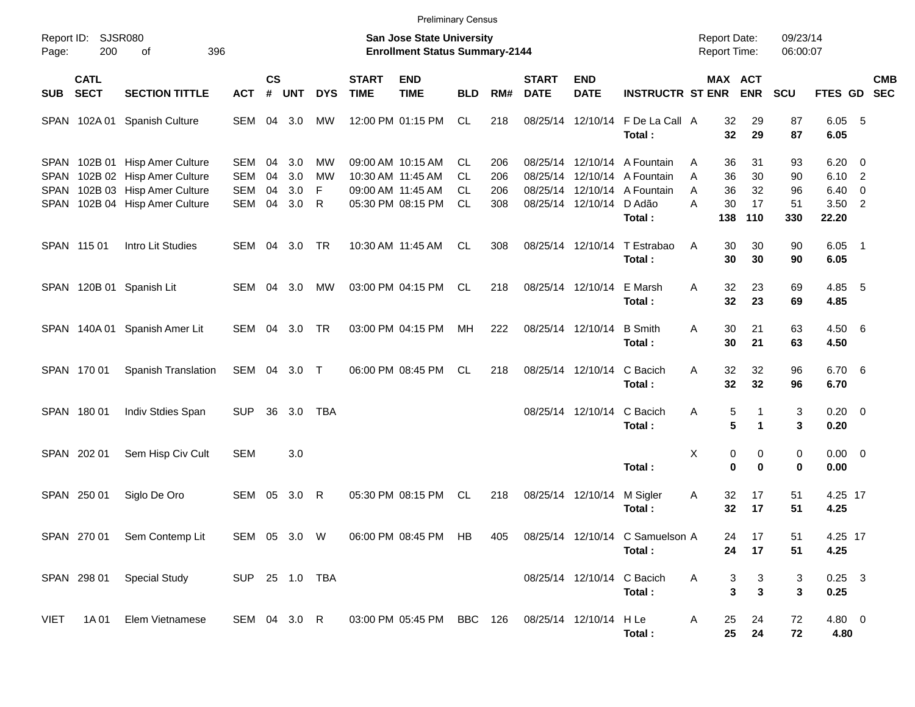Preliminary Census

Report ID: SJSR080

**San Jose State University**
**Enrollment Status Summary-2144**

Report Date: 09/23/14
Report Time: 06:00:07

| SUB | CATL SECT | SECTION TITTLE | ACT | CS # | UNT | DYS | START TIME | END TIME | BLD | RM# | START DATE | END DATE | INSTRUCTR | ST | MAX ENR | ACT ENR | SCU | FTES | GD | CMB SEC |
|---|---|---|---|---|---|---|---|---|---|---|---|---|---|---|---|---|---|---|---|---|
| SPAN | 102A 01 | Spanish Culture | SEM | 04 | 3.0 | MW | 12:00 PM | 01:15 PM | CL | 218 | 08/25/14 | 12/10/14 | F De La Call | A | 32 | 29 | 87 | 6.05 | 5 | |
| | | | | | | | | | | | | | **Total :** | | **32** | **29** | **87** | **6.05** | | |
| SPAN | 102B 01 | Hisp Amer Culture | SEM | 04 | 3.0 | MW | 09:00 AM | 10:15 AM | CL | 206 | 08/25/14 | 12/10/14 | A Fountain | A | 36 | 31 | 93 | 6.20 | 0 | |
| SPAN | 102B 02 | Hisp Amer Culture | SEM | 04 | 3.0 | MW | 10:30 AM | 11:45 AM | CL | 206 | 08/25/14 | 12/10/14 | A Fountain | A | 36 | 30 | 90 | 6.10 | 2 | |
| SPAN | 102B 03 | Hisp Amer Culture | SEM | 04 | 3.0 | F | 09:00 AM | 11:45 AM | CL | 206 | 08/25/14 | 12/10/14 | A Fountain | A | 36 | 32 | 96 | 6.40 | 0 | |
| SPAN | 102B 04 | Hisp Amer Culture | SEM | 04 | 3.0 | R | 05:30 PM | 08:15 PM | CL | 308 | 08/25/14 | 12/10/14 | D Adão | A | 30 | 17 | 51 | 3.50 | 2 | |
| | | | | | | | | | | | | | **Total :** | | **138** | **110** | **330** | **22.20** | | |
| SPAN | 115 01 | Intro Lit Studies | SEM | 04 | 3.0 | TR | 10:30 AM | 11:45 AM | CL | 308 | 08/25/14 | 12/10/14 | T Estrabao | A | 30 | 30 | 90 | 6.05 | 1 | |
| | | | | | | | | | | | | | **Total :** | | **30** | **30** | **90** | **6.05** | | |
| SPAN | 120B 01 | Spanish Lit | SEM | 04 | 3.0 | MW | 03:00 PM | 04:15 PM | CL | 218 | 08/25/14 | 12/10/14 | E Marsh | A | 32 | 23 | 69 | 4.85 | 5 | |
| | | | | | | | | | | | | | **Total :** | | **32** | **23** | **69** | **4.85** | | |
| SPAN | 140A 01 | Spanish Amer Lit | SEM | 04 | 3.0 | TR | 03:00 PM | 04:15 PM | MH | 222 | 08/25/14 | 12/10/14 | B Smith | A | 30 | 21 | 63 | 4.50 | 6 | |
| | | | | | | | | | | | | | **Total :** | | **30** | **21** | **63** | **4.50** | | |
| SPAN | 170 01 | Spanish Translation | SEM | 04 | 3.0 | T | 06:00 PM | 08:45 PM | CL | 218 | 08/25/14 | 12/10/14 | C Bacich | A | 32 | 32 | 96 | 6.70 | 6 | |
| | | | | | | | | | | | | | **Total :** | | **32** | **32** | **96** | **6.70** | | |
| SPAN | 180 01 | Indiv Stdies Span | SUP | 36 | 3.0 | TBA | | | | | 08/25/14 | 12/10/14 | C Bacich | A | 5 | 1 | 3 | 0.20 | 0 | |
| | | | | | | | | | | | | | **Total :** | | **5** | **1** | **3** | **0.20** | | |
| SPAN | 202 01 | Sem Hisp Civ Cult | SEM | | 3.0 | | | | | | | | | X | 0 | 0 | 0 | 0.00 | 0 | |
| | | | | | | | | | | | | | **Total :** | | **0** | **0** | **0** | **0.00** | | |
| SPAN | 250 01 | Siglo De Oro | SEM | 05 | 3.0 | R | 05:30 PM | 08:15 PM | CL | 218 | 08/25/14 | 12/10/14 | M Sigler | A | 32 | 17 | 51 | 4.25 | 17 | |
| | | | | | | | | | | | | | **Total :** | | **32** | **17** | **51** | **4.25** | | |
| SPAN | 270 01 | Sem Contemp Lit | SEM | 05 | 3.0 | W | 06:00 PM | 08:45 PM | HB | 405 | 08/25/14 | 12/10/14 | C Samuelson | A | 24 | 17 | 51 | 4.25 | 17 | |
| | | | | | | | | | | | | | **Total :** | | **24** | **17** | **51** | **4.25** | | |
| SPAN | 298 01 | Special Study | SUP | 25 | 1.0 | TBA | | | | | 08/25/14 | 12/10/14 | C Bacich | A | 3 | 3 | 3 | 0.25 | 3 | |
| | | | | | | | | | | | | | **Total :** | | **3** | **3** | **3** | **0.25** | | |
| VIET | 1A 01 | Elem Vietnamese | SEM | 04 | 3.0 | R | 03:00 PM | 05:45 PM | BBC | 126 | 08/25/14 | 12/10/14 | H Le | A | 25 | 24 | 72 | 4.80 | 0 | |
| | | | | | | | | | | | | | **Total :** | | **25** | **24** | **72** | **4.80** | | |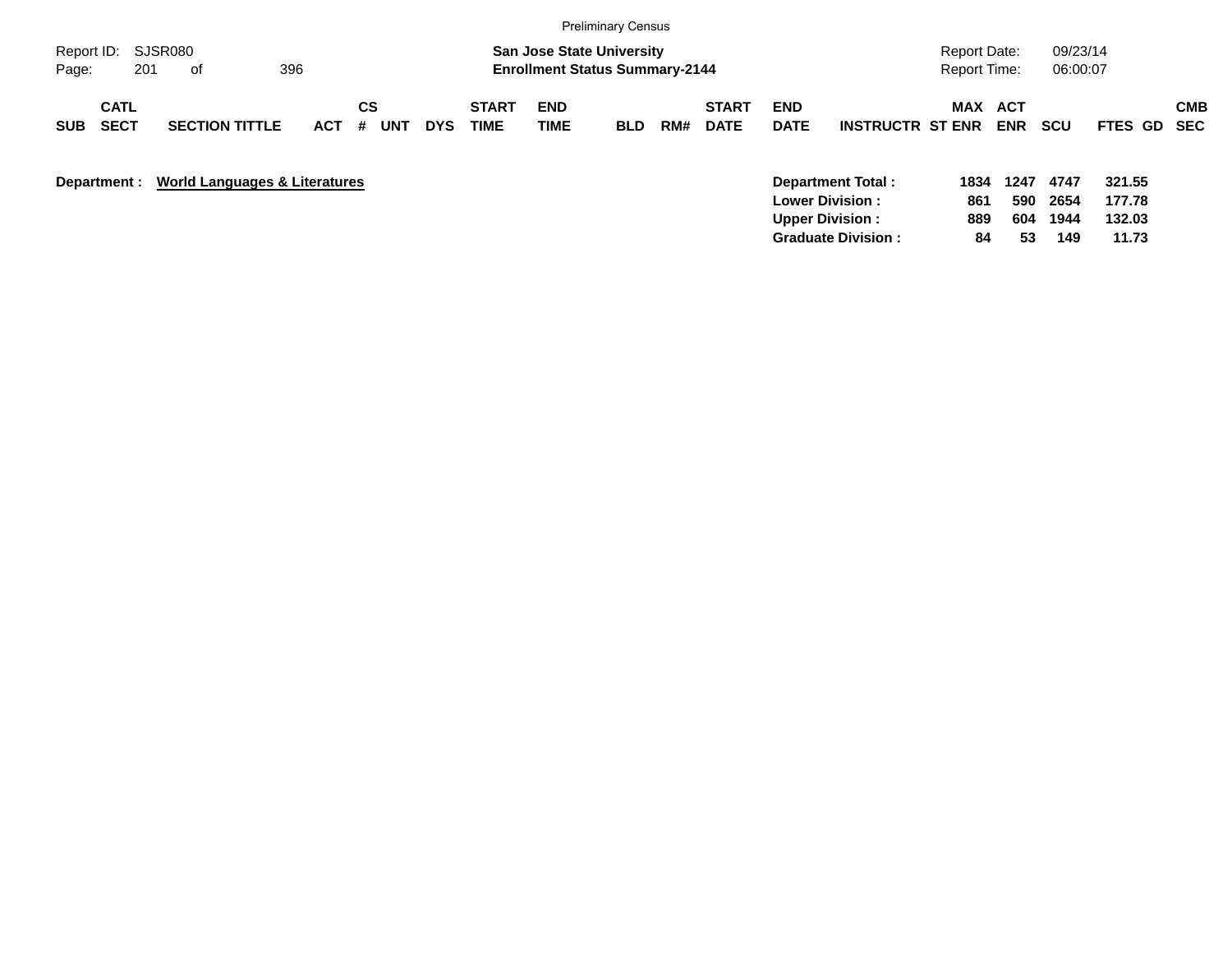Preliminary Census

Report ID: SJSR080

**San Jose State University**
**Enrollment Status Summary-2144**

Report Date: 09/23/14
Report Time: 06:00:07

| SUB | CATL SECT | SECTION TITTLE | ACT | CS # | UNT | DYS | START TIME | END TIME | BLD | RM# | START DATE | END DATE | INSTRUCTR | MAX ST ENR | ACT ENR | SCU | FTES | GD | CMB SEC |
|---|---|---|---|---|---|---|---|---|---|---|---|---|---|---|---|---|---|---|---|

**Department :** **World Languages & Literatures**

| | MAX ST ENR | ACT ENR | SCU | FTES |
|---|---|---|---|---|
| **Department Total :** | **1834** | **1247** | **4747** | **321.55** |
| **Lower Division :** | **861** | **590** | **2654** | **177.78** |
| **Upper Division :** | **889** | **604** | **1944** | **132.03** |
| **Graduate Division :** | **84** | **53** | **149** | **11.73** |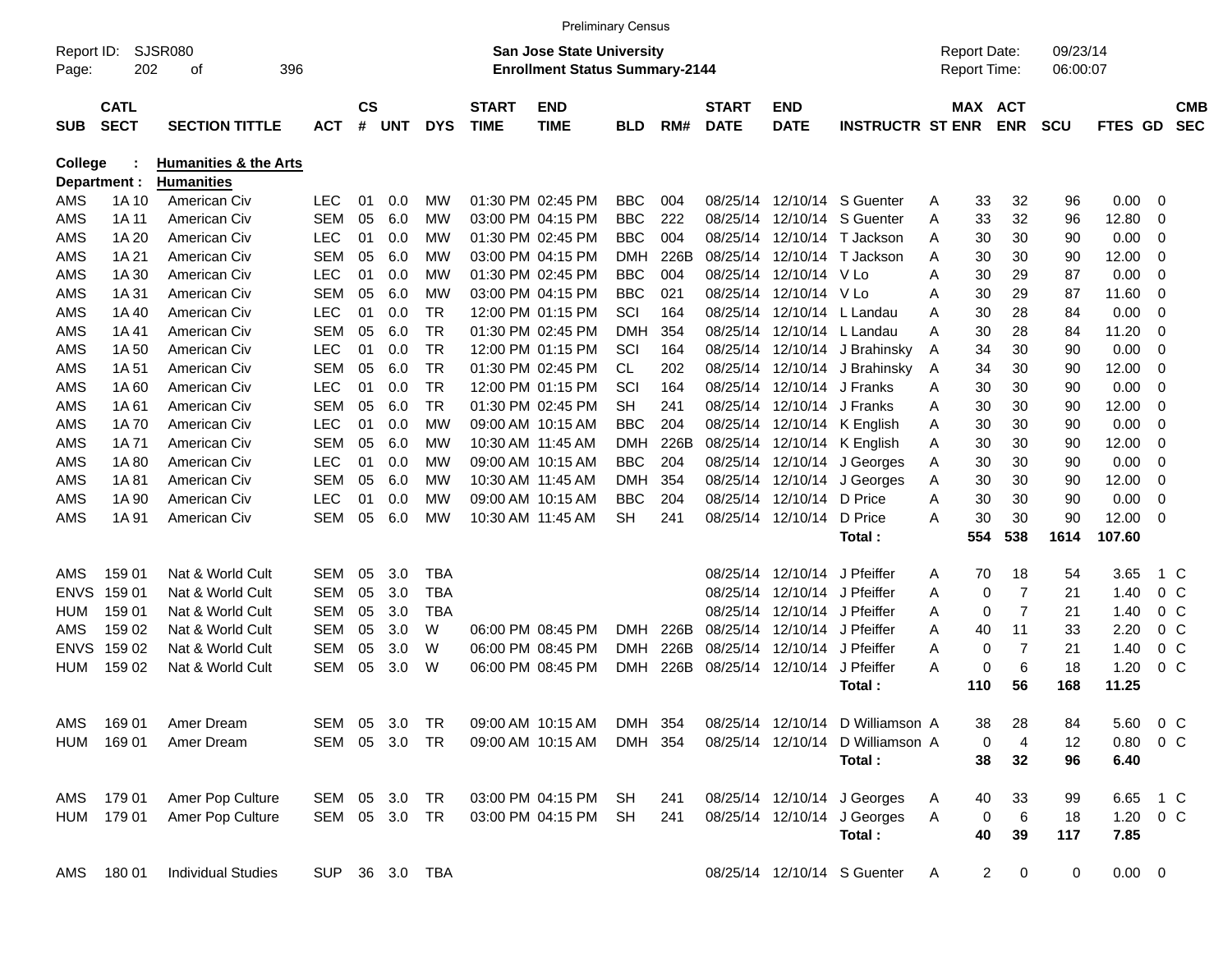Preliminary Census

Report ID: SJSR080
Page: 202 of 396

**San Jose State University**
**Enrollment Status Summary-2144**

Report Date: 09/23/14
Report Time: 06:00:07

**College : Humanities & the Arts**
**Department : Humanities**

| SUB | CATL SECT | SECTION TITTLE | ACT | CS # | UNT | DYS | START TIME | END TIME | BLD | RM# | START DATE | END DATE | INSTRUCTR | ST | MAX ENR | ACT ENR | SCU | FTES | GD | CMB SEC |
|---|---|---|---|---|---|---|---|---|---|---|---|---|---|---|---|---|---|---|---|---|
| AMS | 1A 10 | American Civ | LEC | 01 | 0.0 | MW | 01:30 PM | 02:45 PM | BBC | 004 | 08/25/14 | 12/10/14 | S Guenter | A | 33 | 32 | 96 | 0.00 | 0 | |
| AMS | 1A 11 | American Civ | SEM | 05 | 6.0 | MW | 03:00 PM | 04:15 PM | BBC | 222 | 08/25/14 | 12/10/14 | S Guenter | A | 33 | 32 | 96 | 12.80 | 0 | |
| AMS | 1A 20 | American Civ | LEC | 01 | 0.0 | MW | 01:30 PM | 02:45 PM | BBC | 004 | 08/25/14 | 12/10/14 | T Jackson | A | 30 | 30 | 90 | 0.00 | 0 | |
| AMS | 1A 21 | American Civ | SEM | 05 | 6.0 | MW | 03:00 PM | 04:15 PM | DMH | 226B | 08/25/14 | 12/10/14 | T Jackson | A | 30 | 30 | 90 | 12.00 | 0 | |
| AMS | 1A 30 | American Civ | LEC | 01 | 0.0 | MW | 01:30 PM | 02:45 PM | BBC | 004 | 08/25/14 | 12/10/14 | V Lo | A | 30 | 29 | 87 | 0.00 | 0 | |
| AMS | 1A 31 | American Civ | SEM | 05 | 6.0 | MW | 03:00 PM | 04:15 PM | BBC | 021 | 08/25/14 | 12/10/14 | V Lo | A | 30 | 29 | 87 | 11.60 | 0 | |
| AMS | 1A 40 | American Civ | LEC | 01 | 0.0 | TR | 12:00 PM | 01:15 PM | SCI | 164 | 08/25/14 | 12/10/14 | L Landau | A | 30 | 28 | 84 | 0.00 | 0 | |
| AMS | 1A 41 | American Civ | SEM | 05 | 6.0 | TR | 01:30 PM | 02:45 PM | DMH | 354 | 08/25/14 | 12/10/14 | L Landau | A | 30 | 28 | 84 | 11.20 | 0 | |
| AMS | 1A 50 | American Civ | LEC | 01 | 0.0 | TR | 12:00 PM | 01:15 PM | SCI | 164 | 08/25/14 | 12/10/14 | J Brahinsky | A | 34 | 30 | 90 | 0.00 | 0 | |
| AMS | 1A 51 | American Civ | SEM | 05 | 6.0 | TR | 01:30 PM | 02:45 PM | CL | 202 | 08/25/14 | 12/10/14 | J Brahinsky | A | 34 | 30 | 90 | 12.00 | 0 | |
| AMS | 1A 60 | American Civ | LEC | 01 | 0.0 | TR | 12:00 PM | 01:15 PM | SCI | 164 | 08/25/14 | 12/10/14 | J Franks | A | 30 | 30 | 90 | 0.00 | 0 | |
| AMS | 1A 61 | American Civ | SEM | 05 | 6.0 | TR | 01:30 PM | 02:45 PM | SH | 241 | 08/25/14 | 12/10/14 | J Franks | A | 30 | 30 | 90 | 12.00 | 0 | |
| AMS | 1A 70 | American Civ | LEC | 01 | 0.0 | MW | 09:00 AM | 10:15 AM | BBC | 204 | 08/25/14 | 12/10/14 | K English | A | 30 | 30 | 90 | 0.00 | 0 | |
| AMS | 1A 71 | American Civ | SEM | 05 | 6.0 | MW | 10:30 AM | 11:45 AM | DMH | 226B | 08/25/14 | 12/10/14 | K English | A | 30 | 30 | 90 | 12.00 | 0 | |
| AMS | 1A 80 | American Civ | LEC | 01 | 0.0 | MW | 09:00 AM | 10:15 AM | BBC | 204 | 08/25/14 | 12/10/14 | J Georges | A | 30 | 30 | 90 | 0.00 | 0 | |
| AMS | 1A 81 | American Civ | SEM | 05 | 6.0 | MW | 10:30 AM | 11:45 AM | DMH | 354 | 08/25/14 | 12/10/14 | J Georges | A | 30 | 30 | 90 | 12.00 | 0 | |
| AMS | 1A 90 | American Civ | LEC | 01 | 0.0 | MW | 09:00 AM | 10:15 AM | BBC | 204 | 08/25/14 | 12/10/14 | D Price | A | 30 | 30 | 90 | 0.00 | 0 | |
| AMS | 1A 91 | American Civ | SEM | 05 | 6.0 | MW | 10:30 AM | 11:45 AM | SH | 241 | 08/25/14 | 12/10/14 | D Price | A | 30 | 30 | 90 | 12.00 | 0 | |
| | | | | | | | | | | | | | **Total :** | | **554** | **538** | **1614** | **107.60** | | |
| AMS | 159 01 | Nat & World Cult | SEM | 05 | 3.0 | TBA | | | | | 08/25/14 | 12/10/14 | J Pfeiffer | A | 70 | 18 | 54 | 3.65 | 1 | C |
| ENVS | 159 01 | Nat & World Cult | SEM | 05 | 3.0 | TBA | | | | | 08/25/14 | 12/10/14 | J Pfeiffer | A | 0 | 7 | 21 | 1.40 | 0 | C |
| HUM | 159 01 | Nat & World Cult | SEM | 05 | 3.0 | TBA | | | | | 08/25/14 | 12/10/14 | J Pfeiffer | A | 0 | 7 | 21 | 1.40 | 0 | C |
| AMS | 159 02 | Nat & World Cult | SEM | 05 | 3.0 | W | 06:00 PM | 08:45 PM | DMH | 226B | 08/25/14 | 12/10/14 | J Pfeiffer | A | 40 | 11 | 33 | 2.20 | 0 | C |
| ENVS | 159 02 | Nat & World Cult | SEM | 05 | 3.0 | W | 06:00 PM | 08:45 PM | DMH | 226B | 08/25/14 | 12/10/14 | J Pfeiffer | A | 0 | 7 | 21 | 1.40 | 0 | C |
| HUM | 159 02 | Nat & World Cult | SEM | 05 | 3.0 | W | 06:00 PM | 08:45 PM | DMH | 226B | 08/25/14 | 12/10/14 | J Pfeiffer | A | 0 | 6 | 18 | 1.20 | 0 | C |
| | | | | | | | | | | | | | **Total :** | | **110** | **56** | **168** | **11.25** | | |
| AMS | 169 01 | Amer Dream | SEM | 05 | 3.0 | TR | 09:00 AM | 10:15 AM | DMH | 354 | 08/25/14 | 12/10/14 | D Williamson | A | 38 | 28 | 84 | 5.60 | 0 | C |
| HUM | 169 01 | Amer Dream | SEM | 05 | 3.0 | TR | 09:00 AM | 10:15 AM | DMH | 354 | 08/25/14 | 12/10/14 | D Williamson | A | 0 | 4 | 12 | 0.80 | 0 | C |
| | | | | | | | | | | | | | **Total :** | | **38** | **32** | **96** | **6.40** | | |
| AMS | 179 01 | Amer Pop Culture | SEM | 05 | 3.0 | TR | 03:00 PM | 04:15 PM | SH | 241 | 08/25/14 | 12/10/14 | J Georges | A | 40 | 33 | 99 | 6.65 | 1 | C |
| HUM | 179 01 | Amer Pop Culture | SEM | 05 | 3.0 | TR | 03:00 PM | 04:15 PM | SH | 241 | 08/25/14 | 12/10/14 | J Georges | A | 0 | 6 | 18 | 1.20 | 0 | C |
| | | | | | | | | | | | | | **Total :** | | **40** | **39** | **117** | **7.85** | | |
| AMS | 180 01 | Individual Studies | SUP | 36 | 3.0 | TBA | | | | | 08/25/14 | 12/10/14 | S Guenter | A | 2 | 0 | 0 | 0.00 | 0 | |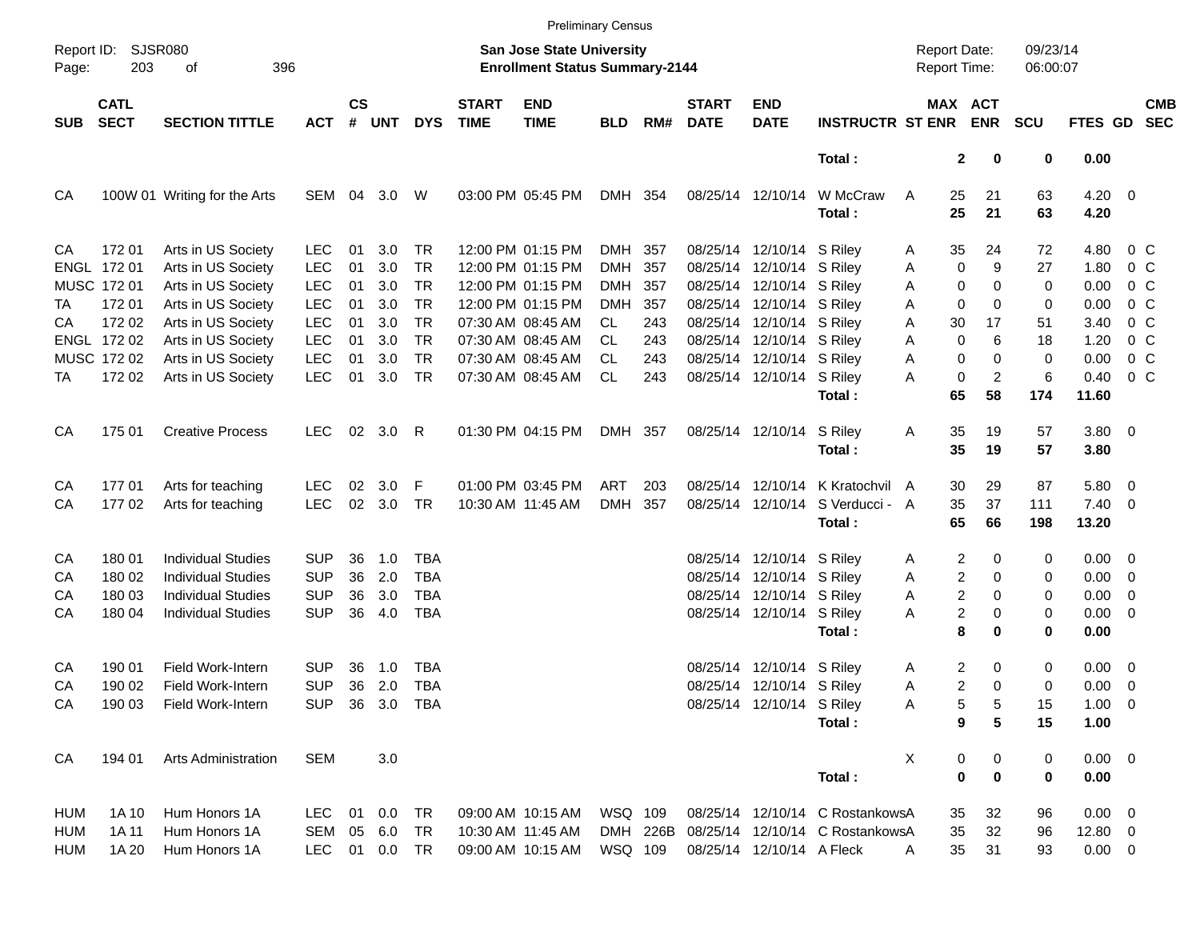Preliminary Census

Report ID: SJSR080

**San Jose State University**
**Enrollment Status Summary-2144**

Report Date: 09/23/14
Report Time: 06:00:07

| SUB | CATL SECT | SECTION TITTLE | ACT | CS # | UNT | DYS | START TIME | END TIME | BLD | RM# | START DATE | END DATE | INSTRUCTR | ST | MAX ENR | ACT ENR | SCU | FTES | GD | CMB SEC |
|---|---|---|---|---|---|---|---|---|---|---|---|---|---|---|---|---|---|---|---|---|
| | | | | | | | | | | | | | **Total :** | | **2** | **0** | **0** | **0.00** | | |
| CA | 100W 01 | Writing for the Arts | SEM | 04 | 3.0 | W | 03:00 PM | 05:45 PM | DMH | 354 | 08/25/14 | 12/10/14 | W McCraw | A | 25 | 21 | 63 | 4.20 | 0 | |
| | | | | | | | | | | | | | **Total :** | | **25** | **21** | **63** | **4.20** | | |
| CA | 172 01 | Arts in US Society | LEC | 01 | 3.0 | TR | 12:00 PM | 01:15 PM | DMH | 357 | 08/25/14 | 12/10/14 | S Riley | A | 35 | 24 | 72 | 4.80 | 0 | C |
| ENGL | 172 01 | Arts in US Society | LEC | 01 | 3.0 | TR | 12:00 PM | 01:15 PM | DMH | 357 | 08/25/14 | 12/10/14 | S Riley | A | 0 | 9 | 27 | 1.80 | 0 | C |
| MUSC | 172 01 | Arts in US Society | LEC | 01 | 3.0 | TR | 12:00 PM | 01:15 PM | DMH | 357 | 08/25/14 | 12/10/14 | S Riley | A | 0 | 0 | 0 | 0.00 | 0 | C |
| TA | 172 01 | Arts in US Society | LEC | 01 | 3.0 | TR | 12:00 PM | 01:15 PM | DMH | 357 | 08/25/14 | 12/10/14 | S Riley | A | 0 | 0 | 0 | 0.00 | 0 | C |
| CA | 172 02 | Arts in US Society | LEC | 01 | 3.0 | TR | 07:30 AM | 08:45 AM | CL | 243 | 08/25/14 | 12/10/14 | S Riley | A | 30 | 17 | 51 | 3.40 | 0 | C |
| ENGL | 172 02 | Arts in US Society | LEC | 01 | 3.0 | TR | 07:30 AM | 08:45 AM | CL | 243 | 08/25/14 | 12/10/14 | S Riley | A | 0 | 6 | 18 | 1.20 | 0 | C |
| MUSC | 172 02 | Arts in US Society | LEC | 01 | 3.0 | TR | 07:30 AM | 08:45 AM | CL | 243 | 08/25/14 | 12/10/14 | S Riley | A | 0 | 0 | 0 | 0.00 | 0 | C |
| TA | 172 02 | Arts in US Society | LEC | 01 | 3.0 | TR | 07:30 AM | 08:45 AM | CL | 243 | 08/25/14 | 12/10/14 | S Riley | A | 0 | 2 | 6 | 0.40 | 0 | C |
| | | | | | | | | | | | | | **Total :** | | **65** | **58** | **174** | **11.60** | | |
| CA | 175 01 | Creative Process | LEC | 02 | 3.0 | R | 01:30 PM | 04:15 PM | DMH | 357 | 08/25/14 | 12/10/14 | S Riley | A | 35 | 19 | 57 | 3.80 | 0 | |
| | | | | | | | | | | | | | **Total :** | | **35** | **19** | **57** | **3.80** | | |
| CA | 177 01 | Arts for teaching | LEC | 02 | 3.0 | F | 01:00 PM | 03:45 PM | ART | 203 | 08/25/14 | 12/10/14 | K Kratochvil | A | 30 | 29 | 87 | 5.80 | 0 | |
| CA | 177 02 | Arts for teaching | LEC | 02 | 3.0 | TR | 10:30 AM | 11:45 AM | DMH | 357 | 08/25/14 | 12/10/14 | S Verducci - | A | 35 | 37 | 111 | 7.40 | 0 | |
| | | | | | | | | | | | | | **Total :** | | **65** | **66** | **198** | **13.20** | | |
| CA | 180 01 | Individual Studies | SUP | 36 | 1.0 | TBA | | | | | 08/25/14 | 12/10/14 | S Riley | A | 2 | 0 | 0 | 0.00 | 0 | |
| CA | 180 02 | Individual Studies | SUP | 36 | 2.0 | TBA | | | | | 08/25/14 | 12/10/14 | S Riley | A | 2 | 0 | 0 | 0.00 | 0 | |
| CA | 180 03 | Individual Studies | SUP | 36 | 3.0 | TBA | | | | | 08/25/14 | 12/10/14 | S Riley | A | 2 | 0 | 0 | 0.00 | 0 | |
| CA | 180 04 | Individual Studies | SUP | 36 | 4.0 | TBA | | | | | 08/25/14 | 12/10/14 | S Riley | A | 2 | 0 | 0 | 0.00 | 0 | |
| | | | | | | | | | | | | | **Total :** | | **8** | **0** | **0** | **0.00** | | |
| CA | 190 01 | Field Work-Intern | SUP | 36 | 1.0 | TBA | | | | | 08/25/14 | 12/10/14 | S Riley | A | 2 | 0 | 0 | 0.00 | 0 | |
| CA | 190 02 | Field Work-Intern | SUP | 36 | 2.0 | TBA | | | | | 08/25/14 | 12/10/14 | S Riley | A | 2 | 0 | 0 | 0.00 | 0 | |
| CA | 190 03 | Field Work-Intern | SUP | 36 | 3.0 | TBA | | | | | 08/25/14 | 12/10/14 | S Riley | A | 5 | 5 | 15 | 1.00 | 0 | |
| | | | | | | | | | | | | | **Total :** | | **9** | **5** | **15** | **1.00** | | |
| CA | 194 01 | Arts Administration | SEM | | 3.0 | | | | | | | | | X | 0 | 0 | 0 | 0.00 | 0 | |
| | | | | | | | | | | | | | **Total :** | | **0** | **0** | **0** | **0.00** | | |
| HUM | 1A 10 | Hum Honors 1A | LEC | 01 | 0.0 | TR | 09:00 AM | 10:15 AM | WSQ | 109 | 08/25/14 | 12/10/14 | C Rostankows | A | 35 | 32 | 96 | 0.00 | 0 | |
| HUM | 1A 11 | Hum Honors 1A | SEM | 05 | 6.0 | TR | 10:30 AM | 11:45 AM | DMH | 226B | 08/25/14 | 12/10/14 | C Rostankows | A | 35 | 32 | 96 | 12.80 | 0 | |
| HUM | 1A 20 | Hum Honors 1A | LEC | 01 | 0.0 | TR | 09:00 AM | 10:15 AM | WSQ | 109 | 08/25/14 | 12/10/14 | A Fleck | A | 35 | 31 | 93 | 0.00 | 0 | |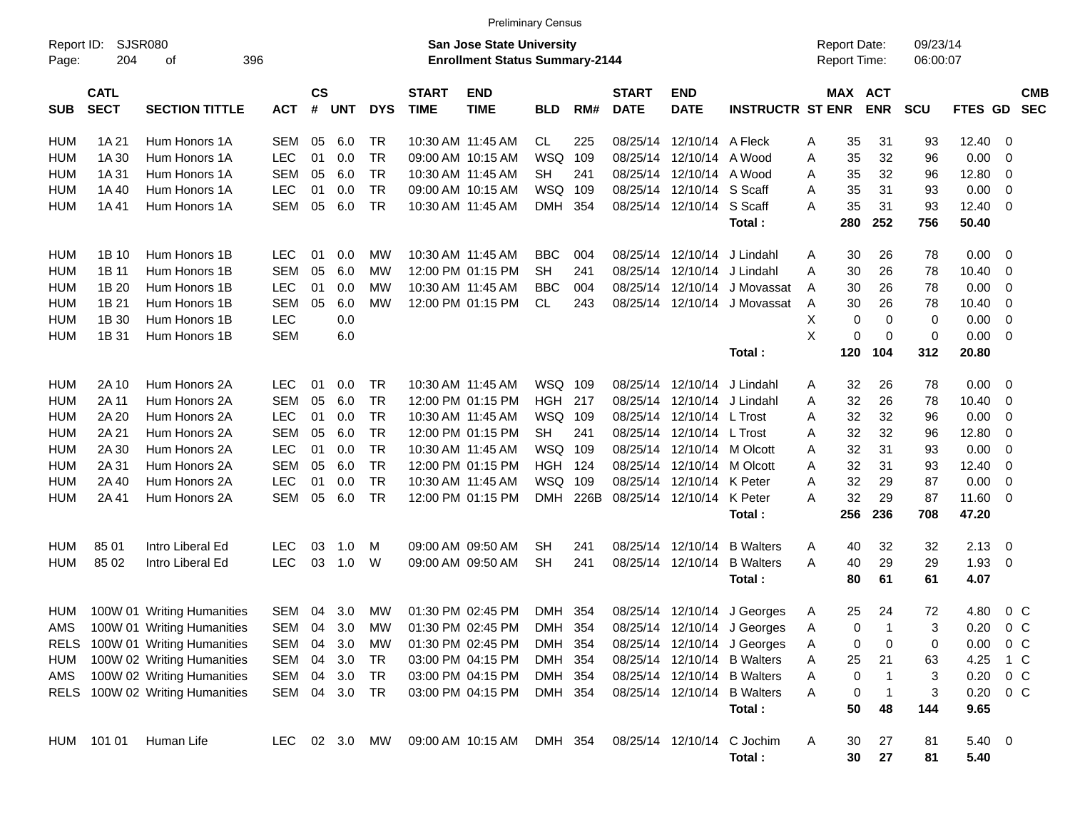Preliminary Census

Report ID: SJSR080

**San Jose State University**
**Enrollment Status Summary-2144**

Report Date: 09/23/14
Report Time: 06:00:07

| SUB | CATL SECT | SECTION TITTLE | ACT | CS # | UNT | DYS | START TIME | END TIME | BLD | RM# | START DATE | END DATE | INSTRUCTR | ST | MAX ENR | ACT ENR | SCU | FTES | GD | CMB SEC |
|---|---|---|---|---|---|---|---|---|---|---|---|---|---|---|---|---|---|---|---|---|
| HUM | 1A 21 | Hum Honors 1A | SEM | 05 | 6.0 | TR | 10:30 AM | 11:45 AM | CL | 225 | 08/25/14 | 12/10/14 | A Fleck | A | 35 | 31 | 93 | 12.40 | 0 | |
| HUM | 1A 30 | Hum Honors 1A | LEC | 01 | 0.0 | TR | 09:00 AM | 10:15 AM | WSQ | 109 | 08/25/14 | 12/10/14 | A Wood | A | 35 | 32 | 96 | 0.00 | 0 | |
| HUM | 1A 31 | Hum Honors 1A | SEM | 05 | 6.0 | TR | 10:30 AM | 11:45 AM | SH | 241 | 08/25/14 | 12/10/14 | A Wood | A | 35 | 32 | 96 | 12.80 | 0 | |
| HUM | 1A 40 | Hum Honors 1A | LEC | 01 | 0.0 | TR | 09:00 AM | 10:15 AM | WSQ | 109 | 08/25/14 | 12/10/14 | S Scaff | A | 35 | 31 | 93 | 0.00 | 0 | |
| HUM | 1A 41 | Hum Honors 1A | SEM | 05 | 6.0 | TR | 10:30 AM | 11:45 AM | DMH | 354 | 08/25/14 | 12/10/14 | S Scaff | A | 35 | 31 | 93 | 12.40 | 0 | |
| | | | | | | | | | | | | | **Total :** | | **280** | **252** | **756** | **50.40** | | |
| HUM | 1B 10 | Hum Honors 1B | LEC | 01 | 0.0 | MW | 10:30 AM | 11:45 AM | BBC | 004 | 08/25/14 | 12/10/14 | J Lindahl | A | 30 | 26 | 78 | 0.00 | 0 | |
| HUM | 1B 11 | Hum Honors 1B | SEM | 05 | 6.0 | MW | 12:00 PM | 01:15 PM | SH | 241 | 08/25/14 | 12/10/14 | J Lindahl | A | 30 | 26 | 78 | 10.40 | 0 | |
| HUM | 1B 20 | Hum Honors 1B | LEC | 01 | 0.0 | MW | 10:30 AM | 11:45 AM | BBC | 004 | 08/25/14 | 12/10/14 | J Movassat | A | 30 | 26 | 78 | 0.00 | 0 | |
| HUM | 1B 21 | Hum Honors 1B | SEM | 05 | 6.0 | MW | 12:00 PM | 01:15 PM | CL | 243 | 08/25/14 | 12/10/14 | J Movassat | A | 30 | 26 | 78 | 10.40 | 0 | |
| HUM | 1B 30 | Hum Honors 1B | LEC | | 0.0 | | | | | | | | | X | 0 | 0 | 0 | 0.00 | 0 | |
| HUM | 1B 31 | Hum Honors 1B | SEM | | 6.0 | | | | | | | | | X | 0 | 0 | 0 | 0.00 | 0 | |
| | | | | | | | | | | | | | **Total :** | | **120** | **104** | **312** | **20.80** | | |
| HUM | 2A 10 | Hum Honors 2A | LEC | 01 | 0.0 | TR | 10:30 AM | 11:45 AM | WSQ | 109 | 08/25/14 | 12/10/14 | J Lindahl | A | 32 | 26 | 78 | 0.00 | 0 | |
| HUM | 2A 11 | Hum Honors 2A | SEM | 05 | 6.0 | TR | 12:00 PM | 01:15 PM | HGH | 217 | 08/25/14 | 12/10/14 | J Lindahl | A | 32 | 26 | 78 | 10.40 | 0 | |
| HUM | 2A 20 | Hum Honors 2A | LEC | 01 | 0.0 | TR | 10:30 AM | 11:45 AM | WSQ | 109 | 08/25/14 | 12/10/14 | L Trost | A | 32 | 32 | 96 | 0.00 | 0 | |
| HUM | 2A 21 | Hum Honors 2A | SEM | 05 | 6.0 | TR | 12:00 PM | 01:15 PM | SH | 241 | 08/25/14 | 12/10/14 | L Trost | A | 32 | 32 | 96 | 12.80 | 0 | |
| HUM | 2A 30 | Hum Honors 2A | LEC | 01 | 0.0 | TR | 10:30 AM | 11:45 AM | WSQ | 109 | 08/25/14 | 12/10/14 | M Olcott | A | 32 | 31 | 93 | 0.00 | 0 | |
| HUM | 2A 31 | Hum Honors 2A | SEM | 05 | 6.0 | TR | 12:00 PM | 01:15 PM | HGH | 124 | 08/25/14 | 12/10/14 | M Olcott | A | 32 | 31 | 93 | 12.40 | 0 | |
| HUM | 2A 40 | Hum Honors 2A | LEC | 01 | 0.0 | TR | 10:30 AM | 11:45 AM | WSQ | 109 | 08/25/14 | 12/10/14 | K Peter | A | 32 | 29 | 87 | 0.00 | 0 | |
| HUM | 2A 41 | Hum Honors 2A | SEM | 05 | 6.0 | TR | 12:00 PM | 01:15 PM | DMH | 226B | 08/25/14 | 12/10/14 | K Peter | A | 32 | 29 | 87 | 11.60 | 0 | |
| | | | | | | | | | | | | | **Total :** | | **256** | **236** | **708** | **47.20** | | |
| HUM | 85 01 | Intro Liberal Ed | LEC | 03 | 1.0 | M | 09:00 AM | 09:50 AM | SH | 241 | 08/25/14 | 12/10/14 | B Walters | A | 40 | 32 | 32 | 2.13 | 0 | |
| HUM | 85 02 | Intro Liberal Ed | LEC | 03 | 1.0 | W | 09:00 AM | 09:50 AM | SH | 241 | 08/25/14 | 12/10/14 | B Walters | A | 40 | 29 | 29 | 1.93 | 0 | |
| | | | | | | | | | | | | | **Total :** | | **80** | **61** | **61** | **4.07** | | |
| HUM | 100W 01 | Writing Humanities | SEM | 04 | 3.0 | MW | 01:30 PM | 02:45 PM | DMH | 354 | 08/25/14 | 12/10/14 | J Georges | A | 25 | 24 | 72 | 4.80 | 0 | C |
| AMS | 100W 01 | Writing Humanities | SEM | 04 | 3.0 | MW | 01:30 PM | 02:45 PM | DMH | 354 | 08/25/14 | 12/10/14 | J Georges | A | 0 | 1 | 3 | 0.20 | 0 | C |
| RELS | 100W 01 | Writing Humanities | SEM | 04 | 3.0 | MW | 01:30 PM | 02:45 PM | DMH | 354 | 08/25/14 | 12/10/14 | J Georges | A | 0 | 0 | 0 | 0.00 | 0 | C |
| HUM | 100W 02 | Writing Humanities | SEM | 04 | 3.0 | TR | 03:00 PM | 04:15 PM | DMH | 354 | 08/25/14 | 12/10/14 | B Walters | A | 25 | 21 | 63 | 4.25 | 1 | C |
| AMS | 100W 02 | Writing Humanities | SEM | 04 | 3.0 | TR | 03:00 PM | 04:15 PM | DMH | 354 | 08/25/14 | 12/10/14 | B Walters | A | 0 | 1 | 3 | 0.20 | 0 | C |
| RELS | 100W 02 | Writing Humanities | SEM | 04 | 3.0 | TR | 03:00 PM | 04:15 PM | DMH | 354 | 08/25/14 | 12/10/14 | B Walters | A | 0 | 1 | 3 | 0.20 | 0 | C |
| | | | | | | | | | | | | | **Total :** | | **50** | **48** | **144** | **9.65** | | |
| HUM | 101 01 | Human Life | LEC | 02 | 3.0 | MW | 09:00 AM | 10:15 AM | DMH | 354 | 08/25/14 | 12/10/14 | C Jochim | A | 30 | 27 | 81 | 5.40 | 0 | |
| | | | | | | | | | | | | | **Total :** | | **30** | **27** | **81** | **5.40** | | |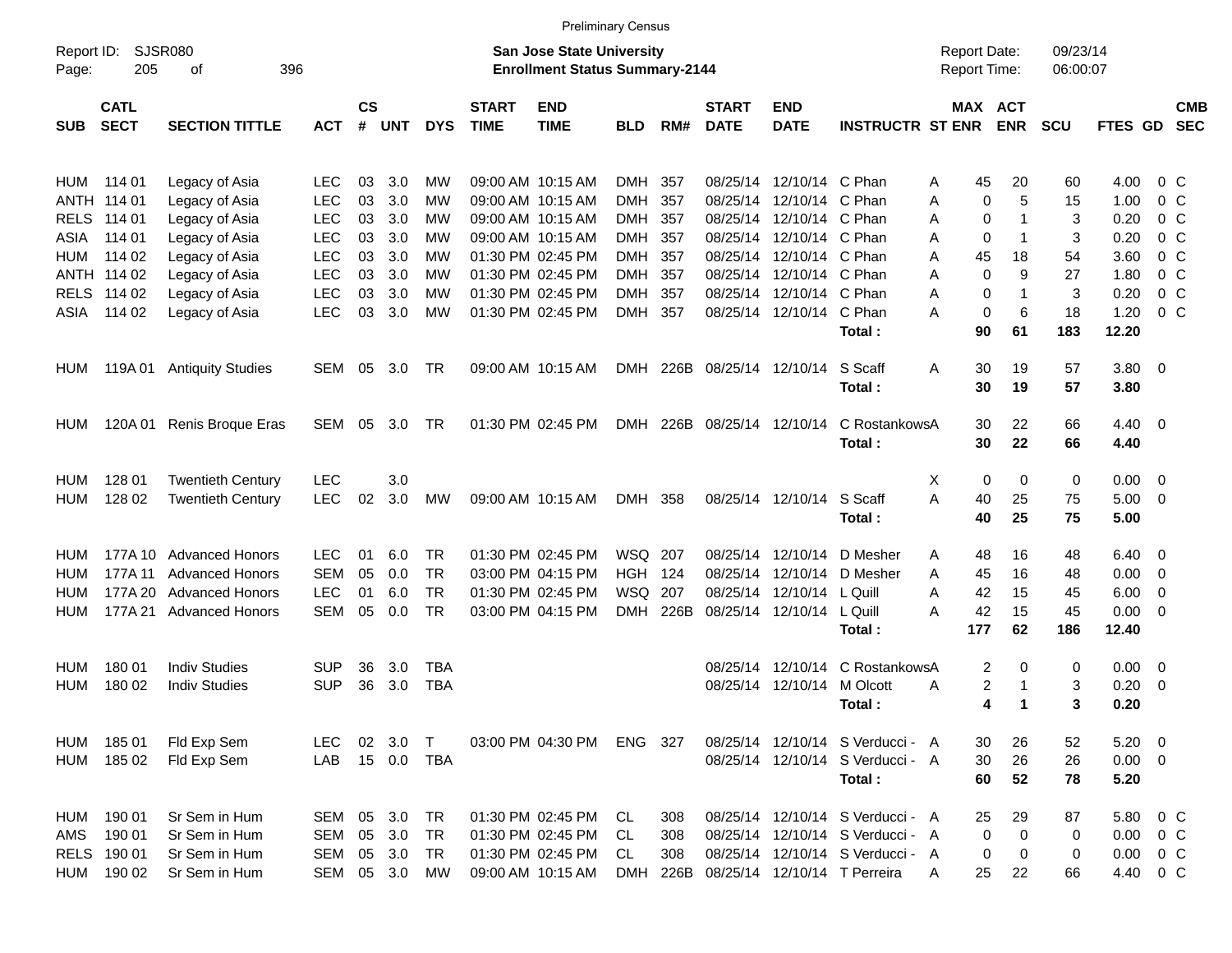Preliminary Census

Report ID: SJSR080

**San Jose State University**
**Enrollment Status Summary-2144**

Report Date: 09/23/14
Report Time: 06:00:07

| SUB | CATL SECT | SECTION TITTLE | ACT | CS # | UNT | DYS | START TIME | END TIME | BLD | RM# | START DATE | END DATE | INSTRUCTR | ST | MAX ENR | ACT ENR | SCU | FTES | GD | CMB SEC |
|---|---|---|---|---|---|---|---|---|---|---|---|---|---|---|---|---|---|---|---|---|
| HUM | 114 01 | Legacy of Asia | LEC | 03 | 3.0 | MW | 09:00 AM | 10:15 AM | DMH | 357 | 08/25/14 | 12/10/14 | C Phan | A | 45 | 20 | 60 | 4.00 | 0 | C |
| ANTH | 114 01 | Legacy of Asia | LEC | 03 | 3.0 | MW | 09:00 AM | 10:15 AM | DMH | 357 | 08/25/14 | 12/10/14 | C Phan | A | 0 | 5 | 15 | 1.00 | 0 | C |
| RELS | 114 01 | Legacy of Asia | LEC | 03 | 3.0 | MW | 09:00 AM | 10:15 AM | DMH | 357 | 08/25/14 | 12/10/14 | C Phan | A | 0 | 1 | 3 | 0.20 | 0 | C |
| ASIA | 114 01 | Legacy of Asia | LEC | 03 | 3.0 | MW | 09:00 AM | 10:15 AM | DMH | 357 | 08/25/14 | 12/10/14 | C Phan | A | 0 | 1 | 3 | 0.20 | 0 | C |
| HUM | 114 02 | Legacy of Asia | LEC | 03 | 3.0 | MW | 01:30 PM | 02:45 PM | DMH | 357 | 08/25/14 | 12/10/14 | C Phan | A | 45 | 18 | 54 | 3.60 | 0 | C |
| ANTH | 114 02 | Legacy of Asia | LEC | 03 | 3.0 | MW | 01:30 PM | 02:45 PM | DMH | 357 | 08/25/14 | 12/10/14 | C Phan | A | 0 | 9 | 27 | 1.80 | 0 | C |
| RELS | 114 02 | Legacy of Asia | LEC | 03 | 3.0 | MW | 01:30 PM | 02:45 PM | DMH | 357 | 08/25/14 | 12/10/14 | C Phan | A | 0 | 1 | 3 | 0.20 | 0 | C |
| ASIA | 114 02 | Legacy of Asia | LEC | 03 | 3.0 | MW | 01:30 PM | 02:45 PM | DMH | 357 | 08/25/14 | 12/10/14 | C Phan | A | 0 | 6 | 18 | 1.20 | 0 | C |
| | | | | | | | | | | | | | **Total :** | | **90** | **61** | **183** | **12.20** | | |
| HUM | 119A 01 | Antiquity Studies | SEM | 05 | 3.0 | TR | 09:00 AM | 10:15 AM | DMH | 226B | 08/25/14 | 12/10/14 | S Scaff | A | 30 | 19 | 57 | 3.80 | 0 | |
| | | | | | | | | | | | | | **Total :** | | **30** | **19** | **57** | **3.80** | | |
| HUM | 120A 01 | Renis Broque Eras | SEM | 05 | 3.0 | TR | 01:30 PM | 02:45 PM | DMH | 226B | 08/25/14 | 12/10/14 | C Rostankows | A | 30 | 22 | 66 | 4.40 | 0 | |
| | | | | | | | | | | | | | **Total :** | | **30** | **22** | **66** | **4.40** | | |
| HUM | 128 01 | Twentieth Century | LEC | | 3.0 | | | | | | | | | X | 0 | 0 | 0 | 0.00 | 0 | |
| HUM | 128 02 | Twentieth Century | LEC | 02 | 3.0 | MW | 09:00 AM | 10:15 AM | DMH | 358 | 08/25/14 | 12/10/14 | S Scaff | A | 40 | 25 | 75 | 5.00 | 0 | |
| | | | | | | | | | | | | | **Total :** | | **40** | **25** | **75** | **5.00** | | |
| HUM | 177A 10 | Advanced Honors | LEC | 01 | 6.0 | TR | 01:30 PM | 02:45 PM | WSQ | 207 | 08/25/14 | 12/10/14 | D Mesher | A | 48 | 16 | 48 | 6.40 | 0 | |
| HUM | 177A 11 | Advanced Honors | SEM | 05 | 0.0 | TR | 03:00 PM | 04:15 PM | HGH | 124 | 08/25/14 | 12/10/14 | D Mesher | A | 45 | 16 | 48 | 0.00 | 0 | |
| HUM | 177A 20 | Advanced Honors | LEC | 01 | 6.0 | TR | 01:30 PM | 02:45 PM | WSQ | 207 | 08/25/14 | 12/10/14 | L Quill | A | 42 | 15 | 45 | 6.00 | 0 | |
| HUM | 177A 21 | Advanced Honors | SEM | 05 | 0.0 | TR | 03:00 PM | 04:15 PM | DMH | 226B | 08/25/14 | 12/10/14 | L Quill | A | 42 | 15 | 45 | 0.00 | 0 | |
| | | | | | | | | | | | | | **Total :** | | **177** | **62** | **186** | **12.40** | | |
| HUM | 180 01 | Indiv Studies | SUP | 36 | 3.0 | TBA | | | | | 08/25/14 | 12/10/14 | C Rostankows | A | 2 | 0 | 0 | 0.00 | 0 | |
| HUM | 180 02 | Indiv Studies | SUP | 36 | 3.0 | TBA | | | | | 08/25/14 | 12/10/14 | M Olcott | A | 2 | 1 | 3 | 0.20 | 0 | |
| | | | | | | | | | | | | | **Total :** | | **4** | **1** | **3** | **0.20** | | |
| HUM | 185 01 | Fld Exp Sem | LEC | 02 | 3.0 | T | 03:00 PM | 04:30 PM | ENG | 327 | 08/25/14 | 12/10/14 | S Verducci - | A | 30 | 26 | 52 | 5.20 | 0 | |
| HUM | 185 02 | Fld Exp Sem | LAB | 15 | 0.0 | TBA | | | | | 08/25/14 | 12/10/14 | S Verducci - | A | 30 | 26 | 26 | 0.00 | 0 | |
| | | | | | | | | | | | | | **Total :** | | **60** | **52** | **78** | **5.20** | | |
| HUM | 190 01 | Sr Sem in Hum | SEM | 05 | 3.0 | TR | 01:30 PM | 02:45 PM | CL | 308 | 08/25/14 | 12/10/14 | S Verducci - | A | 25 | 29 | 87 | 5.80 | 0 | C |
| AMS | 190 01 | Sr Sem in Hum | SEM | 05 | 3.0 | TR | 01:30 PM | 02:45 PM | CL | 308 | 08/25/14 | 12/10/14 | S Verducci - | A | 0 | 0 | 0 | 0.00 | 0 | C |
| RELS | 190 01 | Sr Sem in Hum | SEM | 05 | 3.0 | TR | 01:30 PM | 02:45 PM | CL | 308 | 08/25/14 | 12/10/14 | S Verducci - | A | 0 | 0 | 0 | 0.00 | 0 | C |
| HUM | 190 02 | Sr Sem in Hum | SEM | 05 | 3.0 | MW | 09:00 AM | 10:15 AM | DMH | 226B | 08/25/14 | 12/10/14 | T Perreira | A | 25 | 22 | 66 | 4.40 | 0 | C |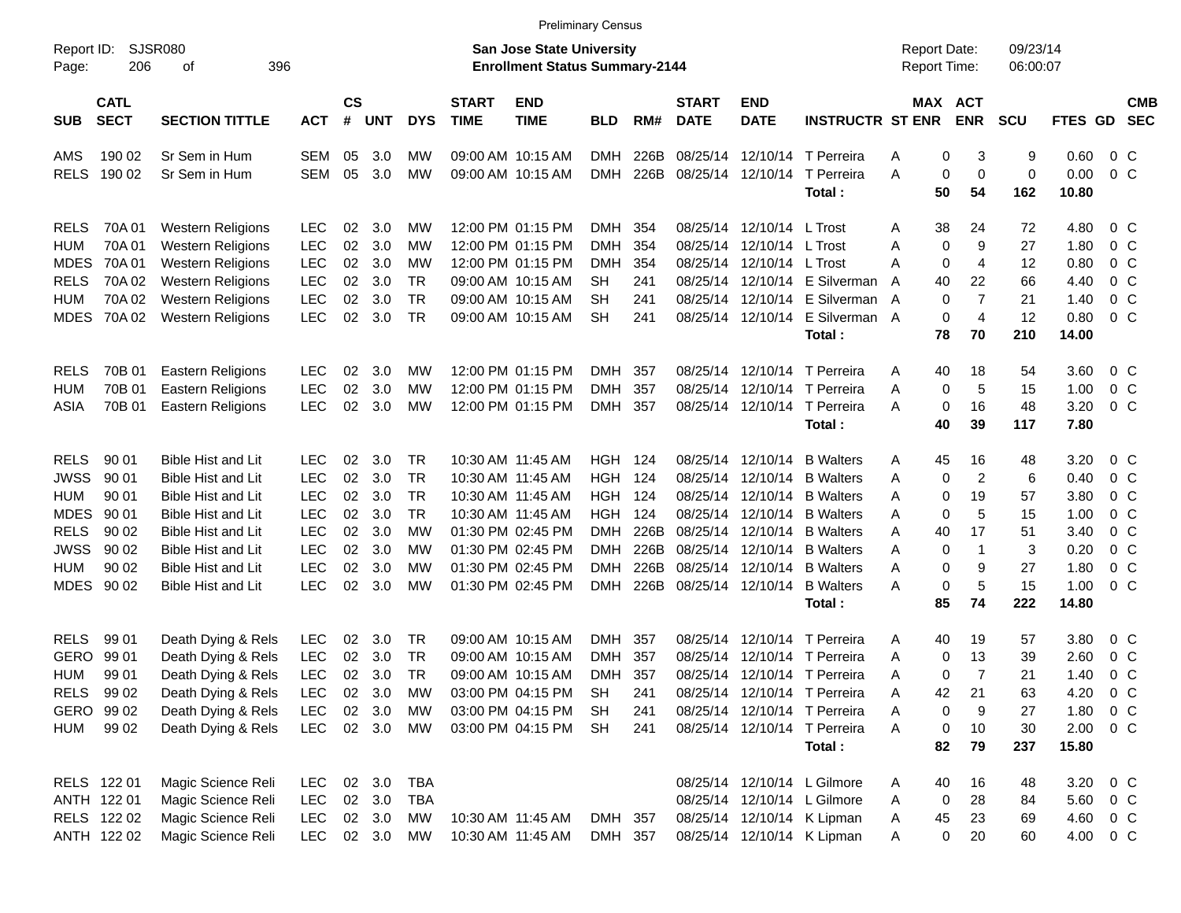Preliminary Census

Report ID: SJSR080

**San Jose State University**
**Enrollment Status Summary-2144**

Report Date: 09/23/14
Report Time: 06:00:07

| SUB | CATL SECT | SECTION TITTLE | ACT | CS # | UNT | DYS | START TIME | END TIME | BLD | RM# | START DATE | END DATE | INSTRUCTR | ST | MAX ENR | ACT ENR | SCU | FTES | GD | CMB SEC |
|---|---|---|---|---|---|---|---|---|---|---|---|---|---|---|---|---|---|---|---|---|
| AMS | 190 02 | Sr Sem in Hum | SEM | 05 | 3.0 | MW | 09:00 AM | 10:15 AM | DMH | 226B | 08/25/14 | 12/10/14 | T Perreira | A | 0 | 3 | 9 | 0.60 | 0 | C |
| RELS | 190 02 | Sr Sem in Hum | SEM | 05 | 3.0 | MW | 09:00 AM | 10:15 AM | DMH | 226B | 08/25/14 | 12/10/14 | T Perreira | A | 0 | 0 | 0 | 0.00 | 0 | C |
| | | | | | | | | | | | | | **Total :** | | **50** | **54** | **162** | **10.80** | | |
| RELS | 70A 01 | Western Religions | LEC | 02 | 3.0 | MW | 12:00 PM | 01:15 PM | DMH | 354 | 08/25/14 | 12/10/14 | L Trost | A | 38 | 24 | 72 | 4.80 | 0 | C |
| HUM | 70A 01 | Western Religions | LEC | 02 | 3.0 | MW | 12:00 PM | 01:15 PM | DMH | 354 | 08/25/14 | 12/10/14 | L Trost | A | 0 | 9 | 27 | 1.80 | 0 | C |
| MDES | 70A 01 | Western Religions | LEC | 02 | 3.0 | MW | 12:00 PM | 01:15 PM | DMH | 354 | 08/25/14 | 12/10/14 | L Trost | A | 0 | 4 | 12 | 0.80 | 0 | C |
| RELS | 70A 02 | Western Religions | LEC | 02 | 3.0 | TR | 09:00 AM | 10:15 AM | SH | 241 | 08/25/14 | 12/10/14 | E Silverman | A | 40 | 22 | 66 | 4.40 | 0 | C |
| HUM | 70A 02 | Western Religions | LEC | 02 | 3.0 | TR | 09:00 AM | 10:15 AM | SH | 241 | 08/25/14 | 12/10/14 | E Silverman | A | 0 | 7 | 21 | 1.40 | 0 | C |
| MDES | 70A 02 | Western Religions | LEC | 02 | 3.0 | TR | 09:00 AM | 10:15 AM | SH | 241 | 08/25/14 | 12/10/14 | E Silverman | A | 0 | 4 | 12 | 0.80 | 0 | C |
| | | | | | | | | | | | | | **Total :** | | **78** | **70** | **210** | **14.00** | | |
| RELS | 70B 01 | Eastern Religions | LEC | 02 | 3.0 | MW | 12:00 PM | 01:15 PM | DMH | 357 | 08/25/14 | 12/10/14 | T Perreira | A | 40 | 18 | 54 | 3.60 | 0 | C |
| HUM | 70B 01 | Eastern Religions | LEC | 02 | 3.0 | MW | 12:00 PM | 01:15 PM | DMH | 357 | 08/25/14 | 12/10/14 | T Perreira | A | 0 | 5 | 15 | 1.00 | 0 | C |
| ASIA | 70B 01 | Eastern Religions | LEC | 02 | 3.0 | MW | 12:00 PM | 01:15 PM | DMH | 357 | 08/25/14 | 12/10/14 | T Perreira | A | 0 | 16 | 48 | 3.20 | 0 | C |
| | | | | | | | | | | | | | **Total :** | | **40** | **39** | **117** | **7.80** | | |
| RELS | 90 01 | Bible Hist and Lit | LEC | 02 | 3.0 | TR | 10:30 AM | 11:45 AM | HGH | 124 | 08/25/14 | 12/10/14 | B Walters | A | 45 | 16 | 48 | 3.20 | 0 | C |
| JWSS | 90 01 | Bible Hist and Lit | LEC | 02 | 3.0 | TR | 10:30 AM | 11:45 AM | HGH | 124 | 08/25/14 | 12/10/14 | B Walters | A | 0 | 2 | 6 | 0.40 | 0 | C |
| HUM | 90 01 | Bible Hist and Lit | LEC | 02 | 3.0 | TR | 10:30 AM | 11:45 AM | HGH | 124 | 08/25/14 | 12/10/14 | B Walters | A | 0 | 19 | 57 | 3.80 | 0 | C |
| MDES | 90 01 | Bible Hist and Lit | LEC | 02 | 3.0 | TR | 10:30 AM | 11:45 AM | HGH | 124 | 08/25/14 | 12/10/14 | B Walters | A | 0 | 5 | 15 | 1.00 | 0 | C |
| RELS | 90 02 | Bible Hist and Lit | LEC | 02 | 3.0 | MW | 01:30 PM | 02:45 PM | DMH | 226B | 08/25/14 | 12/10/14 | B Walters | A | 40 | 17 | 51 | 3.40 | 0 | C |
| JWSS | 90 02 | Bible Hist and Lit | LEC | 02 | 3.0 | MW | 01:30 PM | 02:45 PM | DMH | 226B | 08/25/14 | 12/10/14 | B Walters | A | 0 | 1 | 3 | 0.20 | 0 | C |
| HUM | 90 02 | Bible Hist and Lit | LEC | 02 | 3.0 | MW | 01:30 PM | 02:45 PM | DMH | 226B | 08/25/14 | 12/10/14 | B Walters | A | 0 | 9 | 27 | 1.80 | 0 | C |
| MDES | 90 02 | Bible Hist and Lit | LEC | 02 | 3.0 | MW | 01:30 PM | 02:45 PM | DMH | 226B | 08/25/14 | 12/10/14 | B Walters | A | 0 | 5 | 15 | 1.00 | 0 | C |
| | | | | | | | | | | | | | **Total :** | | **85** | **74** | **222** | **14.80** | | |
| RELS | 99 01 | Death Dying & Rels | LEC | 02 | 3.0 | TR | 09:00 AM | 10:15 AM | DMH | 357 | 08/25/14 | 12/10/14 | T Perreira | A | 40 | 19 | 57 | 3.80 | 0 | C |
| GERO | 99 01 | Death Dying & Rels | LEC | 02 | 3.0 | TR | 09:00 AM | 10:15 AM | DMH | 357 | 08/25/14 | 12/10/14 | T Perreira | A | 0 | 13 | 39 | 2.60 | 0 | C |
| HUM | 99 01 | Death Dying & Rels | LEC | 02 | 3.0 | TR | 09:00 AM | 10:15 AM | DMH | 357 | 08/25/14 | 12/10/14 | T Perreira | A | 0 | 7 | 21 | 1.40 | 0 | C |
| RELS | 99 02 | Death Dying & Rels | LEC | 02 | 3.0 | MW | 03:00 PM | 04:15 PM | SH | 241 | 08/25/14 | 12/10/14 | T Perreira | A | 42 | 21 | 63 | 4.20 | 0 | C |
| GERO | 99 02 | Death Dying & Rels | LEC | 02 | 3.0 | MW | 03:00 PM | 04:15 PM | SH | 241 | 08/25/14 | 12/10/14 | T Perreira | A | 0 | 9 | 27 | 1.80 | 0 | C |
| HUM | 99 02 | Death Dying & Rels | LEC | 02 | 3.0 | MW | 03:00 PM | 04:15 PM | SH | 241 | 08/25/14 | 12/10/14 | T Perreira | A | 0 | 10 | 30 | 2.00 | 0 | C |
| | | | | | | | | | | | | | **Total :** | | **82** | **79** | **237** | **15.80** | | |
| RELS | 122 01 | Magic Science Reli | LEC | 02 | 3.0 | TBA | | | | | 08/25/14 | 12/10/14 | L Gilmore | A | 40 | 16 | 48 | 3.20 | 0 | C |
| ANTH | 122 01 | Magic Science Reli | LEC | 02 | 3.0 | TBA | | | | | 08/25/14 | 12/10/14 | L Gilmore | A | 0 | 28 | 84 | 5.60 | 0 | C |
| RELS | 122 02 | Magic Science Reli | LEC | 02 | 3.0 | MW | 10:30 AM | 11:45 AM | DMH | 357 | 08/25/14 | 12/10/14 | K Lipman | A | 45 | 23 | 69 | 4.60 | 0 | C |
| ANTH | 122 02 | Magic Science Reli | LEC | 02 | 3.0 | MW | 10:30 AM | 11:45 AM | DMH | 357 | 08/25/14 | 12/10/14 | K Lipman | A | 0 | 20 | 60 | 4.00 | 0 | C |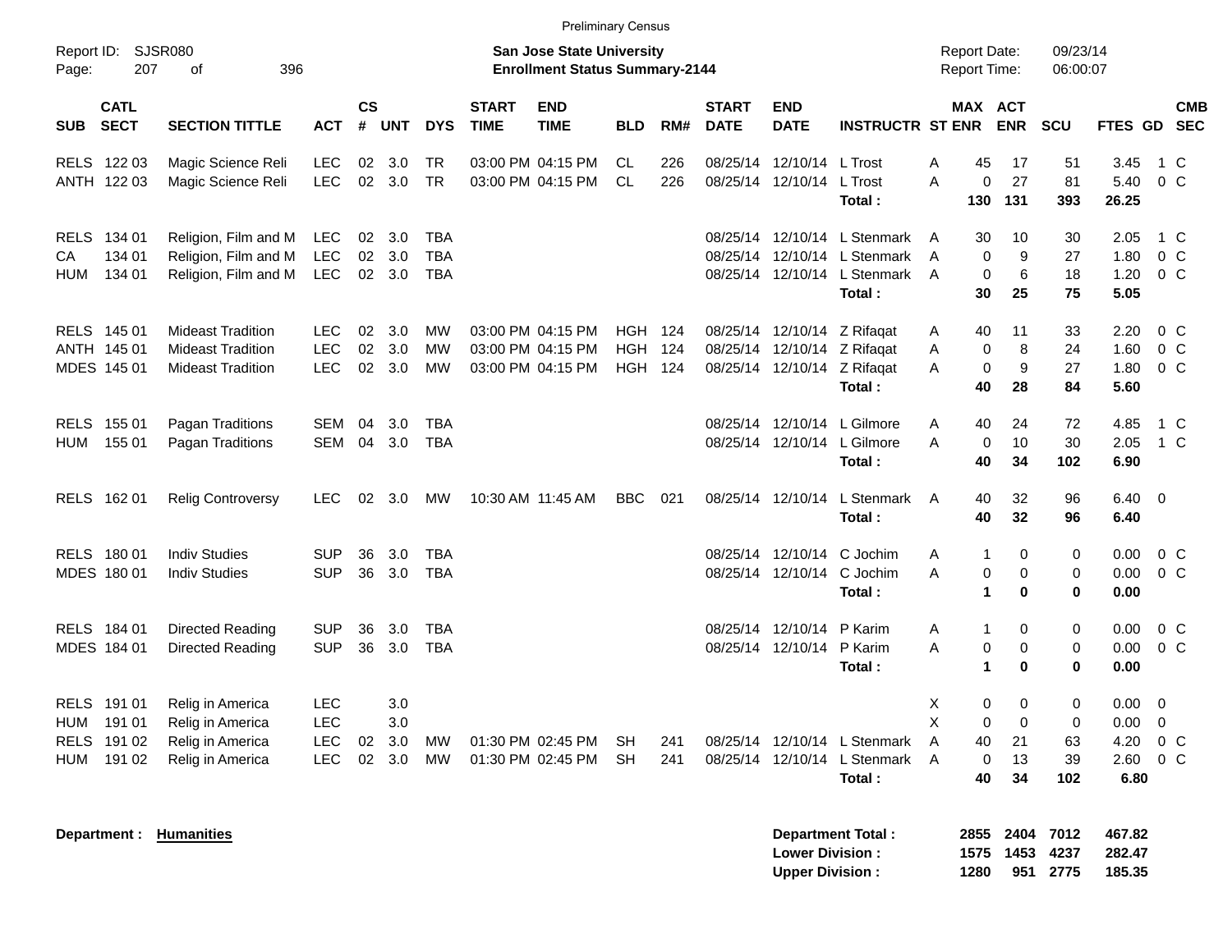Preliminary Census

Report ID: SJSR080

**San Jose State University**
**Enrollment Status Summary-2144**

Report Date: 09/23/14
Report Time: 06:00:07

| SUB | CATL SECT | SECTION TITTLE | ACT | CS # | UNT | DYS | START TIME | END TIME | BLD | RM# | START DATE | END DATE | INSTRUCTR | ST | MAX ENR | ACT ENR | SCU | FTES | GD | CMB SEC |
|---|---|---|---|---|---|---|---|---|---|---|---|---|---|---|---|---|---|---|---|---|
| RELS | 122 03 | Magic Science Reli | LEC | 02 | 3.0 | TR | 03:00 PM | 04:15 PM | CL | 226 | 08/25/14 | 12/10/14 | L Trost | A | 45 | 17 | 51 | 3.45 | 1 | C |
| ANTH | 122 03 | Magic Science Reli | LEC | 02 | 3.0 | TR | 03:00 PM | 04:15 PM | CL | 226 | 08/25/14 | 12/10/14 | L Trost | A | 0 | 27 | 81 | 5.40 | 0 | C |
| | | | | | | | | | | | | | **Total :** | | **130** | **131** | **393** | **26.25** | | |
| RELS | 134 01 | Religion, Film and M | LEC | 02 | 3.0 | TBA | | | | | 08/25/14 | 12/10/14 | L Stenmark | A | 30 | 10 | 30 | 2.05 | 1 | C |
| CA | 134 01 | Religion, Film and M | LEC | 02 | 3.0 | TBA | | | | | 08/25/14 | 12/10/14 | L Stenmark | A | 0 | 9 | 27 | 1.80 | 0 | C |
| HUM | 134 01 | Religion, Film and M | LEC | 02 | 3.0 | TBA | | | | | 08/25/14 | 12/10/14 | L Stenmark | A | 0 | 6 | 18 | 1.20 | 0 | C |
| | | | | | | | | | | | | | **Total :** | | **30** | **25** | **75** | **5.05** | | |
| RELS | 145 01 | Mideast Tradition | LEC | 02 | 3.0 | MW | 03:00 PM | 04:15 PM | HGH | 124 | 08/25/14 | 12/10/14 | Z Rifaqat | A | 40 | 11 | 33 | 2.20 | 0 | C |
| ANTH | 145 01 | Mideast Tradition | LEC | 02 | 3.0 | MW | 03:00 PM | 04:15 PM | HGH | 124 | 08/25/14 | 12/10/14 | Z Rifaqat | A | 0 | 8 | 24 | 1.60 | 0 | C |
| MDES | 145 01 | Mideast Tradition | LEC | 02 | 3.0 | MW | 03:00 PM | 04:15 PM | HGH | 124 | 08/25/14 | 12/10/14 | Z Rifaqat | A | 0 | 9 | 27 | 1.80 | 0 | C |
| | | | | | | | | | | | | | **Total :** | | **40** | **28** | **84** | **5.60** | | |
| RELS | 155 01 | Pagan Traditions | SEM | 04 | 3.0 | TBA | | | | | 08/25/14 | 12/10/14 | L Gilmore | A | 40 | 24 | 72 | 4.85 | 1 | C |
| HUM | 155 01 | Pagan Traditions | SEM | 04 | 3.0 | TBA | | | | | 08/25/14 | 12/10/14 | L Gilmore | A | 0 | 10 | 30 | 2.05 | 1 | C |
| | | | | | | | | | | | | | **Total :** | | **40** | **34** | **102** | **6.90** | | |
| RELS | 162 01 | Relig Controversy | LEC | 02 | 3.0 | MW | 10:30 AM | 11:45 AM | BBC | 021 | 08/25/14 | 12/10/14 | L Stenmark | A | 40 | 32 | 96 | 6.40 | 0 | |
| | | | | | | | | | | | | | **Total :** | | **40** | **32** | **96** | **6.40** | | |
| RELS | 180 01 | Indiv Studies | SUP | 36 | 3.0 | TBA | | | | | 08/25/14 | 12/10/14 | C Jochim | A | 1 | 0 | 0 | 0.00 | 0 | C |
| MDES | 180 01 | Indiv Studies | SUP | 36 | 3.0 | TBA | | | | | 08/25/14 | 12/10/14 | C Jochim | A | 0 | 0 | 0 | 0.00 | 0 | C |
| | | | | | | | | | | | | | **Total :** | | **1** | **0** | **0** | **0.00** | | |
| RELS | 184 01 | Directed Reading | SUP | 36 | 3.0 | TBA | | | | | 08/25/14 | 12/10/14 | P Karim | A | 1 | 0 | 0 | 0.00 | 0 | C |
| MDES | 184 01 | Directed Reading | SUP | 36 | 3.0 | TBA | | | | | 08/25/14 | 12/10/14 | P Karim | A | 0 | 0 | 0 | 0.00 | 0 | C |
| | | | | | | | | | | | | | **Total :** | | **1** | **0** | **0** | **0.00** | | |
| RELS | 191 01 | Relig in America | LEC | | 3.0 | | | | | | | | | X | 0 | 0 | 0 | 0.00 | 0 | |
| HUM | 191 01 | Relig in America | LEC | | 3.0 | | | | | | | | | X | 0 | 0 | 0 | 0.00 | 0 | |
| RELS | 191 02 | Relig in America | LEC | 02 | 3.0 | MW | 01:30 PM | 02:45 PM | SH | 241 | 08/25/14 | 12/10/14 | L Stenmark | A | 40 | 21 | 63 | 4.20 | 0 | C |
| HUM | 191 02 | Relig in America | LEC | 02 | 3.0 | MW | 01:30 PM | 02:45 PM | SH | 241 | 08/25/14 | 12/10/14 | L Stenmark | A | 0 | 13 | 39 | 2.60 | 0 | C |
| | | | | | | | | | | | | | **Total :** | | **40** | **34** | **102** | **6.80** | | |

**Department : Humanities**

| | MAX ENR | ACT ENR | SCU | FTES |
|---|---|---|---|---|
| **Department Total :** | **2855** | **2404** | **7012** | **467.82** |
| **Lower Division :** | **1575** | **1453** | **4237** | **282.47** |
| **Upper Division :** | **1280** | **951** | **2775** | **185.35** |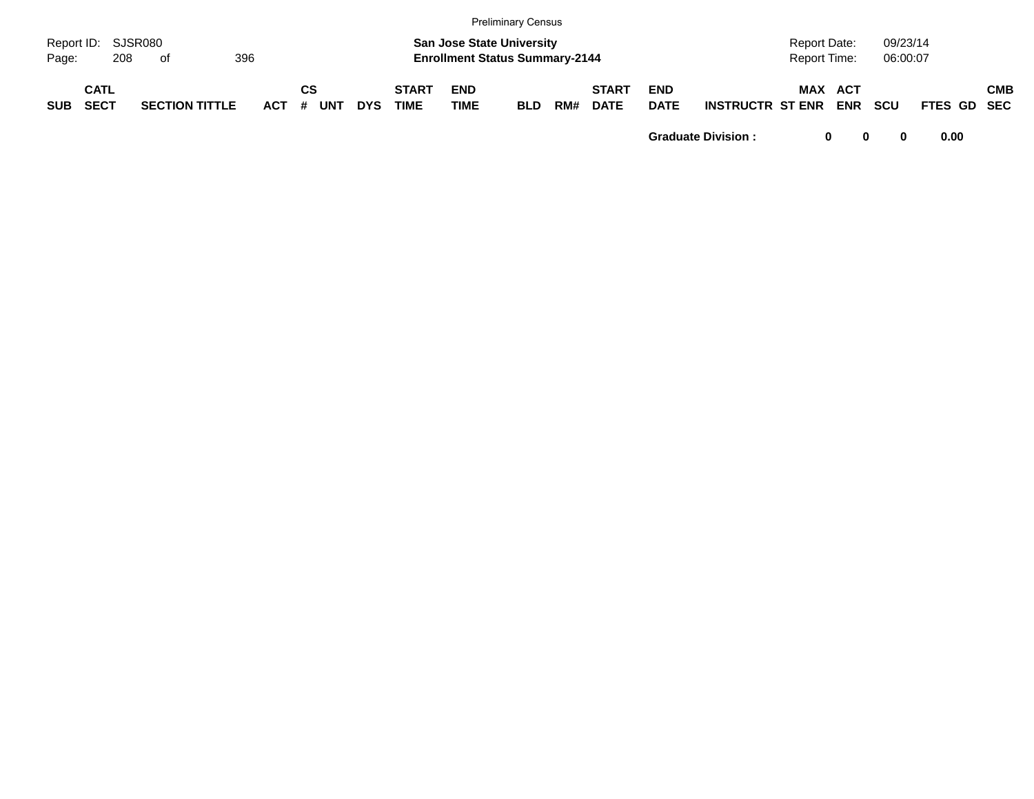| SUB | CATL SECT | SECTION TITTLE | ACT | CS # | UNT | DYS | START TIME | END TIME | BLD | RM# | START DATE | END DATE | INSTRUCTR | ST | MAX ENR | ACT ENR | SCU | FTES | GD | CMB SEC |
|---|---|---|---|---|---|---|---|---|---|---|---|---|---|---|---|---|---|---|---|---|
| | | | | | | | | | | | | **Graduate Division :** | | | **0** | **0** | **0** | **0.00** | | |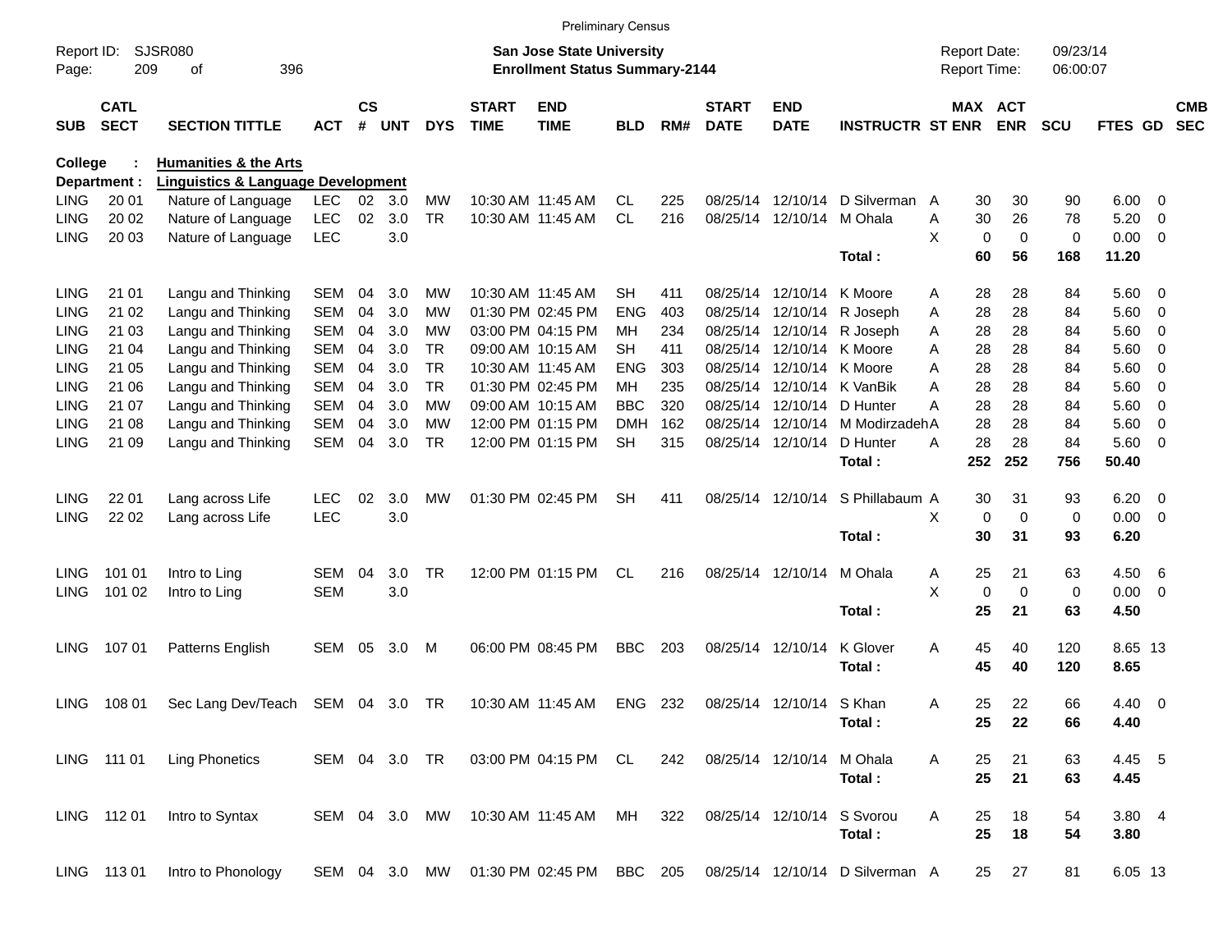Preliminary Census

Report ID: SJSR080

**San Jose State University**
**Enrollment Status Summary-2144**

Report Date: 09/23/14
Report Time: 06:00:07

| SUB | CATL SECT | SECTION TITTLE | ACT | CS # | UNT | DYS | START TIME | END TIME | BLD | RM# | START DATE | END DATE | INSTRUCTR | ST | MAX ENR | ACT ENR | SCU | FTES | GD | CMB SEC |
|---|---|---|---|---|---|---|---|---|---|---|---|---|---|---|---|---|---|---|---|---|
| **College :** | | **Humanities & the Arts** | | | | | | | | | | | | | | | | | | |
| **Department :** | | **Linguistics & Language Development** | | | | | | | | | | | | | | | | | | |
| LING | 20 01 | Nature of Language | LEC | 02 | 3.0 | MW | 10:30 AM | 11:45 AM | CL | 225 | 08/25/14 | 12/10/14 | D Silverman | A | 30 | 30 | 90 | 6.00 | 0 | |
| LING | 20 02 | Nature of Language | LEC | 02 | 3.0 | TR | 10:30 AM | 11:45 AM | CL | 216 | 08/25/14 | 12/10/14 | M Ohala | A | 30 | 26 | 78 | 5.20 | 0 | |
| LING | 20 03 | Nature of Language | LEC | | 3.0 | | | | | | | | | X | 0 | 0 | 0 | 0.00 | 0 | |
| | | | | | | | | | | | | | **Total :** | | **60** | **56** | **168** | **11.20** | | |
| LING | 21 01 | Langu and Thinking | SEM | 04 | 3.0 | MW | 10:30 AM | 11:45 AM | SH | 411 | 08/25/14 | 12/10/14 | K Moore | A | 28 | 28 | 84 | 5.60 | 0 | |
| LING | 21 02 | Langu and Thinking | SEM | 04 | 3.0 | MW | 01:30 PM | 02:45 PM | ENG | 403 | 08/25/14 | 12/10/14 | R Joseph | A | 28 | 28 | 84 | 5.60 | 0 | |
| LING | 21 03 | Langu and Thinking | SEM | 04 | 3.0 | MW | 03:00 PM | 04:15 PM | MH | 234 | 08/25/14 | 12/10/14 | R Joseph | A | 28 | 28 | 84 | 5.60 | 0 | |
| LING | 21 04 | Langu and Thinking | SEM | 04 | 3.0 | TR | 09:00 AM | 10:15 AM | SH | 411 | 08/25/14 | 12/10/14 | K Moore | A | 28 | 28 | 84 | 5.60 | 0 | |
| LING | 21 05 | Langu and Thinking | SEM | 04 | 3.0 | TR | 10:30 AM | 11:45 AM | ENG | 303 | 08/25/14 | 12/10/14 | K Moore | A | 28 | 28 | 84 | 5.60 | 0 | |
| LING | 21 06 | Langu and Thinking | SEM | 04 | 3.0 | TR | 01:30 PM | 02:45 PM | MH | 235 | 08/25/14 | 12/10/14 | K VanBik | A | 28 | 28 | 84 | 5.60 | 0 | |
| LING | 21 07 | Langu and Thinking | SEM | 04 | 3.0 | MW | 09:00 AM | 10:15 AM | BBC | 320 | 08/25/14 | 12/10/14 | D Hunter | A | 28 | 28 | 84 | 5.60 | 0 | |
| LING | 21 08 | Langu and Thinking | SEM | 04 | 3.0 | MW | 12:00 PM | 01:15 PM | DMH | 162 | 08/25/14 | 12/10/14 | M Modirzadeh | A | 28 | 28 | 84 | 5.60 | 0 | |
| LING | 21 09 | Langu and Thinking | SEM | 04 | 3.0 | TR | 12:00 PM | 01:15 PM | SH | 315 | 08/25/14 | 12/10/14 | D Hunter | A | 28 | 28 | 84 | 5.60 | 0 | |
| | | | | | | | | | | | | | **Total :** | | **252** | **252** | **756** | **50.40** | | |
| LING | 22 01 | Lang across Life | LEC | 02 | 3.0 | MW | 01:30 PM | 02:45 PM | SH | 411 | 08/25/14 | 12/10/14 | S Phillabaum | A | 30 | 31 | 93 | 6.20 | 0 | |
| LING | 22 02 | Lang across Life | LEC | | 3.0 | | | | | | | | | X | 0 | 0 | 0 | 0.00 | 0 | |
| | | | | | | | | | | | | | **Total :** | | **30** | **31** | **93** | **6.20** | | |
| LING | 101 01 | Intro to Ling | SEM | 04 | 3.0 | TR | 12:00 PM | 01:15 PM | CL | 216 | 08/25/14 | 12/10/14 | M Ohala | A | 25 | 21 | 63 | 4.50 | 6 | |
| LING | 101 02 | Intro to Ling | SEM | | 3.0 | | | | | | | | | X | 0 | 0 | 0 | 0.00 | 0 | |
| | | | | | | | | | | | | | **Total :** | | **25** | **21** | **63** | **4.50** | | |
| LING | 107 01 | Patterns English | SEM | 05 | 3.0 | M | 06:00 PM | 08:45 PM | BBC | 203 | 08/25/14 | 12/10/14 | K Glover | A | 45 | 40 | 120 | 8.65 | 13 | |
| | | | | | | | | | | | | | **Total :** | | **45** | **40** | **120** | **8.65** | | |
| LING | 108 01 | Sec Lang Dev/Teach | SEM | 04 | 3.0 | TR | 10:30 AM | 11:45 AM | ENG | 232 | 08/25/14 | 12/10/14 | S Khan | A | 25 | 22 | 66 | 4.40 | 0 | |
| | | | | | | | | | | | | | **Total :** | | **25** | **22** | **66** | **4.40** | | |
| LING | 111 01 | Ling Phonetics | SEM | 04 | 3.0 | TR | 03:00 PM | 04:15 PM | CL | 242 | 08/25/14 | 12/10/14 | M Ohala | A | 25 | 21 | 63 | 4.45 | 5 | |
| | | | | | | | | | | | | | **Total :** | | **25** | **21** | **63** | **4.45** | | |
| LING | 112 01 | Intro to Syntax | SEM | 04 | 3.0 | MW | 10:30 AM | 11:45 AM | MH | 322 | 08/25/14 | 12/10/14 | S Svorou | A | 25 | 18 | 54 | 3.80 | 4 | |
| | | | | | | | | | | | | | **Total :** | | **25** | **18** | **54** | **3.80** | | |
| LING | 113 01 | Intro to Phonology | SEM | 04 | 3.0 | MW | 01:30 PM | 02:45 PM | BBC | 205 | 08/25/14 | 12/10/14 | D Silverman | A | 25 | 27 | 81 | 6.05 | 13 | |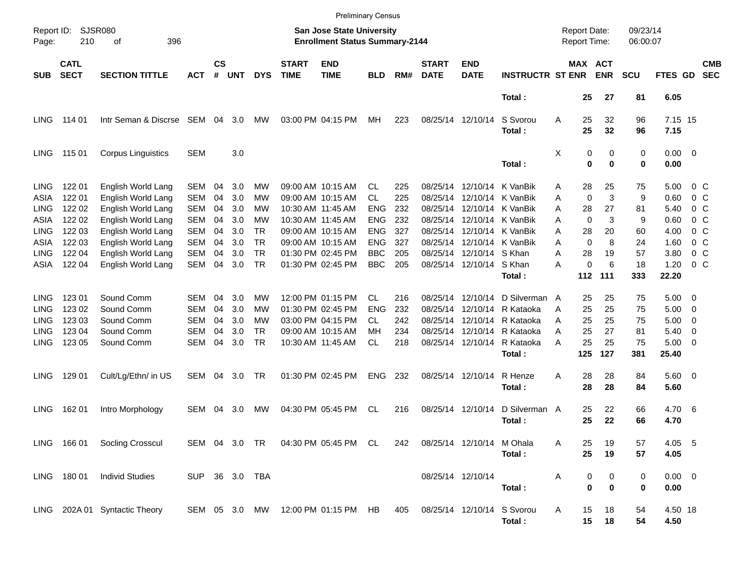Preliminary Census

Report ID: SJSR080

**San Jose State University**
**Enrollment Status Summary-2144**

Report Date: 09/23/14
Report Time: 06:00:07

| SUB | CATL SECT | SECTION TITTLE | ACT | CS # | UNT | DYS | START TIME | END TIME | BLD | RM# | START DATE | END DATE | INSTRUCTR | ST | MAX ENR | ACT ENR | SCU | FTES | GD | CMB SEC |
|---|---|---|---|---|---|---|---|---|---|---|---|---|---|---|---|---|---|---|---|---|
| | | | | | | | | | | | | | **Total :** | | **25** | **27** | **81** | **6.05** | | |
| LING | 114 01 | Intr Seman & Discrse | SEM | 04 | 3.0 | MW | 03:00 PM | 04:15 PM | MH | 223 | 08/25/14 | 12/10/14 | S Svorou | A | 25 | 32 | 96 | 7.15 | 15 | |
| | | | | | | | | | | | | | **Total :** | | **25** | **32** | **96** | **7.15** | | |
| LING | 115 01 | Corpus Linguistics | SEM | | 3.0 | | | | | | | | | X | 0 | 0 | 0 | 0.00 | 0 | |
| | | | | | | | | | | | | | **Total :** | | **0** | **0** | **0** | **0.00** | | |
| LING | 122 01 | English World Lang | SEM | 04 | 3.0 | MW | 09:00 AM | 10:15 AM | CL | 225 | 08/25/14 | 12/10/14 | K VanBik | A | 28 | 25 | 75 | 5.00 | 0 | C |
| ASIA | 122 01 | English World Lang | SEM | 04 | 3.0 | MW | 09:00 AM | 10:15 AM | CL | 225 | 08/25/14 | 12/10/14 | K VanBik | A | 0 | 3 | 9 | 0.60 | 0 | C |
| LING | 122 02 | English World Lang | SEM | 04 | 3.0 | MW | 10:30 AM | 11:45 AM | ENG | 232 | 08/25/14 | 12/10/14 | K VanBik | A | 28 | 27 | 81 | 5.40 | 0 | C |
| ASIA | 122 02 | English World Lang | SEM | 04 | 3.0 | MW | 10:30 AM | 11:45 AM | ENG | 232 | 08/25/14 | 12/10/14 | K VanBik | A | 0 | 3 | 9 | 0.60 | 0 | C |
| LING | 122 03 | English World Lang | SEM | 04 | 3.0 | TR | 09:00 AM | 10:15 AM | ENG | 327 | 08/25/14 | 12/10/14 | K VanBik | A | 28 | 20 | 60 | 4.00 | 0 | C |
| ASIA | 122 03 | English World Lang | SEM | 04 | 3.0 | TR | 09:00 AM | 10:15 AM | ENG | 327 | 08/25/14 | 12/10/14 | K VanBik | A | 0 | 8 | 24 | 1.60 | 0 | C |
| LING | 122 04 | English World Lang | SEM | 04 | 3.0 | TR | 01:30 PM | 02:45 PM | BBC | 205 | 08/25/14 | 12/10/14 | S Khan | A | 28 | 19 | 57 | 3.80 | 0 | C |
| ASIA | 122 04 | English World Lang | SEM | 04 | 3.0 | TR | 01:30 PM | 02:45 PM | BBC | 205 | 08/25/14 | 12/10/14 | S Khan | A | 0 | 6 | 18 | 1.20 | 0 | C |
| | | | | | | | | | | | | | **Total :** | | **112** | **111** | **333** | **22.20** | | |
| LING | 123 01 | Sound Comm | SEM | 04 | 3.0 | MW | 12:00 PM | 01:15 PM | CL | 216 | 08/25/14 | 12/10/14 | D Silverman | A | 25 | 25 | 75 | 5.00 | 0 | |
| LING | 123 02 | Sound Comm | SEM | 04 | 3.0 | MW | 01:30 PM | 02:45 PM | ENG | 232 | 08/25/14 | 12/10/14 | R Kataoka | A | 25 | 25 | 75 | 5.00 | 0 | |
| LING | 123 03 | Sound Comm | SEM | 04 | 3.0 | MW | 03:00 PM | 04:15 PM | CL | 242 | 08/25/14 | 12/10/14 | R Kataoka | A | 25 | 25 | 75 | 5.00 | 0 | |
| LING | 123 04 | Sound Comm | SEM | 04 | 3.0 | TR | 09:00 AM | 10:15 AM | MH | 234 | 08/25/14 | 12/10/14 | R Kataoka | A | 25 | 27 | 81 | 5.40 | 0 | |
| LING | 123 05 | Sound Comm | SEM | 04 | 3.0 | TR | 10:30 AM | 11:45 AM | CL | 218 | 08/25/14 | 12/10/14 | R Kataoka | A | 25 | 25 | 75 | 5.00 | 0 | |
| | | | | | | | | | | | | | **Total :** | | **125** | **127** | **381** | **25.40** | | |
| LING | 129 01 | Cult/Lg/Ethn/ in US | SEM | 04 | 3.0 | TR | 01:30 PM | 02:45 PM | ENG | 232 | 08/25/14 | 12/10/14 | R Henze | A | 28 | 28 | 84 | 5.60 | 0 | |
| | | | | | | | | | | | | | **Total :** | | **28** | **28** | **84** | **5.60** | | |
| LING | 162 01 | Intro Morphology | SEM | 04 | 3.0 | MW | 04:30 PM | 05:45 PM | CL | 216 | 08/25/14 | 12/10/14 | D Silverman | A | 25 | 22 | 66 | 4.70 | 6 | |
| | | | | | | | | | | | | | **Total :** | | **25** | **22** | **66** | **4.70** | | |
| LING | 166 01 | Socling Crosscul | SEM | 04 | 3.0 | TR | 04:30 PM | 05:45 PM | CL | 242 | 08/25/14 | 12/10/14 | M Ohala | A | 25 | 19 | 57 | 4.05 | 5 | |
| | | | | | | | | | | | | | **Total :** | | **25** | **19** | **57** | **4.05** | | |
| LING | 180 01 | Individ Studies | SUP | 36 | 3.0 | TBA | | | | | 08/25/14 | 12/10/14 | | A | 0 | 0 | 0 | 0.00 | 0 | |
| | | | | | | | | | | | | | **Total :** | | **0** | **0** | **0** | **0.00** | | |
| LING | 202A 01 | Syntactic Theory | SEM | 05 | 3.0 | MW | 12:00 PM | 01:15 PM | HB | 405 | 08/25/14 | 12/10/14 | S Svorou | A | 15 | 18 | 54 | 4.50 | 18 | |
| | | | | | | | | | | | | | **Total :** | | **15** | **18** | **54** | **4.50** | | |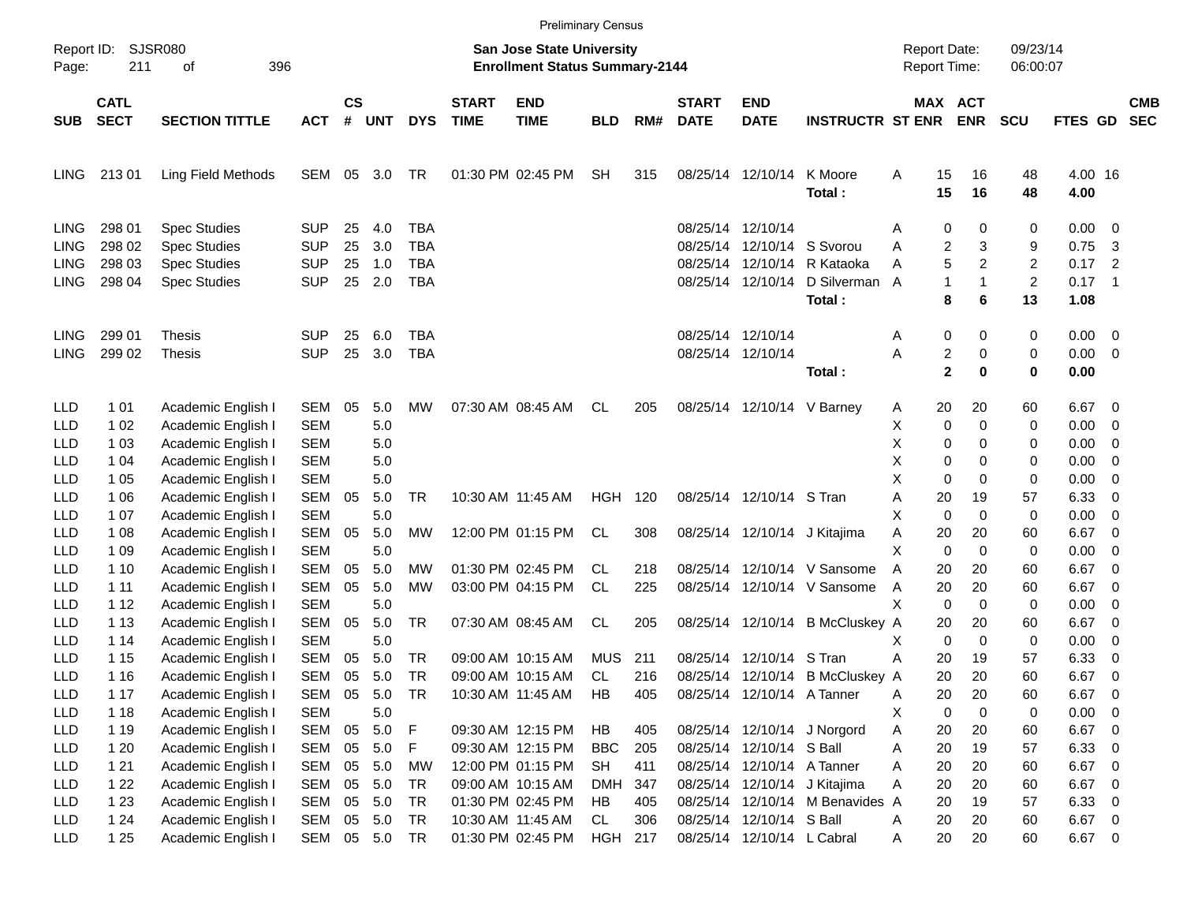Preliminary Census

Report ID: SJSR080
Page: 211 of 396

**San Jose State University**
**Enrollment Status Summary-2144**

Report Date: 09/23/14
Report Time: 06:00:07

| SUB | CATL SECT | SECTION TITTLE | ACT | CS # | UNT | DYS | START TIME | END TIME | BLD | RM# | START DATE | END DATE | INSTRUCTR | ST | MAX ENR | ACT ENR | SCU | FTES | GD | CMB SEC |
|---|---|---|---|---|---|---|---|---|---|---|---|---|---|---|---|---|---|---|---|---|
| LING | 213 01 | Ling Field Methods | SEM | 05 | 3.0 | TR | 01:30 PM | 02:45 PM | SH | 315 | 08/25/14 | 12/10/14 | K Moore | A | 15 | 16 | 48 | 4.00 | 16 | |
| | | | | | | | | | | | | | **Total :** | | **15** | **16** | **48** | **4.00** | | |
| LING | 298 01 | Spec Studies | SUP | 25 | 4.0 | TBA | | | | | 08/25/14 | 12/10/14 | | A | 0 | 0 | 0 | 0.00 | 0 | |
| LING | 298 02 | Spec Studies | SUP | 25 | 3.0 | TBA | | | | | 08/25/14 | 12/10/14 | S Svorou | A | 2 | 3 | 9 | 0.75 | 3 | |
| LING | 298 03 | Spec Studies | SUP | 25 | 1.0 | TBA | | | | | 08/25/14 | 12/10/14 | R Kataoka | A | 5 | 2 | 2 | 0.17 | 2 | |
| LING | 298 04 | Spec Studies | SUP | 25 | 2.0 | TBA | | | | | 08/25/14 | 12/10/14 | D Silverman | A | 1 | 1 | 2 | 0.17 | 1 | |
| | | | | | | | | | | | | | **Total :** | | **8** | **6** | **13** | **1.08** | | |
| LING | 299 01 | Thesis | SUP | 25 | 6.0 | TBA | | | | | 08/25/14 | 12/10/14 | | A | 0 | 0 | 0 | 0.00 | 0 | |
| LING | 299 02 | Thesis | SUP | 25 | 3.0 | TBA | | | | | 08/25/14 | 12/10/14 | | A | 2 | 0 | 0 | 0.00 | 0 | |
| | | | | | | | | | | | | | **Total :** | | **2** | **0** | **0** | **0.00** | | |
| LLD | 1 01 | Academic English I | SEM | 05 | 5.0 | MW | 07:30 AM | 08:45 AM | CL | 205 | 08/25/14 | 12/10/14 | V Barney | A | 20 | 20 | 60 | 6.67 | 0 | |
| LLD | 1 02 | Academic English I | SEM | | 5.0 | | | | | | | | | X | 0 | 0 | 0 | 0.00 | 0 | |
| LLD | 1 03 | Academic English I | SEM | | 5.0 | | | | | | | | | X | 0 | 0 | 0 | 0.00 | 0 | |
| LLD | 1 04 | Academic English I | SEM | | 5.0 | | | | | | | | | X | 0 | 0 | 0 | 0.00 | 0 | |
| LLD | 1 05 | Academic English I | SEM | | 5.0 | | | | | | | | | X | 0 | 0 | 0 | 0.00 | 0 | |
| LLD | 1 06 | Academic English I | SEM | 05 | 5.0 | TR | 10:30 AM | 11:45 AM | HGH | 120 | 08/25/14 | 12/10/14 | S Tran | A | 20 | 19 | 57 | 6.33 | 0 | |
| LLD | 1 07 | Academic English I | SEM | | 5.0 | | | | | | | | | X | 0 | 0 | 0 | 0.00 | 0 | |
| LLD | 1 08 | Academic English I | SEM | 05 | 5.0 | MW | 12:00 PM | 01:15 PM | CL | 308 | 08/25/14 | 12/10/14 | J Kitajima | A | 20 | 20 | 60 | 6.67 | 0 | |
| LLD | 1 09 | Academic English I | SEM | | 5.0 | | | | | | | | | X | 0 | 0 | 0 | 0.00 | 0 | |
| LLD | 1 10 | Academic English I | SEM | 05 | 5.0 | MW | 01:30 PM | 02:45 PM | CL | 218 | 08/25/14 | 12/10/14 | V Sansome | A | 20 | 20 | 60 | 6.67 | 0 | |
| LLD | 1 11 | Academic English I | SEM | 05 | 5.0 | MW | 03:00 PM | 04:15 PM | CL | 225 | 08/25/14 | 12/10/14 | V Sansome | A | 20 | 20 | 60 | 6.67 | 0 | |
| LLD | 1 12 | Academic English I | SEM | | 5.0 | | | | | | | | | X | 0 | 0 | 0 | 0.00 | 0 | |
| LLD | 1 13 | Academic English I | SEM | 05 | 5.0 | TR | 07:30 AM | 08:45 AM | CL | 205 | 08/25/14 | 12/10/14 | B McCluskey | A | 20 | 20 | 60 | 6.67 | 0 | |
| LLD | 1 14 | Academic English I | SEM | | 5.0 | | | | | | | | | X | 0 | 0 | 0 | 0.00 | 0 | |
| LLD | 1 15 | Academic English I | SEM | 05 | 5.0 | TR | 09:00 AM | 10:15 AM | MUS | 211 | 08/25/14 | 12/10/14 | S Tran | A | 20 | 19 | 57 | 6.33 | 0 | |
| LLD | 1 16 | Academic English I | SEM | 05 | 5.0 | TR | 09:00 AM | 10:15 AM | CL | 216 | 08/25/14 | 12/10/14 | B McCluskey | A | 20 | 20 | 60 | 6.67 | 0 | |
| LLD | 1 17 | Academic English I | SEM | 05 | 5.0 | TR | 10:30 AM | 11:45 AM | HB | 405 | 08/25/14 | 12/10/14 | A Tanner | A | 20 | 20 | 60 | 6.67 | 0 | |
| LLD | 1 18 | Academic English I | SEM | | 5.0 | | | | | | | | | X | 0 | 0 | 0 | 0.00 | 0 | |
| LLD | 1 19 | Academic English I | SEM | 05 | 5.0 | F | 09:30 AM | 12:15 PM | HB | 405 | 08/25/14 | 12/10/14 | J Norgord | A | 20 | 20 | 60 | 6.67 | 0 | |
| LLD | 1 20 | Academic English I | SEM | 05 | 5.0 | F | 09:30 AM | 12:15 PM | BBC | 205 | 08/25/14 | 12/10/14 | S Ball | A | 20 | 19 | 57 | 6.33 | 0 | |
| LLD | 1 21 | Academic English I | SEM | 05 | 5.0 | MW | 12:00 PM | 01:15 PM | SH | 411 | 08/25/14 | 12/10/14 | A Tanner | A | 20 | 20 | 60 | 6.67 | 0 | |
| LLD | 1 22 | Academic English I | SEM | 05 | 5.0 | TR | 09:00 AM | 10:15 AM | DMH | 347 | 08/25/14 | 12/10/14 | J Kitajima | A | 20 | 20 | 60 | 6.67 | 0 | |
| LLD | 1 23 | Academic English I | SEM | 05 | 5.0 | TR | 01:30 PM | 02:45 PM | HB | 405 | 08/25/14 | 12/10/14 | M Benavides | A | 20 | 19 | 57 | 6.33 | 0 | |
| LLD | 1 24 | Academic English I | SEM | 05 | 5.0 | TR | 10:30 AM | 11:45 AM | CL | 306 | 08/25/14 | 12/10/14 | S Ball | A | 20 | 20 | 60 | 6.67 | 0 | |
| LLD | 1 25 | Academic English I | SEM | 05 | 5.0 | TR | 01:30 PM | 02:45 PM | HGH | 217 | 08/25/14 | 12/10/14 | L Cabral | A | 20 | 20 | 60 | 6.67 | 0 | |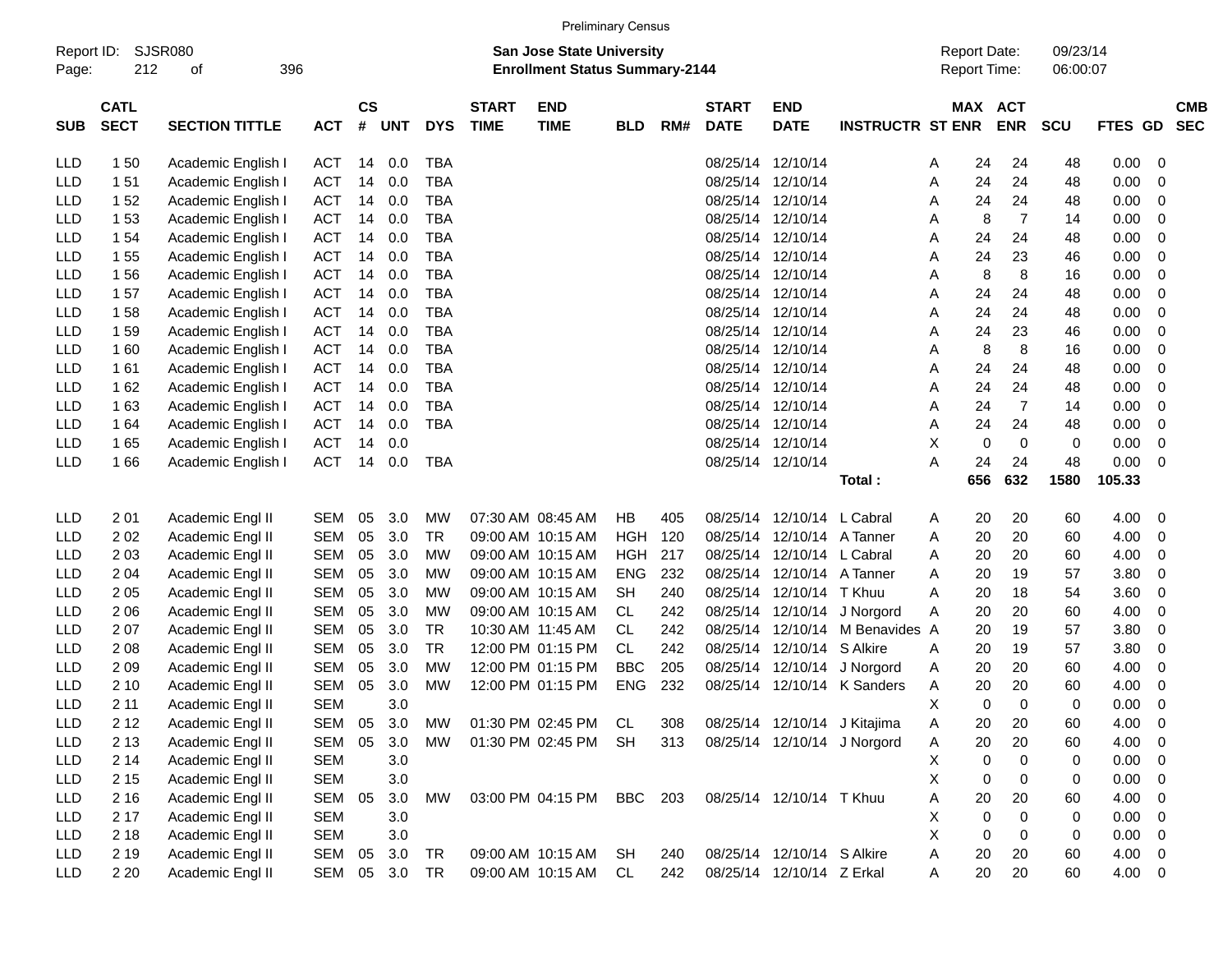Preliminary Census

Report ID: SJSR080
Page: 212 of 396

**San Jose State University**
**Enrollment Status Summary-2144**

Report Date: 09/23/14
Report Time: 06:00:07

| SUB | CATL SECT | SECTION TITTLE | ACT | CS # | UNT | DYS | START TIME | END TIME | BLD | RM# | START DATE | END DATE | INSTRUCTR | ST | MAX ENR | ACT ENR | SCU | FTES | GD | CMB SEC |
|---|---|---|---|---|---|---|---|---|---|---|---|---|---|---|---|---|---|---|---|---|
| LLD | 1 50 | Academic English I | ACT | 14 | 0.0 | TBA | | | | | 08/25/14 | 12/10/14 | | A | 24 | 24 | 48 | 0.00 | 0 | |
| LLD | 1 51 | Academic English I | ACT | 14 | 0.0 | TBA | | | | | 08/25/14 | 12/10/14 | | A | 24 | 24 | 48 | 0.00 | 0 | |
| LLD | 1 52 | Academic English I | ACT | 14 | 0.0 | TBA | | | | | 08/25/14 | 12/10/14 | | A | 24 | 24 | 48 | 0.00 | 0 | |
| LLD | 1 53 | Academic English I | ACT | 14 | 0.0 | TBA | | | | | 08/25/14 | 12/10/14 | | A | 8 | 7 | 14 | 0.00 | 0 | |
| LLD | 1 54 | Academic English I | ACT | 14 | 0.0 | TBA | | | | | 08/25/14 | 12/10/14 | | A | 24 | 24 | 48 | 0.00 | 0 | |
| LLD | 1 55 | Academic English I | ACT | 14 | 0.0 | TBA | | | | | 08/25/14 | 12/10/14 | | A | 24 | 23 | 46 | 0.00 | 0 | |
| LLD | 1 56 | Academic English I | ACT | 14 | 0.0 | TBA | | | | | 08/25/14 | 12/10/14 | | A | 8 | 8 | 16 | 0.00 | 0 | |
| LLD | 1 57 | Academic English I | ACT | 14 | 0.0 | TBA | | | | | 08/25/14 | 12/10/14 | | A | 24 | 24 | 48 | 0.00 | 0 | |
| LLD | 1 58 | Academic English I | ACT | 14 | 0.0 | TBA | | | | | 08/25/14 | 12/10/14 | | A | 24 | 24 | 48 | 0.00 | 0 | |
| LLD | 1 59 | Academic English I | ACT | 14 | 0.0 | TBA | | | | | 08/25/14 | 12/10/14 | | A | 24 | 23 | 46 | 0.00 | 0 | |
| LLD | 1 60 | Academic English I | ACT | 14 | 0.0 | TBA | | | | | 08/25/14 | 12/10/14 | | A | 8 | 8 | 16 | 0.00 | 0 | |
| LLD | 1 61 | Academic English I | ACT | 14 | 0.0 | TBA | | | | | 08/25/14 | 12/10/14 | | A | 24 | 24 | 48 | 0.00 | 0 | |
| LLD | 1 62 | Academic English I | ACT | 14 | 0.0 | TBA | | | | | 08/25/14 | 12/10/14 | | A | 24 | 24 | 48 | 0.00 | 0 | |
| LLD | 1 63 | Academic English I | ACT | 14 | 0.0 | TBA | | | | | 08/25/14 | 12/10/14 | | A | 24 | 7 | 14 | 0.00 | 0 | |
| LLD | 1 64 | Academic English I | ACT | 14 | 0.0 | TBA | | | | | 08/25/14 | 12/10/14 | | A | 24 | 24 | 48 | 0.00 | 0 | |
| LLD | 1 65 | Academic English I | ACT | 14 | 0.0 | | | | | | 08/25/14 | 12/10/14 | | X | 0 | 0 | 0 | 0.00 | 0 | |
| LLD | 1 66 | Academic English I | ACT | 14 | 0.0 | TBA | | | | | 08/25/14 | 12/10/14 | | A | 24 | 24 | 48 | 0.00 | 0 | |
| | | | | | | | | | | | | | Total : | | 656 | 632 | 1580 | 105.33 | | |
| LLD | 2 01 | Academic Engl II | SEM | 05 | 3.0 | MW | 07:30 AM | 08:45 AM | HB | 405 | 08/25/14 | 12/10/14 | L Cabral | A | 20 | 20 | 60 | 4.00 | 0 | |
| LLD | 2 02 | Academic Engl II | SEM | 05 | 3.0 | TR | 09:00 AM | 10:15 AM | HGH | 120 | 08/25/14 | 12/10/14 | A Tanner | A | 20 | 20 | 60 | 4.00 | 0 | |
| LLD | 2 03 | Academic Engl II | SEM | 05 | 3.0 | MW | 09:00 AM | 10:15 AM | HGH | 217 | 08/25/14 | 12/10/14 | L Cabral | A | 20 | 20 | 60 | 4.00 | 0 | |
| LLD | 2 04 | Academic Engl II | SEM | 05 | 3.0 | MW | 09:00 AM | 10:15 AM | ENG | 232 | 08/25/14 | 12/10/14 | A Tanner | A | 20 | 19 | 57 | 3.80 | 0 | |
| LLD | 2 05 | Academic Engl II | SEM | 05 | 3.0 | MW | 09:00 AM | 10:15 AM | SH | 240 | 08/25/14 | 12/10/14 | T Khuu | A | 20 | 18 | 54 | 3.60 | 0 | |
| LLD | 2 06 | Academic Engl II | SEM | 05 | 3.0 | MW | 09:00 AM | 10:15 AM | CL | 242 | 08/25/14 | 12/10/14 | J Norgord | A | 20 | 20 | 60 | 4.00 | 0 | |
| LLD | 2 07 | Academic Engl II | SEM | 05 | 3.0 | TR | 10:30 AM | 11:45 AM | CL | 242 | 08/25/14 | 12/10/14 | M Benavides | A | 20 | 19 | 57 | 3.80 | 0 | |
| LLD | 2 08 | Academic Engl II | SEM | 05 | 3.0 | TR | 12:00 PM | 01:15 PM | CL | 242 | 08/25/14 | 12/10/14 | S Alkire | A | 20 | 19 | 57 | 3.80 | 0 | |
| LLD | 2 09 | Academic Engl II | SEM | 05 | 3.0 | MW | 12:00 PM | 01:15 PM | BBC | 205 | 08/25/14 | 12/10/14 | J Norgord | A | 20 | 20 | 60 | 4.00 | 0 | |
| LLD | 2 10 | Academic Engl II | SEM | 05 | 3.0 | MW | 12:00 PM | 01:15 PM | ENG | 232 | 08/25/14 | 12/10/14 | K Sanders | A | 20 | 20 | 60 | 4.00 | 0 | |
| LLD | 2 11 | Academic Engl II | SEM | | 3.0 | | | | | | | | | X | 0 | 0 | 0 | 0.00 | 0 | |
| LLD | 2 12 | Academic Engl II | SEM | 05 | 3.0 | MW | 01:30 PM | 02:45 PM | CL | 308 | 08/25/14 | 12/10/14 | J Kitajima | A | 20 | 20 | 60 | 4.00 | 0 | |
| LLD | 2 13 | Academic Engl II | SEM | 05 | 3.0 | MW | 01:30 PM | 02:45 PM | SH | 313 | 08/25/14 | 12/10/14 | J Norgord | A | 20 | 20 | 60 | 4.00 | 0 | |
| LLD | 2 14 | Academic Engl II | SEM | | 3.0 | | | | | | | | | X | 0 | 0 | 0 | 0.00 | 0 | |
| LLD | 2 15 | Academic Engl II | SEM | | 3.0 | | | | | | | | | X | 0 | 0 | 0 | 0.00 | 0 | |
| LLD | 2 16 | Academic Engl II | SEM | 05 | 3.0 | MW | 03:00 PM | 04:15 PM | BBC | 203 | 08/25/14 | 12/10/14 | T Khuu | A | 20 | 20 | 60 | 4.00 | 0 | |
| LLD | 2 17 | Academic Engl II | SEM | | 3.0 | | | | | | | | | X | 0 | 0 | 0 | 0.00 | 0 | |
| LLD | 2 18 | Academic Engl II | SEM | | 3.0 | | | | | | | | | X | 0 | 0 | 0 | 0.00 | 0 | |
| LLD | 2 19 | Academic Engl II | SEM | 05 | 3.0 | TR | 09:00 AM | 10:15 AM | SH | 240 | 08/25/14 | 12/10/14 | S Alkire | A | 20 | 20 | 60 | 4.00 | 0 | |
| LLD | 2 20 | Academic Engl II | SEM | 05 | 3.0 | TR | 09:00 AM | 10:15 AM | CL | 242 | 08/25/14 | 12/10/14 | Z Erkal | A | 20 | 20 | 60 | 4.00 | 0 | |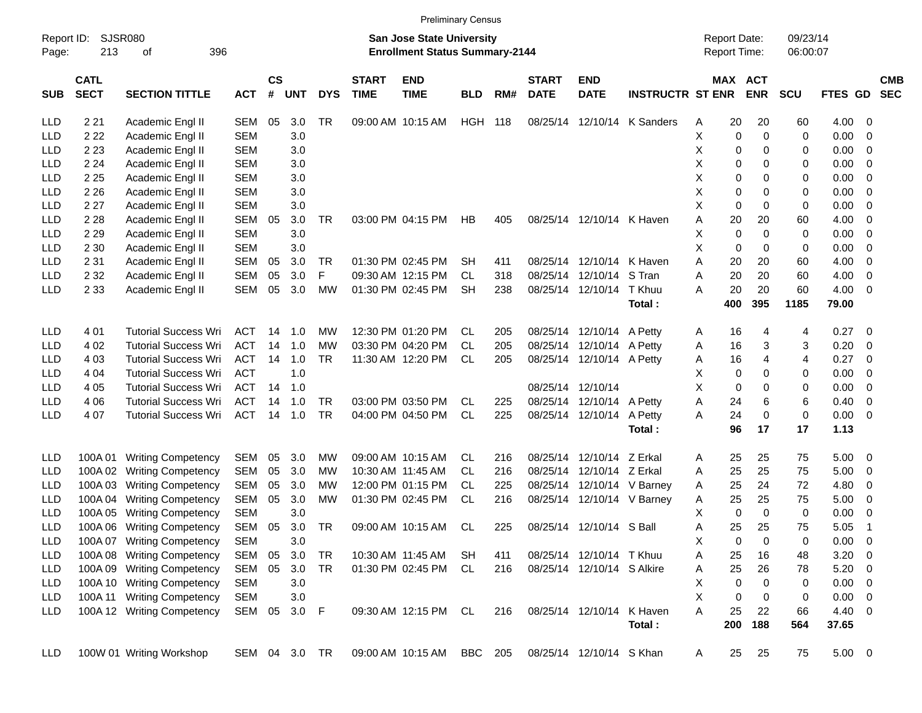Preliminary Census

Report ID: SJSR080
Page: 213 of 396

**San Jose State University**
**Enrollment Status Summary-2144**

Report Date: 09/23/14
Report Time: 06:00:07

| SUB | CATL SECT | SECTION TITTLE | ACT | CS # | UNT | DYS | START TIME | END TIME | BLD | RM# | START DATE | END DATE | INSTRUCTR | ST | MAX ENR | ACT ENR | SCU | FTES | GD | CMB SEC |
|---|---|---|---|---|---|---|---|---|---|---|---|---|---|---|---|---|---|---|---|---|
| LLD | 2 21 | Academic Engl II | SEM | 05 | 3.0 | TR | 09:00 AM | 10:15 AM | HGH | 118 | 08/25/14 | 12/10/14 | K Sanders | A | 20 | 20 | 60 | 4.00 | 0 | |
| LLD | 2 22 | Academic Engl II | SEM | | 3.0 | | | | | | | | | X | 0 | 0 | 0 | 0.00 | 0 | |
| LLD | 2 23 | Academic Engl II | SEM | | 3.0 | | | | | | | | | X | 0 | 0 | 0 | 0.00 | 0 | |
| LLD | 2 24 | Academic Engl II | SEM | | 3.0 | | | | | | | | | X | 0 | 0 | 0 | 0.00 | 0 | |
| LLD | 2 25 | Academic Engl II | SEM | | 3.0 | | | | | | | | | X | 0 | 0 | 0 | 0.00 | 0 | |
| LLD | 2 26 | Academic Engl II | SEM | | 3.0 | | | | | | | | | X | 0 | 0 | 0 | 0.00 | 0 | |
| LLD | 2 27 | Academic Engl II | SEM | | 3.0 | | | | | | | | | X | 0 | 0 | 0 | 0.00 | 0 | |
| LLD | 2 28 | Academic Engl II | SEM | 05 | 3.0 | TR | 03:00 PM | 04:15 PM | HB | 405 | 08/25/14 | 12/10/14 | K Haven | A | 20 | 20 | 60 | 4.00 | 0 | |
| LLD | 2 29 | Academic Engl II | SEM | | 3.0 | | | | | | | | | X | 0 | 0 | 0 | 0.00 | 0 | |
| LLD | 2 30 | Academic Engl II | SEM | | 3.0 | | | | | | | | | X | 0 | 0 | 0 | 0.00 | 0 | |
| LLD | 2 31 | Academic Engl II | SEM | 05 | 3.0 | TR | 01:30 PM | 02:45 PM | SH | 411 | 08/25/14 | 12/10/14 | K Haven | A | 20 | 20 | 60 | 4.00 | 0 | |
| LLD | 2 32 | Academic Engl II | SEM | 05 | 3.0 | F | 09:30 AM | 12:15 PM | CL | 318 | 08/25/14 | 12/10/14 | S Tran | A | 20 | 20 | 60 | 4.00 | 0 | |
| LLD | 2 33 | Academic Engl II | SEM | 05 | 3.0 | MW | 01:30 PM | 02:45 PM | SH | 238 | 08/25/14 | 12/10/14 | T Khuu | A | 20 | 20 | 60 | 4.00 | 0 | |
| | | | | | | | | | | | | | **Total :** | | **400** | **395** | **1185** | **79.00** | | |
| LLD | 4 01 | Tutorial Success Wri | ACT | 14 | 1.0 | MW | 12:30 PM | 01:20 PM | CL | 205 | 08/25/14 | 12/10/14 | A Petty | A | 16 | 4 | 4 | 0.27 | 0 | |
| LLD | 4 02 | Tutorial Success Wri | ACT | 14 | 1.0 | MW | 03:30 PM | 04:20 PM | CL | 205 | 08/25/14 | 12/10/14 | A Petty | A | 16 | 3 | 3 | 0.20 | 0 | |
| LLD | 4 03 | Tutorial Success Wri | ACT | 14 | 1.0 | TR | 11:30 AM | 12:20 PM | CL | 205 | 08/25/14 | 12/10/14 | A Petty | A | 16 | 4 | 4 | 0.27 | 0 | |
| LLD | 4 04 | Tutorial Success Wri | ACT | | 1.0 | | | | | | | | | X | 0 | 0 | 0 | 0.00 | 0 | |
| LLD | 4 05 | Tutorial Success Wri | ACT | 14 | 1.0 | | | | | | 08/25/14 | 12/10/14 | | X | 0 | 0 | 0 | 0.00 | 0 | |
| LLD | 4 06 | Tutorial Success Wri | ACT | 14 | 1.0 | TR | 03:00 PM | 03:50 PM | CL | 225 | 08/25/14 | 12/10/14 | A Petty | A | 24 | 6 | 6 | 0.40 | 0 | |
| LLD | 4 07 | Tutorial Success Wri | ACT | 14 | 1.0 | TR | 04:00 PM | 04:50 PM | CL | 225 | 08/25/14 | 12/10/14 | A Petty | A | 24 | 0 | 0 | 0.00 | 0 | |
| | | | | | | | | | | | | | **Total :** | | **96** | **17** | **17** | **1.13** | | |
| LLD | 100A 01 | Writing Competency | SEM | 05 | 3.0 | MW | 09:00 AM | 10:15 AM | CL | 216 | 08/25/14 | 12/10/14 | Z Erkal | A | 25 | 25 | 75 | 5.00 | 0 | |
| LLD | 100A 02 | Writing Competency | SEM | 05 | 3.0 | MW | 10:30 AM | 11:45 AM | CL | 216 | 08/25/14 | 12/10/14 | Z Erkal | A | 25 | 25 | 75 | 5.00 | 0 | |
| LLD | 100A 03 | Writing Competency | SEM | 05 | 3.0 | MW | 12:00 PM | 01:15 PM | CL | 225 | 08/25/14 | 12/10/14 | V Barney | A | 25 | 24 | 72 | 4.80 | 0 | |
| LLD | 100A 04 | Writing Competency | SEM | 05 | 3.0 | MW | 01:30 PM | 02:45 PM | CL | 216 | 08/25/14 | 12/10/14 | V Barney | A | 25 | 25 | 75 | 5.00 | 0 | |
| LLD | 100A 05 | Writing Competency | SEM | | 3.0 | | | | | | | | | X | 0 | 0 | 0 | 0.00 | 0 | |
| LLD | 100A 06 | Writing Competency | SEM | 05 | 3.0 | TR | 09:00 AM | 10:15 AM | CL | 225 | 08/25/14 | 12/10/14 | S Ball | A | 25 | 25 | 75 | 5.05 | 1 | |
| LLD | 100A 07 | Writing Competency | SEM | | 3.0 | | | | | | | | | X | 0 | 0 | 0 | 0.00 | 0 | |
| LLD | 100A 08 | Writing Competency | SEM | 05 | 3.0 | TR | 10:30 AM | 11:45 AM | SH | 411 | 08/25/14 | 12/10/14 | T Khuu | A | 25 | 16 | 48 | 3.20 | 0 | |
| LLD | 100A 09 | Writing Competency | SEM | 05 | 3.0 | TR | 01:30 PM | 02:45 PM | CL | 216 | 08/25/14 | 12/10/14 | S Alkire | A | 25 | 26 | 78 | 5.20 | 0 | |
| LLD | 100A 10 | Writing Competency | SEM | | 3.0 | | | | | | | | | X | 0 | 0 | 0 | 0.00 | 0 | |
| LLD | 100A 11 | Writing Competency | SEM | | 3.0 | | | | | | | | | X | 0 | 0 | 0 | 0.00 | 0 | |
| LLD | 100A 12 | Writing Competency | SEM | 05 | 3.0 | F | 09:30 AM | 12:15 PM | CL | 216 | 08/25/14 | 12/10/14 | K Haven | A | 25 | 22 | 66 | 4.40 | 0 | |
| | | | | | | | | | | | | | **Total :** | | **200** | **188** | **564** | **37.65** | | |
| LLD | 100W 01 | Writing Workshop | SEM | 04 | 3.0 | TR | 09:00 AM | 10:15 AM | BBC | 205 | 08/25/14 | 12/10/14 | S Khan | A | 25 | 25 | 75 | 5.00 | 0 | |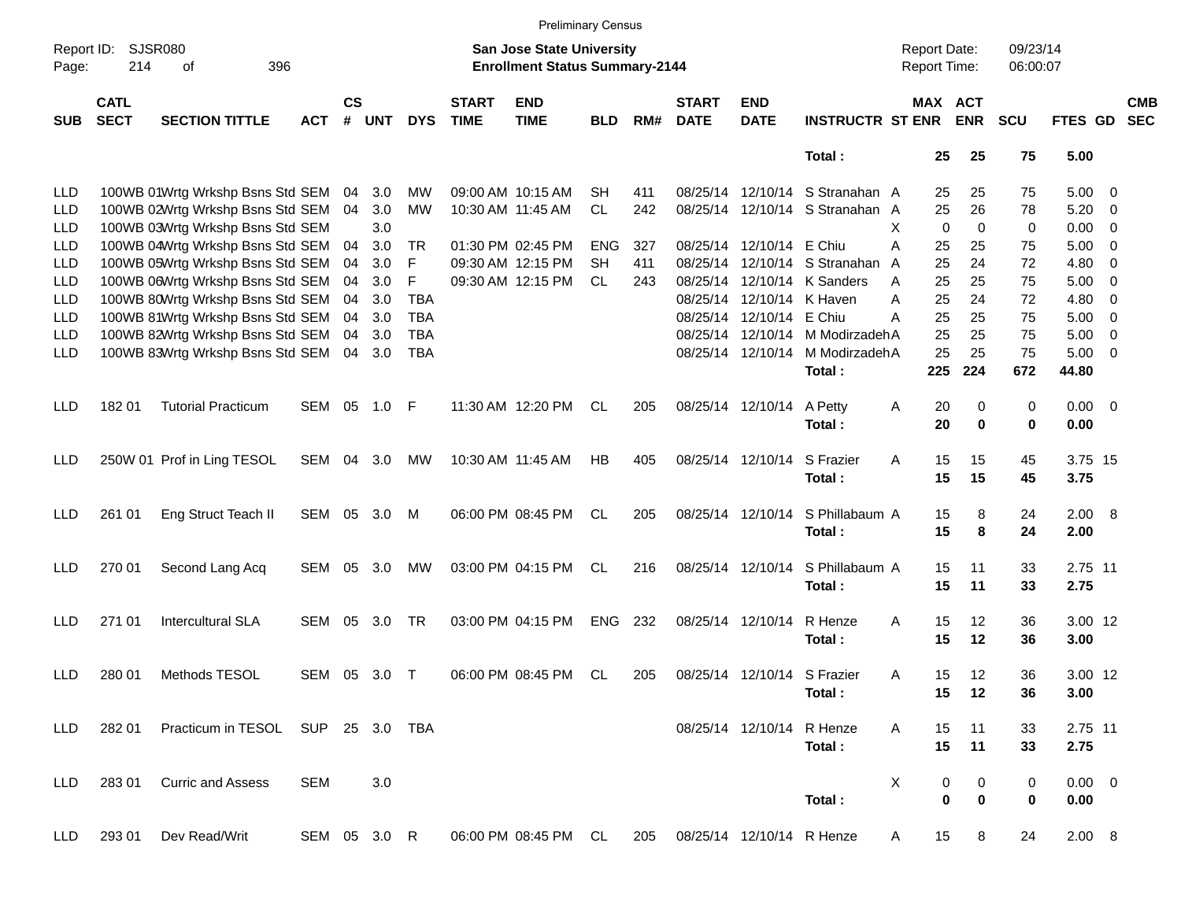Preliminary Census

Report ID: SJSR080

**San Jose State University**
**Enrollment Status Summary-2144**

Report Date: 09/23/14
Report Time: 06:00:07

| SUB | CATL SECT | SECTION TITTLE | ACT | CS # | UNT | DYS | START TIME | END TIME | BLD | RM# | START DATE | END DATE | INSTRUCTR | ST | MAX ENR | ACT ENR | SCU | FTES | GD | CMB SEC |
|---|---|---|---|---|---|---|---|---|---|---|---|---|---|---|---|---|---|---|---|---|
| | | | | | | | | | | | | | **Total :** | | **25** | **25** | **75** | **5.00** | | |
| LLD | 100WB 01 | Wrtg Wrkshp Bsns Std | SEM | 04 | 3.0 | MW | 09:00 AM | 10:15 AM | SH | 411 | 08/25/14 | 12/10/14 | S Stranahan | A | 25 | 25 | 75 | 5.00 | 0 | |
| LLD | 100WB 02 | Wrtg Wrkshp Bsns Std | SEM | 04 | 3.0 | MW | 10:30 AM | 11:45 AM | CL | 242 | 08/25/14 | 12/10/14 | S Stranahan | A | 25 | 26 | 78 | 5.20 | 0 | |
| LLD | 100WB 03 | Wrtg Wrkshp Bsns Std | SEM | | 3.0 | | | | | | | | | X | 0 | 0 | 0 | 0.00 | 0 | |
| LLD | 100WB 04 | Wrtg Wrkshp Bsns Std | SEM | 04 | 3.0 | TR | 01:30 PM | 02:45 PM | ENG | 327 | 08/25/14 | 12/10/14 | E Chiu | A | 25 | 25 | 75 | 5.00 | 0 | |
| LLD | 100WB 05 | Wrtg Wrkshp Bsns Std | SEM | 04 | 3.0 | F | 09:30 AM | 12:15 PM | SH | 411 | 08/25/14 | 12/10/14 | S Stranahan | A | 25 | 24 | 72 | 4.80 | 0 | |
| LLD | 100WB 06 | Wrtg Wrkshp Bsns Std | SEM | 04 | 3.0 | F | 09:30 AM | 12:15 PM | CL | 243 | 08/25/14 | 12/10/14 | K Sanders | A | 25 | 25 | 75 | 5.00 | 0 | |
| LLD | 100WB 80 | Wrtg Wrkshp Bsns Std | SEM | 04 | 3.0 | TBA | | | | | 08/25/14 | 12/10/14 | K Haven | A | 25 | 24 | 72 | 4.80 | 0 | |
| LLD | 100WB 81 | Wrtg Wrkshp Bsns Std | SEM | 04 | 3.0 | TBA | | | | | 08/25/14 | 12/10/14 | E Chiu | A | 25 | 25 | 75 | 5.00 | 0 | |
| LLD | 100WB 82 | Wrtg Wrkshp Bsns Std | SEM | 04 | 3.0 | TBA | | | | | 08/25/14 | 12/10/14 | M Modirzadeh | A | 25 | 25 | 75 | 5.00 | 0 | |
| LLD | 100WB 83 | Wrtg Wrkshp Bsns Std | SEM | 04 | 3.0 | TBA | | | | | 08/25/14 | 12/10/14 | M Modirzadeh | A | 25 | 25 | 75 | 5.00 | 0 | |
| | | | | | | | | | | | | | **Total :** | | **225** | **224** | **672** | **44.80** | | |
| LLD | 182 01 | Tutorial Practicum | SEM | 05 | 1.0 | F | 11:30 AM | 12:20 PM | CL | 205 | 08/25/14 | 12/10/14 | A Petty | A | 20 | 0 | 0 | 0.00 | 0 | |
| | | | | | | | | | | | | | **Total :** | | **20** | **0** | **0** | **0.00** | | |
| LLD | 250W 01 | Prof in Ling TESOL | SEM | 04 | 3.0 | MW | 10:30 AM | 11:45 AM | HB | 405 | 08/25/14 | 12/10/14 | S Frazier | A | 15 | 15 | 45 | 3.75 | 15 | |
| | | | | | | | | | | | | | **Total :** | | **15** | **15** | **45** | **3.75** | | |
| LLD | 261 01 | Eng Struct Teach II | SEM | 05 | 3.0 | M | 06:00 PM | 08:45 PM | CL | 205 | 08/25/14 | 12/10/14 | S Phillabaum | A | 15 | 8 | 24 | 2.00 | 8 | |
| | | | | | | | | | | | | | **Total :** | | **15** | **8** | **24** | **2.00** | | |
| LLD | 270 01 | Second Lang Acq | SEM | 05 | 3.0 | MW | 03:00 PM | 04:15 PM | CL | 216 | 08/25/14 | 12/10/14 | S Phillabaum | A | 15 | 11 | 33 | 2.75 | 11 | |
| | | | | | | | | | | | | | **Total :** | | **15** | **11** | **33** | **2.75** | | |
| LLD | 271 01 | Intercultural SLA | SEM | 05 | 3.0 | TR | 03:00 PM | 04:15 PM | ENG | 232 | 08/25/14 | 12/10/14 | R Henze | A | 15 | 12 | 36 | 3.00 | 12 | |
| | | | | | | | | | | | | | **Total :** | | **15** | **12** | **36** | **3.00** | | |
| LLD | 280 01 | Methods TESOL | SEM | 05 | 3.0 | T | 06:00 PM | 08:45 PM | CL | 205 | 08/25/14 | 12/10/14 | S Frazier | A | 15 | 12 | 36 | 3.00 | 12 | |
| | | | | | | | | | | | | | **Total :** | | **15** | **12** | **36** | **3.00** | | |
| LLD | 282 01 | Practicum in TESOL | SUP | 25 | 3.0 | TBA | | | | | 08/25/14 | 12/10/14 | R Henze | A | 15 | 11 | 33 | 2.75 | 11 | |
| | | | | | | | | | | | | | **Total :** | | **15** | **11** | **33** | **2.75** | | |
| LLD | 283 01 | Curric and Assess | SEM | | 3.0 | | | | | | | | | X | 0 | 0 | 0 | 0.00 | 0 | |
| | | | | | | | | | | | | | **Total :** | | **0** | **0** | **0** | **0.00** | | |
| LLD | 293 01 | Dev Read/Writ | SEM | 05 | 3.0 | R | 06:00 PM | 08:45 PM | CL | 205 | 08/25/14 | 12/10/14 | R Henze | A | 15 | 8 | 24 | 2.00 | 8 | |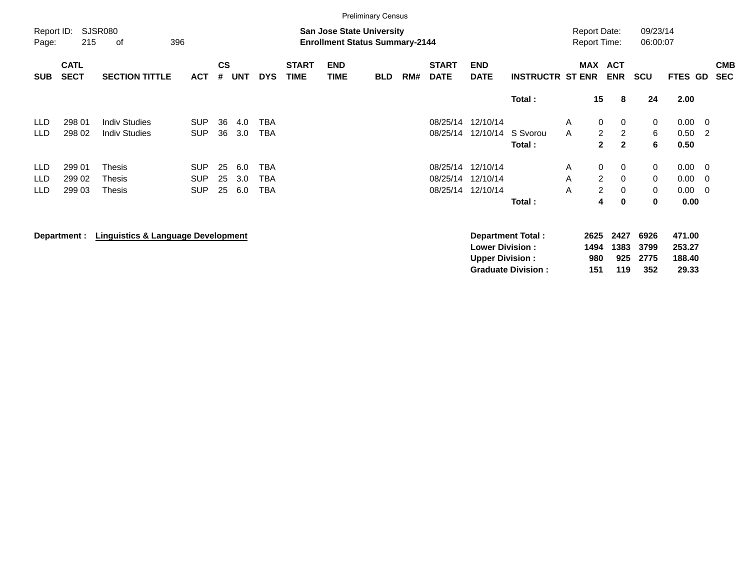Preliminary Census

Report ID: SJSR080

**San Jose State University**
**Enrollment Status Summary-2144**

Report Date: 09/23/14
Report Time: 06:00:07

| SUB | CATL SECT | SECTION TITTLE | ACT | CS # | UNT | DYS | START TIME | END TIME | BLD | RM# | START DATE | END DATE | INSTRUCTR | ST | MAX ENR | ACT ENR | SCU | FTES | GD | CMB SEC |
|---|---|---|---|---|---|---|---|---|---|---|---|---|---|---|---|---|---|---|---|---|
| | | | | | | | | | | | | | **Total :** | | **15** | **8** | **24** | **2.00** | | |
| LLD | 298 01 | Indiv Studies | SUP | 36 | 4.0 | TBA | | | | | 08/25/14 | 12/10/14 | | A | 0 | 0 | 0 | 0.00 | 0 | |
| LLD | 298 02 | Indiv Studies | SUP | 36 | 3.0 | TBA | | | | | 08/25/14 | 12/10/14 | S Svorou | A | 2 | 2 | 6 | 0.50 | 2 | |
| | | | | | | | | | | | | | **Total :** | | **2** | **2** | **6** | **0.50** | | |
| LLD | 299 01 | Thesis | SUP | 25 | 6.0 | TBA | | | | | 08/25/14 | 12/10/14 | | A | 0 | 0 | 0 | 0.00 | 0 | |
| LLD | 299 02 | Thesis | SUP | 25 | 3.0 | TBA | | | | | 08/25/14 | 12/10/14 | | A | 2 | 0 | 0 | 0.00 | 0 | |
| LLD | 299 03 | Thesis | SUP | 25 | 6.0 | TBA | | | | | 08/25/14 | 12/10/14 | | A | 2 | 0 | 0 | 0.00 | 0 | |
| | | | | | | | | | | | | | **Total :** | | **4** | **0** | **0** | **0.00** | | |

**Department : Linguistics & Language Development**

| | MAX ENR | ACT ENR | SCU | FTES |
|---|---|---|---|---|
| **Department Total :** | **2625** | **2427** | **6926** | **471.00** |
| **Lower Division :** | **1494** | **1383** | **3799** | **253.27** |
| **Upper Division :** | **980** | **925** | **2775** | **188.40** |
| **Graduate Division :** | **151** | **119** | **352** | **29.33** |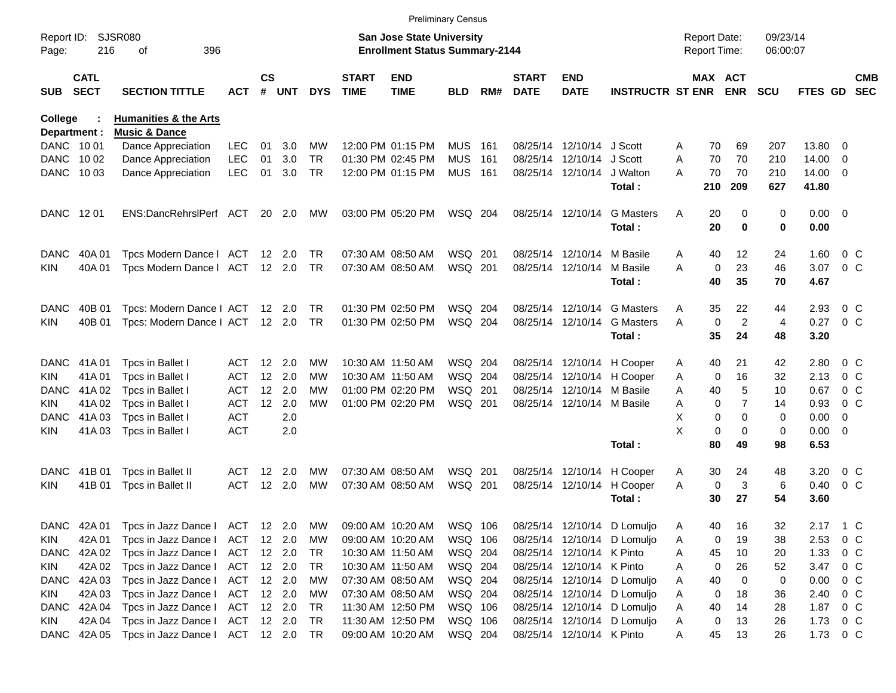Preliminary Census

Report ID: SJSR080

**San Jose State University**
**Enrollment Status Summary-2144**

Report Date: 09/23/14
Report Time: 06:00:07

| SUB | CATL SECT | SECTION TITTLE | ACT | CS # | UNT | DYS | START TIME | END TIME | BLD | RM# | START DATE | END DATE | INSTRUCTR | ST | MAX ENR | ACT ENR | SCU | FTES | GD | CMB SEC |
|---|---|---|---|---|---|---|---|---|---|---|---|---|---|---|---|---|---|---|---|---|
| College : | | **Humanities & the Arts** | | | | | | | | | | | | | | | | | | |
| Department : | | **Music & Dance** | | | | | | | | | | | | | | | | | | |
| DANC | 10 01 | Dance Appreciation | LEC | 01 | 3.0 | MW | 12:00 PM | 01:15 PM | MUS | 161 | 08/25/14 | 12/10/14 | J Scott | A | 70 | 69 | 207 | 13.80 | 0 | |
| DANC | 10 02 | Dance Appreciation | LEC | 01 | 3.0 | TR | 01:30 PM | 02:45 PM | MUS | 161 | 08/25/14 | 12/10/14 | J Scott | A | 70 | 70 | 210 | 14.00 | 0 | |
| DANC | 10 03 | Dance Appreciation | LEC | 01 | 3.0 | TR | 12:00 PM | 01:15 PM | MUS | 161 | 08/25/14 | 12/10/14 | J Walton | A | 70 | 70 | 210 | 14.00 | 0 | |
| | | | | | | | | | | | | | **Total :** | | **210** | **209** | **627** | **41.80** | | |
| DANC | 12 01 | ENS:DancRehrslPerf | ACT | 20 | 2.0 | MW | 03:00 PM | 05:20 PM | WSQ | 204 | 08/25/14 | 12/10/14 | G Masters | A | 20 | 0 | 0 | 0.00 | 0 | |
| | | | | | | | | | | | | | **Total :** | | **20** | **0** | **0** | **0.00** | | |
| DANC | 40A 01 | Tpcs Modern Dance I | ACT | 12 | 2.0 | TR | 07:30 AM | 08:50 AM | WSQ | 201 | 08/25/14 | 12/10/14 | M Basile | A | 40 | 12 | 24 | 1.60 | 0 | C |
| KIN | 40A 01 | Tpcs Modern Dance I | ACT | 12 | 2.0 | TR | 07:30 AM | 08:50 AM | WSQ | 201 | 08/25/14 | 12/10/14 | M Basile | A | 0 | 23 | 46 | 3.07 | 0 | C |
| | | | | | | | | | | | | | **Total :** | | **40** | **35** | **70** | **4.67** | | |
| DANC | 40B 01 | Tpcs: Modern Dance I | ACT | 12 | 2.0 | TR | 01:30 PM | 02:50 PM | WSQ | 204 | 08/25/14 | 12/10/14 | G Masters | A | 35 | 22 | 44 | 2.93 | 0 | C |
| KIN | 40B 01 | Tpcs: Modern Dance I | ACT | 12 | 2.0 | TR | 01:30 PM | 02:50 PM | WSQ | 204 | 08/25/14 | 12/10/14 | G Masters | A | 0 | 2 | 4 | 0.27 | 0 | C |
| | | | | | | | | | | | | | **Total :** | | **35** | **24** | **48** | **3.20** | | |
| DANC | 41A 01 | Tpcs in Ballet I | ACT | 12 | 2.0 | MW | 10:30 AM | 11:50 AM | WSQ | 204 | 08/25/14 | 12/10/14 | H Cooper | A | 40 | 21 | 42 | 2.80 | 0 | C |
| KIN | 41A 01 | Tpcs in Ballet I | ACT | 12 | 2.0 | MW | 10:30 AM | 11:50 AM | WSQ | 204 | 08/25/14 | 12/10/14 | H Cooper | A | 0 | 16 | 32 | 2.13 | 0 | C |
| DANC | 41A 02 | Tpcs in Ballet I | ACT | 12 | 2.0 | MW | 01:00 PM | 02:20 PM | WSQ | 201 | 08/25/14 | 12/10/14 | M Basile | A | 40 | 5 | 10 | 0.67 | 0 | C |
| KIN | 41A 02 | Tpcs in Ballet I | ACT | 12 | 2.0 | MW | 01:00 PM | 02:20 PM | WSQ | 201 | 08/25/14 | 12/10/14 | M Basile | A | 0 | 7 | 14 | 0.93 | 0 | C |
| DANC | 41A 03 | Tpcs in Ballet I | ACT | | 2.0 | | | | | | | | | X | 0 | 0 | 0 | 0.00 | 0 | |
| KIN | 41A 03 | Tpcs in Ballet I | ACT | | 2.0 | | | | | | | | | X | 0 | 0 | 0 | 0.00 | 0 | |
| | | | | | | | | | | | | | **Total :** | | **80** | **49** | **98** | **6.53** | | |
| DANC | 41B 01 | Tpcs in Ballet II | ACT | 12 | 2.0 | MW | 07:30 AM | 08:50 AM | WSQ | 201 | 08/25/14 | 12/10/14 | H Cooper | A | 30 | 24 | 48 | 3.20 | 0 | C |
| KIN | 41B 01 | Tpcs in Ballet II | ACT | 12 | 2.0 | MW | 07:30 AM | 08:50 AM | WSQ | 201 | 08/25/14 | 12/10/14 | H Cooper | A | 0 | 3 | 6 | 0.40 | 0 | C |
| | | | | | | | | | | | | | **Total :** | | **30** | **27** | **54** | **3.60** | | |
| DANC | 42A 01 | Tpcs in Jazz Dance I | ACT | 12 | 2.0 | MW | 09:00 AM | 10:20 AM | WSQ | 106 | 08/25/14 | 12/10/14 | D Lomuljo | A | 40 | 16 | 32 | 2.17 | 1 | C |
| KIN | 42A 01 | Tpcs in Jazz Dance I | ACT | 12 | 2.0 | MW | 09:00 AM | 10:20 AM | WSQ | 106 | 08/25/14 | 12/10/14 | D Lomuljo | A | 0 | 19 | 38 | 2.53 | 0 | C |
| DANC | 42A 02 | Tpcs in Jazz Dance I | ACT | 12 | 2.0 | TR | 10:30 AM | 11:50 AM | WSQ | 204 | 08/25/14 | 12/10/14 | K Pinto | A | 45 | 10 | 20 | 1.33 | 0 | C |
| KIN | 42A 02 | Tpcs in Jazz Dance I | ACT | 12 | 2.0 | TR | 10:30 AM | 11:50 AM | WSQ | 204 | 08/25/14 | 12/10/14 | K Pinto | A | 0 | 26 | 52 | 3.47 | 0 | C |
| DANC | 42A 03 | Tpcs in Jazz Dance I | ACT | 12 | 2.0 | MW | 07:30 AM | 08:50 AM | WSQ | 204 | 08/25/14 | 12/10/14 | D Lomuljo | A | 40 | 0 | 0 | 0.00 | 0 | C |
| KIN | 42A 03 | Tpcs in Jazz Dance I | ACT | 12 | 2.0 | MW | 07:30 AM | 08:50 AM | WSQ | 204 | 08/25/14 | 12/10/14 | D Lomuljo | A | 0 | 18 | 36 | 2.40 | 0 | C |
| DANC | 42A 04 | Tpcs in Jazz Dance I | ACT | 12 | 2.0 | TR | 11:30 AM | 12:50 PM | WSQ | 106 | 08/25/14 | 12/10/14 | D Lomuljo | A | 40 | 14 | 28 | 1.87 | 0 | C |
| KIN | 42A 04 | Tpcs in Jazz Dance I | ACT | 12 | 2.0 | TR | 11:30 AM | 12:50 PM | WSQ | 106 | 08/25/14 | 12/10/14 | D Lomuljo | A | 0 | 13 | 26 | 1.73 | 0 | C |
| DANC | 42A 05 | Tpcs in Jazz Dance I | ACT | 12 | 2.0 | TR | 09:00 AM | 10:20 AM | WSQ | 204 | 08/25/14 | 12/10/14 | K Pinto | A | 45 | 13 | 26 | 1.73 | 0 | C |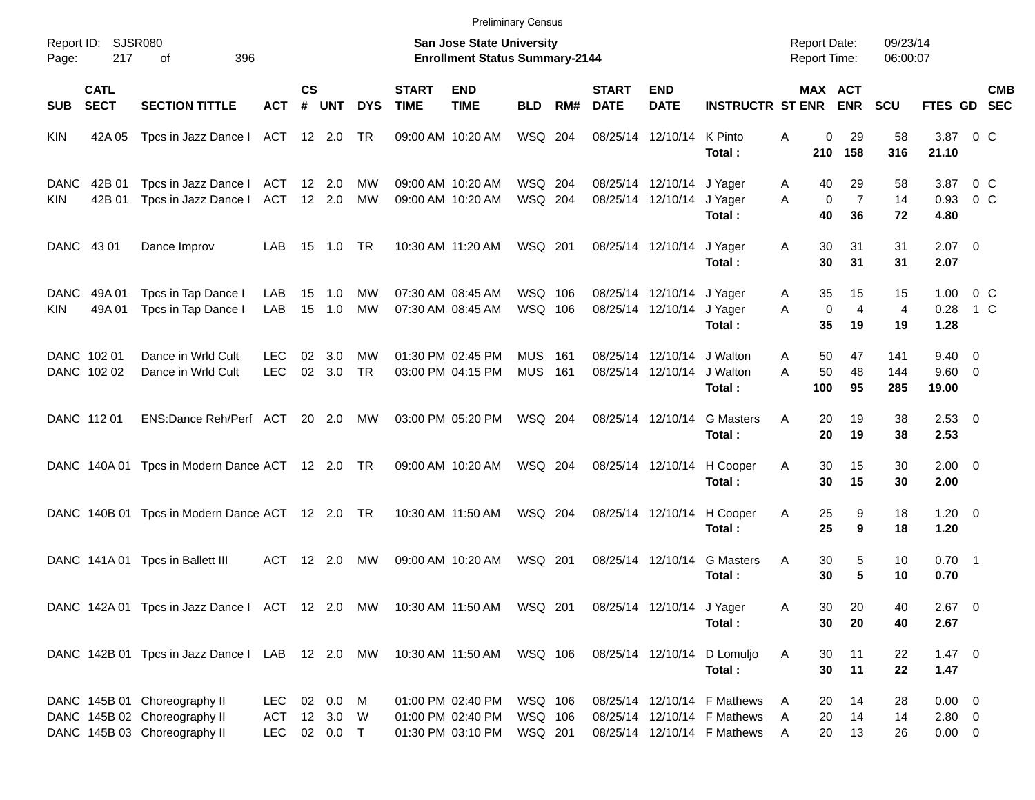Preliminary Census

Report ID: SJSR080
Page: 217 of 396

**San Jose State University**
**Enrollment Status Summary-2144**

Report Date: 09/23/14
Report Time: 06:00:07

| SUB | CATL SECT | SECTION TITTLE | ACT | CS # | UNT | DYS | START TIME | END TIME | BLD | RM# | START DATE | END DATE | INSTRUCTR | ST | MAX ENR | ACT ENR | SCU | FTES | GD | CMB SEC |
|---|---|---|---|---|---|---|---|---|---|---|---|---|---|---|---|---|---|---|---|---|
| KIN | 42A 05 | Tpcs in Jazz Dance I | ACT | 12 | 2.0 | TR | 09:00 AM | 10:20 AM | WSQ | 204 | 08/25/14 | 12/10/14 | K Pinto | A | 0 | 29 | 58 | 3.87 | 0 | C |
| | | | | | | | | | | | | | **Total :** | | **210** | **158** | **316** | **21.10** | | |
| DANC | 42B 01 | Tpcs in Jazz Dance I | ACT | 12 | 2.0 | MW | 09:00 AM | 10:20 AM | WSQ | 204 | 08/25/14 | 12/10/14 | J Yager | A | 40 | 29 | 58 | 3.87 | 0 | C |
| KIN | 42B 01 | Tpcs in Jazz Dance I | ACT | 12 | 2.0 | MW | 09:00 AM | 10:20 AM | WSQ | 204 | 08/25/14 | 12/10/14 | J Yager | A | 0 | 7 | 14 | 0.93 | 0 | C |
| | | | | | | | | | | | | | **Total :** | | **40** | **36** | **72** | **4.80** | | |
| DANC | 43 01 | Dance Improv | LAB | 15 | 1.0 | TR | 10:30 AM | 11:20 AM | WSQ | 201 | 08/25/14 | 12/10/14 | J Yager | A | 30 | 31 | 31 | 2.07 | 0 | |
| | | | | | | | | | | | | | **Total :** | | **30** | **31** | **31** | **2.07** | | |
| DANC | 49A 01 | Tpcs in Tap Dance I | LAB | 15 | 1.0 | MW | 07:30 AM | 08:45 AM | WSQ | 106 | 08/25/14 | 12/10/14 | J Yager | A | 35 | 15 | 15 | 1.00 | 0 | C |
| KIN | 49A 01 | Tpcs in Tap Dance I | LAB | 15 | 1.0 | MW | 07:30 AM | 08:45 AM | WSQ | 106 | 08/25/14 | 12/10/14 | J Yager | A | 0 | 4 | 4 | 0.28 | 1 | C |
| | | | | | | | | | | | | | **Total :** | | **35** | **19** | **19** | **1.28** | | |
| DANC | 102 01 | Dance in Wrld Cult | LEC | 02 | 3.0 | MW | 01:30 PM | 02:45 PM | MUS | 161 | 08/25/14 | 12/10/14 | J Walton | A | 50 | 47 | 141 | 9.40 | 0 | |
| DANC | 102 02 | Dance in Wrld Cult | LEC | 02 | 3.0 | TR | 03:00 PM | 04:15 PM | MUS | 161 | 08/25/14 | 12/10/14 | J Walton | A | 50 | 48 | 144 | 9.60 | 0 | |
| | | | | | | | | | | | | | **Total :** | | **100** | **95** | **285** | **19.00** | | |
| DANC | 112 01 | ENS:Dance Reh/Perf | ACT | 20 | 2.0 | MW | 03:00 PM | 05:20 PM | WSQ | 204 | 08/25/14 | 12/10/14 | G Masters | A | 20 | 19 | 38 | 2.53 | 0 | |
| | | | | | | | | | | | | | **Total :** | | **20** | **19** | **38** | **2.53** | | |
| DANC | 140A 01 | Tpcs in Modern Dance | ACT | 12 | 2.0 | TR | 09:00 AM | 10:20 AM | WSQ | 204 | 08/25/14 | 12/10/14 | H Cooper | A | 30 | 15 | 30 | 2.00 | 0 | |
| | | | | | | | | | | | | | **Total :** | | **30** | **15** | **30** | **2.00** | | |
| DANC | 140B 01 | Tpcs in Modern Dance | ACT | 12 | 2.0 | TR | 10:30 AM | 11:50 AM | WSQ | 204 | 08/25/14 | 12/10/14 | H Cooper | A | 25 | 9 | 18 | 1.20 | 0 | |
| | | | | | | | | | | | | | **Total :** | | **25** | **9** | **18** | **1.20** | | |
| DANC | 141A 01 | Tpcs in Ballett III | ACT | 12 | 2.0 | MW | 09:00 AM | 10:20 AM | WSQ | 201 | 08/25/14 | 12/10/14 | G Masters | A | 30 | 5 | 10 | 0.70 | 1 | |
| | | | | | | | | | | | | | **Total :** | | **30** | **5** | **10** | **0.70** | | |
| DANC | 142A 01 | Tpcs in Jazz Dance I | ACT | 12 | 2.0 | MW | 10:30 AM | 11:50 AM | WSQ | 201 | 08/25/14 | 12/10/14 | J Yager | A | 30 | 20 | 40 | 2.67 | 0 | |
| | | | | | | | | | | | | | **Total :** | | **30** | **20** | **40** | **2.67** | | |
| DANC | 142B 01 | Tpcs in Jazz Dance I | LAB | 12 | 2.0 | MW | 10:30 AM | 11:50 AM | WSQ | 106 | 08/25/14 | 12/10/14 | D Lomuljo | A | 30 | 11 | 22 | 1.47 | 0 | |
| | | | | | | | | | | | | | **Total :** | | **30** | **11** | **22** | **1.47** | | |
| DANC | 145B 01 | Choreography II | LEC | 02 | 0.0 | M | 01:00 PM | 02:40 PM | WSQ | 106 | 08/25/14 | 12/10/14 | F Mathews | A | 20 | 14 | 28 | 0.00 | 0 | |
| DANC | 145B 02 | Choreography II | ACT | 12 | 3.0 | W | 01:00 PM | 02:40 PM | WSQ | 106 | 08/25/14 | 12/10/14 | F Mathews | A | 20 | 14 | 14 | 2.80 | 0 | |
| DANC | 145B 03 | Choreography II | LEC | 02 | 0.0 | T | 01:30 PM | 03:10 PM | WSQ | 201 | 08/25/14 | 12/10/14 | F Mathews | A | 20 | 13 | 26 | 0.00 | 0 | |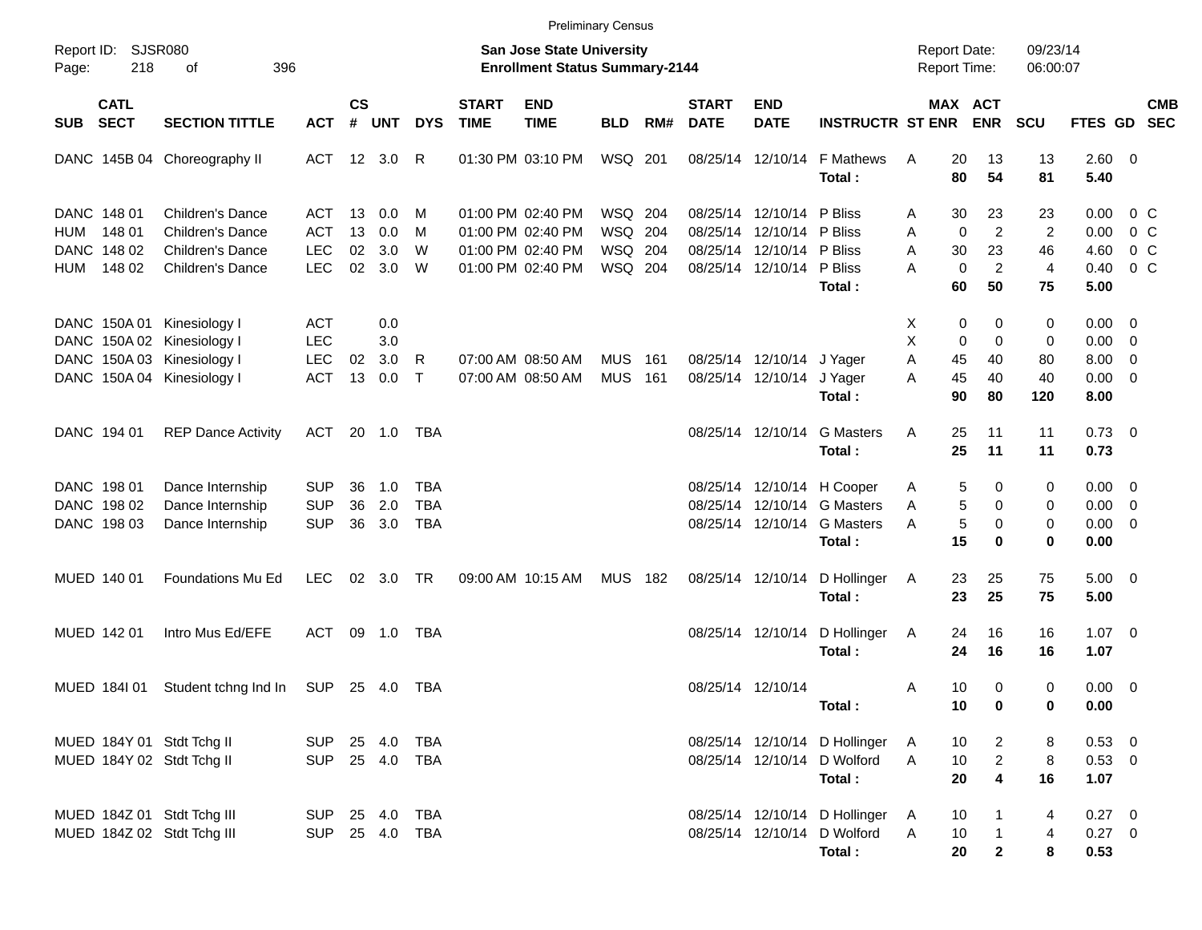Preliminary Census

Report ID: SJSR080
Page: 218 of 396

**San Jose State University**
**Enrollment Status Summary-2144**

Report Date: 09/23/14
Report Time: 06:00:07

| SUB | CATL SECT | SECTION TITTLE | ACT | CS # | UNT | DYS | START TIME | END TIME | BLD | RM# | START DATE | END DATE | INSTRUCTR | ST | MAX ENR | ACT ENR | SCU | FTES | GD | CMB SEC |
|---|---|---|---|---|---|---|---|---|---|---|---|---|---|---|---|---|---|---|---|---|
| DANC | 145B 04 | Choreography II | ACT | 12 | 3.0 | R | 01:30 PM | 03:10 PM | WSQ | 201 | 08/25/14 | 12/10/14 | F Mathews | A | 20 | 13 | 13 | 2.60 | 0 | |
| | | | | | | | | | | | | | **Total :** | | **80** | **54** | **81** | **5.40** | | |
| DANC | 148 01 | Children's Dance | ACT | 13 | 0.0 | M | 01:00 PM | 02:40 PM | WSQ | 204 | 08/25/14 | 12/10/14 | P Bliss | A | 30 | 23 | 23 | 0.00 | 0 | C |
| HUM | 148 01 | Children's Dance | ACT | 13 | 0.0 | M | 01:00 PM | 02:40 PM | WSQ | 204 | 08/25/14 | 12/10/14 | P Bliss | A | 0 | 2 | 2 | 0.00 | 0 | C |
| DANC | 148 02 | Children's Dance | LEC | 02 | 3.0 | W | 01:00 PM | 02:40 PM | WSQ | 204 | 08/25/14 | 12/10/14 | P Bliss | A | 30 | 23 | 46 | 4.60 | 0 | C |
| HUM | 148 02 | Children's Dance | LEC | 02 | 3.0 | W | 01:00 PM | 02:40 PM | WSQ | 204 | 08/25/14 | 12/10/14 | P Bliss | A | 0 | 2 | 4 | 0.40 | 0 | C |
| | | | | | | | | | | | | | **Total :** | | **60** | **50** | **75** | **5.00** | | |
| DANC | 150A 01 | Kinesiology I | ACT | | 0.0 | | | | | | | | | X | 0 | 0 | 0 | 0.00 | 0 | |
| DANC | 150A 02 | Kinesiology I | LEC | | 3.0 | | | | | | | | | X | 0 | 0 | 0 | 0.00 | 0 | |
| DANC | 150A 03 | Kinesiology I | LEC | 02 | 3.0 | R | 07:00 AM | 08:50 AM | MUS | 161 | 08/25/14 | 12/10/14 | J Yager | A | 45 | 40 | 80 | 8.00 | 0 | |
| DANC | 150A 04 | Kinesiology I | ACT | 13 | 0.0 | T | 07:00 AM | 08:50 AM | MUS | 161 | 08/25/14 | 12/10/14 | J Yager | A | 45 | 40 | 40 | 0.00 | 0 | |
| | | | | | | | | | | | | | **Total :** | | **90** | **80** | **120** | **8.00** | | |
| DANC | 194 01 | REP Dance Activity | ACT | 20 | 1.0 | TBA | | | | | 08/25/14 | 12/10/14 | G Masters | A | 25 | 11 | 11 | 0.73 | 0 | |
| | | | | | | | | | | | | | **Total :** | | **25** | **11** | **11** | **0.73** | | |
| DANC | 198 01 | Dance Internship | SUP | 36 | 1.0 | TBA | | | | | 08/25/14 | 12/10/14 | H Cooper | A | 5 | 0 | 0 | 0.00 | 0 | |
| DANC | 198 02 | Dance Internship | SUP | 36 | 2.0 | TBA | | | | | 08/25/14 | 12/10/14 | G Masters | A | 5 | 0 | 0 | 0.00 | 0 | |
| DANC | 198 03 | Dance Internship | SUP | 36 | 3.0 | TBA | | | | | 08/25/14 | 12/10/14 | G Masters | A | 5 | 0 | 0 | 0.00 | 0 | |
| | | | | | | | | | | | | | **Total :** | | **15** | **0** | **0** | **0.00** | | |
| MUED | 140 01 | Foundations Mu Ed | LEC | 02 | 3.0 | TR | 09:00 AM | 10:15 AM | MUS | 182 | 08/25/14 | 12/10/14 | D Hollinger | A | 23 | 25 | 75 | 5.00 | 0 | |
| | | | | | | | | | | | | | **Total :** | | **23** | **25** | **75** | **5.00** | | |
| MUED | 142 01 | Intro Mus Ed/EFE | ACT | 09 | 1.0 | TBA | | | | | 08/25/14 | 12/10/14 | D Hollinger | A | 24 | 16 | 16 | 1.07 | 0 | |
| | | | | | | | | | | | | | **Total :** | | **24** | **16** | **16** | **1.07** | | |
| MUED | 184I 01 | Student tchng Ind In | SUP | 25 | 4.0 | TBA | | | | | 08/25/14 | 12/10/14 | | A | 10 | 0 | 0 | 0.00 | 0 | |
| | | | | | | | | | | | | | **Total :** | | **10** | **0** | **0** | **0.00** | | |
| MUED | 184Y 01 | Stdt Tchg II | SUP | 25 | 4.0 | TBA | | | | | 08/25/14 | 12/10/14 | D Hollinger | A | 10 | 2 | 8 | 0.53 | 0 | |
| MUED | 184Y 02 | Stdt Tchg II | SUP | 25 | 4.0 | TBA | | | | | 08/25/14 | 12/10/14 | D Wolford | A | 10 | 2 | 8 | 0.53 | 0 | |
| | | | | | | | | | | | | | **Total :** | | **20** | **4** | **16** | **1.07** | | |
| MUED | 184Z 01 | Stdt Tchg III | SUP | 25 | 4.0 | TBA | | | | | 08/25/14 | 12/10/14 | D Hollinger | A | 10 | 1 | 4 | 0.27 | 0 | |
| MUED | 184Z 02 | Stdt Tchg III | SUP | 25 | 4.0 | TBA | | | | | 08/25/14 | 12/10/14 | D Wolford | A | 10 | 1 | 4 | 0.27 | 0 | |
| | | | | | | | | | | | | | **Total :** | | **20** | **2** | **8** | **0.53** | | |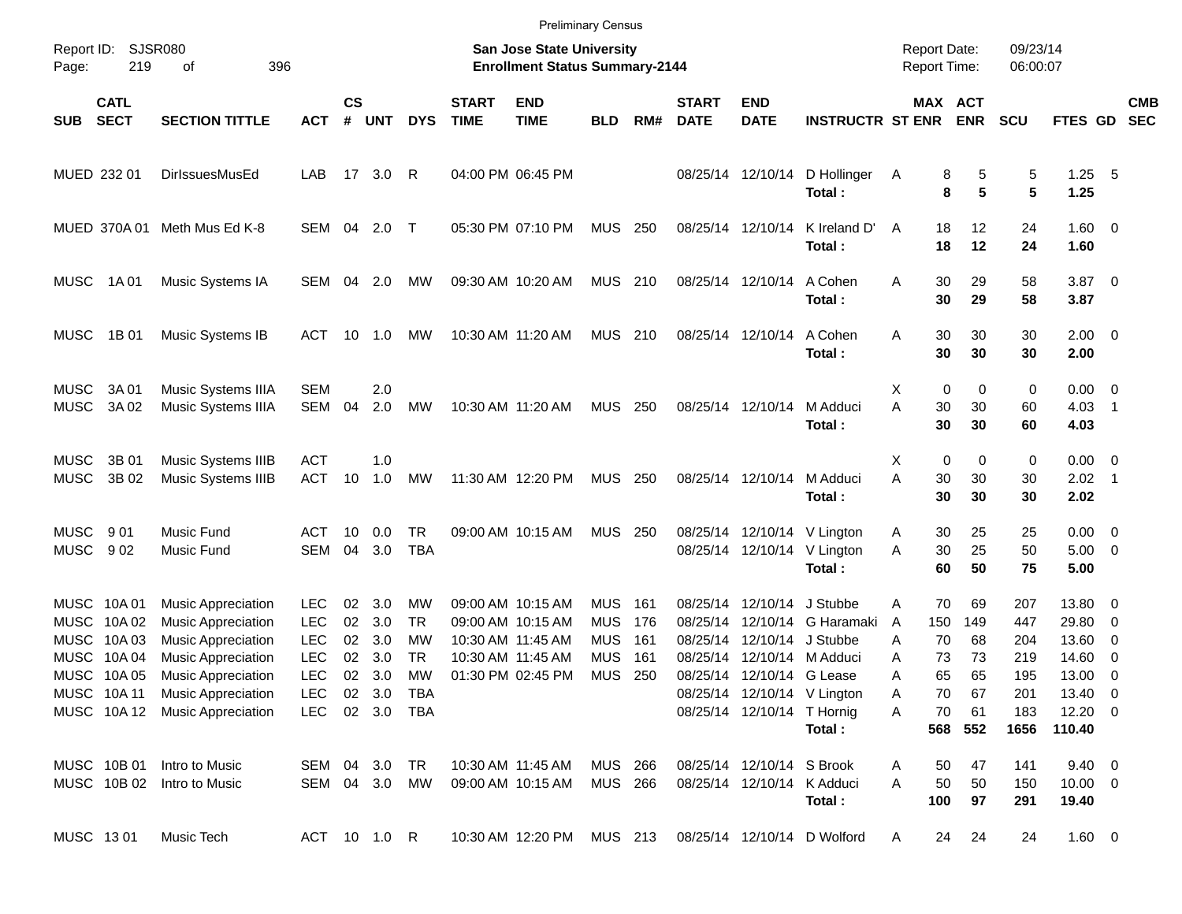Preliminary Census

Report ID: SJSR080

**San Jose State University**
**Enrollment Status Summary-2144**

Report Date: 09/23/14
Report Time: 06:00:07

| SUB | CATL SECT | SECTION TITTLE | ACT | CS # | UNT | DYS | START TIME | END TIME | BLD | RM# | START DATE | END DATE | INSTRUCTR | ST | MAX ENR | ACT ENR | SCU | FTES | GD | CMB SEC |
|---|---|---|---|---|---|---|---|---|---|---|---|---|---|---|---|---|---|---|---|---|
| MUED | 232 01 | DirIssuesMusEd | LAB | 17 | 3.0 | R | 04:00 PM | 06:45 PM | | | 08/25/14 | 12/10/14 | D Hollinger | A | 8 | 5 | 5 | 1.25 | 5 | |
| | | | | | | | | | | | | | **Total :** | | **8** | **5** | **5** | **1.25** | | |
| MUED | 370A 01 | Meth Mus Ed K-8 | SEM | 04 | 2.0 | T | 05:30 PM | 07:10 PM | MUS | 250 | 08/25/14 | 12/10/14 | K Ireland D' | A | 18 | 12 | 24 | 1.60 | 0 | |
| | | | | | | | | | | | | | **Total :** | | **18** | **12** | **24** | **1.60** | | |
| MUSC | 1A 01 | Music Systems IA | SEM | 04 | 2.0 | MW | 09:30 AM | 10:20 AM | MUS | 210 | 08/25/14 | 12/10/14 | A Cohen | A | 30 | 29 | 58 | 3.87 | 0 | |
| | | | | | | | | | | | | | **Total :** | | **30** | **29** | **58** | **3.87** | | |
| MUSC | 1B 01 | Music Systems IB | ACT | 10 | 1.0 | MW | 10:30 AM | 11:20 AM | MUS | 210 | 08/25/14 | 12/10/14 | A Cohen | A | 30 | 30 | 30 | 2.00 | 0 | |
| | | | | | | | | | | | | | **Total :** | | **30** | **30** | **30** | **2.00** | | |
| MUSC | 3A 01 | Music Systems IIIA | SEM | | 2.0 | | | | | | | | | X | 0 | 0 | 0 | 0.00 | 0 | |
| MUSC | 3A 02 | Music Systems IIIA | SEM | 04 | 2.0 | MW | 10:30 AM | 11:20 AM | MUS | 250 | 08/25/14 | 12/10/14 | M Adduci | A | 30 | 30 | 60 | 4.03 | 1 | |
| | | | | | | | | | | | | | **Total :** | | **30** | **30** | **60** | **4.03** | | |
| MUSC | 3B 01 | Music Systems IIIB | ACT | | 1.0 | | | | | | | | | X | 0 | 0 | 0 | 0.00 | 0 | |
| MUSC | 3B 02 | Music Systems IIIB | ACT | 10 | 1.0 | MW | 11:30 AM | 12:20 PM | MUS | 250 | 08/25/14 | 12/10/14 | M Adduci | A | 30 | 30 | 30 | 2.02 | 1 | |
| | | | | | | | | | | | | | **Total :** | | **30** | **30** | **30** | **2.02** | | |
| MUSC | 9 01 | Music Fund | ACT | 10 | 0.0 | TR | 09:00 AM | 10:15 AM | MUS | 250 | 08/25/14 | 12/10/14 | V Lington | A | 30 | 25 | 25 | 0.00 | 0 | |
| MUSC | 9 02 | Music Fund | SEM | 04 | 3.0 | TBA | | | | | 08/25/14 | 12/10/14 | V Lington | A | 30 | 25 | 50 | 5.00 | 0 | |
| | | | | | | | | | | | | | **Total :** | | **60** | **50** | **75** | **5.00** | | |
| MUSC | 10A 01 | Music Appreciation | LEC | 02 | 3.0 | MW | 09:00 AM | 10:15 AM | MUS | 161 | 08/25/14 | 12/10/14 | J Stubbe | A | 70 | 69 | 207 | 13.80 | 0 | |
| MUSC | 10A 02 | Music Appreciation | LEC | 02 | 3.0 | TR | 09:00 AM | 10:15 AM | MUS | 176 | 08/25/14 | 12/10/14 | G Haramaki | A | 150 | 149 | 447 | 29.80 | 0 | |
| MUSC | 10A 03 | Music Appreciation | LEC | 02 | 3.0 | MW | 10:30 AM | 11:45 AM | MUS | 161 | 08/25/14 | 12/10/14 | J Stubbe | A | 70 | 68 | 204 | 13.60 | 0 | |
| MUSC | 10A 04 | Music Appreciation | LEC | 02 | 3.0 | TR | 10:30 AM | 11:45 AM | MUS | 161 | 08/25/14 | 12/10/14 | M Adduci | A | 73 | 73 | 219 | 14.60 | 0 | |
| MUSC | 10A 05 | Music Appreciation | LEC | 02 | 3.0 | MW | 01:30 PM | 02:45 PM | MUS | 250 | 08/25/14 | 12/10/14 | G Lease | A | 65 | 65 | 195 | 13.00 | 0 | |
| MUSC | 10A 11 | Music Appreciation | LEC | 02 | 3.0 | TBA | | | | | 08/25/14 | 12/10/14 | V Lington | A | 70 | 67 | 201 | 13.40 | 0 | |
| MUSC | 10A 12 | Music Appreciation | LEC | 02 | 3.0 | TBA | | | | | 08/25/14 | 12/10/14 | T Hornig | A | 70 | 61 | 183 | 12.20 | 0 | |
| | | | | | | | | | | | | | **Total :** | | **568** | **552** | **1656** | **110.40** | | |
| MUSC | 10B 01 | Intro to Music | SEM | 04 | 3.0 | TR | 10:30 AM | 11:45 AM | MUS | 266 | 08/25/14 | 12/10/14 | S Brook | A | 50 | 47 | 141 | 9.40 | 0 | |
| MUSC | 10B 02 | Intro to Music | SEM | 04 | 3.0 | MW | 09:00 AM | 10:15 AM | MUS | 266 | 08/25/14 | 12/10/14 | K Adduci | A | 50 | 50 | 150 | 10.00 | 0 | |
| | | | | | | | | | | | | | **Total :** | | **100** | **97** | **291** | **19.40** | | |
| MUSC | 13 01 | Music Tech | ACT | 10 | 1.0 | R | 10:30 AM | 12:20 PM | MUS | 213 | 08/25/14 | 12/10/14 | D Wolford | A | 24 | 24 | 24 | 1.60 | 0 | |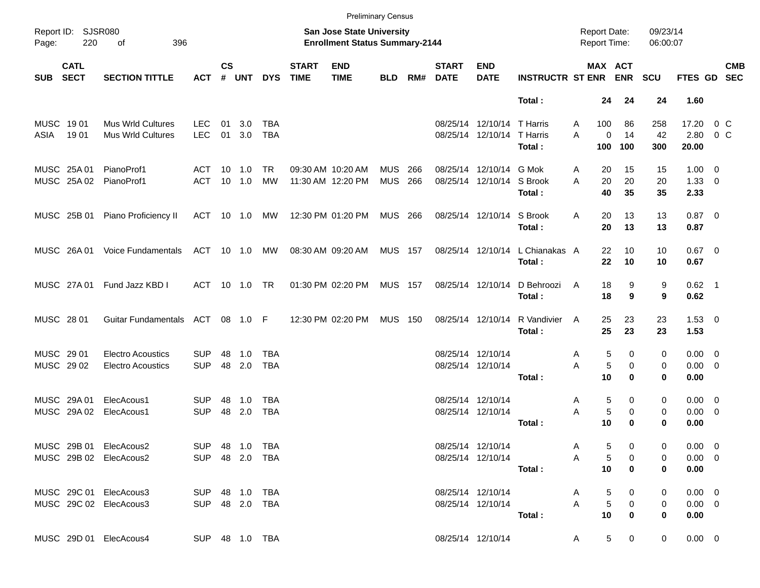Preliminary Census

Report ID: SJSR080
Page: 220 of 396

**San Jose State University**
**Enrollment Status Summary-2144**

Report Date: 09/23/14
Report Time: 06:00:07

| SUB | CATL SECT | SECTION TITTLE | ACT | CS # | UNT | DYS | START TIME | END TIME | BLD | RM# | START DATE | END DATE | INSTRUCTR | ST | MAX ENR | ACT ENR | SCU | FTES | GD | CMB SEC |
|---|---|---|---|---|---|---|---|---|---|---|---|---|---|---|---|---|---|---|---|---|
| | | | | | | | | | | | | | **Total :** | | **24** | **24** | **24** | **1.60** | | |
| MUSC | 19 01 | Mus Wrld Cultures | LEC | 01 | 3.0 | TBA | | | | | 08/25/14 | 12/10/14 | T Harris | A | 100 | 86 | 258 | 17.20 | 0 | C |
| ASIA | 19 01 | Mus Wrld Cultures | LEC | 01 | 3.0 | TBA | | | | | 08/25/14 | 12/10/14 | T Harris | A | 0 | 14 | 42 | 2.80 | 0 | C |
| | | | | | | | | | | | | | **Total :** | | **100** | **100** | **300** | **20.00** | | |
| MUSC | 25A 01 | PianoProf1 | ACT | 10 | 1.0 | TR | 09:30 AM | 10:20 AM | MUS | 266 | 08/25/14 | 12/10/14 | G Mok | A | 20 | 15 | 15 | 1.00 | 0 | |
| MUSC | 25A 02 | PianoProf1 | ACT | 10 | 1.0 | MW | 11:30 AM | 12:20 PM | MUS | 266 | 08/25/14 | 12/10/14 | S Brook | A | 20 | 20 | 20 | 1.33 | 0 | |
| | | | | | | | | | | | | | **Total :** | | **40** | **35** | **35** | **2.33** | | |
| MUSC | 25B 01 | Piano Proficiency II | ACT | 10 | 1.0 | MW | 12:30 PM | 01:20 PM | MUS | 266 | 08/25/14 | 12/10/14 | S Brook | A | 20 | 13 | 13 | 0.87 | 0 | |
| | | | | | | | | | | | | | **Total :** | | **20** | **13** | **13** | **0.87** | | |
| MUSC | 26A 01 | Voice Fundamentals | ACT | 10 | 1.0 | MW | 08:30 AM | 09:20 AM | MUS | 157 | 08/25/14 | 12/10/14 | L Chianakas | A | 22 | 10 | 10 | 0.67 | 0 | |
| | | | | | | | | | | | | | **Total :** | | **22** | **10** | **10** | **0.67** | | |
| MUSC | 27A 01 | Fund Jazz KBD I | ACT | 10 | 1.0 | TR | 01:30 PM | 02:20 PM | MUS | 157 | 08/25/14 | 12/10/14 | D Behroozi | A | 18 | 9 | 9 | 0.62 | 1 | |
| | | | | | | | | | | | | | **Total :** | | **18** | **9** | **9** | **0.62** | | |
| MUSC | 28 01 | Guitar Fundamentals | ACT | 08 | 1.0 | F | 12:30 PM | 02:20 PM | MUS | 150 | 08/25/14 | 12/10/14 | R Vandivier | A | 25 | 23 | 23 | 1.53 | 0 | |
| | | | | | | | | | | | | | **Total :** | | **25** | **23** | **23** | **1.53** | | |
| MUSC | 29 01 | Electro Acoustics | SUP | 48 | 1.0 | TBA | | | | | 08/25/14 | 12/10/14 | | A | 5 | 0 | 0 | 0.00 | 0 | |
| MUSC | 29 02 | Electro Acoustics | SUP | 48 | 2.0 | TBA | | | | | 08/25/14 | 12/10/14 | | A | 5 | 0 | 0 | 0.00 | 0 | |
| | | | | | | | | | | | | | **Total :** | | **10** | **0** | **0** | **0.00** | | |
| MUSC | 29A 01 | ElecAcous1 | SUP | 48 | 1.0 | TBA | | | | | 08/25/14 | 12/10/14 | | A | 5 | 0 | 0 | 0.00 | 0 | |
| MUSC | 29A 02 | ElecAcous1 | SUP | 48 | 2.0 | TBA | | | | | 08/25/14 | 12/10/14 | | A | 5 | 0 | 0 | 0.00 | 0 | |
| | | | | | | | | | | | | | **Total :** | | **10** | **0** | **0** | **0.00** | | |
| MUSC | 29B 01 | ElecAcous2 | SUP | 48 | 1.0 | TBA | | | | | 08/25/14 | 12/10/14 | | A | 5 | 0 | 0 | 0.00 | 0 | |
| MUSC | 29B 02 | ElecAcous2 | SUP | 48 | 2.0 | TBA | | | | | 08/25/14 | 12/10/14 | | A | 5 | 0 | 0 | 0.00 | 0 | |
| | | | | | | | | | | | | | **Total :** | | **10** | **0** | **0** | **0.00** | | |
| MUSC | 29C 01 | ElecAcous3 | SUP | 48 | 1.0 | TBA | | | | | 08/25/14 | 12/10/14 | | A | 5 | 0 | 0 | 0.00 | 0 | |
| MUSC | 29C 02 | ElecAcous3 | SUP | 48 | 2.0 | TBA | | | | | 08/25/14 | 12/10/14 | | A | 5 | 0 | 0 | 0.00 | 0 | |
| | | | | | | | | | | | | | **Total :** | | **10** | **0** | **0** | **0.00** | | |
| MUSC | 29D 01 | ElecAcous4 | SUP | 48 | 1.0 | TBA | | | | | 08/25/14 | 12/10/14 | | A | 5 | 0 | 0 | 0.00 | 0 | |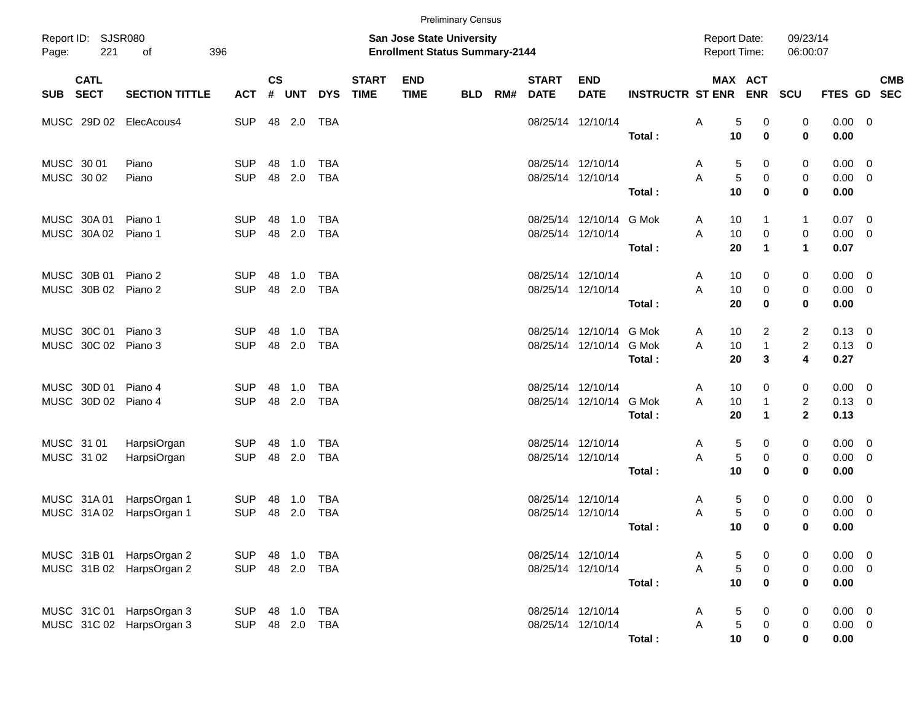Preliminary Census

Report ID: SJSR080

**San Jose State University**
**Enrollment Status Summary-2144**

Report Date: 09/23/14
Report Time: 06:00:07

| SUB | CATL SECT | SECTION TITTLE | ACT | CS # | UNT | DYS | START TIME | END TIME | BLD | RM# | START DATE | END DATE | INSTRUCTR | ST | MAX ENR | ACT ENR | SCU | FTES | GD | CMB SEC |
|---|---|---|---|---|---|---|---|---|---|---|---|---|---|---|---|---|---|---|---|---|
| MUSC | 29D 02 | ElecAcous4 | SUP | 48 | 2.0 | TBA | | | | | 08/25/14 | 12/10/14 | | A | 5 | 0 | 0 | 0.00 | 0 | |
| | | | | | | | | | | | | | **Total :** | | **10** | **0** | **0** | **0.00** | | |
| MUSC | 30 01 | Piano | SUP | 48 | 1.0 | TBA | | | | | 08/25/14 | 12/10/14 | | A | 5 | 0 | 0 | 0.00 | 0 | |
| MUSC | 30 02 | Piano | SUP | 48 | 2.0 | TBA | | | | | 08/25/14 | 12/10/14 | | A | 5 | 0 | 0 | 0.00 | 0 | |
| | | | | | | | | | | | | | **Total :** | | **10** | **0** | **0** | **0.00** | | |
| MUSC | 30A 01 | Piano 1 | SUP | 48 | 1.0 | TBA | | | | | 08/25/14 | 12/10/14 | G Mok | A | 10 | 1 | 1 | 0.07 | 0 | |
| MUSC | 30A 02 | Piano 1 | SUP | 48 | 2.0 | TBA | | | | | 08/25/14 | 12/10/14 | | A | 10 | 0 | 0 | 0.00 | 0 | |
| | | | | | | | | | | | | | **Total :** | | **20** | **1** | **1** | **0.07** | | |
| MUSC | 30B 01 | Piano 2 | SUP | 48 | 1.0 | TBA | | | | | 08/25/14 | 12/10/14 | | A | 10 | 0 | 0 | 0.00 | 0 | |
| MUSC | 30B 02 | Piano 2 | SUP | 48 | 2.0 | TBA | | | | | 08/25/14 | 12/10/14 | | A | 10 | 0 | 0 | 0.00 | 0 | |
| | | | | | | | | | | | | | **Total :** | | **20** | **0** | **0** | **0.00** | | |
| MUSC | 30C 01 | Piano 3 | SUP | 48 | 1.0 | TBA | | | | | 08/25/14 | 12/10/14 | G Mok | A | 10 | 2 | 2 | 0.13 | 0 | |
| MUSC | 30C 02 | Piano 3 | SUP | 48 | 2.0 | TBA | | | | | 08/25/14 | 12/10/14 | G Mok | A | 10 | 1 | 2 | 0.13 | 0 | |
| | | | | | | | | | | | | | **Total :** | | **20** | **3** | **4** | **0.27** | | |
| MUSC | 30D 01 | Piano 4 | SUP | 48 | 1.0 | TBA | | | | | 08/25/14 | 12/10/14 | | A | 10 | 0 | 0 | 0.00 | 0 | |
| MUSC | 30D 02 | Piano 4 | SUP | 48 | 2.0 | TBA | | | | | 08/25/14 | 12/10/14 | G Mok | A | 10 | 1 | 2 | 0.13 | 0 | |
| | | | | | | | | | | | | | **Total :** | | **20** | **1** | **2** | **0.13** | | |
| MUSC | 31 01 | HarpsiOrgan | SUP | 48 | 1.0 | TBA | | | | | 08/25/14 | 12/10/14 | | A | 5 | 0 | 0 | 0.00 | 0 | |
| MUSC | 31 02 | HarpsiOrgan | SUP | 48 | 2.0 | TBA | | | | | 08/25/14 | 12/10/14 | | A | 5 | 0 | 0 | 0.00 | 0 | |
| | | | | | | | | | | | | | **Total :** | | **10** | **0** | **0** | **0.00** | | |
| MUSC | 31A 01 | HarpsOrgan 1 | SUP | 48 | 1.0 | TBA | | | | | 08/25/14 | 12/10/14 | | A | 5 | 0 | 0 | 0.00 | 0 | |
| MUSC | 31A 02 | HarpsOrgan 1 | SUP | 48 | 2.0 | TBA | | | | | 08/25/14 | 12/10/14 | | A | 5 | 0 | 0 | 0.00 | 0 | |
| | | | | | | | | | | | | | **Total :** | | **10** | **0** | **0** | **0.00** | | |
| MUSC | 31B 01 | HarpsOrgan 2 | SUP | 48 | 1.0 | TBA | | | | | 08/25/14 | 12/10/14 | | A | 5 | 0 | 0 | 0.00 | 0 | |
| MUSC | 31B 02 | HarpsOrgan 2 | SUP | 48 | 2.0 | TBA | | | | | 08/25/14 | 12/10/14 | | A | 5 | 0 | 0 | 0.00 | 0 | |
| | | | | | | | | | | | | | **Total :** | | **10** | **0** | **0** | **0.00** | | |
| MUSC | 31C 01 | HarpsOrgan 3 | SUP | 48 | 1.0 | TBA | | | | | 08/25/14 | 12/10/14 | | A | 5 | 0 | 0 | 0.00 | 0 | |
| MUSC | 31C 02 | HarpsOrgan 3 | SUP | 48 | 2.0 | TBA | | | | | 08/25/14 | 12/10/14 | | A | 5 | 0 | 0 | 0.00 | 0 | |
| | | | | | | | | | | | | | **Total :** | | **10** | **0** | **0** | **0.00** | | |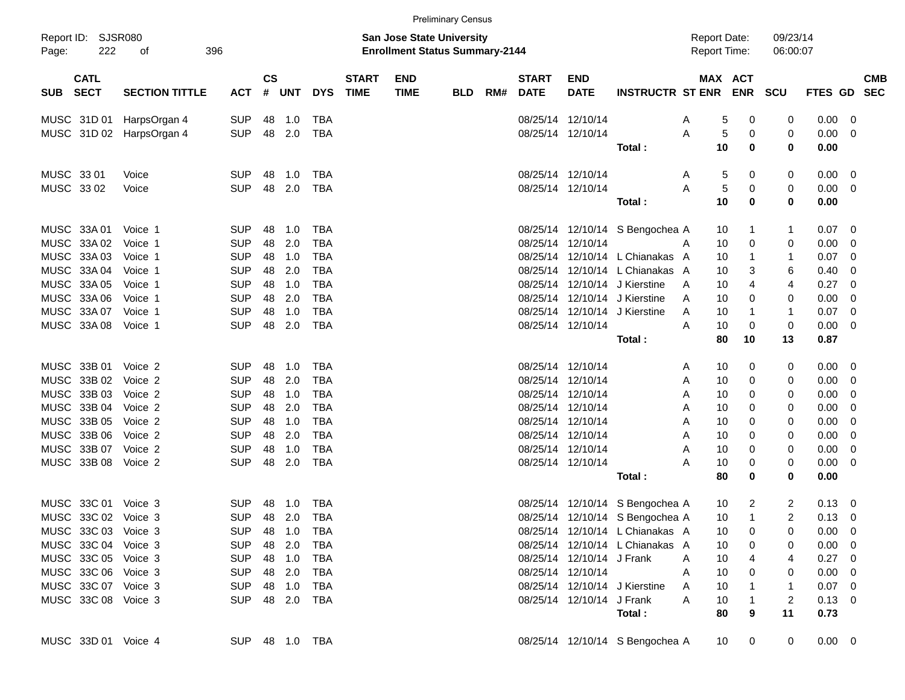Preliminary Census

Report ID: SJSR080

**San Jose State University**
**Enrollment Status Summary-2144**

Report Date: 09/23/14
Report Time: 06:00:07

| SUB | CATL SECT | SECTION TITTLE | ACT | CS # | UNT | DYS | START TIME | END TIME | BLD | RM# | START DATE | END DATE | INSTRUCTR | ST | MAX ENR | ACT ENR | SCU | FTES | GD | CMB SEC |
|---|---|---|---|---|---|---|---|---|---|---|---|---|---|---|---|---|---|---|---|---|
| MUSC | 31D 01 | HarpsOrgan 4 | SUP | 48 | 1.0 | TBA | | | | | 08/25/14 | 12/10/14 | | A | 5 | 0 | 0 | 0.00 | 0 | |
| MUSC | 31D 02 | HarpsOrgan 4 | SUP | 48 | 2.0 | TBA | | | | | 08/25/14 | 12/10/14 | | A | 5 | 0 | 0 | 0.00 | 0 | |
| | | | | | | | | | | | | | **Total :** | | **10** | **0** | **0** | **0.00** | | |
| MUSC | 33 01 | Voice | SUP | 48 | 1.0 | TBA | | | | | 08/25/14 | 12/10/14 | | A | 5 | 0 | 0 | 0.00 | 0 | |
| MUSC | 33 02 | Voice | SUP | 48 | 2.0 | TBA | | | | | 08/25/14 | 12/10/14 | | A | 5 | 0 | 0 | 0.00 | 0 | |
| | | | | | | | | | | | | | **Total :** | | **10** | **0** | **0** | **0.00** | | |
| MUSC | 33A 01 | Voice 1 | SUP | 48 | 1.0 | TBA | | | | | 08/25/14 | 12/10/14 | S Bengochea | A | 10 | 1 | 1 | 0.07 | 0 | |
| MUSC | 33A 02 | Voice 1 | SUP | 48 | 2.0 | TBA | | | | | 08/25/14 | 12/10/14 | | A | 10 | 0 | 0 | 0.00 | 0 | |
| MUSC | 33A 03 | Voice 1 | SUP | 48 | 1.0 | TBA | | | | | 08/25/14 | 12/10/14 | L Chianakas | A | 10 | 1 | 1 | 0.07 | 0 | |
| MUSC | 33A 04 | Voice 1 | SUP | 48 | 2.0 | TBA | | | | | 08/25/14 | 12/10/14 | L Chianakas | A | 10 | 3 | 6 | 0.40 | 0 | |
| MUSC | 33A 05 | Voice 1 | SUP | 48 | 1.0 | TBA | | | | | 08/25/14 | 12/10/14 | J Kierstine | A | 10 | 4 | 4 | 0.27 | 0 | |
| MUSC | 33A 06 | Voice 1 | SUP | 48 | 2.0 | TBA | | | | | 08/25/14 | 12/10/14 | J Kierstine | A | 10 | 0 | 0 | 0.00 | 0 | |
| MUSC | 33A 07 | Voice 1 | SUP | 48 | 1.0 | TBA | | | | | 08/25/14 | 12/10/14 | J Kierstine | A | 10 | 1 | 1 | 0.07 | 0 | |
| MUSC | 33A 08 | Voice 1 | SUP | 48 | 2.0 | TBA | | | | | 08/25/14 | 12/10/14 | | A | 10 | 0 | 0 | 0.00 | 0 | |
| | | | | | | | | | | | | | **Total :** | | **80** | **10** | **13** | **0.87** | | |
| MUSC | 33B 01 | Voice 2 | SUP | 48 | 1.0 | TBA | | | | | 08/25/14 | 12/10/14 | | A | 10 | 0 | 0 | 0.00 | 0 | |
| MUSC | 33B 02 | Voice 2 | SUP | 48 | 2.0 | TBA | | | | | 08/25/14 | 12/10/14 | | A | 10 | 0 | 0 | 0.00 | 0 | |
| MUSC | 33B 03 | Voice 2 | SUP | 48 | 1.0 | TBA | | | | | 08/25/14 | 12/10/14 | | A | 10 | 0 | 0 | 0.00 | 0 | |
| MUSC | 33B 04 | Voice 2 | SUP | 48 | 2.0 | TBA | | | | | 08/25/14 | 12/10/14 | | A | 10 | 0 | 0 | 0.00 | 0 | |
| MUSC | 33B 05 | Voice 2 | SUP | 48 | 1.0 | TBA | | | | | 08/25/14 | 12/10/14 | | A | 10 | 0 | 0 | 0.00 | 0 | |
| MUSC | 33B 06 | Voice 2 | SUP | 48 | 2.0 | TBA | | | | | 08/25/14 | 12/10/14 | | A | 10 | 0 | 0 | 0.00 | 0 | |
| MUSC | 33B 07 | Voice 2 | SUP | 48 | 1.0 | TBA | | | | | 08/25/14 | 12/10/14 | | A | 10 | 0 | 0 | 0.00 | 0 | |
| MUSC | 33B 08 | Voice 2 | SUP | 48 | 2.0 | TBA | | | | | 08/25/14 | 12/10/14 | | A | 10 | 0 | 0 | 0.00 | 0 | |
| | | | | | | | | | | | | | **Total :** | | **80** | **0** | **0** | **0.00** | | |
| MUSC | 33C 01 | Voice 3 | SUP | 48 | 1.0 | TBA | | | | | 08/25/14 | 12/10/14 | S Bengochea | A | 10 | 2 | 2 | 0.13 | 0 | |
| MUSC | 33C 02 | Voice 3 | SUP | 48 | 2.0 | TBA | | | | | 08/25/14 | 12/10/14 | S Bengochea | A | 10 | 1 | 2 | 0.13 | 0 | |
| MUSC | 33C 03 | Voice 3 | SUP | 48 | 1.0 | TBA | | | | | 08/25/14 | 12/10/14 | L Chianakas | A | 10 | 0 | 0 | 0.00 | 0 | |
| MUSC | 33C 04 | Voice 3 | SUP | 48 | 2.0 | TBA | | | | | 08/25/14 | 12/10/14 | L Chianakas | A | 10 | 0 | 0 | 0.00 | 0 | |
| MUSC | 33C 05 | Voice 3 | SUP | 48 | 1.0 | TBA | | | | | 08/25/14 | 12/10/14 | J Frank | A | 10 | 4 | 4 | 0.27 | 0 | |
| MUSC | 33C 06 | Voice 3 | SUP | 48 | 2.0 | TBA | | | | | 08/25/14 | 12/10/14 | | A | 10 | 0 | 0 | 0.00 | 0 | |
| MUSC | 33C 07 | Voice 3 | SUP | 48 | 1.0 | TBA | | | | | 08/25/14 | 12/10/14 | J Kierstine | A | 10 | 1 | 1 | 0.07 | 0 | |
| MUSC | 33C 08 | Voice 3 | SUP | 48 | 2.0 | TBA | | | | | 08/25/14 | 12/10/14 | J Frank | A | 10 | 1 | 2 | 0.13 | 0 | |
| | | | | | | | | | | | | | **Total :** | | **80** | **9** | **11** | **0.73** | | |
| MUSC | 33D 01 | Voice 4 | SUP | 48 | 1.0 | TBA | | | | | 08/25/14 | 12/10/14 | S Bengochea | A | 10 | 0 | 0 | 0.00 | 0 | |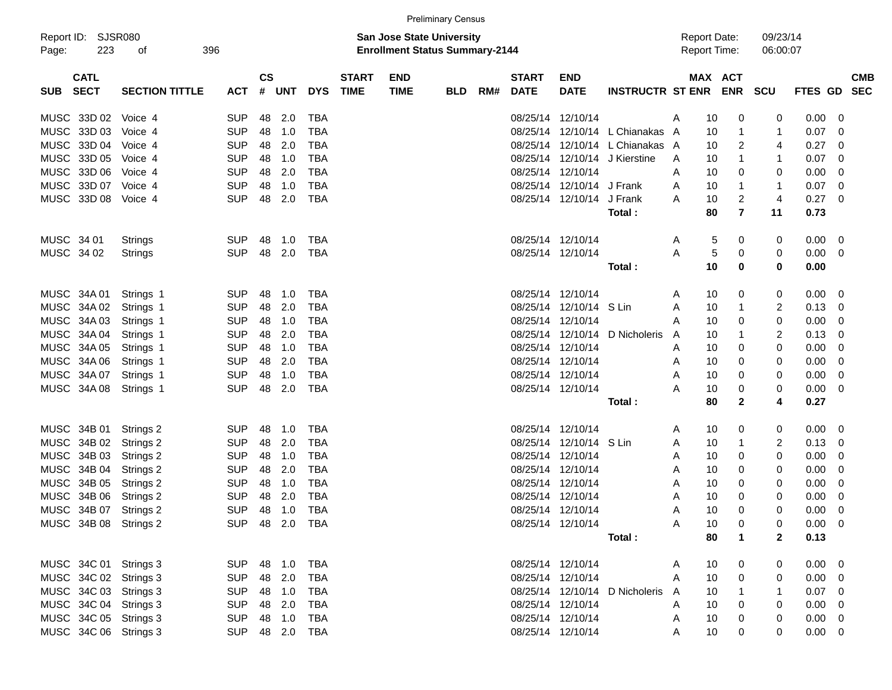Preliminary Census

Report ID: SJSR080
Page: 223 of 396

**San Jose State University**
**Enrollment Status Summary-2144**

Report Date: 09/23/14
Report Time: 06:00:07

| SUB | CATL SECT | SECTION TITTLE | ACT | CS # | UNT | DYS | START TIME | END TIME | BLD | RM# | START DATE | END DATE | INSTRUCTR | ST | MAX ENR | ACT ENR | SCU | FTES | GD | CMB SEC |
|---|---|---|---|---|---|---|---|---|---|---|---|---|---|---|---|---|---|---|---|---|
| MUSC | 33D 02 | Voice 4 | SUP | 48 | 2.0 | TBA | | | | | 08/25/14 | 12/10/14 | | A | 10 | 0 | 0 | 0.00 | 0 | |
| MUSC | 33D 03 | Voice 4 | SUP | 48 | 1.0 | TBA | | | | | 08/25/14 | 12/10/14 | L Chianakas | A | 10 | 1 | 1 | 0.07 | 0 | |
| MUSC | 33D 04 | Voice 4 | SUP | 48 | 2.0 | TBA | | | | | 08/25/14 | 12/10/14 | L Chianakas | A | 10 | 2 | 4 | 0.27 | 0 | |
| MUSC | 33D 05 | Voice 4 | SUP | 48 | 1.0 | TBA | | | | | 08/25/14 | 12/10/14 | J Kierstine | A | 10 | 1 | 1 | 0.07 | 0 | |
| MUSC | 33D 06 | Voice 4 | SUP | 48 | 2.0 | TBA | | | | | 08/25/14 | 12/10/14 | | A | 10 | 0 | 0 | 0.00 | 0 | |
| MUSC | 33D 07 | Voice 4 | SUP | 48 | 1.0 | TBA | | | | | 08/25/14 | 12/10/14 | J Frank | A | 10 | 1 | 1 | 0.07 | 0 | |
| MUSC | 33D 08 | Voice 4 | SUP | 48 | 2.0 | TBA | | | | | 08/25/14 | 12/10/14 | J Frank | A | 10 | 2 | 4 | 0.27 | 0 | |
| | | | | | | | | | | | | | **Total :** | | **80** | **7** | **11** | **0.73** | | |
| MUSC | 34 01 | Strings | SUP | 48 | 1.0 | TBA | | | | | 08/25/14 | 12/10/14 | | A | 5 | 0 | 0 | 0.00 | 0 | |
| MUSC | 34 02 | Strings | SUP | 48 | 2.0 | TBA | | | | | 08/25/14 | 12/10/14 | | A | 5 | 0 | 0 | 0.00 | 0 | |
| | | | | | | | | | | | | | **Total :** | | **10** | **0** | **0** | **0.00** | | |
| MUSC | 34A 01 | Strings 1 | SUP | 48 | 1.0 | TBA | | | | | 08/25/14 | 12/10/14 | | A | 10 | 0 | 0 | 0.00 | 0 | |
| MUSC | 34A 02 | Strings 1 | SUP | 48 | 2.0 | TBA | | | | | 08/25/14 | 12/10/14 | S Lin | A | 10 | 1 | 2 | 0.13 | 0 | |
| MUSC | 34A 03 | Strings 1 | SUP | 48 | 1.0 | TBA | | | | | 08/25/14 | 12/10/14 | | A | 10 | 0 | 0 | 0.00 | 0 | |
| MUSC | 34A 04 | Strings 1 | SUP | 48 | 2.0 | TBA | | | | | 08/25/14 | 12/10/14 | D Nicholeris | A | 10 | 1 | 2 | 0.13 | 0 | |
| MUSC | 34A 05 | Strings 1 | SUP | 48 | 1.0 | TBA | | | | | 08/25/14 | 12/10/14 | | A | 10 | 0 | 0 | 0.00 | 0 | |
| MUSC | 34A 06 | Strings 1 | SUP | 48 | 2.0 | TBA | | | | | 08/25/14 | 12/10/14 | | A | 10 | 0 | 0 | 0.00 | 0 | |
| MUSC | 34A 07 | Strings 1 | SUP | 48 | 1.0 | TBA | | | | | 08/25/14 | 12/10/14 | | A | 10 | 0 | 0 | 0.00 | 0 | |
| MUSC | 34A 08 | Strings 1 | SUP | 48 | 2.0 | TBA | | | | | 08/25/14 | 12/10/14 | | A | 10 | 0 | 0 | 0.00 | 0 | |
| | | | | | | | | | | | | | **Total :** | | **80** | **2** | **4** | **0.27** | | |
| MUSC | 34B 01 | Strings 2 | SUP | 48 | 1.0 | TBA | | | | | 08/25/14 | 12/10/14 | | A | 10 | 0 | 0 | 0.00 | 0 | |
| MUSC | 34B 02 | Strings 2 | SUP | 48 | 2.0 | TBA | | | | | 08/25/14 | 12/10/14 | S Lin | A | 10 | 1 | 2 | 0.13 | 0 | |
| MUSC | 34B 03 | Strings 2 | SUP | 48 | 1.0 | TBA | | | | | 08/25/14 | 12/10/14 | | A | 10 | 0 | 0 | 0.00 | 0 | |
| MUSC | 34B 04 | Strings 2 | SUP | 48 | 2.0 | TBA | | | | | 08/25/14 | 12/10/14 | | A | 10 | 0 | 0 | 0.00 | 0 | |
| MUSC | 34B 05 | Strings 2 | SUP | 48 | 1.0 | TBA | | | | | 08/25/14 | 12/10/14 | | A | 10 | 0 | 0 | 0.00 | 0 | |
| MUSC | 34B 06 | Strings 2 | SUP | 48 | 2.0 | TBA | | | | | 08/25/14 | 12/10/14 | | A | 10 | 0 | 0 | 0.00 | 0 | |
| MUSC | 34B 07 | Strings 2 | SUP | 48 | 1.0 | TBA | | | | | 08/25/14 | 12/10/14 | | A | 10 | 0 | 0 | 0.00 | 0 | |
| MUSC | 34B 08 | Strings 2 | SUP | 48 | 2.0 | TBA | | | | | 08/25/14 | 12/10/14 | | A | 10 | 0 | 0 | 0.00 | 0 | |
| | | | | | | | | | | | | | **Total :** | | **80** | **1** | **2** | **0.13** | | |
| MUSC | 34C 01 | Strings 3 | SUP | 48 | 1.0 | TBA | | | | | 08/25/14 | 12/10/14 | | A | 10 | 0 | 0 | 0.00 | 0 | |
| MUSC | 34C 02 | Strings 3 | SUP | 48 | 2.0 | TBA | | | | | 08/25/14 | 12/10/14 | | A | 10 | 0 | 0 | 0.00 | 0 | |
| MUSC | 34C 03 | Strings 3 | SUP | 48 | 1.0 | TBA | | | | | 08/25/14 | 12/10/14 | D Nicholeris | A | 10 | 1 | 1 | 0.07 | 0 | |
| MUSC | 34C 04 | Strings 3 | SUP | 48 | 2.0 | TBA | | | | | 08/25/14 | 12/10/14 | | A | 10 | 0 | 0 | 0.00 | 0 | |
| MUSC | 34C 05 | Strings 3 | SUP | 48 | 1.0 | TBA | | | | | 08/25/14 | 12/10/14 | | A | 10 | 0 | 0 | 0.00 | 0 | |
| MUSC | 34C 06 | Strings 3 | SUP | 48 | 2.0 | TBA | | | | | 08/25/14 | 12/10/14 | | A | 10 | 0 | 0 | 0.00 | 0 | |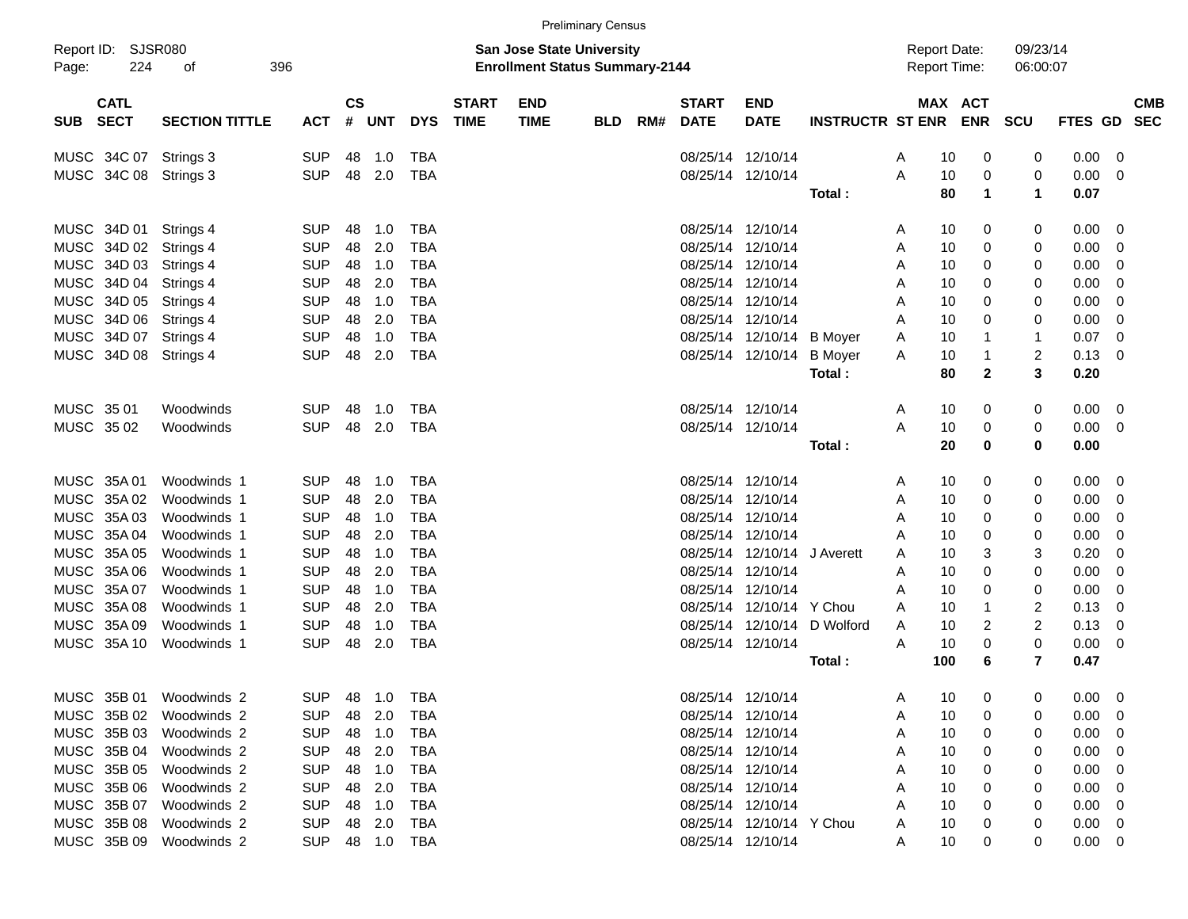Preliminary Census

Report ID: SJSR080

**San Jose State University**
**Enrollment Status Summary-2144**

Report Date: 09/23/14
Report Time: 06:00:07

| SUB | CATL SECT | SECTION TITTLE | ACT | CS # | UNT | DYS | START TIME | END TIME | BLD | RM# | START DATE | END DATE | INSTRUCTR | ST | MAX ENR | ACT ENR | SCU | FTES | GD | CMB SEC |
|---|---|---|---|---|---|---|---|---|---|---|---|---|---|---|---|---|---|---|---|---|
| MUSC | 34C 07 | Strings 3 | SUP | 48 | 1.0 | TBA | | | | | 08/25/14 | 12/10/14 | | A | 10 | 0 | 0 | 0.00 | 0 | |
| MUSC | 34C 08 | Strings 3 | SUP | 48 | 2.0 | TBA | | | | | 08/25/14 | 12/10/14 | | A | 10 | 0 | 0 | 0.00 | 0 | |
| | | | | | | | | | | | | | **Total :** | | **80** | **1** | **1** | **0.07** | | |
| MUSC | 34D 01 | Strings 4 | SUP | 48 | 1.0 | TBA | | | | | 08/25/14 | 12/10/14 | | A | 10 | 0 | 0 | 0.00 | 0 | |
| MUSC | 34D 02 | Strings 4 | SUP | 48 | 2.0 | TBA | | | | | 08/25/14 | 12/10/14 | | A | 10 | 0 | 0 | 0.00 | 0 | |
| MUSC | 34D 03 | Strings 4 | SUP | 48 | 1.0 | TBA | | | | | 08/25/14 | 12/10/14 | | A | 10 | 0 | 0 | 0.00 | 0 | |
| MUSC | 34D 04 | Strings 4 | SUP | 48 | 2.0 | TBA | | | | | 08/25/14 | 12/10/14 | | A | 10 | 0 | 0 | 0.00 | 0 | |
| MUSC | 34D 05 | Strings 4 | SUP | 48 | 1.0 | TBA | | | | | 08/25/14 | 12/10/14 | | A | 10 | 0 | 0 | 0.00 | 0 | |
| MUSC | 34D 06 | Strings 4 | SUP | 48 | 2.0 | TBA | | | | | 08/25/14 | 12/10/14 | | A | 10 | 0 | 0 | 0.00 | 0 | |
| MUSC | 34D 07 | Strings 4 | SUP | 48 | 1.0 | TBA | | | | | 08/25/14 | 12/10/14 | B Moyer | A | 10 | 1 | 1 | 0.07 | 0 | |
| MUSC | 34D 08 | Strings 4 | SUP | 48 | 2.0 | TBA | | | | | 08/25/14 | 12/10/14 | B Moyer | A | 10 | 1 | 2 | 0.13 | 0 | |
| | | | | | | | | | | | | | **Total :** | | **80** | **2** | **3** | **0.20** | | |
| MUSC | 35 01 | Woodwinds | SUP | 48 | 1.0 | TBA | | | | | 08/25/14 | 12/10/14 | | A | 10 | 0 | 0 | 0.00 | 0 | |
| MUSC | 35 02 | Woodwinds | SUP | 48 | 2.0 | TBA | | | | | 08/25/14 | 12/10/14 | | A | 10 | 0 | 0 | 0.00 | 0 | |
| | | | | | | | | | | | | | **Total :** | | **20** | **0** | **0** | **0.00** | | |
| MUSC | 35A 01 | Woodwinds 1 | SUP | 48 | 1.0 | TBA | | | | | 08/25/14 | 12/10/14 | | A | 10 | 0 | 0 | 0.00 | 0 | |
| MUSC | 35A 02 | Woodwinds 1 | SUP | 48 | 2.0 | TBA | | | | | 08/25/14 | 12/10/14 | | A | 10 | 0 | 0 | 0.00 | 0 | |
| MUSC | 35A 03 | Woodwinds 1 | SUP | 48 | 1.0 | TBA | | | | | 08/25/14 | 12/10/14 | | A | 10 | 0 | 0 | 0.00 | 0 | |
| MUSC | 35A 04 | Woodwinds 1 | SUP | 48 | 2.0 | TBA | | | | | 08/25/14 | 12/10/14 | | A | 10 | 0 | 0 | 0.00 | 0 | |
| MUSC | 35A 05 | Woodwinds 1 | SUP | 48 | 1.0 | TBA | | | | | 08/25/14 | 12/10/14 | J Averett | A | 10 | 3 | 3 | 0.20 | 0 | |
| MUSC | 35A 06 | Woodwinds 1 | SUP | 48 | 2.0 | TBA | | | | | 08/25/14 | 12/10/14 | | A | 10 | 0 | 0 | 0.00 | 0 | |
| MUSC | 35A 07 | Woodwinds 1 | SUP | 48 | 1.0 | TBA | | | | | 08/25/14 | 12/10/14 | | A | 10 | 0 | 0 | 0.00 | 0 | |
| MUSC | 35A 08 | Woodwinds 1 | SUP | 48 | 2.0 | TBA | | | | | 08/25/14 | 12/10/14 | Y Chou | A | 10 | 1 | 2 | 0.13 | 0 | |
| MUSC | 35A 09 | Woodwinds 1 | SUP | 48 | 1.0 | TBA | | | | | 08/25/14 | 12/10/14 | D Wolford | A | 10 | 2 | 2 | 0.13 | 0 | |
| MUSC | 35A 10 | Woodwinds 1 | SUP | 48 | 2.0 | TBA | | | | | 08/25/14 | 12/10/14 | | A | 10 | 0 | 0 | 0.00 | 0 | |
| | | | | | | | | | | | | | **Total :** | | **100** | **6** | **7** | **0.47** | | |
| MUSC | 35B 01 | Woodwinds 2 | SUP | 48 | 1.0 | TBA | | | | | 08/25/14 | 12/10/14 | | A | 10 | 0 | 0 | 0.00 | 0 | |
| MUSC | 35B 02 | Woodwinds 2 | SUP | 48 | 2.0 | TBA | | | | | 08/25/14 | 12/10/14 | | A | 10 | 0 | 0 | 0.00 | 0 | |
| MUSC | 35B 03 | Woodwinds 2 | SUP | 48 | 1.0 | TBA | | | | | 08/25/14 | 12/10/14 | | A | 10 | 0 | 0 | 0.00 | 0 | |
| MUSC | 35B 04 | Woodwinds 2 | SUP | 48 | 2.0 | TBA | | | | | 08/25/14 | 12/10/14 | | A | 10 | 0 | 0 | 0.00 | 0 | |
| MUSC | 35B 05 | Woodwinds 2 | SUP | 48 | 1.0 | TBA | | | | | 08/25/14 | 12/10/14 | | A | 10 | 0 | 0 | 0.00 | 0 | |
| MUSC | 35B 06 | Woodwinds 2 | SUP | 48 | 2.0 | TBA | | | | | 08/25/14 | 12/10/14 | | A | 10 | 0 | 0 | 0.00 | 0 | |
| MUSC | 35B 07 | Woodwinds 2 | SUP | 48 | 1.0 | TBA | | | | | 08/25/14 | 12/10/14 | | A | 10 | 0 | 0 | 0.00 | 0 | |
| MUSC | 35B 08 | Woodwinds 2 | SUP | 48 | 2.0 | TBA | | | | | 08/25/14 | 12/10/14 | Y Chou | A | 10 | 0 | 0 | 0.00 | 0 | |
| MUSC | 35B 09 | Woodwinds 2 | SUP | 48 | 1.0 | TBA | | | | | 08/25/14 | 12/10/14 | | A | 10 | 0 | 0 | 0.00 | 0 | |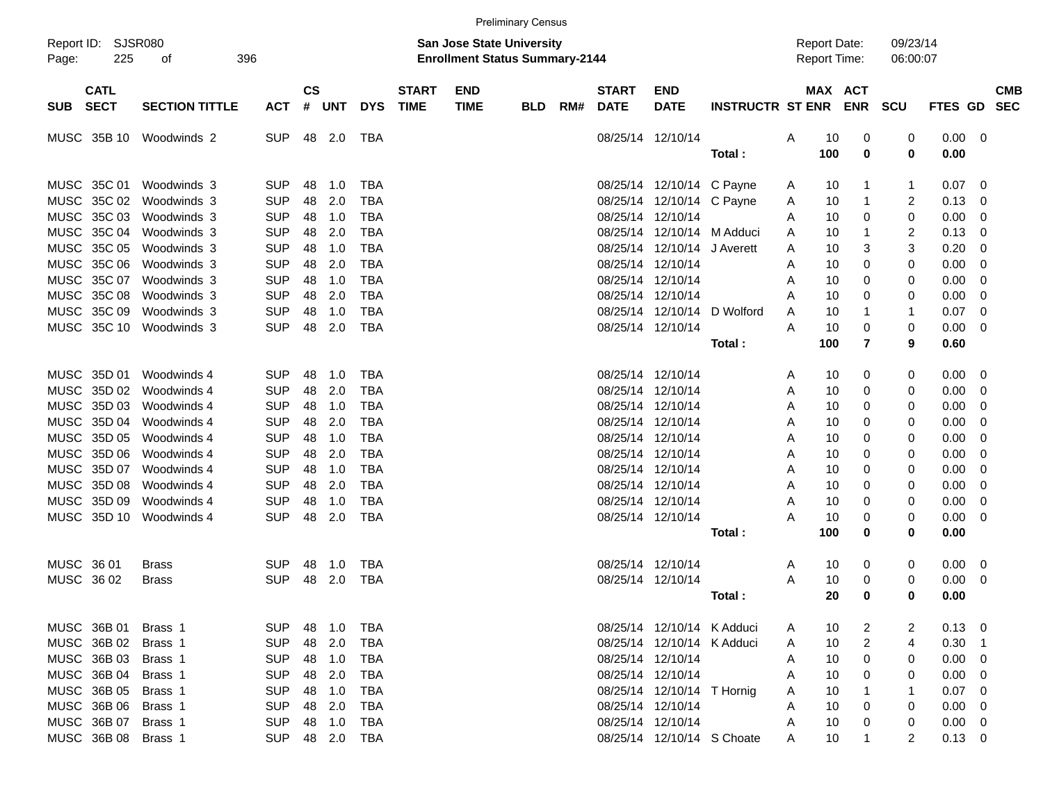Preliminary Census

Report ID: SJSR080
Page: 225 of 396

**San Jose State University**
**Enrollment Status Summary-2144**

Report Date: 09/23/14
Report Time: 06:00:07

| SUB | CATL SECT | SECTION TITTLE | ACT | CS # | UNT | DYS | START TIME | END TIME | BLD | RM# | START DATE | END DATE | INSTRUCTR | ST | MAX ENR | ACT ENR | SCU | FTES | GD | CMB SEC |
|---|---|---|---|---|---|---|---|---|---|---|---|---|---|---|---|---|---|---|---|---|
| MUSC | 35B 10 | Woodwinds 2 | SUP | 48 | 2.0 | TBA | | | | | 08/25/14 | 12/10/14 | | A | 10 | 0 | 0 | 0.00 | 0 | |
| | | | | | | | | | | | | | **Total :** | | **100** | **0** | **0** | **0.00** | | |
| MUSC | 35C 01 | Woodwinds 3 | SUP | 48 | 1.0 | TBA | | | | | 08/25/14 | 12/10/14 | C Payne | A | 10 | 1 | 1 | 0.07 | 0 | |
| MUSC | 35C 02 | Woodwinds 3 | SUP | 48 | 2.0 | TBA | | | | | 08/25/14 | 12/10/14 | C Payne | A | 10 | 1 | 2 | 0.13 | 0 | |
| MUSC | 35C 03 | Woodwinds 3 | SUP | 48 | 1.0 | TBA | | | | | 08/25/14 | 12/10/14 | | A | 10 | 0 | 0 | 0.00 | 0 | |
| MUSC | 35C 04 | Woodwinds 3 | SUP | 48 | 2.0 | TBA | | | | | 08/25/14 | 12/10/14 | M Adduci | A | 10 | 1 | 2 | 0.13 | 0 | |
| MUSC | 35C 05 | Woodwinds 3 | SUP | 48 | 1.0 | TBA | | | | | 08/25/14 | 12/10/14 | J Averett | A | 10 | 3 | 3 | 0.20 | 0 | |
| MUSC | 35C 06 | Woodwinds 3 | SUP | 48 | 2.0 | TBA | | | | | 08/25/14 | 12/10/14 | | A | 10 | 0 | 0 | 0.00 | 0 | |
| MUSC | 35C 07 | Woodwinds 3 | SUP | 48 | 1.0 | TBA | | | | | 08/25/14 | 12/10/14 | | A | 10 | 0 | 0 | 0.00 | 0 | |
| MUSC | 35C 08 | Woodwinds 3 | SUP | 48 | 2.0 | TBA | | | | | 08/25/14 | 12/10/14 | | A | 10 | 0 | 0 | 0.00 | 0 | |
| MUSC | 35C 09 | Woodwinds 3 | SUP | 48 | 1.0 | TBA | | | | | 08/25/14 | 12/10/14 | D Wolford | A | 10 | 1 | 1 | 0.07 | 0 | |
| MUSC | 35C 10 | Woodwinds 3 | SUP | 48 | 2.0 | TBA | | | | | 08/25/14 | 12/10/14 | | A | 10 | 0 | 0 | 0.00 | 0 | |
| | | | | | | | | | | | | | **Total :** | | **100** | **7** | **9** | **0.60** | | |
| MUSC | 35D 01 | Woodwinds 4 | SUP | 48 | 1.0 | TBA | | | | | 08/25/14 | 12/10/14 | | A | 10 | 0 | 0 | 0.00 | 0 | |
| MUSC | 35D 02 | Woodwinds 4 | SUP | 48 | 2.0 | TBA | | | | | 08/25/14 | 12/10/14 | | A | 10 | 0 | 0 | 0.00 | 0 | |
| MUSC | 35D 03 | Woodwinds 4 | SUP | 48 | 1.0 | TBA | | | | | 08/25/14 | 12/10/14 | | A | 10 | 0 | 0 | 0.00 | 0 | |
| MUSC | 35D 04 | Woodwinds 4 | SUP | 48 | 2.0 | TBA | | | | | 08/25/14 | 12/10/14 | | A | 10 | 0 | 0 | 0.00 | 0 | |
| MUSC | 35D 05 | Woodwinds 4 | SUP | 48 | 1.0 | TBA | | | | | 08/25/14 | 12/10/14 | | A | 10 | 0 | 0 | 0.00 | 0 | |
| MUSC | 35D 06 | Woodwinds 4 | SUP | 48 | 2.0 | TBA | | | | | 08/25/14 | 12/10/14 | | A | 10 | 0 | 0 | 0.00 | 0 | |
| MUSC | 35D 07 | Woodwinds 4 | SUP | 48 | 1.0 | TBA | | | | | 08/25/14 | 12/10/14 | | A | 10 | 0 | 0 | 0.00 | 0 | |
| MUSC | 35D 08 | Woodwinds 4 | SUP | 48 | 2.0 | TBA | | | | | 08/25/14 | 12/10/14 | | A | 10 | 0 | 0 | 0.00 | 0 | |
| MUSC | 35D 09 | Woodwinds 4 | SUP | 48 | 1.0 | TBA | | | | | 08/25/14 | 12/10/14 | | A | 10 | 0 | 0 | 0.00 | 0 | |
| MUSC | 35D 10 | Woodwinds 4 | SUP | 48 | 2.0 | TBA | | | | | 08/25/14 | 12/10/14 | | A | 10 | 0 | 0 | 0.00 | 0 | |
| | | | | | | | | | | | | | **Total :** | | **100** | **0** | **0** | **0.00** | | |
| MUSC | 36 01 | Brass | SUP | 48 | 1.0 | TBA | | | | | 08/25/14 | 12/10/14 | | A | 10 | 0 | 0 | 0.00 | 0 | |
| MUSC | 36 02 | Brass | SUP | 48 | 2.0 | TBA | | | | | 08/25/14 | 12/10/14 | | A | 10 | 0 | 0 | 0.00 | 0 | |
| | | | | | | | | | | | | | **Total :** | | **20** | **0** | **0** | **0.00** | | |
| MUSC | 36B 01 | Brass 1 | SUP | 48 | 1.0 | TBA | | | | | 08/25/14 | 12/10/14 | K Adduci | A | 10 | 2 | 2 | 0.13 | 0 | |
| MUSC | 36B 02 | Brass 1 | SUP | 48 | 2.0 | TBA | | | | | 08/25/14 | 12/10/14 | K Adduci | A | 10 | 2 | 4 | 0.30 | 1 | |
| MUSC | 36B 03 | Brass 1 | SUP | 48 | 1.0 | TBA | | | | | 08/25/14 | 12/10/14 | | A | 10 | 0 | 0 | 0.00 | 0 | |
| MUSC | 36B 04 | Brass 1 | SUP | 48 | 2.0 | TBA | | | | | 08/25/14 | 12/10/14 | | A | 10 | 0 | 0 | 0.00 | 0 | |
| MUSC | 36B 05 | Brass 1 | SUP | 48 | 1.0 | TBA | | | | | 08/25/14 | 12/10/14 | T Hornig | A | 10 | 1 | 1 | 0.07 | 0 | |
| MUSC | 36B 06 | Brass 1 | SUP | 48 | 2.0 | TBA | | | | | 08/25/14 | 12/10/14 | | A | 10 | 0 | 0 | 0.00 | 0 | |
| MUSC | 36B 07 | Brass 1 | SUP | 48 | 1.0 | TBA | | | | | 08/25/14 | 12/10/14 | | A | 10 | 0 | 0 | 0.00 | 0 | |
| MUSC | 36B 08 | Brass 1 | SUP | 48 | 2.0 | TBA | | | | | 08/25/14 | 12/10/14 | S Choate | A | 10 | 1 | 2 | 0.13 | 0 | |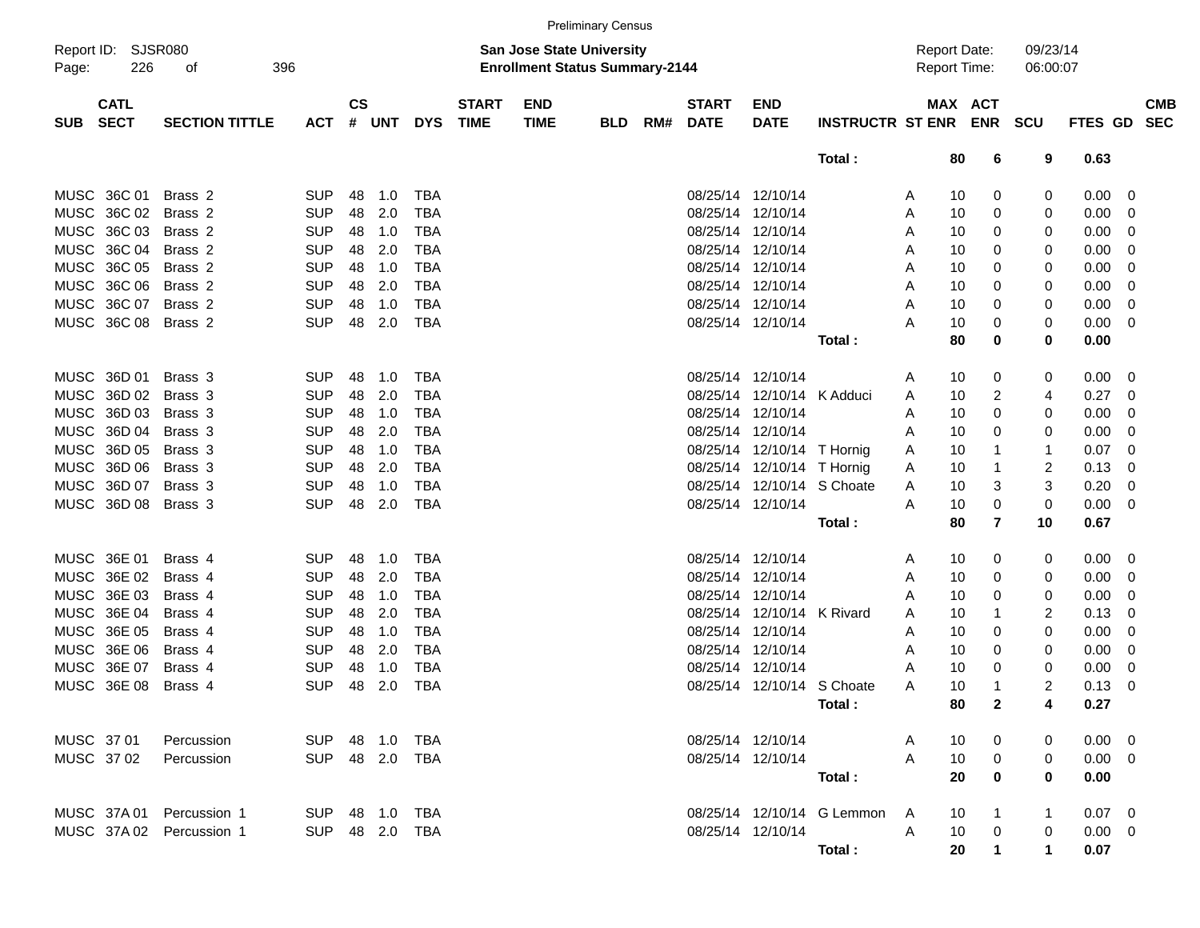Preliminary Census

Report ID: SJSR080 | San Jose State University | Report Date: 09/23/14
Enrollment Status Summary-2144 | Report Time: 06:00:07

| SUB | CATL SECT | SECTION TITTLE | ACT | CS # | UNT | DYS | START TIME | END TIME | BLD | RM# | START DATE | END DATE | INSTRUCTR | ST | MAX ENR | ACT ENR | SCU | FTES | GD | CMB SEC |
|---|---|---|---|---|---|---|---|---|---|---|---|---|---|---|---|---|---|---|---|---|
| | | | | | | | | | | | | | Total : | | 80 | 6 | 9 | 0.63 | | |
| MUSC | 36C 01 | Brass 2 | SUP | 48 | 1.0 | TBA | | | | | 08/25/14 | 12/10/14 | | A | 10 | 0 | 0 | 0.00 | 0 | |
| MUSC | 36C 02 | Brass 2 | SUP | 48 | 2.0 | TBA | | | | | 08/25/14 | 12/10/14 | | A | 10 | 0 | 0 | 0.00 | 0 | |
| MUSC | 36C 03 | Brass 2 | SUP | 48 | 1.0 | TBA | | | | | 08/25/14 | 12/10/14 | | A | 10 | 0 | 0 | 0.00 | 0 | |
| MUSC | 36C 04 | Brass 2 | SUP | 48 | 2.0 | TBA | | | | | 08/25/14 | 12/10/14 | | A | 10 | 0 | 0 | 0.00 | 0 | |
| MUSC | 36C 05 | Brass 2 | SUP | 48 | 1.0 | TBA | | | | | 08/25/14 | 12/10/14 | | A | 10 | 0 | 0 | 0.00 | 0 | |
| MUSC | 36C 06 | Brass 2 | SUP | 48 | 2.0 | TBA | | | | | 08/25/14 | 12/10/14 | | A | 10 | 0 | 0 | 0.00 | 0 | |
| MUSC | 36C 07 | Brass 2 | SUP | 48 | 1.0 | TBA | | | | | 08/25/14 | 12/10/14 | | A | 10 | 0 | 0 | 0.00 | 0 | |
| MUSC | 36C 08 | Brass 2 | SUP | 48 | 2.0 | TBA | | | | | 08/25/14 | 12/10/14 | | A | 10 | 0 | 0 | 0.00 | 0 | |
| | | | | | | | | | | | | | Total : | | 80 | 0 | 0 | 0.00 | | |
| MUSC | 36D 01 | Brass 3 | SUP | 48 | 1.0 | TBA | | | | | 08/25/14 | 12/10/14 | | A | 10 | 0 | 0 | 0.00 | 0 | |
| MUSC | 36D 02 | Brass 3 | SUP | 48 | 2.0 | TBA | | | | | 08/25/14 | 12/10/14 | K Adduci | A | 10 | 2 | 4 | 0.27 | 0 | |
| MUSC | 36D 03 | Brass 3 | SUP | 48 | 1.0 | TBA | | | | | 08/25/14 | 12/10/14 | | A | 10 | 0 | 0 | 0.00 | 0 | |
| MUSC | 36D 04 | Brass 3 | SUP | 48 | 2.0 | TBA | | | | | 08/25/14 | 12/10/14 | | A | 10 | 0 | 0 | 0.00 | 0 | |
| MUSC | 36D 05 | Brass 3 | SUP | 48 | 1.0 | TBA | | | | | 08/25/14 | 12/10/14 | T Hornig | A | 10 | 1 | 1 | 0.07 | 0 | |
| MUSC | 36D 06 | Brass 3 | SUP | 48 | 2.0 | TBA | | | | | 08/25/14 | 12/10/14 | T Hornig | A | 10 | 1 | 2 | 0.13 | 0 | |
| MUSC | 36D 07 | Brass 3 | SUP | 48 | 1.0 | TBA | | | | | 08/25/14 | 12/10/14 | S Choate | A | 10 | 3 | 3 | 0.20 | 0 | |
| MUSC | 36D 08 | Brass 3 | SUP | 48 | 2.0 | TBA | | | | | 08/25/14 | 12/10/14 | | A | 10 | 0 | 0 | 0.00 | 0 | |
| | | | | | | | | | | | | | Total : | | 80 | 7 | 10 | 0.67 | | |
| MUSC | 36E 01 | Brass 4 | SUP | 48 | 1.0 | TBA | | | | | 08/25/14 | 12/10/14 | | A | 10 | 0 | 0 | 0.00 | 0 | |
| MUSC | 36E 02 | Brass 4 | SUP | 48 | 2.0 | TBA | | | | | 08/25/14 | 12/10/14 | | A | 10 | 0 | 0 | 0.00 | 0 | |
| MUSC | 36E 03 | Brass 4 | SUP | 48 | 1.0 | TBA | | | | | 08/25/14 | 12/10/14 | | A | 10 | 0 | 0 | 0.00 | 0 | |
| MUSC | 36E 04 | Brass 4 | SUP | 48 | 2.0 | TBA | | | | | 08/25/14 | 12/10/14 | K Rivard | A | 10 | 1 | 2 | 0.13 | 0 | |
| MUSC | 36E 05 | Brass 4 | SUP | 48 | 1.0 | TBA | | | | | 08/25/14 | 12/10/14 | | A | 10 | 0 | 0 | 0.00 | 0 | |
| MUSC | 36E 06 | Brass 4 | SUP | 48 | 2.0 | TBA | | | | | 08/25/14 | 12/10/14 | | A | 10 | 0 | 0 | 0.00 | 0 | |
| MUSC | 36E 07 | Brass 4 | SUP | 48 | 1.0 | TBA | | | | | 08/25/14 | 12/10/14 | | A | 10 | 0 | 0 | 0.00 | 0 | |
| MUSC | 36E 08 | Brass 4 | SUP | 48 | 2.0 | TBA | | | | | 08/25/14 | 12/10/14 | S Choate | A | 10 | 1 | 2 | 0.13 | 0 | |
| | | | | | | | | | | | | | Total : | | 80 | 2 | 4 | 0.27 | | |
| MUSC | 37 01 | Percussion | SUP | 48 | 1.0 | TBA | | | | | 08/25/14 | 12/10/14 | | A | 10 | 0 | 0 | 0.00 | 0 | |
| MUSC | 37 02 | Percussion | SUP | 48 | 2.0 | TBA | | | | | 08/25/14 | 12/10/14 | | A | 10 | 0 | 0 | 0.00 | 0 | |
| | | | | | | | | | | | | | Total : | | 20 | 0 | 0 | 0.00 | | |
| MUSC | 37A 01 | Percussion 1 | SUP | 48 | 1.0 | TBA | | | | | 08/25/14 | 12/10/14 | G Lemmon | A | 10 | 1 | 1 | 0.07 | 0 | |
| MUSC | 37A 02 | Percussion 1 | SUP | 48 | 2.0 | TBA | | | | | 08/25/14 | 12/10/14 | | A | 10 | 0 | 0 | 0.00 | 0 | |
| | | | | | | | | | | | | | Total : | | 20 | 1 | 1 | 0.07 | | |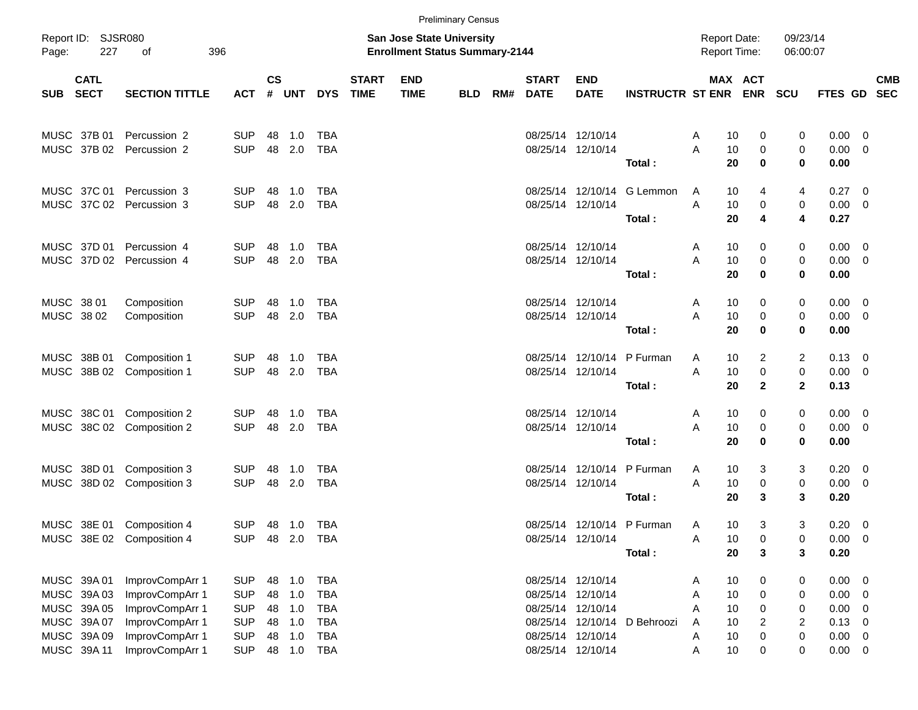Preliminary Census

Report ID: SJSR080
Page: 227 of 396

**San Jose State University**
**Enrollment Status Summary-2144**

Report Date: 09/23/14
Report Time: 06:00:07

| SUB | CATL SECT | SECTION TITTLE | ACT | CS # | UNT | DYS | START TIME | END TIME | BLD | RM# | START DATE | END DATE | INSTRUCTR | ST | MAX ENR | ACT ENR | SCU | FTES | GD | CMB SEC |
|---|---|---|---|---|---|---|---|---|---|---|---|---|---|---|---|---|---|---|---|---|
| MUSC | 37B 01 | Percussion 2 | SUP | 48 | 1.0 | TBA | | | | | 08/25/14 | 12/10/14 | | A | 10 | 0 | 0 | 0.00 | 0 | |
| MUSC | 37B 02 | Percussion 2 | SUP | 48 | 2.0 | TBA | | | | | 08/25/14 | 12/10/14 | | A | 10 | 0 | 0 | 0.00 | 0 | |
| | | | | | | | | | | | | | **Total :** | | **20** | **0** | **0** | **0.00** | | |
| MUSC | 37C 01 | Percussion 3 | SUP | 48 | 1.0 | TBA | | | | | 08/25/14 | 12/10/14 | G Lemmon | A | 10 | 4 | 4 | 0.27 | 0 | |
| MUSC | 37C 02 | Percussion 3 | SUP | 48 | 2.0 | TBA | | | | | 08/25/14 | 12/10/14 | | A | 10 | 0 | 0 | 0.00 | 0 | |
| | | | | | | | | | | | | | **Total :** | | **20** | **4** | **4** | **0.27** | | |
| MUSC | 37D 01 | Percussion 4 | SUP | 48 | 1.0 | TBA | | | | | 08/25/14 | 12/10/14 | | A | 10 | 0 | 0 | 0.00 | 0 | |
| MUSC | 37D 02 | Percussion 4 | SUP | 48 | 2.0 | TBA | | | | | 08/25/14 | 12/10/14 | | A | 10 | 0 | 0 | 0.00 | 0 | |
| | | | | | | | | | | | | | **Total :** | | **20** | **0** | **0** | **0.00** | | |
| MUSC | 38 01 | Composition | SUP | 48 | 1.0 | TBA | | | | | 08/25/14 | 12/10/14 | | A | 10 | 0 | 0 | 0.00 | 0 | |
| MUSC | 38 02 | Composition | SUP | 48 | 2.0 | TBA | | | | | 08/25/14 | 12/10/14 | | A | 10 | 0 | 0 | 0.00 | 0 | |
| | | | | | | | | | | | | | **Total :** | | **20** | **0** | **0** | **0.00** | | |
| MUSC | 38B 01 | Composition 1 | SUP | 48 | 1.0 | TBA | | | | | 08/25/14 | 12/10/14 | P Furman | A | 10 | 2 | 2 | 0.13 | 0 | |
| MUSC | 38B 02 | Composition 1 | SUP | 48 | 2.0 | TBA | | | | | 08/25/14 | 12/10/14 | | A | 10 | 0 | 0 | 0.00 | 0 | |
| | | | | | | | | | | | | | **Total :** | | **20** | **2** | **2** | **0.13** | | |
| MUSC | 38C 01 | Composition 2 | SUP | 48 | 1.0 | TBA | | | | | 08/25/14 | 12/10/14 | | A | 10 | 0 | 0 | 0.00 | 0 | |
| MUSC | 38C 02 | Composition 2 | SUP | 48 | 2.0 | TBA | | | | | 08/25/14 | 12/10/14 | | A | 10 | 0 | 0 | 0.00 | 0 | |
| | | | | | | | | | | | | | **Total :** | | **20** | **0** | **0** | **0.00** | | |
| MUSC | 38D 01 | Composition 3 | SUP | 48 | 1.0 | TBA | | | | | 08/25/14 | 12/10/14 | P Furman | A | 10 | 3 | 3 | 0.20 | 0 | |
| MUSC | 38D 02 | Composition 3 | SUP | 48 | 2.0 | TBA | | | | | 08/25/14 | 12/10/14 | | A | 10 | 0 | 0 | 0.00 | 0 | |
| | | | | | | | | | | | | | **Total :** | | **20** | **3** | **3** | **0.20** | | |
| MUSC | 38E 01 | Composition 4 | SUP | 48 | 1.0 | TBA | | | | | 08/25/14 | 12/10/14 | P Furman | A | 10 | 3 | 3 | 0.20 | 0 | |
| MUSC | 38E 02 | Composition 4 | SUP | 48 | 2.0 | TBA | | | | | 08/25/14 | 12/10/14 | | A | 10 | 0 | 0 | 0.00 | 0 | |
| | | | | | | | | | | | | | **Total :** | | **20** | **3** | **3** | **0.20** | | |
| MUSC | 39A 01 | ImprovCompArr 1 | SUP | 48 | 1.0 | TBA | | | | | 08/25/14 | 12/10/14 | | A | 10 | 0 | 0 | 0.00 | 0 | |
| MUSC | 39A 03 | ImprovCompArr 1 | SUP | 48 | 1.0 | TBA | | | | | 08/25/14 | 12/10/14 | | A | 10 | 0 | 0 | 0.00 | 0 | |
| MUSC | 39A 05 | ImprovCompArr 1 | SUP | 48 | 1.0 | TBA | | | | | 08/25/14 | 12/10/14 | | A | 10 | 0 | 0 | 0.00 | 0 | |
| MUSC | 39A 07 | ImprovCompArr 1 | SUP | 48 | 1.0 | TBA | | | | | 08/25/14 | 12/10/14 | D Behroozi | A | 10 | 2 | 2 | 0.13 | 0 | |
| MUSC | 39A 09 | ImprovCompArr 1 | SUP | 48 | 1.0 | TBA | | | | | 08/25/14 | 12/10/14 | | A | 10 | 0 | 0 | 0.00 | 0 | |
| MUSC | 39A 11 | ImprovCompArr 1 | SUP | 48 | 1.0 | TBA | | | | | 08/25/14 | 12/10/14 | | A | 10 | 0 | 0 | 0.00 | 0 | |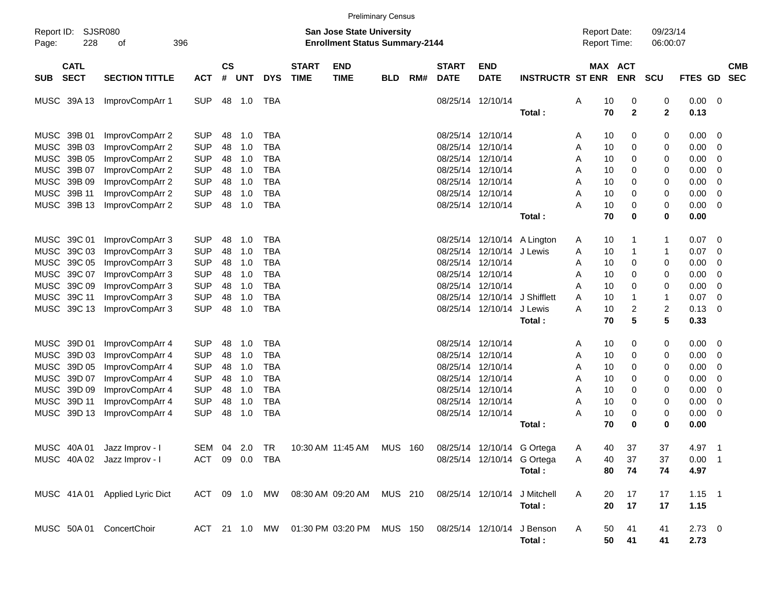Preliminary Census

Report ID: SJSR080

**San Jose State University**
**Enrollment Status Summary-2144**

Report Date: 09/23/14
Report Time: 06:00:07

| SUB | CATL SECT | SECTION TITTLE | ACT | CS # | UNT | DYS | START TIME | END TIME | BLD | RM# | START DATE | END DATE | INSTRUCTR | ST | MAX ENR | ACT ENR | SCU | FTES | GD | CMB SEC |
|---|---|---|---|---|---|---|---|---|---|---|---|---|---|---|---|---|---|---|---|---|
| MUSC | 39A 13 | ImprovCompArr 1 | SUP | 48 | 1.0 | TBA | | | | | 08/25/14 | 12/10/14 | | A | 10 | 0 | 0 | 0.00 | 0 | |
| | | | | | | | | | | | | | **Total :** | | **70** | **2** | **2** | **0.13** | | |
| MUSC | 39B 01 | ImprovCompArr 2 | SUP | 48 | 1.0 | TBA | | | | | 08/25/14 | 12/10/14 | | A | 10 | 0 | 0 | 0.00 | 0 | |
| MUSC | 39B 03 | ImprovCompArr 2 | SUP | 48 | 1.0 | TBA | | | | | 08/25/14 | 12/10/14 | | A | 10 | 0 | 0 | 0.00 | 0 | |
| MUSC | 39B 05 | ImprovCompArr 2 | SUP | 48 | 1.0 | TBA | | | | | 08/25/14 | 12/10/14 | | A | 10 | 0 | 0 | 0.00 | 0 | |
| MUSC | 39B 07 | ImprovCompArr 2 | SUP | 48 | 1.0 | TBA | | | | | 08/25/14 | 12/10/14 | | A | 10 | 0 | 0 | 0.00 | 0 | |
| MUSC | 39B 09 | ImprovCompArr 2 | SUP | 48 | 1.0 | TBA | | | | | 08/25/14 | 12/10/14 | | A | 10 | 0 | 0 | 0.00 | 0 | |
| MUSC | 39B 11 | ImprovCompArr 2 | SUP | 48 | 1.0 | TBA | | | | | 08/25/14 | 12/10/14 | | A | 10 | 0 | 0 | 0.00 | 0 | |
| MUSC | 39B 13 | ImprovCompArr 2 | SUP | 48 | 1.0 | TBA | | | | | 08/25/14 | 12/10/14 | | A | 10 | 0 | 0 | 0.00 | 0 | |
| | | | | | | | | | | | | | **Total :** | | **70** | **0** | **0** | **0.00** | | |
| MUSC | 39C 01 | ImprovCompArr 3 | SUP | 48 | 1.0 | TBA | | | | | 08/25/14 | 12/10/14 | A Lington | A | 10 | 1 | 1 | 0.07 | 0 | |
| MUSC | 39C 03 | ImprovCompArr 3 | SUP | 48 | 1.0 | TBA | | | | | 08/25/14 | 12/10/14 | J Lewis | A | 10 | 1 | 1 | 0.07 | 0 | |
| MUSC | 39C 05 | ImprovCompArr 3 | SUP | 48 | 1.0 | TBA | | | | | 08/25/14 | 12/10/14 | | A | 10 | 0 | 0 | 0.00 | 0 | |
| MUSC | 39C 07 | ImprovCompArr 3 | SUP | 48 | 1.0 | TBA | | | | | 08/25/14 | 12/10/14 | | A | 10 | 0 | 0 | 0.00 | 0 | |
| MUSC | 39C 09 | ImprovCompArr 3 | SUP | 48 | 1.0 | TBA | | | | | 08/25/14 | 12/10/14 | | A | 10 | 0 | 0 | 0.00 | 0 | |
| MUSC | 39C 11 | ImprovCompArr 3 | SUP | 48 | 1.0 | TBA | | | | | 08/25/14 | 12/10/14 | J Shifflett | A | 10 | 1 | 1 | 0.07 | 0 | |
| MUSC | 39C 13 | ImprovCompArr 3 | SUP | 48 | 1.0 | TBA | | | | | 08/25/14 | 12/10/14 | J Lewis | A | 10 | 2 | 2 | 0.13 | 0 | |
| | | | | | | | | | | | | | **Total :** | | **70** | **5** | **5** | **0.33** | | |
| MUSC | 39D 01 | ImprovCompArr 4 | SUP | 48 | 1.0 | TBA | | | | | 08/25/14 | 12/10/14 | | A | 10 | 0 | 0 | 0.00 | 0 | |
| MUSC | 39D 03 | ImprovCompArr 4 | SUP | 48 | 1.0 | TBA | | | | | 08/25/14 | 12/10/14 | | A | 10 | 0 | 0 | 0.00 | 0 | |
| MUSC | 39D 05 | ImprovCompArr 4 | SUP | 48 | 1.0 | TBA | | | | | 08/25/14 | 12/10/14 | | A | 10 | 0 | 0 | 0.00 | 0 | |
| MUSC | 39D 07 | ImprovCompArr 4 | SUP | 48 | 1.0 | TBA | | | | | 08/25/14 | 12/10/14 | | A | 10 | 0 | 0 | 0.00 | 0 | |
| MUSC | 39D 09 | ImprovCompArr 4 | SUP | 48 | 1.0 | TBA | | | | | 08/25/14 | 12/10/14 | | A | 10 | 0 | 0 | 0.00 | 0 | |
| MUSC | 39D 11 | ImprovCompArr 4 | SUP | 48 | 1.0 | TBA | | | | | 08/25/14 | 12/10/14 | | A | 10 | 0 | 0 | 0.00 | 0 | |
| MUSC | 39D 13 | ImprovCompArr 4 | SUP | 48 | 1.0 | TBA | | | | | 08/25/14 | 12/10/14 | | A | 10 | 0 | 0 | 0.00 | 0 | |
| | | | | | | | | | | | | | **Total :** | | **70** | **0** | **0** | **0.00** | | |
| MUSC | 40A 01 | Jazz Improv - I | SEM | 04 | 2.0 | TR | 10:30 AM | 11:45 AM | MUS | 160 | 08/25/14 | 12/10/14 | G Ortega | A | 40 | 37 | 37 | 4.97 | 1 | |
| MUSC | 40A 02 | Jazz Improv - I | ACT | 09 | 0.0 | TBA | | | | | 08/25/14 | 12/10/14 | G Ortega | A | 40 | 37 | 37 | 0.00 | 1 | |
| | | | | | | | | | | | | | **Total :** | | **80** | **74** | **74** | **4.97** | | |
| MUSC | 41A 01 | Applied Lyric Dict | ACT | 09 | 1.0 | MW | 08:30 AM | 09:20 AM | MUS | 210 | 08/25/14 | 12/10/14 | J Mitchell | A | 20 | 17 | 17 | 1.15 | 1 | |
| | | | | | | | | | | | | | **Total :** | | **20** | **17** | **17** | **1.15** | | |
| MUSC | 50A 01 | ConcertChoir | ACT | 21 | 1.0 | MW | 01:30 PM | 03:20 PM | MUS | 150 | 08/25/14 | 12/10/14 | J Benson | A | 50 | 41 | 41 | 2.73 | 0 | |
| | | | | | | | | | | | | | **Total :** | | **50** | **41** | **41** | **2.73** | | |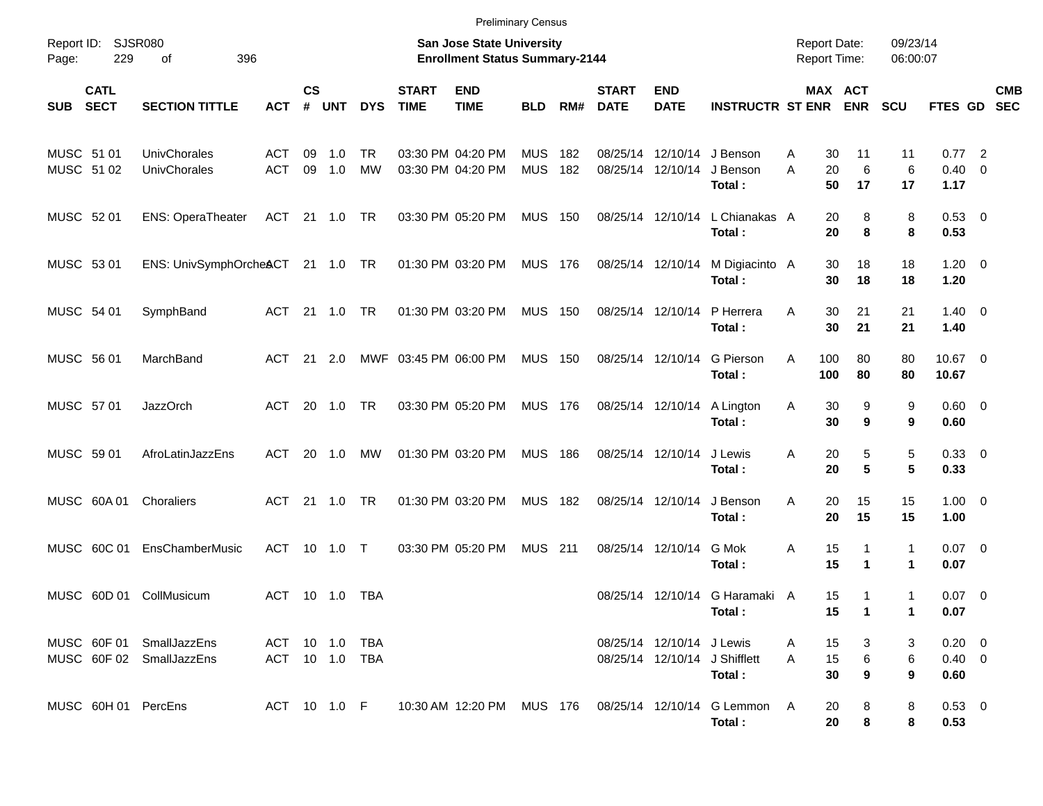Preliminary Census

Report ID: SJSR080
Page: 229 of 396

**San Jose State University**
**Enrollment Status Summary-2144**

Report Date: 09/23/14
Report Time: 06:00:07

| SUB | CATL SECT | SECTION TITTLE | ACT | CS # | UNT | DYS | START TIME | END TIME | BLD | RM# | START DATE | END DATE | INSTRUCTR | ST | MAX ENR | ACT ENR | SCU | FTES | GD | CMB SEC |
|---|---|---|---|---|---|---|---|---|---|---|---|---|---|---|---|---|---|---|---|---|
| MUSC | 51 01 | UnivChorales | ACT | 09 | 1.0 | TR | 03:30 PM | 04:20 PM | MUS | 182 | 08/25/14 | 12/10/14 | J Benson | A | 30 | 11 | 11 | 0.77 | 2 | |
| MUSC | 51 02 | UnivChorales | ACT | 09 | 1.0 | MW | 03:30 PM | 04:20 PM | MUS | 182 | 08/25/14 | 12/10/14 | J Benson | A | 20 | 6 | 6 | 0.40 | 0 | |
| | | | | | | | | | | | | | **Total :** | | **50** | **17** | **17** | **1.17** | | |
| MUSC | 52 01 | ENS: OperaTheater | ACT | 21 | 1.0 | TR | 03:30 PM | 05:20 PM | MUS | 150 | 08/25/14 | 12/10/14 | L Chianakas | A | 20 | 8 | 8 | 0.53 | 0 | |
| | | | | | | | | | | | | | **Total :** | | **20** | **8** | **8** | **0.53** | | |
| MUSC | 53 01 | ENS: UnivSymphOrches | ACT | 21 | 1.0 | TR | 01:30 PM | 03:20 PM | MUS | 176 | 08/25/14 | 12/10/14 | M Digiacinto | A | 30 | 18 | 18 | 1.20 | 0 | |
| | | | | | | | | | | | | | **Total :** | | **30** | **18** | **18** | **1.20** | | |
| MUSC | 54 01 | SymphBand | ACT | 21 | 1.0 | TR | 01:30 PM | 03:20 PM | MUS | 150 | 08/25/14 | 12/10/14 | P Herrera | A | 30 | 21 | 21 | 1.40 | 0 | |
| | | | | | | | | | | | | | **Total :** | | **30** | **21** | **21** | **1.40** | | |
| MUSC | 56 01 | MarchBand | ACT | 21 | 2.0 | MWF | 03:45 PM | 06:00 PM | MUS | 150 | 08/25/14 | 12/10/14 | G Pierson | A | 100 | 80 | 80 | 10.67 | 0 | |
| | | | | | | | | | | | | | **Total :** | | **100** | **80** | **80** | **10.67** | | |
| MUSC | 57 01 | JazzOrch | ACT | 20 | 1.0 | TR | 03:30 PM | 05:20 PM | MUS | 176 | 08/25/14 | 12/10/14 | A Lington | A | 30 | 9 | 9 | 0.60 | 0 | |
| | | | | | | | | | | | | | **Total :** | | **30** | **9** | **9** | **0.60** | | |
| MUSC | 59 01 | AfroLatinJazzEns | ACT | 20 | 1.0 | MW | 01:30 PM | 03:20 PM | MUS | 186 | 08/25/14 | 12/10/14 | J Lewis | A | 20 | 5 | 5 | 0.33 | 0 | |
| | | | | | | | | | | | | | **Total :** | | **20** | **5** | **5** | **0.33** | | |
| MUSC | 60A 01 | Choraliers | ACT | 21 | 1.0 | TR | 01:30 PM | 03:20 PM | MUS | 182 | 08/25/14 | 12/10/14 | J Benson | A | 20 | 15 | 15 | 1.00 | 0 | |
| | | | | | | | | | | | | | **Total :** | | **20** | **15** | **15** | **1.00** | | |
| MUSC | 60C 01 | EnsChamberMusic | ACT | 10 | 1.0 | T | 03:30 PM | 05:20 PM | MUS | 211 | 08/25/14 | 12/10/14 | G Mok | A | 15 | 1 | 1 | 0.07 | 0 | |
| | | | | | | | | | | | | | **Total :** | | **15** | **1** | **1** | **0.07** | | |
| MUSC | 60D 01 | CollMusicum | ACT | 10 | 1.0 | TBA | | | | | 08/25/14 | 12/10/14 | G Haramaki | A | 15 | 1 | 1 | 0.07 | 0 | |
| | | | | | | | | | | | | | **Total :** | | **15** | **1** | **1** | **0.07** | | |
| MUSC | 60F 01 | SmallJazzEns | ACT | 10 | 1.0 | TBA | | | | | 08/25/14 | 12/10/14 | J Lewis | A | 15 | 3 | 3 | 0.20 | 0 | |
| MUSC | 60F 02 | SmallJazzEns | ACT | 10 | 1.0 | TBA | | | | | 08/25/14 | 12/10/14 | J Shifflett | A | 15 | 6 | 6 | 0.40 | 0 | |
| | | | | | | | | | | | | | **Total :** | | **30** | **9** | **9** | **0.60** | | |
| MUSC | 60H 01 | PercEns | ACT | 10 | 1.0 | F | 10:30 AM | 12:20 PM | MUS | 176 | 08/25/14 | 12/10/14 | G Lemmon | A | 20 | 8 | 8 | 0.53 | 0 | |
| | | | | | | | | | | | | | **Total :** | | **20** | **8** | **8** | **0.53** | | |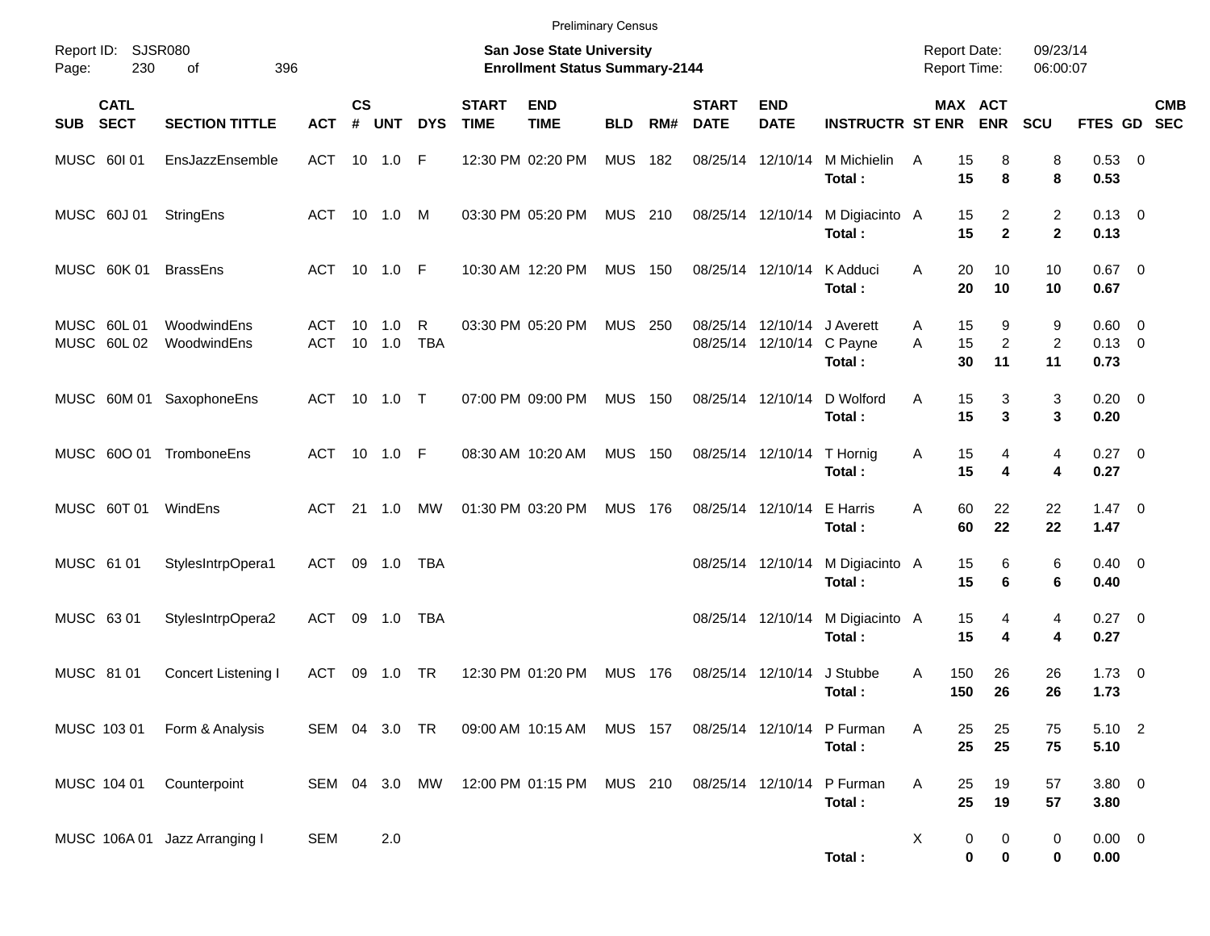Preliminary Census

Report ID: SJSR080

**San Jose State University**
**Enrollment Status Summary-2144**

Report Date: 09/23/14
Report Time: 06:00:07

| SUB | CATL SECT | SECTION TITTLE | ACT | CS # | UNT | DYS | START TIME | END TIME | BLD | RM# | START DATE | END DATE | INSTRUCTR | ST | MAX ENR | ACT ENR | SCU | FTES | GD | CMB SEC |
|---|---|---|---|---|---|---|---|---|---|---|---|---|---|---|---|---|---|---|---|---|
| MUSC | 60I 01 | EnsJazzEnsemble | ACT | 10 | 1.0 | F | 12:30 PM | 02:20 PM | MUS | 182 | 08/25/14 | 12/10/14 | M Michielin | A | 15 | 8 | 8 | 0.53 | 0 | |
| | | | | | | | | | | | | | **Total :** | | **15** | **8** | **8** | **0.53** | | |
| MUSC | 60J 01 | StringEns | ACT | 10 | 1.0 | M | 03:30 PM | 05:20 PM | MUS | 210 | 08/25/14 | 12/10/14 | M Digiacinto | A | 15 | 2 | 2 | 0.13 | 0 | |
| | | | | | | | | | | | | | **Total :** | | **15** | **2** | **2** | **0.13** | | |
| MUSC | 60K 01 | BrassEns | ACT | 10 | 1.0 | F | 10:30 AM | 12:20 PM | MUS | 150 | 08/25/14 | 12/10/14 | K Adduci | A | 20 | 10 | 10 | 0.67 | 0 | |
| | | | | | | | | | | | | | **Total :** | | **20** | **10** | **10** | **0.67** | | |
| MUSC | 60L 01 | WoodwindEns | ACT | 10 | 1.0 | R | 03:30 PM | 05:20 PM | MUS | 250 | 08/25/14 | 12/10/14 | J Averett | A | 15 | 9 | 9 | 0.60 | 0 | |
| MUSC | 60L 02 | WoodwindEns | ACT | 10 | 1.0 | TBA | | | | | 08/25/14 | 12/10/14 | C Payne | A | 15 | 2 | 2 | 0.13 | 0 | |
| | | | | | | | | | | | | | **Total :** | | **30** | **11** | **11** | **0.73** | | |
| MUSC | 60M 01 | SaxophoneEns | ACT | 10 | 1.0 | T | 07:00 PM | 09:00 PM | MUS | 150 | 08/25/14 | 12/10/14 | D Wolford | A | 15 | 3 | 3 | 0.20 | 0 | |
| | | | | | | | | | | | | | **Total :** | | **15** | **3** | **3** | **0.20** | | |
| MUSC | 60O 01 | TromboneEns | ACT | 10 | 1.0 | F | 08:30 AM | 10:20 AM | MUS | 150 | 08/25/14 | 12/10/14 | T Hornig | A | 15 | 4 | 4 | 0.27 | 0 | |
| | | | | | | | | | | | | | **Total :** | | **15** | **4** | **4** | **0.27** | | |
| MUSC | 60T 01 | WindEns | ACT | 21 | 1.0 | MW | 01:30 PM | 03:20 PM | MUS | 176 | 08/25/14 | 12/10/14 | E Harris | A | 60 | 22 | 22 | 1.47 | 0 | |
| | | | | | | | | | | | | | **Total :** | | **60** | **22** | **22** | **1.47** | | |
| MUSC | 61 01 | StylesIntrpOpera1 | ACT | 09 | 1.0 | TBA | | | | | 08/25/14 | 12/10/14 | M Digiacinto | A | 15 | 6 | 6 | 0.40 | 0 | |
| | | | | | | | | | | | | | **Total :** | | **15** | **6** | **6** | **0.40** | | |
| MUSC | 63 01 | StylesIntrpOpera2 | ACT | 09 | 1.0 | TBA | | | | | 08/25/14 | 12/10/14 | M Digiacinto | A | 15 | 4 | 4 | 0.27 | 0 | |
| | | | | | | | | | | | | | **Total :** | | **15** | **4** | **4** | **0.27** | | |
| MUSC | 81 01 | Concert Listening I | ACT | 09 | 1.0 | TR | 12:30 PM | 01:20 PM | MUS | 176 | 08/25/14 | 12/10/14 | J Stubbe | A | 150 | 26 | 26 | 1.73 | 0 | |
| | | | | | | | | | | | | | **Total :** | | **150** | **26** | **26** | **1.73** | | |
| MUSC | 103 01 | Form & Analysis | SEM | 04 | 3.0 | TR | 09:00 AM | 10:15 AM | MUS | 157 | 08/25/14 | 12/10/14 | P Furman | A | 25 | 25 | 75 | 5.10 | 2 | |
| | | | | | | | | | | | | | **Total :** | | **25** | **25** | **75** | **5.10** | | |
| MUSC | 104 01 | Counterpoint | SEM | 04 | 3.0 | MW | 12:00 PM | 01:15 PM | MUS | 210 | 08/25/14 | 12/10/14 | P Furman | A | 25 | 19 | 57 | 3.80 | 0 | |
| | | | | | | | | | | | | | **Total :** | | **25** | **19** | **57** | **3.80** | | |
| MUSC | 106A 01 | Jazz Arranging I | SEM | | 2.0 | | | | | | | | | X | 0 | 0 | 0 | 0.00 | 0 | |
| | | | | | | | | | | | | | **Total :** | | **0** | **0** | **0** | **0.00** | | |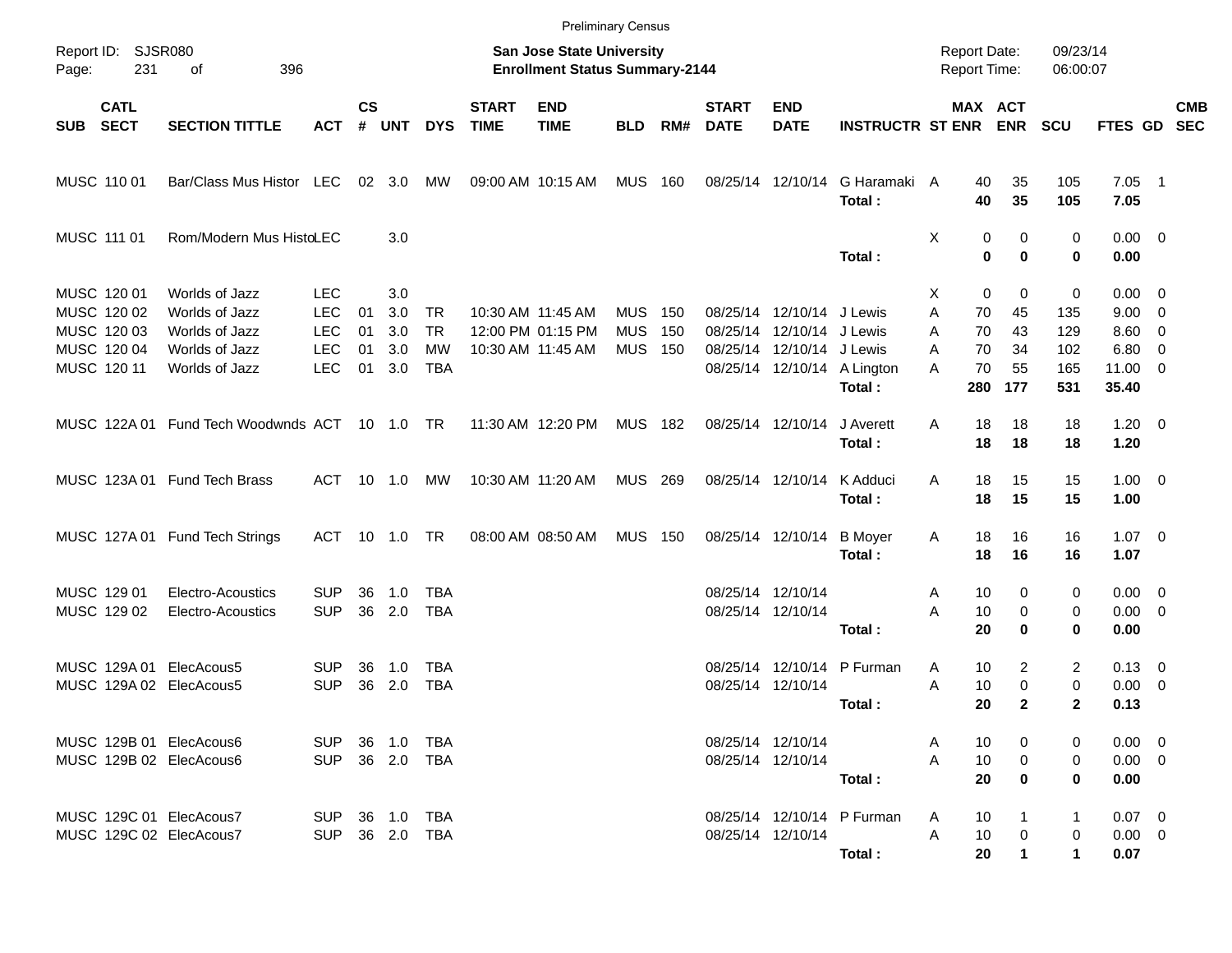Preliminary Census

Report ID: SJSR080

**San Jose State University**
**Enrollment Status Summary-2144**

Report Date: 09/23/14
Report Time: 06:00:07

| SUB | CATL SECT | SECTION TITTLE | ACT | CS # | UNT | DYS | START TIME | END TIME | BLD | RM# | START DATE | END DATE | INSTRUCTR | ST | MAX ENR | ACT ENR | SCU | FTES | GD | CMB SEC |
|---|---|---|---|---|---|---|---|---|---|---|---|---|---|---|---|---|---|---|---|---|
| MUSC | 110 01 | Bar/Class Mus Histor | LEC | 02 | 3.0 | MW | 09:00 AM | 10:15 AM | MUS | 160 | 08/25/14 | 12/10/14 | G Haramaki | A | 40 | 35 | 105 | 7.05 | 1 | |
| | | | | | | | | | | | | | **Total :** | | **40** | **35** | **105** | **7.05** | | |
| MUSC | 111 01 | Rom/Modern Mus Histo | LEC | | 3.0 | | | | | | | | | X | 0 | 0 | 0 | 0.00 | 0 | |
| | | | | | | | | | | | | | **Total :** | | **0** | **0** | **0** | **0.00** | | |
| MUSC | 120 01 | Worlds of Jazz | LEC | | 3.0 | | | | | | | | | X | 0 | 0 | 0 | 0.00 | 0 | |
| MUSC | 120 02 | Worlds of Jazz | LEC | 01 | 3.0 | TR | 10:30 AM | 11:45 AM | MUS | 150 | 08/25/14 | 12/10/14 | J Lewis | A | 70 | 45 | 135 | 9.00 | 0 | |
| MUSC | 120 03 | Worlds of Jazz | LEC | 01 | 3.0 | TR | 12:00 PM | 01:15 PM | MUS | 150 | 08/25/14 | 12/10/14 | J Lewis | A | 70 | 43 | 129 | 8.60 | 0 | |
| MUSC | 120 04 | Worlds of Jazz | LEC | 01 | 3.0 | MW | 10:30 AM | 11:45 AM | MUS | 150 | 08/25/14 | 12/10/14 | J Lewis | A | 70 | 34 | 102 | 6.80 | 0 | |
| MUSC | 120 11 | Worlds of Jazz | LEC | 01 | 3.0 | TBA | | | | | 08/25/14 | 12/10/14 | A Lington | A | 70 | 55 | 165 | 11.00 | 0 | |
| | | | | | | | | | | | | | **Total :** | | **280** | **177** | **531** | **35.40** | | |
| MUSC | 122A 01 | Fund Tech Woodwnds | ACT | 10 | 1.0 | TR | 11:30 AM | 12:20 PM | MUS | 182 | 08/25/14 | 12/10/14 | J Averett | A | 18 | 18 | 18 | 1.20 | 0 | |
| | | | | | | | | | | | | | **Total :** | | **18** | **18** | **18** | **1.20** | | |
| MUSC | 123A 01 | Fund Tech Brass | ACT | 10 | 1.0 | MW | 10:30 AM | 11:20 AM | MUS | 269 | 08/25/14 | 12/10/14 | K Adduci | A | 18 | 15 | 15 | 1.00 | 0 | |
| | | | | | | | | | | | | | **Total :** | | **18** | **15** | **15** | **1.00** | | |
| MUSC | 127A 01 | Fund Tech Strings | ACT | 10 | 1.0 | TR | 08:00 AM | 08:50 AM | MUS | 150 | 08/25/14 | 12/10/14 | B Moyer | A | 18 | 16 | 16 | 1.07 | 0 | |
| | | | | | | | | | | | | | **Total :** | | **18** | **16** | **16** | **1.07** | | |
| MUSC | 129 01 | Electro-Acoustics | SUP | 36 | 1.0 | TBA | | | | | 08/25/14 | 12/10/14 | | A | 10 | 0 | 0 | 0.00 | 0 | |
| MUSC | 129 02 | Electro-Acoustics | SUP | 36 | 2.0 | TBA | | | | | 08/25/14 | 12/10/14 | | A | 10 | 0 | 0 | 0.00 | 0 | |
| | | | | | | | | | | | | | **Total :** | | **20** | **0** | **0** | **0.00** | | |
| MUSC | 129A 01 | ElecAcous5 | SUP | 36 | 1.0 | TBA | | | | | 08/25/14 | 12/10/14 | P Furman | A | 10 | 2 | 2 | 0.13 | 0 | |
| MUSC | 129A 02 | ElecAcous5 | SUP | 36 | 2.0 | TBA | | | | | 08/25/14 | 12/10/14 | | A | 10 | 0 | 0 | 0.00 | 0 | |
| | | | | | | | | | | | | | **Total :** | | **20** | **2** | **2** | **0.13** | | |
| MUSC | 129B 01 | ElecAcous6 | SUP | 36 | 1.0 | TBA | | | | | 08/25/14 | 12/10/14 | | A | 10 | 0 | 0 | 0.00 | 0 | |
| MUSC | 129B 02 | ElecAcous6 | SUP | 36 | 2.0 | TBA | | | | | 08/25/14 | 12/10/14 | | A | 10 | 0 | 0 | 0.00 | 0 | |
| | | | | | | | | | | | | | **Total :** | | **20** | **0** | **0** | **0.00** | | |
| MUSC | 129C 01 | ElecAcous7 | SUP | 36 | 1.0 | TBA | | | | | 08/25/14 | 12/10/14 | P Furman | A | 10 | 1 | 1 | 0.07 | 0 | |
| MUSC | 129C 02 | ElecAcous7 | SUP | 36 | 2.0 | TBA | | | | | 08/25/14 | 12/10/14 | | A | 10 | 0 | 0 | 0.00 | 0 | |
| | | | | | | | | | | | | | **Total :** | | **20** | **1** | **1** | **0.07** | | |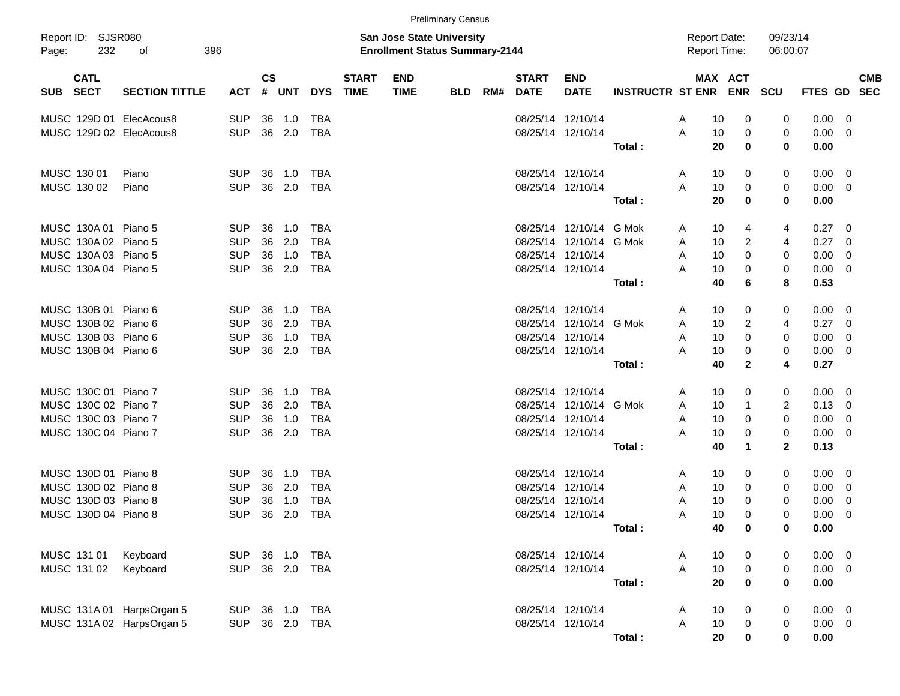Preliminary Census

Report ID: SJSR080

**San Jose State University**
**Enrollment Status Summary-2144**

Report Date: 09/23/14
Report Time: 06:00:07

| SUB | CATL SECT | SECTION TITTLE | ACT | CS # | UNT | DYS | START TIME | END TIME | BLD | RM# | START DATE | END DATE | INSTRUCTR | ST | MAX ENR | ACT ENR | SCU | FTES | GD | CMB SEC |
|---|---|---|---|---|---|---|---|---|---|---|---|---|---|---|---|---|---|---|---|---|
| MUSC | 129D 01 | ElecAcous8 | SUP | 36 | 1.0 | TBA | | | | | 08/25/14 | 12/10/14 | | A | 10 | 0 | 0 | 0.00 | 0 | |
| MUSC | 129D 02 | ElecAcous8 | SUP | 36 | 2.0 | TBA | | | | | 08/25/14 | 12/10/14 | | A | 10 | 0 | 0 | 0.00 | 0 | |
| | | | | | | | | | | | | | **Total :** | | **20** | **0** | **0** | **0.00** | | |
| MUSC | 130 01 | Piano | SUP | 36 | 1.0 | TBA | | | | | 08/25/14 | 12/10/14 | | A | 10 | 0 | 0 | 0.00 | 0 | |
| MUSC | 130 02 | Piano | SUP | 36 | 2.0 | TBA | | | | | 08/25/14 | 12/10/14 | | A | 10 | 0 | 0 | 0.00 | 0 | |
| | | | | | | | | | | | | | **Total :** | | **20** | **0** | **0** | **0.00** | | |
| MUSC | 130A 01 | Piano 5 | SUP | 36 | 1.0 | TBA | | | | | 08/25/14 | 12/10/14 | G Mok | A | 10 | 4 | 4 | 0.27 | 0 | |
| MUSC | 130A 02 | Piano 5 | SUP | 36 | 2.0 | TBA | | | | | 08/25/14 | 12/10/14 | G Mok | A | 10 | 2 | 4 | 0.27 | 0 | |
| MUSC | 130A 03 | Piano 5 | SUP | 36 | 1.0 | TBA | | | | | 08/25/14 | 12/10/14 | | A | 10 | 0 | 0 | 0.00 | 0 | |
| MUSC | 130A 04 | Piano 5 | SUP | 36 | 2.0 | TBA | | | | | 08/25/14 | 12/10/14 | | A | 10 | 0 | 0 | 0.00 | 0 | |
| | | | | | | | | | | | | | **Total :** | | **40** | **6** | **8** | **0.53** | | |
| MUSC | 130B 01 | Piano 6 | SUP | 36 | 1.0 | TBA | | | | | 08/25/14 | 12/10/14 | | A | 10 | 0 | 0 | 0.00 | 0 | |
| MUSC | 130B 02 | Piano 6 | SUP | 36 | 2.0 | TBA | | | | | 08/25/14 | 12/10/14 | G Mok | A | 10 | 2 | 4 | 0.27 | 0 | |
| MUSC | 130B 03 | Piano 6 | SUP | 36 | 1.0 | TBA | | | | | 08/25/14 | 12/10/14 | | A | 10 | 0 | 0 | 0.00 | 0 | |
| MUSC | 130B 04 | Piano 6 | SUP | 36 | 2.0 | TBA | | | | | 08/25/14 | 12/10/14 | | A | 10 | 0 | 0 | 0.00 | 0 | |
| | | | | | | | | | | | | | **Total :** | | **40** | **2** | **4** | **0.27** | | |
| MUSC | 130C 01 | Piano 7 | SUP | 36 | 1.0 | TBA | | | | | 08/25/14 | 12/10/14 | | A | 10 | 0 | 0 | 0.00 | 0 | |
| MUSC | 130C 02 | Piano 7 | SUP | 36 | 2.0 | TBA | | | | | 08/25/14 | 12/10/14 | G Mok | A | 10 | 1 | 2 | 0.13 | 0 | |
| MUSC | 130C 03 | Piano 7 | SUP | 36 | 1.0 | TBA | | | | | 08/25/14 | 12/10/14 | | A | 10 | 0 | 0 | 0.00 | 0 | |
| MUSC | 130C 04 | Piano 7 | SUP | 36 | 2.0 | TBA | | | | | 08/25/14 | 12/10/14 | | A | 10 | 0 | 0 | 0.00 | 0 | |
| | | | | | | | | | | | | | **Total :** | | **40** | **1** | **2** | **0.13** | | |
| MUSC | 130D 01 | Piano 8 | SUP | 36 | 1.0 | TBA | | | | | 08/25/14 | 12/10/14 | | A | 10 | 0 | 0 | 0.00 | 0 | |
| MUSC | 130D 02 | Piano 8 | SUP | 36 | 2.0 | TBA | | | | | 08/25/14 | 12/10/14 | | A | 10 | 0 | 0 | 0.00 | 0 | |
| MUSC | 130D 03 | Piano 8 | SUP | 36 | 1.0 | TBA | | | | | 08/25/14 | 12/10/14 | | A | 10 | 0 | 0 | 0.00 | 0 | |
| MUSC | 130D 04 | Piano 8 | SUP | 36 | 2.0 | TBA | | | | | 08/25/14 | 12/10/14 | | A | 10 | 0 | 0 | 0.00 | 0 | |
| | | | | | | | | | | | | | **Total :** | | **40** | **0** | **0** | **0.00** | | |
| MUSC | 131 01 | Keyboard | SUP | 36 | 1.0 | TBA | | | | | 08/25/14 | 12/10/14 | | A | 10 | 0 | 0 | 0.00 | 0 | |
| MUSC | 131 02 | Keyboard | SUP | 36 | 2.0 | TBA | | | | | 08/25/14 | 12/10/14 | | A | 10 | 0 | 0 | 0.00 | 0 | |
| | | | | | | | | | | | | | **Total :** | | **20** | **0** | **0** | **0.00** | | |
| MUSC | 131A 01 | HarpsOrgan 5 | SUP | 36 | 1.0 | TBA | | | | | 08/25/14 | 12/10/14 | | A | 10 | 0 | 0 | 0.00 | 0 | |
| MUSC | 131A 02 | HarpsOrgan 5 | SUP | 36 | 2.0 | TBA | | | | | 08/25/14 | 12/10/14 | | A | 10 | 0 | 0 | 0.00 | 0 | |
| | | | | | | | | | | | | | **Total :** | | **20** | **0** | **0** | **0.00** | | |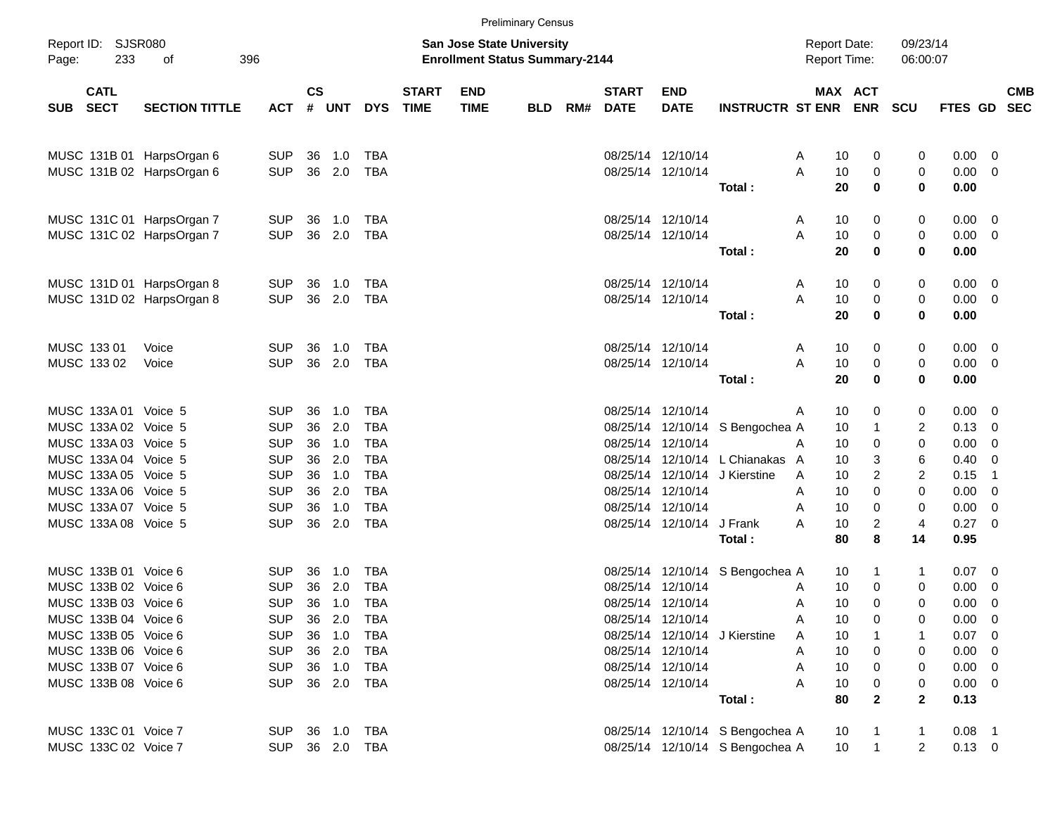Preliminary Census

Report ID: SJSR080

**San Jose State University**
**Enrollment Status Summary-2144**

Report Date: 09/23/14
Report Time: 06:00:07

| SUB | CATL SECT | SECTION TITTLE | ACT | CS # | UNT | DYS | START TIME | END TIME | BLD | RM# | START DATE | END DATE | INSTRUCTR | ST | MAX ENR | ACT ENR | SCU | FTES | GD | CMB SEC |
|---|---|---|---|---|---|---|---|---|---|---|---|---|---|---|---|---|---|---|---|---|
| MUSC | 131B 01 | HarpsOrgan 6 | SUP | 36 | 1.0 | TBA | | | | | 08/25/14 | 12/10/14 | | A | 10 | 0 | 0 | 0.00 | 0 | |
| MUSC | 131B 02 | HarpsOrgan 6 | SUP | 36 | 2.0 | TBA | | | | | 08/25/14 | 12/10/14 | | A | 10 | 0 | 0 | 0.00 | 0 | |
| | | | | | | | | | | | | | **Total :** | | **20** | **0** | **0** | **0.00** | | |
| MUSC | 131C 01 | HarpsOrgan 7 | SUP | 36 | 1.0 | TBA | | | | | 08/25/14 | 12/10/14 | | A | 10 | 0 | 0 | 0.00 | 0 | |
| MUSC | 131C 02 | HarpsOrgan 7 | SUP | 36 | 2.0 | TBA | | | | | 08/25/14 | 12/10/14 | | A | 10 | 0 | 0 | 0.00 | 0 | |
| | | | | | | | | | | | | | **Total :** | | **20** | **0** | **0** | **0.00** | | |
| MUSC | 131D 01 | HarpsOrgan 8 | SUP | 36 | 1.0 | TBA | | | | | 08/25/14 | 12/10/14 | | A | 10 | 0 | 0 | 0.00 | 0 | |
| MUSC | 131D 02 | HarpsOrgan 8 | SUP | 36 | 2.0 | TBA | | | | | 08/25/14 | 12/10/14 | | A | 10 | 0 | 0 | 0.00 | 0 | |
| | | | | | | | | | | | | | **Total :** | | **20** | **0** | **0** | **0.00** | | |
| MUSC | 133 01 | Voice | SUP | 36 | 1.0 | TBA | | | | | 08/25/14 | 12/10/14 | | A | 10 | 0 | 0 | 0.00 | 0 | |
| MUSC | 133 02 | Voice | SUP | 36 | 2.0 | TBA | | | | | 08/25/14 | 12/10/14 | | A | 10 | 0 | 0 | 0.00 | 0 | |
| | | | | | | | | | | | | | **Total :** | | **20** | **0** | **0** | **0.00** | | |
| MUSC | 133A 01 | Voice 5 | SUP | 36 | 1.0 | TBA | | | | | 08/25/14 | 12/10/14 | | A | 10 | 0 | 0 | 0.00 | 0 | |
| MUSC | 133A 02 | Voice 5 | SUP | 36 | 2.0 | TBA | | | | | 08/25/14 | 12/10/14 | S Bengochea | A | 10 | 1 | 2 | 0.13 | 0 | |
| MUSC | 133A 03 | Voice 5 | SUP | 36 | 1.0 | TBA | | | | | 08/25/14 | 12/10/14 | | A | 10 | 0 | 0 | 0.00 | 0 | |
| MUSC | 133A 04 | Voice 5 | SUP | 36 | 2.0 | TBA | | | | | 08/25/14 | 12/10/14 | L Chianakas | A | 10 | 3 | 6 | 0.40 | 0 | |
| MUSC | 133A 05 | Voice 5 | SUP | 36 | 1.0 | TBA | | | | | 08/25/14 | 12/10/14 | J Kierstine | A | 10 | 2 | 2 | 0.15 | 1 | |
| MUSC | 133A 06 | Voice 5 | SUP | 36 | 2.0 | TBA | | | | | 08/25/14 | 12/10/14 | | A | 10 | 0 | 0 | 0.00 | 0 | |
| MUSC | 133A 07 | Voice 5 | SUP | 36 | 1.0 | TBA | | | | | 08/25/14 | 12/10/14 | | A | 10 | 0 | 0 | 0.00 | 0 | |
| MUSC | 133A 08 | Voice 5 | SUP | 36 | 2.0 | TBA | | | | | 08/25/14 | 12/10/14 | J Frank | A | 10 | 2 | 4 | 0.27 | 0 | |
| | | | | | | | | | | | | | **Total :** | | **80** | **8** | **14** | **0.95** | | |
| MUSC | 133B 01 | Voice 6 | SUP | 36 | 1.0 | TBA | | | | | 08/25/14 | 12/10/14 | S Bengochea | A | 10 | 1 | 1 | 0.07 | 0 | |
| MUSC | 133B 02 | Voice 6 | SUP | 36 | 2.0 | TBA | | | | | 08/25/14 | 12/10/14 | | A | 10 | 0 | 0 | 0.00 | 0 | |
| MUSC | 133B 03 | Voice 6 | SUP | 36 | 1.0 | TBA | | | | | 08/25/14 | 12/10/14 | | A | 10 | 0 | 0 | 0.00 | 0 | |
| MUSC | 133B 04 | Voice 6 | SUP | 36 | 2.0 | TBA | | | | | 08/25/14 | 12/10/14 | | A | 10 | 0 | 0 | 0.00 | 0 | |
| MUSC | 133B 05 | Voice 6 | SUP | 36 | 1.0 | TBA | | | | | 08/25/14 | 12/10/14 | J Kierstine | A | 10 | 1 | 1 | 0.07 | 0 | |
| MUSC | 133B 06 | Voice 6 | SUP | 36 | 2.0 | TBA | | | | | 08/25/14 | 12/10/14 | | A | 10 | 0 | 0 | 0.00 | 0 | |
| MUSC | 133B 07 | Voice 6 | SUP | 36 | 1.0 | TBA | | | | | 08/25/14 | 12/10/14 | | A | 10 | 0 | 0 | 0.00 | 0 | |
| MUSC | 133B 08 | Voice 6 | SUP | 36 | 2.0 | TBA | | | | | 08/25/14 | 12/10/14 | | A | 10 | 0 | 0 | 0.00 | 0 | |
| | | | | | | | | | | | | | **Total :** | | **80** | **2** | **2** | **0.13** | | |
| MUSC | 133C 01 | Voice 7 | SUP | 36 | 1.0 | TBA | | | | | 08/25/14 | 12/10/14 | S Bengochea | A | 10 | 1 | 1 | 0.08 | 1 | |
| MUSC | 133C 02 | Voice 7 | SUP | 36 | 2.0 | TBA | | | | | 08/25/14 | 12/10/14 | S Bengochea | A | 10 | 1 | 2 | 0.13 | 0 | |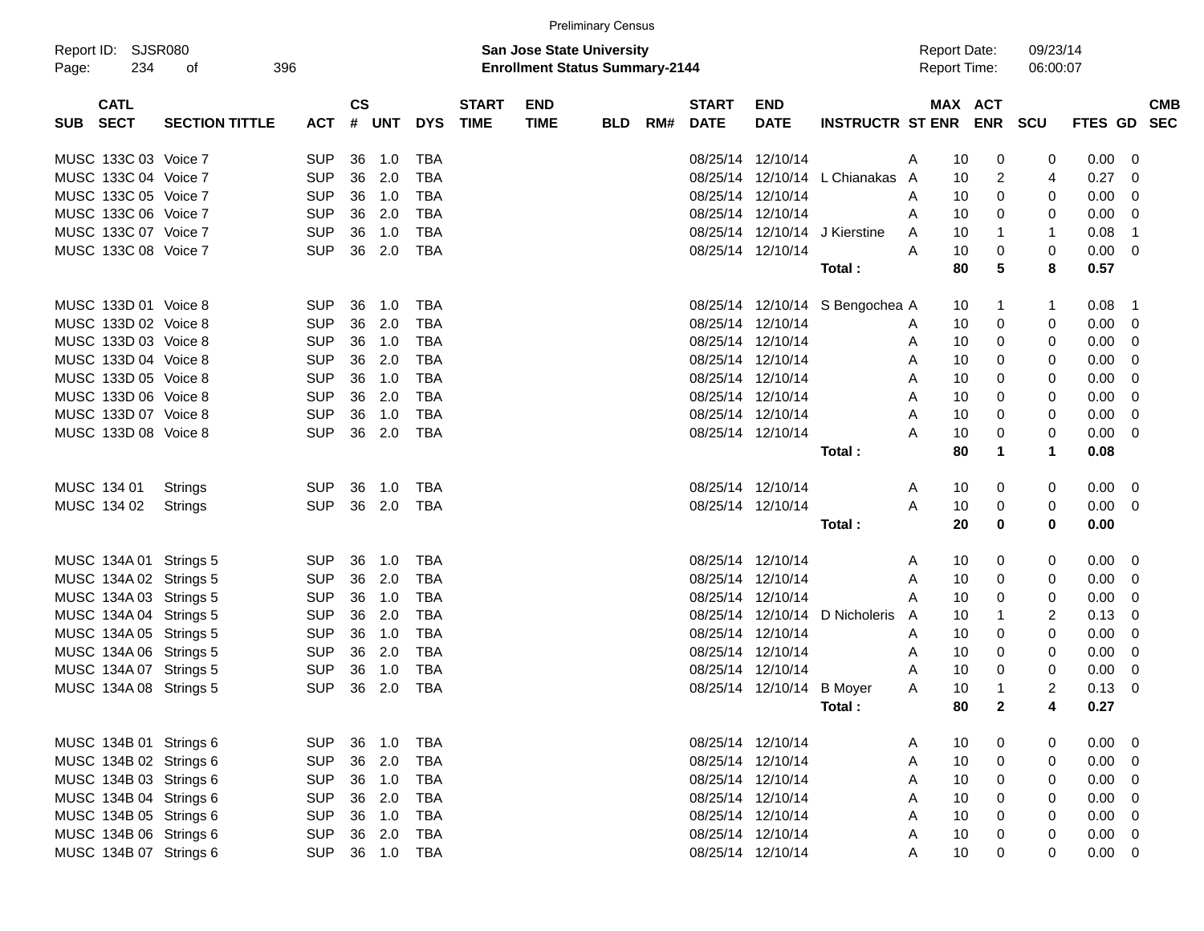Preliminary Census

Report ID: SJSR080

**San Jose State University**
**Enrollment Status Summary-2144**

Report Date: 09/23/14
Report Time: 06:00:07

| SUB | CATL SECT | SECTION TITTLE | ACT | CS # | UNT | DYS | START TIME | END TIME | BLD | RM# | START DATE | END DATE | INSTRUCTR | ST | MAX ENR | ACT ENR | SCU | FTES | GD | CMB SEC |
|---|---|---|---|---|---|---|---|---|---|---|---|---|---|---|---|---|---|---|---|---|
| MUSC | 133C 03 | Voice 7 | SUP | 36 | 1.0 | TBA | | | | | 08/25/14 | 12/10/14 | | A | 10 | 0 | 0 | 0.00 | 0 | |
| MUSC | 133C 04 | Voice 7 | SUP | 36 | 2.0 | TBA | | | | | 08/25/14 | 12/10/14 | L Chianakas | A | 10 | 2 | 4 | 0.27 | 0 | |
| MUSC | 133C 05 | Voice 7 | SUP | 36 | 1.0 | TBA | | | | | 08/25/14 | 12/10/14 | | A | 10 | 0 | 0 | 0.00 | 0 | |
| MUSC | 133C 06 | Voice 7 | SUP | 36 | 2.0 | TBA | | | | | 08/25/14 | 12/10/14 | | A | 10 | 0 | 0 | 0.00 | 0 | |
| MUSC | 133C 07 | Voice 7 | SUP | 36 | 1.0 | TBA | | | | | 08/25/14 | 12/10/14 | J Kierstine | A | 10 | 1 | 1 | 0.08 | 1 | |
| MUSC | 133C 08 | Voice 7 | SUP | 36 | 2.0 | TBA | | | | | 08/25/14 | 12/10/14 | | A | 10 | 0 | 0 | 0.00 | 0 | |
| | | | | | | | | | | | | | **Total :** | | **80** | **5** | **8** | **0.57** | | |
| MUSC | 133D 01 | Voice 8 | SUP | 36 | 1.0 | TBA | | | | | 08/25/14 | 12/10/14 | S Bengochea | A | 10 | 1 | 1 | 0.08 | 1 | |
| MUSC | 133D 02 | Voice 8 | SUP | 36 | 2.0 | TBA | | | | | 08/25/14 | 12/10/14 | | A | 10 | 0 | 0 | 0.00 | 0 | |
| MUSC | 133D 03 | Voice 8 | SUP | 36 | 1.0 | TBA | | | | | 08/25/14 | 12/10/14 | | A | 10 | 0 | 0 | 0.00 | 0 | |
| MUSC | 133D 04 | Voice 8 | SUP | 36 | 2.0 | TBA | | | | | 08/25/14 | 12/10/14 | | A | 10 | 0 | 0 | 0.00 | 0 | |
| MUSC | 133D 05 | Voice 8 | SUP | 36 | 1.0 | TBA | | | | | 08/25/14 | 12/10/14 | | A | 10 | 0 | 0 | 0.00 | 0 | |
| MUSC | 133D 06 | Voice 8 | SUP | 36 | 2.0 | TBA | | | | | 08/25/14 | 12/10/14 | | A | 10 | 0 | 0 | 0.00 | 0 | |
| MUSC | 133D 07 | Voice 8 | SUP | 36 | 1.0 | TBA | | | | | 08/25/14 | 12/10/14 | | A | 10 | 0 | 0 | 0.00 | 0 | |
| MUSC | 133D 08 | Voice 8 | SUP | 36 | 2.0 | TBA | | | | | 08/25/14 | 12/10/14 | | A | 10 | 0 | 0 | 0.00 | 0 | |
| | | | | | | | | | | | | | **Total :** | | **80** | **1** | **1** | **0.08** | | |
| MUSC | 134 01 | Strings | SUP | 36 | 1.0 | TBA | | | | | 08/25/14 | 12/10/14 | | A | 10 | 0 | 0 | 0.00 | 0 | |
| MUSC | 134 02 | Strings | SUP | 36 | 2.0 | TBA | | | | | 08/25/14 | 12/10/14 | | A | 10 | 0 | 0 | 0.00 | 0 | |
| | | | | | | | | | | | | | **Total :** | | **20** | **0** | **0** | **0.00** | | |
| MUSC | 134A 01 | Strings 5 | SUP | 36 | 1.0 | TBA | | | | | 08/25/14 | 12/10/14 | | A | 10 | 0 | 0 | 0.00 | 0 | |
| MUSC | 134A 02 | Strings 5 | SUP | 36 | 2.0 | TBA | | | | | 08/25/14 | 12/10/14 | | A | 10 | 0 | 0 | 0.00 | 0 | |
| MUSC | 134A 03 | Strings 5 | SUP | 36 | 1.0 | TBA | | | | | 08/25/14 | 12/10/14 | | A | 10 | 0 | 0 | 0.00 | 0 | |
| MUSC | 134A 04 | Strings 5 | SUP | 36 | 2.0 | TBA | | | | | 08/25/14 | 12/10/14 | D Nicholeris | A | 10 | 1 | 2 | 0.13 | 0 | |
| MUSC | 134A 05 | Strings 5 | SUP | 36 | 1.0 | TBA | | | | | 08/25/14 | 12/10/14 | | A | 10 | 0 | 0 | 0.00 | 0 | |
| MUSC | 134A 06 | Strings 5 | SUP | 36 | 2.0 | TBA | | | | | 08/25/14 | 12/10/14 | | A | 10 | 0 | 0 | 0.00 | 0 | |
| MUSC | 134A 07 | Strings 5 | SUP | 36 | 1.0 | TBA | | | | | 08/25/14 | 12/10/14 | | A | 10 | 0 | 0 | 0.00 | 0 | |
| MUSC | 134A 08 | Strings 5 | SUP | 36 | 2.0 | TBA | | | | | 08/25/14 | 12/10/14 | B Moyer | A | 10 | 1 | 2 | 0.13 | 0 | |
| | | | | | | | | | | | | | **Total :** | | **80** | **2** | **4** | **0.27** | | |
| MUSC | 134B 01 | Strings 6 | SUP | 36 | 1.0 | TBA | | | | | 08/25/14 | 12/10/14 | | A | 10 | 0 | 0 | 0.00 | 0 | |
| MUSC | 134B 02 | Strings 6 | SUP | 36 | 2.0 | TBA | | | | | 08/25/14 | 12/10/14 | | A | 10 | 0 | 0 | 0.00 | 0 | |
| MUSC | 134B 03 | Strings 6 | SUP | 36 | 1.0 | TBA | | | | | 08/25/14 | 12/10/14 | | A | 10 | 0 | 0 | 0.00 | 0 | |
| MUSC | 134B 04 | Strings 6 | SUP | 36 | 2.0 | TBA | | | | | 08/25/14 | 12/10/14 | | A | 10 | 0 | 0 | 0.00 | 0 | |
| MUSC | 134B 05 | Strings 6 | SUP | 36 | 1.0 | TBA | | | | | 08/25/14 | 12/10/14 | | A | 10 | 0 | 0 | 0.00 | 0 | |
| MUSC | 134B 06 | Strings 6 | SUP | 36 | 2.0 | TBA | | | | | 08/25/14 | 12/10/14 | | A | 10 | 0 | 0 | 0.00 | 0 | |
| MUSC | 134B 07 | Strings 6 | SUP | 36 | 1.0 | TBA | | | | | 08/25/14 | 12/10/14 | | A | 10 | 0 | 0 | 0.00 | 0 | |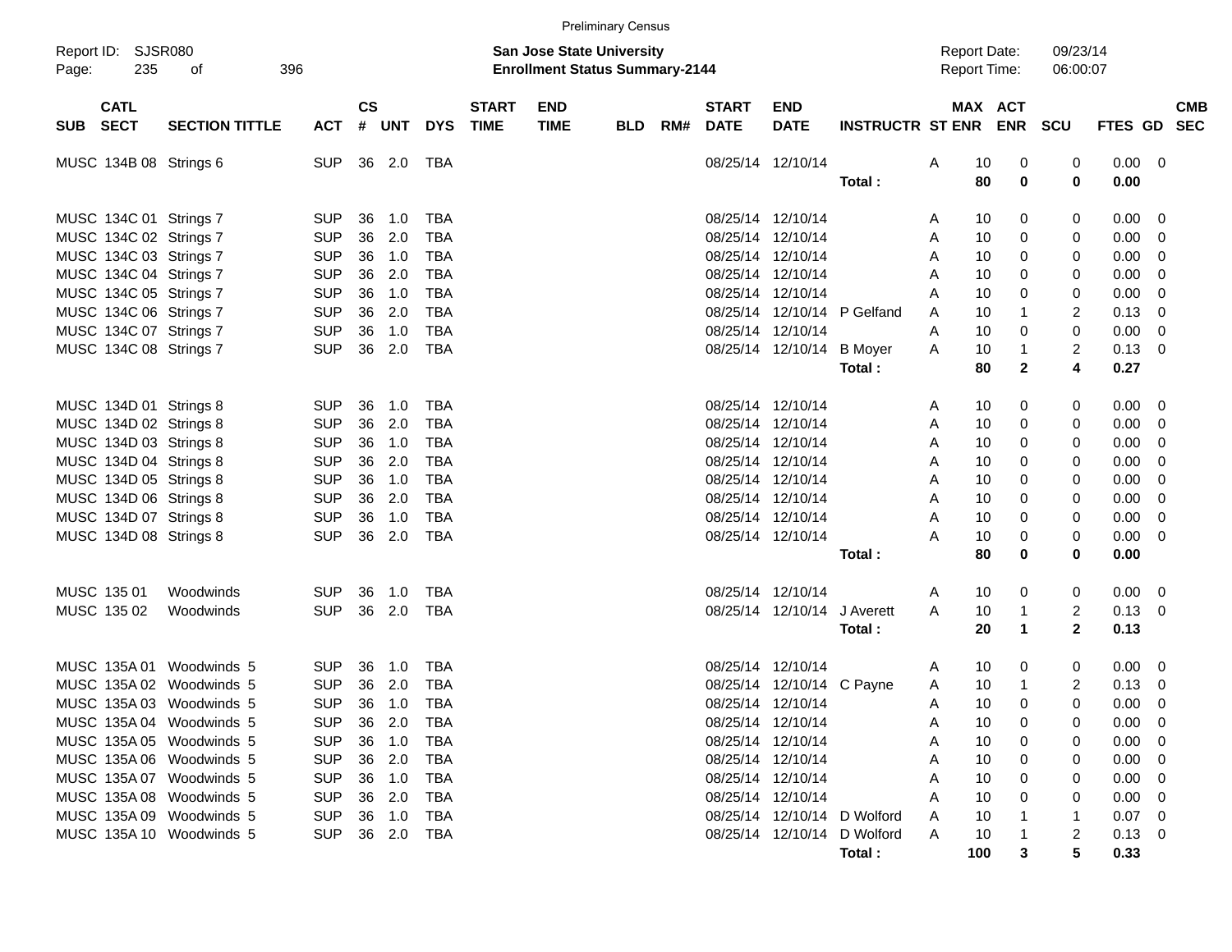Preliminary Census

Report ID: SJSR080

**San Jose State University**
**Enrollment Status Summary-2144**

Report Date: 09/23/14
Report Time: 06:00:07

| SUB | CATL SECT | SECTION TITTLE | ACT | CS # | UNT | DYS | START TIME | END TIME | BLD | RM# | START DATE | END DATE | INSTRUCTR | ST | MAX ENR | ACT ENR | SCU | FTES | GD | CMB SEC |
|---|---|---|---|---|---|---|---|---|---|---|---|---|---|---|---|---|---|---|---|---|
| MUSC | 134B 08 | Strings 6 | SUP | 36 | 2.0 | TBA | | | | | 08/25/14 | 12/10/14 | | A | 10 | 0 | 0 | 0.00 | 0 | |
| | | | | | | | | | | | | | **Total :** | | **80** | **0** | **0** | **0.00** | | |
| MUSC | 134C 01 | Strings 7 | SUP | 36 | 1.0 | TBA | | | | | 08/25/14 | 12/10/14 | | A | 10 | 0 | 0 | 0.00 | 0 | |
| MUSC | 134C 02 | Strings 7 | SUP | 36 | 2.0 | TBA | | | | | 08/25/14 | 12/10/14 | | A | 10 | 0 | 0 | 0.00 | 0 | |
| MUSC | 134C 03 | Strings 7 | SUP | 36 | 1.0 | TBA | | | | | 08/25/14 | 12/10/14 | | A | 10 | 0 | 0 | 0.00 | 0 | |
| MUSC | 134C 04 | Strings 7 | SUP | 36 | 2.0 | TBA | | | | | 08/25/14 | 12/10/14 | | A | 10 | 0 | 0 | 0.00 | 0 | |
| MUSC | 134C 05 | Strings 7 | SUP | 36 | 1.0 | TBA | | | | | 08/25/14 | 12/10/14 | | A | 10 | 0 | 0 | 0.00 | 0 | |
| MUSC | 134C 06 | Strings 7 | SUP | 36 | 2.0 | TBA | | | | | 08/25/14 | 12/10/14 | P Gelfand | A | 10 | 1 | 2 | 0.13 | 0 | |
| MUSC | 134C 07 | Strings 7 | SUP | 36 | 1.0 | TBA | | | | | 08/25/14 | 12/10/14 | | A | 10 | 0 | 0 | 0.00 | 0 | |
| MUSC | 134C 08 | Strings 7 | SUP | 36 | 2.0 | TBA | | | | | 08/25/14 | 12/10/14 | B Moyer | A | 10 | 1 | 2 | 0.13 | 0 | |
| | | | | | | | | | | | | | **Total :** | | **80** | **2** | **4** | **0.27** | | |
| MUSC | 134D 01 | Strings 8 | SUP | 36 | 1.0 | TBA | | | | | 08/25/14 | 12/10/14 | | A | 10 | 0 | 0 | 0.00 | 0 | |
| MUSC | 134D 02 | Strings 8 | SUP | 36 | 2.0 | TBA | | | | | 08/25/14 | 12/10/14 | | A | 10 | 0 | 0 | 0.00 | 0 | |
| MUSC | 134D 03 | Strings 8 | SUP | 36 | 1.0 | TBA | | | | | 08/25/14 | 12/10/14 | | A | 10 | 0 | 0 | 0.00 | 0 | |
| MUSC | 134D 04 | Strings 8 | SUP | 36 | 2.0 | TBA | | | | | 08/25/14 | 12/10/14 | | A | 10 | 0 | 0 | 0.00 | 0 | |
| MUSC | 134D 05 | Strings 8 | SUP | 36 | 1.0 | TBA | | | | | 08/25/14 | 12/10/14 | | A | 10 | 0 | 0 | 0.00 | 0 | |
| MUSC | 134D 06 | Strings 8 | SUP | 36 | 2.0 | TBA | | | | | 08/25/14 | 12/10/14 | | A | 10 | 0 | 0 | 0.00 | 0 | |
| MUSC | 134D 07 | Strings 8 | SUP | 36 | 1.0 | TBA | | | | | 08/25/14 | 12/10/14 | | A | 10 | 0 | 0 | 0.00 | 0 | |
| MUSC | 134D 08 | Strings 8 | SUP | 36 | 2.0 | TBA | | | | | 08/25/14 | 12/10/14 | | A | 10 | 0 | 0 | 0.00 | 0 | |
| | | | | | | | | | | | | | **Total :** | | **80** | **0** | **0** | **0.00** | | |
| MUSC | 135 01 | Woodwinds | SUP | 36 | 1.0 | TBA | | | | | 08/25/14 | 12/10/14 | | A | 10 | 0 | 0 | 0.00 | 0 | |
| MUSC | 135 02 | Woodwinds | SUP | 36 | 2.0 | TBA | | | | | 08/25/14 | 12/10/14 | J Averett | A | 10 | 1 | 2 | 0.13 | 0 | |
| | | | | | | | | | | | | | **Total :** | | **20** | **1** | **2** | **0.13** | | |
| MUSC | 135A 01 | Woodwinds 5 | SUP | 36 | 1.0 | TBA | | | | | 08/25/14 | 12/10/14 | | A | 10 | 0 | 0 | 0.00 | 0 | |
| MUSC | 135A 02 | Woodwinds 5 | SUP | 36 | 2.0 | TBA | | | | | 08/25/14 | 12/10/14 | C Payne | A | 10 | 1 | 2 | 0.13 | 0 | |
| MUSC | 135A 03 | Woodwinds 5 | SUP | 36 | 1.0 | TBA | | | | | 08/25/14 | 12/10/14 | | A | 10 | 0 | 0 | 0.00 | 0 | |
| MUSC | 135A 04 | Woodwinds 5 | SUP | 36 | 2.0 | TBA | | | | | 08/25/14 | 12/10/14 | | A | 10 | 0 | 0 | 0.00 | 0 | |
| MUSC | 135A 05 | Woodwinds 5 | SUP | 36 | 1.0 | TBA | | | | | 08/25/14 | 12/10/14 | | A | 10 | 0 | 0 | 0.00 | 0 | |
| MUSC | 135A 06 | Woodwinds 5 | SUP | 36 | 2.0 | TBA | | | | | 08/25/14 | 12/10/14 | | A | 10 | 0 | 0 | 0.00 | 0 | |
| MUSC | 135A 07 | Woodwinds 5 | SUP | 36 | 1.0 | TBA | | | | | 08/25/14 | 12/10/14 | | A | 10 | 0 | 0 | 0.00 | 0 | |
| MUSC | 135A 08 | Woodwinds 5 | SUP | 36 | 2.0 | TBA | | | | | 08/25/14 | 12/10/14 | | A | 10 | 0 | 0 | 0.00 | 0 | |
| MUSC | 135A 09 | Woodwinds 5 | SUP | 36 | 1.0 | TBA | | | | | 08/25/14 | 12/10/14 | D Wolford | A | 10 | 1 | 1 | 0.07 | 0 | |
| MUSC | 135A 10 | Woodwinds 5 | SUP | 36 | 2.0 | TBA | | | | | 08/25/14 | 12/10/14 | D Wolford | A | 10 | 1 | 2 | 0.13 | 0 | |
| | | | | | | | | | | | | | **Total :** | | **100** | **3** | **5** | **0.33** | | |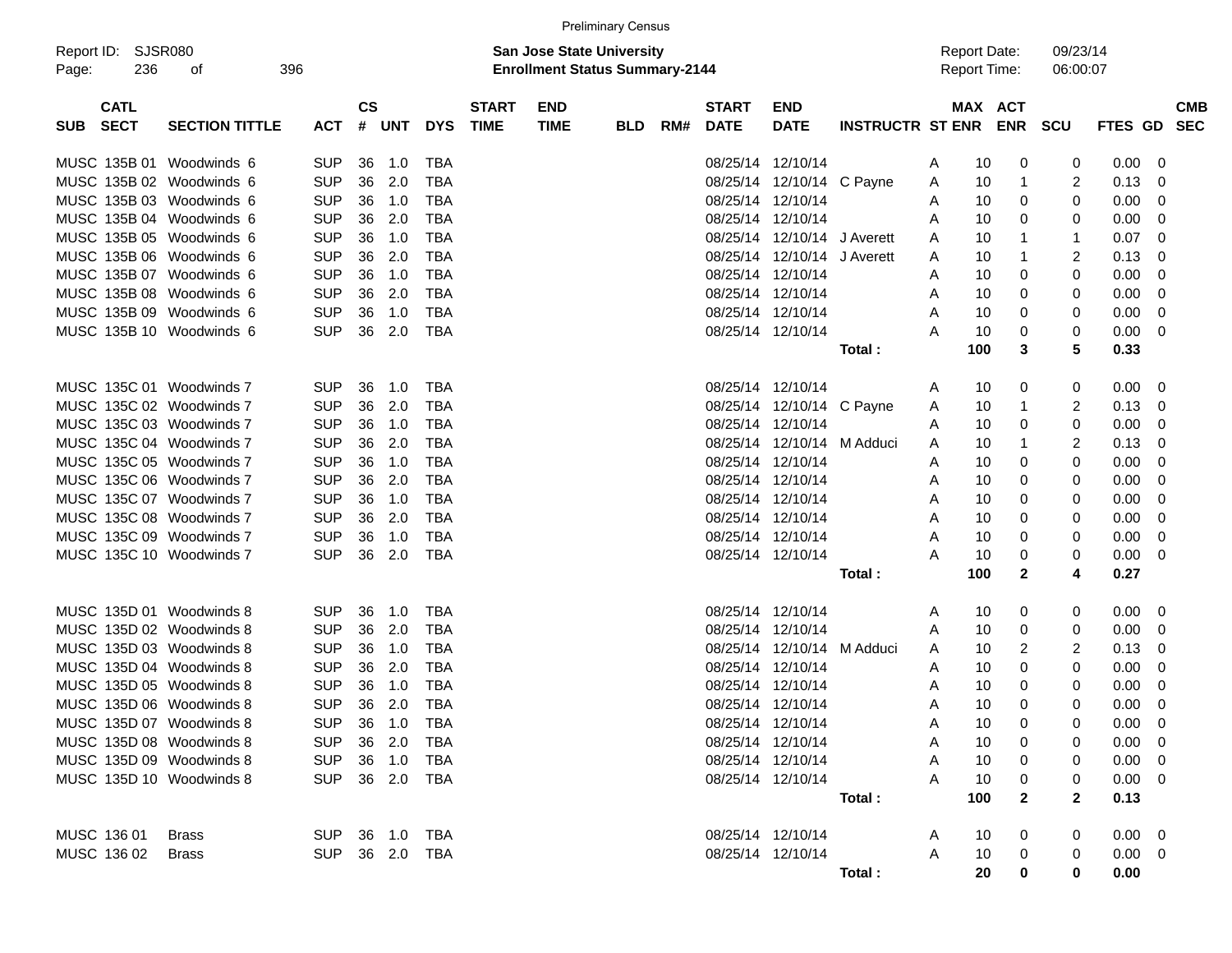Preliminary Census

Report ID: SJSR080
Page: 236 of 396

**San Jose State University**
**Enrollment Status Summary-2144**

Report Date: 09/23/14
Report Time: 06:00:07

| SUB | CATL SECT | SECTION TITTLE | ACT | CS # | UNT | DYS | START TIME | END TIME | BLD | RM# | START DATE | END DATE | INSTRUCTR | ST | MAX ENR | ACT ENR | SCU | FTES | GD | CMB SEC |
|---|---|---|---|---|---|---|---|---|---|---|---|---|---|---|---|---|---|---|---|---|
| MUSC | 135B 01 | Woodwinds 6 | SUP | 36 | 1.0 | TBA | | | | | 08/25/14 | 12/10/14 | | A | 10 | 0 | 0 | 0.00 | 0 | |
| MUSC | 135B 02 | Woodwinds 6 | SUP | 36 | 2.0 | TBA | | | | | 08/25/14 | 12/10/14 | C Payne | A | 10 | 1 | 2 | 0.13 | 0 | |
| MUSC | 135B 03 | Woodwinds 6 | SUP | 36 | 1.0 | TBA | | | | | 08/25/14 | 12/10/14 | | A | 10 | 0 | 0 | 0.00 | 0 | |
| MUSC | 135B 04 | Woodwinds 6 | SUP | 36 | 2.0 | TBA | | | | | 08/25/14 | 12/10/14 | | A | 10 | 0 | 0 | 0.00 | 0 | |
| MUSC | 135B 05 | Woodwinds 6 | SUP | 36 | 1.0 | TBA | | | | | 08/25/14 | 12/10/14 | J Averett | A | 10 | 1 | 1 | 0.07 | 0 | |
| MUSC | 135B 06 | Woodwinds 6 | SUP | 36 | 2.0 | TBA | | | | | 08/25/14 | 12/10/14 | J Averett | A | 10 | 1 | 2 | 0.13 | 0 | |
| MUSC | 135B 07 | Woodwinds 6 | SUP | 36 | 1.0 | TBA | | | | | 08/25/14 | 12/10/14 | | A | 10 | 0 | 0 | 0.00 | 0 | |
| MUSC | 135B 08 | Woodwinds 6 | SUP | 36 | 2.0 | TBA | | | | | 08/25/14 | 12/10/14 | | A | 10 | 0 | 0 | 0.00 | 0 | |
| MUSC | 135B 09 | Woodwinds 6 | SUP | 36 | 1.0 | TBA | | | | | 08/25/14 | 12/10/14 | | A | 10 | 0 | 0 | 0.00 | 0 | |
| MUSC | 135B 10 | Woodwinds 6 | SUP | 36 | 2.0 | TBA | | | | | 08/25/14 | 12/10/14 | | A | 10 | 0 | 0 | 0.00 | 0 | |
| | | | | | | | | | | | | | **Total :** | | **100** | **3** | **5** | **0.33** | | |
| MUSC | 135C 01 | Woodwinds 7 | SUP | 36 | 1.0 | TBA | | | | | 08/25/14 | 12/10/14 | | A | 10 | 0 | 0 | 0.00 | 0 | |
| MUSC | 135C 02 | Woodwinds 7 | SUP | 36 | 2.0 | TBA | | | | | 08/25/14 | 12/10/14 | C Payne | A | 10 | 1 | 2 | 0.13 | 0 | |
| MUSC | 135C 03 | Woodwinds 7 | SUP | 36 | 1.0 | TBA | | | | | 08/25/14 | 12/10/14 | | A | 10 | 0 | 0 | 0.00 | 0 | |
| MUSC | 135C 04 | Woodwinds 7 | SUP | 36 | 2.0 | TBA | | | | | 08/25/14 | 12/10/14 | M Adduci | A | 10 | 1 | 2 | 0.13 | 0 | |
| MUSC | 135C 05 | Woodwinds 7 | SUP | 36 | 1.0 | TBA | | | | | 08/25/14 | 12/10/14 | | A | 10 | 0 | 0 | 0.00 | 0 | |
| MUSC | 135C 06 | Woodwinds 7 | SUP | 36 | 2.0 | TBA | | | | | 08/25/14 | 12/10/14 | | A | 10 | 0 | 0 | 0.00 | 0 | |
| MUSC | 135C 07 | Woodwinds 7 | SUP | 36 | 1.0 | TBA | | | | | 08/25/14 | 12/10/14 | | A | 10 | 0 | 0 | 0.00 | 0 | |
| MUSC | 135C 08 | Woodwinds 7 | SUP | 36 | 2.0 | TBA | | | | | 08/25/14 | 12/10/14 | | A | 10 | 0 | 0 | 0.00 | 0 | |
| MUSC | 135C 09 | Woodwinds 7 | SUP | 36 | 1.0 | TBA | | | | | 08/25/14 | 12/10/14 | | A | 10 | 0 | 0 | 0.00 | 0 | |
| MUSC | 135C 10 | Woodwinds 7 | SUP | 36 | 2.0 | TBA | | | | | 08/25/14 | 12/10/14 | | A | 10 | 0 | 0 | 0.00 | 0 | |
| | | | | | | | | | | | | | **Total :** | | **100** | **2** | **4** | **0.27** | | |
| MUSC | 135D 01 | Woodwinds 8 | SUP | 36 | 1.0 | TBA | | | | | 08/25/14 | 12/10/14 | | A | 10 | 0 | 0 | 0.00 | 0 | |
| MUSC | 135D 02 | Woodwinds 8 | SUP | 36 | 2.0 | TBA | | | | | 08/25/14 | 12/10/14 | | A | 10 | 0 | 0 | 0.00 | 0 | |
| MUSC | 135D 03 | Woodwinds 8 | SUP | 36 | 1.0 | TBA | | | | | 08/25/14 | 12/10/14 | M Adduci | A | 10 | 2 | 2 | 0.13 | 0 | |
| MUSC | 135D 04 | Woodwinds 8 | SUP | 36 | 2.0 | TBA | | | | | 08/25/14 | 12/10/14 | | A | 10 | 0 | 0 | 0.00 | 0 | |
| MUSC | 135D 05 | Woodwinds 8 | SUP | 36 | 1.0 | TBA | | | | | 08/25/14 | 12/10/14 | | A | 10 | 0 | 0 | 0.00 | 0 | |
| MUSC | 135D 06 | Woodwinds 8 | SUP | 36 | 2.0 | TBA | | | | | 08/25/14 | 12/10/14 | | A | 10 | 0 | 0 | 0.00 | 0 | |
| MUSC | 135D 07 | Woodwinds 8 | SUP | 36 | 1.0 | TBA | | | | | 08/25/14 | 12/10/14 | | A | 10 | 0 | 0 | 0.00 | 0 | |
| MUSC | 135D 08 | Woodwinds 8 | SUP | 36 | 2.0 | TBA | | | | | 08/25/14 | 12/10/14 | | A | 10 | 0 | 0 | 0.00 | 0 | |
| MUSC | 135D 09 | Woodwinds 8 | SUP | 36 | 1.0 | TBA | | | | | 08/25/14 | 12/10/14 | | A | 10 | 0 | 0 | 0.00 | 0 | |
| MUSC | 135D 10 | Woodwinds 8 | SUP | 36 | 2.0 | TBA | | | | | 08/25/14 | 12/10/14 | | A | 10 | 0 | 0 | 0.00 | 0 | |
| | | | | | | | | | | | | | **Total :** | | **100** | **2** | **2** | **0.13** | | |
| MUSC | 136 01 | Brass | SUP | 36 | 1.0 | TBA | | | | | 08/25/14 | 12/10/14 | | A | 10 | 0 | 0 | 0.00 | 0 | |
| MUSC | 136 02 | Brass | SUP | 36 | 2.0 | TBA | | | | | 08/25/14 | 12/10/14 | | A | 10 | 0 | 0 | 0.00 | 0 | |
| | | | | | | | | | | | | | **Total :** | | **20** | **0** | **0** | **0.00** | | |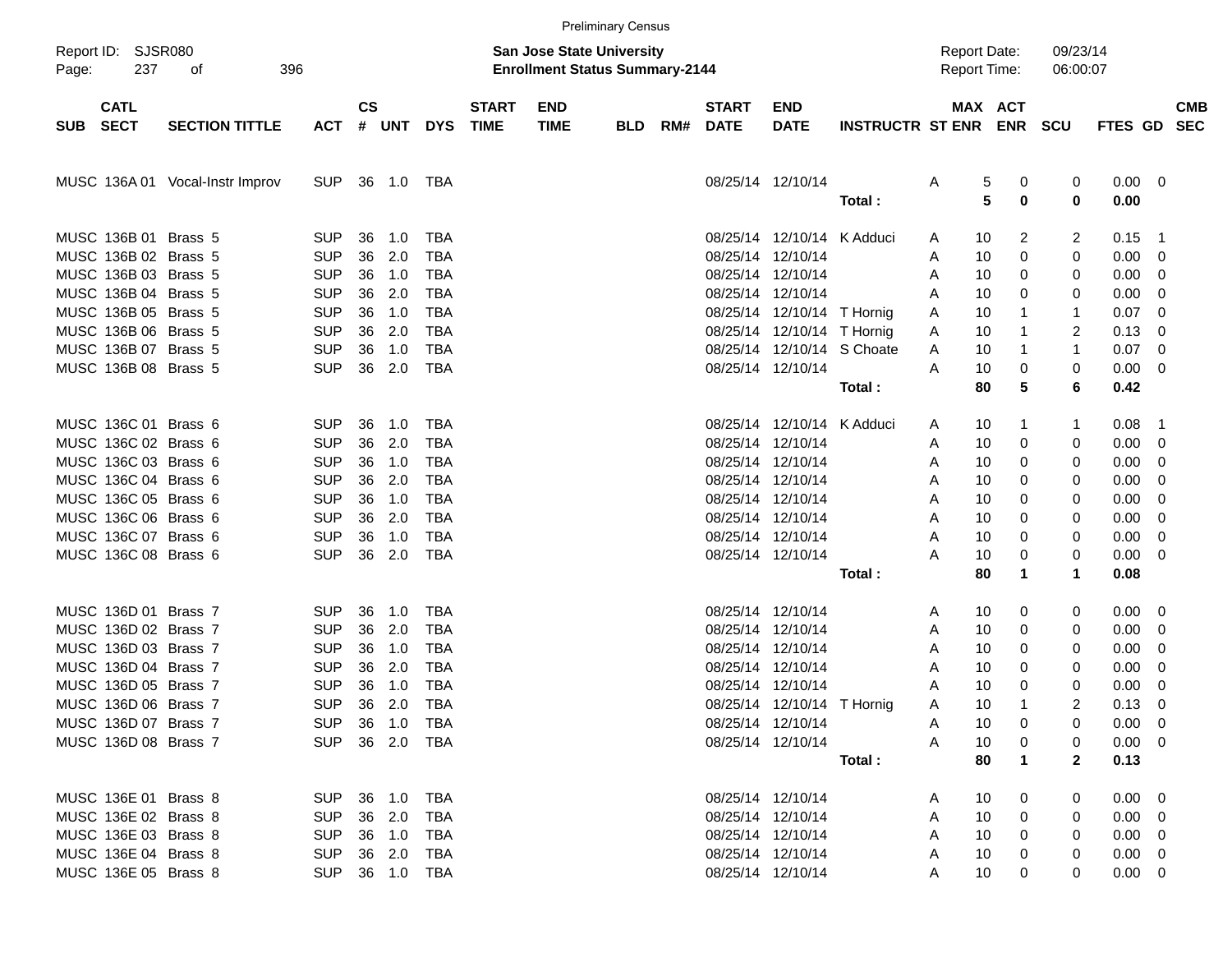Preliminary Census

Report ID: SJSR080

**San Jose State University**
**Enrollment Status Summary-2144**

Report Date: 09/23/14
Report Time: 06:00:07

| SUB | CATL SECT | SECTION TITTLE | ACT | CS # | UNT | DYS | START TIME | END TIME | BLD | RM# | START DATE | END DATE | INSTRUCTR | ST | MAX ENR | ACT ENR | SCU | FTES | GD | CMB SEC |
|---|---|---|---|---|---|---|---|---|---|---|---|---|---|---|---|---|---|---|---|---|
| MUSC | 136A 01 | Vocal-Instr Improv | SUP | 36 | 1.0 | TBA | | | | | 08/25/14 | 12/10/14 | | A | 5 | 0 | 0 | 0.00 | 0 | |
| | | | | | | | | | | | | | **Total :** | | **5** | **0** | **0** | **0.00** | | |
| MUSC | 136B 01 | Brass 5 | SUP | 36 | 1.0 | TBA | | | | | 08/25/14 | 12/10/14 | K Adduci | A | 10 | 2 | 2 | 0.15 | 1 | |
| MUSC | 136B 02 | Brass 5 | SUP | 36 | 2.0 | TBA | | | | | 08/25/14 | 12/10/14 | | A | 10 | 0 | 0 | 0.00 | 0 | |
| MUSC | 136B 03 | Brass 5 | SUP | 36 | 1.0 | TBA | | | | | 08/25/14 | 12/10/14 | | A | 10 | 0 | 0 | 0.00 | 0 | |
| MUSC | 136B 04 | Brass 5 | SUP | 36 | 2.0 | TBA | | | | | 08/25/14 | 12/10/14 | | A | 10 | 0 | 0 | 0.00 | 0 | |
| MUSC | 136B 05 | Brass 5 | SUP | 36 | 1.0 | TBA | | | | | 08/25/14 | 12/10/14 | T Hornig | A | 10 | 1 | 1 | 0.07 | 0 | |
| MUSC | 136B 06 | Brass 5 | SUP | 36 | 2.0 | TBA | | | | | 08/25/14 | 12/10/14 | T Hornig | A | 10 | 1 | 2 | 0.13 | 0 | |
| MUSC | 136B 07 | Brass 5 | SUP | 36 | 1.0 | TBA | | | | | 08/25/14 | 12/10/14 | S Choate | A | 10 | 1 | 1 | 0.07 | 0 | |
| MUSC | 136B 08 | Brass 5 | SUP | 36 | 2.0 | TBA | | | | | 08/25/14 | 12/10/14 | | A | 10 | 0 | 0 | 0.00 | 0 | |
| | | | | | | | | | | | | | **Total :** | | **80** | **5** | **6** | **0.42** | | |
| MUSC | 136C 01 | Brass 6 | SUP | 36 | 1.0 | TBA | | | | | 08/25/14 | 12/10/14 | K Adduci | A | 10 | 1 | 1 | 0.08 | 1 | |
| MUSC | 136C 02 | Brass 6 | SUP | 36 | 2.0 | TBA | | | | | 08/25/14 | 12/10/14 | | A | 10 | 0 | 0 | 0.00 | 0 | |
| MUSC | 136C 03 | Brass 6 | SUP | 36 | 1.0 | TBA | | | | | 08/25/14 | 12/10/14 | | A | 10 | 0 | 0 | 0.00 | 0 | |
| MUSC | 136C 04 | Brass 6 | SUP | 36 | 2.0 | TBA | | | | | 08/25/14 | 12/10/14 | | A | 10 | 0 | 0 | 0.00 | 0 | |
| MUSC | 136C 05 | Brass 6 | SUP | 36 | 1.0 | TBA | | | | | 08/25/14 | 12/10/14 | | A | 10 | 0 | 0 | 0.00 | 0 | |
| MUSC | 136C 06 | Brass 6 | SUP | 36 | 2.0 | TBA | | | | | 08/25/14 | 12/10/14 | | A | 10 | 0 | 0 | 0.00 | 0 | |
| MUSC | 136C 07 | Brass 6 | SUP | 36 | 1.0 | TBA | | | | | 08/25/14 | 12/10/14 | | A | 10 | 0 | 0 | 0.00 | 0 | |
| MUSC | 136C 08 | Brass 6 | SUP | 36 | 2.0 | TBA | | | | | 08/25/14 | 12/10/14 | | A | 10 | 0 | 0 | 0.00 | 0 | |
| | | | | | | | | | | | | | **Total :** | | **80** | **1** | **1** | **0.08** | | |
| MUSC | 136D 01 | Brass 7 | SUP | 36 | 1.0 | TBA | | | | | 08/25/14 | 12/10/14 | | A | 10 | 0 | 0 | 0.00 | 0 | |
| MUSC | 136D 02 | Brass 7 | SUP | 36 | 2.0 | TBA | | | | | 08/25/14 | 12/10/14 | | A | 10 | 0 | 0 | 0.00 | 0 | |
| MUSC | 136D 03 | Brass 7 | SUP | 36 | 1.0 | TBA | | | | | 08/25/14 | 12/10/14 | | A | 10 | 0 | 0 | 0.00 | 0 | |
| MUSC | 136D 04 | Brass 7 | SUP | 36 | 2.0 | TBA | | | | | 08/25/14 | 12/10/14 | | A | 10 | 0 | 0 | 0.00 | 0 | |
| MUSC | 136D 05 | Brass 7 | SUP | 36 | 1.0 | TBA | | | | | 08/25/14 | 12/10/14 | | A | 10 | 0 | 0 | 0.00 | 0 | |
| MUSC | 136D 06 | Brass 7 | SUP | 36 | 2.0 | TBA | | | | | 08/25/14 | 12/10/14 | T Hornig | A | 10 | 1 | 2 | 0.13 | 0 | |
| MUSC | 136D 07 | Brass 7 | SUP | 36 | 1.0 | TBA | | | | | 08/25/14 | 12/10/14 | | A | 10 | 0 | 0 | 0.00 | 0 | |
| MUSC | 136D 08 | Brass 7 | SUP | 36 | 2.0 | TBA | | | | | 08/25/14 | 12/10/14 | | A | 10 | 0 | 0 | 0.00 | 0 | |
| | | | | | | | | | | | | | **Total :** | | **80** | **1** | **2** | **0.13** | | |
| MUSC | 136E 01 | Brass 8 | SUP | 36 | 1.0 | TBA | | | | | 08/25/14 | 12/10/14 | | A | 10 | 0 | 0 | 0.00 | 0 | |
| MUSC | 136E 02 | Brass 8 | SUP | 36 | 2.0 | TBA | | | | | 08/25/14 | 12/10/14 | | A | 10 | 0 | 0 | 0.00 | 0 | |
| MUSC | 136E 03 | Brass 8 | SUP | 36 | 1.0 | TBA | | | | | 08/25/14 | 12/10/14 | | A | 10 | 0 | 0 | 0.00 | 0 | |
| MUSC | 136E 04 | Brass 8 | SUP | 36 | 2.0 | TBA | | | | | 08/25/14 | 12/10/14 | | A | 10 | 0 | 0 | 0.00 | 0 | |
| MUSC | 136E 05 | Brass 8 | SUP | 36 | 1.0 | TBA | | | | | 08/25/14 | 12/10/14 | | A | 10 | 0 | 0 | 0.00 | 0 | |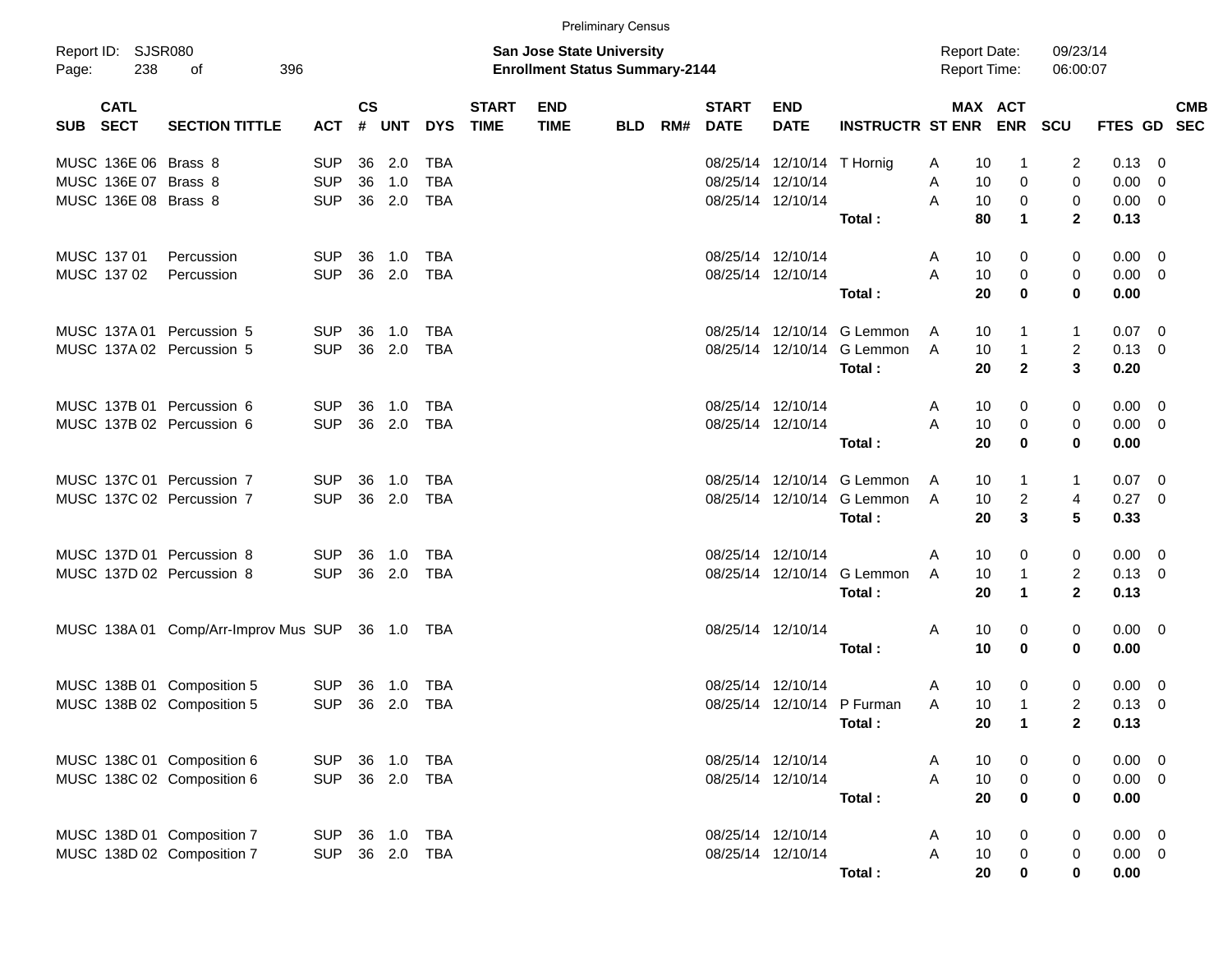Preliminary Census

Report ID: SJSR080

**San Jose State University**
**Enrollment Status Summary-2144**

Report Date: 09/23/14
Report Time: 06:00:07

| SUB | CATL SECT | SECTION TITTLE | ACT | CS # | UNT | DYS | START TIME | END TIME | BLD | RM# | START DATE | END DATE | INSTRUCTR | ST | MAX ENR | ACT ENR | SCU | FTES | GD | CMB SEC |
|---|---|---|---|---|---|---|---|---|---|---|---|---|---|---|---|---|---|---|---|---|
| MUSC | 136E 06 | Brass 8 | SUP | 36 | 2.0 | TBA | | | | | 08/25/14 | 12/10/14 | T Hornig | A | 10 | 1 | 2 | 0.13 | 0 | |
| MUSC | 136E 07 | Brass 8 | SUP | 36 | 1.0 | TBA | | | | | 08/25/14 | 12/10/14 | | A | 10 | 0 | 0 | 0.00 | 0 | |
| MUSC | 136E 08 | Brass 8 | SUP | 36 | 2.0 | TBA | | | | | 08/25/14 | 12/10/14 | | A | 10 | 0 | 0 | 0.00 | 0 | |
| | | | | | | | | | | | | | **Total :** | | **80** | **1** | **2** | **0.13** | | |
| MUSC | 137 01 | Percussion | SUP | 36 | 1.0 | TBA | | | | | 08/25/14 | 12/10/14 | | A | 10 | 0 | 0 | 0.00 | 0 | |
| MUSC | 137 02 | Percussion | SUP | 36 | 2.0 | TBA | | | | | 08/25/14 | 12/10/14 | | A | 10 | 0 | 0 | 0.00 | 0 | |
| | | | | | | | | | | | | | **Total :** | | **20** | **0** | **0** | **0.00** | | |
| MUSC | 137A 01 | Percussion 5 | SUP | 36 | 1.0 | TBA | | | | | 08/25/14 | 12/10/14 | G Lemmon | A | 10 | 1 | 1 | 0.07 | 0 | |
| MUSC | 137A 02 | Percussion 5 | SUP | 36 | 2.0 | TBA | | | | | 08/25/14 | 12/10/14 | G Lemmon | A | 10 | 1 | 2 | 0.13 | 0 | |
| | | | | | | | | | | | | | **Total :** | | **20** | **2** | **3** | **0.20** | | |
| MUSC | 137B 01 | Percussion 6 | SUP | 36 | 1.0 | TBA | | | | | 08/25/14 | 12/10/14 | | A | 10 | 0 | 0 | 0.00 | 0 | |
| MUSC | 137B 02 | Percussion 6 | SUP | 36 | 2.0 | TBA | | | | | 08/25/14 | 12/10/14 | | A | 10 | 0 | 0 | 0.00 | 0 | |
| | | | | | | | | | | | | | **Total :** | | **20** | **0** | **0** | **0.00** | | |
| MUSC | 137C 01 | Percussion 7 | SUP | 36 | 1.0 | TBA | | | | | 08/25/14 | 12/10/14 | G Lemmon | A | 10 | 1 | 1 | 0.07 | 0 | |
| MUSC | 137C 02 | Percussion 7 | SUP | 36 | 2.0 | TBA | | | | | 08/25/14 | 12/10/14 | G Lemmon | A | 10 | 2 | 4 | 0.27 | 0 | |
| | | | | | | | | | | | | | **Total :** | | **20** | **3** | **5** | **0.33** | | |
| MUSC | 137D 01 | Percussion 8 | SUP | 36 | 1.0 | TBA | | | | | 08/25/14 | 12/10/14 | | A | 10 | 0 | 0 | 0.00 | 0 | |
| MUSC | 137D 02 | Percussion 8 | SUP | 36 | 2.0 | TBA | | | | | 08/25/14 | 12/10/14 | G Lemmon | A | 10 | 1 | 2 | 0.13 | 0 | |
| | | | | | | | | | | | | | **Total :** | | **20** | **1** | **2** | **0.13** | | |
| MUSC | 138A 01 | Comp/Arr-Improv Mus | SUP | 36 | 1.0 | TBA | | | | | 08/25/14 | 12/10/14 | | A | 10 | 0 | 0 | 0.00 | 0 | |
| | | | | | | | | | | | | | **Total :** | | **10** | **0** | **0** | **0.00** | | |
| MUSC | 138B 01 | Composition 5 | SUP | 36 | 1.0 | TBA | | | | | 08/25/14 | 12/10/14 | | A | 10 | 0 | 0 | 0.00 | 0 | |
| MUSC | 138B 02 | Composition 5 | SUP | 36 | 2.0 | TBA | | | | | 08/25/14 | 12/10/14 | P Furman | A | 10 | 1 | 2 | 0.13 | 0 | |
| | | | | | | | | | | | | | **Total :** | | **20** | **1** | **2** | **0.13** | | |
| MUSC | 138C 01 | Composition 6 | SUP | 36 | 1.0 | TBA | | | | | 08/25/14 | 12/10/14 | | A | 10 | 0 | 0 | 0.00 | 0 | |
| MUSC | 138C 02 | Composition 6 | SUP | 36 | 2.0 | TBA | | | | | 08/25/14 | 12/10/14 | | A | 10 | 0 | 0 | 0.00 | 0 | |
| | | | | | | | | | | | | | **Total :** | | **20** | **0** | **0** | **0.00** | | |
| MUSC | 138D 01 | Composition 7 | SUP | 36 | 1.0 | TBA | | | | | 08/25/14 | 12/10/14 | | A | 10 | 0 | 0 | 0.00 | 0 | |
| MUSC | 138D 02 | Composition 7 | SUP | 36 | 2.0 | TBA | | | | | 08/25/14 | 12/10/14 | | A | 10 | 0 | 0 | 0.00 | 0 | |
| | | | | | | | | | | | | | **Total :** | | **20** | **0** | **0** | **0.00** | | |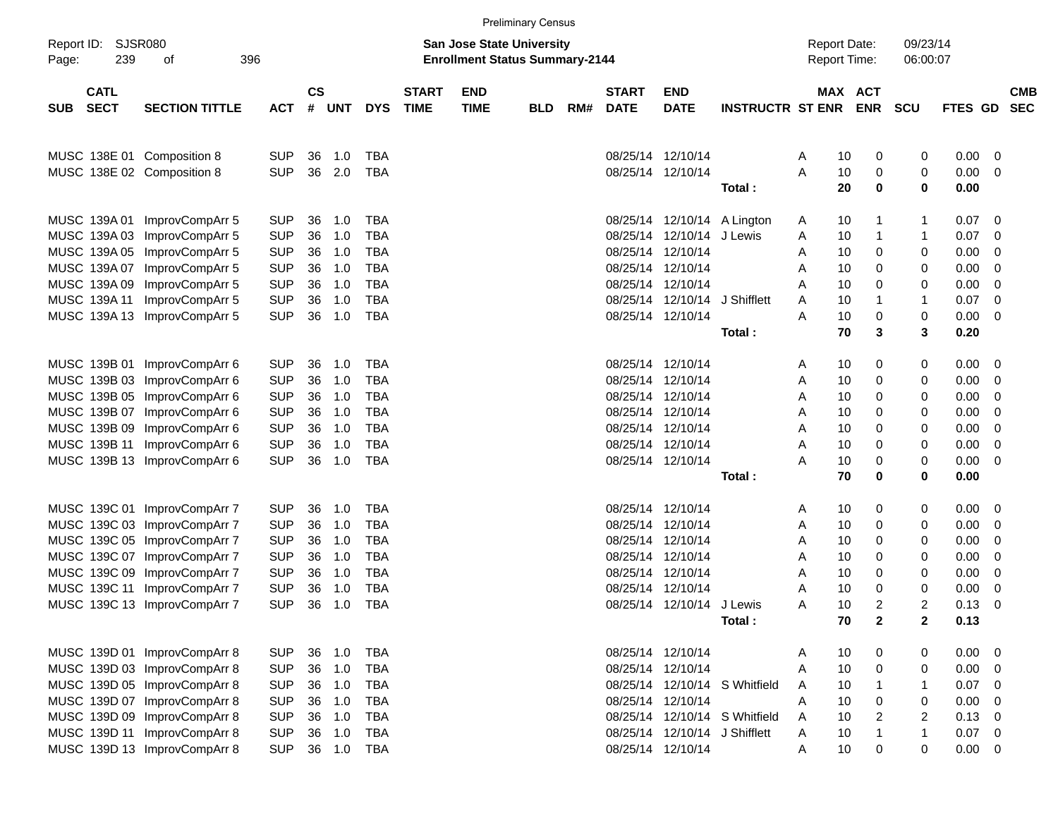Preliminary Census

Report ID: SJSR080
Page: 239 of 396

**San Jose State University**
**Enrollment Status Summary-2144**

Report Date: 09/23/14
Report Time: 06:00:07

| SUB | CATL SECT | SECTION TITTLE | ACT | CS # | UNT | DYS | START TIME | END TIME | BLD | RM# | START DATE | END DATE | INSTRUCTR | ST | MAX ENR | ACT ENR | SCU | FTES | GD | CMB SEC |
|---|---|---|---|---|---|---|---|---|---|---|---|---|---|---|---|---|---|---|---|---|
| MUSC | 138E 01 | Composition 8 | SUP | 36 | 1.0 | TBA | | | | | 08/25/14 | 12/10/14 | | A | 10 | 0 | 0 | 0.00 | 0 | |
| MUSC | 138E 02 | Composition 8 | SUP | 36 | 2.0 | TBA | | | | | 08/25/14 | 12/10/14 | | A | 10 | 0 | 0 | 0.00 | 0 | |
| | | | | | | | | | | | | | **Total :** | | **20** | **0** | **0** | **0.00** | | |
| MUSC | 139A 01 | ImprovCompArr 5 | SUP | 36 | 1.0 | TBA | | | | | 08/25/14 | 12/10/14 | A Lington | A | 10 | 1 | 1 | 0.07 | 0 | |
| MUSC | 139A 03 | ImprovCompArr 5 | SUP | 36 | 1.0 | TBA | | | | | 08/25/14 | 12/10/14 | J Lewis | A | 10 | 1 | 1 | 0.07 | 0 | |
| MUSC | 139A 05 | ImprovCompArr 5 | SUP | 36 | 1.0 | TBA | | | | | 08/25/14 | 12/10/14 | | A | 10 | 0 | 0 | 0.00 | 0 | |
| MUSC | 139A 07 | ImprovCompArr 5 | SUP | 36 | 1.0 | TBA | | | | | 08/25/14 | 12/10/14 | | A | 10 | 0 | 0 | 0.00 | 0 | |
| MUSC | 139A 09 | ImprovCompArr 5 | SUP | 36 | 1.0 | TBA | | | | | 08/25/14 | 12/10/14 | | A | 10 | 0 | 0 | 0.00 | 0 | |
| MUSC | 139A 11 | ImprovCompArr 5 | SUP | 36 | 1.0 | TBA | | | | | 08/25/14 | 12/10/14 | J Shifflett | A | 10 | 1 | 1 | 0.07 | 0 | |
| MUSC | 139A 13 | ImprovCompArr 5 | SUP | 36 | 1.0 | TBA | | | | | 08/25/14 | 12/10/14 | | A | 10 | 0 | 0 | 0.00 | 0 | |
| | | | | | | | | | | | | | **Total :** | | **70** | **3** | **3** | **0.20** | | |
| MUSC | 139B 01 | ImprovCompArr 6 | SUP | 36 | 1.0 | TBA | | | | | 08/25/14 | 12/10/14 | | A | 10 | 0 | 0 | 0.00 | 0 | |
| MUSC | 139B 03 | ImprovCompArr 6 | SUP | 36 | 1.0 | TBA | | | | | 08/25/14 | 12/10/14 | | A | 10 | 0 | 0 | 0.00 | 0 | |
| MUSC | 139B 05 | ImprovCompArr 6 | SUP | 36 | 1.0 | TBA | | | | | 08/25/14 | 12/10/14 | | A | 10 | 0 | 0 | 0.00 | 0 | |
| MUSC | 139B 07 | ImprovCompArr 6 | SUP | 36 | 1.0 | TBA | | | | | 08/25/14 | 12/10/14 | | A | 10 | 0 | 0 | 0.00 | 0 | |
| MUSC | 139B 09 | ImprovCompArr 6 | SUP | 36 | 1.0 | TBA | | | | | 08/25/14 | 12/10/14 | | A | 10 | 0 | 0 | 0.00 | 0 | |
| MUSC | 139B 11 | ImprovCompArr 6 | SUP | 36 | 1.0 | TBA | | | | | 08/25/14 | 12/10/14 | | A | 10 | 0 | 0 | 0.00 | 0 | |
| MUSC | 139B 13 | ImprovCompArr 6 | SUP | 36 | 1.0 | TBA | | | | | 08/25/14 | 12/10/14 | | A | 10 | 0 | 0 | 0.00 | 0 | |
| | | | | | | | | | | | | | **Total :** | | **70** | **0** | **0** | **0.00** | | |
| MUSC | 139C 01 | ImprovCompArr 7 | SUP | 36 | 1.0 | TBA | | | | | 08/25/14 | 12/10/14 | | A | 10 | 0 | 0 | 0.00 | 0 | |
| MUSC | 139C 03 | ImprovCompArr 7 | SUP | 36 | 1.0 | TBA | | | | | 08/25/14 | 12/10/14 | | A | 10 | 0 | 0 | 0.00 | 0 | |
| MUSC | 139C 05 | ImprovCompArr 7 | SUP | 36 | 1.0 | TBA | | | | | 08/25/14 | 12/10/14 | | A | 10 | 0 | 0 | 0.00 | 0 | |
| MUSC | 139C 07 | ImprovCompArr 7 | SUP | 36 | 1.0 | TBA | | | | | 08/25/14 | 12/10/14 | | A | 10 | 0 | 0 | 0.00 | 0 | |
| MUSC | 139C 09 | ImprovCompArr 7 | SUP | 36 | 1.0 | TBA | | | | | 08/25/14 | 12/10/14 | | A | 10 | 0 | 0 | 0.00 | 0 | |
| MUSC | 139C 11 | ImprovCompArr 7 | SUP | 36 | 1.0 | TBA | | | | | 08/25/14 | 12/10/14 | | A | 10 | 0 | 0 | 0.00 | 0 | |
| MUSC | 139C 13 | ImprovCompArr 7 | SUP | 36 | 1.0 | TBA | | | | | 08/25/14 | 12/10/14 | J Lewis | A | 10 | 2 | 2 | 0.13 | 0 | |
| | | | | | | | | | | | | | **Total :** | | **70** | **2** | **2** | **0.13** | | |
| MUSC | 139D 01 | ImprovCompArr 8 | SUP | 36 | 1.0 | TBA | | | | | 08/25/14 | 12/10/14 | | A | 10 | 0 | 0 | 0.00 | 0 | |
| MUSC | 139D 03 | ImprovCompArr 8 | SUP | 36 | 1.0 | TBA | | | | | 08/25/14 | 12/10/14 | | A | 10 | 0 | 0 | 0.00 | 0 | |
| MUSC | 139D 05 | ImprovCompArr 8 | SUP | 36 | 1.0 | TBA | | | | | 08/25/14 | 12/10/14 | S Whitfield | A | 10 | 1 | 1 | 0.07 | 0 | |
| MUSC | 139D 07 | ImprovCompArr 8 | SUP | 36 | 1.0 | TBA | | | | | 08/25/14 | 12/10/14 | | A | 10 | 0 | 0 | 0.00 | 0 | |
| MUSC | 139D 09 | ImprovCompArr 8 | SUP | 36 | 1.0 | TBA | | | | | 08/25/14 | 12/10/14 | S Whitfield | A | 10 | 2 | 2 | 0.13 | 0 | |
| MUSC | 139D 11 | ImprovCompArr 8 | SUP | 36 | 1.0 | TBA | | | | | 08/25/14 | 12/10/14 | J Shifflett | A | 10 | 1 | 1 | 0.07 | 0 | |
| MUSC | 139D 13 | ImprovCompArr 8 | SUP | 36 | 1.0 | TBA | | | | | 08/25/14 | 12/10/14 | | A | 10 | 0 | 0 | 0.00 | 0 | |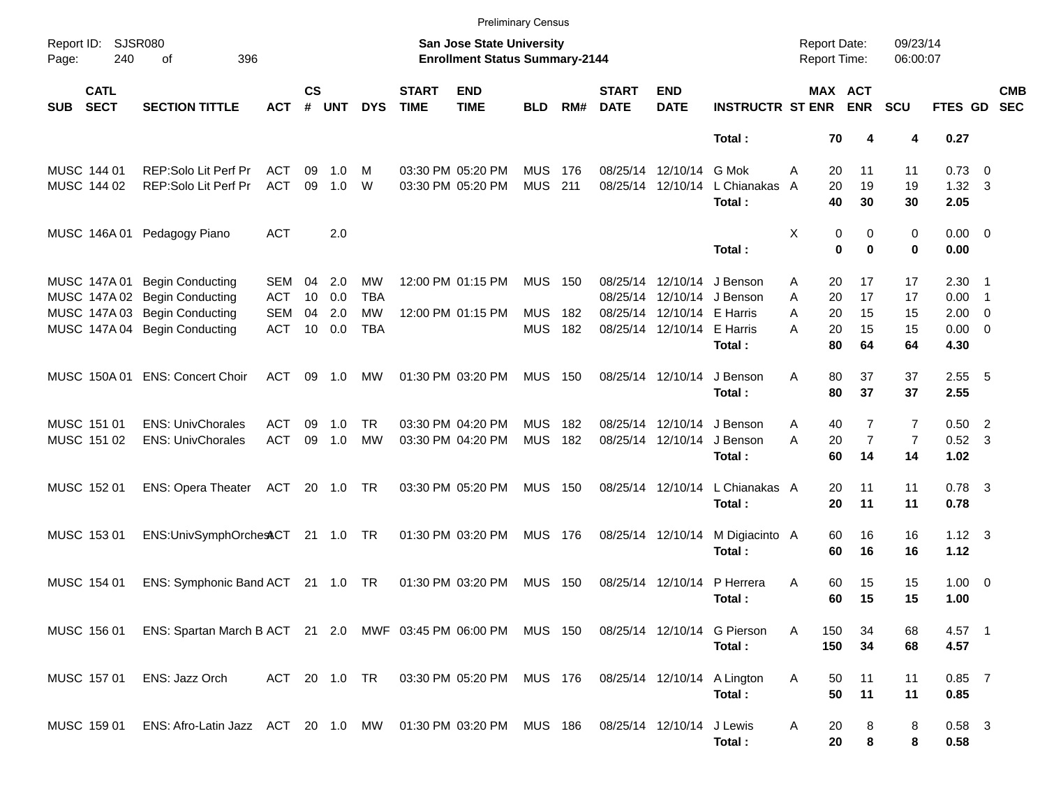Preliminary Census

Report ID: SJSR080

**San Jose State University**
**Enrollment Status Summary-2144**

Report Date: 09/23/14
Report Time: 06:00:07

| SUB | CATL SECT | SECTION TITTLE | ACT | CS # | UNT | DYS | START TIME | END TIME | BLD | RM# | START DATE | END DATE | INSTRUCTR | ST | MAX ENR | ACT ENR | SCU | FTES | GD | CMB SEC |
|---|---|---|---|---|---|---|---|---|---|---|---|---|---|---|---|---|---|---|---|---|
| | | | | | | | | | | | | | **Total :** | | **70** | **4** | **4** | **0.27** | | |
| MUSC | 144 01 | REP:Solo Lit Perf Pr | ACT | 09 | 1.0 | M | 03:30 PM | 05:20 PM | MUS | 176 | 08/25/14 | 12/10/14 | G Mok | A | 20 | 11 | 11 | 0.73 | 0 | |
| MUSC | 144 02 | REP:Solo Lit Perf Pr | ACT | 09 | 1.0 | W | 03:30 PM | 05:20 PM | MUS | 211 | 08/25/14 | 12/10/14 | L Chianakas | A | 20 | 19 | 19 | 1.32 | 3 | |
| | | | | | | | | | | | | | **Total :** | | **40** | **30** | **30** | **2.05** | | |
| MUSC | 146A 01 | Pedagogy Piano | ACT | | 2.0 | | | | | | | | | X | 0 | 0 | 0 | 0.00 | 0 | |
| | | | | | | | | | | | | | **Total :** | | **0** | **0** | **0** | **0.00** | | |
| MUSC | 147A 01 | Begin Conducting | SEM | 04 | 2.0 | MW | 12:00 PM | 01:15 PM | MUS | 150 | 08/25/14 | 12/10/14 | J Benson | A | 20 | 17 | 17 | 2.30 | 1 | |
| MUSC | 147A 02 | Begin Conducting | ACT | 10 | 0.0 | TBA | | | | | 08/25/14 | 12/10/14 | J Benson | A | 20 | 17 | 17 | 0.00 | 1 | |
| MUSC | 147A 03 | Begin Conducting | SEM | 04 | 2.0 | MW | 12:00 PM | 01:15 PM | MUS | 182 | 08/25/14 | 12/10/14 | E Harris | A | 20 | 15 | 15 | 2.00 | 0 | |
| MUSC | 147A 04 | Begin Conducting | ACT | 10 | 0.0 | TBA | | | MUS | 182 | 08/25/14 | 12/10/14 | E Harris | A | 20 | 15 | 15 | 0.00 | 0 | |
| | | | | | | | | | | | | | **Total :** | | **80** | **64** | **64** | **4.30** | | |
| MUSC | 150A 01 | ENS: Concert Choir | ACT | 09 | 1.0 | MW | 01:30 PM | 03:20 PM | MUS | 150 | 08/25/14 | 12/10/14 | J Benson | A | 80 | 37 | 37 | 2.55 | 5 | |
| | | | | | | | | | | | | | **Total :** | | **80** | **37** | **37** | **2.55** | | |
| MUSC | 151 01 | ENS: UnivChorales | ACT | 09 | 1.0 | TR | 03:30 PM | 04:20 PM | MUS | 182 | 08/25/14 | 12/10/14 | J Benson | A | 40 | 7 | 7 | 0.50 | 2 | |
| MUSC | 151 02 | ENS: UnivChorales | ACT | 09 | 1.0 | MW | 03:30 PM | 04:20 PM | MUS | 182 | 08/25/14 | 12/10/14 | J Benson | A | 20 | 7 | 7 | 0.52 | 3 | |
| | | | | | | | | | | | | | **Total :** | | **60** | **14** | **14** | **1.02** | | |
| MUSC | 152 01 | ENS: Opera Theater | ACT | 20 | 1.0 | TR | 03:30 PM | 05:20 PM | MUS | 150 | 08/25/14 | 12/10/14 | L Chianakas | A | 20 | 11 | 11 | 0.78 | 3 | |
| | | | | | | | | | | | | | **Total :** | | **20** | **11** | **11** | **0.78** | | |
| MUSC | 153 01 | ENS:UnivSymphOrchest | ACT | 21 | 1.0 | TR | 01:30 PM | 03:20 PM | MUS | 176 | 08/25/14 | 12/10/14 | M Digiacinto | A | 60 | 16 | 16 | 1.12 | 3 | |
| | | | | | | | | | | | | | **Total :** | | **60** | **16** | **16** | **1.12** | | |
| MUSC | 154 01 | ENS: Symphonic Band | ACT | 21 | 1.0 | TR | 01:30 PM | 03:20 PM | MUS | 150 | 08/25/14 | 12/10/14 | P Herrera | A | 60 | 15 | 15 | 1.00 | 0 | |
| | | | | | | | | | | | | | **Total :** | | **60** | **15** | **15** | **1.00** | | |
| MUSC | 156 01 | ENS: Spartan March B | ACT | 21 | 2.0 | MWF | 03:45 PM | 06:00 PM | MUS | 150 | 08/25/14 | 12/10/14 | G Pierson | A | 150 | 34 | 68 | 4.57 | 1 | |
| | | | | | | | | | | | | | **Total :** | | **150** | **34** | **68** | **4.57** | | |
| MUSC | 157 01 | ENS: Jazz Orch | ACT | 20 | 1.0 | TR | 03:30 PM | 05:20 PM | MUS | 176 | 08/25/14 | 12/10/14 | A Lington | A | 50 | 11 | 11 | 0.85 | 7 | |
| | | | | | | | | | | | | | **Total :** | | **50** | **11** | **11** | **0.85** | | |
| MUSC | 159 01 | ENS: Afro-Latin Jazz | ACT | 20 | 1.0 | MW | 01:30 PM | 03:20 PM | MUS | 186 | 08/25/14 | 12/10/14 | J Lewis | A | 20 | 8 | 8 | 0.58 | 3 | |
| | | | | | | | | | | | | | **Total :** | | **20** | **8** | **8** | **0.58** | | |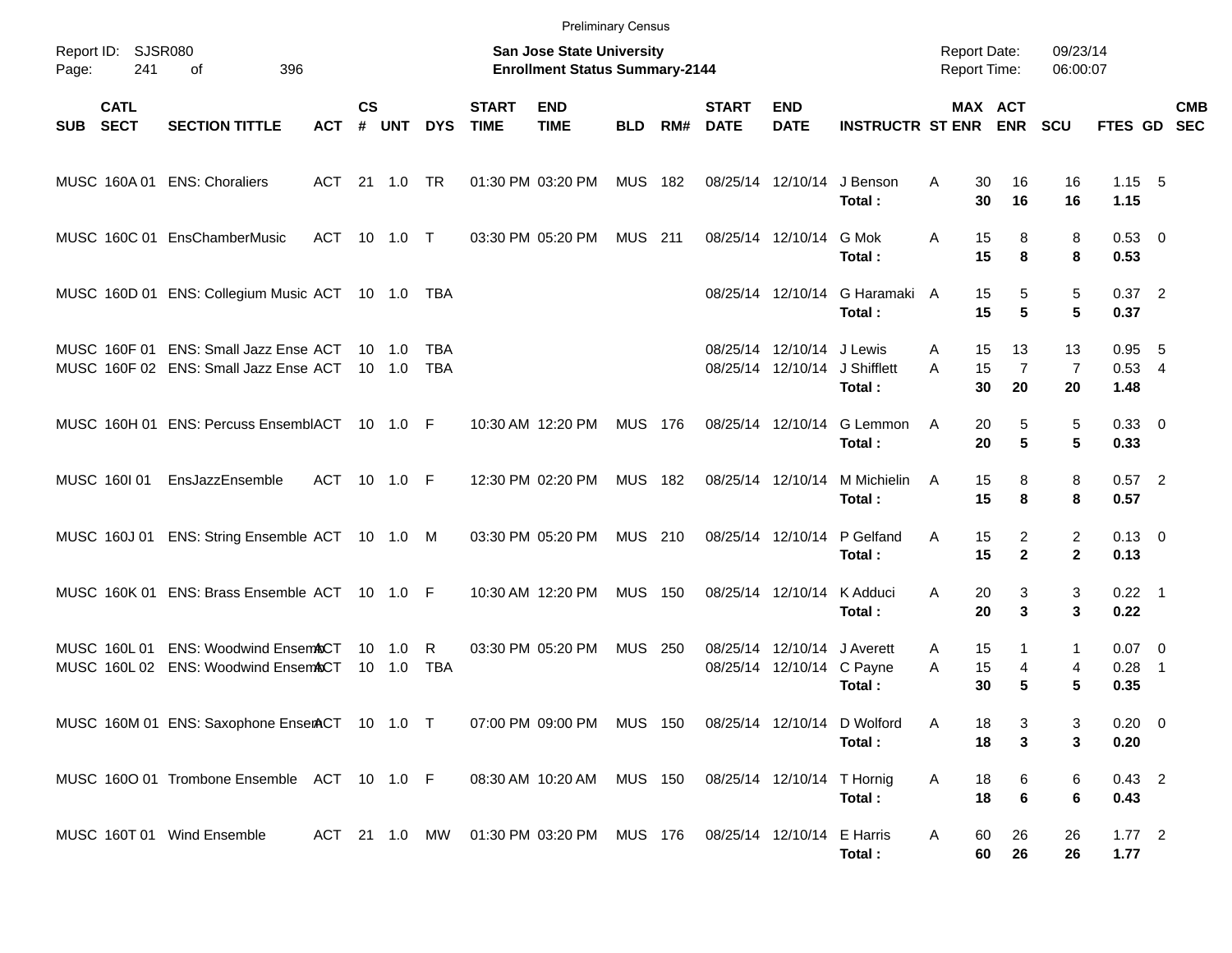Preliminary Census

Report ID: SJSR080
Page: 241 of 396

**San Jose State University**
**Enrollment Status Summary-2144**

Report Date: 09/23/14
Report Time: 06:00:07

| SUB | CATL SECT | SECTION TITTLE | ACT | CS # | UNT | DYS | START TIME | END TIME | BLD | RM# | START DATE | END DATE | INSTRUCTR | ST | MAX ENR | ACT ENR | SCU | FTES | GD | CMB SEC |
|---|---|---|---|---|---|---|---|---|---|---|---|---|---|---|---|---|---|---|---|---|
| MUSC | 160A 01 | ENS: Choraliers | ACT | 21 | 1.0 | TR | 01:30 PM | 03:20 PM | MUS | 182 | 08/25/14 | 12/10/14 | J Benson | A | 30 | 16 | 16 | 1.15 | 5 | |
| | | | | | | | | | | | | | **Total :** | | **30** | **16** | **16** | **1.15** | | |
| MUSC | 160C 01 | EnsChamberMusic | ACT | 10 | 1.0 | T | 03:30 PM | 05:20 PM | MUS | 211 | 08/25/14 | 12/10/14 | G Mok | A | 15 | 8 | 8 | 0.53 | 0 | |
| | | | | | | | | | | | | | **Total :** | | **15** | **8** | **8** | **0.53** | | |
| MUSC | 160D 01 | ENS: Collegium Music | ACT | 10 | 1.0 | TBA | | | | | 08/25/14 | 12/10/14 | G Haramaki | A | 15 | 5 | 5 | 0.37 | 2 | |
| | | | | | | | | | | | | | **Total :** | | **15** | **5** | **5** | **0.37** | | |
| MUSC | 160F 01 | ENS: Small Jazz Ense | ACT | 10 | 1.0 | TBA | | | | | 08/25/14 | 12/10/14 | J Lewis | A | 15 | 13 | 13 | 0.95 | 5 | |
| MUSC | 160F 02 | ENS: Small Jazz Ense | ACT | 10 | 1.0 | TBA | | | | | 08/25/14 | 12/10/14 | J Shifflett | A | 15 | 7 | 7 | 0.53 | 4 | |
| | | | | | | | | | | | | | **Total :** | | **30** | **20** | **20** | **1.48** | | |
| MUSC | 160H 01 | ENS: Percuss Ensembl | ACT | 10 | 1.0 | F | 10:30 AM | 12:20 PM | MUS | 176 | 08/25/14 | 12/10/14 | G Lemmon | A | 20 | 5 | 5 | 0.33 | 0 | |
| | | | | | | | | | | | | | **Total :** | | **20** | **5** | **5** | **0.33** | | |
| MUSC | 160I 01 | EnsJazzEnsemble | ACT | 10 | 1.0 | F | 12:30 PM | 02:20 PM | MUS | 182 | 08/25/14 | 12/10/14 | M Michielin | A | 15 | 8 | 8 | 0.57 | 2 | |
| | | | | | | | | | | | | | **Total :** | | **15** | **8** | **8** | **0.57** | | |
| MUSC | 160J 01 | ENS: String Ensemble | ACT | 10 | 1.0 | M | 03:30 PM | 05:20 PM | MUS | 210 | 08/25/14 | 12/10/14 | P Gelfand | A | 15 | 2 | 2 | 0.13 | 0 | |
| | | | | | | | | | | | | | **Total :** | | **15** | **2** | **2** | **0.13** | | |
| MUSC | 160K 01 | ENS: Brass Ensemble | ACT | 10 | 1.0 | F | 10:30 AM | 12:20 PM | MUS | 150 | 08/25/14 | 12/10/14 | K Adduci | A | 20 | 3 | 3 | 0.22 | 1 | |
| | | | | | | | | | | | | | **Total :** | | **20** | **3** | **3** | **0.22** | | |
| MUSC | 160L 01 | ENS: Woodwind Ensem | ACT | 10 | 1.0 | R | 03:30 PM | 05:20 PM | MUS | 250 | 08/25/14 | 12/10/14 | J Averett | A | 15 | 1 | 1 | 0.07 | 0 | |
| MUSC | 160L 02 | ENS: Woodwind Ensem | ACT | 10 | 1.0 | TBA | | | | | 08/25/14 | 12/10/14 | C Payne | A | 15 | 4 | 4 | 0.28 | 1 | |
| | | | | | | | | | | | | | **Total :** | | **30** | **5** | **5** | **0.35** | | |
| MUSC | 160M 01 | ENS: Saxophone Ensem | ACT | 10 | 1.0 | T | 07:00 PM | 09:00 PM | MUS | 150 | 08/25/14 | 12/10/14 | D Wolford | A | 18 | 3 | 3 | 0.20 | 0 | |
| | | | | | | | | | | | | | **Total :** | | **18** | **3** | **3** | **0.20** | | |
| MUSC | 160O 01 | Trombone Ensemble | ACT | 10 | 1.0 | F | 08:30 AM | 10:20 AM | MUS | 150 | 08/25/14 | 12/10/14 | T Hornig | A | 18 | 6 | 6 | 0.43 | 2 | |
| | | | | | | | | | | | | | **Total :** | | **18** | **6** | **6** | **0.43** | | |
| MUSC | 160T 01 | Wind Ensemble | ACT | 21 | 1.0 | MW | 01:30 PM | 03:20 PM | MUS | 176 | 08/25/14 | 12/10/14 | E Harris | A | 60 | 26 | 26 | 1.77 | 2 | |
| | | | | | | | | | | | | | **Total :** | | **60** | **26** | **26** | **1.77** | | |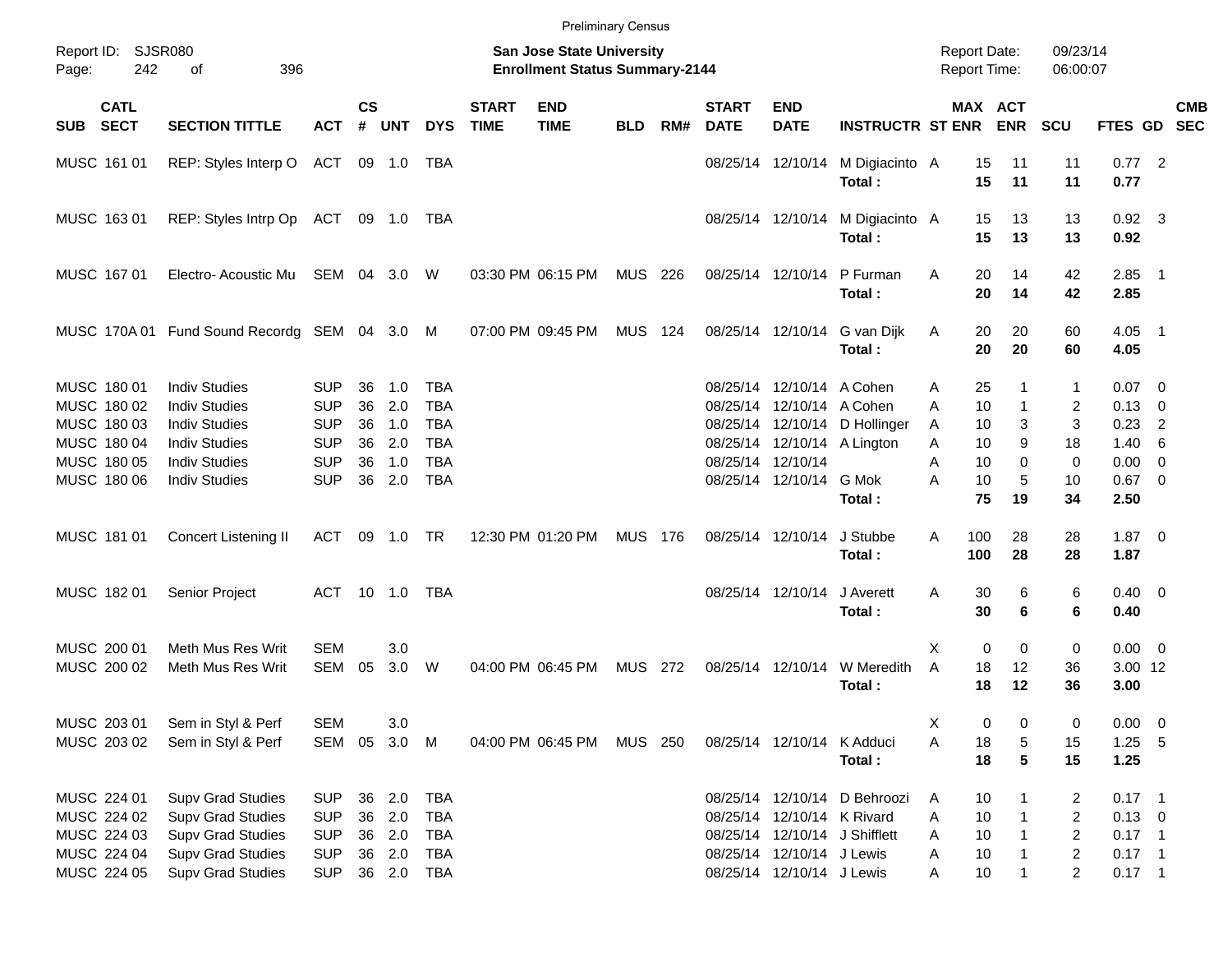Preliminary Census

Report ID: SJSR080
Page: 242 of 396

**San Jose State University**
**Enrollment Status Summary-2144**

Report Date: 09/23/14
Report Time: 06:00:07

| SUB | CATL SECT | SECTION TITTLE | ACT | CS # | UNT | DYS | START TIME | END TIME | BLD | RM# | START DATE | END DATE | INSTRUCTR | ST | MAX ENR | ACT ENR | SCU | FTES | GD | CMB SEC |
|---|---|---|---|---|---|---|---|---|---|---|---|---|---|---|---|---|---|---|---|---|
| MUSC | 161 01 | REP: Styles Interp O | ACT | 09 | 1.0 | TBA | | | | | 08/25/14 | 12/10/14 | M Digiacinto | A | 15 | 11 | 11 | 0.77 | 2 | |
| | | | | | | | | | | | | | **Total :** | | **15** | **11** | **11** | **0.77** | | |
| MUSC | 163 01 | REP: Styles Intrp Op | ACT | 09 | 1.0 | TBA | | | | | 08/25/14 | 12/10/14 | M Digiacinto | A | 15 | 13 | 13 | 0.92 | 3 | |
| | | | | | | | | | | | | | **Total :** | | **15** | **13** | **13** | **0.92** | | |
| MUSC | 167 01 | Electro- Acoustic Mu | SEM | 04 | 3.0 | W | 03:30 PM | 06:15 PM | MUS | 226 | 08/25/14 | 12/10/14 | P Furman | A | 20 | 14 | 42 | 2.85 | 1 | |
| | | | | | | | | | | | | | **Total :** | | **20** | **14** | **42** | **2.85** | | |
| MUSC | 170A 01 | Fund Sound Recordg | SEM | 04 | 3.0 | M | 07:00 PM | 09:45 PM | MUS | 124 | 08/25/14 | 12/10/14 | G van Dijk | A | 20 | 20 | 60 | 4.05 | 1 | |
| | | | | | | | | | | | | | **Total :** | | **20** | **20** | **60** | **4.05** | | |
| MUSC | 180 01 | Indiv Studies | SUP | 36 | 1.0 | TBA | | | | | 08/25/14 | 12/10/14 | A Cohen | A | 25 | 1 | 1 | 0.07 | 0 | |
| MUSC | 180 02 | Indiv Studies | SUP | 36 | 2.0 | TBA | | | | | 08/25/14 | 12/10/14 | A Cohen | A | 10 | 1 | 2 | 0.13 | 0 | |
| MUSC | 180 03 | Indiv Studies | SUP | 36 | 1.0 | TBA | | | | | 08/25/14 | 12/10/14 | D Hollinger | A | 10 | 3 | 3 | 0.23 | 2 | |
| MUSC | 180 04 | Indiv Studies | SUP | 36 | 2.0 | TBA | | | | | 08/25/14 | 12/10/14 | A Lington | A | 10 | 9 | 18 | 1.40 | 6 | |
| MUSC | 180 05 | Indiv Studies | SUP | 36 | 1.0 | TBA | | | | | 08/25/14 | 12/10/14 | | A | 10 | 0 | 0 | 0.00 | 0 | |
| MUSC | 180 06 | Indiv Studies | SUP | 36 | 2.0 | TBA | | | | | 08/25/14 | 12/10/14 | G Mok | A | 10 | 5 | 10 | 0.67 | 0 | |
| | | | | | | | | | | | | | **Total :** | | **75** | **19** | **34** | **2.50** | | |
| MUSC | 181 01 | Concert Listening II | ACT | 09 | 1.0 | TR | 12:30 PM | 01:20 PM | MUS | 176 | 08/25/14 | 12/10/14 | J Stubbe | A | 100 | 28 | 28 | 1.87 | 0 | |
| | | | | | | | | | | | | | **Total :** | | **100** | **28** | **28** | **1.87** | | |
| MUSC | 182 01 | Senior Project | ACT | 10 | 1.0 | TBA | | | | | 08/25/14 | 12/10/14 | J Averett | A | 30 | 6 | 6 | 0.40 | 0 | |
| | | | | | | | | | | | | | **Total :** | | **30** | **6** | **6** | **0.40** | | |
| MUSC | 200 01 | Meth Mus Res Writ | SEM | | 3.0 | | | | | | | | | X | 0 | 0 | 0 | 0.00 | 0 | |
| MUSC | 200 02 | Meth Mus Res Writ | SEM | 05 | 3.0 | W | 04:00 PM | 06:45 PM | MUS | 272 | 08/25/14 | 12/10/14 | W Meredith | A | 18 | 12 | 36 | 3.00 | 12 | |
| | | | | | | | | | | | | | **Total :** | | **18** | **12** | **36** | **3.00** | | |
| MUSC | 203 01 | Sem in Styl & Perf | SEM | | 3.0 | | | | | | | | | X | 0 | 0 | 0 | 0.00 | 0 | |
| MUSC | 203 02 | Sem in Styl & Perf | SEM | 05 | 3.0 | M | 04:00 PM | 06:45 PM | MUS | 250 | 08/25/14 | 12/10/14 | K Adduci | A | 18 | 5 | 15 | 1.25 | 5 | |
| | | | | | | | | | | | | | **Total :** | | **18** | **5** | **15** | **1.25** | | |
| MUSC | 224 01 | Supv Grad Studies | SUP | 36 | 2.0 | TBA | | | | | 08/25/14 | 12/10/14 | D Behroozi | A | 10 | 1 | 2 | 0.17 | 1 | |
| MUSC | 224 02 | Supv Grad Studies | SUP | 36 | 2.0 | TBA | | | | | 08/25/14 | 12/10/14 | K Rivard | A | 10 | 1 | 2 | 0.13 | 0 | |
| MUSC | 224 03 | Supv Grad Studies | SUP | 36 | 2.0 | TBA | | | | | 08/25/14 | 12/10/14 | J Shifflett | A | 10 | 1 | 2 | 0.17 | 1 | |
| MUSC | 224 04 | Supv Grad Studies | SUP | 36 | 2.0 | TBA | | | | | 08/25/14 | 12/10/14 | J Lewis | A | 10 | 1 | 2 | 0.17 | 1 | |
| MUSC | 224 05 | Supv Grad Studies | SUP | 36 | 2.0 | TBA | | | | | 08/25/14 | 12/10/14 | J Lewis | A | 10 | 1 | 2 | 0.17 | 1 | |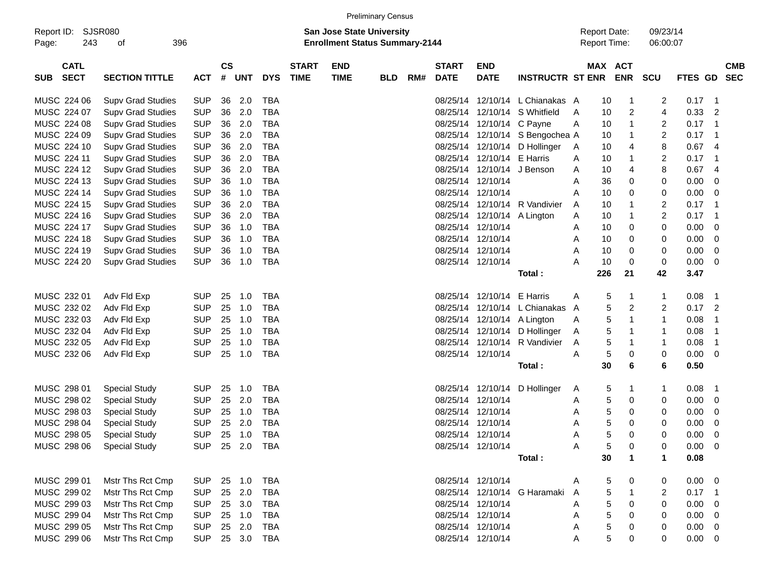Preliminary Census

Report ID: SJSR080

**San Jose State University**
**Enrollment Status Summary-2144**

Report Date: 09/23/14
Report Time: 06:00:07

| SUB | CATL SECT | SECTION TITTLE | ACT | CS # | UNT | DYS | START TIME | END TIME | BLD | RM# | START DATE | END DATE | INSTRUCTR | ST | MAX ENR | ACT ENR | SCU | FTES | GD | CMB SEC |
|---|---|---|---|---|---|---|---|---|---|---|---|---|---|---|---|---|---|---|---|---|
| MUSC | 224 06 | Supv Grad Studies | SUP | 36 | 2.0 | TBA | | | | | 08/25/14 | 12/10/14 | L Chianakas | A | 10 | 1 | 2 | 0.17 | 1 | |
| MUSC | 224 07 | Supv Grad Studies | SUP | 36 | 2.0 | TBA | | | | | 08/25/14 | 12/10/14 | S Whitfield | A | 10 | 2 | 4 | 0.33 | 2 | |
| MUSC | 224 08 | Supv Grad Studies | SUP | 36 | 2.0 | TBA | | | | | 08/25/14 | 12/10/14 | C Payne | A | 10 | 1 | 2 | 0.17 | 1 | |
| MUSC | 224 09 | Supv Grad Studies | SUP | 36 | 2.0 | TBA | | | | | 08/25/14 | 12/10/14 | S Bengochea | A | 10 | 1 | 2 | 0.17 | 1 | |
| MUSC | 224 10 | Supv Grad Studies | SUP | 36 | 2.0 | TBA | | | | | 08/25/14 | 12/10/14 | D Hollinger | A | 10 | 4 | 8 | 0.67 | 4 | |
| MUSC | 224 11 | Supv Grad Studies | SUP | 36 | 2.0 | TBA | | | | | 08/25/14 | 12/10/14 | E Harris | A | 10 | 1 | 2 | 0.17 | 1 | |
| MUSC | 224 12 | Supv Grad Studies | SUP | 36 | 2.0 | TBA | | | | | 08/25/14 | 12/10/14 | J Benson | A | 10 | 4 | 8 | 0.67 | 4 | |
| MUSC | 224 13 | Supv Grad Studies | SUP | 36 | 1.0 | TBA | | | | | 08/25/14 | 12/10/14 | | A | 36 | 0 | 0 | 0.00 | 0 | |
| MUSC | 224 14 | Supv Grad Studies | SUP | 36 | 1.0 | TBA | | | | | 08/25/14 | 12/10/14 | | A | 10 | 0 | 0 | 0.00 | 0 | |
| MUSC | 224 15 | Supv Grad Studies | SUP | 36 | 2.0 | TBA | | | | | 08/25/14 | 12/10/14 | R Vandivier | A | 10 | 1 | 2 | 0.17 | 1 | |
| MUSC | 224 16 | Supv Grad Studies | SUP | 36 | 2.0 | TBA | | | | | 08/25/14 | 12/10/14 | A Lington | A | 10 | 1 | 2 | 0.17 | 1 | |
| MUSC | 224 17 | Supv Grad Studies | SUP | 36 | 1.0 | TBA | | | | | 08/25/14 | 12/10/14 | | A | 10 | 0 | 0 | 0.00 | 0 | |
| MUSC | 224 18 | Supv Grad Studies | SUP | 36 | 1.0 | TBA | | | | | 08/25/14 | 12/10/14 | | A | 10 | 0 | 0 | 0.00 | 0 | |
| MUSC | 224 19 | Supv Grad Studies | SUP | 36 | 1.0 | TBA | | | | | 08/25/14 | 12/10/14 | | A | 10 | 0 | 0 | 0.00 | 0 | |
| MUSC | 224 20 | Supv Grad Studies | SUP | 36 | 1.0 | TBA | | | | | 08/25/14 | 12/10/14 | | A | 10 | 0 | 0 | 0.00 | 0 | |
| | | | | | | | | | | | | | **Total :** | | **226** | **21** | **42** | **3.47** | | |
| MUSC | 232 01 | Adv Fld Exp | SUP | 25 | 1.0 | TBA | | | | | 08/25/14 | 12/10/14 | E Harris | A | 5 | 1 | 1 | 0.08 | 1 | |
| MUSC | 232 02 | Adv Fld Exp | SUP | 25 | 1.0 | TBA | | | | | 08/25/14 | 12/10/14 | L Chianakas | A | 5 | 2 | 2 | 0.17 | 2 | |
| MUSC | 232 03 | Adv Fld Exp | SUP | 25 | 1.0 | TBA | | | | | 08/25/14 | 12/10/14 | A Lington | A | 5 | 1 | 1 | 0.08 | 1 | |
| MUSC | 232 04 | Adv Fld Exp | SUP | 25 | 1.0 | TBA | | | | | 08/25/14 | 12/10/14 | D Hollinger | A | 5 | 1 | 1 | 0.08 | 1 | |
| MUSC | 232 05 | Adv Fld Exp | SUP | 25 | 1.0 | TBA | | | | | 08/25/14 | 12/10/14 | R Vandivier | A | 5 | 1 | 1 | 0.08 | 1 | |
| MUSC | 232 06 | Adv Fld Exp | SUP | 25 | 1.0 | TBA | | | | | 08/25/14 | 12/10/14 | | A | 5 | 0 | 0 | 0.00 | 0 | |
| | | | | | | | | | | | | | **Total :** | | **30** | **6** | **6** | **0.50** | | |
| MUSC | 298 01 | Special Study | SUP | 25 | 1.0 | TBA | | | | | 08/25/14 | 12/10/14 | D Hollinger | A | 5 | 1 | 1 | 0.08 | 1 | |
| MUSC | 298 02 | Special Study | SUP | 25 | 2.0 | TBA | | | | | 08/25/14 | 12/10/14 | | A | 5 | 0 | 0 | 0.00 | 0 | |
| MUSC | 298 03 | Special Study | SUP | 25 | 1.0 | TBA | | | | | 08/25/14 | 12/10/14 | | A | 5 | 0 | 0 | 0.00 | 0 | |
| MUSC | 298 04 | Special Study | SUP | 25 | 2.0 | TBA | | | | | 08/25/14 | 12/10/14 | | A | 5 | 0 | 0 | 0.00 | 0 | |
| MUSC | 298 05 | Special Study | SUP | 25 | 1.0 | TBA | | | | | 08/25/14 | 12/10/14 | | A | 5 | 0 | 0 | 0.00 | 0 | |
| MUSC | 298 06 | Special Study | SUP | 25 | 2.0 | TBA | | | | | 08/25/14 | 12/10/14 | | A | 5 | 0 | 0 | 0.00 | 0 | |
| | | | | | | | | | | | | | **Total :** | | **30** | **1** | **1** | **0.08** | | |
| MUSC | 299 01 | Mstr Ths Rct Cmp | SUP | 25 | 1.0 | TBA | | | | | 08/25/14 | 12/10/14 | | A | 5 | 0 | 0 | 0.00 | 0 | |
| MUSC | 299 02 | Mstr Ths Rct Cmp | SUP | 25 | 2.0 | TBA | | | | | 08/25/14 | 12/10/14 | G Haramaki | A | 5 | 1 | 2 | 0.17 | 1 | |
| MUSC | 299 03 | Mstr Ths Rct Cmp | SUP | 25 | 3.0 | TBA | | | | | 08/25/14 | 12/10/14 | | A | 5 | 0 | 0 | 0.00 | 0 | |
| MUSC | 299 04 | Mstr Ths Rct Cmp | SUP | 25 | 1.0 | TBA | | | | | 08/25/14 | 12/10/14 | | A | 5 | 0 | 0 | 0.00 | 0 | |
| MUSC | 299 05 | Mstr Ths Rct Cmp | SUP | 25 | 2.0 | TBA | | | | | 08/25/14 | 12/10/14 | | A | 5 | 0 | 0 | 0.00 | 0 | |
| MUSC | 299 06 | Mstr Ths Rct Cmp | SUP | 25 | 3.0 | TBA | | | | | 08/25/14 | 12/10/14 | | A | 5 | 0 | 0 | 0.00 | 0 | |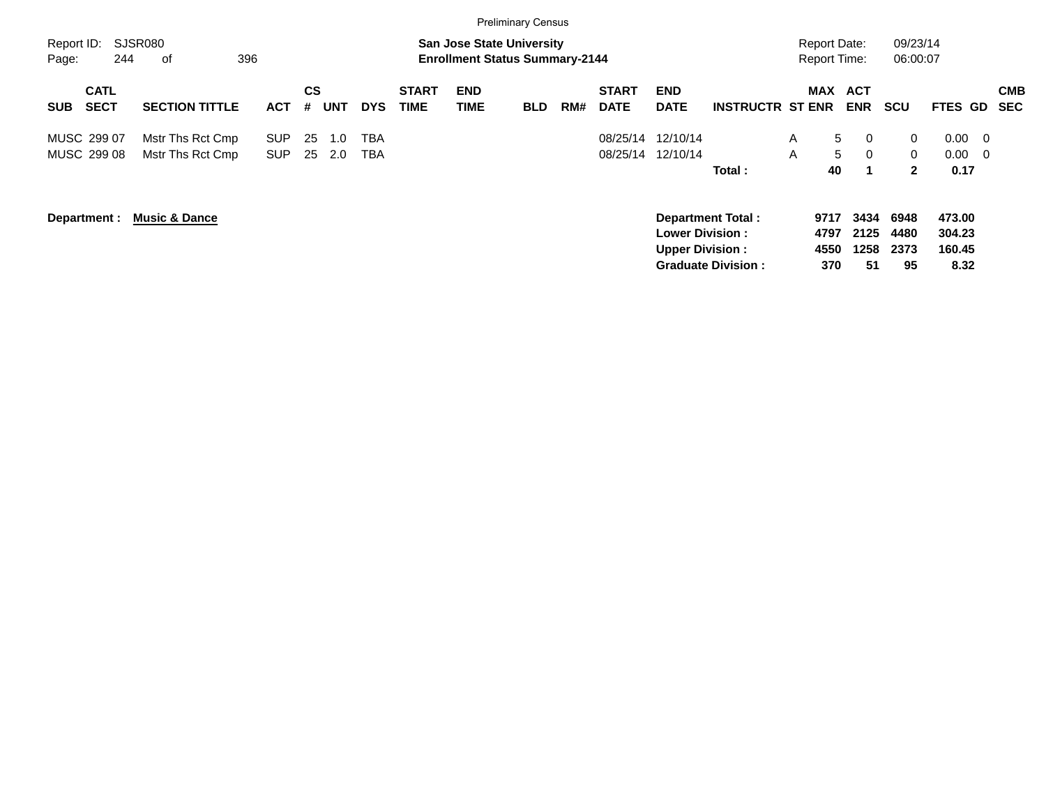Preliminary Census

Report ID: SJSR080

**San Jose State University**
**Enrollment Status Summary-2144**

Report Date: 09/23/14
Report Time: 06:00:07

| SUB | CATL SECT | SECTION TITTLE | ACT | CS # | UNT | DYS | START TIME | END TIME | BLD | RM# | START DATE | END DATE | INSTRUCTR | ST | MAX ENR | ACT ENR | SCU | FTES | GD | CMB SEC |
|---|---|---|---|---|---|---|---|---|---|---|---|---|---|---|---|---|---|---|---|---|
| MUSC | 299 07 | Mstr Ths Rct Cmp | SUP | 25 | 1.0 | TBA | | | | | 08/25/14 | 12/10/14 | | A | 5 | 0 | 0 | 0.00 | 0 | |
| MUSC | 299 08 | Mstr Ths Rct Cmp | SUP | 25 | 2.0 | TBA | | | | | 08/25/14 | 12/10/14 | | A | 5 | 0 | 0 | 0.00 | 0 | |
| | | | | | | | | | | | | | **Total :** | | **40** | **1** | **2** | **0.17** | | |

**Department : Music & Dance**

| | MAX ENR | ACT ENR | SCU | FTES |
|---|---|---|---|---|
| **Department Total :** | **9717** | **3434** | **6948** | **473.00** |
| **Lower Division :** | **4797** | **2125** | **4480** | **304.23** |
| **Upper Division :** | **4550** | **1258** | **2373** | **160.45** |
| **Graduate Division :** | **370** | **51** | **95** | **8.32** |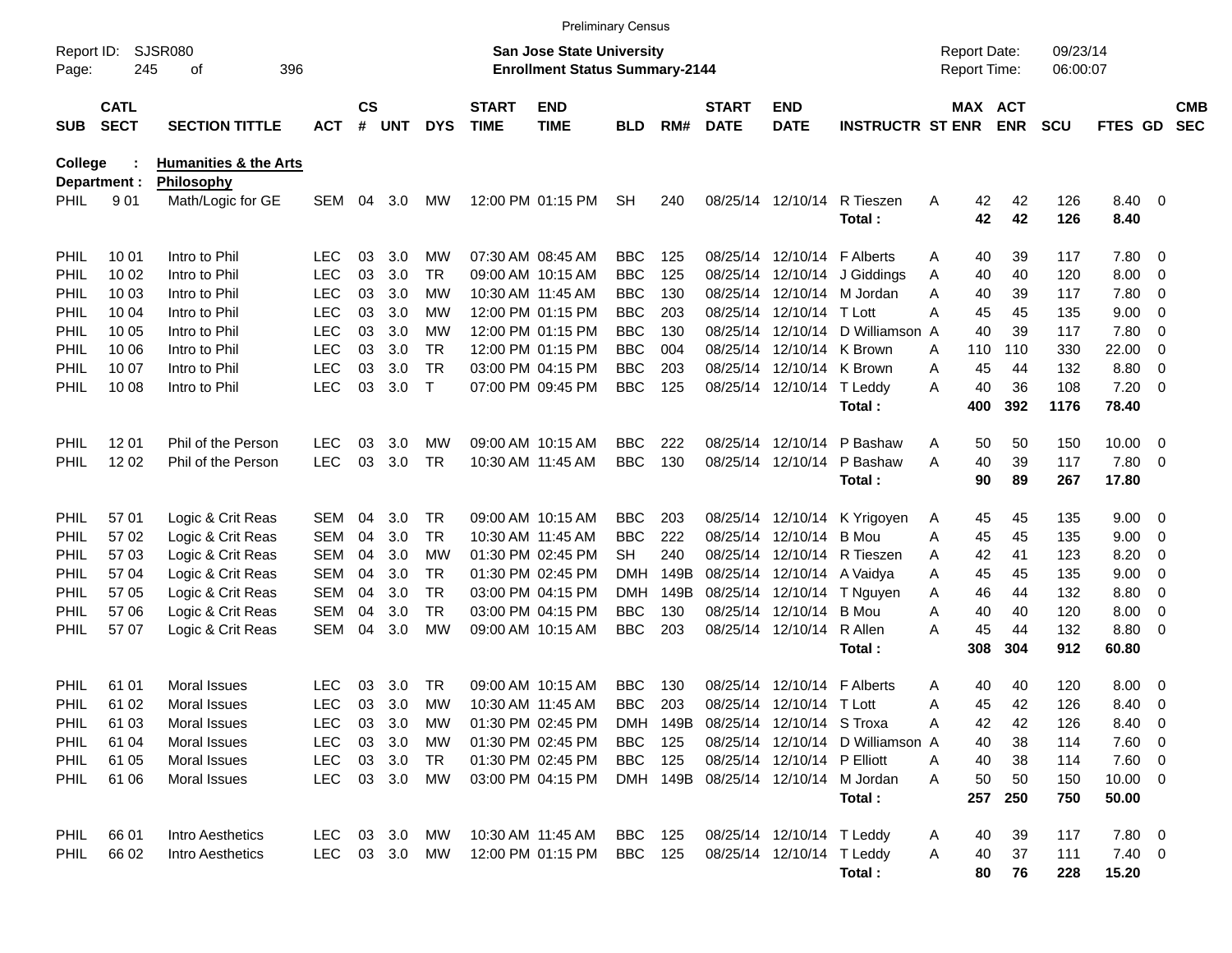Preliminary Census

Report ID: SJSR080
Page: 245 of 396

**San Jose State University**
**Enrollment Status Summary-2144**

Report Date: 09/23/14
Report Time: 06:00:07

**College : Humanities & the Arts**
**Department : Philosophy**

| SUB | CATL SECT | SECTION TITTLE | ACT | CS # | UNT | DYS | START TIME | END TIME | BLD | RM# | START DATE | END DATE | INSTRUCTR | ST | MAX ENR | ACT ENR | SCU | FTES | GD | CMB SEC |
|---|---|---|---|---|---|---|---|---|---|---|---|---|---|---|---|---|---|---|---|---|
| PHIL | 9 01 | Math/Logic for GE | SEM | 04 | 3.0 | MW | 12:00 PM | 01:15 PM | SH | 240 | 08/25/14 | 12/10/14 | R Tieszen | A | 42 | 42 | 126 | 8.40 | 0 | |
| | | | | | | | | | | | | | **Total :** | | **42** | **42** | **126** | **8.40** | | |
| PHIL | 10 01 | Intro to Phil | LEC | 03 | 3.0 | MW | 07:30 AM | 08:45 AM | BBC | 125 | 08/25/14 | 12/10/14 | F Alberts | A | 40 | 39 | 117 | 7.80 | 0 | |
| PHIL | 10 02 | Intro to Phil | LEC | 03 | 3.0 | TR | 09:00 AM | 10:15 AM | BBC | 125 | 08/25/14 | 12/10/14 | J Giddings | A | 40 | 40 | 120 | 8.00 | 0 | |
| PHIL | 10 03 | Intro to Phil | LEC | 03 | 3.0 | MW | 10:30 AM | 11:45 AM | BBC | 130 | 08/25/14 | 12/10/14 | M Jordan | A | 40 | 39 | 117 | 7.80 | 0 | |
| PHIL | 10 04 | Intro to Phil | LEC | 03 | 3.0 | MW | 12:00 PM | 01:15 PM | BBC | 203 | 08/25/14 | 12/10/14 | T Lott | A | 45 | 45 | 135 | 9.00 | 0 | |
| PHIL | 10 05 | Intro to Phil | LEC | 03 | 3.0 | MW | 12:00 PM | 01:15 PM | BBC | 130 | 08/25/14 | 12/10/14 | D Williamson | A | 40 | 39 | 117 | 7.80 | 0 | |
| PHIL | 10 06 | Intro to Phil | LEC | 03 | 3.0 | TR | 12:00 PM | 01:15 PM | BBC | 004 | 08/25/14 | 12/10/14 | K Brown | A | 110 | 110 | 330 | 22.00 | 0 | |
| PHIL | 10 07 | Intro to Phil | LEC | 03 | 3.0 | TR | 03:00 PM | 04:15 PM | BBC | 203 | 08/25/14 | 12/10/14 | K Brown | A | 45 | 44 | 132 | 8.80 | 0 | |
| PHIL | 10 08 | Intro to Phil | LEC | 03 | 3.0 | T | 07:00 PM | 09:45 PM | BBC | 125 | 08/25/14 | 12/10/14 | T Leddy | A | 40 | 36 | 108 | 7.20 | 0 | |
| | | | | | | | | | | | | | **Total :** | | **400** | **392** | **1176** | **78.40** | | |
| PHIL | 12 01 | Phil of the Person | LEC | 03 | 3.0 | MW | 09:00 AM | 10:15 AM | BBC | 222 | 08/25/14 | 12/10/14 | P Bashaw | A | 50 | 50 | 150 | 10.00 | 0 | |
| PHIL | 12 02 | Phil of the Person | LEC | 03 | 3.0 | TR | 10:30 AM | 11:45 AM | BBC | 130 | 08/25/14 | 12/10/14 | P Bashaw | A | 40 | 39 | 117 | 7.80 | 0 | |
| | | | | | | | | | | | | | **Total :** | | **90** | **89** | **267** | **17.80** | | |
| PHIL | 57 01 | Logic & Crit Reas | SEM | 04 | 3.0 | TR | 09:00 AM | 10:15 AM | BBC | 203 | 08/25/14 | 12/10/14 | K Yrigoyen | A | 45 | 45 | 135 | 9.00 | 0 | |
| PHIL | 57 02 | Logic & Crit Reas | SEM | 04 | 3.0 | TR | 10:30 AM | 11:45 AM | BBC | 222 | 08/25/14 | 12/10/14 | B Mou | A | 45 | 45 | 135 | 9.00 | 0 | |
| PHIL | 57 03 | Logic & Crit Reas | SEM | 04 | 3.0 | MW | 01:30 PM | 02:45 PM | SH | 240 | 08/25/14 | 12/10/14 | R Tieszen | A | 42 | 41 | 123 | 8.20 | 0 | |
| PHIL | 57 04 | Logic & Crit Reas | SEM | 04 | 3.0 | TR | 01:30 PM | 02:45 PM | DMH | 149B | 08/25/14 | 12/10/14 | A Vaidya | A | 45 | 45 | 135 | 9.00 | 0 | |
| PHIL | 57 05 | Logic & Crit Reas | SEM | 04 | 3.0 | TR | 03:00 PM | 04:15 PM | DMH | 149B | 08/25/14 | 12/10/14 | T Nguyen | A | 46 | 44 | 132 | 8.80 | 0 | |
| PHIL | 57 06 | Logic & Crit Reas | SEM | 04 | 3.0 | TR | 03:00 PM | 04:15 PM | BBC | 130 | 08/25/14 | 12/10/14 | B Mou | A | 40 | 40 | 120 | 8.00 | 0 | |
| PHIL | 57 07 | Logic & Crit Reas | SEM | 04 | 3.0 | MW | 09:00 AM | 10:15 AM | BBC | 203 | 08/25/14 | 12/10/14 | R Allen | A | 45 | 44 | 132 | 8.80 | 0 | |
| | | | | | | | | | | | | | **Total :** | | **308** | **304** | **912** | **60.80** | | |
| PHIL | 61 01 | Moral Issues | LEC | 03 | 3.0 | TR | 09:00 AM | 10:15 AM | BBC | 130 | 08/25/14 | 12/10/14 | F Alberts | A | 40 | 40 | 120 | 8.00 | 0 | |
| PHIL | 61 02 | Moral Issues | LEC | 03 | 3.0 | MW | 10:30 AM | 11:45 AM | BBC | 203 | 08/25/14 | 12/10/14 | T Lott | A | 45 | 42 | 126 | 8.40 | 0 | |
| PHIL | 61 03 | Moral Issues | LEC | 03 | 3.0 | MW | 01:30 PM | 02:45 PM | DMH | 149B | 08/25/14 | 12/10/14 | S Troxa | A | 42 | 42 | 126 | 8.40 | 0 | |
| PHIL | 61 04 | Moral Issues | LEC | 03 | 3.0 | MW | 01:30 PM | 02:45 PM | BBC | 125 | 08/25/14 | 12/10/14 | D Williamson | A | 40 | 38 | 114 | 7.60 | 0 | |
| PHIL | 61 05 | Moral Issues | LEC | 03 | 3.0 | TR | 01:30 PM | 02:45 PM | BBC | 125 | 08/25/14 | 12/10/14 | P Elliott | A | 40 | 38 | 114 | 7.60 | 0 | |
| PHIL | 61 06 | Moral Issues | LEC | 03 | 3.0 | MW | 03:00 PM | 04:15 PM | DMH | 149B | 08/25/14 | 12/10/14 | M Jordan | A | 50 | 50 | 150 | 10.00 | 0 | |
| | | | | | | | | | | | | | **Total :** | | **257** | **250** | **750** | **50.00** | | |
| PHIL | 66 01 | Intro Aesthetics | LEC | 03 | 3.0 | MW | 10:30 AM | 11:45 AM | BBC | 125 | 08/25/14 | 12/10/14 | T Leddy | A | 40 | 39 | 117 | 7.80 | 0 | |
| PHIL | 66 02 | Intro Aesthetics | LEC | 03 | 3.0 | MW | 12:00 PM | 01:15 PM | BBC | 125 | 08/25/14 | 12/10/14 | T Leddy | A | 40 | 37 | 111 | 7.40 | 0 | |
| | | | | | | | | | | | | | **Total :** | | **80** | **76** | **228** | **15.20** | | |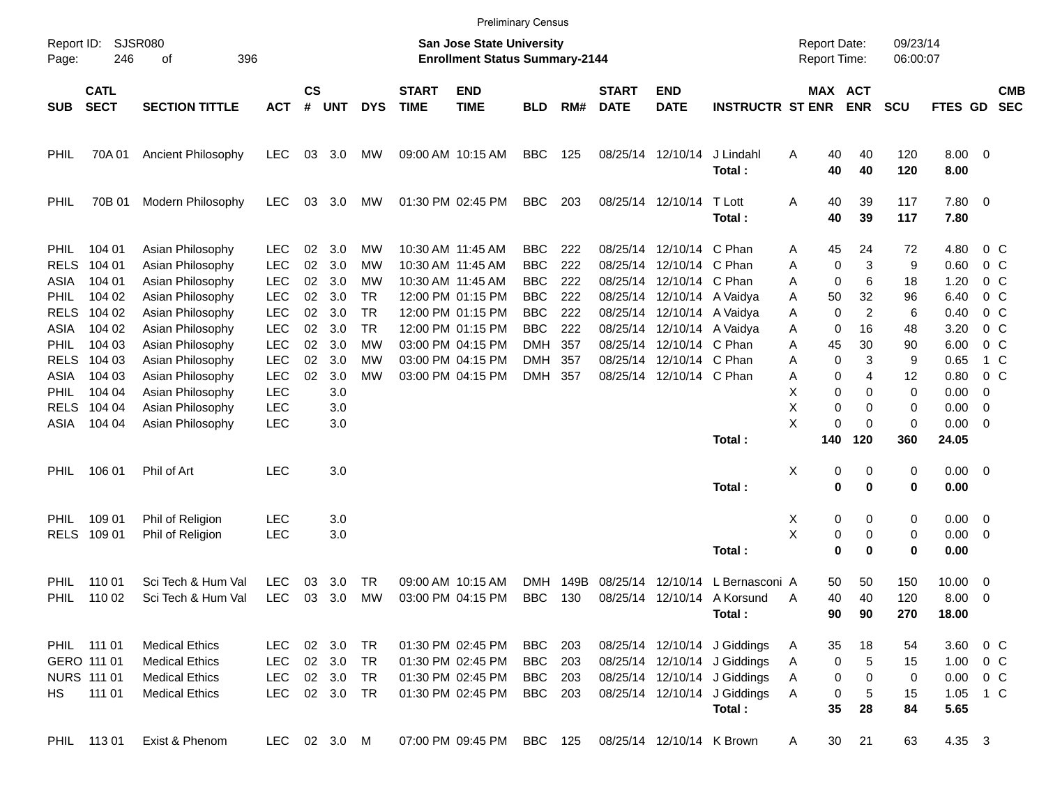Preliminary Census

Report ID: SJSR080
Page: 246 of 396

**San Jose State University**
**Enrollment Status Summary-2144**

Report Date: 09/23/14
Report Time: 06:00:07

| SUB | CATL SECT | SECTION TITTLE | ACT | CS # | UNT | DYS | START TIME | END TIME | BLD | RM# | START DATE | END DATE | INSTRUCTR | ST | MAX ENR | ACT ENR | SCU | FTES | GD | CMB SEC |
|---|---|---|---|---|---|---|---|---|---|---|---|---|---|---|---|---|---|---|---|---|
| PHIL | 70A 01 | Ancient Philosophy | LEC | 03 | 3.0 | MW | 09:00 AM | 10:15 AM | BBC | 125 | 08/25/14 | 12/10/14 | J Lindahl | A | 40 | 40 | 120 | 8.00 | 0 | |
| | | | | | | | | | | | | | **Total :** | | **40** | **40** | **120** | **8.00** | | |
| PHIL | 70B 01 | Modern Philosophy | LEC | 03 | 3.0 | MW | 01:30 PM | 02:45 PM | BBC | 203 | 08/25/14 | 12/10/14 | T Lott | A | 40 | 39 | 117 | 7.80 | 0 | |
| | | | | | | | | | | | | | **Total :** | | **40** | **39** | **117** | **7.80** | | |
| PHIL | 104 01 | Asian Philosophy | LEC | 02 | 3.0 | MW | 10:30 AM | 11:45 AM | BBC | 222 | 08/25/14 | 12/10/14 | C Phan | A | 45 | 24 | 72 | 4.80 | 0 | C |
| RELS | 104 01 | Asian Philosophy | LEC | 02 | 3.0 | MW | 10:30 AM | 11:45 AM | BBC | 222 | 08/25/14 | 12/10/14 | C Phan | A | 0 | 3 | 9 | 0.60 | 0 | C |
| ASIA | 104 01 | Asian Philosophy | LEC | 02 | 3.0 | MW | 10:30 AM | 11:45 AM | BBC | 222 | 08/25/14 | 12/10/14 | C Phan | A | 0 | 6 | 18 | 1.20 | 0 | C |
| PHIL | 104 02 | Asian Philosophy | LEC | 02 | 3.0 | TR | 12:00 PM | 01:15 PM | BBC | 222 | 08/25/14 | 12/10/14 | A Vaidya | A | 50 | 32 | 96 | 6.40 | 0 | C |
| RELS | 104 02 | Asian Philosophy | LEC | 02 | 3.0 | TR | 12:00 PM | 01:15 PM | BBC | 222 | 08/25/14 | 12/10/14 | A Vaidya | A | 0 | 2 | 6 | 0.40 | 0 | C |
| ASIA | 104 02 | Asian Philosophy | LEC | 02 | 3.0 | TR | 12:00 PM | 01:15 PM | BBC | 222 | 08/25/14 | 12/10/14 | A Vaidya | A | 0 | 16 | 48 | 3.20 | 0 | C |
| PHIL | 104 03 | Asian Philosophy | LEC | 02 | 3.0 | MW | 03:00 PM | 04:15 PM | DMH | 357 | 08/25/14 | 12/10/14 | C Phan | A | 45 | 30 | 90 | 6.00 | 0 | C |
| RELS | 104 03 | Asian Philosophy | LEC | 02 | 3.0 | MW | 03:00 PM | 04:15 PM | DMH | 357 | 08/25/14 | 12/10/14 | C Phan | A | 0 | 3 | 9 | 0.65 | 1 | C |
| ASIA | 104 03 | Asian Philosophy | LEC | 02 | 3.0 | MW | 03:00 PM | 04:15 PM | DMH | 357 | 08/25/14 | 12/10/14 | C Phan | A | 0 | 4 | 12 | 0.80 | 0 | C |
| PHIL | 104 04 | Asian Philosophy | LEC | | 3.0 | | | | | | | | | X | 0 | 0 | 0 | 0.00 | 0 | |
| RELS | 104 04 | Asian Philosophy | LEC | | 3.0 | | | | | | | | | X | 0 | 0 | 0 | 0.00 | 0 | |
| ASIA | 104 04 | Asian Philosophy | LEC | | 3.0 | | | | | | | | | X | 0 | 0 | 0 | 0.00 | 0 | |
| | | | | | | | | | | | | | **Total :** | | **140** | **120** | **360** | **24.05** | | |
| PHIL | 106 01 | Phil of Art | LEC | | 3.0 | | | | | | | | | X | 0 | 0 | 0 | 0.00 | 0 | |
| | | | | | | | | | | | | | **Total :** | | **0** | **0** | **0** | **0.00** | | |
| PHIL | 109 01 | Phil of Religion | LEC | | 3.0 | | | | | | | | | X | 0 | 0 | 0 | 0.00 | 0 | |
| RELS | 109 01 | Phil of Religion | LEC | | 3.0 | | | | | | | | | X | 0 | 0 | 0 | 0.00 | 0 | |
| | | | | | | | | | | | | | **Total :** | | **0** | **0** | **0** | **0.00** | | |
| PHIL | 110 01 | Sci Tech & Hum Val | LEC | 03 | 3.0 | TR | 09:00 AM | 10:15 AM | DMH | 149B | 08/25/14 | 12/10/14 | L Bernasconi | A | 50 | 50 | 150 | 10.00 | 0 | |
| PHIL | 110 02 | Sci Tech & Hum Val | LEC | 03 | 3.0 | MW | 03:00 PM | 04:15 PM | BBC | 130 | 08/25/14 | 12/10/14 | A Korsund | A | 40 | 40 | 120 | 8.00 | 0 | |
| | | | | | | | | | | | | | **Total :** | | **90** | **90** | **270** | **18.00** | | |
| PHIL | 111 01 | Medical Ethics | LEC | 02 | 3.0 | TR | 01:30 PM | 02:45 PM | BBC | 203 | 08/25/14 | 12/10/14 | J Giddings | A | 35 | 18 | 54 | 3.60 | 0 | C |
| GERO | 111 01 | Medical Ethics | LEC | 02 | 3.0 | TR | 01:30 PM | 02:45 PM | BBC | 203 | 08/25/14 | 12/10/14 | J Giddings | A | 0 | 5 | 15 | 1.00 | 0 | C |
| NURS | 111 01 | Medical Ethics | LEC | 02 | 3.0 | TR | 01:30 PM | 02:45 PM | BBC | 203 | 08/25/14 | 12/10/14 | J Giddings | A | 0 | 0 | 0 | 0.00 | 0 | C |
| HS | 111 01 | Medical Ethics | LEC | 02 | 3.0 | TR | 01:30 PM | 02:45 PM | BBC | 203 | 08/25/14 | 12/10/14 | J Giddings | A | 0 | 5 | 15 | 1.05 | 1 | C |
| | | | | | | | | | | | | | **Total :** | | **35** | **28** | **84** | **5.65** | | |
| PHIL | 113 01 | Exist & Phenom | LEC | 02 | 3.0 | M | 07:00 PM | 09:45 PM | BBC | 125 | 08/25/14 | 12/10/14 | K Brown | A | 30 | 21 | 63 | 4.35 | 3 | |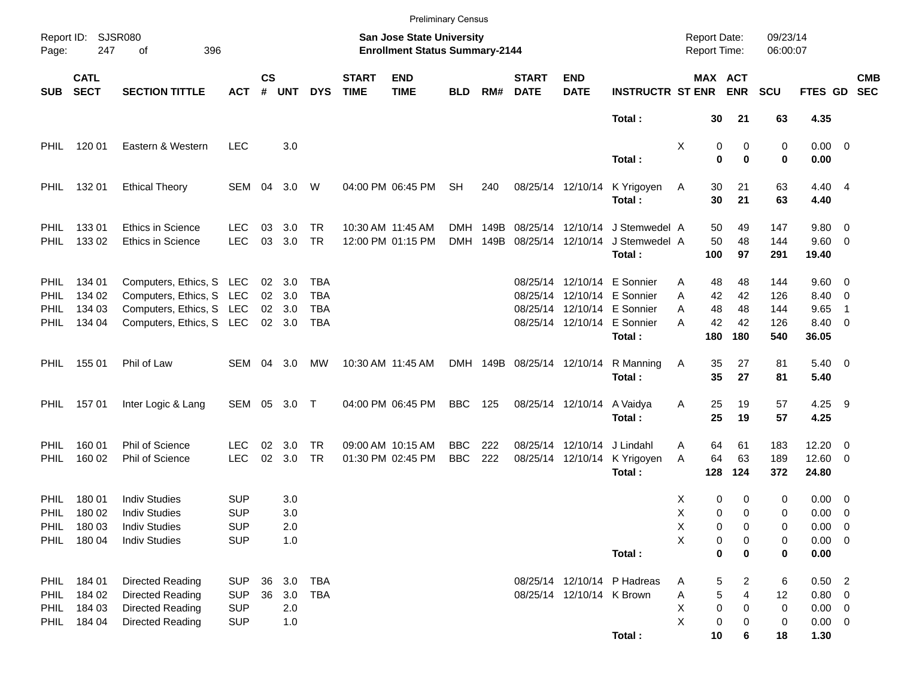Preliminary Census

Report ID: SJSR080
Page: 247 of 396

**San Jose State University**
**Enrollment Status Summary-2144**

Report Date: 09/23/14
Report Time: 06:00:07

| SUB | CATL SECT | SECTION TITTLE | ACT | CS # | UNT | DYS | START TIME | END TIME | BLD | RM# | START DATE | END DATE | INSTRUCTR | ST | MAX ENR | ACT ENR | SCU | FTES | GD | CMB SEC |
|---|---|---|---|---|---|---|---|---|---|---|---|---|---|---|---|---|---|---|---|---|
| | | | | | | | | | | | | | **Total :** | | **30** | **21** | **63** | **4.35** | | |
| PHIL | 120 01 | Eastern & Western | LEC | | 3.0 | | | | | | | | | X | 0 | 0 | 0 | 0.00 | 0 | |
| | | | | | | | | | | | | | **Total :** | | **0** | **0** | **0** | **0.00** | | |
| PHIL | 132 01 | Ethical Theory | SEM | 04 | 3.0 | W | 04:00 PM | 06:45 PM | SH | 240 | 08/25/14 | 12/10/14 | K Yrigoyen | A | 30 | 21 | 63 | 4.40 | 4 | |
| | | | | | | | | | | | | | **Total :** | | **30** | **21** | **63** | **4.40** | | |
| PHIL | 133 01 | Ethics in Science | LEC | 03 | 3.0 | TR | 10:30 AM | 11:45 AM | DMH | 149B | 08/25/14 | 12/10/14 | J Stemwedel | A | 50 | 49 | 147 | 9.80 | 0 | |
| PHIL | 133 02 | Ethics in Science | LEC | 03 | 3.0 | TR | 12:00 PM | 01:15 PM | DMH | 149B | 08/25/14 | 12/10/14 | J Stemwedel | A | 50 | 48 | 144 | 9.60 | 0 | |
| | | | | | | | | | | | | | **Total :** | | **100** | **97** | **291** | **19.40** | | |
| PHIL | 134 01 | Computers, Ethics, S | LEC | 02 | 3.0 | TBA | | | | | 08/25/14 | 12/10/14 | E Sonnier | A | 48 | 48 | 144 | 9.60 | 0 | |
| PHIL | 134 02 | Computers, Ethics, S | LEC | 02 | 3.0 | TBA | | | | | 08/25/14 | 12/10/14 | E Sonnier | A | 42 | 42 | 126 | 8.40 | 0 | |
| PHIL | 134 03 | Computers, Ethics, S | LEC | 02 | 3.0 | TBA | | | | | 08/25/14 | 12/10/14 | E Sonnier | A | 48 | 48 | 144 | 9.65 | 1 | |
| PHIL | 134 04 | Computers, Ethics, S | LEC | 02 | 3.0 | TBA | | | | | 08/25/14 | 12/10/14 | E Sonnier | A | 42 | 42 | 126 | 8.40 | 0 | |
| | | | | | | | | | | | | | **Total :** | | **180** | **180** | **540** | **36.05** | | |
| PHIL | 155 01 | Phil of Law | SEM | 04 | 3.0 | MW | 10:30 AM | 11:45 AM | DMH | 149B | 08/25/14 | 12/10/14 | R Manning | A | 35 | 27 | 81 | 5.40 | 0 | |
| | | | | | | | | | | | | | **Total :** | | **35** | **27** | **81** | **5.40** | | |
| PHIL | 157 01 | Inter Logic & Lang | SEM | 05 | 3.0 | T | 04:00 PM | 06:45 PM | BBC | 125 | 08/25/14 | 12/10/14 | A Vaidya | A | 25 | 19 | 57 | 4.25 | 9 | |
| | | | | | | | | | | | | | **Total :** | | **25** | **19** | **57** | **4.25** | | |
| PHIL | 160 01 | Phil of Science | LEC | 02 | 3.0 | TR | 09:00 AM | 10:15 AM | BBC | 222 | 08/25/14 | 12/10/14 | J Lindahl | A | 64 | 61 | 183 | 12.20 | 0 | |
| PHIL | 160 02 | Phil of Science | LEC | 02 | 3.0 | TR | 01:30 PM | 02:45 PM | BBC | 222 | 08/25/14 | 12/10/14 | K Yrigoyen | A | 64 | 63 | 189 | 12.60 | 0 | |
| | | | | | | | | | | | | | **Total :** | | **128** | **124** | **372** | **24.80** | | |
| PHIL | 180 01 | Indiv Studies | SUP | | 3.0 | | | | | | | | | X | 0 | 0 | 0 | 0.00 | 0 | |
| PHIL | 180 02 | Indiv Studies | SUP | | 3.0 | | | | | | | | | X | 0 | 0 | 0 | 0.00 | 0 | |
| PHIL | 180 03 | Indiv Studies | SUP | | 2.0 | | | | | | | | | X | 0 | 0 | 0 | 0.00 | 0 | |
| PHIL | 180 04 | Indiv Studies | SUP | | 1.0 | | | | | | | | | X | 0 | 0 | 0 | 0.00 | 0 | |
| | | | | | | | | | | | | | **Total :** | | **0** | **0** | **0** | **0.00** | | |
| PHIL | 184 01 | Directed Reading | SUP | 36 | 3.0 | TBA | | | | | 08/25/14 | 12/10/14 | P Hadreas | A | 5 | 2 | 6 | 0.50 | 2 | |
| PHIL | 184 02 | Directed Reading | SUP | 36 | 3.0 | TBA | | | | | 08/25/14 | 12/10/14 | K Brown | A | 5 | 4 | 12 | 0.80 | 0 | |
| PHIL | 184 03 | Directed Reading | SUP | | 2.0 | | | | | | | | | X | 0 | 0 | 0 | 0.00 | 0 | |
| PHIL | 184 04 | Directed Reading | SUP | | 1.0 | | | | | | | | | X | 0 | 0 | 0 | 0.00 | 0 | |
| | | | | | | | | | | | | | **Total :** | | **10** | **6** | **18** | **1.30** | | |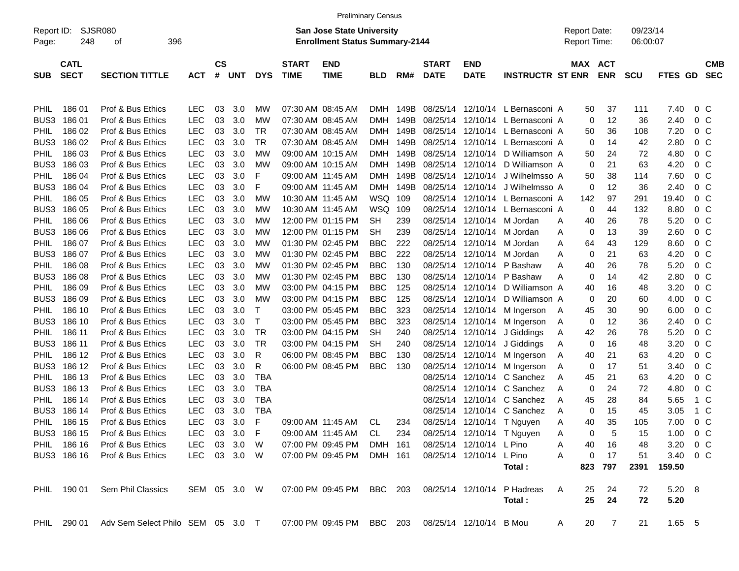Preliminary Census

Report ID: SJSR080 Page: 248 of 396

**San Jose State University**
**Enrollment Status Summary-2144**

Report Date: 09/23/14
Report Time: 06:00:07

| SUB | CATL SECT | SECTION TITTLE | ACT | CS # | UNT | DYS | START TIME | END TIME | BLD | RM# | START DATE | END DATE | INSTRUCTR | ST | MAX ENR | ACT ENR | SCU | FTES | GD | CMB SEC |
|---|---|---|---|---|---|---|---|---|---|---|---|---|---|---|---|---|---|---|---|---|
| PHIL | 186 01 | Prof & Bus Ethics | LEC | 03 | 3.0 | MW | 07:30 AM | 08:45 AM | DMH | 149B | 08/25/14 | 12/10/14 | L Bernasconi | A | 50 | 37 | 111 | 7.40 | 0 | C |
| BUS3 | 186 01 | Prof & Bus Ethics | LEC | 03 | 3.0 | MW | 07:30 AM | 08:45 AM | DMH | 149B | 08/25/14 | 12/10/14 | L Bernasconi | A | 0 | 12 | 36 | 2.40 | 0 | C |
| PHIL | 186 02 | Prof & Bus Ethics | LEC | 03 | 3.0 | TR | 07:30 AM | 08:45 AM | DMH | 149B | 08/25/14 | 12/10/14 | L Bernasconi | A | 50 | 36 | 108 | 7.20 | 0 | C |
| BUS3 | 186 02 | Prof & Bus Ethics | LEC | 03 | 3.0 | TR | 07:30 AM | 08:45 AM | DMH | 149B | 08/25/14 | 12/10/14 | L Bernasconi | A | 0 | 14 | 42 | 2.80 | 0 | C |
| PHIL | 186 03 | Prof & Bus Ethics | LEC | 03 | 3.0 | MW | 09:00 AM | 10:15 AM | DMH | 149B | 08/25/14 | 12/10/14 | D Williamson | A | 50 | 24 | 72 | 4.80 | 0 | C |
| BUS3 | 186 03 | Prof & Bus Ethics | LEC | 03 | 3.0 | MW | 09:00 AM | 10:15 AM | DMH | 149B | 08/25/14 | 12/10/14 | D Williamson | A | 0 | 21 | 63 | 4.20 | 0 | C |
| PHIL | 186 04 | Prof & Bus Ethics | LEC | 03 | 3.0 | F | 09:00 AM | 11:45 AM | DMH | 149B | 08/25/14 | 12/10/14 | J Wilhelmsso | A | 50 | 38 | 114 | 7.60 | 0 | C |
| BUS3 | 186 04 | Prof & Bus Ethics | LEC | 03 | 3.0 | F | 09:00 AM | 11:45 AM | DMH | 149B | 08/25/14 | 12/10/14 | J Wilhelmsso | A | 0 | 12 | 36 | 2.40 | 0 | C |
| PHIL | 186 05 | Prof & Bus Ethics | LEC | 03 | 3.0 | MW | 10:30 AM | 11:45 AM | WSQ | 109 | 08/25/14 | 12/10/14 | L Bernasconi | A | 142 | 97 | 291 | 19.40 | 0 | C |
| BUS3 | 186 05 | Prof & Bus Ethics | LEC | 03 | 3.0 | MW | 10:30 AM | 11:45 AM | WSQ | 109 | 08/25/14 | 12/10/14 | L Bernasconi | A | 0 | 44 | 132 | 8.80 | 0 | C |
| PHIL | 186 06 | Prof & Bus Ethics | LEC | 03 | 3.0 | MW | 12:00 PM | 01:15 PM | SH | 239 | 08/25/14 | 12/10/14 | M Jordan | A | 40 | 26 | 78 | 5.20 | 0 | C |
| BUS3 | 186 06 | Prof & Bus Ethics | LEC | 03 | 3.0 | MW | 12:00 PM | 01:15 PM | SH | 239 | 08/25/14 | 12/10/14 | M Jordan | A | 0 | 13 | 39 | 2.60 | 0 | C |
| PHIL | 186 07 | Prof & Bus Ethics | LEC | 03 | 3.0 | MW | 01:30 PM | 02:45 PM | BBC | 222 | 08/25/14 | 12/10/14 | M Jordan | A | 64 | 43 | 129 | 8.60 | 0 | C |
| BUS3 | 186 07 | Prof & Bus Ethics | LEC | 03 | 3.0 | MW | 01:30 PM | 02:45 PM | BBC | 222 | 08/25/14 | 12/10/14 | M Jordan | A | 0 | 21 | 63 | 4.20 | 0 | C |
| PHIL | 186 08 | Prof & Bus Ethics | LEC | 03 | 3.0 | MW | 01:30 PM | 02:45 PM | BBC | 130 | 08/25/14 | 12/10/14 | P Bashaw | A | 40 | 26 | 78 | 5.20 | 0 | C |
| BUS3 | 186 08 | Prof & Bus Ethics | LEC | 03 | 3.0 | MW | 01:30 PM | 02:45 PM | BBC | 130 | 08/25/14 | 12/10/14 | P Bashaw | A | 0 | 14 | 42 | 2.80 | 0 | C |
| PHIL | 186 09 | Prof & Bus Ethics | LEC | 03 | 3.0 | MW | 03:00 PM | 04:15 PM | BBC | 125 | 08/25/14 | 12/10/14 | D Williamson | A | 40 | 16 | 48 | 3.20 | 0 | C |
| BUS3 | 186 09 | Prof & Bus Ethics | LEC | 03 | 3.0 | MW | 03:00 PM | 04:15 PM | BBC | 125 | 08/25/14 | 12/10/14 | D Williamson | A | 0 | 20 | 60 | 4.00 | 0 | C |
| PHIL | 186 10 | Prof & Bus Ethics | LEC | 03 | 3.0 | T | 03:00 PM | 05:45 PM | BBC | 323 | 08/25/14 | 12/10/14 | M Ingerson | A | 45 | 30 | 90 | 6.00 | 0 | C |
| BUS3 | 186 10 | Prof & Bus Ethics | LEC | 03 | 3.0 | T | 03:00 PM | 05:45 PM | BBC | 323 | 08/25/14 | 12/10/14 | M Ingerson | A | 0 | 12 | 36 | 2.40 | 0 | C |
| PHIL | 186 11 | Prof & Bus Ethics | LEC | 03 | 3.0 | TR | 03:00 PM | 04:15 PM | SH | 240 | 08/25/14 | 12/10/14 | J Giddings | A | 42 | 26 | 78 | 5.20 | 0 | C |
| BUS3 | 186 11 | Prof & Bus Ethics | LEC | 03 | 3.0 | TR | 03:00 PM | 04:15 PM | SH | 240 | 08/25/14 | 12/10/14 | J Giddings | A | 0 | 16 | 48 | 3.20 | 0 | C |
| PHIL | 186 12 | Prof & Bus Ethics | LEC | 03 | 3.0 | R | 06:00 PM | 08:45 PM | BBC | 130 | 08/25/14 | 12/10/14 | M Ingerson | A | 40 | 21 | 63 | 4.20 | 0 | C |
| BUS3 | 186 12 | Prof & Bus Ethics | LEC | 03 | 3.0 | R | 06:00 PM | 08:45 PM | BBC | 130 | 08/25/14 | 12/10/14 | M Ingerson | A | 0 | 17 | 51 | 3.40 | 0 | C |
| PHIL | 186 13 | Prof & Bus Ethics | LEC | 03 | 3.0 | TBA | | | | | 08/25/14 | 12/10/14 | C Sanchez | A | 45 | 21 | 63 | 4.20 | 0 | C |
| BUS3 | 186 13 | Prof & Bus Ethics | LEC | 03 | 3.0 | TBA | | | | | 08/25/14 | 12/10/14 | C Sanchez | A | 0 | 24 | 72 | 4.80 | 0 | C |
| PHIL | 186 14 | Prof & Bus Ethics | LEC | 03 | 3.0 | TBA | | | | | 08/25/14 | 12/10/14 | C Sanchez | A | 45 | 28 | 84 | 5.65 | 1 | C |
| BUS3 | 186 14 | Prof & Bus Ethics | LEC | 03 | 3.0 | TBA | | | | | 08/25/14 | 12/10/14 | C Sanchez | A | 0 | 15 | 45 | 3.05 | 1 | C |
| PHIL | 186 15 | Prof & Bus Ethics | LEC | 03 | 3.0 | F | 09:00 AM | 11:45 AM | CL | 234 | 08/25/14 | 12/10/14 | T Nguyen | A | 40 | 35 | 105 | 7.00 | 0 | C |
| BUS3 | 186 15 | Prof & Bus Ethics | LEC | 03 | 3.0 | F | 09:00 AM | 11:45 AM | CL | 234 | 08/25/14 | 12/10/14 | T Nguyen | A | 0 | 5 | 15 | 1.00 | 0 | C |
| PHIL | 186 16 | Prof & Bus Ethics | LEC | 03 | 3.0 | W | 07:00 PM | 09:45 PM | DMH | 161 | 08/25/14 | 12/10/14 | L Pino | A | 40 | 16 | 48 | 3.20 | 0 | C |
| BUS3 | 186 16 | Prof & Bus Ethics | LEC | 03 | 3.0 | W | 07:00 PM | 09:45 PM | DMH | 161 | 08/25/14 | 12/10/14 | L Pino | A | 0 | 17 | 51 | 3.40 | 0 | C |
| | | | | | | | | | | | | | **Total :** | | **823** | **797** | **2391** | **159.50** | | |
| PHIL | 190 01 | Sem Phil Classics | SEM | 05 | 3.0 | W | 07:00 PM | 09:45 PM | BBC | 203 | 08/25/14 | 12/10/14 | P Hadreas | A | 25 | 24 | 72 | 5.20 | 8 | |
| | | | | | | | | | | | | | **Total :** | | **25** | **24** | **72** | **5.20** | | |
| PHIL | 290 01 | Adv Sem Select Philo | SEM | 05 | 3.0 | T | 07:00 PM | 09:45 PM | BBC | 203 | 08/25/14 | 12/10/14 | B Mou | A | 20 | 7 | 21 | 1.65 | 5 | |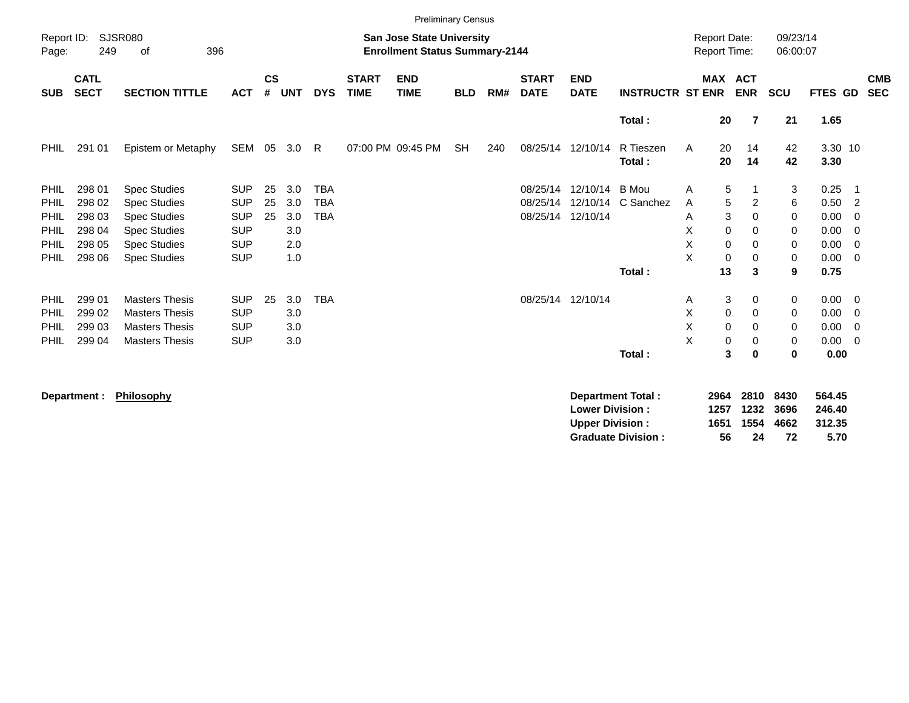Preliminary Census

Report ID: SJSR080

**San Jose State University**
**Enrollment Status Summary-2144**

Report Date: 09/23/14
Report Time: 06:00:07

| SUB | CATL SECT | SECTION TITTLE | ACT | CS # | UNT | DYS | START TIME | END TIME | BLD | RM# | START DATE | END DATE | INSTRUCTR | ST | MAX ENR | ACT ENR | SCU | FTES | GD | CMB SEC |
|---|---|---|---|---|---|---|---|---|---|---|---|---|---|---|---|---|---|---|---|---|
| | | | | | | | | | | | | | **Total :** | | **20** | **7** | **21** | **1.65** | | |
| PHIL | 291 01 | Epistem or Metaphy | SEM | 05 | 3.0 | R | 07:00 PM | 09:45 PM | SH | 240 | 08/25/14 | 12/10/14 | R Tieszen | A | 20 | 14 | 42 | 3.30 | 10 | |
| | | | | | | | | | | | | | **Total :** | | **20** | **14** | **42** | **3.30** | | |
| PHIL | 298 01 | Spec Studies | SUP | 25 | 3.0 | TBA | | | | | 08/25/14 | 12/10/14 | B Mou | A | 5 | 1 | 3 | 0.25 | 1 | |
| PHIL | 298 02 | Spec Studies | SUP | 25 | 3.0 | TBA | | | | | 08/25/14 | 12/10/14 | C Sanchez | A | 5 | 2 | 6 | 0.50 | 2 | |
| PHIL | 298 03 | Spec Studies | SUP | 25 | 3.0 | TBA | | | | | 08/25/14 | 12/10/14 | | A | 3 | 0 | 0 | 0.00 | 0 | |
| PHIL | 298 04 | Spec Studies | SUP | | 3.0 | | | | | | | | | X | 0 | 0 | 0 | 0.00 | 0 | |
| PHIL | 298 05 | Spec Studies | SUP | | 2.0 | | | | | | | | | X | 0 | 0 | 0 | 0.00 | 0 | |
| PHIL | 298 06 | Spec Studies | SUP | | 1.0 | | | | | | | | | X | 0 | 0 | 0 | 0.00 | 0 | |
| | | | | | | | | | | | | | **Total :** | | **13** | **3** | **9** | **0.75** | | |
| PHIL | 299 01 | Masters Thesis | SUP | 25 | 3.0 | TBA | | | | | 08/25/14 | 12/10/14 | | A | 3 | 0 | 0 | 0.00 | 0 | |
| PHIL | 299 02 | Masters Thesis | SUP | | 3.0 | | | | | | | | | X | 0 | 0 | 0 | 0.00 | 0 | |
| PHIL | 299 03 | Masters Thesis | SUP | | 3.0 | | | | | | | | | X | 0 | 0 | 0 | 0.00 | 0 | |
| PHIL | 299 04 | Masters Thesis | SUP | | 3.0 | | | | | | | | | X | 0 | 0 | 0 | 0.00 | 0 | |
| | | | | | | | | | | | | | **Total :** | | **3** | **0** | **0** | **0.00** | | |

**Department :** **Philosophy**

| | MAX ENR | ACT ENR | SCU | FTES |
|---|---|---|---|---|
| **Department Total :** | **2964** | **2810** | **8430** | **564.45** |
| **Lower Division :** | **1257** | **1232** | **3696** | **246.40** |
| **Upper Division :** | **1651** | **1554** | **4662** | **312.35** |
| **Graduate Division :** | **56** | **24** | **72** | **5.70** |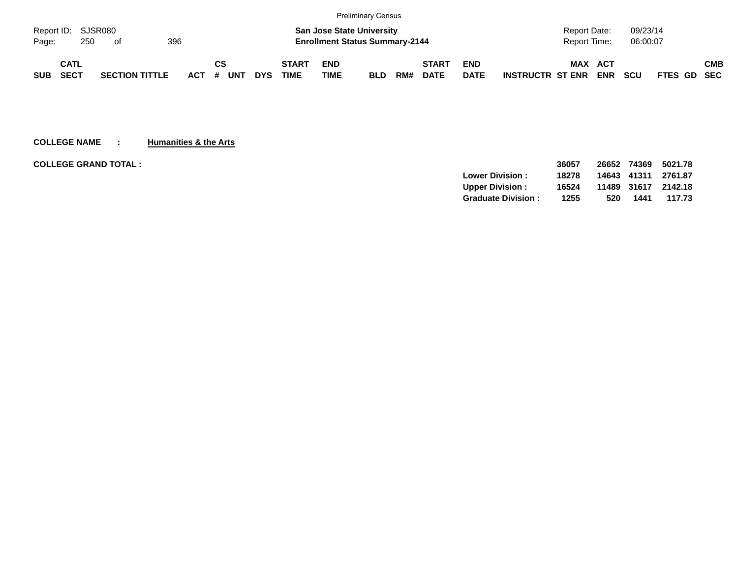Preliminary Census

Report ID: SJSR080
Page: 250 of 396

**San Jose State University**
**Enrollment Status Summary-2144**

Report Date: 09/23/14
Report Time: 06:00:07

| SUB | CATL SECT | SECTION TITTLE | ACT | CS # | UNT | DYS | START TIME | END TIME | BLD | RM# | START DATE | END DATE | INSTRUCTR | MAX ST ENR | ACT ENR | SCU | FTES | GD | CMB SEC |
|---|---|---|---|---|---|---|---|---|---|---|---|---|---|---|---|---|---|---|---|

**COLLEGE NAME : <u>Humanities & the Arts</u>**

| | | MAX ST ENR | ACT ENR | SCU | FTES |
|---|---|---|---|---|---|
| **COLLEGE GRAND TOTAL :** | | **36057** | **26652** | **74369** | **5021.78** |
| | **Lower Division :** | **18278** | **14643** | **41311** | **2761.87** |
| | **Upper Division :** | **16524** | **11489** | **31617** | **2142.18** |
| | **Graduate Division :** | **1255** | **520** | **1441** | **117.73** |